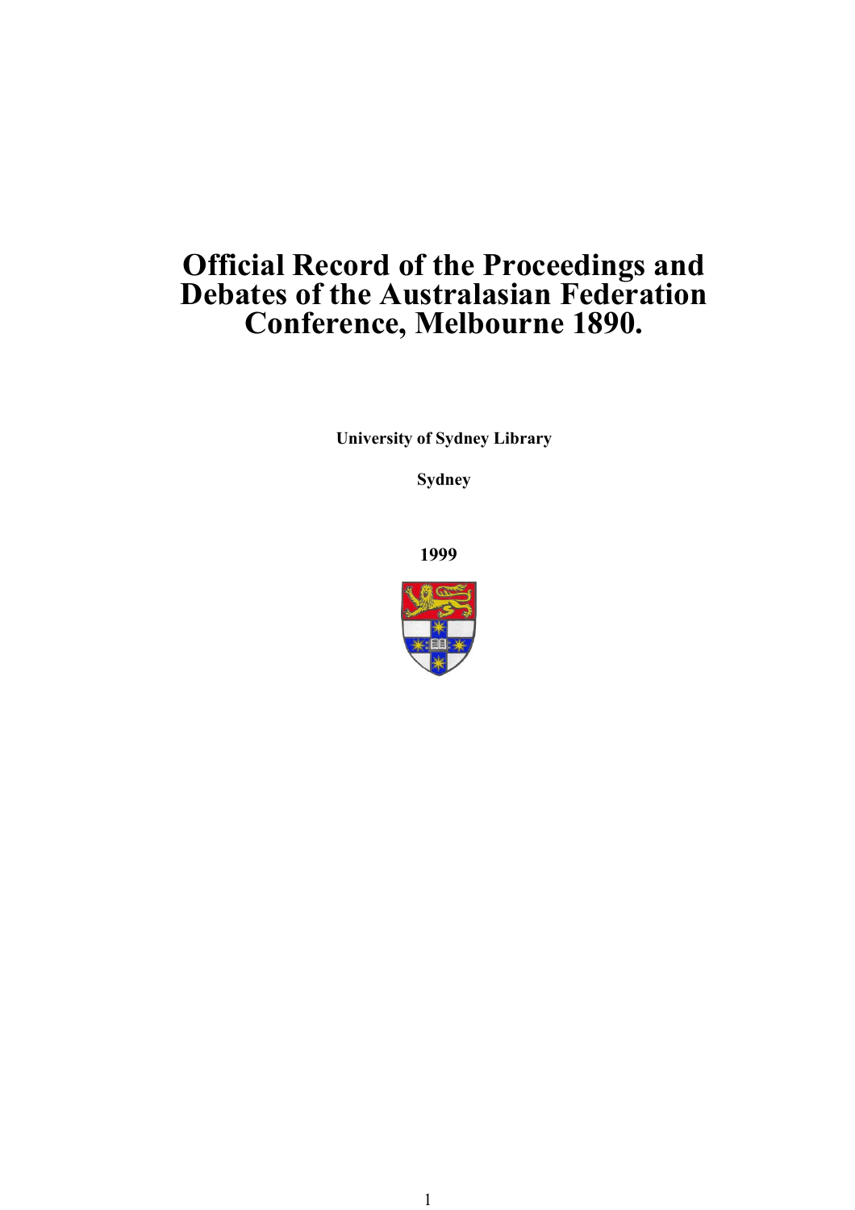# Official Record of the Proceedings and Debates of the Australasian Federation Conference, Melbourne 1890.

**University of Sydney Library**

**Sydney**

**1999**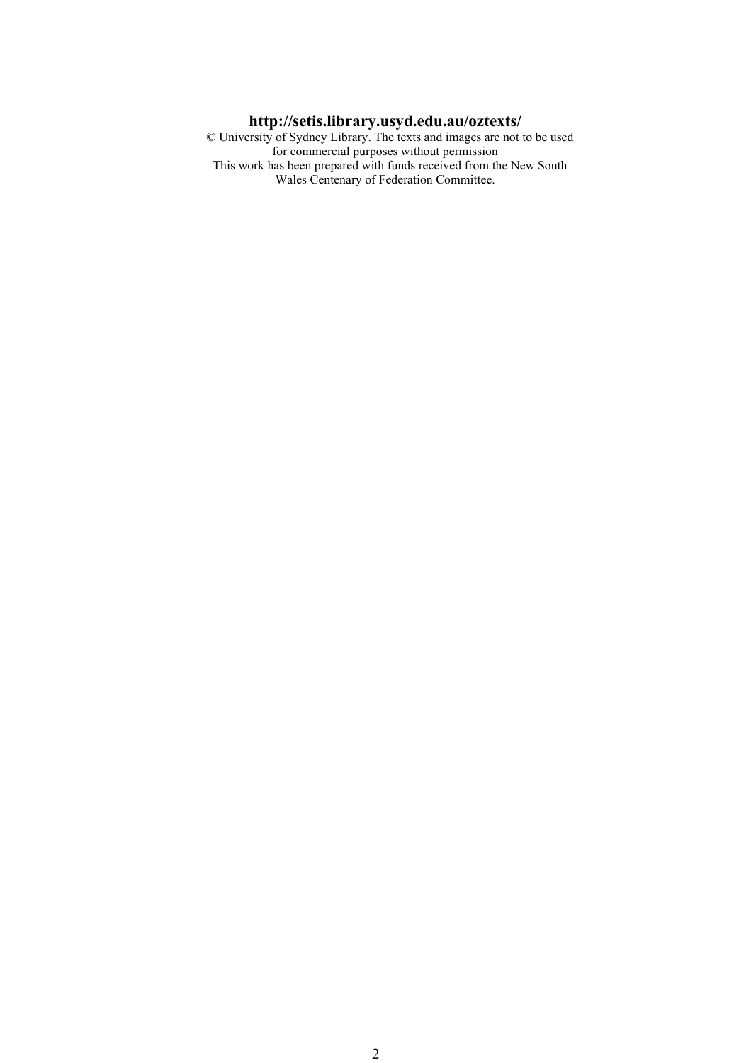**http://setis.library.usyd.edu.au/oztexts/**

© University of Sydney Library. The texts and images are not to be used for commercial purposes without permission

This work has been prepared with funds received from the New South Wales Centenary of Federation Committee.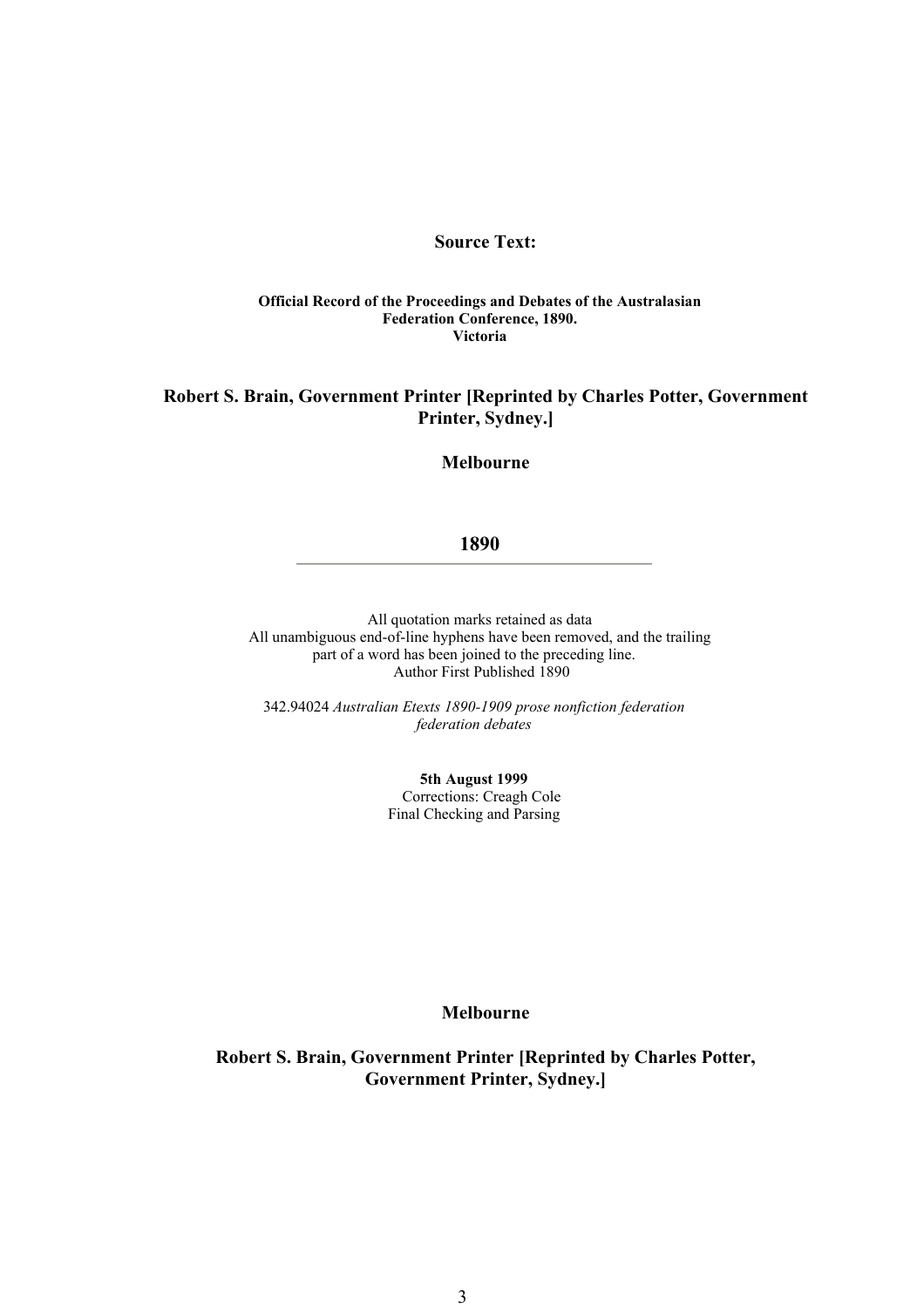**Source Text:**

**Official Record of the Proceedings and Debates of the Australasian Federation Conference, 1890.**
**Victoria**

**Robert S. Brain, Government Printer [Reprinted by Charles Potter, Government Printer, Sydney.]**

**Melbourne**

**1890**

---

All quotation marks retained as data
All unambiguous end-of-line hyphens have been removed, and the trailing part of a word has been joined to the preceding line.
Author First Published 1890

342.94024 *Australian Etexts 1890-1909 prose nonfiction federation federation debates*

**5th August 1999**
Corrections: Creagh Cole
Final Checking and Parsing

**Melbourne**

**Robert S. Brain, Government Printer [Reprinted by Charles Potter, Government Printer, Sydney.]**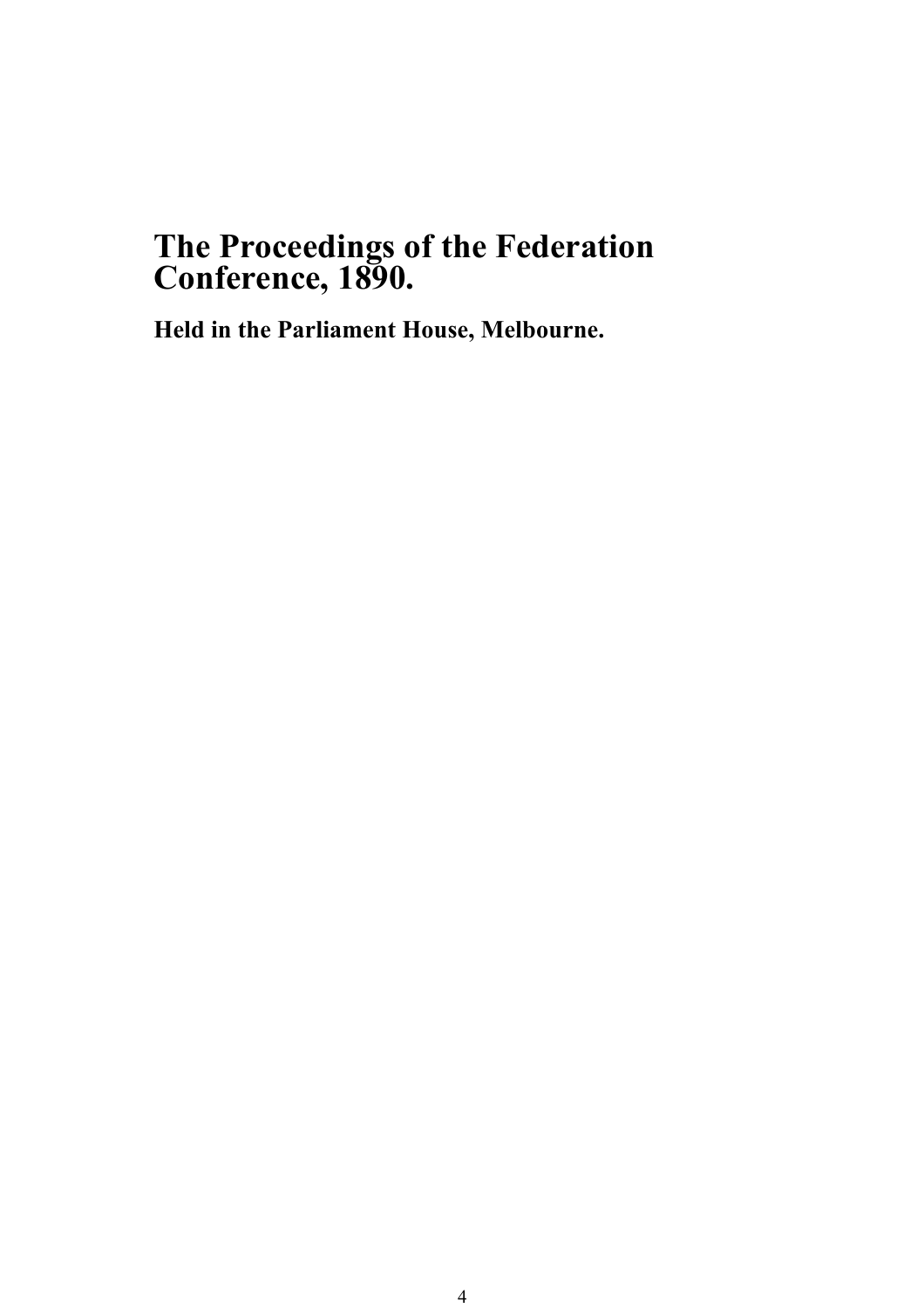# The Proceedings of the Federation Conference, 1890.

## Held in the Parliament House, Melbourne.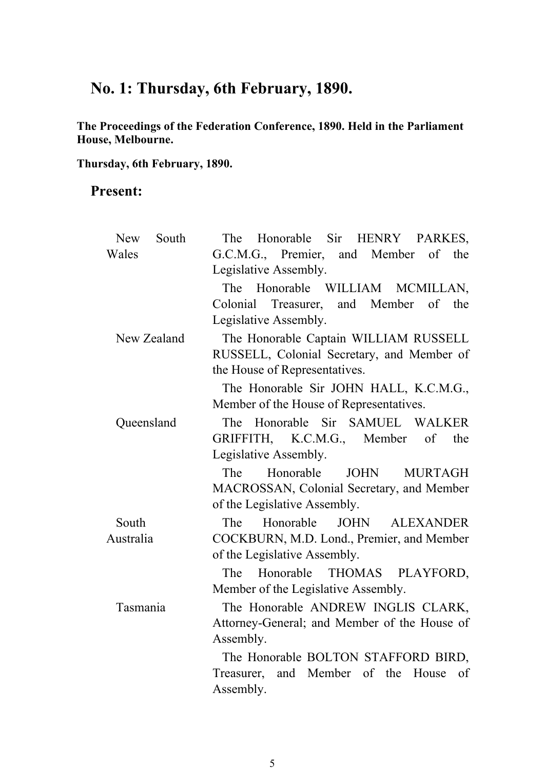## No. 1: Thursday, 6th February, 1890.

**The Proceedings of the Federation Conference, 1890. Held in the Parliament House, Melbourne.**

**Thursday, 6th February, 1890.**

## Present:

| | |
|---|---|
| New South Wales | The Honorable Sir HENRY PARKES, G.C.M.G., Premier, and Member of the Legislative Assembly. |
| | The Honorable WILLIAM MCMILLAN, Colonial Treasurer, and Member of the Legislative Assembly. |
| New Zealand | The Honorable Captain WILLIAM RUSSELL RUSSELL, Colonial Secretary, and Member of the House of Representatives. |
| | The Honorable Sir JOHN HALL, K.C.M.G., Member of the House of Representatives. |
| Queensland | The Honorable Sir SAMUEL WALKER GRIFFITH, K.C.M.G., Member of the Legislative Assembly. |
| | The Honorable JOHN MURTAGH MACROSSAN, Colonial Secretary, and Member of the Legislative Assembly. |
| South Australia | The Honorable JOHN ALEXANDER COCKBURN, M.D. Lond., Premier, and Member of the Legislative Assembly. |
| | The Honorable THOMAS PLAYFORD, Member of the Legislative Assembly. |
| Tasmania | The Honorable ANDREW INGLIS CLARK, Attorney-General; and Member of the House of Assembly. |
| | The Honorable BOLTON STAFFORD BIRD, Treasurer, and Member of the House of Assembly. |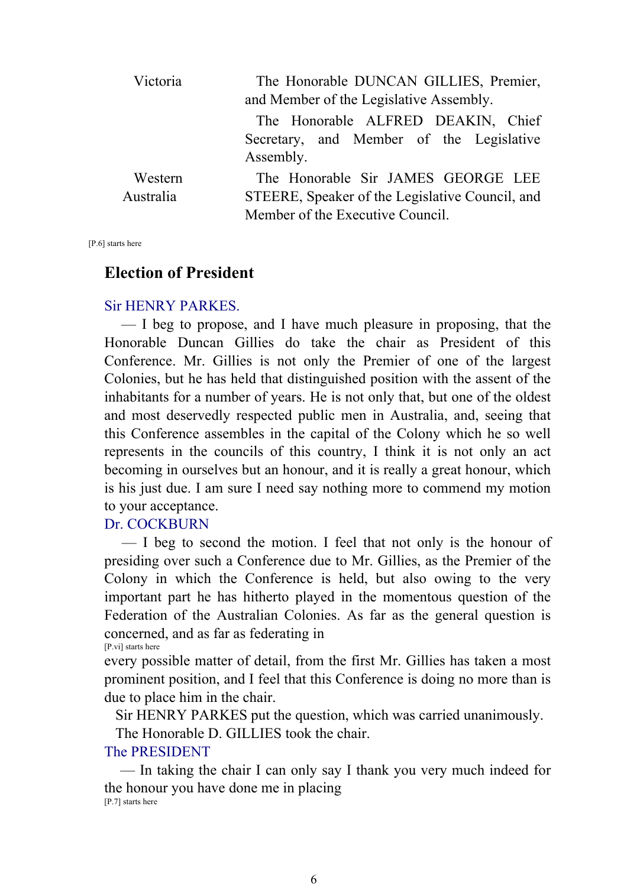| | |
|---|---|
| Victoria | The Honorable DUNCAN GILLIES, Premier, and Member of the Legislative Assembly. |
| | The Honorable ALFRED DEAKIN, Chief Secretary, and Member of the Legislative Assembly. |
| Western Australia | The Honorable Sir JAMES GEORGE LEE STEERE, Speaker of the Legislative Council, and Member of the Executive Council. |

[P.6] starts here

## Election of President

Sir HENRY PARKES.

— I beg to propose, and I have much pleasure in proposing, that the Honorable Duncan Gillies do take the chair as President of this Conference. Mr. Gillies is not only the Premier of one of the largest Colonies, but he has held that distinguished position with the assent of the inhabitants for a number of years. He is not only that, but one of the oldest and most deservedly respected public men in Australia, and, seeing that this Conference assembles in the capital of the Colony which he so well represents in the councils of this country, I think it is not only an act becoming in ourselves but an honour, and it is really a great honour, which is his just due. I am sure I need say nothing more to commend my motion to your acceptance.

Dr. COCKBURN

— I beg to second the motion. I feel that not only is the honour of presiding over such a Conference due to Mr. Gillies, as the Premier of the Colony in which the Conference is held, but also owing to the very important part he has hitherto played in the momentous question of the Federation of the Australian Colonies. As far as the general question is concerned, and as far as federating in

[P.vi] starts here

every possible matter of detail, from the first Mr. Gillies has taken a most prominent position, and I feel that this Conference is doing no more than is due to place him in the chair.

Sir HENRY PARKES put the question, which was carried unanimously.

The Honorable D. GILLIES took the chair.

The PRESIDENT

— In taking the chair I can only say I thank you very much indeed for the honour you have done me in placing

[P.7] starts here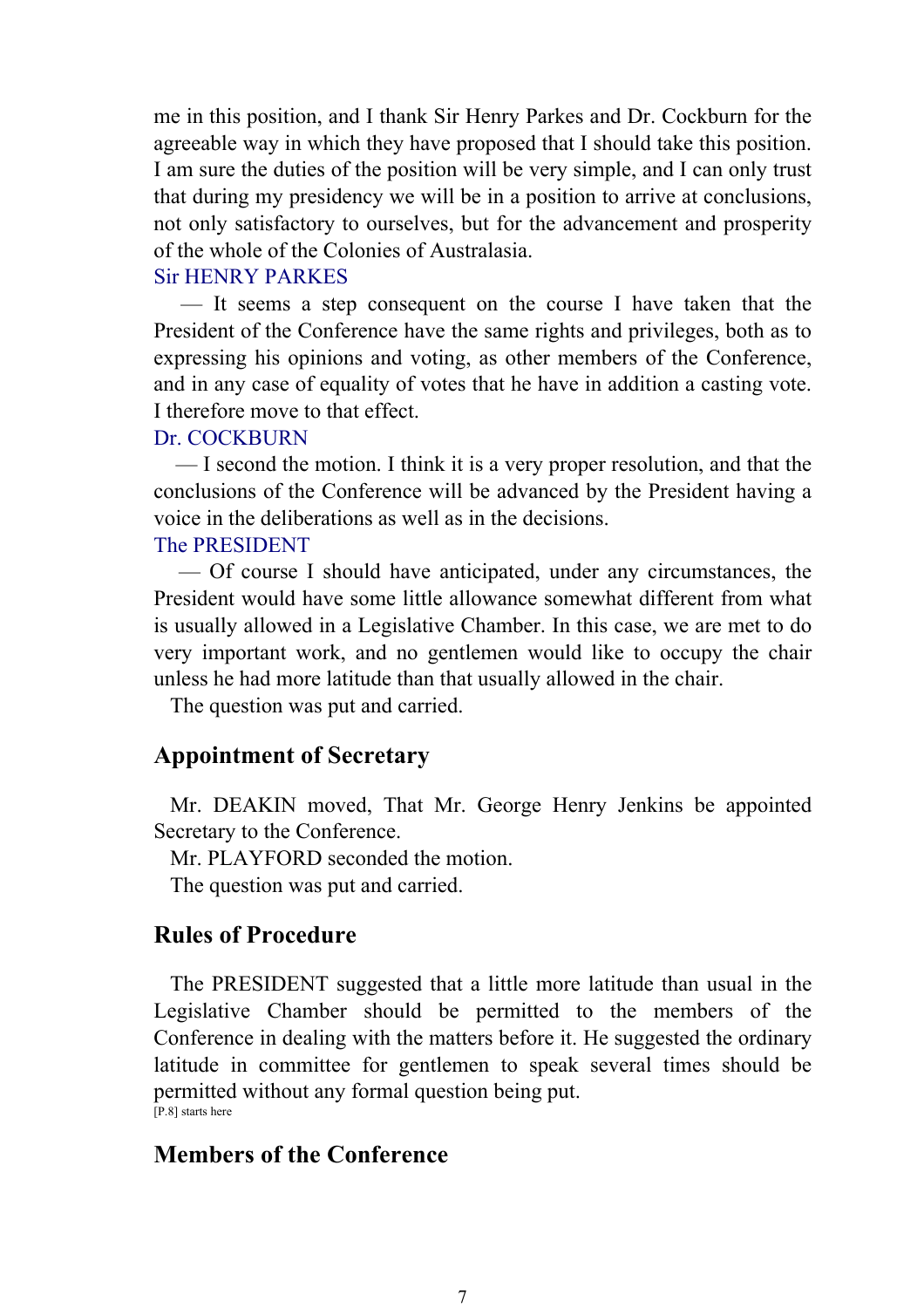me in this position, and I thank Sir Henry Parkes and Dr. Cockburn for the agreeable way in which they have proposed that I should take this position. I am sure the duties of the position will be very simple, and I can only trust that during my presidency we will be in a position to arrive at conclusions, not only satisfactory to ourselves, but for the advancement and prosperity of the whole of the Colonies of Australasia.

Sir HENRY PARKES

— It seems a step consequent on the course I have taken that the President of the Conference have the same rights and privileges, both as to expressing his opinions and voting, as other members of the Conference, and in any case of equality of votes that he have in addition a casting vote. I therefore move to that effect.

Dr. COCKBURN

— I second the motion. I think it is a very proper resolution, and that the conclusions of the Conference will be advanced by the President having a voice in the deliberations as well as in the decisions.

The PRESIDENT

— Of course I should have anticipated, under any circumstances, the President would have some little allowance somewhat different from what is usually allowed in a Legislative Chamber. In this case, we are met to do very important work, and no gentlemen would like to occupy the chair unless he had more latitude than that usually allowed in the chair.

The question was put and carried.

## Appointment of Secretary

Mr. DEAKIN moved, That Mr. George Henry Jenkins be appointed Secretary to the Conference.

Mr. PLAYFORD seconded the motion.

The question was put and carried.

## Rules of Procedure

The PRESIDENT suggested that a little more latitude than usual in the Legislative Chamber should be permitted to the members of the Conference in dealing with the matters before it. He suggested the ordinary latitude in committee for gentlemen to speak several times should be permitted without any formal question being put.

[P.8] starts here

## Members of the Conference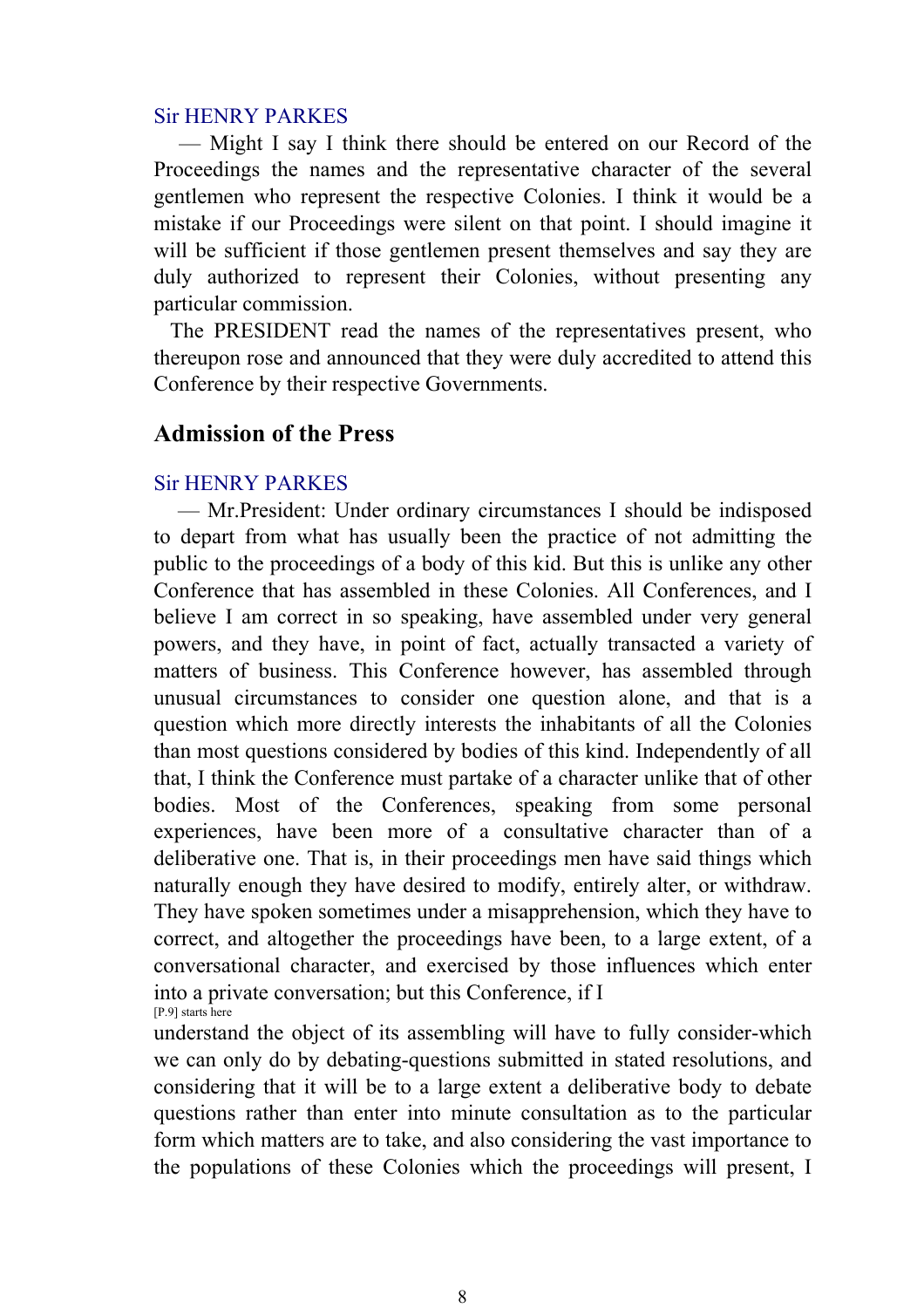Sir HENRY PARKES

— Might I say I think there should be entered on our Record of the Proceedings the names and the representative character of the several gentlemen who represent the respective Colonies. I think it would be a mistake if our Proceedings were silent on that point. I should imagine it will be sufficient if those gentlemen present themselves and say they are duly authorized to represent their Colonies, without presenting any particular commission.

The PRESIDENT read the names of the representatives present, who thereupon rose and announced that they were duly accredited to attend this Conference by their respective Governments.

## Admission of the Press

Sir HENRY PARKES

— Mr.President: Under ordinary circumstances I should be indisposed to depart from what has usually been the practice of not admitting the public to the proceedings of a body of this kid. But this is unlike any other Conference that has assembled in these Colonies. All Conferences, and I believe I am correct in so speaking, have assembled under very general powers, and they have, in point of fact, actually transacted a variety of matters of business. This Conference however, has assembled through unusual circumstances to consider one question alone, and that is a question which more directly interests the inhabitants of all the Colonies than most questions considered by bodies of this kind. Independently of all that, I think the Conference must partake of a character unlike that of other bodies. Most of the Conferences, speaking from some personal experiences, have been more of a consultative character than of a deliberative one. That is, in their proceedings men have said things which naturally enough they have desired to modify, entirely alter, or withdraw. They have spoken sometimes under a misapprehension, which they have to correct, and altogether the proceedings have been, to a large extent, of a conversational character, and exercised by those influences which enter into a private conversation; but this Conference, if I

[P.9] starts here

understand the object of its assembling will have to fully consider-which we can only do by debating-questions submitted in stated resolutions, and considering that it will be to a large extent a deliberative body to debate questions rather than enter into minute consultation as to the particular form which matters are to take, and also considering the vast importance to the populations of these Colonies which the proceedings will present, I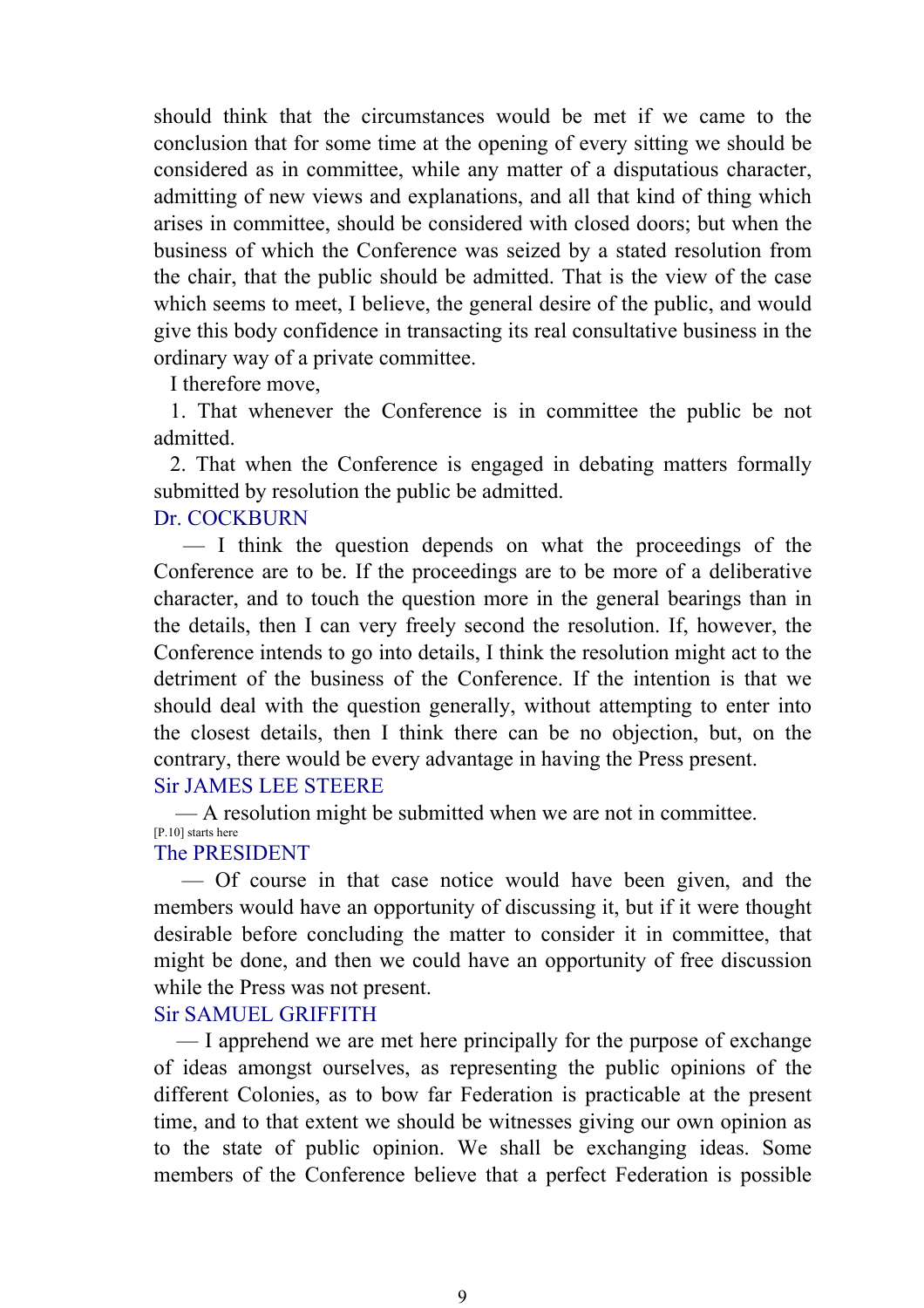should think that the circumstances would be met if we came to the conclusion that for some time at the opening of every sitting we should be considered as in committee, while any matter of a disputatious character, admitting of new views and explanations, and all that kind of thing which arises in committee, should be considered with closed doors; but when the business of which the Conference was seized by a stated resolution from the chair, that the public should be admitted. That is the view of the case which seems to meet, I believe, the general desire of the public, and would give this body confidence in transacting its real consultative business in the ordinary way of a private committee.

I therefore move,

1. That whenever the Conference is in committee the public be not admitted.

2. That when the Conference is engaged in debating matters formally submitted by resolution the public be admitted.

Dr. COCKBURN

— I think the question depends on what the proceedings of the Conference are to be. If the proceedings are to be more of a deliberative character, and to touch the question more in the general bearings than in the details, then I can very freely second the resolution. If, however, the Conference intends to go into details, I think the resolution might act to the detriment of the business of the Conference. If the intention is that we should deal with the question generally, without attempting to enter into the closest details, then I think there can be no objection, but, on the contrary, there would be every advantage in having the Press present.

Sir JAMES LEE STEERE

— A resolution might be submitted when we are not in committee.

[P.10] starts here

The PRESIDENT

— Of course in that case notice would have been given, and the members would have an opportunity of discussing it, but if it were thought desirable before concluding the matter to consider it in committee, that might be done, and then we could have an opportunity of free discussion while the Press was not present.

Sir SAMUEL GRIFFITH

— I apprehend we are met here principally for the purpose of exchange of ideas amongst ourselves, as representing the public opinions of the different Colonies, as to bow far Federation is practicable at the present time, and to that extent we should be witnesses giving our own opinion as to the state of public opinion. We shall be exchanging ideas. Some members of the Conference believe that a perfect Federation is possible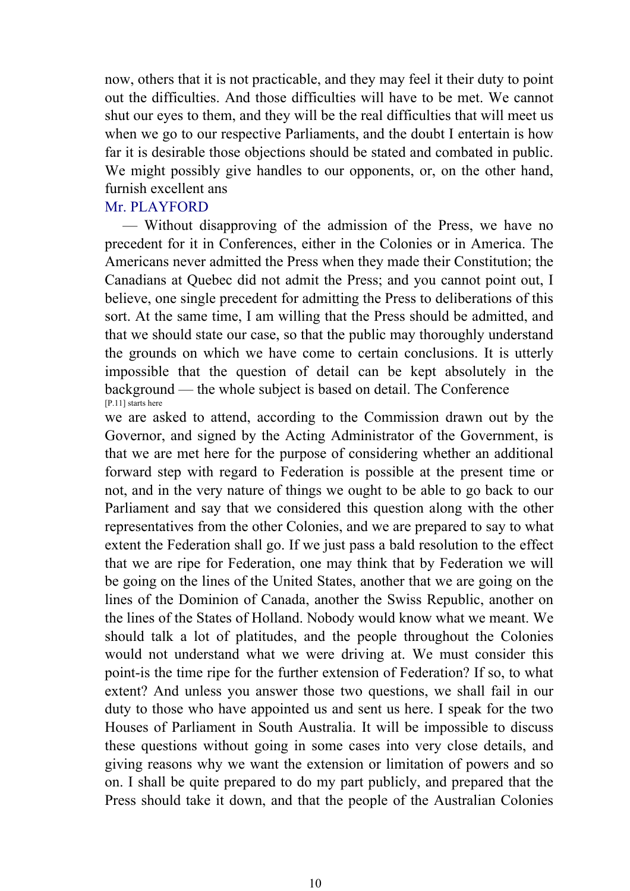now, others that it is not practicable, and they may feel it their duty to point out the difficulties. And those difficulties will have to be met. We cannot shut our eyes to them, and they will be the real difficulties that will meet us when we go to our respective Parliaments, and the doubt I entertain is how far it is desirable those objections should be stated and combated in public. We might possibly give handles to our opponents, or, on the other hand, furnish excellent ans

Mr. PLAYFORD

— Without disapproving of the admission of the Press, we have no precedent for it in Conferences, either in the Colonies or in America. The Americans never admitted the Press when they made their Constitution; the Canadians at Quebec did not admit the Press; and you cannot point out, I believe, one single precedent for admitting the Press to deliberations of this sort. At the same time, I am willing that the Press should be admitted, and that we should state our case, so that the public may thoroughly understand the grounds on which we have come to certain conclusions. It is utterly impossible that the question of detail can be kept absolutely in the background — the whole subject is based on detail. The Conference

[P.11] starts here

we are asked to attend, according to the Commission drawn out by the Governor, and signed by the Acting Administrator of the Government, is that we are met here for the purpose of considering whether an additional forward step with regard to Federation is possible at the present time or not, and in the very nature of things we ought to be able to go back to our Parliament and say that we considered this question along with the other representatives from the other Colonies, and we are prepared to say to what extent the Federation shall go. If we just pass a bald resolution to the effect that we are ripe for Federation, one may think that by Federation we will be going on the lines of the United States, another that we are going on the lines of the Dominion of Canada, another the Swiss Republic, another on the lines of the States of Holland. Nobody would know what we meant. We should talk a lot of platitudes, and the people throughout the Colonies would not understand what we were driving at. We must consider this point-is the time ripe for the further extension of Federation? If so, to what extent? And unless you answer those two questions, we shall fail in our duty to those who have appointed us and sent us here. I speak for the two Houses of Parliament in South Australia. It will be impossible to discuss these questions without going in some cases into very close details, and giving reasons why we want the extension or limitation of powers and so on. I shall be quite prepared to do my part publicly, and prepared that the Press should take it down, and that the people of the Australian Colonies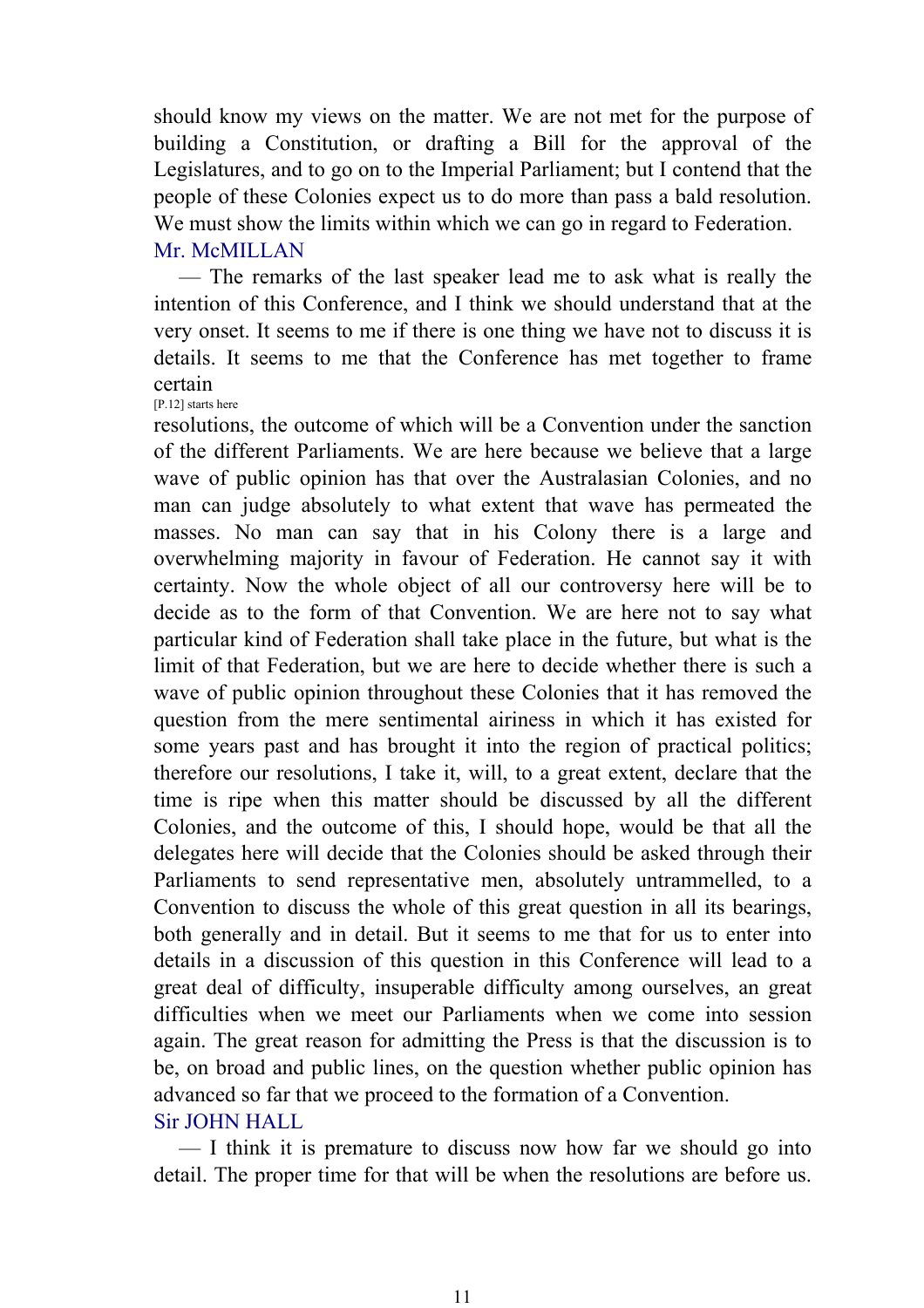should know my views on the matter. We are not met for the purpose of building a Constitution, or drafting a Bill for the approval of the Legislatures, and to go on to the Imperial Parliament; but I contend that the people of these Colonies expect us to do more than pass a bald resolution. We must show the limits within which we can go in regard to Federation.

Mr. McMILLAN

— The remarks of the last speaker lead me to ask what is really the intention of this Conference, and I think we should understand that at the very onset. It seems to me if there is one thing we have not to discuss it is details. It seems to me that the Conference has met together to frame certain

[P.12] starts here

resolutions, the outcome of which will be a Convention under the sanction of the different Parliaments. We are here because we believe that a large wave of public opinion has that over the Australasian Colonies, and no man can judge absolutely to what extent that wave has permeated the masses. No man can say that in his Colony there is a large and overwhelming majority in favour of Federation. He cannot say it with certainty. Now the whole object of all our controversy here will be to decide as to the form of that Convention. We are here not to say what particular kind of Federation shall take place in the future, but what is the limit of that Federation, but we are here to decide whether there is such a wave of public opinion throughout these Colonies that it has removed the question from the mere sentimental airiness in which it has existed for some years past and has brought it into the region of practical politics; therefore our resolutions, I take it, will, to a great extent, declare that the time is ripe when this matter should be discussed by all the different Colonies, and the outcome of this, I should hope, would be that all the delegates here will decide that the Colonies should be asked through their Parliaments to send representative men, absolutely untrammelled, to a Convention to discuss the whole of this great question in all its bearings, both generally and in detail. But it seems to me that for us to enter into details in a discussion of this question in this Conference will lead to a great deal of difficulty, insuperable difficulty among ourselves, an great difficulties when we meet our Parliaments when we come into session again. The great reason for admitting the Press is that the discussion is to be, on broad and public lines, on the question whether public opinion has advanced so far that we proceed to the formation of a Convention.

Sir JOHN HALL

— I think it is premature to discuss now how far we should go into detail. The proper time for that will be when the resolutions are before us.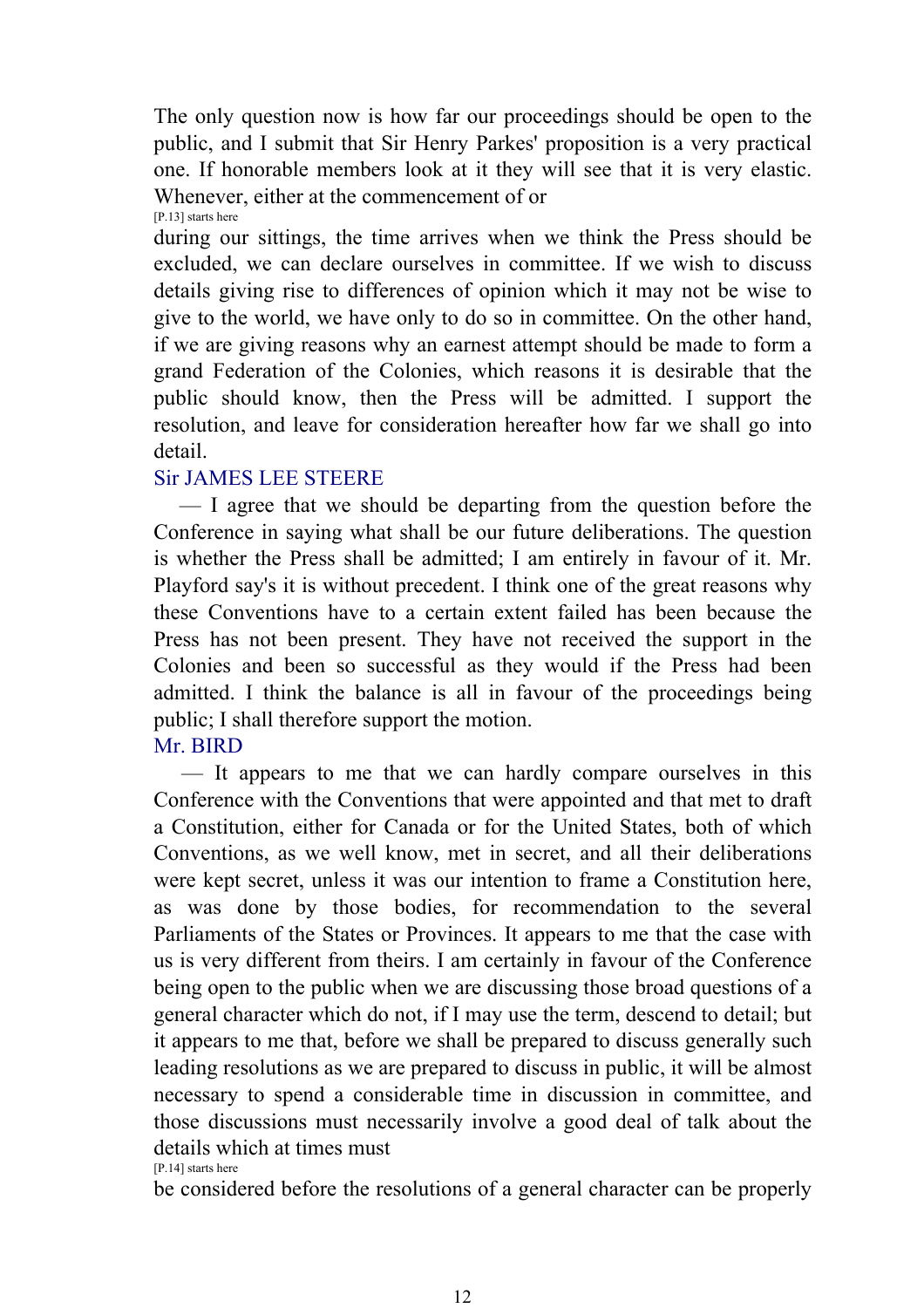The only question now is how far our proceedings should be open to the public, and I submit that Sir Henry Parkes' proposition is a very practical one. If honorable members look at it they will see that it is very elastic. Whenever, either at the commencement of or

[P.13] starts here

during our sittings, the time arrives when we think the Press should be excluded, we can declare ourselves in committee. If we wish to discuss details giving rise to differences of opinion which it may not be wise to give to the world, we have only to do so in committee. On the other hand, if we are giving reasons why an earnest attempt should be made to form a grand Federation of the Colonies, which reasons it is desirable that the public should know, then the Press will be admitted. I support the resolution, and leave for consideration hereafter how far we shall go into detail.

Sir JAMES LEE STEERE

— I agree that we should be departing from the question before the Conference in saying what shall be our future deliberations. The question is whether the Press shall be admitted; I am entirely in favour of it. Mr. Playford say's it is without precedent. I think one of the great reasons why these Conventions have to a certain extent failed has been because the Press has not been present. They have not received the support in the Colonies and been so successful as they would if the Press had been admitted. I think the balance is all in favour of the proceedings being public; I shall therefore support the motion.

Mr. BIRD

— It appears to me that we can hardly compare ourselves in this Conference with the Conventions that were appointed and that met to draft a Constitution, either for Canada or for the United States, both of which Conventions, as we well know, met in secret, and all their deliberations were kept secret, unless it was our intention to frame a Constitution here, as was done by those bodies, for recommendation to the several Parliaments of the States or Provinces. It appears to me that the case with us is very different from theirs. I am certainly in favour of the Conference being open to the public when we are discussing those broad questions of a general character which do not, if I may use the term, descend to detail; but it appears to me that, before we shall be prepared to discuss generally such leading resolutions as we are prepared to discuss in public, it will be almost necessary to spend a considerable time in discussion in committee, and those discussions must necessarily involve a good deal of talk about the details which at times must

[P.14] starts here

be considered before the resolutions of a general character can be properly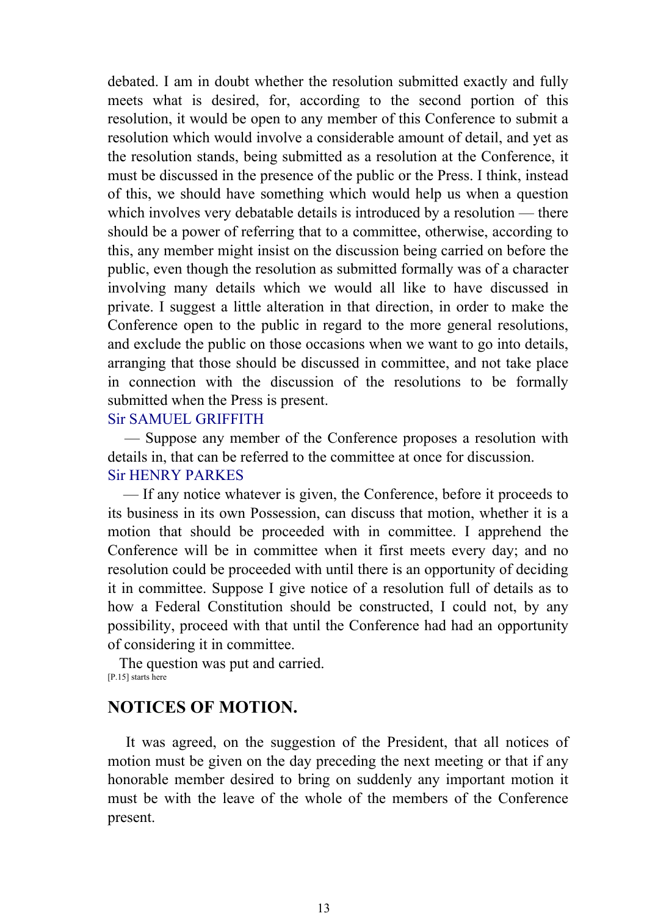debated. I am in doubt whether the resolution submitted exactly and fully meets what is desired, for, according to the second portion of this resolution, it would be open to any member of this Conference to submit a resolution which would involve a considerable amount of detail, and yet as the resolution stands, being submitted as a resolution at the Conference, it must be discussed in the presence of the public or the Press. I think, instead of this, we should have something which would help us when a question which involves very debatable details is introduced by a resolution — there should be a power of referring that to a committee, otherwise, according to this, any member might insist on the discussion being carried on before the public, even though the resolution as submitted formally was of a character involving many details which we would all like to have discussed in private. I suggest a little alteration in that direction, in order to make the Conference open to the public in regard to the more general resolutions, and exclude the public on those occasions when we want to go into details, arranging that those should be discussed in committee, and not take place in connection with the discussion of the resolutions to be formally submitted when the Press is present.

Sir SAMUEL GRIFFITH

— Suppose any member of the Conference proposes a resolution with details in, that can be referred to the committee at once for discussion.

Sir HENRY PARKES

— If any notice whatever is given, the Conference, before it proceeds to its business in its own Possession, can discuss that motion, whether it is a motion that should be proceeded with in committee. I apprehend the Conference will be in committee when it first meets every day; and no resolution could be proceeded with until there is an opportunity of deciding it in committee. Suppose I give notice of a resolution full of details as to how a Federal Constitution should be constructed, I could not, by any possibility, proceed with that until the Conference had had an opportunity of considering it in committee.

The question was put and carried.

[P.15] starts here

## NOTICES OF MOTION.

It was agreed, on the suggestion of the President, that all notices of motion must be given on the day preceding the next meeting or that if any honorable member desired to bring on suddenly any important motion it must be with the leave of the whole of the members of the Conference present.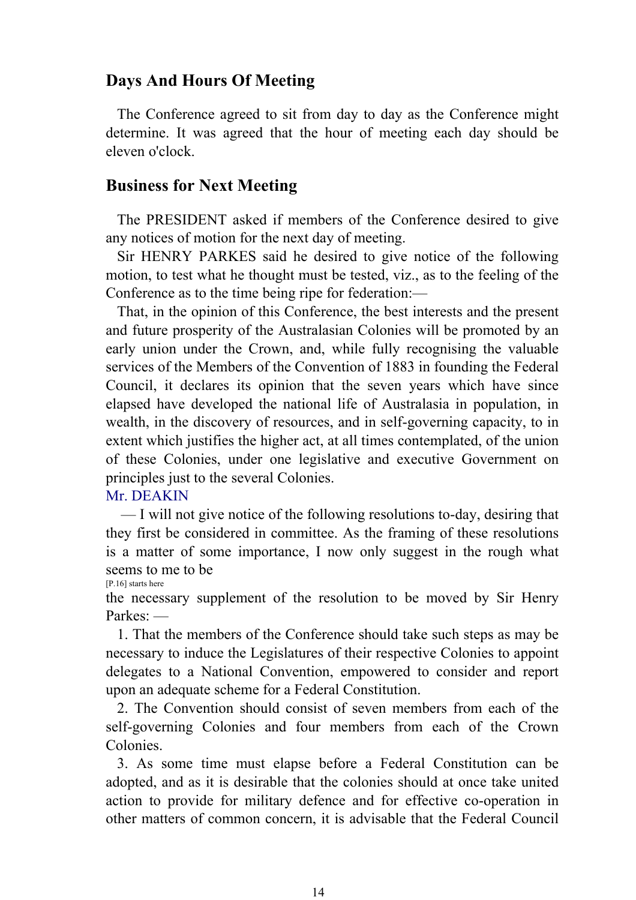## Days And Hours Of Meeting

The Conference agreed to sit from day to day as the Conference might determine. It was agreed that the hour of meeting each day should be eleven o'clock.

## Business for Next Meeting

The PRESIDENT asked if members of the Conference desired to give any notices of motion for the next day of meeting.

Sir HENRY PARKES said he desired to give notice of the following motion, to test what he thought must be tested, viz., as to the feeling of the Conference as to the time being ripe for federation:—

That, in the opinion of this Conference, the best interests and the present and future prosperity of the Australasian Colonies will be promoted by an early union under the Crown, and, while fully recognising the valuable services of the Members of the Convention of 1883 in founding the Federal Council, it declares its opinion that the seven years which have since elapsed have developed the national life of Australasia in population, in wealth, in the discovery of resources, and in self-governing capacity, to in extent which justifies the higher act, at all times contemplated, of the union of these Colonies, under one legislative and executive Government on principles just to the several Colonies.

Mr. DEAKIN

— I will not give notice of the following resolutions to-day, desiring that they first be considered in committee. As the framing of these resolutions is a matter of some importance, I now only suggest in the rough what seems to me to be

[P.16] starts here

the necessary supplement of the resolution to be moved by Sir Henry Parkes: —

1. That the members of the Conference should take such steps as may be necessary to induce the Legislatures of their respective Colonies to appoint delegates to a National Convention, empowered to consider and report upon an adequate scheme for a Federal Constitution.

2. The Convention should consist of seven members from each of the self-governing Colonies and four members from each of the Crown Colonies.

3. As some time must elapse before a Federal Constitution can be adopted, and as it is desirable that the colonies should at once take united action to provide for military defence and for effective co-operation in other matters of common concern, it is advisable that the Federal Council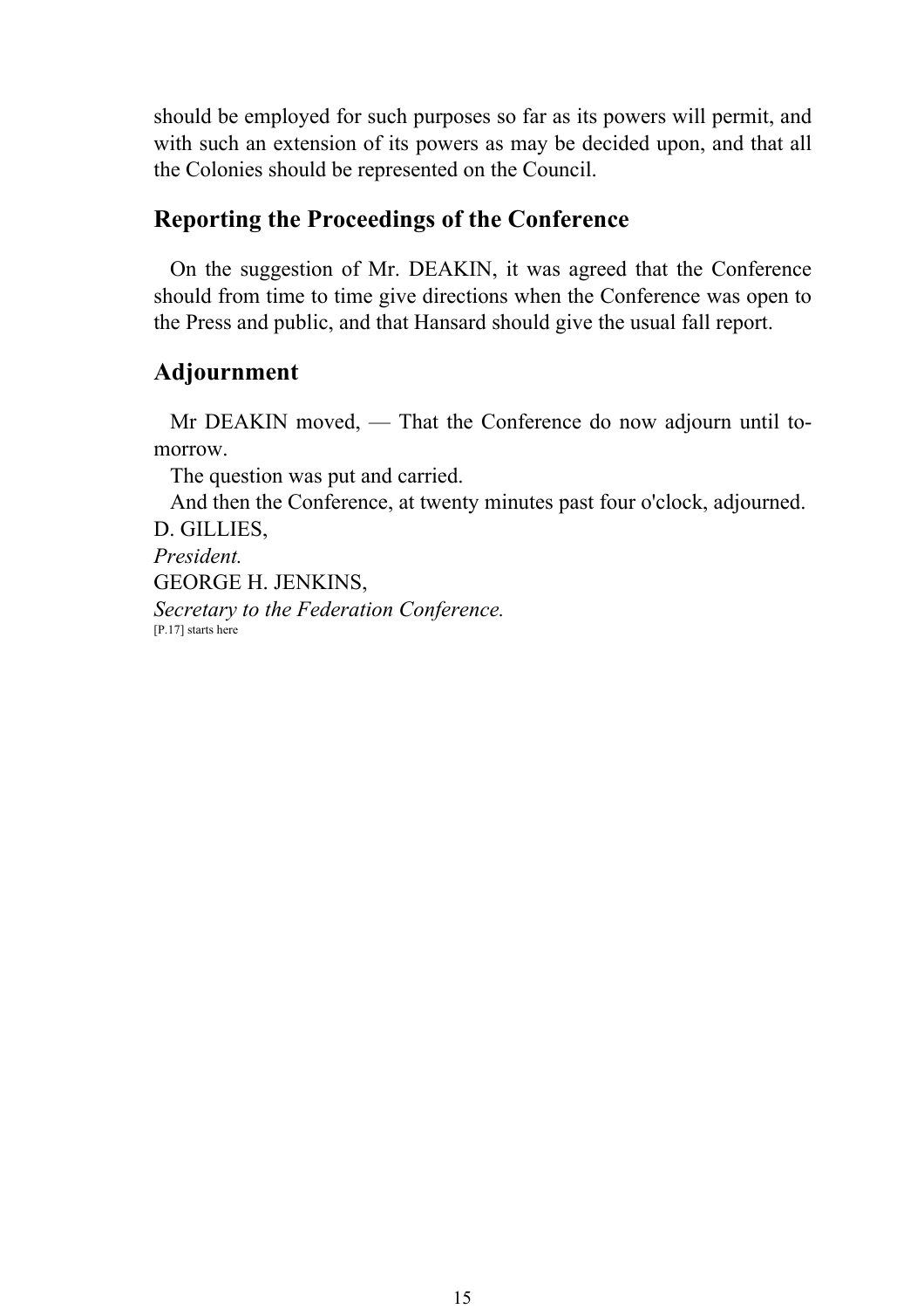should be employed for such purposes so far as its powers will permit, and with such an extension of its powers as may be decided upon, and that all the Colonies should be represented on the Council.

## Reporting the Proceedings of the Conference

On the suggestion of Mr. DEAKIN, it was agreed that the Conference should from time to time give directions when the Conference was open to the Press and public, and that Hansard should give the usual fall report.

## Adjournment

Mr DEAKIN moved, — That the Conference do now adjourn until to-morrow.

The question was put and carried.

And then the Conference, at twenty minutes past four o'clock, adjourned.

D. GILLIES,
*President.*
GEORGE H. JENKINS,
*Secretary to the Federation Conference.*

[P.17] starts here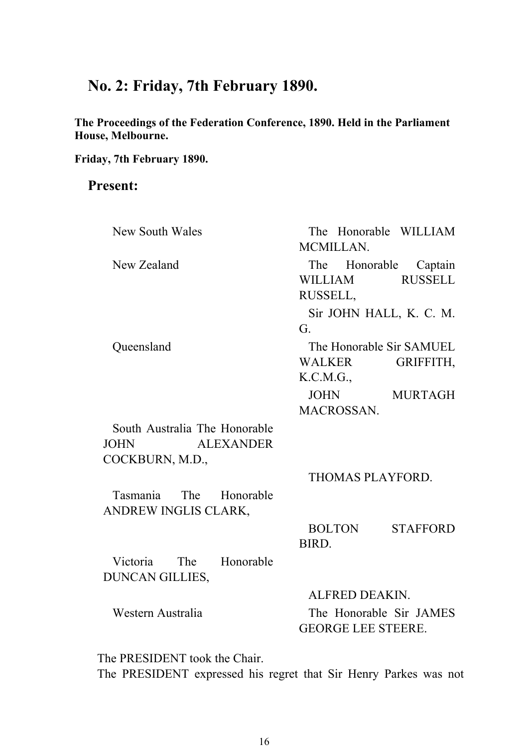## No. 2: Friday, 7th February 1890.

**The Proceedings of the Federation Conference, 1890. Held in the Parliament House, Melbourne.**

**Friday, 7th February 1890.**

### Present:

| | |
|---|---|
| New South Wales | The Honorable WILLIAM MCMILLAN. |
| New Zealand | The Honorable Captain WILLIAM RUSSELL RUSSELL, |
| | Sir JOHN HALL, K. C. M. G. |
| Queensland | The Honorable Sir SAMUEL WALKER GRIFFITH, K.C.M.G., |
| | JOHN MURTAGH MACROSSAN. |
| South Australia The Honorable JOHN ALEXANDER COCKBURN, M.D., | |
| | THOMAS PLAYFORD. |
| Tasmania The Honorable ANDREW INGLIS CLARK, | |
| | BOLTON STAFFORD BIRD. |
| Victoria The Honorable DUNCAN GILLIES, | |
| | ALFRED DEAKIN. |
| Western Australia | The Honorable Sir JAMES GEORGE LEE STEERE. |

The PRESIDENT took the Chair.

The PRESIDENT expressed his regret that Sir Henry Parkes was not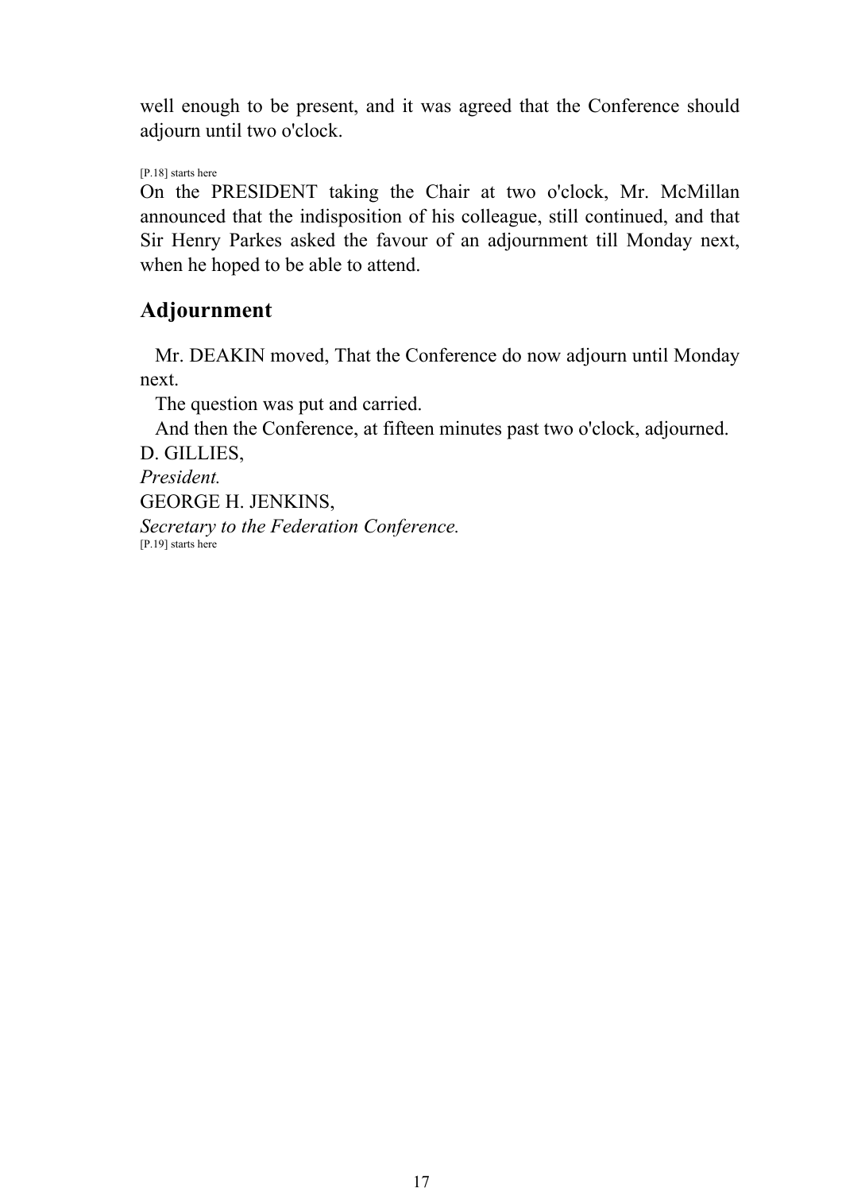well enough to be present, and it was agreed that the Conference should adjourn until two o'clock.

[P.18] starts here

On the PRESIDENT taking the Chair at two o'clock, Mr. McMillan announced that the indisposition of his colleague, still continued, and that Sir Henry Parkes asked the favour of an adjournment till Monday next, when he hoped to be able to attend.

## Adjournment

Mr. DEAKIN moved, That the Conference do now adjourn until Monday next.

The question was put and carried.

And then the Conference, at fifteen minutes past two o'clock, adjourned.

D. GILLIES,

*President.*

GEORGE H. JENKINS,

*Secretary to the Federation Conference.*

[P.19] starts here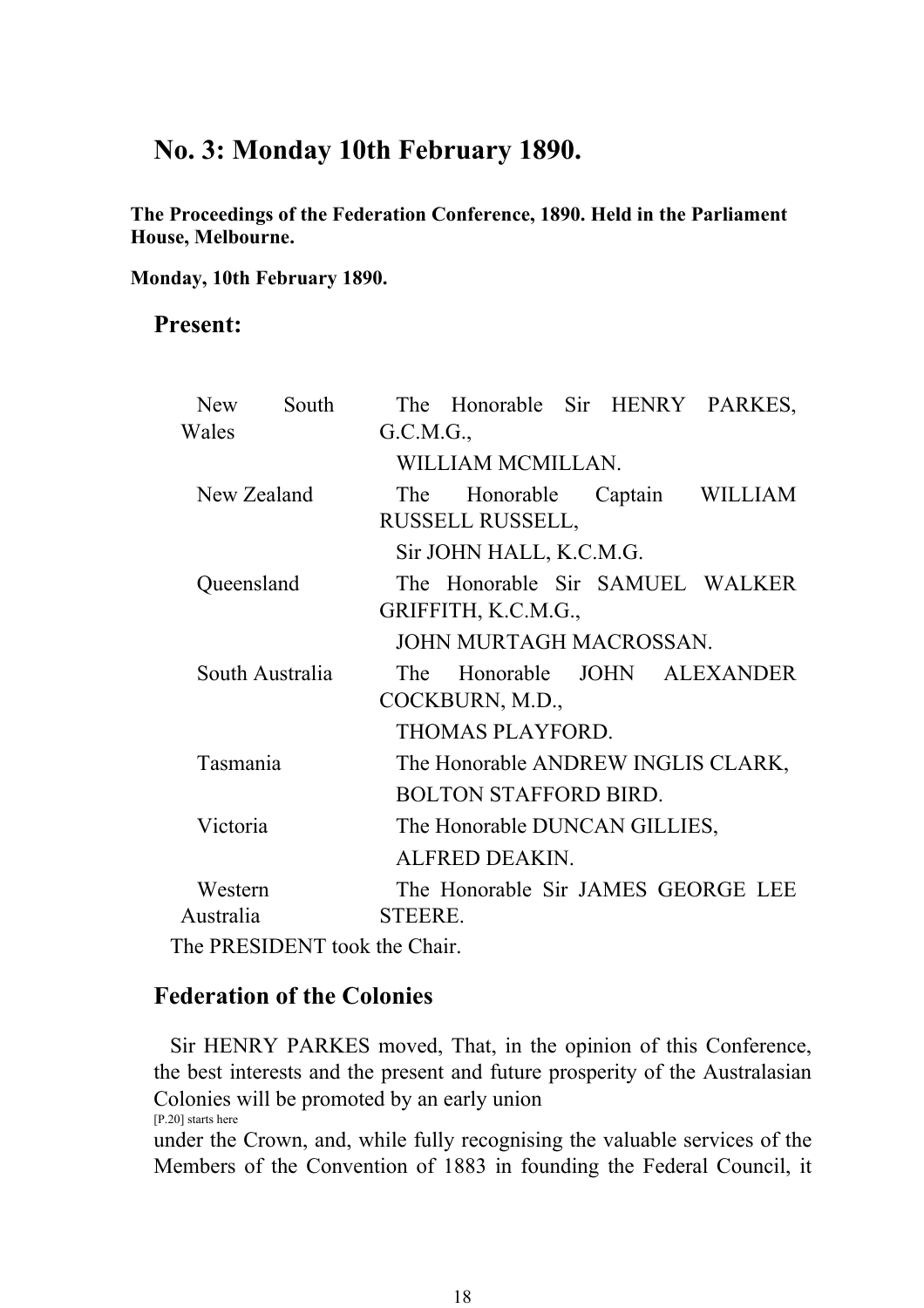## No. 3: Monday 10th February 1890.

**The Proceedings of the Federation Conference, 1890. Held in the Parliament House, Melbourne.**

**Monday, 10th February 1890.**

### Present:

| | |
|---|---|
| New South Wales | The Honorable Sir HENRY PARKES, G.C.M.G., |
| | WILLIAM MCMILLAN. |
| New Zealand | The Honorable Captain WILLIAM RUSSELL RUSSELL, |
| | Sir JOHN HALL, K.C.M.G. |
| Queensland | The Honorable Sir SAMUEL WALKER GRIFFITH, K.C.M.G., |
| | JOHN MURTAGH MACROSSAN. |
| South Australia | The Honorable JOHN ALEXANDER COCKBURN, M.D., |
| | THOMAS PLAYFORD. |
| Tasmania | The Honorable ANDREW INGLIS CLARK, |
| | BOLTON STAFFORD BIRD. |
| Victoria | The Honorable DUNCAN GILLIES, |
| | ALFRED DEAKIN. |
| Western Australia | The Honorable Sir JAMES GEORGE LEE STEERE. |

The PRESIDENT took the Chair.

### Federation of the Colonies

Sir HENRY PARKES moved, That, in the opinion of this Conference, the best interests and the present and future prosperity of the Australasian Colonies will be promoted by an early union

[P.20] starts here

under the Crown, and, while fully recognising the valuable services of the Members of the Convention of 1883 in founding the Federal Council, it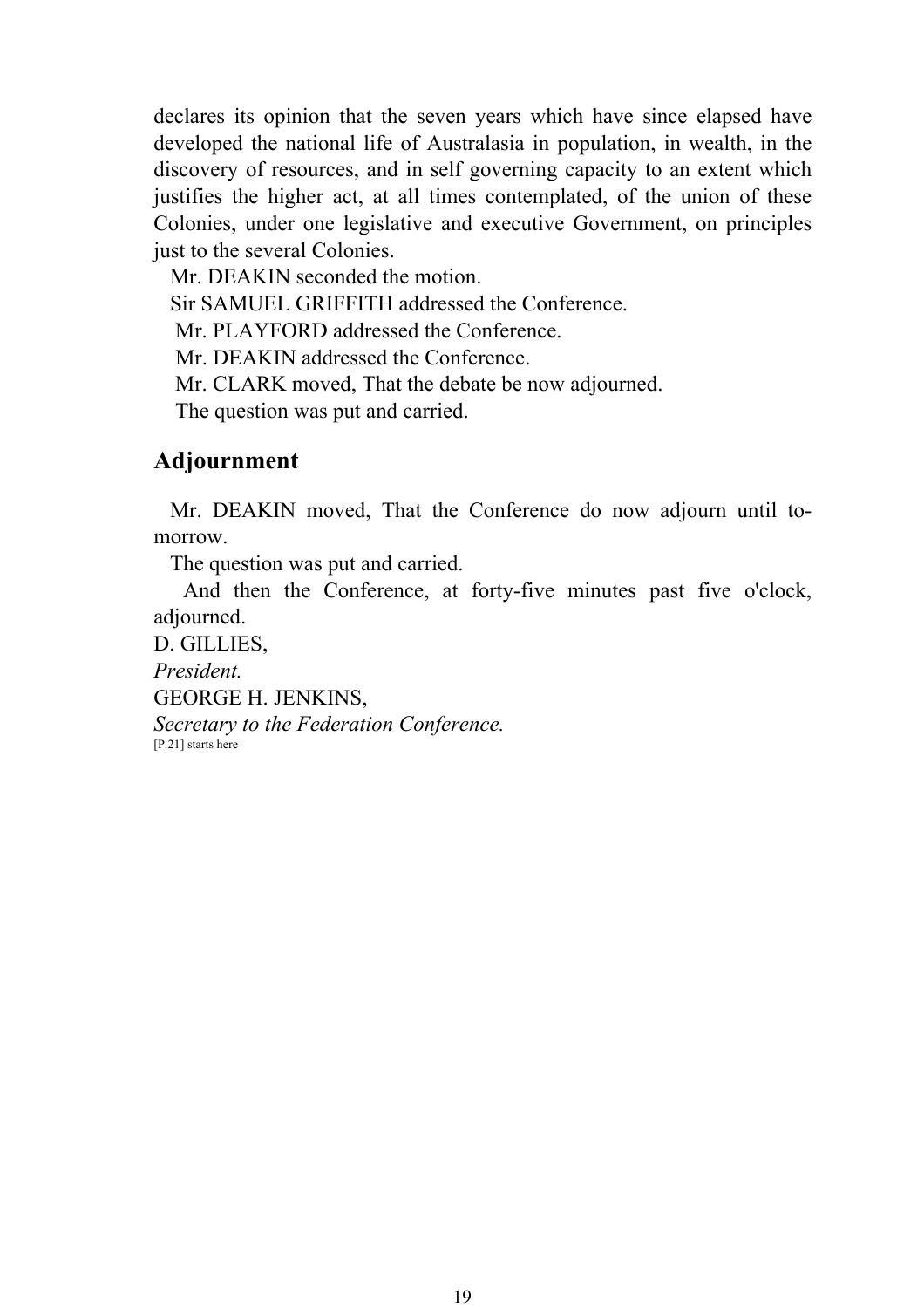declares its opinion that the seven years which have since elapsed have developed the national life of Australasia in population, in wealth, in the discovery of resources, and in self governing capacity to an extent which justifies the higher act, at all times contemplated, of the union of these Colonies, under one legislative and executive Government, on principles just to the several Colonies.

Mr. DEAKIN seconded the motion.

Sir SAMUEL GRIFFITH addressed the Conference.

Mr. PLAYFORD addressed the Conference.

Mr. DEAKIN addressed the Conference.

Mr. CLARK moved, That the debate be now adjourned.

The question was put and carried.

## Adjournment

Mr. DEAKIN moved, That the Conference do now adjourn until to-morrow.

The question was put and carried.

And then the Conference, at forty-five minutes past five o'clock, adjourned.

D. GILLIES,
*President.*

GEORGE H. JENKINS,
*Secretary to the Federation Conference.*

[P.21] starts here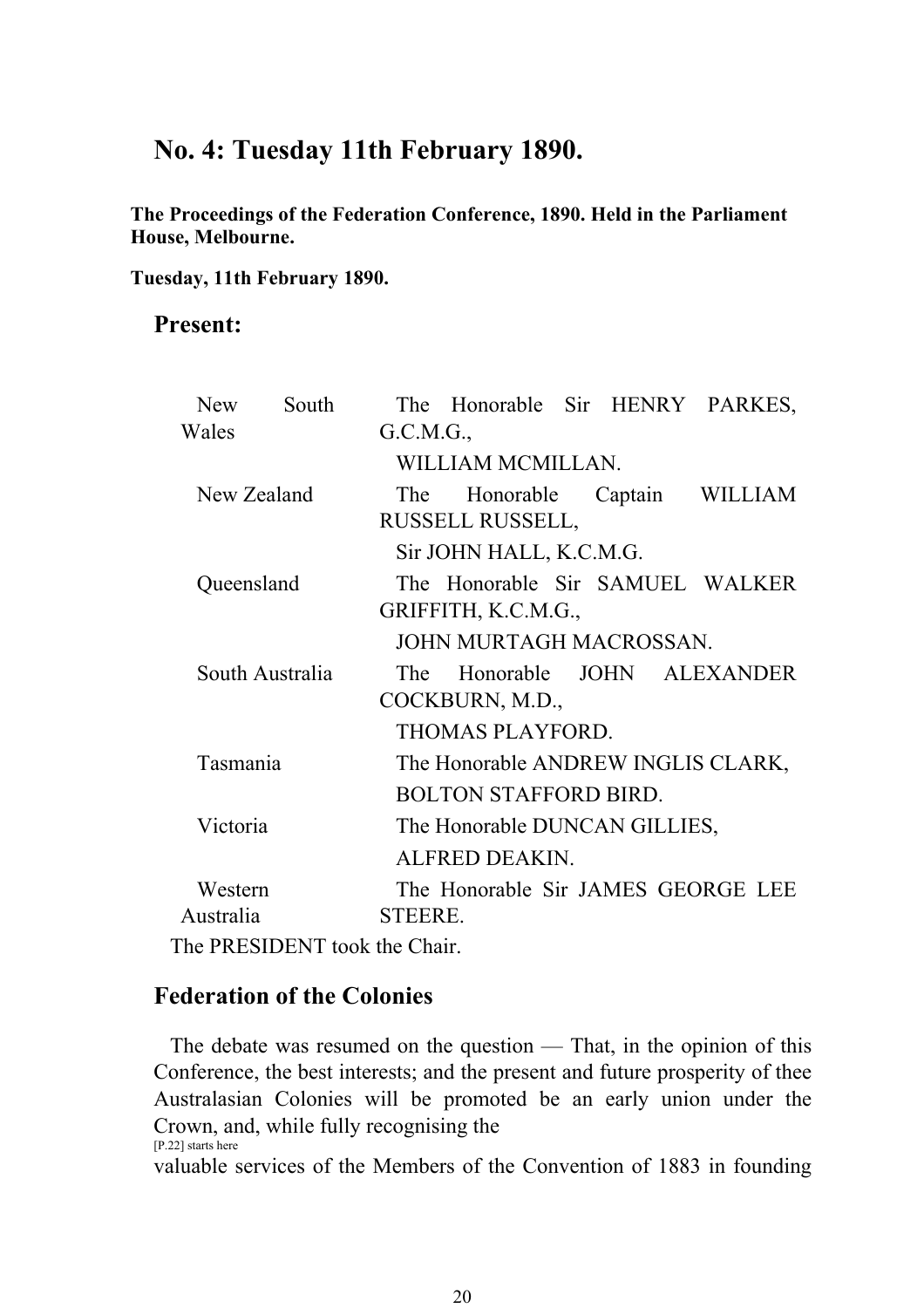## No. 4: Tuesday 11th February 1890.

**The Proceedings of the Federation Conference, 1890. Held in the Parliament House, Melbourne.**

**Tuesday, 11th February 1890.**

### Present:

| | |
|---|---|
| New South Wales | The Honorable Sir HENRY PARKES, G.C.M.G., |
| | WILLIAM MCMILLAN. |
| New Zealand | The Honorable Captain WILLIAM RUSSELL RUSSELL, |
| | Sir JOHN HALL, K.C.M.G. |
| Queensland | The Honorable Sir SAMUEL WALKER GRIFFITH, K.C.M.G., |
| | JOHN MURTAGH MACROSSAN. |
| South Australia | The Honorable JOHN ALEXANDER COCKBURN, M.D., |
| | THOMAS PLAYFORD. |
| Tasmania | The Honorable ANDREW INGLIS CLARK, |
| | BOLTON STAFFORD BIRD. |
| Victoria | The Honorable DUNCAN GILLIES, |
| | ALFRED DEAKIN. |
| Western Australia | The Honorable Sir JAMES GEORGE LEE STEERE. |

The PRESIDENT took the Chair.

### Federation of the Colonies

The debate was resumed on the question — That, in the opinion of this Conference, the best interests; and the present and future prosperity of thee Australasian Colonies will be promoted be an early union under the Crown, and, while fully recognising the

[P.22] starts here

valuable services of the Members of the Convention of 1883 in founding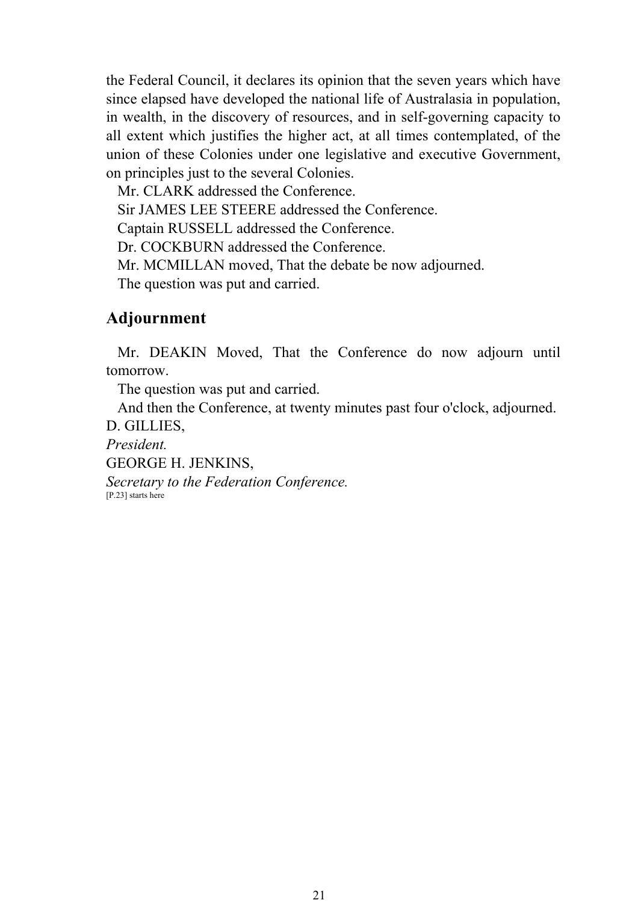the Federal Council, it declares its opinion that the seven years which have since elapsed have developed the national life of Australasia in population, in wealth, in the discovery of resources, and in self-governing capacity to all extent which justifies the higher act, at all times contemplated, of the union of these Colonies under one legislative and executive Government, on principles just to the several Colonies.

Mr. CLARK addressed the Conference.

Sir JAMES LEE STEERE addressed the Conference.

Captain RUSSELL addressed the Conference.

Dr. COCKBURN addressed the Conference.

Mr. MCMILLAN moved, That the debate be now adjourned.

The question was put and carried.

## Adjournment

Mr. DEAKIN Moved, That the Conference do now adjourn until tomorrow.

The question was put and carried.

And then the Conference, at twenty minutes past four o'clock, adjourned.

D. GILLIES,
*President.*

GEORGE H. JENKINS,
*Secretary to the Federation Conference.*

[P.23] starts here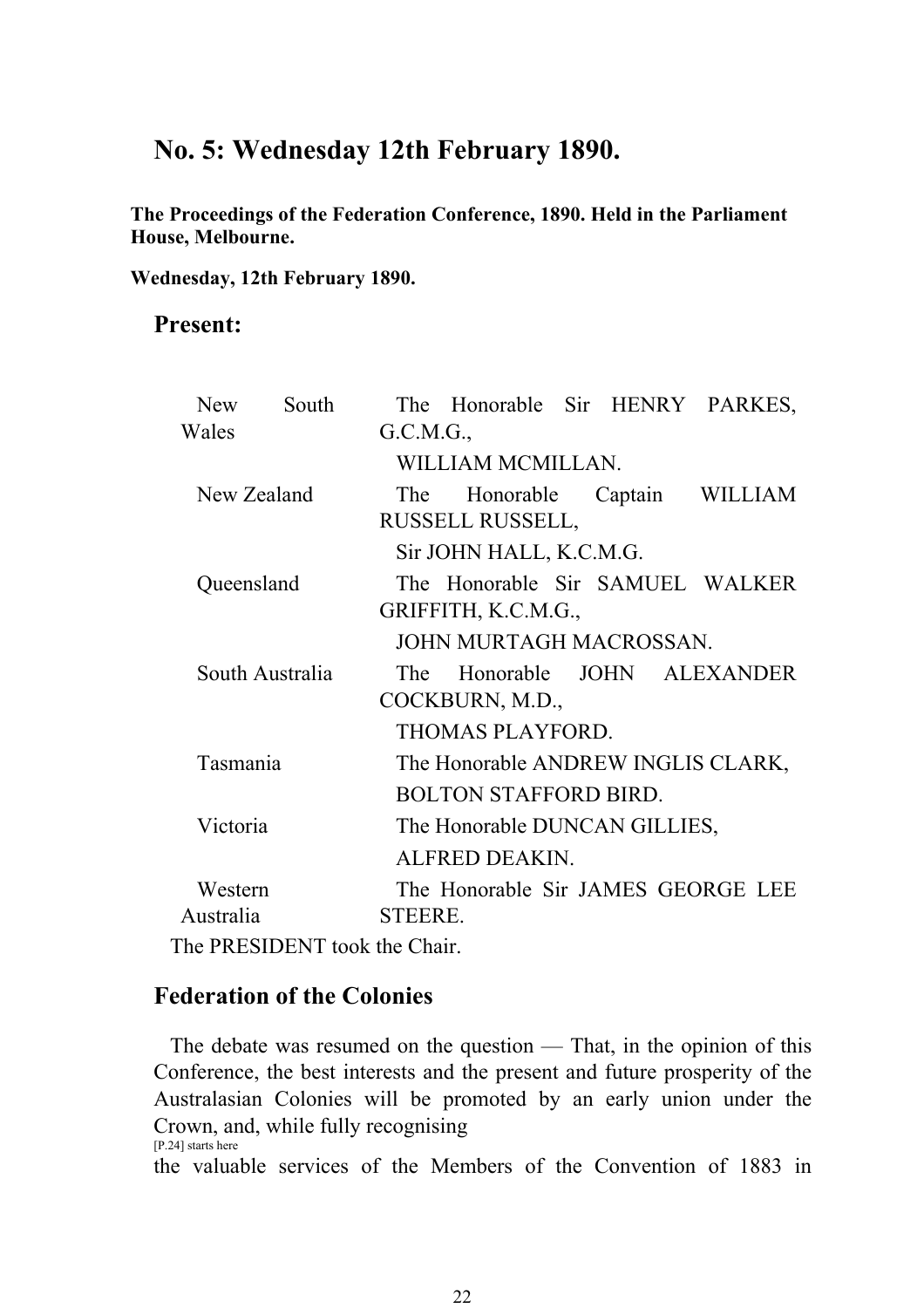## No. 5: Wednesday 12th February 1890.

**The Proceedings of the Federation Conference, 1890. Held in the Parliament House, Melbourne.**

**Wednesday, 12th February 1890.**

### Present:

| | |
|---|---|
| New South Wales | The Honorable Sir HENRY PARKES, G.C.M.G., |
| | WILLIAM MCMILLAN. |
| New Zealand | The Honorable Captain WILLIAM RUSSELL RUSSELL, |
| | Sir JOHN HALL, K.C.M.G. |
| Queensland | The Honorable Sir SAMUEL WALKER GRIFFITH, K.C.M.G., |
| | JOHN MURTAGH MACROSSAN. |
| South Australia | The Honorable JOHN ALEXANDER COCKBURN, M.D., |
| | THOMAS PLAYFORD. |
| Tasmania | The Honorable ANDREW INGLIS CLARK, |
| | BOLTON STAFFORD BIRD. |
| Victoria | The Honorable DUNCAN GILLIES, |
| | ALFRED DEAKIN. |
| Western Australia | The Honorable Sir JAMES GEORGE LEE STEERE. |

The PRESIDENT took the Chair.

### Federation of the Colonies

The debate was resumed on the question — That, in the opinion of this Conference, the best interests and the present and future prosperity of the Australasian Colonies will be promoted by an early union under the Crown, and, while fully recognising

[P.24] starts here

the valuable services of the Members of the Convention of 1883 in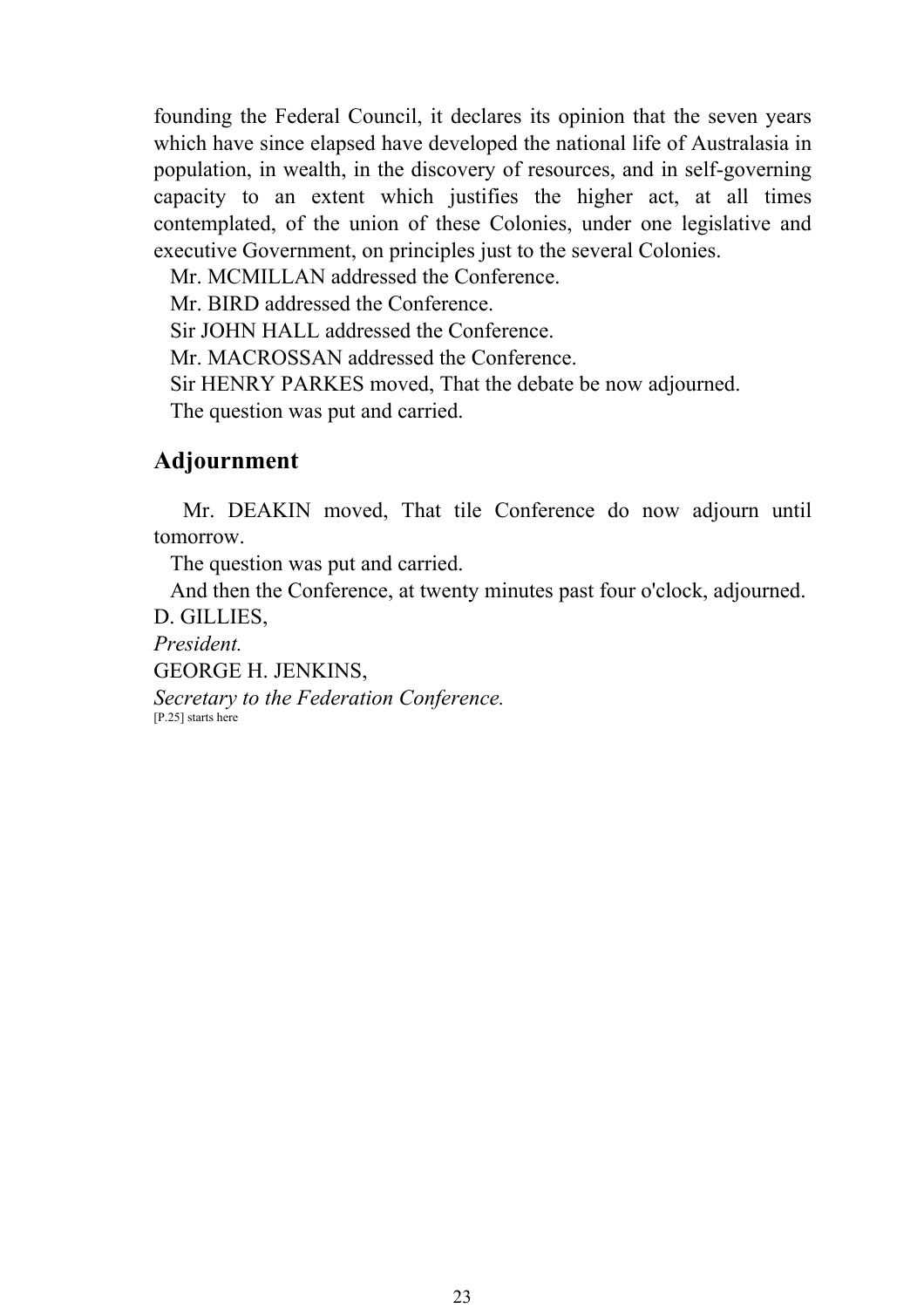founding the Federal Council, it declares its opinion that the seven years which have since elapsed have developed the national life of Australasia in population, in wealth, in the discovery of resources, and in self-governing capacity to an extent which justifies the higher act, at all times contemplated, of the union of these Colonies, under one legislative and executive Government, on principles just to the several Colonies.

Mr. MCMILLAN addressed the Conference.

Mr. BIRD addressed the Conference.

Sir JOHN HALL addressed the Conference.

Mr. MACROSSAN addressed the Conference.

Sir HENRY PARKES moved, That the debate be now adjourned.

The question was put and carried.

## Adjournment

Mr. DEAKIN moved, That tile Conference do now adjourn until tomorrow.

The question was put and carried.

And then the Conference, at twenty minutes past four o'clock, adjourned.

D. GILLIES,

*President.*

GEORGE H. JENKINS,

*Secretary to the Federation Conference.*

[P.25] starts here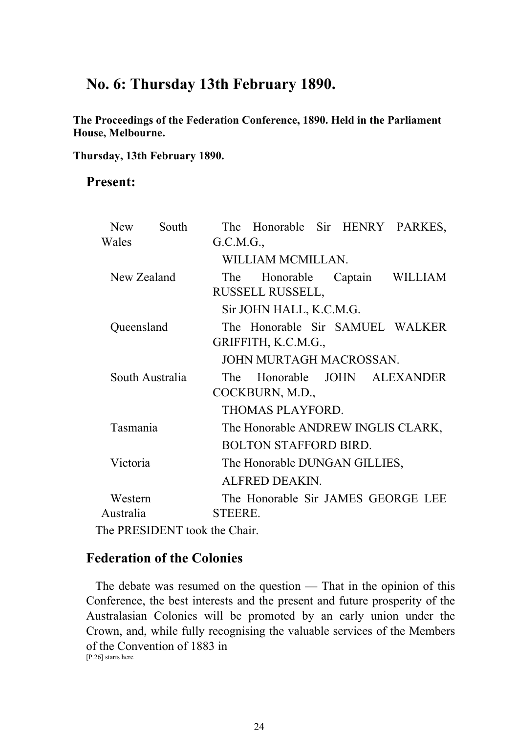## No. 6: Thursday 13th February 1890.

**The Proceedings of the Federation Conference, 1890. Held in the Parliament House, Melbourne.**

**Thursday, 13th February 1890.**

### Present:

| | |
|---|---|
| New South Wales | The Honorable Sir HENRY PARKES, G.C.M.G., |
| | WILLIAM MCMILLAN. |
| New Zealand | The Honorable Captain WILLIAM RUSSELL RUSSELL, |
| | Sir JOHN HALL, K.C.M.G. |
| Queensland | The Honorable Sir SAMUEL WALKER GRIFFITH, K.C.M.G., |
| | JOHN MURTAGH MACROSSAN. |
| South Australia | The Honorable JOHN ALEXANDER COCKBURN, M.D., |
| | THOMAS PLAYFORD. |
| Tasmania | The Honorable ANDREW INGLIS CLARK, |
| | BOLTON STAFFORD BIRD. |
| Victoria | The Honorable DUNGAN GILLIES, |
| | ALFRED DEAKIN. |
| Western Australia | The Honorable Sir JAMES GEORGE LEE STEERE. |

The PRESIDENT took the Chair.

### Federation of the Colonies

The debate was resumed on the question — That in the opinion of this Conference, the best interests and the present and future prosperity of the Australasian Colonies will be promoted by an early union under the Crown, and, while fully recognising the valuable services of the Members of the Convention of 1883 in

[P.26] starts here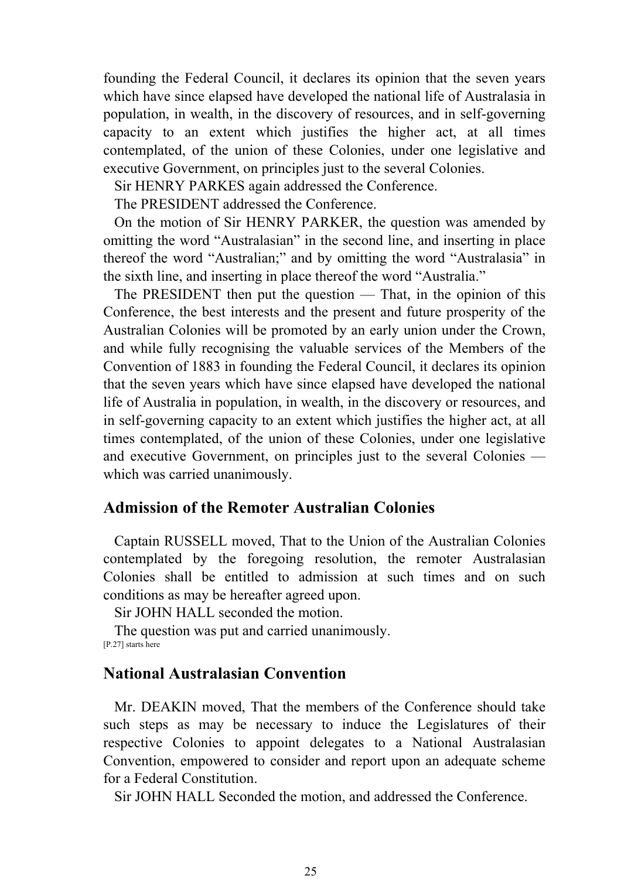founding the Federal Council, it declares its opinion that the seven years which have since elapsed have developed the national life of Australasia in population, in wealth, in the discovery of resources, and in self-governing capacity to an extent which justifies the higher act, at all times contemplated, of the union of these Colonies, under one legislative and executive Government, on principles just to the several Colonies.

Sir HENRY PARKES again addressed the Conference.

The PRESIDENT addressed the Conference.

On the motion of Sir HENRY PARKER, the question was amended by omitting the word "Australasian" in the second line, and inserting in place thereof the word "Australian;" and by omitting the word "Australasia" in the sixth line, and inserting in place thereof the word "Australia."

The PRESIDENT then put the question — That, in the opinion of this Conference, the best interests and the present and future prosperity of the Australian Colonies will be promoted by an early union under the Crown, and while fully recognising the valuable services of the Members of the Convention of 1883 in founding the Federal Council, it declares its opinion that the seven years which have since elapsed have developed the national life of Australia in population, in wealth, in the discovery or resources, and in self-governing capacity to an extent which justifies the higher act, at all times contemplated, of the union of these Colonies, under one legislative and executive Government, on principles just to the several Colonies — which was carried unanimously.

## Admission of the Remoter Australian Colonies

Captain RUSSELL moved, That to the Union of the Australian Colonies contemplated by the foregoing resolution, the remoter Australasian Colonies shall be entitled to admission at such times and on such conditions as may be hereafter agreed upon.

Sir JOHN HALL seconded the motion.

The question was put and carried unanimously.

[P.27] starts here

## National Australasian Convention

Mr. DEAKIN moved, That the members of the Conference should take such steps as may be necessary to induce the Legislatures of their respective Colonies to appoint delegates to a National Australasian Convention, empowered to consider and report upon an adequate scheme for a Federal Constitution.

Sir JOHN HALL Seconded the motion, and addressed the Conference.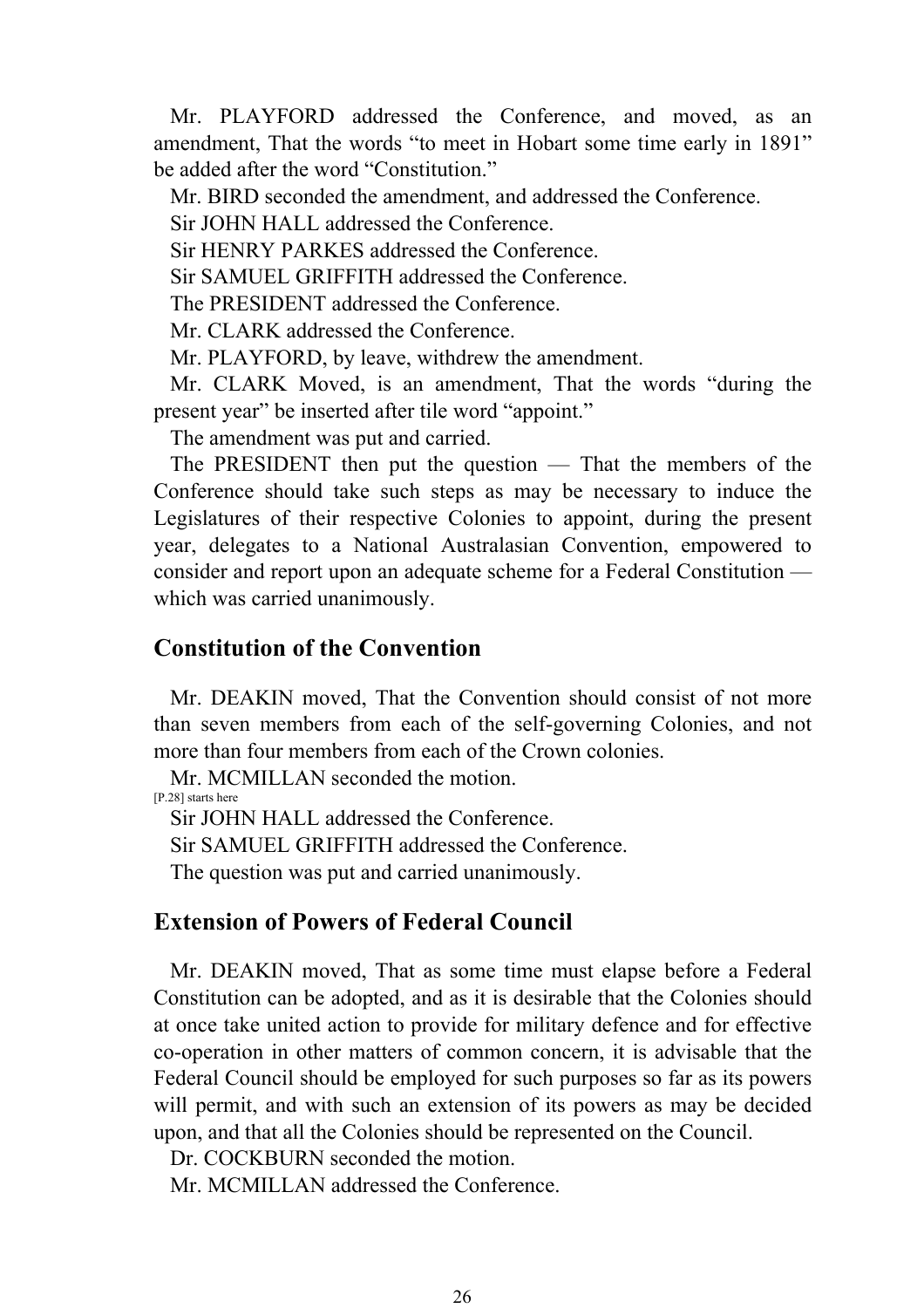Mr. PLAYFORD addressed the Conference, and moved, as an amendment, That the words "to meet in Hobart some time early in 1891" be added after the word "Constitution."

Mr. BIRD seconded the amendment, and addressed the Conference.

Sir JOHN HALL addressed the Conference.

Sir HENRY PARKES addressed the Conference.

Sir SAMUEL GRIFFITH addressed the Conference.

The PRESIDENT addressed the Conference.

Mr. CLARK addressed the Conference.

Mr. PLAYFORD, by leave, withdrew the amendment.

Mr. CLARK Moved, is an amendment, That the words "during the present year" be inserted after tile word "appoint."

The amendment was put and carried.

The PRESIDENT then put the question — That the members of the Conference should take such steps as may be necessary to induce the Legislatures of their respective Colonies to appoint, during the present year, delegates to a National Australasian Convention, empowered to consider and report upon an adequate scheme for a Federal Constitution — which was carried unanimously.

## Constitution of the Convention

Mr. DEAKIN moved, That the Convention should consist of not more than seven members from each of the self-governing Colonies, and not more than four members from each of the Crown colonies.

Mr. MCMILLAN seconded the motion.

[P.28] starts here

Sir JOHN HALL addressed the Conference.

Sir SAMUEL GRIFFITH addressed the Conference.

The question was put and carried unanimously.

## Extension of Powers of Federal Council

Mr. DEAKIN moved, That as some time must elapse before a Federal Constitution can be adopted, and as it is desirable that the Colonies should at once take united action to provide for military defence and for effective co-operation in other matters of common concern, it is advisable that the Federal Council should be employed for such purposes so far as its powers will permit, and with such an extension of its powers as may be decided upon, and that all the Colonies should be represented on the Council.

Dr. COCKBURN seconded the motion.

Mr. MCMILLAN addressed the Conference.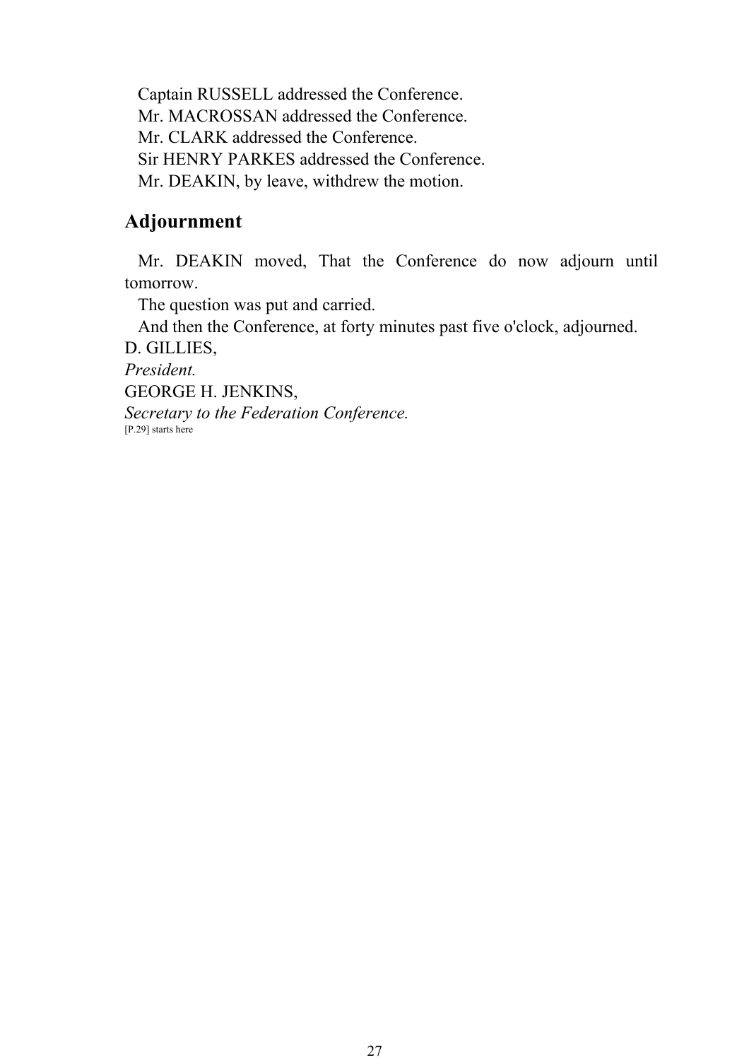Captain RUSSELL addressed the Conference.

Mr. MACROSSAN addressed the Conference.

Mr. CLARK addressed the Conference.

Sir HENRY PARKES addressed the Conference.

Mr. DEAKIN, by leave, withdrew the motion.

## Adjournment

Mr. DEAKIN moved, That the Conference do now adjourn until tomorrow.

The question was put and carried.

And then the Conference, at forty minutes past five o'clock, adjourned.

D. GILLIES,
*President.*

GEORGE H. JENKINS,
*Secretary to the Federation Conference.*

[P.29] starts here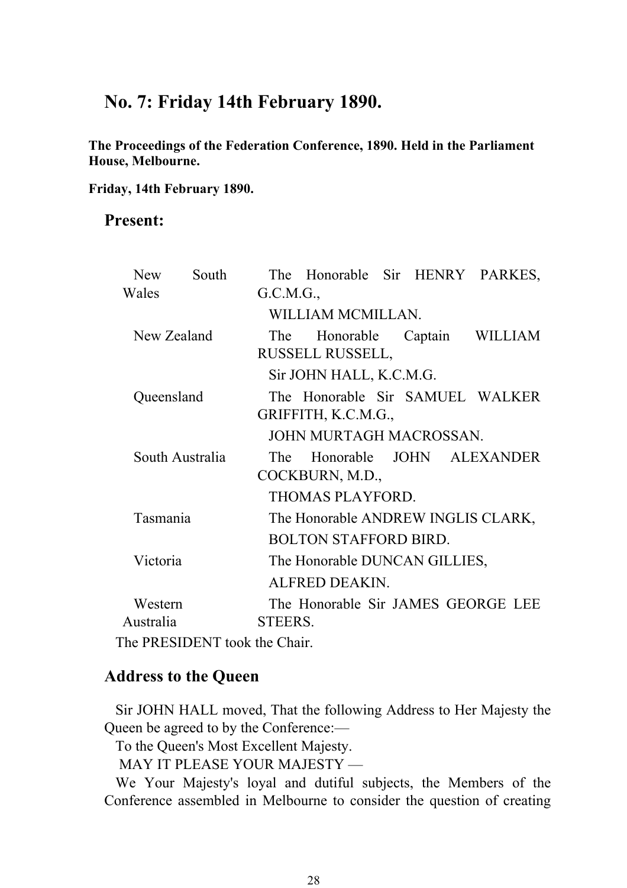# No. 7: Friday 14th February 1890.

**The Proceedings of the Federation Conference, 1890. Held in the Parliament House, Melbourne.**

**Friday, 14th February 1890.**

## Present:

| | |
|---|---|
| New South Wales | The Honorable Sir HENRY PARKES, G.C.M.G., |
| | WILLIAM MCMILLAN. |
| New Zealand | The Honorable Captain WILLIAM RUSSELL RUSSELL, |
| | Sir JOHN HALL, K.C.M.G. |
| Queensland | The Honorable Sir SAMUEL WALKER GRIFFITH, K.C.M.G., |
| | JOHN MURTAGH MACROSSAN. |
| South Australia | The Honorable JOHN ALEXANDER COCKBURN, M.D., |
| | THOMAS PLAYFORD. |
| Tasmania | The Honorable ANDREW INGLIS CLARK, |
| | BOLTON STAFFORD BIRD. |
| Victoria | The Honorable DUNCAN GILLIES, |
| | ALFRED DEAKIN. |
| Western Australia | The Honorable Sir JAMES GEORGE LEE STEERS. |

The PRESIDENT took the Chair.

## Address to the Queen

Sir JOHN HALL moved, That the following Address to Her Majesty the Queen be agreed to by the Conference:—

To the Queen's Most Excellent Majesty.

MAY IT PLEASE YOUR MAJESTY —

We Your Majesty's loyal and dutiful subjects, the Members of the Conference assembled in Melbourne to consider the question of creating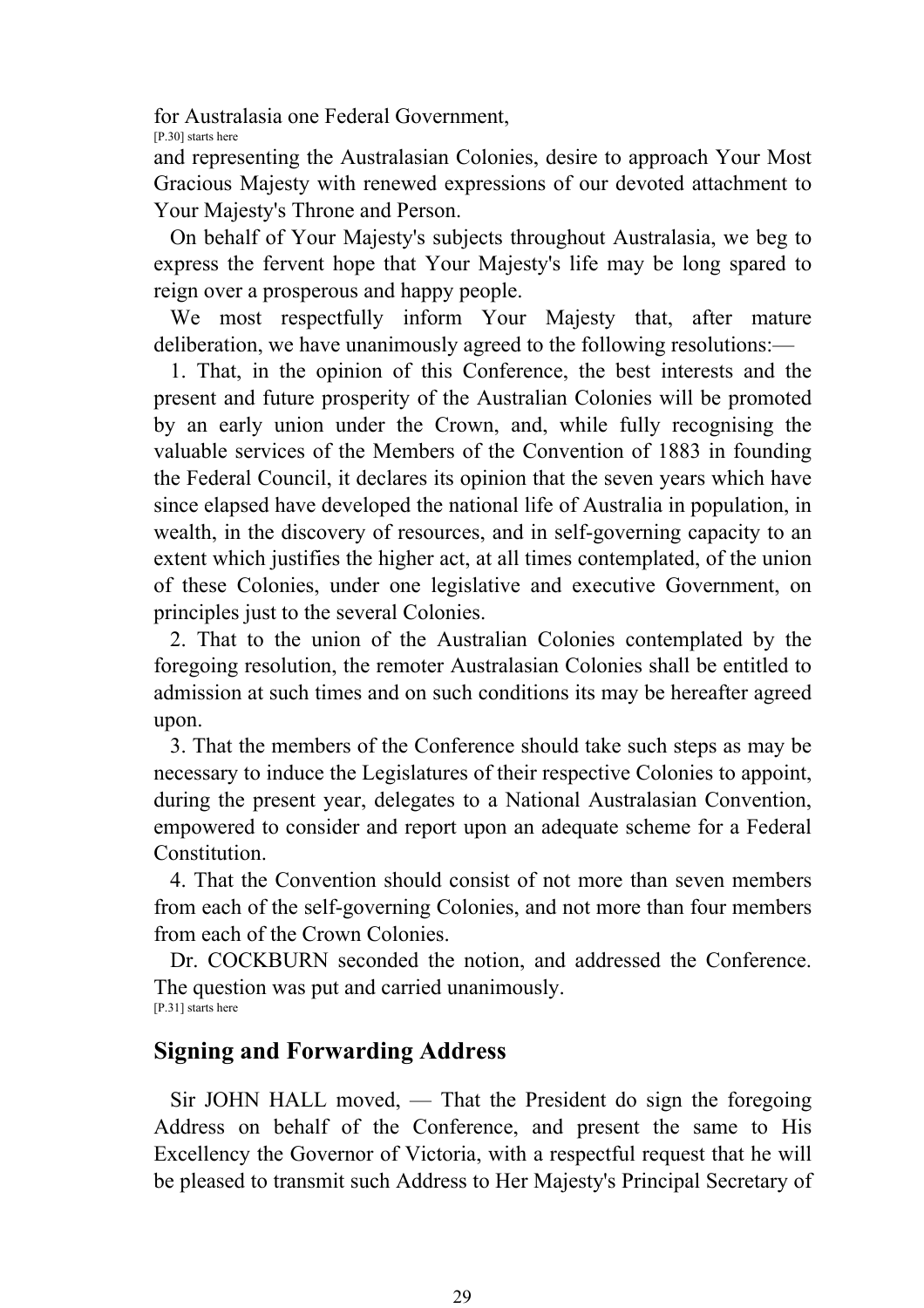for Australasia one Federal Government,

[P.30] starts here

and representing the Australasian Colonies, desire to approach Your Most Gracious Majesty with renewed expressions of our devoted attachment to Your Majesty's Throne and Person.

On behalf of Your Majesty's subjects throughout Australasia, we beg to express the fervent hope that Your Majesty's life may be long spared to reign over a prosperous and happy people.

We most respectfully inform Your Majesty that, after mature deliberation, we have unanimously agreed to the following resolutions:—

1. That, in the opinion of this Conference, the best interests and the present and future prosperity of the Australian Colonies will be promoted by an early union under the Crown, and, while fully recognising the valuable services of the Members of the Convention of 1883 in founding the Federal Council, it declares its opinion that the seven years which have since elapsed have developed the national life of Australia in population, in wealth, in the discovery of resources, and in self-governing capacity to an extent which justifies the higher act, at all times contemplated, of the union of these Colonies, under one legislative and executive Government, on principles just to the several Colonies.

2. That to the union of the Australian Colonies contemplated by the foregoing resolution, the remoter Australasian Colonies shall be entitled to admission at such times and on such conditions its may be hereafter agreed upon.

3. That the members of the Conference should take such steps as may be necessary to induce the Legislatures of their respective Colonies to appoint, during the present year, delegates to a National Australasian Convention, empowered to consider and report upon an adequate scheme for a Federal Constitution.

4. That the Convention should consist of not more than seven members from each of the self-governing Colonies, and not more than four members from each of the Crown Colonies.

Dr. COCKBURN seconded the notion, and addressed the Conference. The question was put and carried unanimously.

[P.31] starts here

## Signing and Forwarding Address

Sir JOHN HALL moved, — That the President do sign the foregoing Address on behalf of the Conference, and present the same to His Excellency the Governor of Victoria, with a respectful request that he will be pleased to transmit such Address to Her Majesty's Principal Secretary of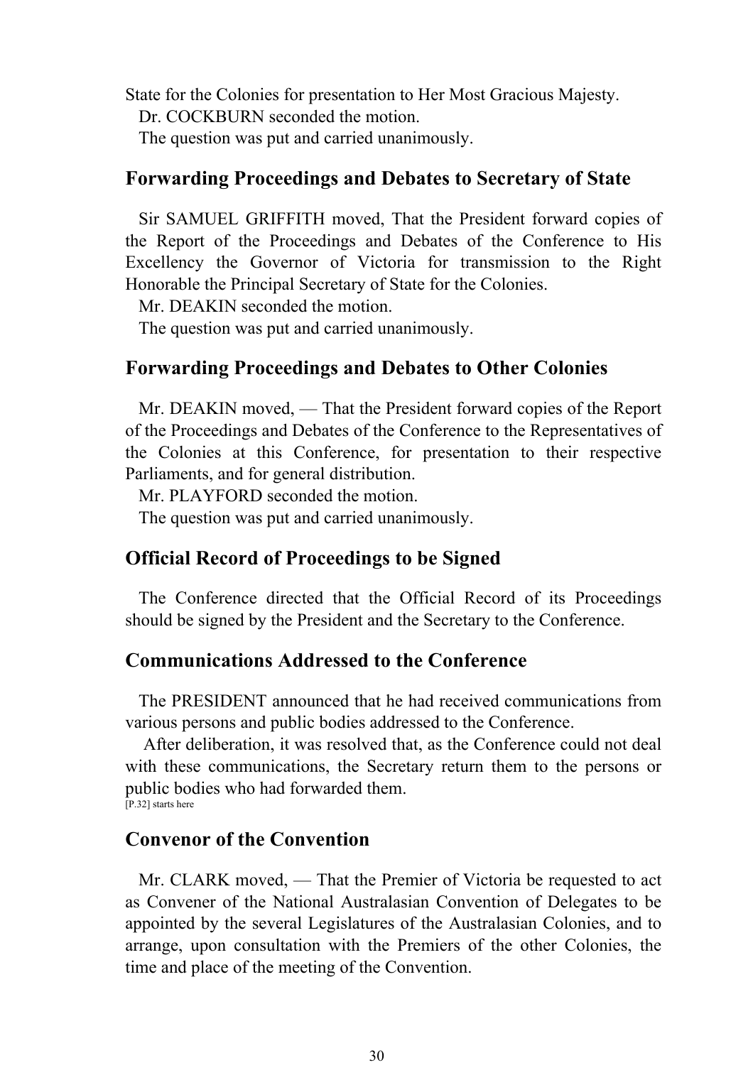State for the Colonies for presentation to Her Most Gracious Majesty.

Dr. COCKBURN seconded the motion.

The question was put and carried unanimously.

## Forwarding Proceedings and Debates to Secretary of State

Sir SAMUEL GRIFFITH moved, That the President forward copies of the Report of the Proceedings and Debates of the Conference to His Excellency the Governor of Victoria for transmission to the Right Honorable the Principal Secretary of State for the Colonies.

Mr. DEAKIN seconded the motion.

The question was put and carried unanimously.

## Forwarding Proceedings and Debates to Other Colonies

Mr. DEAKIN moved, — That the President forward copies of the Report of the Proceedings and Debates of the Conference to the Representatives of the Colonies at this Conference, for presentation to their respective Parliaments, and for general distribution.

Mr. PLAYFORD seconded the motion.

The question was put and carried unanimously.

## Official Record of Proceedings to be Signed

The Conference directed that the Official Record of its Proceedings should be signed by the President and the Secretary to the Conference.

## Communications Addressed to the Conference

The PRESIDENT announced that he had received communications from various persons and public bodies addressed to the Conference.

After deliberation, it was resolved that, as the Conference could not deal with these communications, the Secretary return them to the persons or public bodies who had forwarded them.

[P.32] starts here

## Convenor of the Convention

Mr. CLARK moved, — That the Premier of Victoria be requested to act as Convener of the National Australasian Convention of Delegates to be appointed by the several Legislatures of the Australasian Colonies, and to arrange, upon consultation with the Premiers of the other Colonies, the time and place of the meeting of the Convention.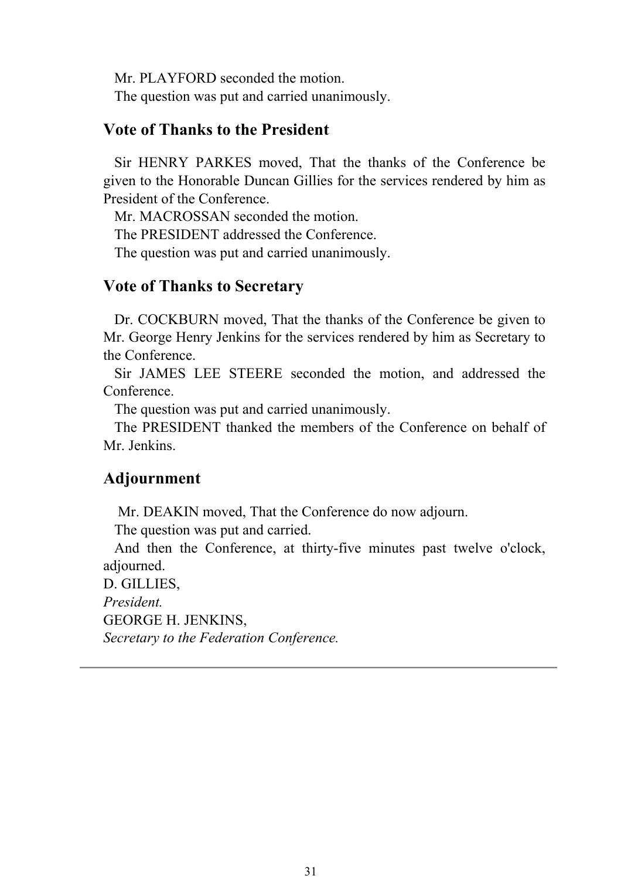Mr. PLAYFORD seconded the motion.

The question was put and carried unanimously.

## Vote of Thanks to the President

Sir HENRY PARKES moved, That the thanks of the Conference be given to the Honorable Duncan Gillies for the services rendered by him as President of the Conference.

Mr. MACROSSAN seconded the motion.

The PRESIDENT addressed the Conference.

The question was put and carried unanimously.

## Vote of Thanks to Secretary

Dr. COCKBURN moved, That the thanks of the Conference be given to Mr. George Henry Jenkins for the services rendered by him as Secretary to the Conference.

Sir JAMES LEE STEERE seconded the motion, and addressed the Conference.

The question was put and carried unanimously.

The PRESIDENT thanked the members of the Conference on behalf of Mr. Jenkins.

## Adjournment

Mr. DEAKIN moved, That the Conference do now adjourn.

The question was put and carried.

And then the Conference, at thirty-five minutes past twelve o'clock, adjourned.

D. GILLIES,
*President.*
GEORGE H. JENKINS,
*Secretary to the Federation Conference.*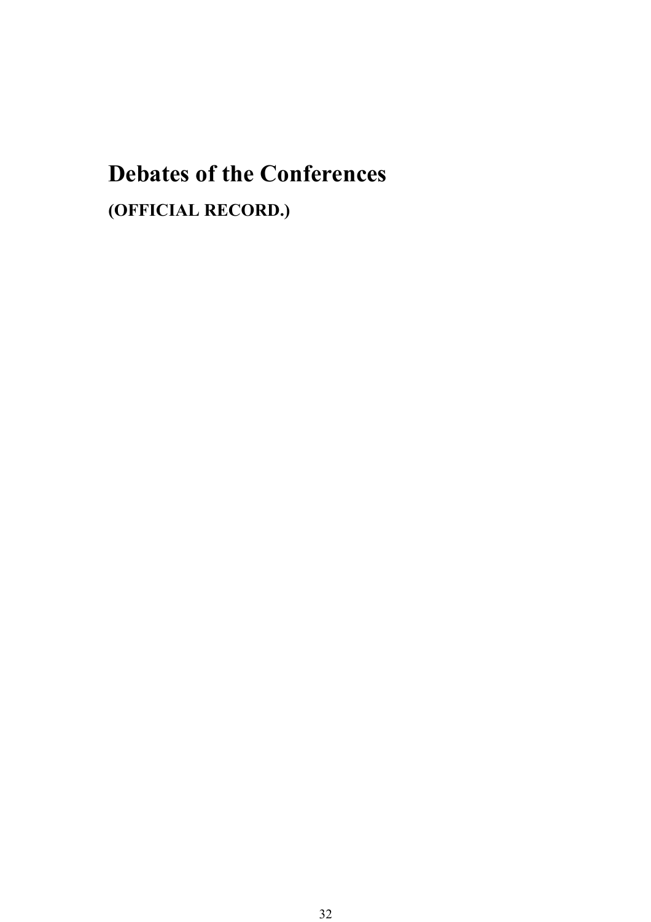# Debates of the Conferences

**(OFFICIAL RECORD.)**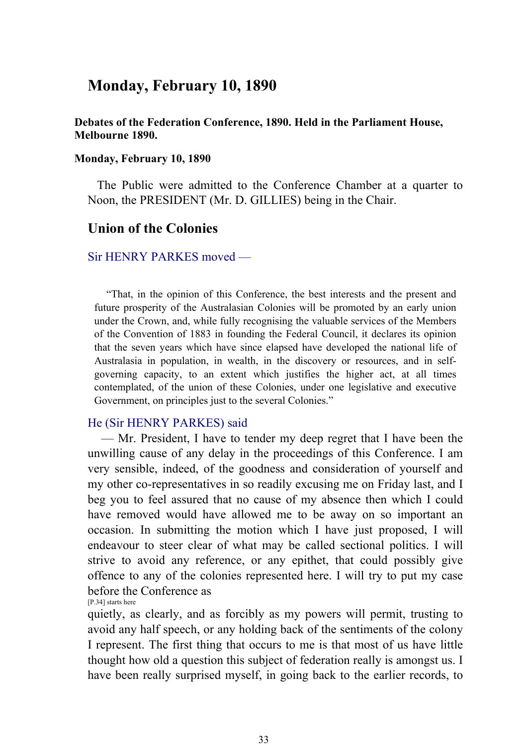# Monday, February 10, 1890

**Debates of the Federation Conference, 1890. Held in the Parliament House, Melbourne 1890.**

**Monday, February 10, 1890**

The Public were admitted to the Conference Chamber at a quarter to Noon, the PRESIDENT (Mr. D. GILLIES) being in the Chair.

## Union of the Colonies

Sir HENRY PARKES moved —

> "That, in the opinion of this Conference, the best interests and the present and future prosperity of the Australasian Colonies will be promoted by an early union under the Crown, and, while fully recognising the valuable services of the Members of the Convention of 1883 in founding the Federal Council, it declares its opinion that the seven years which have since elapsed have developed the national life of Australasia in population, in wealth, in the discovery or resources, and in self-governing capacity, to an extent which justifies the higher act, at all times contemplated, of the union of these Colonies, under one legislative and executive Government, on principles just to the several Colonies."

He (Sir HENRY PARKES) said

— Mr. President, I have to tender my deep regret that I have been the unwilling cause of any delay in the proceedings of this Conference. I am very sensible, indeed, of the goodness and consideration of yourself and my other co-representatives in so readily excusing me on Friday last, and I beg you to feel assured that no cause of my absence then which I could have removed would have allowed me to be away on so important an occasion. In submitting the motion which I have just proposed, I will endeavour to steer clear of what may be called sectional politics. I will strive to avoid any reference, or any epithet, that could possibly give offence to any of the colonies represented here. I will try to put my case before the Conference as

[P.34] starts here

quietly, as clearly, and as forcibly as my powers will permit, trusting to avoid any half speech, or any holding back of the sentiments of the colony I represent. The first thing that occurs to me is that most of us have little thought how old a question this subject of federation really is amongst us. I have been really surprised myself, in going back to the earlier records, to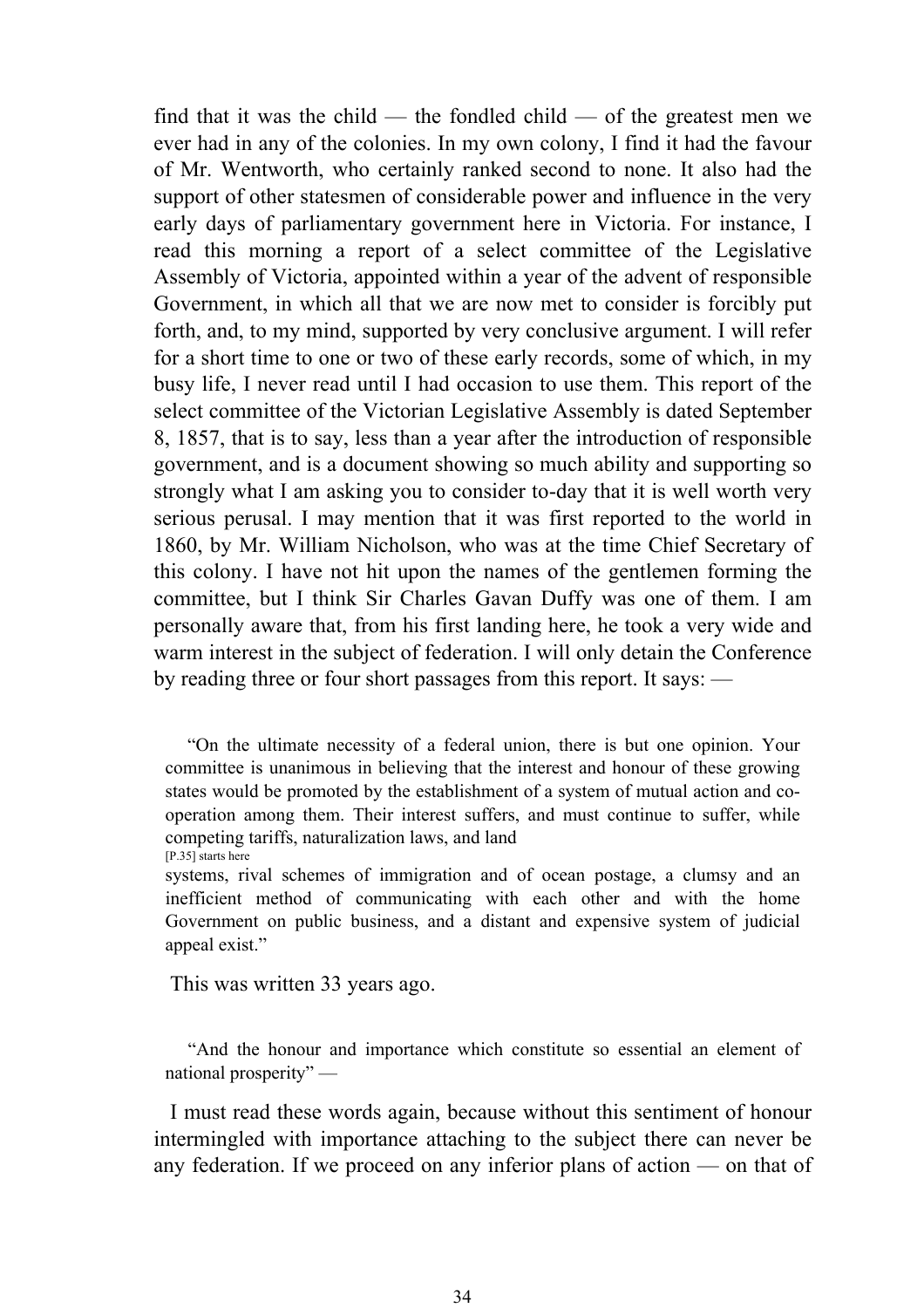find that it was the child — the fondled child — of the greatest men we ever had in any of the colonies. In my own colony, I find it had the favour of Mr. Wentworth, who certainly ranked second to none. It also had the support of other statesmen of considerable power and influence in the very early days of parliamentary government here in Victoria. For instance, I read this morning a report of a select committee of the Legislative Assembly of Victoria, appointed within a year of the advent of responsible Government, in which all that we are now met to consider is forcibly put forth, and, to my mind, supported by very conclusive argument. I will refer for a short time to one or two of these early records, some of which, in my busy life, I never read until I had occasion to use them. This report of the select committee of the Victorian Legislative Assembly is dated September 8, 1857, that is to say, less than a year after the introduction of responsible government, and is a document showing so much ability and supporting so strongly what I am asking you to consider to-day that it is well worth very serious perusal. I may mention that it was first reported to the world in 1860, by Mr. William Nicholson, who was at the time Chief Secretary of this colony. I have not hit upon the names of the gentlemen forming the committee, but I think Sir Charles Gavan Duffy was one of them. I am personally aware that, from his first landing here, he took a very wide and warm interest in the subject of federation. I will only detain the Conference by reading three or four short passages from this report. It says: —

> "On the ultimate necessity of a federal union, there is but one opinion. Your committee is unanimous in believing that the interest and honour of these growing states would be promoted by the establishment of a system of mutual action and co-operation among them. Their interest suffers, and must continue to suffer, while competing tariffs, naturalization laws, and land
> [P.35] starts here
> systems, rival schemes of immigration and of ocean postage, a clumsy and an inefficient method of communicating with each other and with the home Government on public business, and a distant and expensive system of judicial appeal exist."

This was written 33 years ago.

> "And the honour and importance which constitute so essential an element of national prosperity" —

I must read these words again, because without this sentiment of honour intermingled with importance attaching to the subject there can never be any federation. If we proceed on any inferior plans of action — on that of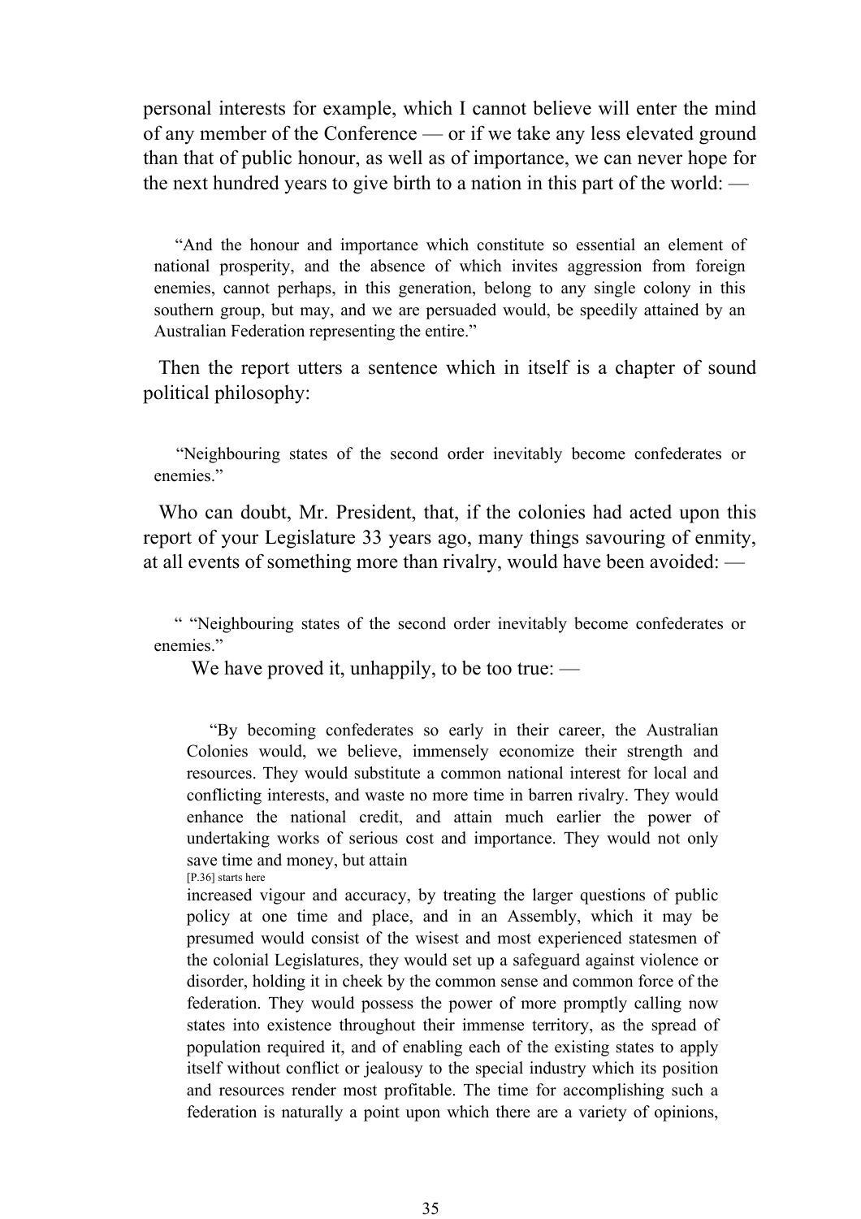personal interests for example, which I cannot believe will enter the mind of any member of the Conference — or if we take any less elevated ground than that of public honour, as well as of importance, we can never hope for the next hundred years to give birth to a nation in this part of the world: —

> "And the honour and importance which constitute so essential an element of national prosperity, and the absence of which invites aggression from foreign enemies, cannot perhaps, in this generation, belong to any single colony in this southern group, but may, and we are persuaded would, be speedily attained by an Australian Federation representing the entire."

Then the report utters a sentence which in itself is a chapter of sound political philosophy:

> "Neighbouring states of the second order inevitably become confederates or enemies."

Who can doubt, Mr. President, that, if the colonies had acted upon this report of your Legislature 33 years ago, many things savouring of enmity, at all events of something more than rivalry, would have been avoided: —

> " "Neighbouring states of the second order inevitably become confederates or enemies."

We have proved it, unhappily, to be too true: —

> "By becoming confederates so early in their career, the Australian Colonies would, we believe, immensely economize their strength and resources. They would substitute a common national interest for local and conflicting interests, and waste no more time in barren rivalry. They would enhance the national credit, and attain much earlier the power of undertaking works of serious cost and importance. They would not only save time and money, but attain
>
> [P.36] starts here
>
> increased vigour and accuracy, by treating the larger questions of public policy at one time and place, and in an Assembly, which it may be presumed would consist of the wisest and most experienced statesmen of the colonial Legislatures, they would set up a safeguard against violence or disorder, holding it in cheek by the common sense and common force of the federation. They would possess the power of more promptly calling now states into existence throughout their immense territory, as the spread of population required it, and of enabling each of the existing states to apply itself without conflict or jealousy to the special industry which its position and resources render most profitable. The time for accomplishing such a federation is naturally a point upon which there are a variety of opinions,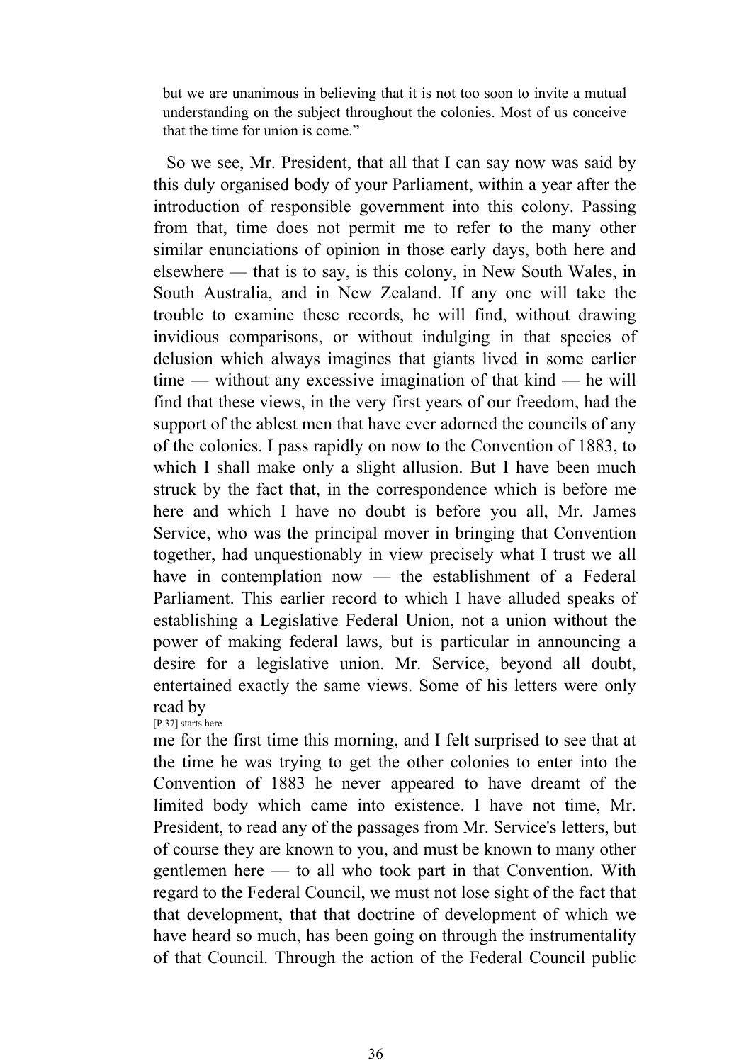> but we are unanimous in believing that it is not too soon to invite a mutual understanding on the subject throughout the colonies. Most of us conceive that the time for union is come."

So we see, Mr. President, that all that I can say now was said by this duly organised body of your Parliament, within a year after the introduction of responsible government into this colony. Passing from that, time does not permit me to refer to the many other similar enunciations of opinion in those early days, both here and elsewhere — that is to say, is this colony, in New South Wales, in South Australia, and in New Zealand. If any one will take the trouble to examine these records, he will find, without drawing invidious comparisons, or without indulging in that species of delusion which always imagines that giants lived in some earlier time — without any excessive imagination of that kind — he will find that these views, in the very first years of our freedom, had the support of the ablest men that have ever adorned the councils of any of the colonies. I pass rapidly on now to the Convention of 1883, to which I shall make only a slight allusion. But I have been much struck by the fact that, in the correspondence which is before me here and which I have no doubt is before you all, Mr. James Service, who was the principal mover in bringing that Convention together, had unquestionably in view precisely what I trust we all have in contemplation now — the establishment of a Federal Parliament. This earlier record to which I have alluded speaks of establishing a Legislative Federal Union, not a union without the power of making federal laws, but is particular in announcing a desire for a legislative union. Mr. Service, beyond all doubt, entertained exactly the same views. Some of his letters were only read by

[P.37] starts here

me for the first time this morning, and I felt surprised to see that at the time he was trying to get the other colonies to enter into the Convention of 1883 he never appeared to have dreamt of the limited body which came into existence. I have not time, Mr. President, to read any of the passages from Mr. Service's letters, but of course they are known to you, and must be known to many other gentlemen here — to all who took part in that Convention. With regard to the Federal Council, we must not lose sight of the fact that that development, that that doctrine of development of which we have heard so much, has been going on through the instrumentality of that Council. Through the action of the Federal Council public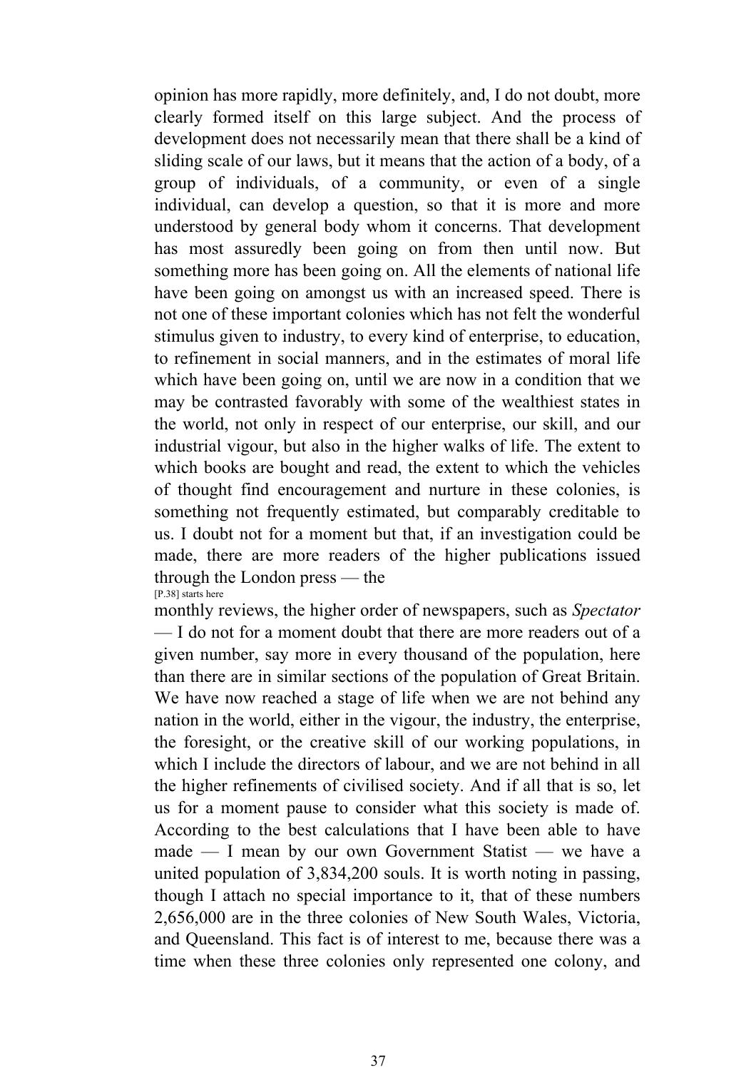opinion has more rapidly, more definitely, and, I do not doubt, more clearly formed itself on this large subject. And the process of development does not necessarily mean that there shall be a kind of sliding scale of our laws, but it means that the action of a body, of a group of individuals, of a community, or even of a single individual, can develop a question, so that it is more and more understood by general body whom it concerns. That development has most assuredly been going on from then until now. But something more has been going on. All the elements of national life have been going on amongst us with an increased speed. There is not one of these important colonies which has not felt the wonderful stimulus given to industry, to every kind of enterprise, to education, to refinement in social manners, and in the estimates of moral life which have been going on, until we are now in a condition that we may be contrasted favorably with some of the wealthiest states in the world, not only in respect of our enterprise, our skill, and our industrial vigour, but also in the higher walks of life. The extent to which books are bought and read, the extent to which the vehicles of thought find encouragement and nurture in these colonies, is something not frequently estimated, but comparably creditable to us. I doubt not for a moment but that, if an investigation could be made, there are more readers of the higher publications issued through the London press — the

[P.38] starts here

monthly reviews, the higher order of newspapers, such as *Spectator* — I do not for a moment doubt that there are more readers out of a given number, say more in every thousand of the population, here than there are in similar sections of the population of Great Britain. We have now reached a stage of life when we are not behind any nation in the world, either in the vigour, the industry, the enterprise, the foresight, or the creative skill of our working populations, in which I include the directors of labour, and we are not behind in all the higher refinements of civilised society. And if all that is so, let us for a moment pause to consider what this society is made of. According to the best calculations that I have been able to have made — I mean by our own Government Statist — we have a united population of 3,834,200 souls. It is worth noting in passing, though I attach no special importance to it, that of these numbers 2,656,000 are in the three colonies of New South Wales, Victoria, and Queensland. This fact is of interest to me, because there was a time when these three colonies only represented one colony, and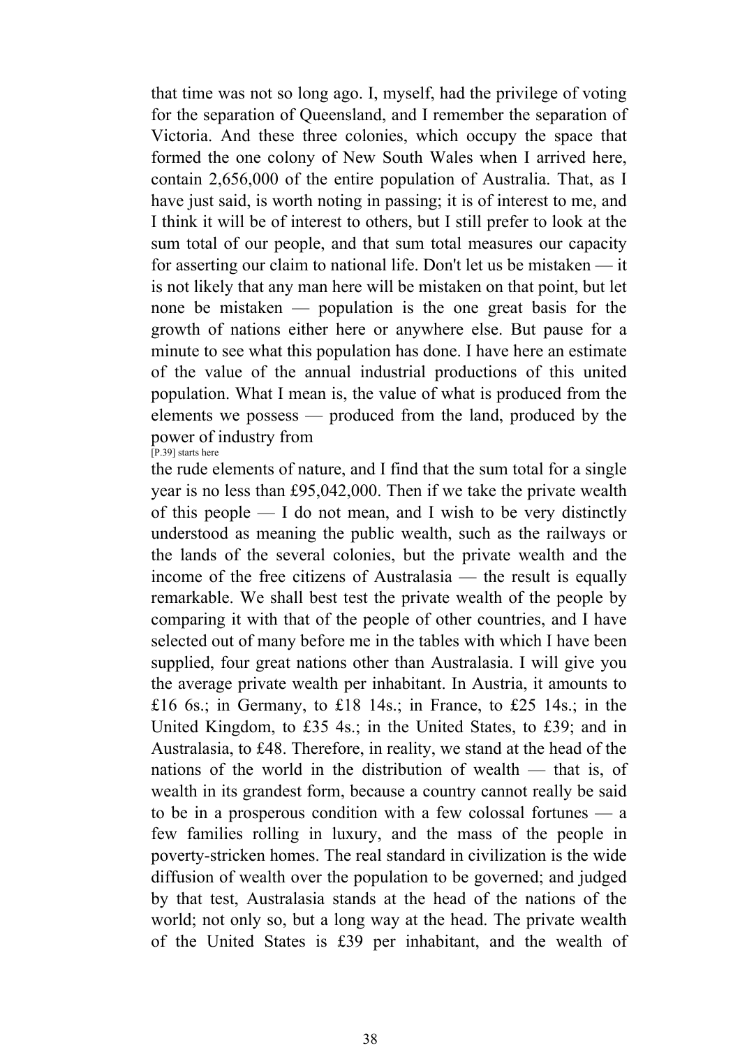that time was not so long ago. I, myself, had the privilege of voting for the separation of Queensland, and I remember the separation of Victoria. And these three colonies, which occupy the space that formed the one colony of New South Wales when I arrived here, contain 2,656,000 of the entire population of Australia. That, as I have just said, is worth noting in passing; it is of interest to me, and I think it will be of interest to others, but I still prefer to look at the sum total of our people, and that sum total measures our capacity for asserting our claim to national life. Don't let us be mistaken — it is not likely that any man here will be mistaken on that point, but let none be mistaken — population is the one great basis for the growth of nations either here or anywhere else. But pause for a minute to see what this population has done. I have here an estimate of the value of the annual industrial productions of this united population. What I mean is, the value of what is produced from the elements we possess — produced from the land, produced by the power of industry from

[P.39] starts here

the rude elements of nature, and I find that the sum total for a single year is no less than £95,042,000. Then if we take the private wealth of this people — I do not mean, and I wish to be very distinctly understood as meaning the public wealth, such as the railways or the lands of the several colonies, but the private wealth and the income of the free citizens of Australasia — the result is equally remarkable. We shall best test the private wealth of the people by comparing it with that of the people of other countries, and I have selected out of many before me in the tables with which I have been supplied, four great nations other than Australasia. I will give you the average private wealth per inhabitant. In Austria, it amounts to £16 6s.; in Germany, to £18 14s.; in France, to £25 14s.; in the United Kingdom, to £35 4s.; in the United States, to £39; and in Australasia, to £48. Therefore, in reality, we stand at the head of the nations of the world in the distribution of wealth — that is, of wealth in its grandest form, because a country cannot really be said to be in a prosperous condition with a few colossal fortunes — a few families rolling in luxury, and the mass of the people in poverty-stricken homes. The real standard in civilization is the wide diffusion of wealth over the population to be governed; and judged by that test, Australasia stands at the head of the nations of the world; not only so, but a long way at the head. The private wealth of the United States is £39 per inhabitant, and the wealth of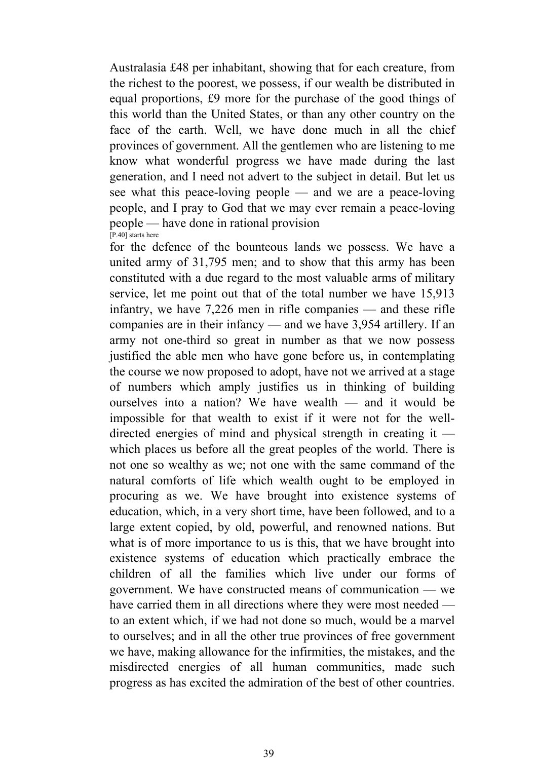Australasia £48 per inhabitant, showing that for each creature, from the richest to the poorest, we possess, if our wealth be distributed in equal proportions, £9 more for the purchase of the good things of this world than the United States, or than any other country on the face of the earth. Well, we have done much in all the chief provinces of government. All the gentlemen who are listening to me know what wonderful progress we have made during the last generation, and I need not advert to the subject in detail. But let us see what this peace-loving people — and we are a peace-loving people, and I pray to God that we may ever remain a peace-loving people — have done in rational provision

[P.40] starts here

for the defence of the bounteous lands we possess. We have a united army of 31,795 men; and to show that this army has been constituted with a due regard to the most valuable arms of military service, let me point out that of the total number we have 15,913 infantry, we have 7,226 men in rifle companies — and these rifle companies are in their infancy — and we have 3,954 artillery. If an army not one-third so great in number as that we now possess justified the able men who have gone before us, in contemplating the course we now proposed to adopt, have not we arrived at a stage of numbers which amply justifies us in thinking of building ourselves into a nation? We have wealth — and it would be impossible for that wealth to exist if it were not for the well-directed energies of mind and physical strength in creating it — which places us before all the great peoples of the world. There is not one so wealthy as we; not one with the same command of the natural comforts of life which wealth ought to be employed in procuring as we. We have brought into existence systems of education, which, in a very short time, have been followed, and to a large extent copied, by old, powerful, and renowned nations. But what is of more importance to us is this, that we have brought into existence systems of education which practically embrace the children of all the families which live under our forms of government. We have constructed means of communication — we have carried them in all directions where they were most needed — to an extent which, if we had not done so much, would be a marvel to ourselves; and in all the other true provinces of free government we have, making allowance for the infirmities, the mistakes, and the misdirected energies of all human communities, made such progress as has excited the admiration of the best of other countries.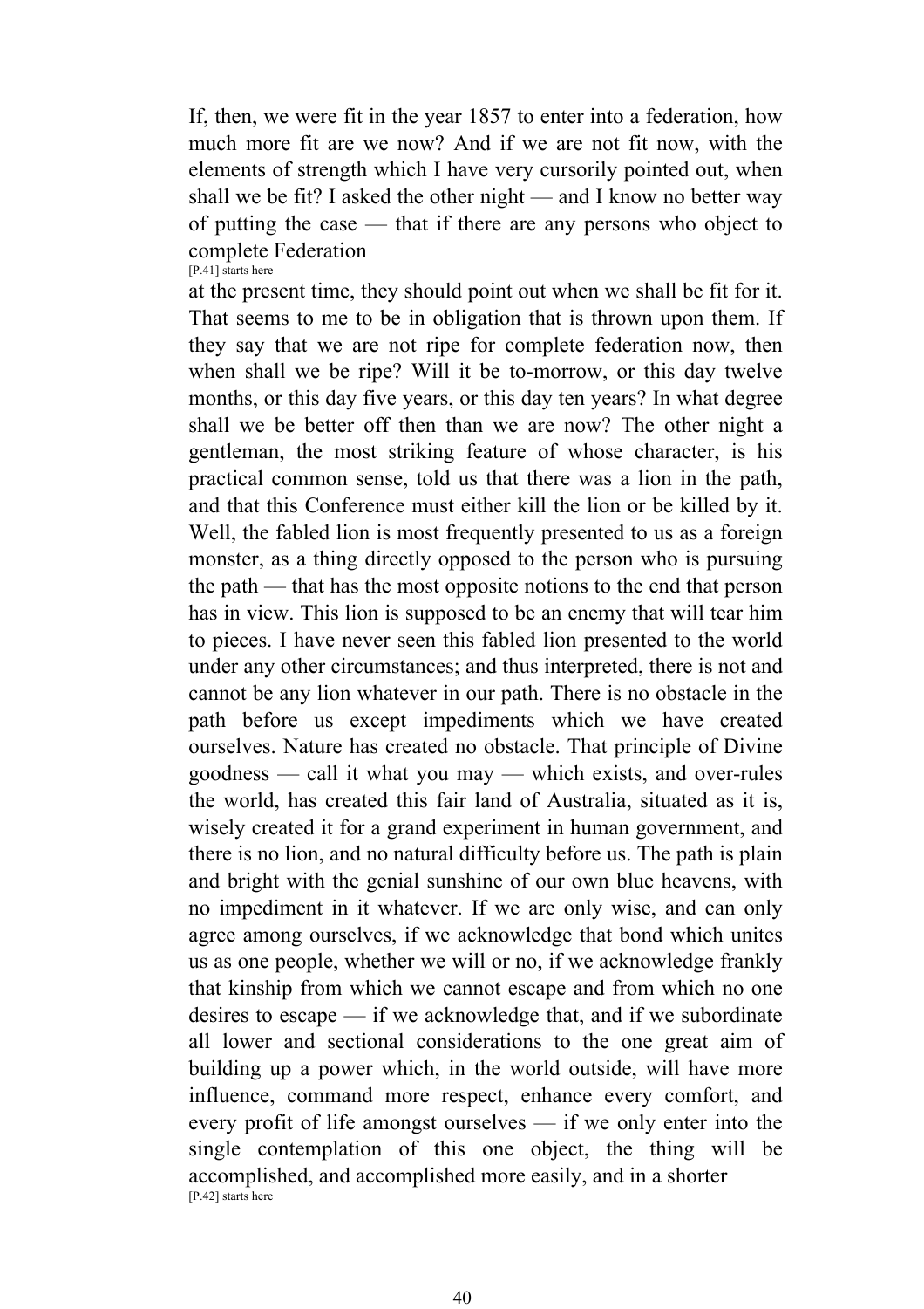If, then, we were fit in the year 1857 to enter into a federation, how much more fit are we now? And if we are not fit now, with the elements of strength which I have very cursorily pointed out, when shall we be fit? I asked the other night — and I know no better way of putting the case — that if there are any persons who object to complete Federation

[P.41] starts here

at the present time, they should point out when we shall be fit for it. That seems to me to be in obligation that is thrown upon them. If they say that we are not ripe for complete federation now, then when shall we be ripe? Will it be to-morrow, or this day twelve months, or this day five years, or this day ten years? In what degree shall we be better off then than we are now? The other night a gentleman, the most striking feature of whose character, is his practical common sense, told us that there was a lion in the path, and that this Conference must either kill the lion or be killed by it. Well, the fabled lion is most frequently presented to us as a foreign monster, as a thing directly opposed to the person who is pursuing the path — that has the most opposite notions to the end that person has in view. This lion is supposed to be an enemy that will tear him to pieces. I have never seen this fabled lion presented to the world under any other circumstances; and thus interpreted, there is not and cannot be any lion whatever in our path. There is no obstacle in the path before us except impediments which we have created ourselves. Nature has created no obstacle. That principle of Divine goodness — call it what you may — which exists, and over-rules the world, has created this fair land of Australia, situated as it is, wisely created it for a grand experiment in human government, and there is no lion, and no natural difficulty before us. The path is plain and bright with the genial sunshine of our own blue heavens, with no impediment in it whatever. If we are only wise, and can only agree among ourselves, if we acknowledge that bond which unites us as one people, whether we will or no, if we acknowledge frankly that kinship from which we cannot escape and from which no one desires to escape — if we acknowledge that, and if we subordinate all lower and sectional considerations to the one great aim of building up a power which, in the world outside, will have more influence, command more respect, enhance every comfort, and every profit of life amongst ourselves — if we only enter into the single contemplation of this one object, the thing will be accomplished, and accomplished more easily, and in a shorter

[P.42] starts here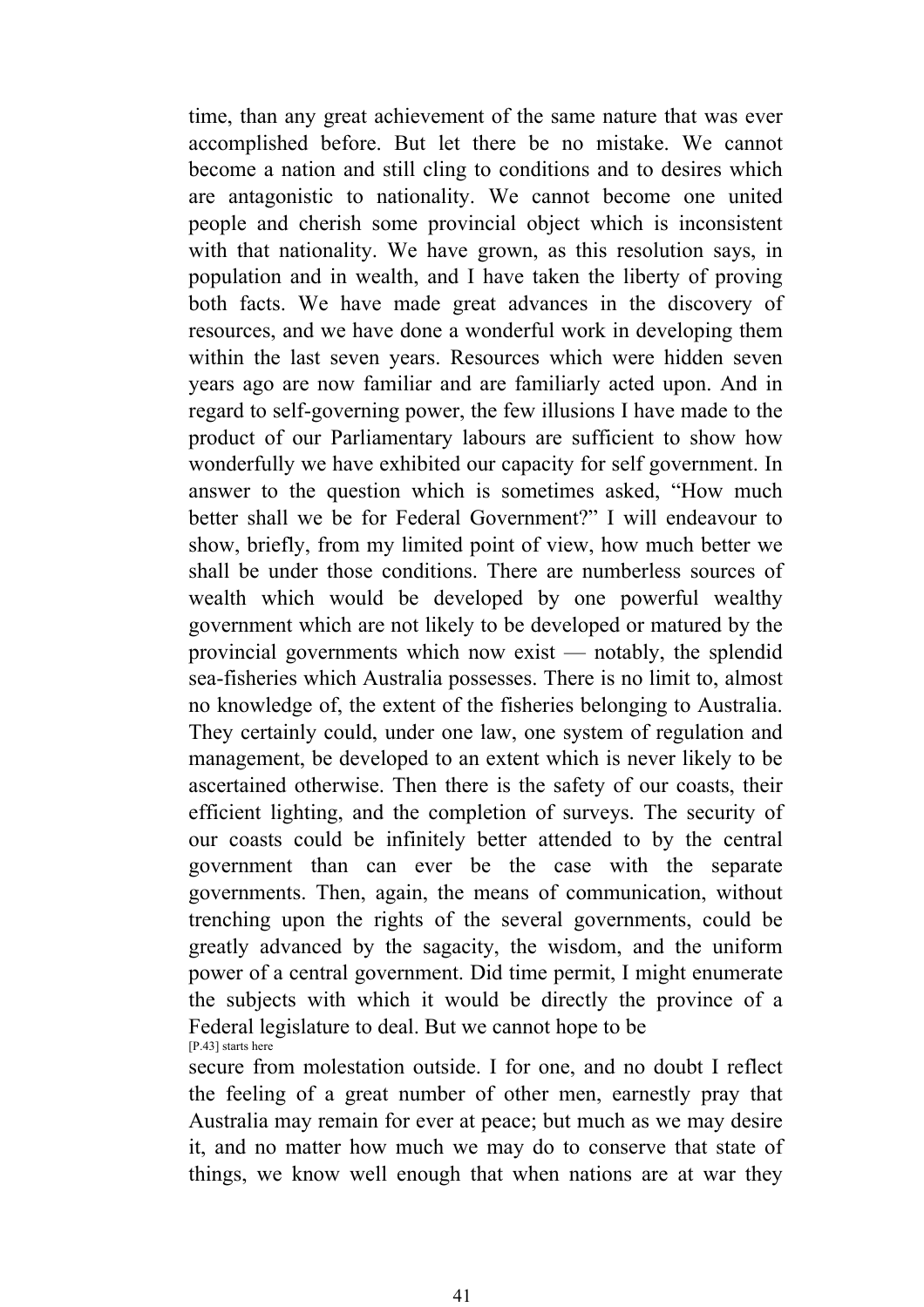time, than any great achievement of the same nature that was ever accomplished before. But let there be no mistake. We cannot become a nation and still cling to conditions and to desires which are antagonistic to nationality. We cannot become one united people and cherish some provincial object which is inconsistent with that nationality. We have grown, as this resolution says, in population and in wealth, and I have taken the liberty of proving both facts. We have made great advances in the discovery of resources, and we have done a wonderful work in developing them within the last seven years. Resources which were hidden seven years ago are now familiar and are familiarly acted upon. And in regard to self-governing power, the few illusions I have made to the product of our Parliamentary labours are sufficient to show how wonderfully we have exhibited our capacity for self government. In answer to the question which is sometimes asked, "How much better shall we be for Federal Government?" I will endeavour to show, briefly, from my limited point of view, how much better we shall be under those conditions. There are numberless sources of wealth which would be developed by one powerful wealthy government which are not likely to be developed or matured by the provincial governments which now exist — notably, the splendid sea-fisheries which Australia possesses. There is no limit to, almost no knowledge of, the extent of the fisheries belonging to Australia. They certainly could, under one law, one system of regulation and management, be developed to an extent which is never likely to be ascertained otherwise. Then there is the safety of our coasts, their efficient lighting, and the completion of surveys. The security of our coasts could be infinitely better attended to by the central government than can ever be the case with the separate governments. Then, again, the means of communication, without trenching upon the rights of the several governments, could be greatly advanced by the sagacity, the wisdom, and the uniform power of a central government. Did time permit, I might enumerate the subjects with which it would be directly the province of a Federal legislature to deal. But we cannot hope to be

[P.43] starts here

secure from molestation outside. I for one, and no doubt I reflect the feeling of a great number of other men, earnestly pray that Australia may remain for ever at peace; but much as we may desire it, and no matter how much we may do to conserve that state of things, we know well enough that when nations are at war they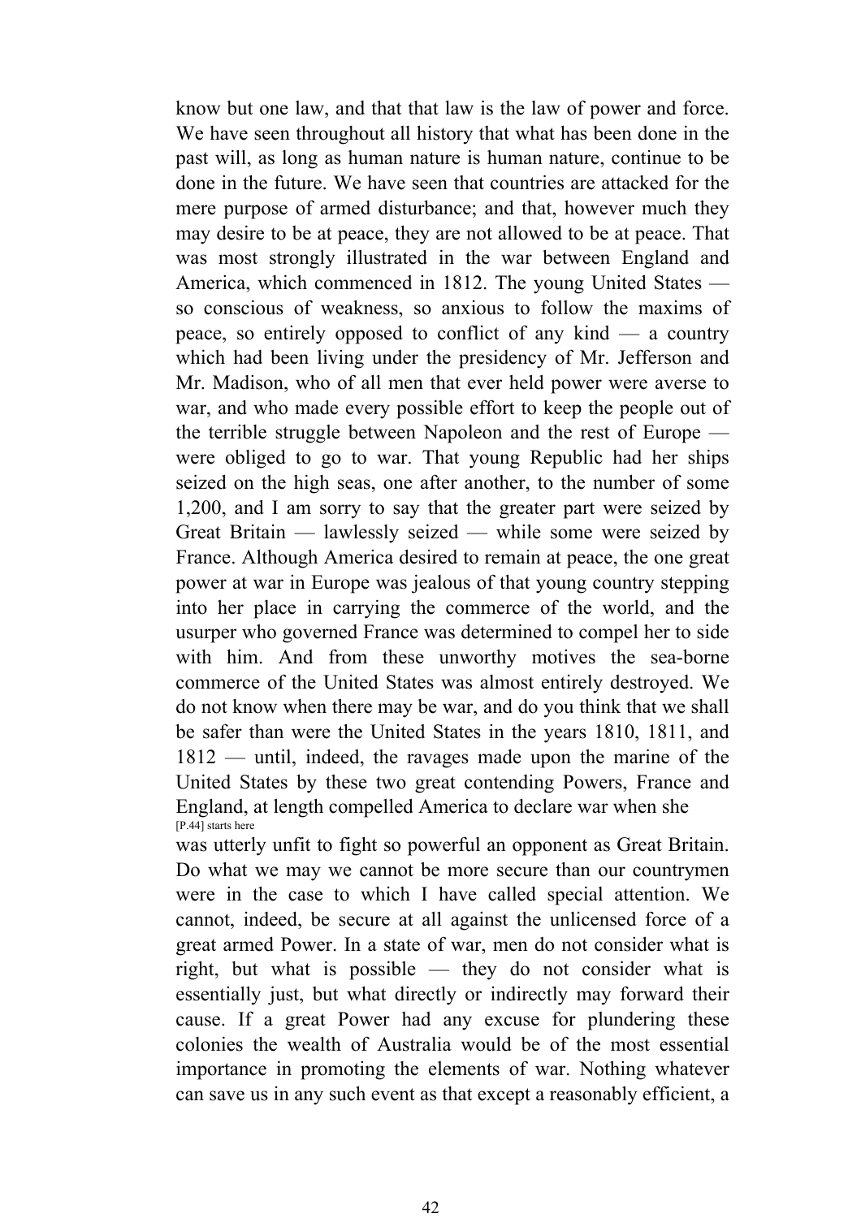know but one law, and that that law is the law of power and force. We have seen throughout all history that what has been done in the past will, as long as human nature is human nature, continue to be done in the future. We have seen that countries are attacked for the mere purpose of armed disturbance; and that, however much they may desire to be at peace, they are not allowed to be at peace. That was most strongly illustrated in the war between England and America, which commenced in 1812. The young United States — so conscious of weakness, so anxious to follow the maxims of peace, so entirely opposed to conflict of any kind — a country which had been living under the presidency of Mr. Jefferson and Mr. Madison, who of all men that ever held power were averse to war, and who made every possible effort to keep the people out of the terrible struggle between Napoleon and the rest of Europe — were obliged to go to war. That young Republic had her ships seized on the high seas, one after another, to the number of some 1,200, and I am sorry to say that the greater part were seized by Great Britain — lawlessly seized — while some were seized by France. Although America desired to remain at peace, the one great power at war in Europe was jealous of that young country stepping into her place in carrying the commerce of the world, and the usurper who governed France was determined to compel her to side with him. And from these unworthy motives the sea-borne commerce of the United States was almost entirely destroyed. We do not know when there may be war, and do you think that we shall be safer than were the United States in the years 1810, 1811, and 1812 — until, indeed, the ravages made upon the marine of the United States by these two great contending Powers, France and England, at length compelled America to declare war when she

[P.44] starts here

was utterly unfit to fight so powerful an opponent as Great Britain. Do what we may we cannot be more secure than our countrymen were in the case to which I have called special attention. We cannot, indeed, be secure at all against the unlicensed force of a great armed Power. In a state of war, men do not consider what is right, but what is possible — they do not consider what is essentially just, but what directly or indirectly may forward their cause. If a great Power had any excuse for plundering these colonies the wealth of Australia would be of the most essential importance in promoting the elements of war. Nothing whatever can save us in any such event as that except a reasonably efficient, a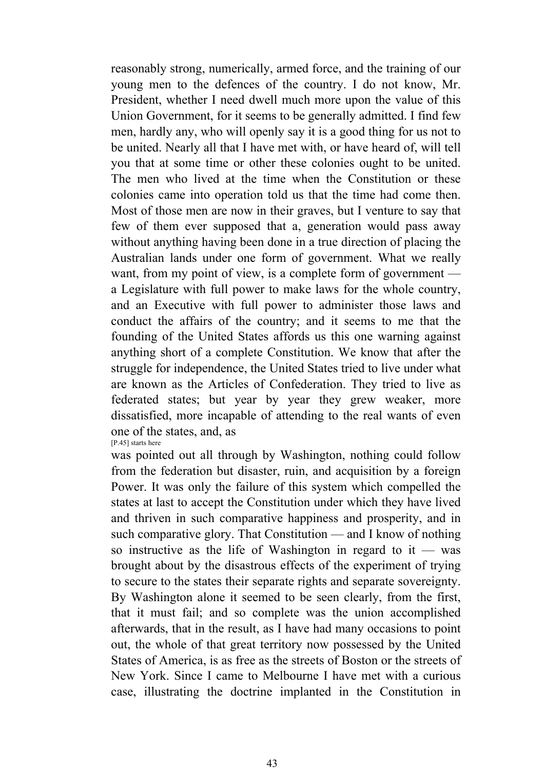reasonably strong, numerically, armed force, and the training of our young men to the defences of the country. I do not know, Mr. President, whether I need dwell much more upon the value of this Union Government, for it seems to be generally admitted. I find few men, hardly any, who will openly say it is a good thing for us not to be united. Nearly all that I have met with, or have heard of, will tell you that at some time or other these colonies ought to be united. The men who lived at the time when the Constitution or these colonies came into operation told us that the time had come then. Most of those men are now in their graves, but I venture to say that few of them ever supposed that a, generation would pass away without anything having been done in a true direction of placing the Australian lands under one form of government. What we really want, from my point of view, is a complete form of government — a Legislature with full power to make laws for the whole country, and an Executive with full power to administer those laws and conduct the affairs of the country; and it seems to me that the founding of the United States affords us this one warning against anything short of a complete Constitution. We know that after the struggle for independence, the United States tried to live under what are known as the Articles of Confederation. They tried to live as federated states; but year by year they grew weaker, more dissatisfied, more incapable of attending to the real wants of even one of the states, and, as

[P.45] starts here

was pointed out all through by Washington, nothing could follow from the federation but disaster, ruin, and acquisition by a foreign Power. It was only the failure of this system which compelled the states at last to accept the Constitution under which they have lived and thriven in such comparative happiness and prosperity, and in such comparative glory. That Constitution — and I know of nothing so instructive as the life of Washington in regard to it — was brought about by the disastrous effects of the experiment of trying to secure to the states their separate rights and separate sovereignty. By Washington alone it seemed to be seen clearly, from the first, that it must fail; and so complete was the union accomplished afterwards, that in the result, as I have had many occasions to point out, the whole of that great territory now possessed by the United States of America, is as free as the streets of Boston or the streets of New York. Since I came to Melbourne I have met with a curious case, illustrating the doctrine implanted in the Constitution in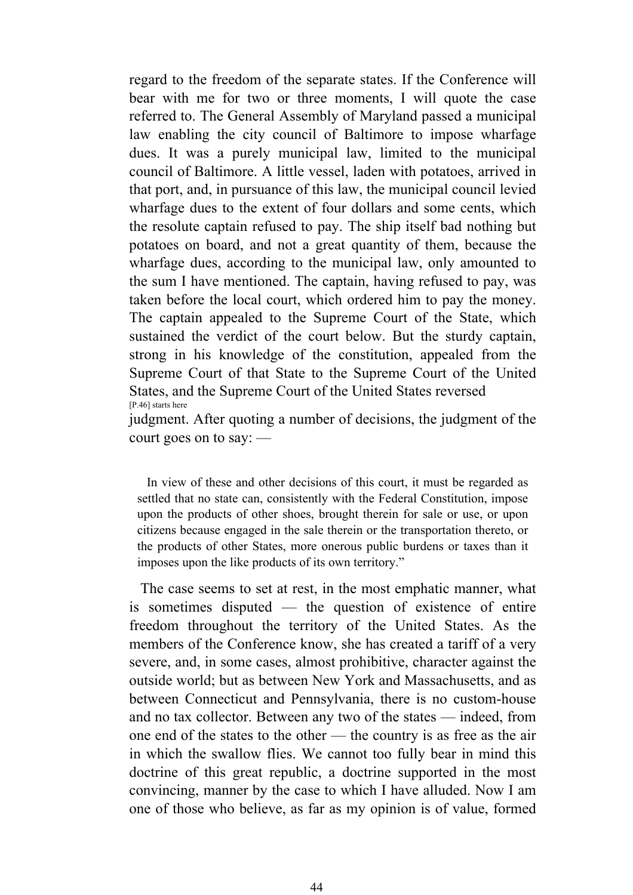regard to the freedom of the separate states. If the Conference will bear with me for two or three moments, I will quote the case referred to. The General Assembly of Maryland passed a municipal law enabling the city council of Baltimore to impose wharfage dues. It was a purely municipal law, limited to the municipal council of Baltimore. A little vessel, laden with potatoes, arrived in that port, and, in pursuance of this law, the municipal council levied wharfage dues to the extent of four dollars and some cents, which the resolute captain refused to pay. The ship itself bad nothing but potatoes on board, and not a great quantity of them, because the wharfage dues, according to the municipal law, only amounted to the sum I have mentioned. The captain, having refused to pay, was taken before the local court, which ordered him to pay the money. The captain appealed to the Supreme Court of the State, which sustained the verdict of the court below. But the sturdy captain, strong in his knowledge of the constitution, appealed from the Supreme Court of that State to the Supreme Court of the United States, and the Supreme Court of the United States reversed

[P.46] starts here

judgment. After quoting a number of decisions, the judgment of the court goes on to say: —

> In view of these and other decisions of this court, it must be regarded as settled that no state can, consistently with the Federal Constitution, impose upon the products of other shoes, brought therein for sale or use, or upon citizens because engaged in the sale therein or the transportation thereto, or the products of other States, more onerous public burdens or taxes than it imposes upon the like products of its own territory."

The case seems to set at rest, in the most emphatic manner, what is sometimes disputed — the question of existence of entire freedom throughout the territory of the United States. As the members of the Conference know, she has created a tariff of a very severe, and, in some cases, almost prohibitive, character against the outside world; but as between New York and Massachusetts, and as between Connecticut and Pennsylvania, there is no custom-house and no tax collector. Between any two of the states — indeed, from one end of the states to the other — the country is as free as the air in which the swallow flies. We cannot too fully bear in mind this doctrine of this great republic, a doctrine supported in the most convincing, manner by the case to which I have alluded. Now I am one of those who believe, as far as my opinion is of value, formed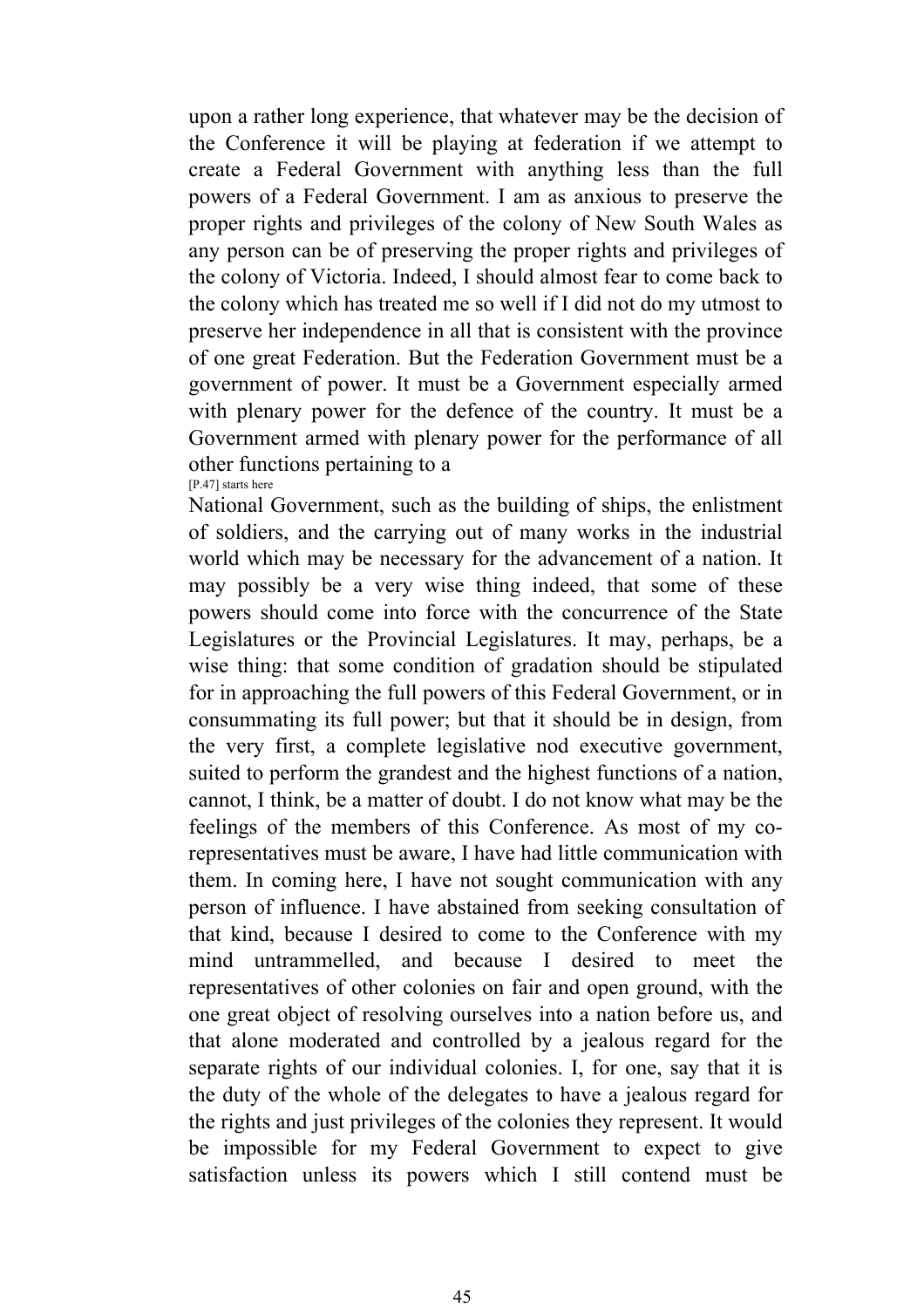upon a rather long experience, that whatever may be the decision of the Conference it will be playing at federation if we attempt to create a Federal Government with anything less than the full powers of a Federal Government. I am as anxious to preserve the proper rights and privileges of the colony of New South Wales as any person can be of preserving the proper rights and privileges of the colony of Victoria. Indeed, I should almost fear to come back to the colony which has treated me so well if I did not do my utmost to preserve her independence in all that is consistent with the province of one great Federation. But the Federation Government must be a government of power. It must be a Government especially armed with plenary power for the defence of the country. It must be a Government armed with plenary power for the performance of all other functions pertaining to a

[P.47] starts here

National Government, such as the building of ships, the enlistment of soldiers, and the carrying out of many works in the industrial world which may be necessary for the advancement of a nation. It may possibly be a very wise thing indeed, that some of these powers should come into force with the concurrence of the State Legislatures or the Provincial Legislatures. It may, perhaps, be a wise thing: that some condition of gradation should be stipulated for in approaching the full powers of this Federal Government, or in consummating its full power; but that it should be in design, from the very first, a complete legislative nod executive government, suited to perform the grandest and the highest functions of a nation, cannot, I think, be a matter of doubt. I do not know what may be the feelings of the members of this Conference. As most of my co-representatives must be aware, I have had little communication with them. In coming here, I have not sought communication with any person of influence. I have abstained from seeking consultation of that kind, because I desired to come to the Conference with my mind untrammelled, and because I desired to meet the representatives of other colonies on fair and open ground, with the one great object of resolving ourselves into a nation before us, and that alone moderated and controlled by a jealous regard for the separate rights of our individual colonies. I, for one, say that it is the duty of the whole of the delegates to have a jealous regard for the rights and just privileges of the colonies they represent. It would be impossible for my Federal Government to expect to give satisfaction unless its powers which I still contend must be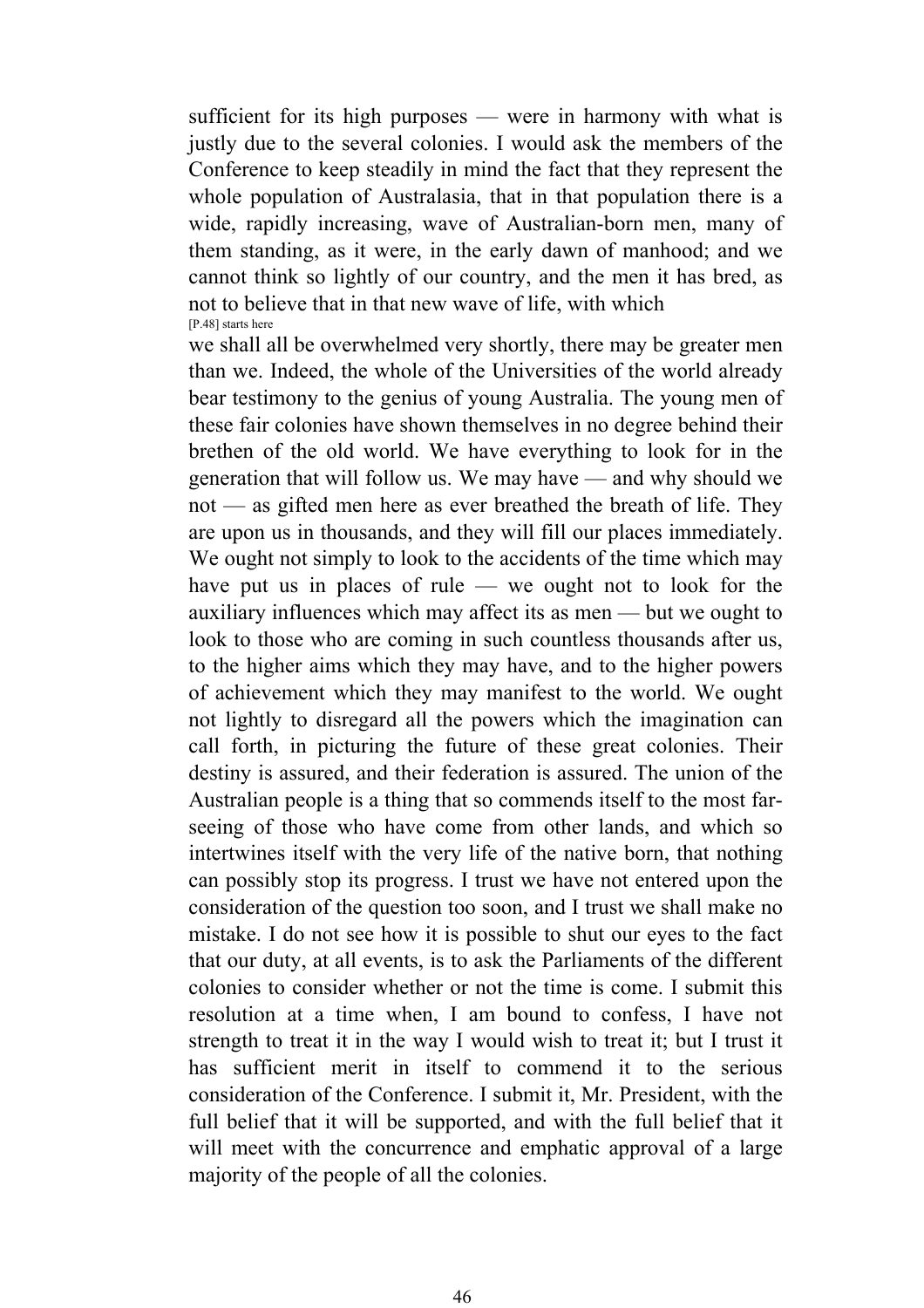sufficient for its high purposes — were in harmony with what is justly due to the several colonies. I would ask the members of the Conference to keep steadily in mind the fact that they represent the whole population of Australasia, that in that population there is a wide, rapidly increasing, wave of Australian-born men, many of them standing, as it were, in the early dawn of manhood; and we cannot think so lightly of our country, and the men it has bred, as not to believe that in that new wave of life, with which
[P.48] starts here
we shall all be overwhelmed very shortly, there may be greater men than we. Indeed, the whole of the Universities of the world already bear testimony to the genius of young Australia. The young men of these fair colonies have shown themselves in no degree behind their brethen of the old world. We have everything to look for in the generation that will follow us. We may have — and why should we not — as gifted men here as ever breathed the breath of life. They are upon us in thousands, and they will fill our places immediately. We ought not simply to look to the accidents of the time which may have put us in places of rule — we ought not to look for the auxiliary influences which may affect its as men — but we ought to look to those who are coming in such countless thousands after us, to the higher aims which they may have, and to the higher powers of achievement which they may manifest to the world. We ought not lightly to disregard all the powers which the imagination can call forth, in picturing the future of these great colonies. Their destiny is assured, and their federation is assured. The union of the Australian people is a thing that so commends itself to the most far-seeing of those who have come from other lands, and which so intertwines itself with the very life of the native born, that nothing can possibly stop its progress. I trust we have not entered upon the consideration of the question too soon, and I trust we shall make no mistake. I do not see how it is possible to shut our eyes to the fact that our duty, at all events, is to ask the Parliaments of the different colonies to consider whether or not the time is come. I submit this resolution at a time when, I am bound to confess, I have not strength to treat it in the way I would wish to treat it; but I trust it has sufficient merit in itself to commend it to the serious consideration of the Conference. I submit it, Mr. President, with the full belief that it will be supported, and with the full belief that it will meet with the concurrence and emphatic approval of a large majority of the people of all the colonies.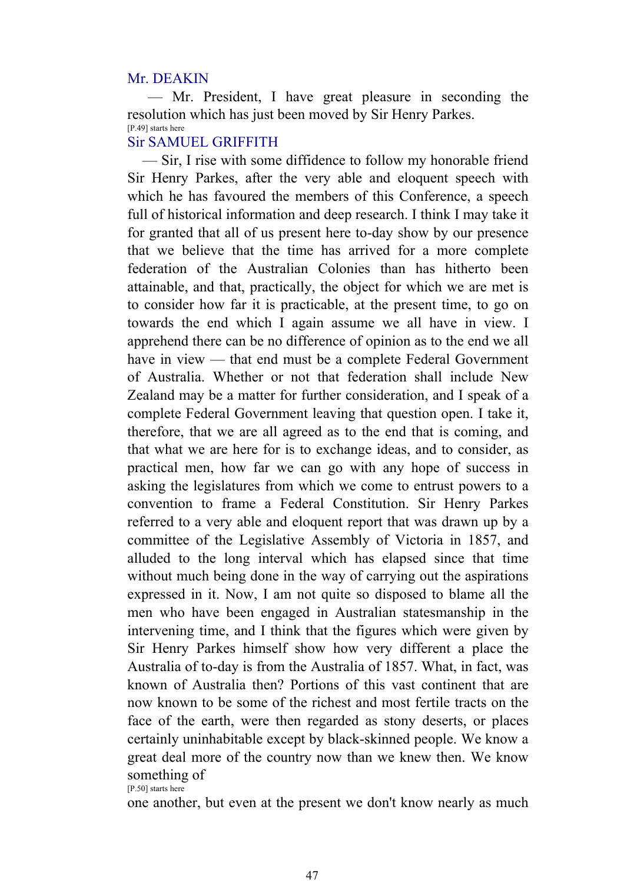Mr. DEAKIN

— Mr. President, I have great pleasure in seconding the resolution which has just been moved by Sir Henry Parkes.

[P.49] starts here

Sir SAMUEL GRIFFITH

— Sir, I rise with some diffidence to follow my honorable friend Sir Henry Parkes, after the very able and eloquent speech with which he has favoured the members of this Conference, a speech full of historical information and deep research. I think I may take it for granted that all of us present here to-day show by our presence that we believe that the time has arrived for a more complete federation of the Australian Colonies than has hitherto been attainable, and that, practically, the object for which we are met is to consider how far it is practicable, at the present time, to go on towards the end which I again assume we all have in view. I apprehend there can be no difference of opinion as to the end we all have in view — that end must be a complete Federal Government of Australia. Whether or not that federation shall include New Zealand may be a matter for further consideration, and I speak of a complete Federal Government leaving that question open. I take it, therefore, that we are all agreed as to the end that is coming, and that what we are here for is to exchange ideas, and to consider, as practical men, how far we can go with any hope of success in asking the legislatures from which we come to entrust powers to a convention to frame a Federal Constitution. Sir Henry Parkes referred to a very able and eloquent report that was drawn up by a committee of the Legislative Assembly of Victoria in 1857, and alluded to the long interval which has elapsed since that time without much being done in the way of carrying out the aspirations expressed in it. Now, I am not quite so disposed to blame all the men who have been engaged in Australian statesmanship in the intervening time, and I think that the figures which were given by Sir Henry Parkes himself show how very different a place the Australia of to-day is from the Australia of 1857. What, in fact, was known of Australia then? Portions of this vast continent that are now known to be some of the richest and most fertile tracts on the face of the earth, were then regarded as stony deserts, or places certainly uninhabitable except by black-skinned people. We know a great deal more of the country now than we knew then. We know something of

[P.50] starts here

one another, but even at the present we don't know nearly as much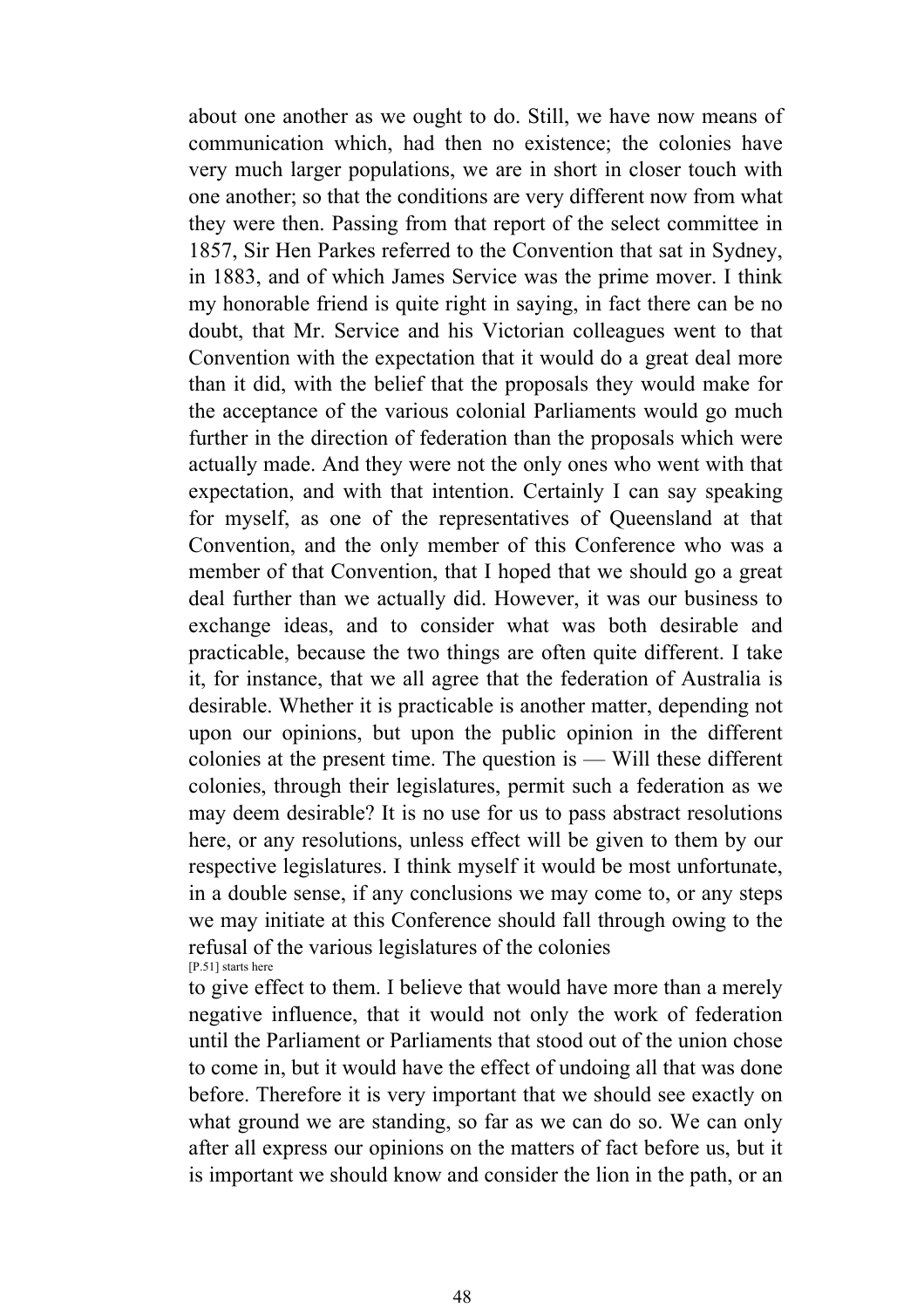about one another as we ought to do. Still, we have now means of communication which, had then no existence; the colonies have very much larger populations, we are in short in closer touch with one another; so that the conditions are very different now from what they were then. Passing from that report of the select committee in 1857, Sir Hen Parkes referred to the Convention that sat in Sydney, in 1883, and of which James Service was the prime mover. I think my honorable friend is quite right in saying, in fact there can be no doubt, that Mr. Service and his Victorian colleagues went to that Convention with the expectation that it would do a great deal more than it did, with the belief that the proposals they would make for the acceptance of the various colonial Parliaments would go much further in the direction of federation than the proposals which were actually made. And they were not the only ones who went with that expectation, and with that intention. Certainly I can say speaking for myself, as one of the representatives of Queensland at that Convention, and the only member of this Conference who was a member of that Convention, that I hoped that we should go a great deal further than we actually did. However, it was our business to exchange ideas, and to consider what was both desirable and practicable, because the two things are often quite different. I take it, for instance, that we all agree that the federation of Australia is desirable. Whether it is practicable is another matter, depending not upon our opinions, but upon the public opinion in the different colonies at the present time. The question is — Will these different colonies, through their legislatures, permit such a federation as we may deem desirable? It is no use for us to pass abstract resolutions here, or any resolutions, unless effect will be given to them by our respective legislatures. I think myself it would be most unfortunate, in a double sense, if any conclusions we may come to, or any steps we may initiate at this Conference should fall through owing to the refusal of the various legislatures of the colonies

[P.51] starts here

to give effect to them. I believe that would have more than a merely negative influence, that it would not only the work of federation until the Parliament or Parliaments that stood out of the union chose to come in, but it would have the effect of undoing all that was done before. Therefore it is very important that we should see exactly on what ground we are standing, so far as we can do so. We can only after all express our opinions on the matters of fact before us, but it is important we should know and consider the lion in the path, or an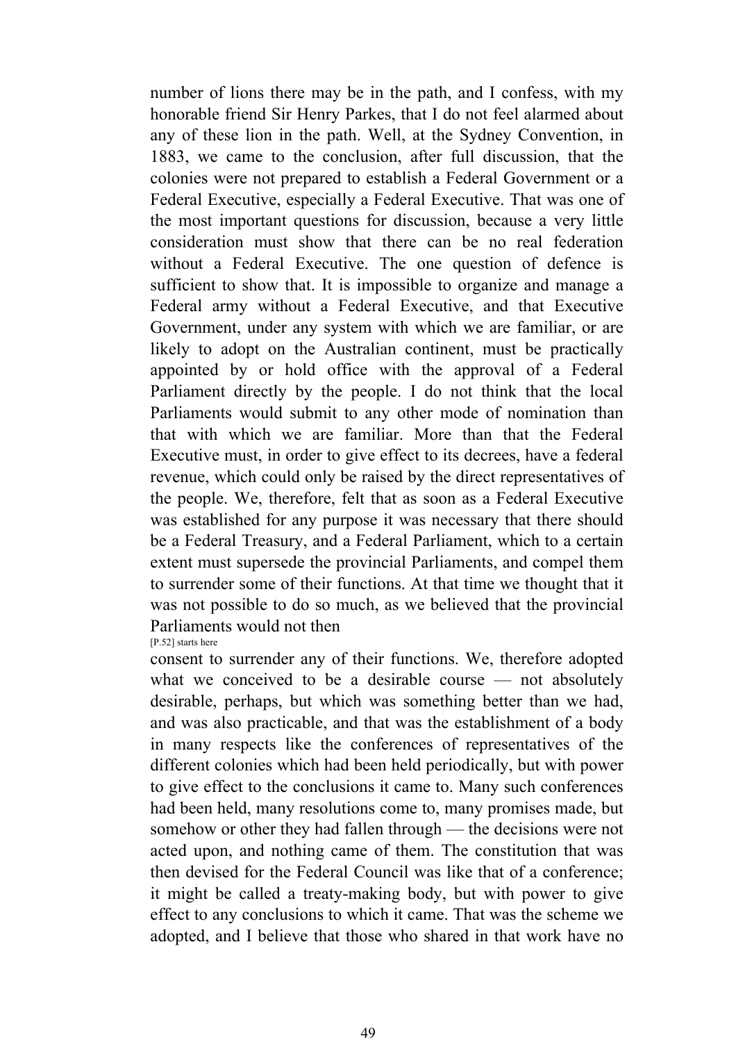number of lions there may be in the path, and I confess, with my honorable friend Sir Henry Parkes, that I do not feel alarmed about any of these lion in the path. Well, at the Sydney Convention, in 1883, we came to the conclusion, after full discussion, that the colonies were not prepared to establish a Federal Government or a Federal Executive, especially a Federal Executive. That was one of the most important questions for discussion, because a very little consideration must show that there can be no real federation without a Federal Executive. The one question of defence is sufficient to show that. It is impossible to organize and manage a Federal army without a Federal Executive, and that Executive Government, under any system with which we are familiar, or are likely to adopt on the Australian continent, must be practically appointed by or hold office with the approval of a Federal Parliament directly by the people. I do not think that the local Parliaments would submit to any other mode of nomination than that with which we are familiar. More than that the Federal Executive must, in order to give effect to its decrees, have a federal revenue, which could only be raised by the direct representatives of the people. We, therefore, felt that as soon as a Federal Executive was established for any purpose it was necessary that there should be a Federal Treasury, and a Federal Parliament, which to a certain extent must supersede the provincial Parliaments, and compel them to surrender some of their functions. At that time we thought that it was not possible to do so much, as we believed that the provincial Parliaments would not then

[P.52] starts here

consent to surrender any of their functions. We, therefore adopted what we conceived to be a desirable course — not absolutely desirable, perhaps, but which was something better than we had, and was also practicable, and that was the establishment of a body in many respects like the conferences of representatives of the different colonies which had been held periodically, but with power to give effect to the conclusions it came to. Many such conferences had been held, many resolutions come to, many promises made, but somehow or other they had fallen through — the decisions were not acted upon, and nothing came of them. The constitution that was then devised for the Federal Council was like that of a conference; it might be called a treaty-making body, but with power to give effect to any conclusions to which it came. That was the scheme we adopted, and I believe that those who shared in that work have no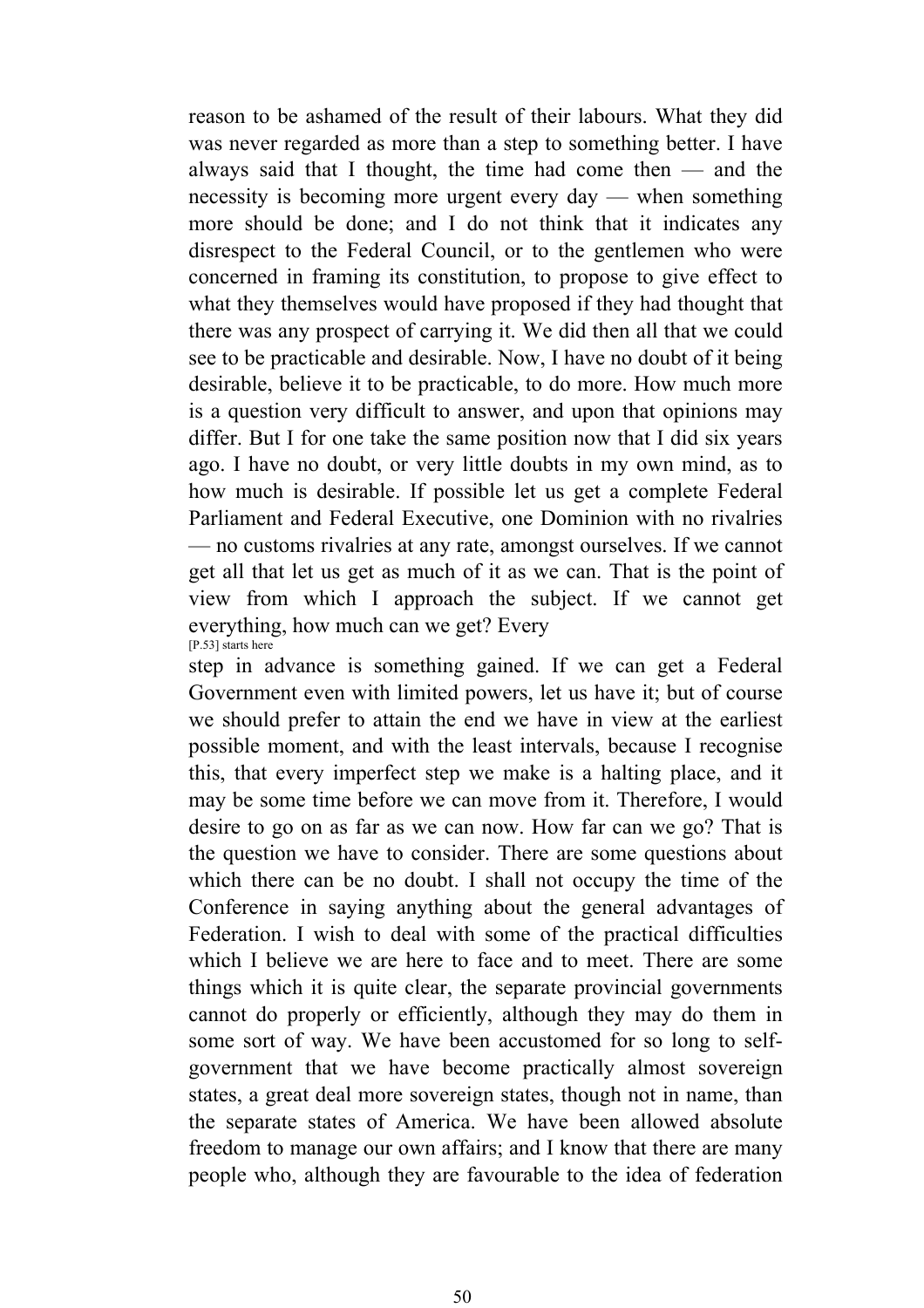reason to be ashamed of the result of their labours. What they did was never regarded as more than a step to something better. I have always said that I thought, the time had come then — and the necessity is becoming more urgent every day — when something more should be done; and I do not think that it indicates any disrespect to the Federal Council, or to the gentlemen who were concerned in framing its constitution, to propose to give effect to what they themselves would have proposed if they had thought that there was any prospect of carrying it. We did then all that we could see to be practicable and desirable. Now, I have no doubt of it being desirable, believe it to be practicable, to do more. How much more is a question very difficult to answer, and upon that opinions may differ. But I for one take the same position now that I did six years ago. I have no doubt, or very little doubts in my own mind, as to how much is desirable. If possible let us get a complete Federal Parliament and Federal Executive, one Dominion with no rivalries — no customs rivalries at any rate, amongst ourselves. If we cannot get all that let us get as much of it as we can. That is the point of view from which I approach the subject. If we cannot get everything, how much can we get? Every

[P.53] starts here

step in advance is something gained. If we can get a Federal Government even with limited powers, let us have it; but of course we should prefer to attain the end we have in view at the earliest possible moment, and with the least intervals, because I recognise this, that every imperfect step we make is a halting place, and it may be some time before we can move from it. Therefore, I would desire to go on as far as we can now. How far can we go? That is the question we have to consider. There are some questions about which there can be no doubt. I shall not occupy the time of the Conference in saying anything about the general advantages of Federation. I wish to deal with some of the practical difficulties which I believe we are here to face and to meet. There are some things which it is quite clear, the separate provincial governments cannot do properly or efficiently, although they may do them in some sort of way. We have been accustomed for so long to self-government that we have become practically almost sovereign states, a great deal more sovereign states, though not in name, than the separate states of America. We have been allowed absolute freedom to manage our own affairs; and I know that there are many people who, although they are favourable to the idea of federation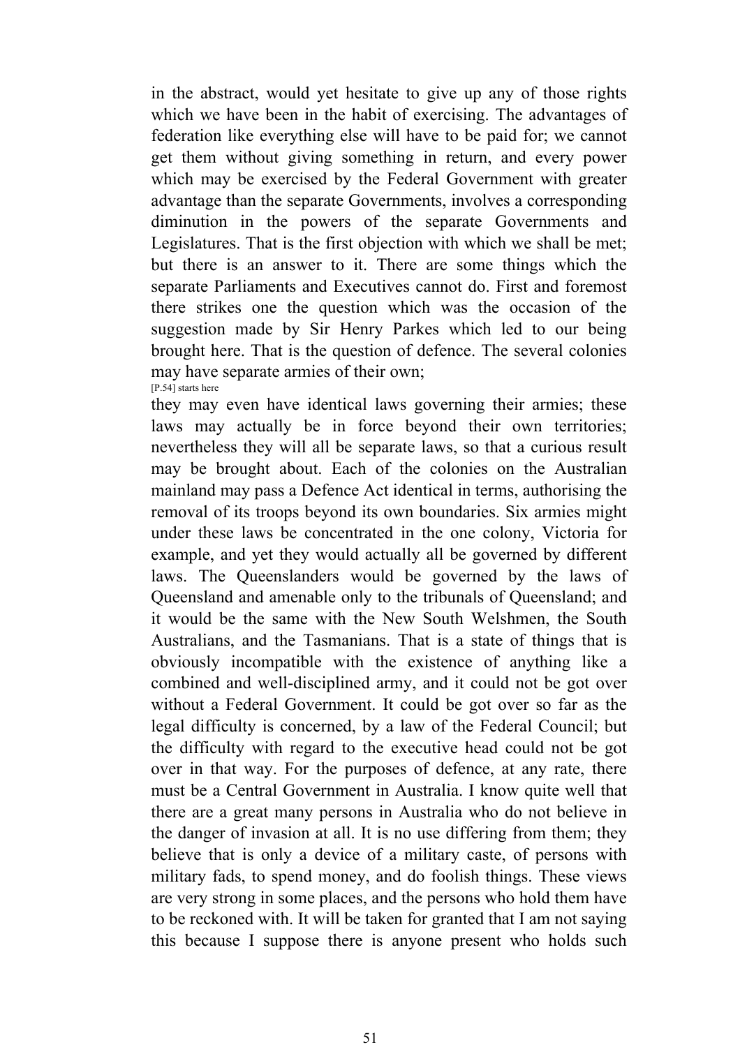in the abstract, would yet hesitate to give up any of those rights which we have been in the habit of exercising. The advantages of federation like everything else will have to be paid for; we cannot get them without giving something in return, and every power which may be exercised by the Federal Government with greater advantage than the separate Governments, involves a corresponding diminution in the powers of the separate Governments and Legislatures. That is the first objection with which we shall be met; but there is an answer to it. There are some things which the separate Parliaments and Executives cannot do. First and foremost there strikes one the question which was the occasion of the suggestion made by Sir Henry Parkes which led to our being brought here. That is the question of defence. The several colonies may have separate armies of their own;

[P.54] starts here

they may even have identical laws governing their armies; these laws may actually be in force beyond their own territories; nevertheless they will all be separate laws, so that a curious result may be brought about. Each of the colonies on the Australian mainland may pass a Defence Act identical in terms, authorising the removal of its troops beyond its own boundaries. Six armies might under these laws be concentrated in the one colony, Victoria for example, and yet they would actually all be governed by different laws. The Queenslanders would be governed by the laws of Queensland and amenable only to the tribunals of Queensland; and it would be the same with the New South Welshmen, the South Australians, and the Tasmanians. That is a state of things that is obviously incompatible with the existence of anything like a combined and well-disciplined army, and it could not be got over without a Federal Government. It could be got over so far as the legal difficulty is concerned, by a law of the Federal Council; but the difficulty with regard to the executive head could not be got over in that way. For the purposes of defence, at any rate, there must be a Central Government in Australia. I know quite well that there are a great many persons in Australia who do not believe in the danger of invasion at all. It is no use differing from them; they believe that is only a device of a military caste, of persons with military fads, to spend money, and do foolish things. These views are very strong in some places, and the persons who hold them have to be reckoned with. It will be taken for granted that I am not saying this because I suppose there is anyone present who holds such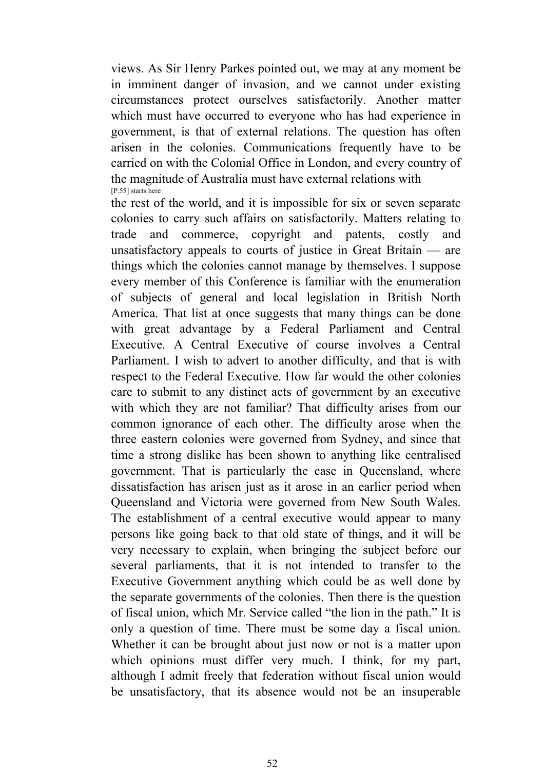views. As Sir Henry Parkes pointed out, we may at any moment be in imminent danger of invasion, and we cannot under existing circumstances protect ourselves satisfactorily. Another matter which must have occurred to everyone who has had experience in government, is that of external relations. The question has often arisen in the colonies. Communications frequently have to be carried on with the Colonial Office in London, and every country of the magnitude of Australia must have external relations with

[P.55] starts here

the rest of the world, and it is impossible for six or seven separate colonies to carry such affairs on satisfactorily. Matters relating to trade and commerce, copyright and patents, costly and unsatisfactory appeals to courts of justice in Great Britain — are things which the colonies cannot manage by themselves. I suppose every member of this Conference is familiar with the enumeration of subjects of general and local legislation in British North America. That list at once suggests that many things can be done with great advantage by a Federal Parliament and Central Executive. A Central Executive of course involves a Central Parliament. I wish to advert to another difficulty, and that is with respect to the Federal Executive. How far would the other colonies care to submit to any distinct acts of government by an executive with which they are not familiar? That difficulty arises from our common ignorance of each other. The difficulty arose when the three eastern colonies were governed from Sydney, and since that time a strong dislike has been shown to anything like centralised government. That is particularly the case in Queensland, where dissatisfaction has arisen just as it arose in an earlier period when Queensland and Victoria were governed from New South Wales. The establishment of a central executive would appear to many persons like going back to that old state of things, and it will be very necessary to explain, when bringing the subject before our several parliaments, that it is not intended to transfer to the Executive Government anything which could be as well done by the separate governments of the colonies. Then there is the question of fiscal union, which Mr. Service called "the lion in the path." It is only a question of time. There must be some day a fiscal union. Whether it can be brought about just now or not is a matter upon which opinions must differ very much. I think, for my part, although I admit freely that federation without fiscal union would be unsatisfactory, that its absence would not be an insuperable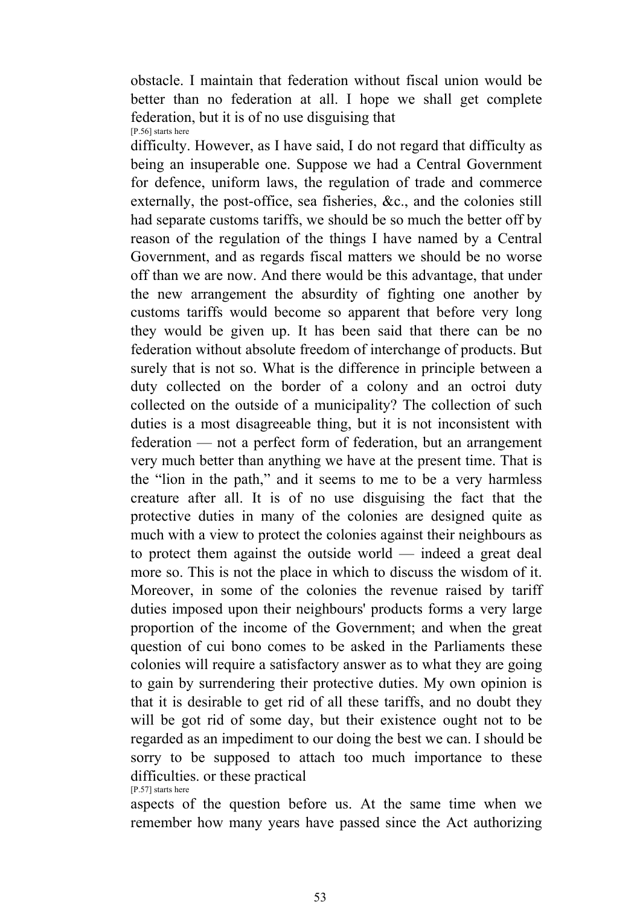obstacle. I maintain that federation without fiscal union would be better than no federation at all. I hope we shall get complete federation, but it is of no use disguising that

[P.56] starts here

difficulty. However, as I have said, I do not regard that difficulty as being an insuperable one. Suppose we had a Central Government for defence, uniform laws, the regulation of trade and commerce externally, the post-office, sea fisheries, &c., and the colonies still had separate customs tariffs, we should be so much the better off by reason of the regulation of the things I have named by a Central Government, and as regards fiscal matters we should be no worse off than we are now. And there would be this advantage, that under the new arrangement the absurdity of fighting one another by customs tariffs would become so apparent that before very long they would be given up. It has been said that there can be no federation without absolute freedom of interchange of products. But surely that is not so. What is the difference in principle between a duty collected on the border of a colony and an octroi duty collected on the outside of a municipality? The collection of such duties is a most disagreeable thing, but it is not inconsistent with federation — not a perfect form of federation, but an arrangement very much better than anything we have at the present time. That is the "lion in the path," and it seems to me to be a very harmless creature after all. It is of no use disguising the fact that the protective duties in many of the colonies are designed quite as much with a view to protect the colonies against their neighbours as to protect them against the outside world — indeed a great deal more so. This is not the place in which to discuss the wisdom of it. Moreover, in some of the colonies the revenue raised by tariff duties imposed upon their neighbours' products forms a very large proportion of the income of the Government; and when the great question of cui bono comes to be asked in the Parliaments these colonies will require a satisfactory answer as to what they are going to gain by surrendering their protective duties. My own opinion is that it is desirable to get rid of all these tariffs, and no doubt they will be got rid of some day, but their existence ought not to be regarded as an impediment to our doing the best we can. I should be sorry to be supposed to attach too much importance to these difficulties. or these practical

[P.57] starts here

aspects of the question before us. At the same time when we remember how many years have passed since the Act authorizing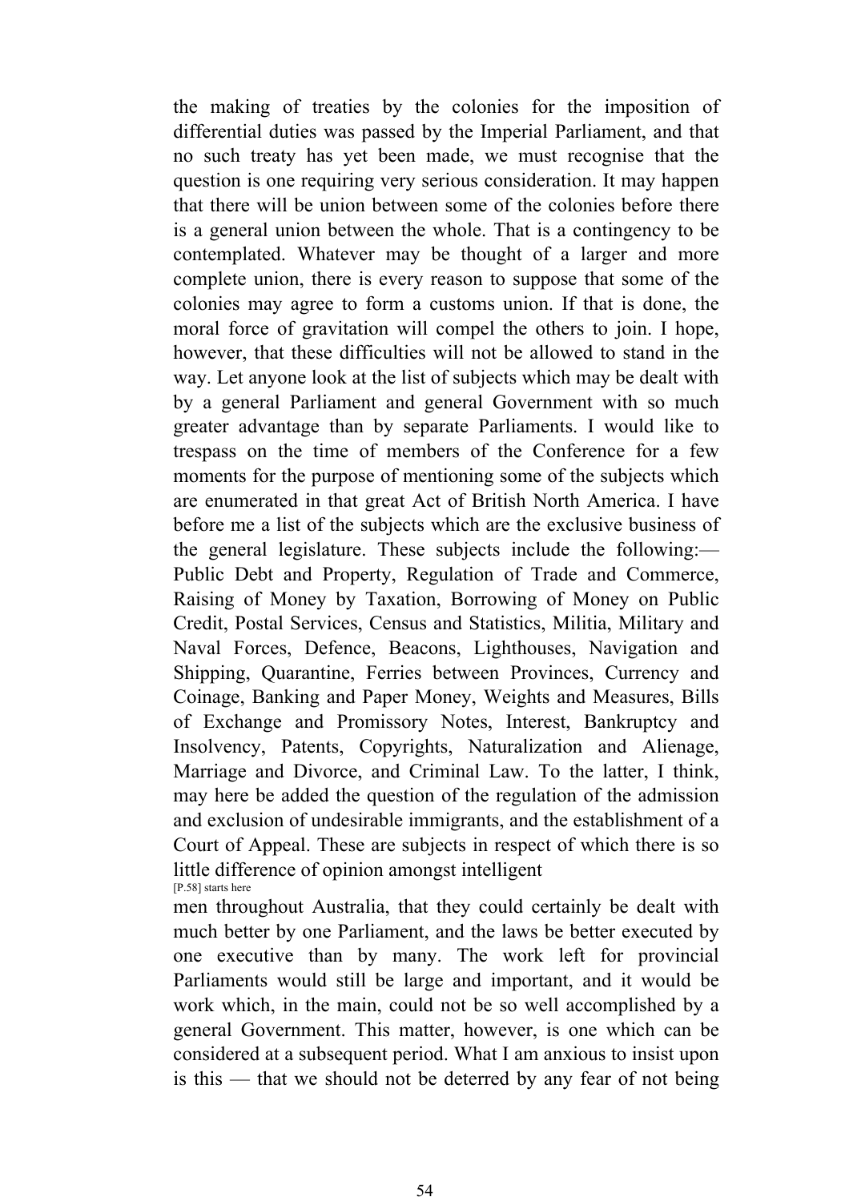the making of treaties by the colonies for the imposition of differential duties was passed by the Imperial Parliament, and that no such treaty has yet been made, we must recognise that the question is one requiring very serious consideration. It may happen that there will be union between some of the colonies before there is a general union between the whole. That is a contingency to be contemplated. Whatever may be thought of a larger and more complete union, there is every reason to suppose that some of the colonies may agree to form a customs union. If that is done, the moral force of gravitation will compel the others to join. I hope, however, that these difficulties will not be allowed to stand in the way. Let anyone look at the list of subjects which may be dealt with by a general Parliament and general Government with so much greater advantage than by separate Parliaments. I would like to trespass on the time of members of the Conference for a few moments for the purpose of mentioning some of the subjects which are enumerated in that great Act of British North America. I have before me a list of the subjects which are the exclusive business of the general legislature. These subjects include the following:—Public Debt and Property, Regulation of Trade and Commerce, Raising of Money by Taxation, Borrowing of Money on Public Credit, Postal Services, Census and Statistics, Militia, Military and Naval Forces, Defence, Beacons, Lighthouses, Navigation and Shipping, Quarantine, Ferries between Provinces, Currency and Coinage, Banking and Paper Money, Weights and Measures, Bills of Exchange and Promissory Notes, Interest, Bankruptcy and Insolvency, Patents, Copyrights, Naturalization and Alienage, Marriage and Divorce, and Criminal Law. To the latter, I think, may here be added the question of the regulation of the admission and exclusion of undesirable immigrants, and the establishment of a Court of Appeal. These are subjects in respect of which there is so little difference of opinion amongst intelligent

[P.58] starts here

men throughout Australia, that they could certainly be dealt with much better by one Parliament, and the laws be better executed by one executive than by many. The work left for provincial Parliaments would still be large and important, and it would be work which, in the main, could not be so well accomplished by a general Government. This matter, however, is one which can be considered at a subsequent period. What I am anxious to insist upon is this — that we should not be deterred by any fear of not being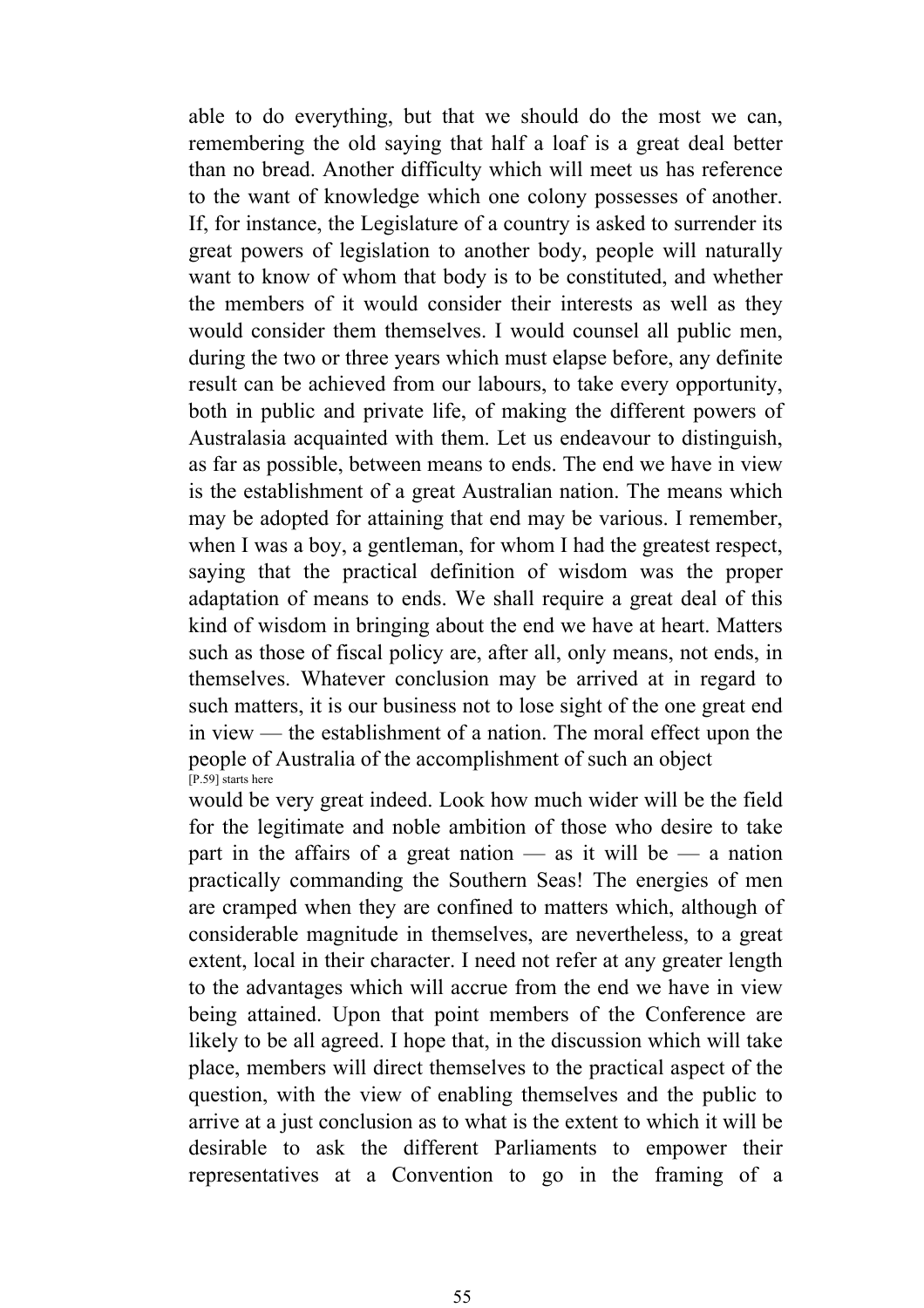able to do everything, but that we should do the most we can, remembering the old saying that half a loaf is a great deal better than no bread. Another difficulty which will meet us has reference to the want of knowledge which one colony possesses of another. If, for instance, the Legislature of a country is asked to surrender its great powers of legislation to another body, people will naturally want to know of whom that body is to be constituted, and whether the members of it would consider their interests as well as they would consider them themselves. I would counsel all public men, during the two or three years which must elapse before, any definite result can be achieved from our labours, to take every opportunity, both in public and private life, of making the different powers of Australasia acquainted with them. Let us endeavour to distinguish, as far as possible, between means to ends. The end we have in view is the establishment of a great Australian nation. The means which may be adopted for attaining that end may be various. I remember, when I was a boy, a gentleman, for whom I had the greatest respect, saying that the practical definition of wisdom was the proper adaptation of means to ends. We shall require a great deal of this kind of wisdom in bringing about the end we have at heart. Matters such as those of fiscal policy are, after all, only means, not ends, in themselves. Whatever conclusion may be arrived at in regard to such matters, it is our business not to lose sight of the one great end in view — the establishment of a nation. The moral effect upon the people of Australia of the accomplishment of such an object

[P.59] starts here

would be very great indeed. Look how much wider will be the field for the legitimate and noble ambition of those who desire to take part in the affairs of a great nation — as it will be — a nation practically commanding the Southern Seas! The energies of men are cramped when they are confined to matters which, although of considerable magnitude in themselves, are nevertheless, to a great extent, local in their character. I need not refer at any greater length to the advantages which will accrue from the end we have in view being attained. Upon that point members of the Conference are likely to be all agreed. I hope that, in the discussion which will take place, members will direct themselves to the practical aspect of the question, with the view of enabling themselves and the public to arrive at a just conclusion as to what is the extent to which it will be desirable to ask the different Parliaments to empower their representatives at a Convention to go in the framing of a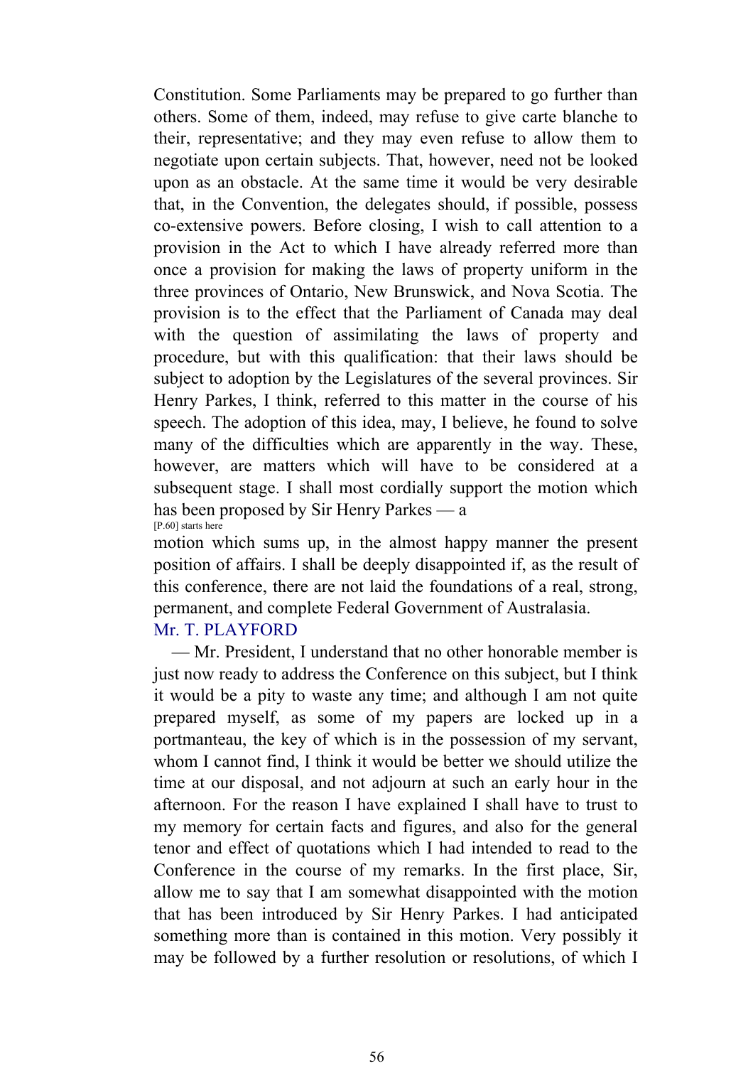Constitution. Some Parliaments may be prepared to go further than others. Some of them, indeed, may refuse to give carte blanche to their, representative; and they may even refuse to allow them to negotiate upon certain subjects. That, however, need not be looked upon as an obstacle. At the same time it would be very desirable that, in the Convention, the delegates should, if possible, possess co-extensive powers. Before closing, I wish to call attention to a provision in the Act to which I have already referred more than once a provision for making the laws of property uniform in the three provinces of Ontario, New Brunswick, and Nova Scotia. The provision is to the effect that the Parliament of Canada may deal with the question of assimilating the laws of property and procedure, but with this qualification: that their laws should be subject to adoption by the Legislatures of the several provinces. Sir Henry Parkes, I think, referred to this matter in the course of his speech. The adoption of this idea, may, I believe, he found to solve many of the difficulties which are apparently in the way. These, however, are matters which will have to be considered at a subsequent stage. I shall most cordially support the motion which has been proposed by Sir Henry Parkes — a

[P.60] starts here

motion which sums up, in the almost happy manner the present position of affairs. I shall be deeply disappointed if, as the result of this conference, there are not laid the foundations of a real, strong, permanent, and complete Federal Government of Australasia.

Mr. T. PLAYFORD

— Mr. President, I understand that no other honorable member is just now ready to address the Conference on this subject, but I think it would be a pity to waste any time; and although I am not quite prepared myself, as some of my papers are locked up in a portmanteau, the key of which is in the possession of my servant, whom I cannot find, I think it would be better we should utilize the time at our disposal, and not adjourn at such an early hour in the afternoon. For the reason I have explained I shall have to trust to my memory for certain facts and figures, and also for the general tenor and effect of quotations which I had intended to read to the Conference in the course of my remarks. In the first place, Sir, allow me to say that I am somewhat disappointed with the motion that has been introduced by Sir Henry Parkes. I had anticipated something more than is contained in this motion. Very possibly it may be followed by a further resolution or resolutions, of which I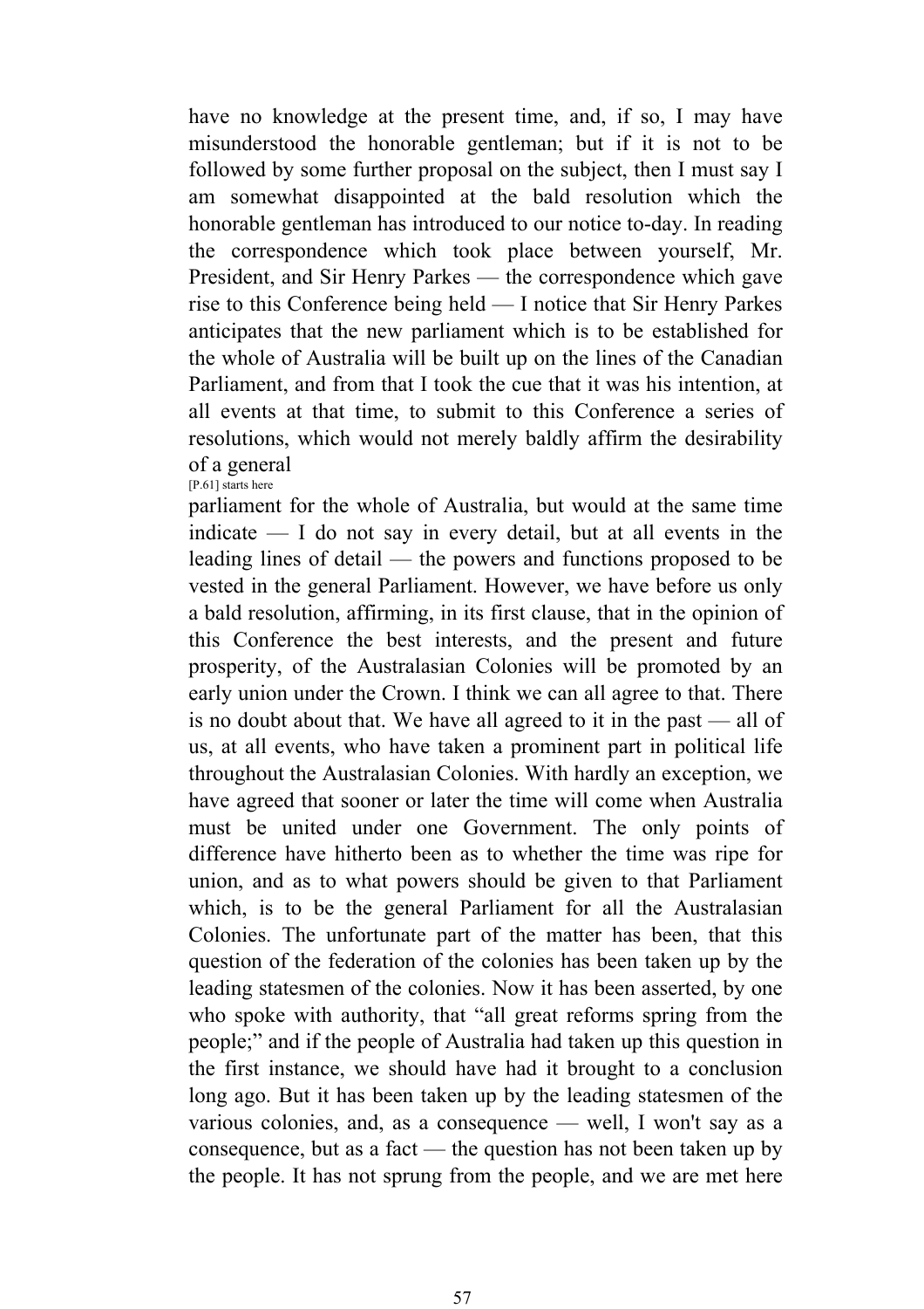have no knowledge at the present time, and, if so, I may have misunderstood the honorable gentleman; but if it is not to be followed by some further proposal on the subject, then I must say I am somewhat disappointed at the bald resolution which the honorable gentleman has introduced to our notice to-day. In reading the correspondence which took place between yourself, Mr. President, and Sir Henry Parkes — the correspondence which gave rise to this Conference being held — I notice that Sir Henry Parkes anticipates that the new parliament which is to be established for the whole of Australia will be built up on the lines of the Canadian Parliament, and from that I took the cue that it was his intention, at all events at that time, to submit to this Conference a series of resolutions, which would not merely baldly affirm the desirability of a general

[P.61] starts here

parliament for the whole of Australia, but would at the same time indicate — I do not say in every detail, but at all events in the leading lines of detail — the powers and functions proposed to be vested in the general Parliament. However, we have before us only a bald resolution, affirming, in its first clause, that in the opinion of this Conference the best interests, and the present and future prosperity, of the Australasian Colonies will be promoted by an early union under the Crown. I think we can all agree to that. There is no doubt about that. We have all agreed to it in the past — all of us, at all events, who have taken a prominent part in political life throughout the Australasian Colonies. With hardly an exception, we have agreed that sooner or later the time will come when Australia must be united under one Government. The only points of difference have hitherto been as to whether the time was ripe for union, and as to what powers should be given to that Parliament which, is to be the general Parliament for all the Australasian Colonies. The unfortunate part of the matter has been, that this question of the federation of the colonies has been taken up by the leading statesmen of the colonies. Now it has been asserted, by one who spoke with authority, that "all great reforms spring from the people;" and if the people of Australia had taken up this question in the first instance, we should have had it brought to a conclusion long ago. But it has been taken up by the leading statesmen of the various colonies, and, as a consequence — well, I won't say as a consequence, but as a fact — the question has not been taken up by the people. It has not sprung from the people, and we are met here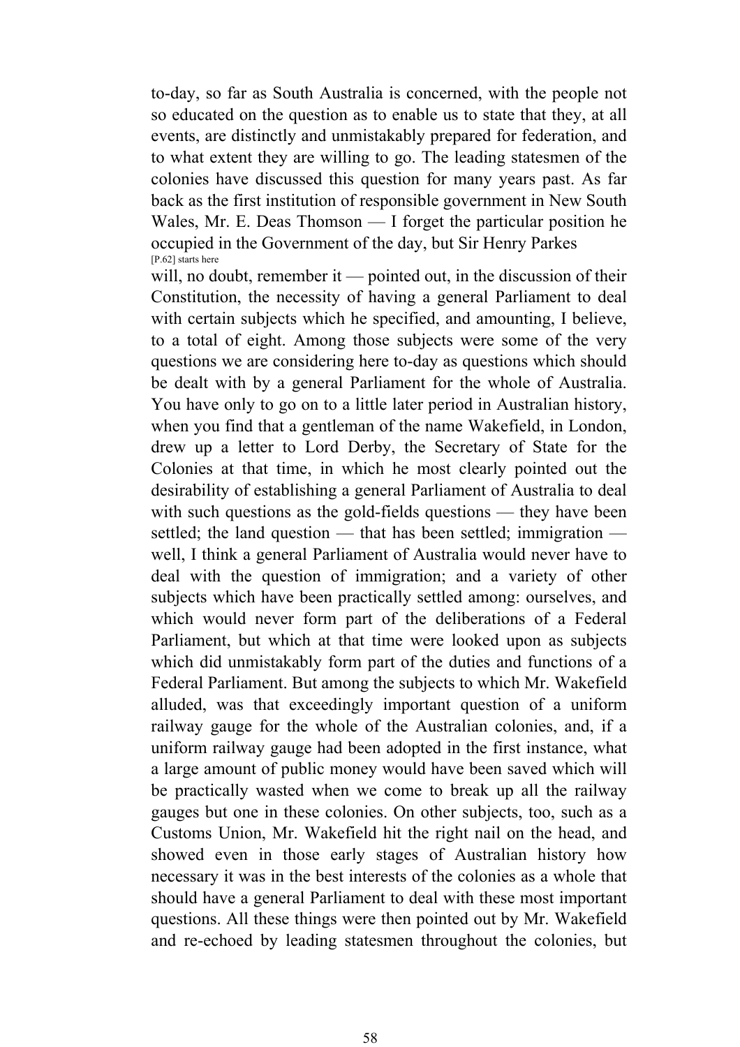to-day, so far as South Australia is concerned, with the people not so educated on the question as to enable us to state that they, at all events, are distinctly and unmistakably prepared for federation, and to what extent they are willing to go. The leading statesmen of the colonies have discussed this question for many years past. As far back as the first institution of responsible government in New South Wales, Mr. E. Deas Thomson — I forget the particular position he occupied in the Government of the day, but Sir Henry Parkes
[P.62] starts here
will, no doubt, remember it — pointed out, in the discussion of their Constitution, the necessity of having a general Parliament to deal with certain subjects which he specified, and amounting, I believe, to a total of eight. Among those subjects were some of the very questions we are considering here to-day as questions which should be dealt with by a general Parliament for the whole of Australia. You have only to go on to a little later period in Australian history, when you find that a gentleman of the name Wakefield, in London, drew up a letter to Lord Derby, the Secretary of State for the Colonies at that time, in which he most clearly pointed out the desirability of establishing a general Parliament of Australia to deal with such questions as the gold-fields questions — they have been settled; the land question — that has been settled; immigration — well, I think a general Parliament of Australia would never have to deal with the question of immigration; and a variety of other subjects which have been practically settled among: ourselves, and which would never form part of the deliberations of a Federal Parliament, but which at that time were looked upon as subjects which did unmistakably form part of the duties and functions of a Federal Parliament. But among the subjects to which Mr. Wakefield alluded, was that exceedingly important question of a uniform railway gauge for the whole of the Australian colonies, and, if a uniform railway gauge had been adopted in the first instance, what a large amount of public money would have been saved which will be practically wasted when we come to break up all the railway gauges but one in these colonies. On other subjects, too, such as a Customs Union, Mr. Wakefield hit the right nail on the head, and showed even in those early stages of Australian history how necessary it was in the best interests of the colonies as a whole that should have a general Parliament to deal with these most important questions. All these things were then pointed out by Mr. Wakefield and re-echoed by leading statesmen throughout the colonies, but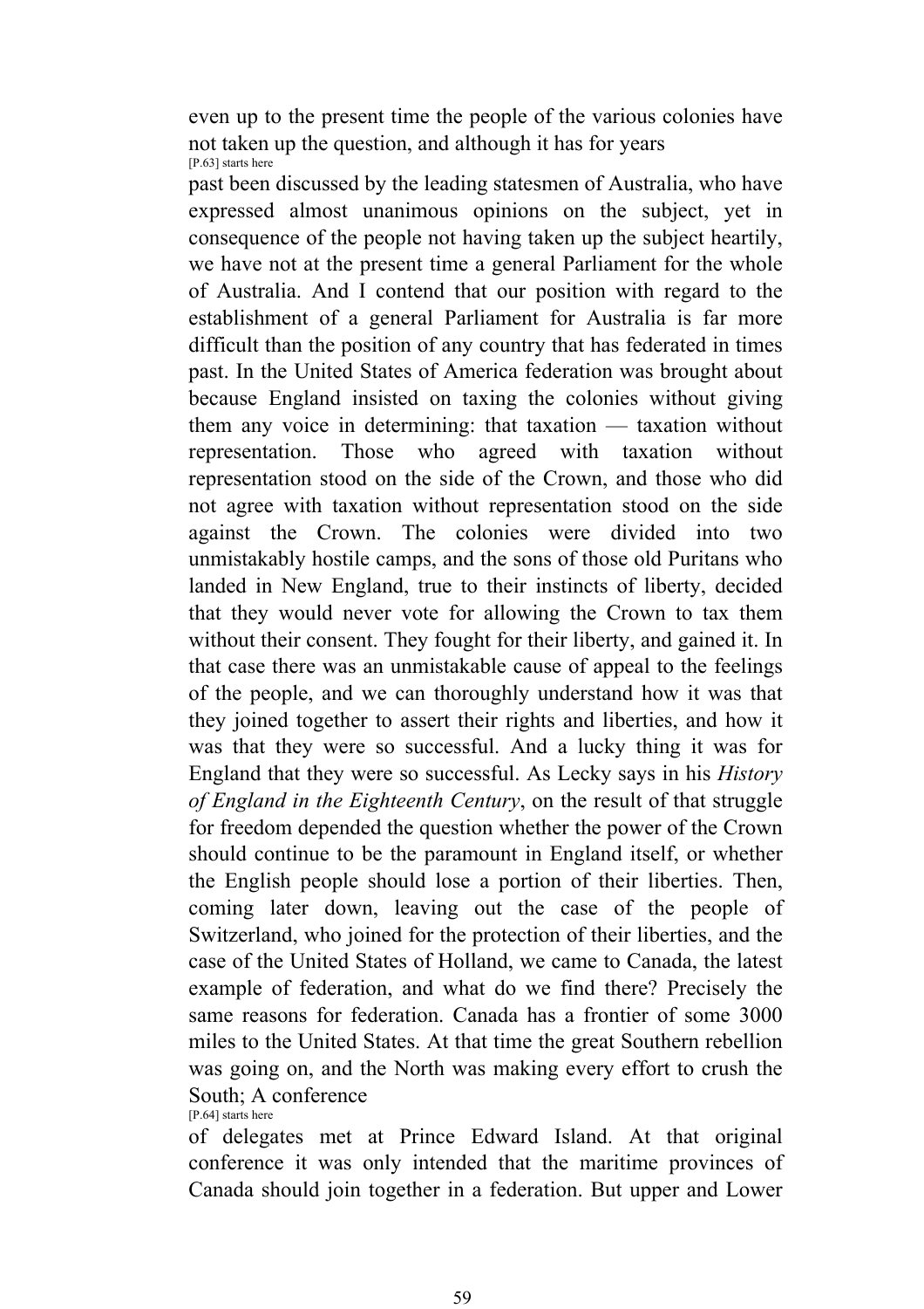even up to the present time the people of the various colonies have not taken up the question, and although it has for years

[P.63] starts here

past been discussed by the leading statesmen of Australia, who have expressed almost unanimous opinions on the subject, yet in consequence of the people not having taken up the subject heartily, we have not at the present time a general Parliament for the whole of Australia. And I contend that our position with regard to the establishment of a general Parliament for Australia is far more difficult than the position of any country that has federated in times past. In the United States of America federation was brought about because England insisted on taxing the colonies without giving them any voice in determining: that taxation — taxation without representation. Those who agreed with taxation without representation stood on the side of the Crown, and those who did not agree with taxation without representation stood on the side against the Crown. The colonies were divided into two unmistakably hostile camps, and the sons of those old Puritans who landed in New England, true to their instincts of liberty, decided that they would never vote for allowing the Crown to tax them without their consent. They fought for their liberty, and gained it. In that case there was an unmistakable cause of appeal to the feelings of the people, and we can thoroughly understand how it was that they joined together to assert their rights and liberties, and how it was that they were so successful. And a lucky thing it was for England that they were so successful. As Lecky says in his *History of England in the Eighteenth Century*, on the result of that struggle for freedom depended the question whether the power of the Crown should continue to be the paramount in England itself, or whether the English people should lose a portion of their liberties. Then, coming later down, leaving out the case of the people of Switzerland, who joined for the protection of their liberties, and the case of the United States of Holland, we came to Canada, the latest example of federation, and what do we find there? Precisely the same reasons for federation. Canada has a frontier of some 3000 miles to the United States. At that time the great Southern rebellion was going on, and the North was making every effort to crush the South; A conference

[P.64] starts here

of delegates met at Prince Edward Island. At that original conference it was only intended that the maritime provinces of Canada should join together in a federation. But upper and Lower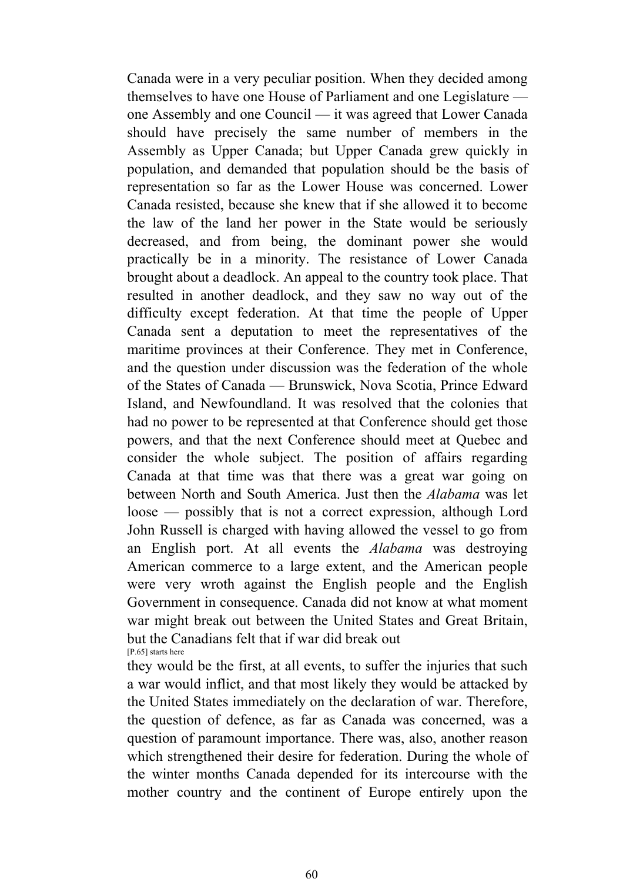Canada were in a very peculiar position. When they decided among themselves to have one House of Parliament and one Legislature — one Assembly and one Council — it was agreed that Lower Canada should have precisely the same number of members in the Assembly as Upper Canada; but Upper Canada grew quickly in population, and demanded that population should be the basis of representation so far as the Lower House was concerned. Lower Canada resisted, because she knew that if she allowed it to become the law of the land her power in the State would be seriously decreased, and from being, the dominant power she would practically be in a minority. The resistance of Lower Canada brought about a deadlock. An appeal to the country took place. That resulted in another deadlock, and they saw no way out of the difficulty except federation. At that time the people of Upper Canada sent a deputation to meet the representatives of the maritime provinces at their Conference. They met in Conference, and the question under discussion was the federation of the whole of the States of Canada — Brunswick, Nova Scotia, Prince Edward Island, and Newfoundland. It was resolved that the colonies that had no power to be represented at that Conference should get those powers, and that the next Conference should meet at Quebec and consider the whole subject. The position of affairs regarding Canada at that time was that there was a great war going on between North and South America. Just then the *Alabama* was let loose — possibly that is not a correct expression, although Lord John Russell is charged with having allowed the vessel to go from an English port. At all events the *Alabama* was destroying American commerce to a large extent, and the American people were very wroth against the English people and the English Government in consequence. Canada did not know at what moment war might break out between the United States and Great Britain, but the Canadians felt that if war did break out

[P.65] starts here

they would be the first, at all events, to suffer the injuries that such a war would inflict, and that most likely they would be attacked by the United States immediately on the declaration of war. Therefore, the question of defence, as far as Canada was concerned, was a question of paramount importance. There was, also, another reason which strengthened their desire for federation. During the whole of the winter months Canada depended for its intercourse with the mother country and the continent of Europe entirely upon the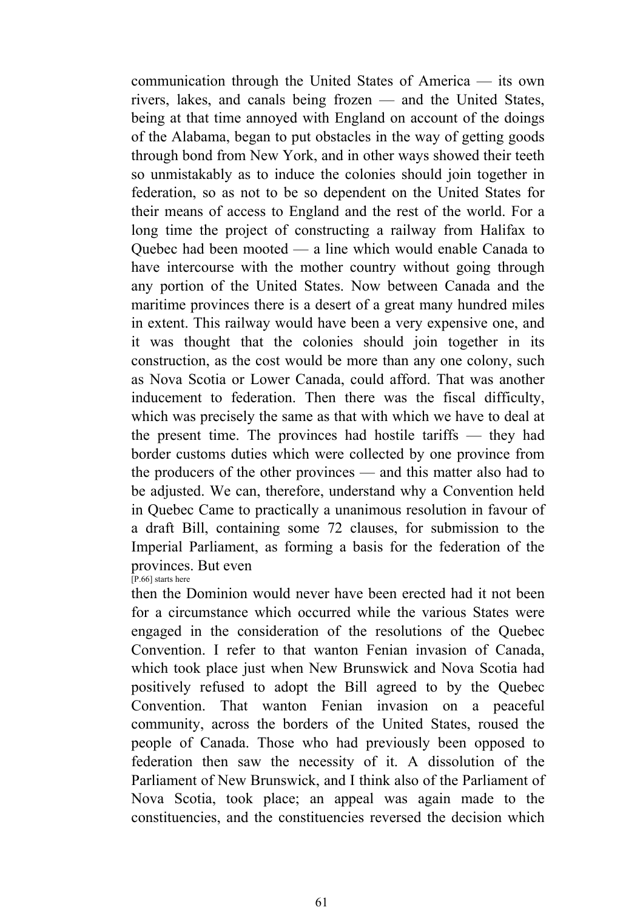communication through the United States of America — its own rivers, lakes, and canals being frozen — and the United States, being at that time annoyed with England on account of the doings of the Alabama, began to put obstacles in the way of getting goods through bond from New York, and in other ways showed their teeth so unmistakably as to induce the colonies should join together in federation, so as not to be so dependent on the United States for their means of access to England and the rest of the world. For a long time the project of constructing a railway from Halifax to Quebec had been mooted — a line which would enable Canada to have intercourse with the mother country without going through any portion of the United States. Now between Canada and the maritime provinces there is a desert of a great many hundred miles in extent. This railway would have been a very expensive one, and it was thought that the colonies should join together in its construction, as the cost would be more than any one colony, such as Nova Scotia or Lower Canada, could afford. That was another inducement to federation. Then there was the fiscal difficulty, which was precisely the same as that with which we have to deal at the present time. The provinces had hostile tariffs — they had border customs duties which were collected by one province from the producers of the other provinces — and this matter also had to be adjusted. We can, therefore, understand why a Convention held in Quebec Came to practically a unanimous resolution in favour of a draft Bill, containing some 72 clauses, for submission to the Imperial Parliament, as forming a basis for the federation of the provinces. But even

[P.66] starts here

then the Dominion would never have been erected had it not been for a circumstance which occurred while the various States were engaged in the consideration of the resolutions of the Quebec Convention. I refer to that wanton Fenian invasion of Canada, which took place just when New Brunswick and Nova Scotia had positively refused to adopt the Bill agreed to by the Quebec Convention. That wanton Fenian invasion on a peaceful community, across the borders of the United States, roused the people of Canada. Those who had previously been opposed to federation then saw the necessity of it. A dissolution of the Parliament of New Brunswick, and I think also of the Parliament of Nova Scotia, took place; an appeal was again made to the constituencies, and the constituencies reversed the decision which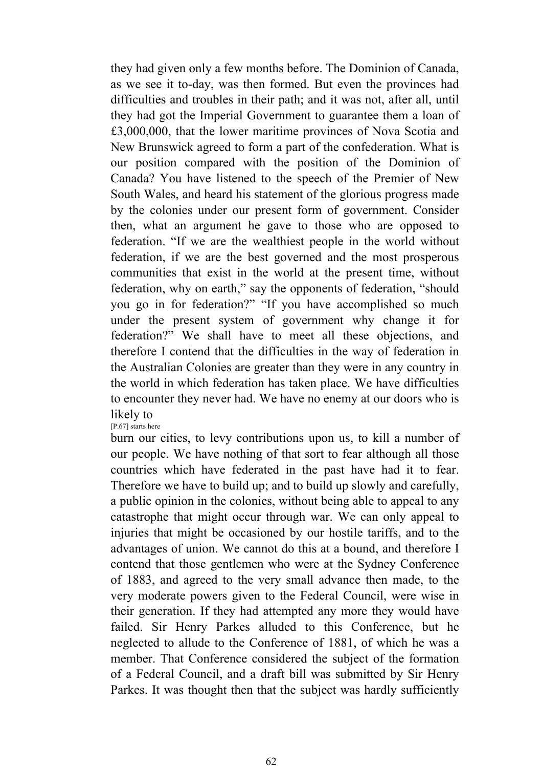they had given only a few months before. The Dominion of Canada, as we see it to-day, was then formed. But even the provinces had difficulties and troubles in their path; and it was not, after all, until they had got the Imperial Government to guarantee them a loan of £3,000,000, that the lower maritime provinces of Nova Scotia and New Brunswick agreed to form a part of the confederation. What is our position compared with the position of the Dominion of Canada? You have listened to the speech of the Premier of New South Wales, and heard his statement of the glorious progress made by the colonies under our present form of government. Consider then, what an argument he gave to those who are opposed to federation. "If we are the wealthiest people in the world without federation, if we are the best governed and the most prosperous communities that exist in the world at the present time, without federation, why on earth," say the opponents of federation, "should you go in for federation?" "If you have accomplished so much under the present system of government why change it for federation?" We shall have to meet all these objections, and therefore I contend that the difficulties in the way of federation in the Australian Colonies are greater than they were in any country in the world in which federation has taken place. We have difficulties to encounter they never had. We have no enemy at our doors who is likely to

[P.67] starts here

burn our cities, to levy contributions upon us, to kill a number of our people. We have nothing of that sort to fear although all those countries which have federated in the past have had it to fear. Therefore we have to build up; and to build up slowly and carefully, a public opinion in the colonies, without being able to appeal to any catastrophe that might occur through war. We can only appeal to injuries that might be occasioned by our hostile tariffs, and to the advantages of union. We cannot do this at a bound, and therefore I contend that those gentlemen who were at the Sydney Conference of 1883, and agreed to the very small advance then made, to the very moderate powers given to the Federal Council, were wise in their generation. If they had attempted any more they would have failed. Sir Henry Parkes alluded to this Conference, but he neglected to allude to the Conference of 1881, of which he was a member. That Conference considered the subject of the formation of a Federal Council, and a draft bill was submitted by Sir Henry Parkes. It was thought then that the subject was hardly sufficiently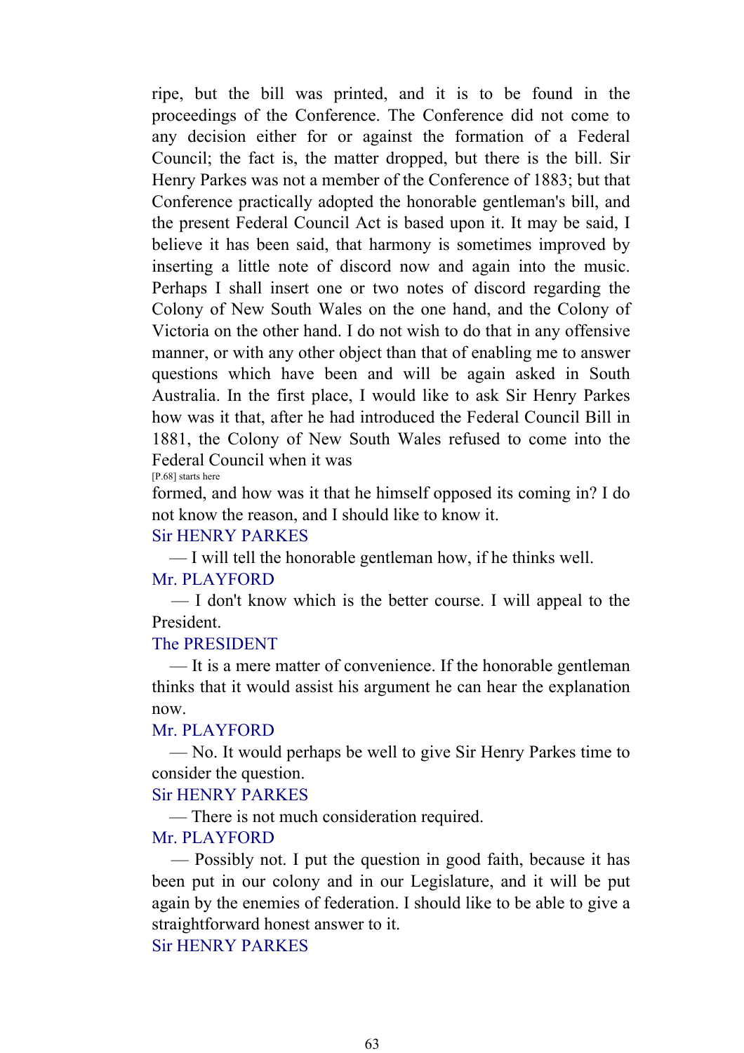ripe, but the bill was printed, and it is to be found in the proceedings of the Conference. The Conference did not come to any decision either for or against the formation of a Federal Council; the fact is, the matter dropped, but there is the bill. Sir Henry Parkes was not a member of the Conference of 1883; but that Conference practically adopted the honorable gentleman's bill, and the present Federal Council Act is based upon it. It may be said, I believe it has been said, that harmony is sometimes improved by inserting a little note of discord now and again into the music. Perhaps I shall insert one or two notes of discord regarding the Colony of New South Wales on the one hand, and the Colony of Victoria on the other hand. I do not wish to do that in any offensive manner, or with any other object than that of enabling me to answer questions which have been and will be again asked in South Australia. In the first place, I would like to ask Sir Henry Parkes how was it that, after he had introduced the Federal Council Bill in 1881, the Colony of New South Wales refused to come into the Federal Council when it was

[P.68] starts here

formed, and how was it that he himself opposed its coming in? I do not know the reason, and I should like to know it.

Sir HENRY PARKES

— I will tell the honorable gentleman how, if he thinks well.

Mr. PLAYFORD

— I don't know which is the better course. I will appeal to the President.

The PRESIDENT

— It is a mere matter of convenience. If the honorable gentleman thinks that it would assist his argument he can hear the explanation now.

Mr. PLAYFORD

— No. It would perhaps be well to give Sir Henry Parkes time to consider the question.

Sir HENRY PARKES

— There is not much consideration required.

Mr. PLAYFORD

— Possibly not. I put the question in good faith, because it has been put in our colony and in our Legislature, and it will be put again by the enemies of federation. I should like to be able to give a straightforward honest answer to it.

Sir HENRY PARKES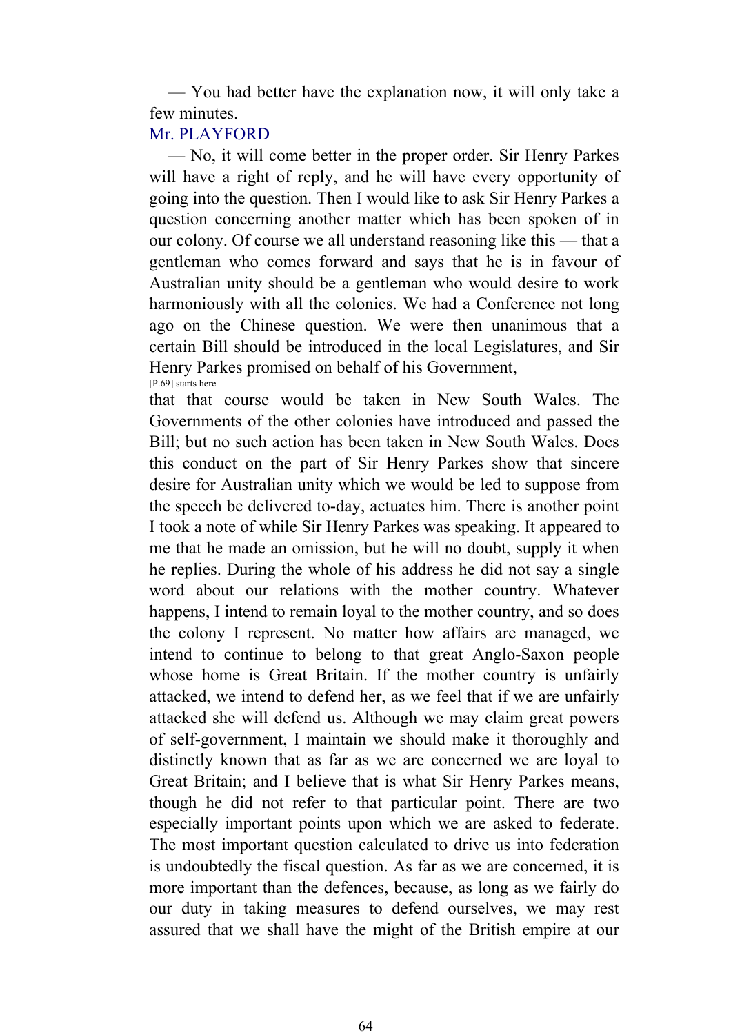— You had better have the explanation now, it will only take a few minutes.

Mr. PLAYFORD

— No, it will come better in the proper order. Sir Henry Parkes will have a right of reply, and he will have every opportunity of going into the question. Then I would like to ask Sir Henry Parkes a question concerning another matter which has been spoken of in our colony. Of course we all understand reasoning like this — that a gentleman who comes forward and says that he is in favour of Australian unity should be a gentleman who would desire to work harmoniously with all the colonies. We had a Conference not long ago on the Chinese question. We were then unanimous that a certain Bill should be introduced in the local Legislatures, and Sir Henry Parkes promised on behalf of his Government,

[P.69] starts here

that that course would be taken in New South Wales. The Governments of the other colonies have introduced and passed the Bill; but no such action has been taken in New South Wales. Does this conduct on the part of Sir Henry Parkes show that sincere desire for Australian unity which we would be led to suppose from the speech be delivered to-day, actuates him. There is another point I took a note of while Sir Henry Parkes was speaking. It appeared to me that he made an omission, but he will no doubt, supply it when he replies. During the whole of his address he did not say a single word about our relations with the mother country. Whatever happens, I intend to remain loyal to the mother country, and so does the colony I represent. No matter how affairs are managed, we intend to continue to belong to that great Anglo-Saxon people whose home is Great Britain. If the mother country is unfairly attacked, we intend to defend her, as we feel that if we are unfairly attacked she will defend us. Although we may claim great powers of self-government, I maintain we should make it thoroughly and distinctly known that as far as we are concerned we are loyal to Great Britain; and I believe that is what Sir Henry Parkes means, though he did not refer to that particular point. There are two especially important points upon which we are asked to federate. The most important question calculated to drive us into federation is undoubtedly the fiscal question. As far as we are concerned, it is more important than the defences, because, as long as we fairly do our duty in taking measures to defend ourselves, we may rest assured that we shall have the might of the British empire at our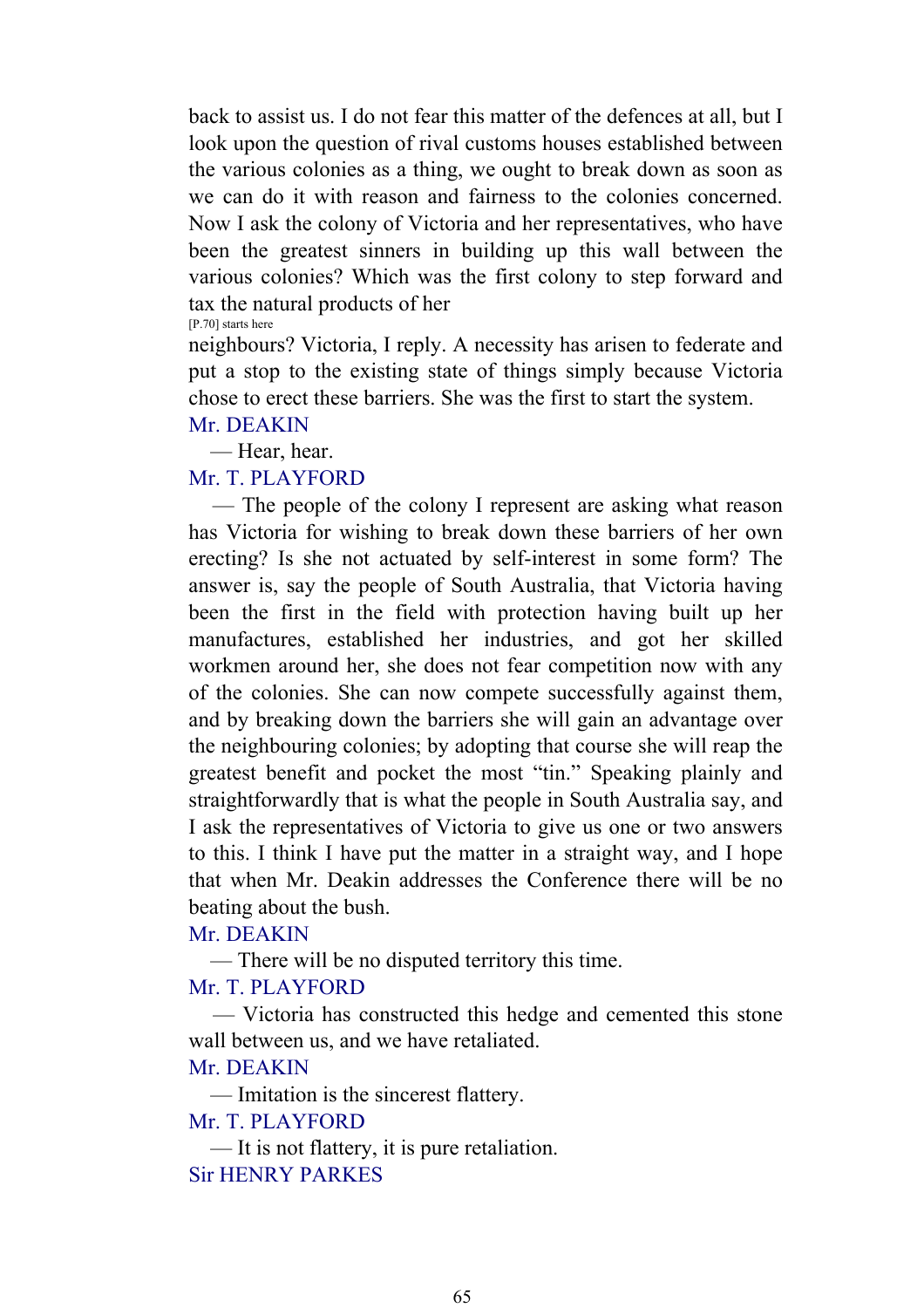back to assist us. I do not fear this matter of the defences at all, but I look upon the question of rival customs houses established between the various colonies as a thing, we ought to break down as soon as we can do it with reason and fairness to the colonies concerned. Now I ask the colony of Victoria and her representatives, who have been the greatest sinners in building up this wall between the various colonies? Which was the first colony to step forward and tax the natural products of her

[P.70] starts here

neighbours? Victoria, I reply. A necessity has arisen to federate and put a stop to the existing state of things simply because Victoria chose to erect these barriers. She was the first to start the system.

Mr. DEAKIN

— Hear, hear.

Mr. T. PLAYFORD

— The people of the colony I represent are asking what reason has Victoria for wishing to break down these barriers of her own erecting? Is she not actuated by self-interest in some form? The answer is, say the people of South Australia, that Victoria having been the first in the field with protection having built up her manufactures, established her industries, and got her skilled workmen around her, she does not fear competition now with any of the colonies. She can now compete successfully against them, and by breaking down the barriers she will gain an advantage over the neighbouring colonies; by adopting that course she will reap the greatest benefit and pocket the most "tin." Speaking plainly and straightforwardly that is what the people in South Australia say, and I ask the representatives of Victoria to give us one or two answers to this. I think I have put the matter in a straight way, and I hope that when Mr. Deakin addresses the Conference there will be no beating about the bush.

Mr. DEAKIN

— There will be no disputed territory this time.

Mr. T. PLAYFORD

— Victoria has constructed this hedge and cemented this stone wall between us, and we have retaliated.

Mr. DEAKIN

— Imitation is the sincerest flattery.

Mr. T. PLAYFORD

— It is not flattery, it is pure retaliation.

Sir HENRY PARKES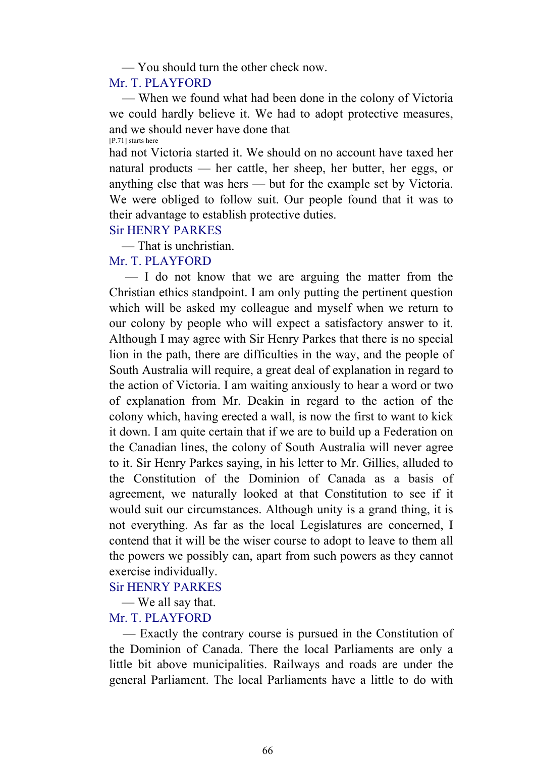— You should turn the other check now.

Mr. T. PLAYFORD

— When we found what had been done in the colony of Victoria we could hardly believe it. We had to adopt protective measures, and we should never have done that

[P.71] starts here

had not Victoria started it. We should on no account have taxed her natural products — her cattle, her sheep, her butter, her eggs, or anything else that was hers — but for the example set by Victoria. We were obliged to follow suit. Our people found that it was to their advantage to establish protective duties.

Sir HENRY PARKES

— That is unchristian.

Mr. T. PLAYFORD

— I do not know that we are arguing the matter from the Christian ethics standpoint. I am only putting the pertinent question which will be asked my colleague and myself when we return to our colony by people who will expect a satisfactory answer to it. Although I may agree with Sir Henry Parkes that there is no special lion in the path, there are difficulties in the way, and the people of South Australia will require, a great deal of explanation in regard to the action of Victoria. I am waiting anxiously to hear a word or two of explanation from Mr. Deakin in regard to the action of the colony which, having erected a wall, is now the first to want to kick it down. I am quite certain that if we are to build up a Federation on the Canadian lines, the colony of South Australia will never agree to it. Sir Henry Parkes saying, in his letter to Mr. Gillies, alluded to the Constitution of the Dominion of Canada as a basis of agreement, we naturally looked at that Constitution to see if it would suit our circumstances. Although unity is a grand thing, it is not everything. As far as the local Legislatures are concerned, I contend that it will be the wiser course to adopt to leave to them all the powers we possibly can, apart from such powers as they cannot exercise individually.

Sir HENRY PARKES

— We all say that.

Mr. T. PLAYFORD

— Exactly the contrary course is pursued in the Constitution of the Dominion of Canada. There the local Parliaments are only a little bit above municipalities. Railways and roads are under the general Parliament. The local Parliaments have a little to do with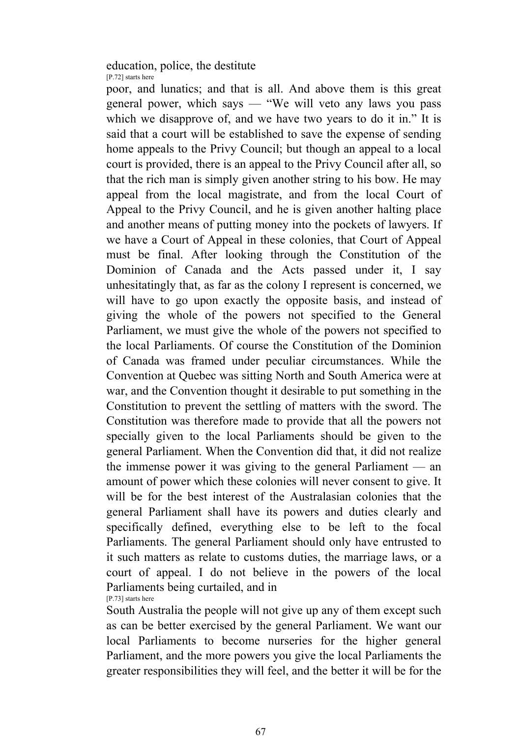education, police, the destitute

[P.72] starts here

poor, and lunatics; and that is all. And above them is this great general power, which says — "We will veto any laws you pass which we disapprove of, and we have two years to do it in." It is said that a court will be established to save the expense of sending home appeals to the Privy Council; but though an appeal to a local court is provided, there is an appeal to the Privy Council after all, so that the rich man is simply given another string to his bow. He may appeal from the local magistrate, and from the local Court of Appeal to the Privy Council, and he is given another halting place and another means of putting money into the pockets of lawyers. If we have a Court of Appeal in these colonies, that Court of Appeal must be final. After looking through the Constitution of the Dominion of Canada and the Acts passed under it, I say unhesitatingly that, as far as the colony I represent is concerned, we will have to go upon exactly the opposite basis, and instead of giving the whole of the powers not specified to the General Parliament, we must give the whole of the powers not specified to the local Parliaments. Of course the Constitution of the Dominion of Canada was framed under peculiar circumstances. While the Convention at Quebec was sitting North and South America were at war, and the Convention thought it desirable to put something in the Constitution to prevent the settling of matters with the sword. The Constitution was therefore made to provide that all the powers not specially given to the local Parliaments should be given to the general Parliament. When the Convention did that, it did not realize the immense power it was giving to the general Parliament — an amount of power which these colonies will never consent to give. It will be for the best interest of the Australasian colonies that the general Parliament shall have its powers and duties clearly and specifically defined, everything else to be left to the focal Parliaments. The general Parliament should only have entrusted to it such matters as relate to customs duties, the marriage laws, or a court of appeal. I do not believe in the powers of the local Parliaments being curtailed, and in

[P.73] starts here

South Australia the people will not give up any of them except such as can be better exercised by the general Parliament. We want our local Parliaments to become nurseries for the higher general Parliament, and the more powers you give the local Parliaments the greater responsibilities they will feel, and the better it will be for the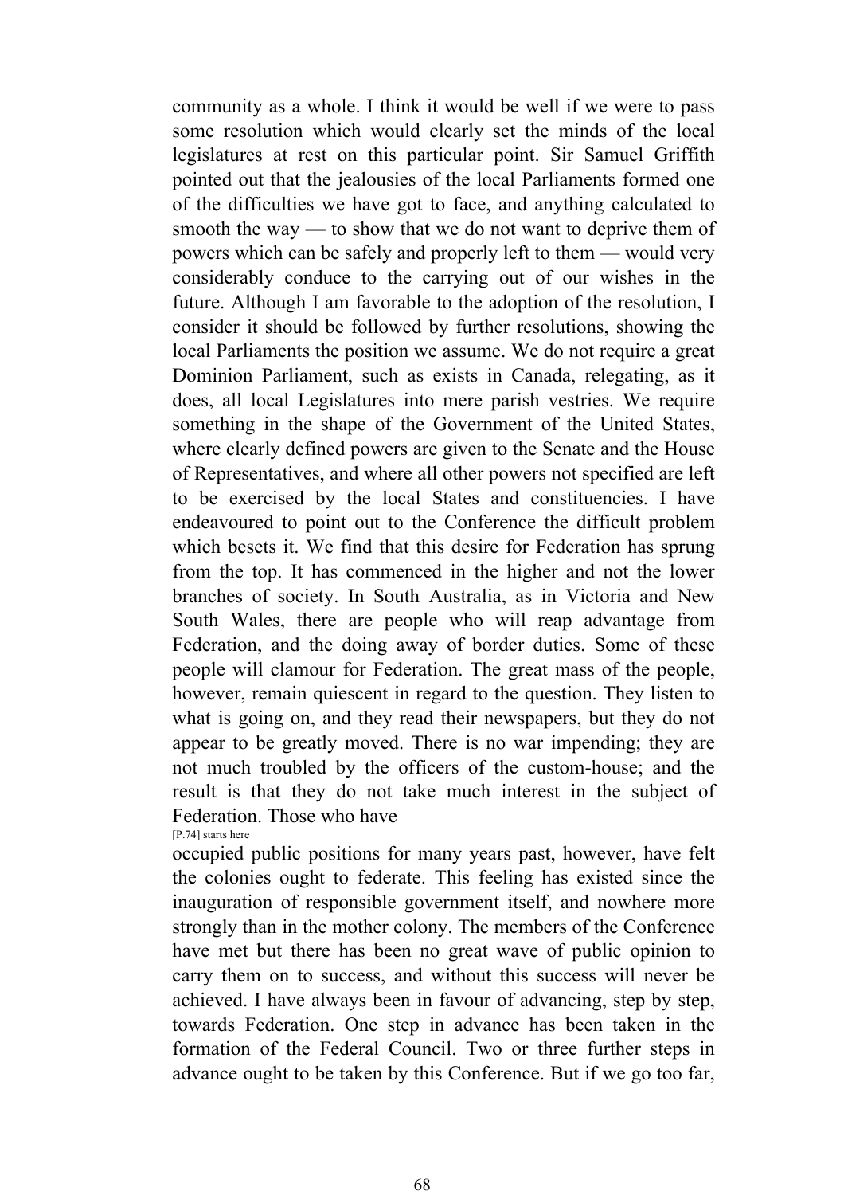community as a whole. I think it would be well if we were to pass some resolution which would clearly set the minds of the local legislatures at rest on this particular point. Sir Samuel Griffith pointed out that the jealousies of the local Parliaments formed one of the difficulties we have got to face, and anything calculated to smooth the way — to show that we do not want to deprive them of powers which can be safely and properly left to them — would very considerably conduce to the carrying out of our wishes in the future. Although I am favorable to the adoption of the resolution, I consider it should be followed by further resolutions, showing the local Parliaments the position we assume. We do not require a great Dominion Parliament, such as exists in Canada, relegating, as it does, all local Legislatures into mere parish vestries. We require something in the shape of the Government of the United States, where clearly defined powers are given to the Senate and the House of Representatives, and where all other powers not specified are left to be exercised by the local States and constituencies. I have endeavoured to point out to the Conference the difficult problem which besets it. We find that this desire for Federation has sprung from the top. It has commenced in the higher and not the lower branches of society. In South Australia, as in Victoria and New South Wales, there are people who will reap advantage from Federation, and the doing away of border duties. Some of these people will clamour for Federation. The great mass of the people, however, remain quiescent in regard to the question. They listen to what is going on, and they read their newspapers, but they do not appear to be greatly moved. There is no war impending; they are not much troubled by the officers of the custom-house; and the result is that they do not take much interest in the subject of Federation. Those who have

[P.74] starts here

occupied public positions for many years past, however, have felt the colonies ought to federate. This feeling has existed since the inauguration of responsible government itself, and nowhere more strongly than in the mother colony. The members of the Conference have met but there has been no great wave of public opinion to carry them on to success, and without this success will never be achieved. I have always been in favour of advancing, step by step, towards Federation. One step in advance has been taken in the formation of the Federal Council. Two or three further steps in advance ought to be taken by this Conference. But if we go too far,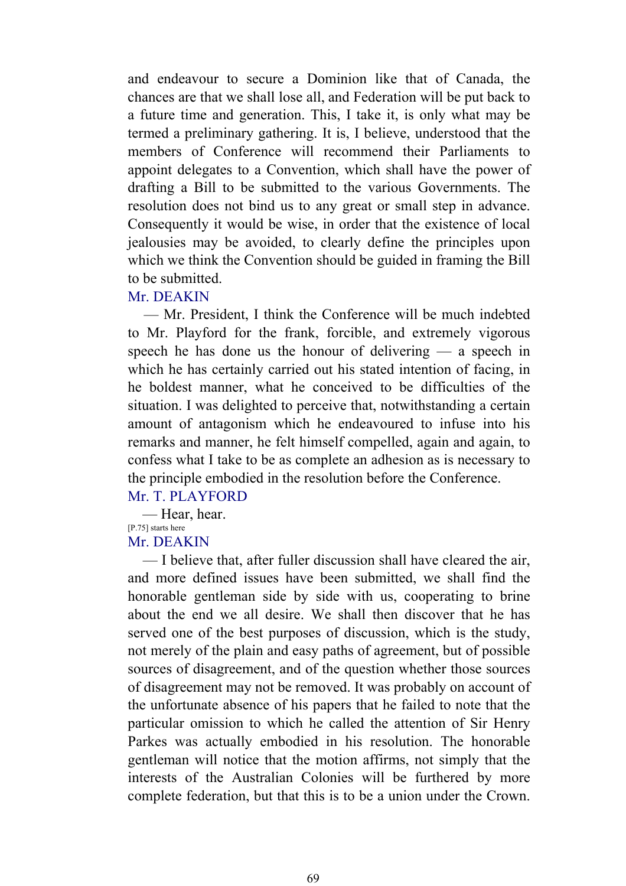and endeavour to secure a Dominion like that of Canada, the chances are that we shall lose all, and Federation will be put back to a future time and generation. This, I take it, is only what may be termed a preliminary gathering. It is, I believe, understood that the members of Conference will recommend their Parliaments to appoint delegates to a Convention, which shall have the power of drafting a Bill to be submitted to the various Governments. The resolution does not bind us to any great or small step in advance. Consequently it would be wise, in order that the existence of local jealousies may be avoided, to clearly define the principles upon which we think the Convention should be guided in framing the Bill to be submitted.

Mr. DEAKIN

— Mr. President, I think the Conference will be much indebted to Mr. Playford for the frank, forcible, and extremely vigorous speech he has done us the honour of delivering — a speech in which he has certainly carried out his stated intention of facing, in he boldest manner, what he conceived to be difficulties of the situation. I was delighted to perceive that, notwithstanding a certain amount of antagonism which he endeavoured to infuse into his remarks and manner, he felt himself compelled, again and again, to confess what I take to be as complete an adhesion as is necessary to the principle embodied in the resolution before the Conference.

Mr. T. PLAYFORD

— Hear, hear.

[P.75] starts here

Mr. DEAKIN

— I believe that, after fuller discussion shall have cleared the air, and more defined issues have been submitted, we shall find the honorable gentleman side by side with us, cooperating to brine about the end we all desire. We shall then discover that he has served one of the best purposes of discussion, which is the study, not merely of the plain and easy paths of agreement, but of possible sources of disagreement, and of the question whether those sources of disagreement may not be removed. It was probably on account of the unfortunate absence of his papers that he failed to note that the particular omission to which he called the attention of Sir Henry Parkes was actually embodied in his resolution. The honorable gentleman will notice that the motion affirms, not simply that the interests of the Australian Colonies will be furthered by more complete federation, but that this is to be a union under the Crown.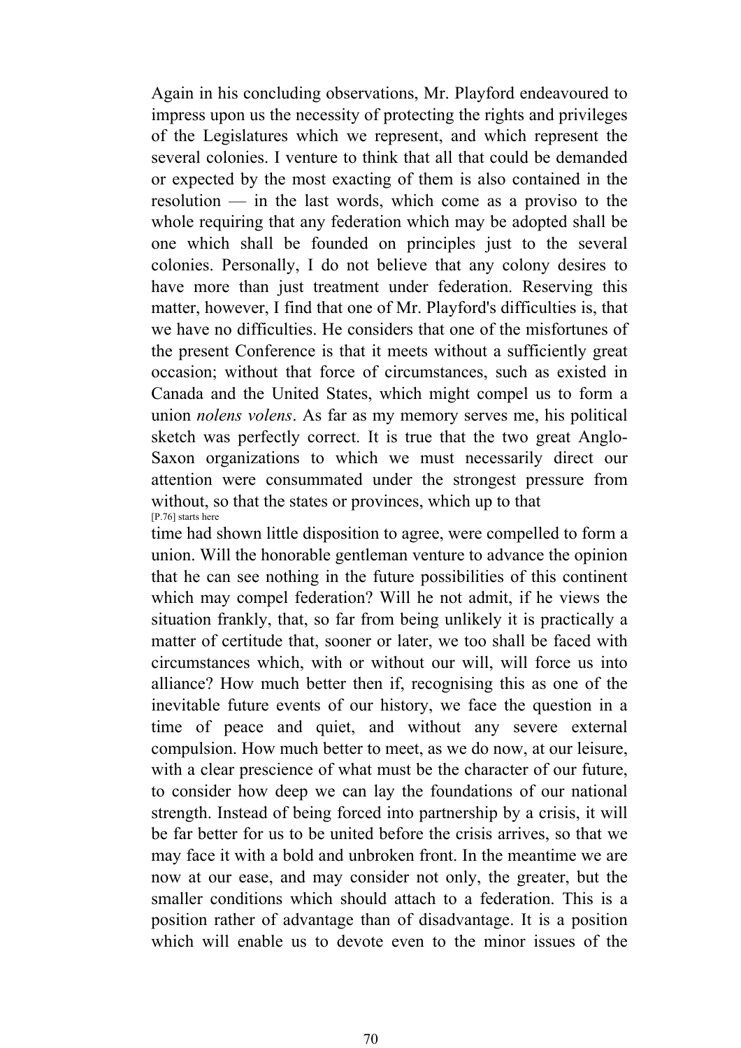Again in his concluding observations, Mr. Playford endeavoured to impress upon us the necessity of protecting the rights and privileges of the Legislatures which we represent, and which represent the several colonies. I venture to think that all that could be demanded or expected by the most exacting of them is also contained in the resolution — in the last words, which come as a proviso to the whole requiring that any federation which may be adopted shall be one which shall be founded on principles just to the several colonies. Personally, I do not believe that any colony desires to have more than just treatment under federation. Reserving this matter, however, I find that one of Mr. Playford's difficulties is, that we have no difficulties. He considers that one of the misfortunes of the present Conference is that it meets without a sufficiently great occasion; without that force of circumstances, such as existed in Canada and the United States, which might compel us to form a union *nolens volens*. As far as my memory serves me, his political sketch was perfectly correct. It is true that the two great Anglo-Saxon organizations to which we must necessarily direct our attention were consummated under the strongest pressure from without, so that the states or provinces, which up to that

[P.76] starts here

time had shown little disposition to agree, were compelled to form a union. Will the honorable gentleman venture to advance the opinion that he can see nothing in the future possibilities of this continent which may compel federation? Will he not admit, if he views the situation frankly, that, so far from being unlikely it is practically a matter of certitude that, sooner or later, we too shall be faced with circumstances which, with or without our will, will force us into alliance? How much better then if, recognising this as one of the inevitable future events of our history, we face the question in a time of peace and quiet, and without any severe external compulsion. How much better to meet, as we do now, at our leisure, with a clear prescience of what must be the character of our future, to consider how deep we can lay the foundations of our national strength. Instead of being forced into partnership by a crisis, it will be far better for us to be united before the crisis arrives, so that we may face it with a bold and unbroken front. In the meantime we are now at our ease, and may consider not only, the greater, but the smaller conditions which should attach to a federation. This is a position rather of advantage than of disadvantage. It is a position which will enable us to devote even to the minor issues of the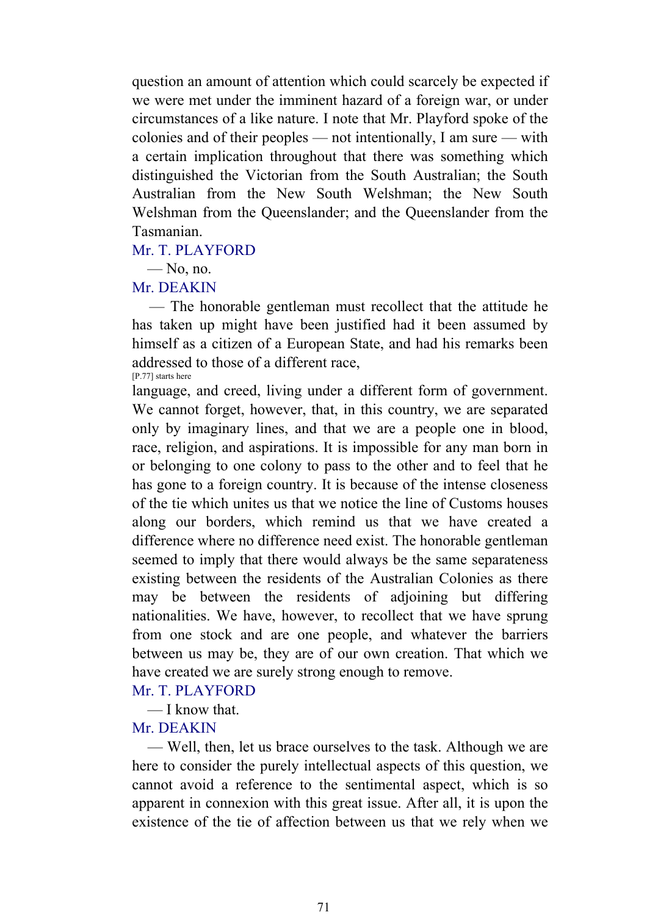question an amount of attention which could scarcely be expected if we were met under the imminent hazard of a foreign war, or under circumstances of a like nature. I note that Mr. Playford spoke of the colonies and of their peoples — not intentionally, I am sure — with a certain implication throughout that there was something which distinguished the Victorian from the South Australian; the South Australian from the New South Welshman; the New South Welshman from the Queenslander; and the Queenslander from the Tasmanian.

Mr. T. PLAYFORD

— No, no.

Mr. DEAKIN

— The honorable gentleman must recollect that the attitude he has taken up might have been justified had it been assumed by himself as a citizen of a European State, and had his remarks been addressed to those of a different race,

[P.77] starts here

language, and creed, living under a different form of government. We cannot forget, however, that, in this country, we are separated only by imaginary lines, and that we are a people one in blood, race, religion, and aspirations. It is impossible for any man born in or belonging to one colony to pass to the other and to feel that he has gone to a foreign country. It is because of the intense closeness of the tie which unites us that we notice the line of Customs houses along our borders, which remind us that we have created a difference where no difference need exist. The honorable gentleman seemed to imply that there would always be the same separateness existing between the residents of the Australian Colonies as there may be between the residents of adjoining but differing nationalities. We have, however, to recollect that we have sprung from one stock and are one people, and whatever the barriers between us may be, they are of our own creation. That which we have created we are surely strong enough to remove.

Mr. T. PLAYFORD

— I know that.

Mr. DEAKIN

— Well, then, let us brace ourselves to the task. Although we are here to consider the purely intellectual aspects of this question, we cannot avoid a reference to the sentimental aspect, which is so apparent in connexion with this great issue. After all, it is upon the existence of the tie of affection between us that we rely when we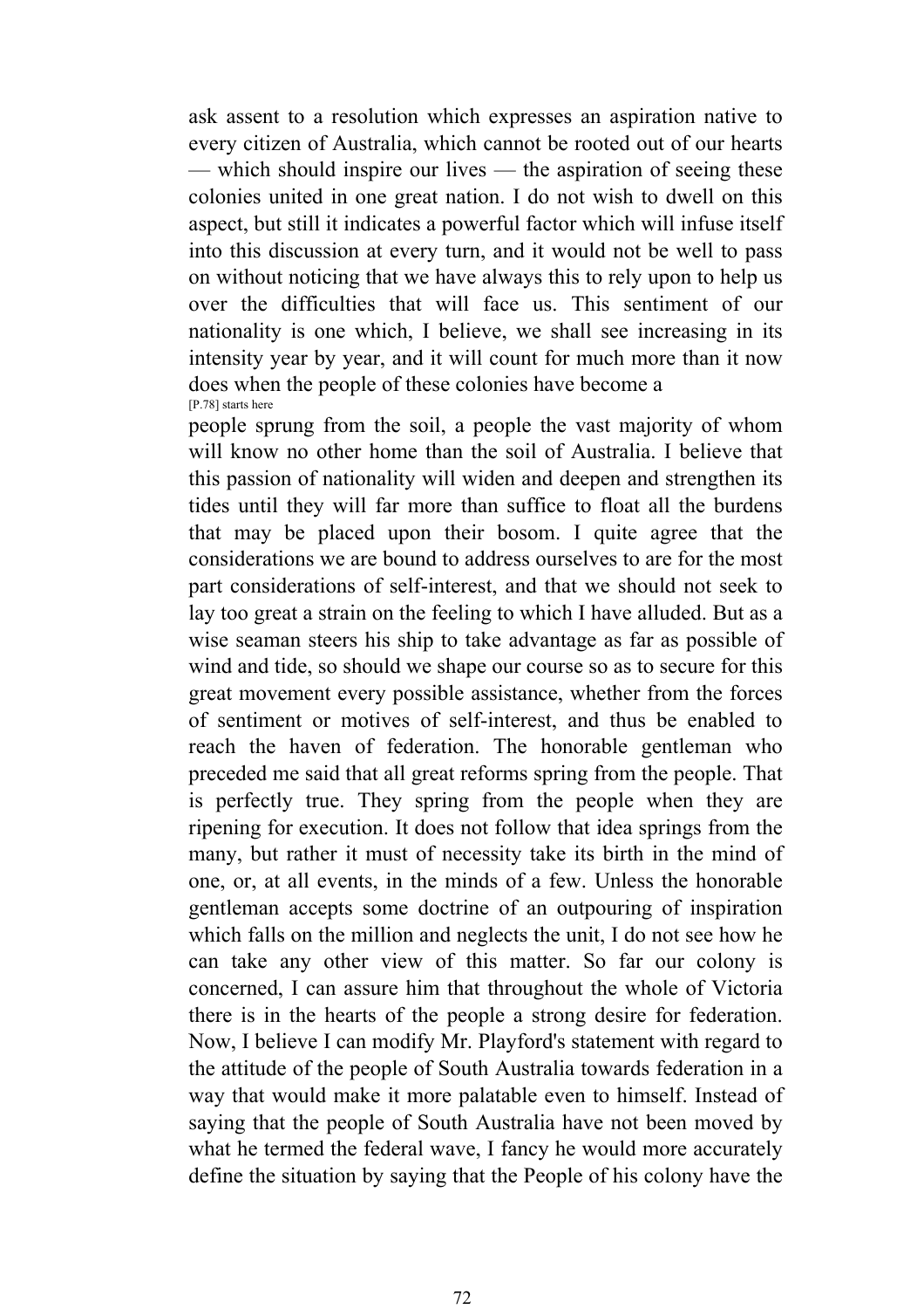ask assent to a resolution which expresses an aspiration native to every citizen of Australia, which cannot be rooted out of our hearts — which should inspire our lives — the aspiration of seeing these colonies united in one great nation. I do not wish to dwell on this aspect, but still it indicates a powerful factor which will infuse itself into this discussion at every turn, and it would not be well to pass on without noticing that we have always this to rely upon to help us over the difficulties that will face us. This sentiment of our nationality is one which, I believe, we shall see increasing in its intensity year by year, and it will count for much more than it now does when the people of these colonies have become a

[P.78] starts here

people sprung from the soil, a people the vast majority of whom will know no other home than the soil of Australia. I believe that this passion of nationality will widen and deepen and strengthen its tides until they will far more than suffice to float all the burdens that may be placed upon their bosom. I quite agree that the considerations we are bound to address ourselves to are for the most part considerations of self-interest, and that we should not seek to lay too great a strain on the feeling to which I have alluded. But as a wise seaman steers his ship to take advantage as far as possible of wind and tide, so should we shape our course so as to secure for this great movement every possible assistance, whether from the forces of sentiment or motives of self-interest, and thus be enabled to reach the haven of federation. The honorable gentleman who preceded me said that all great reforms spring from the people. That is perfectly true. They spring from the people when they are ripening for execution. It does not follow that idea springs from the many, but rather it must of necessity take its birth in the mind of one, or, at all events, in the minds of a few. Unless the honorable gentleman accepts some doctrine of an outpouring of inspiration which falls on the million and neglects the unit, I do not see how he can take any other view of this matter. So far our colony is concerned, I can assure him that throughout the whole of Victoria there is in the hearts of the people a strong desire for federation. Now, I believe I can modify Mr. Playford's statement with regard to the attitude of the people of South Australia towards federation in a way that would make it more palatable even to himself. Instead of saying that the people of South Australia have not been moved by what he termed the federal wave, I fancy he would more accurately define the situation by saying that the People of his colony have the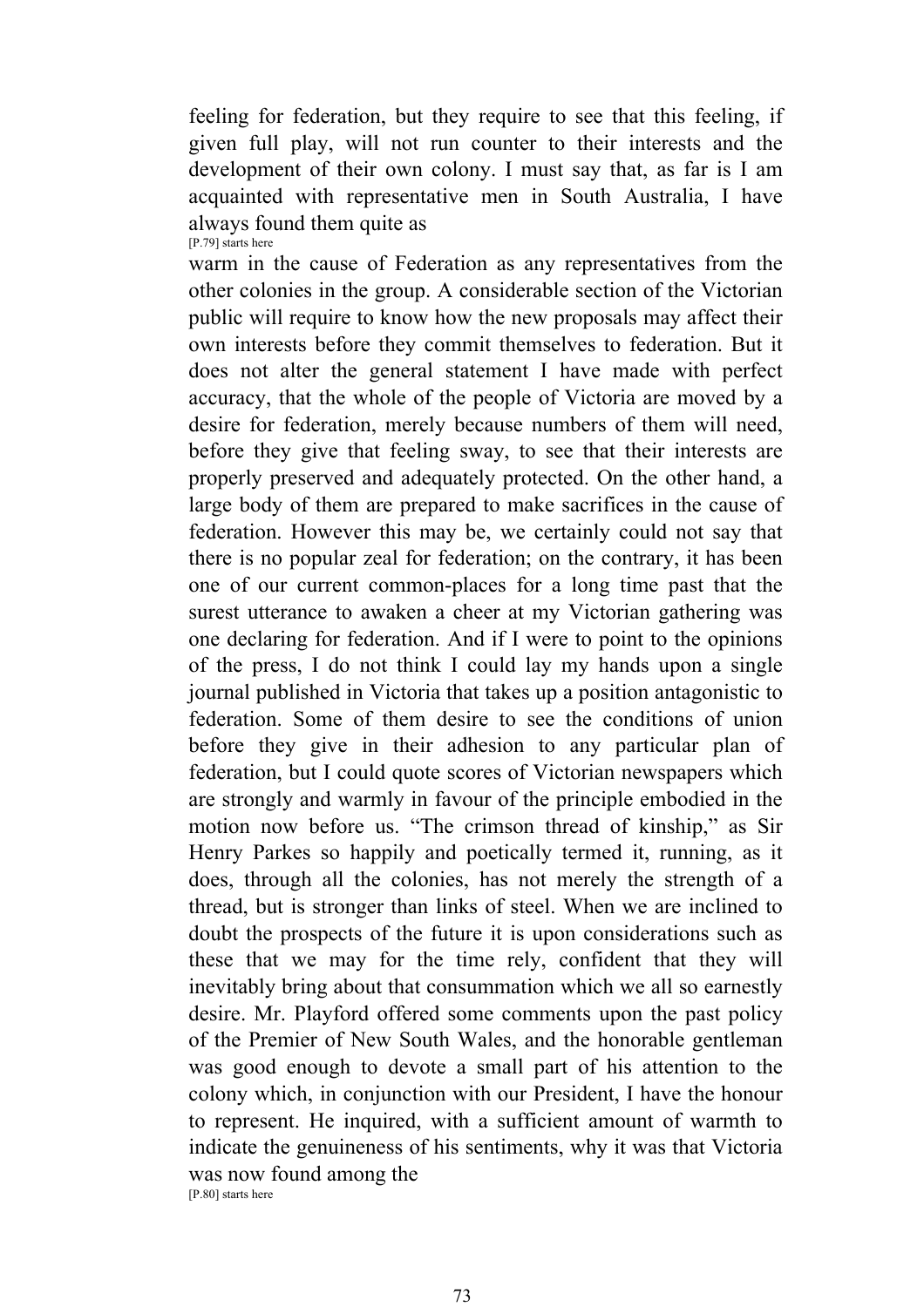feeling for federation, but they require to see that this feeling, if given full play, will not run counter to their interests and the development of their own colony. I must say that, as far is I am acquainted with representative men in South Australia, I have always found them quite as
[P.79] starts here
warm in the cause of Federation as any representatives from the other colonies in the group. A considerable section of the Victorian public will require to know how the new proposals may affect their own interests before they commit themselves to federation. But it does not alter the general statement I have made with perfect accuracy, that the whole of the people of Victoria are moved by a desire for federation, merely because numbers of them will need, before they give that feeling sway, to see that their interests are properly preserved and adequately protected. On the other hand, a large body of them are prepared to make sacrifices in the cause of federation. However this may be, we certainly could not say that there is no popular zeal for federation; on the contrary, it has been one of our current common-places for a long time past that the surest utterance to awaken a cheer at my Victorian gathering was one declaring for federation. And if I were to point to the opinions of the press, I do not think I could lay my hands upon a single journal published in Victoria that takes up a position antagonistic to federation. Some of them desire to see the conditions of union before they give in their adhesion to any particular plan of federation, but I could quote scores of Victorian newspapers which are strongly and warmly in favour of the principle embodied in the motion now before us. "The crimson thread of kinship," as Sir Henry Parkes so happily and poetically termed it, running, as it does, through all the colonies, has not merely the strength of a thread, but is stronger than links of steel. When we are inclined to doubt the prospects of the future it is upon considerations such as these that we may for the time rely, confident that they will inevitably bring about that consummation which we all so earnestly desire. Mr. Playford offered some comments upon the past policy of the Premier of New South Wales, and the honorable gentleman was good enough to devote a small part of his attention to the colony which, in conjunction with our President, I have the honour to represent. He inquired, with a sufficient amount of warmth to indicate the genuineness of his sentiments, why it was that Victoria was now found among the
[P.80] starts here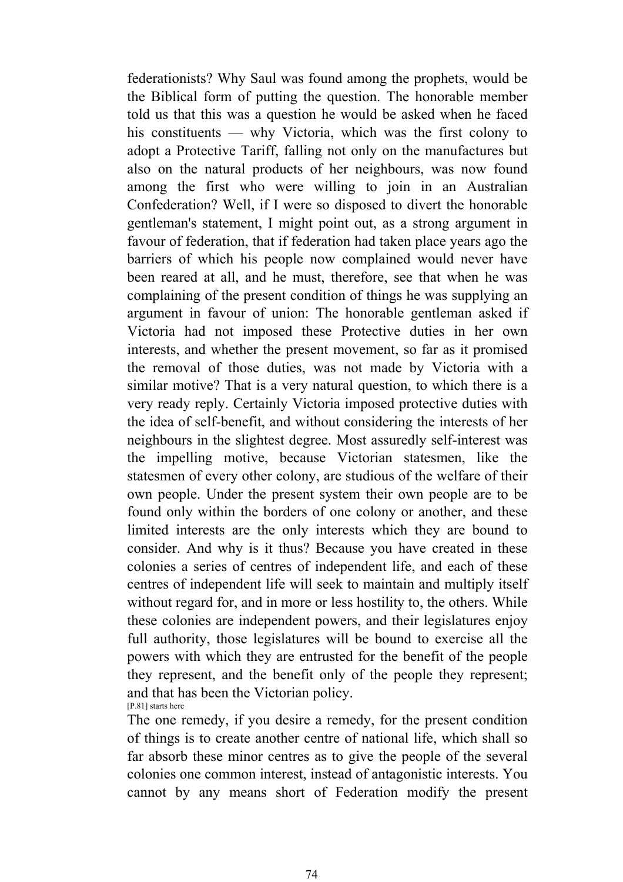federationists? Why Saul was found among the prophets, would be the Biblical form of putting the question. The honorable member told us that this was a question he would be asked when he faced his constituents — why Victoria, which was the first colony to adopt a Protective Tariff, falling not only on the manufactures but also on the natural products of her neighbours, was now found among the first who were willing to join in an Australian Confederation? Well, if I were so disposed to divert the honorable gentleman's statement, I might point out, as a strong argument in favour of federation, that if federation had taken place years ago the barriers of which his people now complained would never have been reared at all, and he must, therefore, see that when he was complaining of the present condition of things he was supplying an argument in favour of union: The honorable gentleman asked if Victoria had not imposed these Protective duties in her own interests, and whether the present movement, so far as it promised the removal of those duties, was not made by Victoria with a similar motive? That is a very natural question, to which there is a very ready reply. Certainly Victoria imposed protective duties with the idea of self-benefit, and without considering the interests of her neighbours in the slightest degree. Most assuredly self-interest was the impelling motive, because Victorian statesmen, like the statesmen of every other colony, are studious of the welfare of their own people. Under the present system their own people are to be found only within the borders of one colony or another, and these limited interests are the only interests which they are bound to consider. And why is it thus? Because you have created in these colonies a series of centres of independent life, and each of these centres of independent life will seek to maintain and multiply itself without regard for, and in more or less hostility to, the others. While these colonies are independent powers, and their legislatures enjoy full authority, those legislatures will be bound to exercise all the powers with which they are entrusted for the benefit of the people they represent, and the benefit only of the people they represent; and that has been the Victorian policy.

[P.81] starts here

The one remedy, if you desire a remedy, for the present condition of things is to create another centre of national life, which shall so far absorb these minor centres as to give the people of the several colonies one common interest, instead of antagonistic interests. You cannot by any means short of Federation modify the present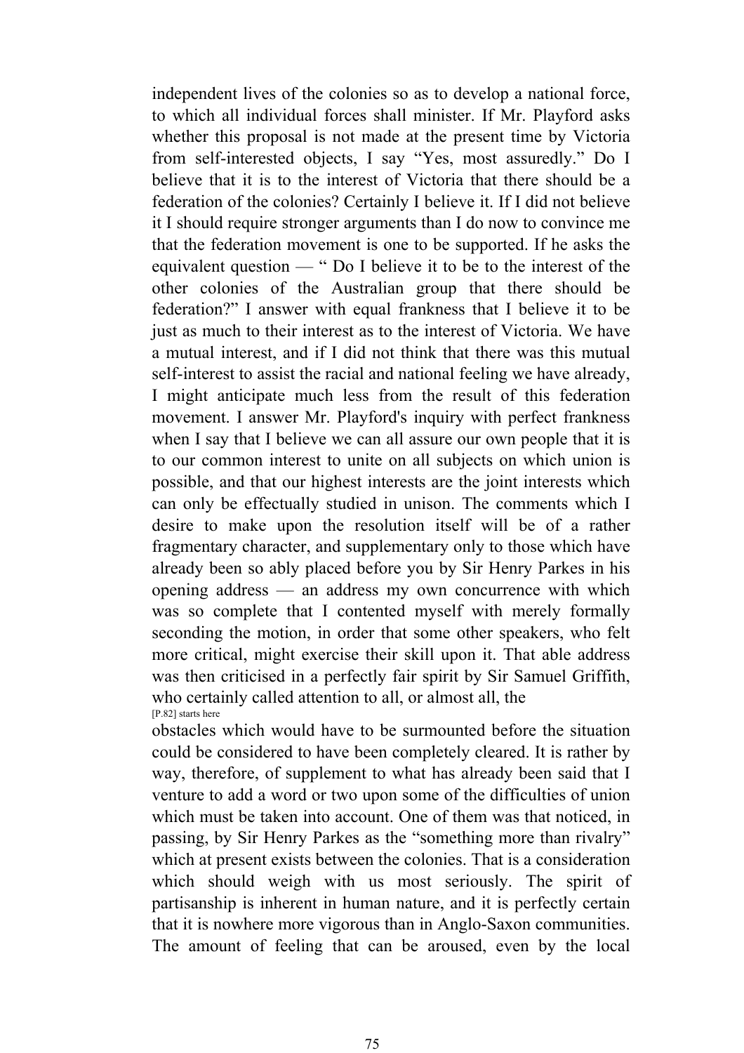independent lives of the colonies so as to develop a national force, to which all individual forces shall minister. If Mr. Playford asks whether this proposal is not made at the present time by Victoria from self-interested objects, I say "Yes, most assuredly." Do I believe that it is to the interest of Victoria that there should be a federation of the colonies? Certainly I believe it. If I did not believe it I should require stronger arguments than I do now to convince me that the federation movement is one to be supported. If he asks the equivalent question — " Do I believe it to be to the interest of the other colonies of the Australian group that there should be federation?" I answer with equal frankness that I believe it to be just as much to their interest as to the interest of Victoria. We have a mutual interest, and if I did not think that there was this mutual self-interest to assist the racial and national feeling we have already, I might anticipate much less from the result of this federation movement. I answer Mr. Playford's inquiry with perfect frankness when I say that I believe we can all assure our own people that it is to our common interest to unite on all subjects on which union is possible, and that our highest interests are the joint interests which can only be effectually studied in unison. The comments which I desire to make upon the resolution itself will be of a rather fragmentary character, and supplementary only to those which have already been so ably placed before you by Sir Henry Parkes in his opening address — an address my own concurrence with which was so complete that I contented myself with merely formally seconding the motion, in order that some other speakers, who felt more critical, might exercise their skill upon it. That able address was then criticised in a perfectly fair spirit by Sir Samuel Griffith, who certainly called attention to all, or almost all, the

[P.82] starts here

obstacles which would have to be surmounted before the situation could be considered to have been completely cleared. It is rather by way, therefore, of supplement to what has already been said that I venture to add a word or two upon some of the difficulties of union which must be taken into account. One of them was that noticed, in passing, by Sir Henry Parkes as the "something more than rivalry" which at present exists between the colonies. That is a consideration which should weigh with us most seriously. The spirit of partisanship is inherent in human nature, and it is perfectly certain that it is nowhere more vigorous than in Anglo-Saxon communities. The amount of feeling that can be aroused, even by the local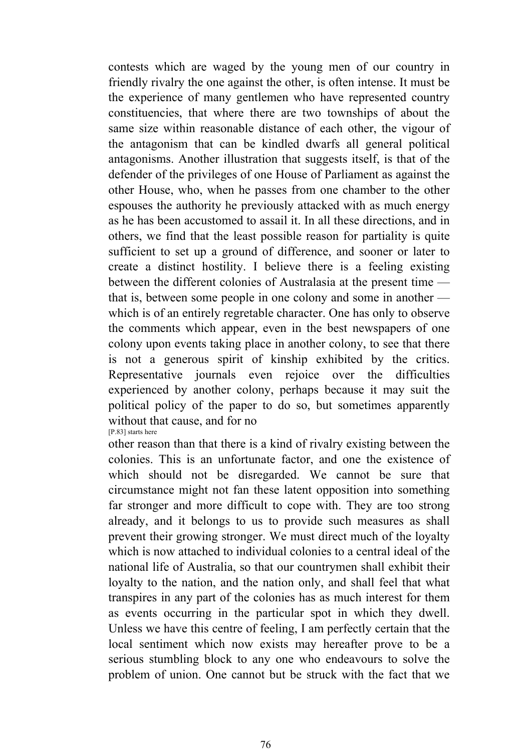contests which are waged by the young men of our country in friendly rivalry the one against the other, is often intense. It must be the experience of many gentlemen who have represented country constituencies, that where there are two townships of about the same size within reasonable distance of each other, the vigour of the antagonism that can be kindled dwarfs all general political antagonisms. Another illustration that suggests itself, is that of the defender of the privileges of one House of Parliament as against the other House, who, when he passes from one chamber to the other espouses the authority he previously attacked with as much energy as he has been accustomed to assail it. In all these directions, and in others, we find that the least possible reason for partiality is quite sufficient to set up a ground of difference, and sooner or later to create a distinct hostility. I believe there is a feeling existing between the different colonies of Australasia at the present time — that is, between some people in one colony and some in another — which is of an entirely regretable character. One has only to observe the comments which appear, even in the best newspapers of one colony upon events taking place in another colony, to see that there is not a generous spirit of kinship exhibited by the critics. Representative journals even rejoice over the difficulties experienced by another colony, perhaps because it may suit the political policy of the paper to do so, but sometimes apparently without that cause, and for no

[P.83] starts here

other reason than that there is a kind of rivalry existing between the colonies. This is an unfortunate factor, and one the existence of which should not be disregarded. We cannot be sure that circumstance might not fan these latent opposition into something far stronger and more difficult to cope with. They are too strong already, and it belongs to us to provide such measures as shall prevent their growing stronger. We must direct much of the loyalty which is now attached to individual colonies to a central ideal of the national life of Australia, so that our countrymen shall exhibit their loyalty to the nation, and the nation only, and shall feel that what transpires in any part of the colonies has as much interest for them as events occurring in the particular spot in which they dwell. Unless we have this centre of feeling, I am perfectly certain that the local sentiment which now exists may hereafter prove to be a serious stumbling block to any one who endeavours to solve the problem of union. One cannot but be struck with the fact that we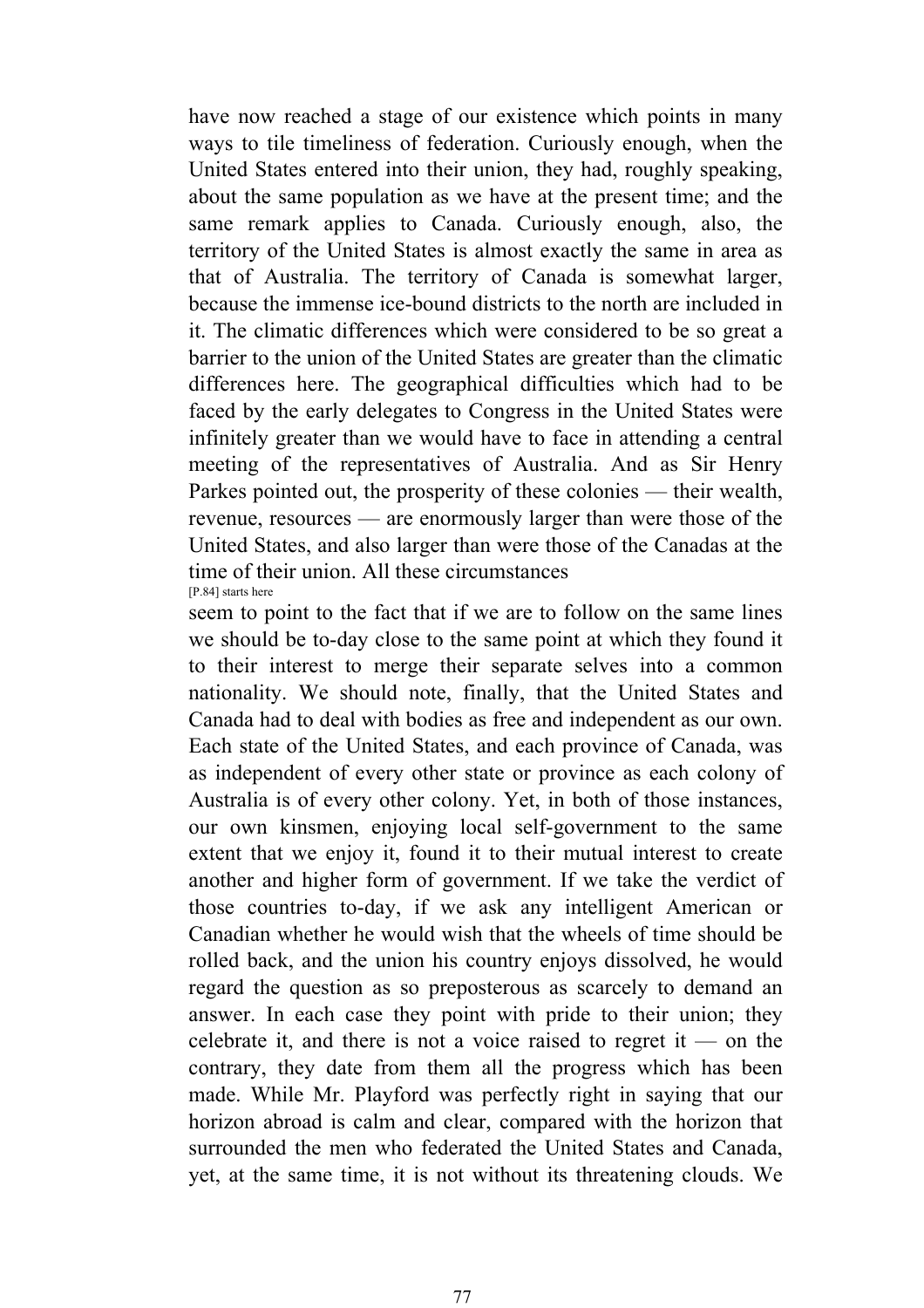have now reached a stage of our existence which points in many ways to tile timeliness of federation. Curiously enough, when the United States entered into their union, they had, roughly speaking, about the same population as we have at the present time; and the same remark applies to Canada. Curiously enough, also, the territory of the United States is almost exactly the same in area as that of Australia. The territory of Canada is somewhat larger, because the immense ice-bound districts to the north are included in it. The climatic differences which were considered to be so great a barrier to the union of the United States are greater than the climatic differences here. The geographical difficulties which had to be faced by the early delegates to Congress in the United States were infinitely greater than we would have to face in attending a central meeting of the representatives of Australia. And as Sir Henry Parkes pointed out, the prosperity of these colonies — their wealth, revenue, resources — are enormously larger than were those of the United States, and also larger than were those of the Canadas at the time of their union. All these circumstances

[P.84] starts here

seem to point to the fact that if we are to follow on the same lines we should be to-day close to the same point at which they found it to their interest to merge their separate selves into a common nationality. We should note, finally, that the United States and Canada had to deal with bodies as free and independent as our own. Each state of the United States, and each province of Canada, was as independent of every other state or province as each colony of Australia is of every other colony. Yet, in both of those instances, our own kinsmen, enjoying local self-government to the same extent that we enjoy it, found it to their mutual interest to create another and higher form of government. If we take the verdict of those countries to-day, if we ask any intelligent American or Canadian whether he would wish that the wheels of time should be rolled back, and the union his country enjoys dissolved, he would regard the question as so preposterous as scarcely to demand an answer. In each case they point with pride to their union; they celebrate it, and there is not a voice raised to regret it — on the contrary, they date from them all the progress which has been made. While Mr. Playford was perfectly right in saying that our horizon abroad is calm and clear, compared with the horizon that surrounded the men who federated the United States and Canada, yet, at the same time, it is not without its threatening clouds. We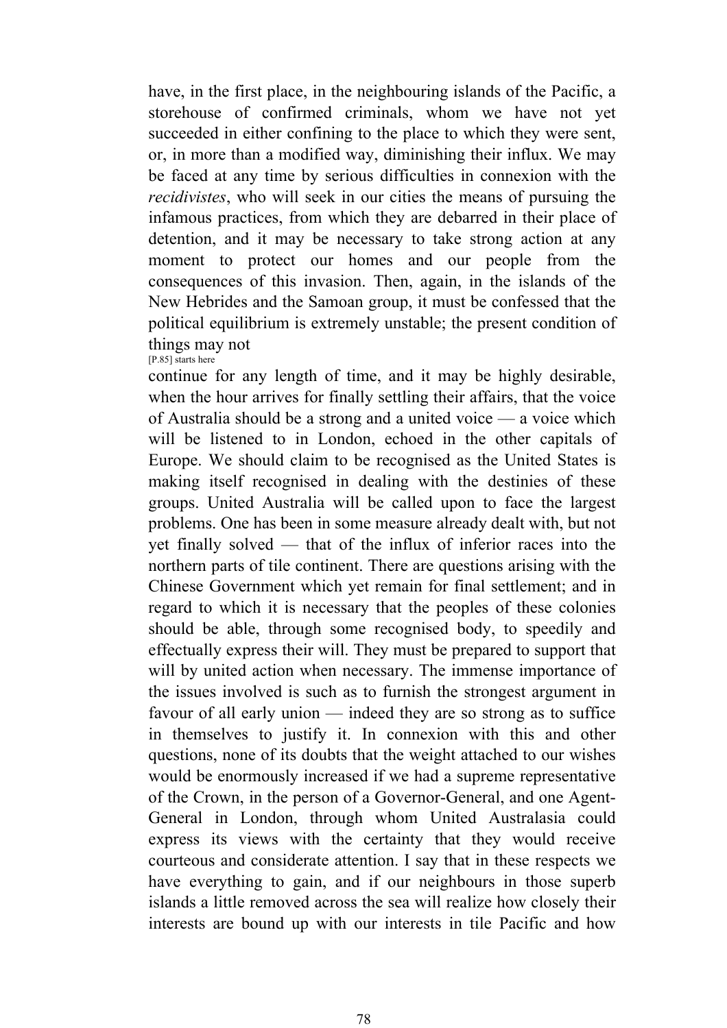have, in the first place, in the neighbouring islands of the Pacific, a storehouse of confirmed criminals, whom we have not yet succeeded in either confining to the place to which they were sent, or, in more than a modified way, diminishing their influx. We may be faced at any time by serious difficulties in connexion with the *recidivistes*, who will seek in our cities the means of pursuing the infamous practices, from which they are debarred in their place of detention, and it may be necessary to take strong action at any moment to protect our homes and our people from the consequences of this invasion. Then, again, in the islands of the New Hebrides and the Samoan group, it must be confessed that the political equilibrium is extremely unstable; the present condition of things may not

[P.85] starts here

continue for any length of time, and it may be highly desirable, when the hour arrives for finally settling their affairs, that the voice of Australia should be a strong and a united voice — a voice which will be listened to in London, echoed in the other capitals of Europe. We should claim to be recognised as the United States is making itself recognised in dealing with the destinies of these groups. United Australia will be called upon to face the largest problems. One has been in some measure already dealt with, but not yet finally solved — that of the influx of inferior races into the northern parts of tile continent. There are questions arising with the Chinese Government which yet remain for final settlement; and in regard to which it is necessary that the peoples of these colonies should be able, through some recognised body, to speedily and effectually express their will. They must be prepared to support that will by united action when necessary. The immense importance of the issues involved is such as to furnish the strongest argument in favour of all early union — indeed they are so strong as to suffice in themselves to justify it. In connexion with this and other questions, none of its doubts that the weight attached to our wishes would be enormously increased if we had a supreme representative of the Crown, in the person of a Governor-General, and one Agent-General in London, through whom United Australasia could express its views with the certainty that they would receive courteous and considerate attention. I say that in these respects we have everything to gain, and if our neighbours in those superb islands a little removed across the sea will realize how closely their interests are bound up with our interests in tile Pacific and how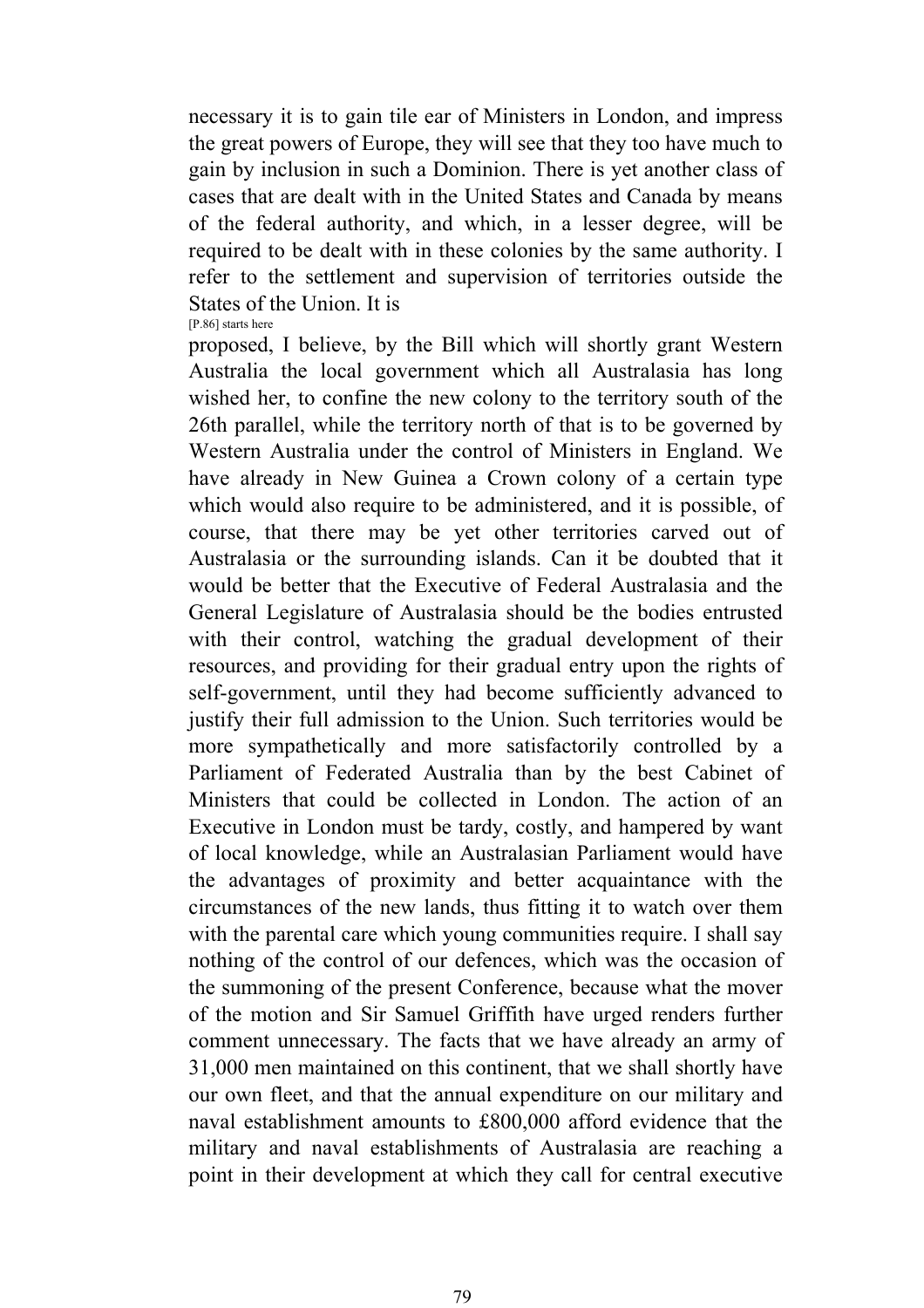necessary it is to gain tile ear of Ministers in London, and impress the great powers of Europe, they will see that they too have much to gain by inclusion in such a Dominion. There is yet another class of cases that are dealt with in the United States and Canada by means of the federal authority, and which, in a lesser degree, will be required to be dealt with in these colonies by the same authority. I refer to the settlement and supervision of territories outside the States of the Union. It is
[P.86] starts here
proposed, I believe, by the Bill which will shortly grant Western Australia the local government which all Australasia has long wished her, to confine the new colony to the territory south of the 26th parallel, while the territory north of that is to be governed by Western Australia under the control of Ministers in England. We have already in New Guinea a Crown colony of a certain type which would also require to be administered, and it is possible, of course, that there may be yet other territories carved out of Australasia or the surrounding islands. Can it be doubted that it would be better that the Executive of Federal Australasia and the General Legislature of Australasia should be the bodies entrusted with their control, watching the gradual development of their resources, and providing for their gradual entry upon the rights of self-government, until they had become sufficiently advanced to justify their full admission to the Union. Such territories would be more sympathetically and more satisfactorily controlled by a Parliament of Federated Australia than by the best Cabinet of Ministers that could be collected in London. The action of an Executive in London must be tardy, costly, and hampered by want of local knowledge, while an Australasian Parliament would have the advantages of proximity and better acquaintance with the circumstances of the new lands, thus fitting it to watch over them with the parental care which young communities require. I shall say nothing of the control of our defences, which was the occasion of the summoning of the present Conference, because what the mover of the motion and Sir Samuel Griffith have urged renders further comment unnecessary. The facts that we have already an army of 31,000 men maintained on this continent, that we shall shortly have our own fleet, and that the annual expenditure on our military and naval establishment amounts to £800,000 afford evidence that the military and naval establishments of Australasia are reaching a point in their development at which they call for central executive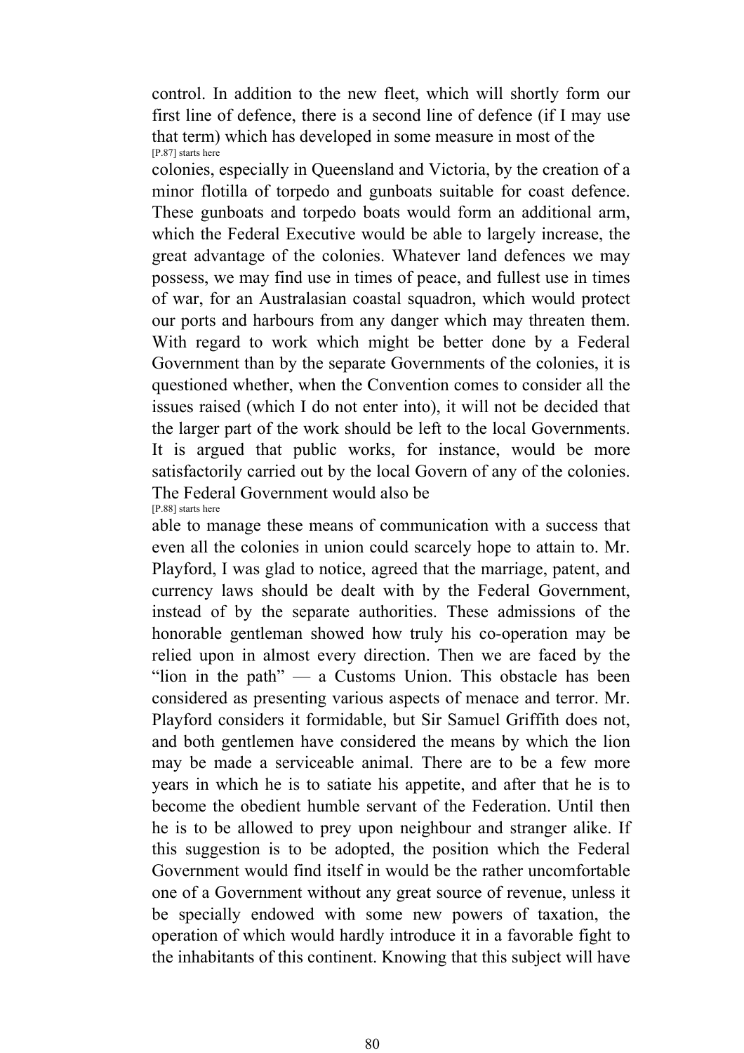control. In addition to the new fleet, which will shortly form our first line of defence, there is a second line of defence (if I may use that term) which has developed in some measure in most of the

[P.87] starts here

colonies, especially in Queensland and Victoria, by the creation of a minor flotilla of torpedo and gunboats suitable for coast defence. These gunboats and torpedo boats would form an additional arm, which the Federal Executive would be able to largely increase, the great advantage of the colonies. Whatever land defences we may possess, we may find use in times of peace, and fullest use in times of war, for an Australasian coastal squadron, which would protect our ports and harbours from any danger which may threaten them. With regard to work which might be better done by a Federal Government than by the separate Governments of the colonies, it is questioned whether, when the Convention comes to consider all the issues raised (which I do not enter into), it will not be decided that the larger part of the work should be left to the local Governments. It is argued that public works, for instance, would be more satisfactorily carried out by the local Govern of any of the colonies. The Federal Government would also be

[P.88] starts here

able to manage these means of communication with a success that even all the colonies in union could scarcely hope to attain to. Mr. Playford, I was glad to notice, agreed that the marriage, patent, and currency laws should be dealt with by the Federal Government, instead of by the separate authorities. These admissions of the honorable gentleman showed how truly his co-operation may be relied upon in almost every direction. Then we are faced by the "lion in the path" — a Customs Union. This obstacle has been considered as presenting various aspects of menace and terror. Mr. Playford considers it formidable, but Sir Samuel Griffith does not, and both gentlemen have considered the means by which the lion may be made a serviceable animal. There are to be a few more years in which he is to satiate his appetite, and after that he is to become the obedient humble servant of the Federation. Until then he is to be allowed to prey upon neighbour and stranger alike. If this suggestion is to be adopted, the position which the Federal Government would find itself in would be the rather uncomfortable one of a Government without any great source of revenue, unless it be specially endowed with some new powers of taxation, the operation of which would hardly introduce it in a favorable fight to the inhabitants of this continent. Knowing that this subject will have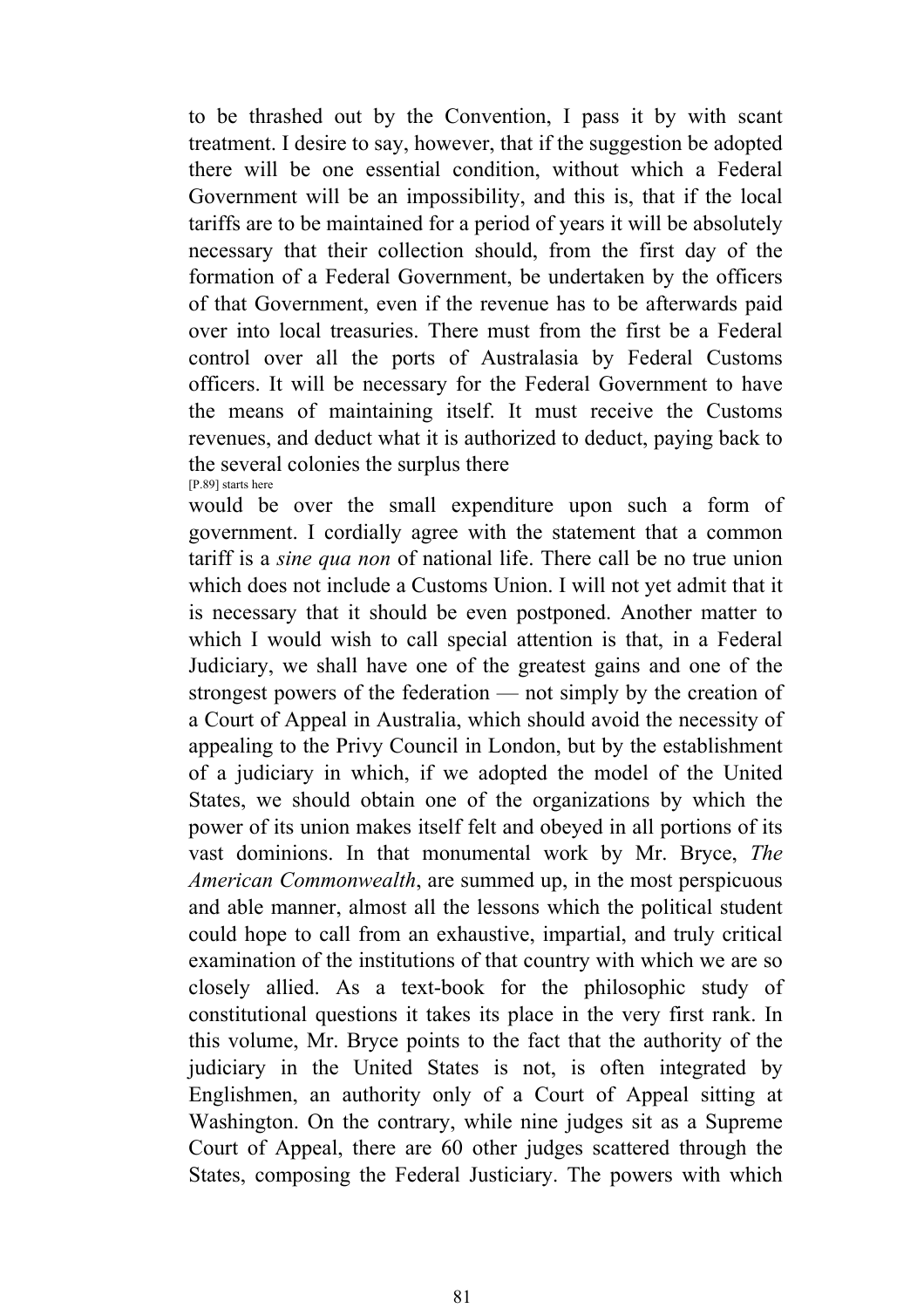to be thrashed out by the Convention, I pass it by with scant treatment. I desire to say, however, that if the suggestion be adopted there will be one essential condition, without which a Federal Government will be an impossibility, and this is, that if the local tariffs are to be maintained for a period of years it will be absolutely necessary that their collection should, from the first day of the formation of a Federal Government, be undertaken by the officers of that Government, even if the revenue has to be afterwards paid over into local treasuries. There must from the first be a Federal control over all the ports of Australasia by Federal Customs officers. It will be necessary for the Federal Government to have the means of maintaining itself. It must receive the Customs revenues, and deduct what it is authorized to deduct, paying back to the several colonies the surplus there

[P.89] starts here

would be over the small expenditure upon such a form of government. I cordially agree with the statement that a common tariff is a *sine qua non* of national life. There call be no true union which does not include a Customs Union. I will not yet admit that it is necessary that it should be even postponed. Another matter to which I would wish to call special attention is that, in a Federal Judiciary, we shall have one of the greatest gains and one of the strongest powers of the federation — not simply by the creation of a Court of Appeal in Australia, which should avoid the necessity of appealing to the Privy Council in London, but by the establishment of a judiciary in which, if we adopted the model of the United States, we should obtain one of the organizations by which the power of its union makes itself felt and obeyed in all portions of its vast dominions. In that monumental work by Mr. Bryce, *The American Commonwealth*, are summed up, in the most perspicuous and able manner, almost all the lessons which the political student could hope to call from an exhaustive, impartial, and truly critical examination of the institutions of that country with which we are so closely allied. As a text-book for the philosophic study of constitutional questions it takes its place in the very first rank. In this volume, Mr. Bryce points to the fact that the authority of the judiciary in the United States is not, is often integrated by Englishmen, an authority only of a Court of Appeal sitting at Washington. On the contrary, while nine judges sit as a Supreme Court of Appeal, there are 60 other judges scattered through the States, composing the Federal Justiciary. The powers with which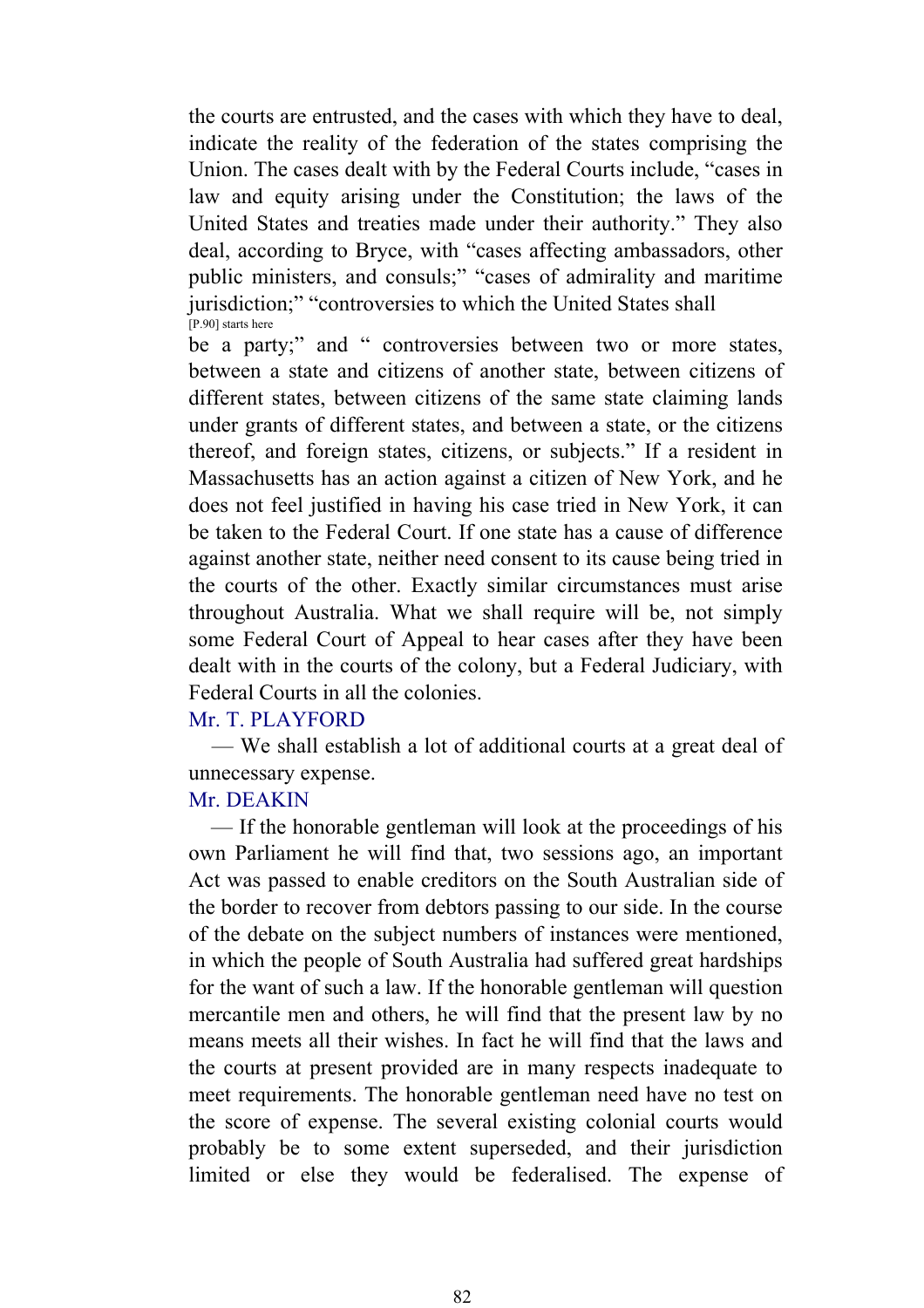the courts are entrusted, and the cases with which they have to deal, indicate the reality of the federation of the states comprising the Union. The cases dealt with by the Federal Courts include, "cases in law and equity arising under the Constitution; the laws of the United States and treaties made under their authority." They also deal, according to Bryce, with "cases affecting ambassadors, other public ministers, and consuls;" "cases of admiralty and maritime jurisdiction;" "controversies to which the United States shall

[P.90] starts here

be a party;" and " controversies between two or more states, between a state and citizens of another state, between citizens of different states, between citizens of the same state claiming lands under grants of different states, and between a state, or the citizens thereof, and foreign states, citizens, or subjects." If a resident in Massachusetts has an action against a citizen of New York, and he does not feel justified in having his case tried in New York, it can be taken to the Federal Court. If one state has a cause of difference against another state, neither need consent to its cause being tried in the courts of the other. Exactly similar circumstances must arise throughout Australia. What we shall require will be, not simply some Federal Court of Appeal to hear cases after they have been dealt with in the courts of the colony, but a Federal Judiciary, with Federal Courts in all the colonies.

Mr. T. PLAYFORD

— We shall establish a lot of additional courts at a great deal of unnecessary expense.

Mr. DEAKIN

— If the honorable gentleman will look at the proceedings of his own Parliament he will find that, two sessions ago, an important Act was passed to enable creditors on the South Australian side of the border to recover from debtors passing to our side. In the course of the debate on the subject numbers of instances were mentioned, in which the people of South Australia had suffered great hardships for the want of such a law. If the honorable gentleman will question mercantile men and others, he will find that the present law by no means meets all their wishes. In fact he will find that the laws and the courts at present provided are in many respects inadequate to meet requirements. The honorable gentleman need have no test on the score of expense. The several existing colonial courts would probably be to some extent superseded, and their jurisdiction limited or else they would be federalised. The expense of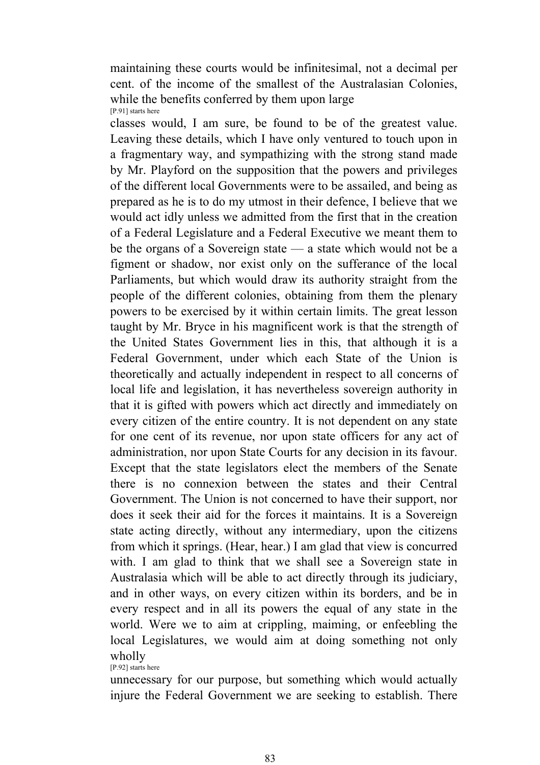maintaining these courts would be infinitesimal, not a decimal per cent. of the income of the smallest of the Australasian Colonies, while the benefits conferred by them upon large

[P.91] starts here

classes would, I am sure, be found to be of the greatest value. Leaving these details, which I have only ventured to touch upon in a fragmentary way, and sympathizing with the strong stand made by Mr. Playford on the supposition that the powers and privileges of the different local Governments were to be assailed, and being as prepared as he is to do my utmost in their defence, I believe that we would act idly unless we admitted from the first that in the creation of a Federal Legislature and a Federal Executive we meant them to be the organs of a Sovereign state — a state which would not be a figment or shadow, nor exist only on the sufferance of the local Parliaments, but which would draw its authority straight from the people of the different colonies, obtaining from them the plenary powers to be exercised by it within certain limits. The great lesson taught by Mr. Bryce in his magnificent work is that the strength of the United States Government lies in this, that although it is a Federal Government, under which each State of the Union is theoretically and actually independent in respect to all concerns of local life and legislation, it has nevertheless sovereign authority in that it is gifted with powers which act directly and immediately on every citizen of the entire country. It is not dependent on any state for one cent of its revenue, nor upon state officers for any act of administration, nor upon State Courts for any decision in its favour. Except that the state legislators elect the members of the Senate there is no connexion between the states and their Central Government. The Union is not concerned to have their support, nor does it seek their aid for the forces it maintains. It is a Sovereign state acting directly, without any intermediary, upon the citizens from which it springs. (Hear, hear.) I am glad that view is concurred with. I am glad to think that we shall see a Sovereign state in Australasia which will be able to act directly through its judiciary, and in other ways, on every citizen within its borders, and be in every respect and in all its powers the equal of any state in the world. Were we to aim at crippling, maiming, or enfeebling the local Legislatures, we would aim at doing something not only wholly

[P.92] starts here

unnecessary for our purpose, but something which would actually injure the Federal Government we are seeking to establish. There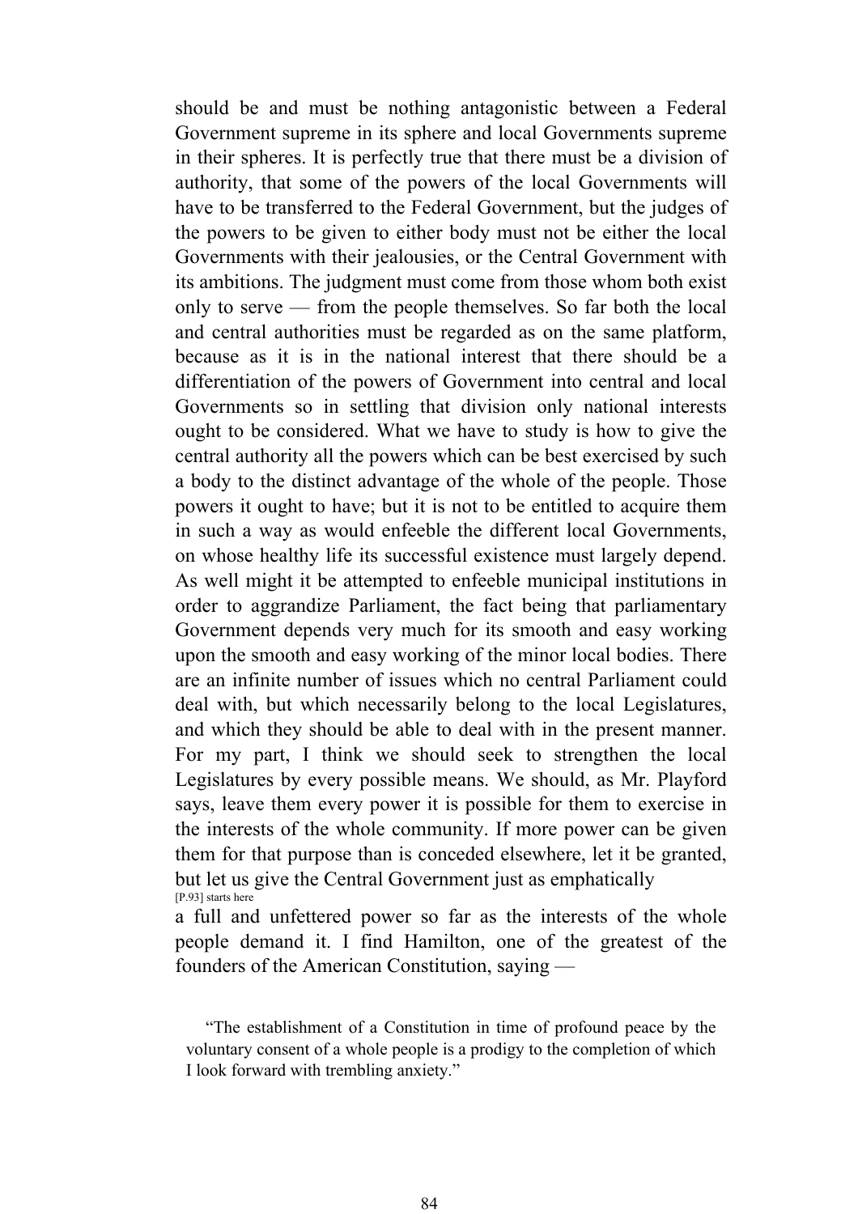should be and must be nothing antagonistic between a Federal Government supreme in its sphere and local Governments supreme in their spheres. It is perfectly true that there must be a division of authority, that some of the powers of the local Governments will have to be transferred to the Federal Government, but the judges of the powers to be given to either body must not be either the local Governments with their jealousies, or the Central Government with its ambitions. The judgment must come from those whom both exist only to serve — from the people themselves. So far both the local and central authorities must be regarded as on the same platform, because as it is in the national interest that there should be a differentiation of the powers of Government into central and local Governments so in settling that division only national interests ought to be considered. What we have to study is how to give the central authority all the powers which can be best exercised by such a body to the distinct advantage of the whole of the people. Those powers it ought to have; but it is not to be entitled to acquire them in such a way as would enfeeble the different local Governments, on whose healthy life its successful existence must largely depend. As well might it be attempted to enfeeble municipal institutions in order to aggrandize Parliament, the fact being that parliamentary Government depends very much for its smooth and easy working upon the smooth and easy working of the minor local bodies. There are an infinite number of issues which no central Parliament could deal with, but which necessarily belong to the local Legislatures, and which they should be able to deal with in the present manner. For my part, I think we should seek to strengthen the local Legislatures by every possible means. We should, as Mr. Playford says, leave them every power it is possible for them to exercise in the interests of the whole community. If more power can be given them for that purpose than is conceded elsewhere, let it be granted, but let us give the Central Government just as emphatically

[P.93] starts here

a full and unfettered power so far as the interests of the whole people demand it. I find Hamilton, one of the greatest of the founders of the American Constitution, saying —

> "The establishment of a Constitution in time of profound peace by the voluntary consent of a whole people is a prodigy to the completion of which I look forward with trembling anxiety."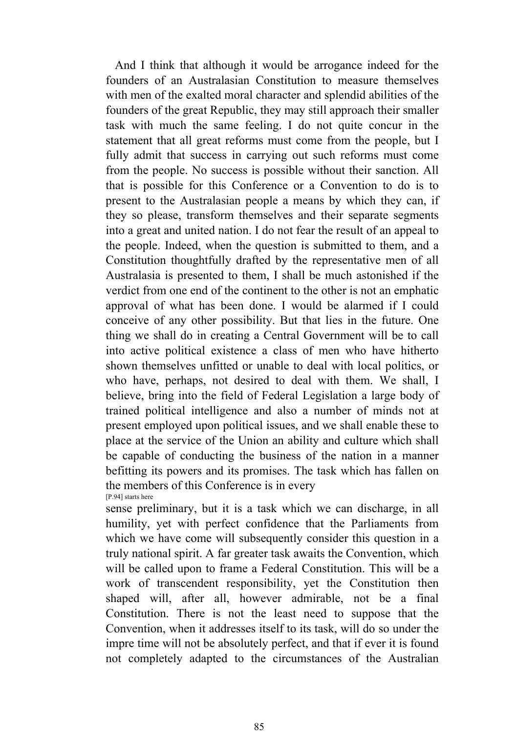And I think that although it would be arrogance indeed for the founders of an Australasian Constitution to measure themselves with men of the exalted moral character and splendid abilities of the founders of the great Republic, they may still approach their smaller task with much the same feeling. I do not quite concur in the statement that all great reforms must come from the people, but I fully admit that success in carrying out such reforms must come from the people. No success is possible without their sanction. All that is possible for this Conference or a Convention to do is to present to the Australasian people a means by which they can, if they so please, transform themselves and their separate segments into a great and united nation. I do not fear the result of an appeal to the people. Indeed, when the question is submitted to them, and a Constitution thoughtfully drafted by the representative men of all Australasia is presented to them, I shall be much astonished if the verdict from one end of the continent to the other is not an emphatic approval of what has been done. I would be alarmed if I could conceive of any other possibility. But that lies in the future. One thing we shall do in creating a Central Government will be to call into active political existence a class of men who have hitherto shown themselves unfitted or unable to deal with local politics, or who have, perhaps, not desired to deal with them. We shall, I believe, bring into the field of Federal Legislation a large body of trained political intelligence and also a number of minds not at present employed upon political issues, and we shall enable these to place at the service of the Union an ability and culture which shall be capable of conducting the business of the nation in a manner befitting its powers and its promises. The task which has fallen on the members of this Conference is in every

[P.94] starts here

sense preliminary, but it is a task which we can discharge, in all humility, yet with perfect confidence that the Parliaments from which we have come will subsequently consider this question in a truly national spirit. A far greater task awaits the Convention, which will be called upon to frame a Federal Constitution. This will be a work of transcendent responsibility, yet the Constitution then shaped will, after all, however admirable, not be a final Constitution. There is not the least need to suppose that the Convention, when it addresses itself to its task, will do so under the impre time will not be absolutely perfect, and that if ever it is found not completely adapted to the circumstances of the Australian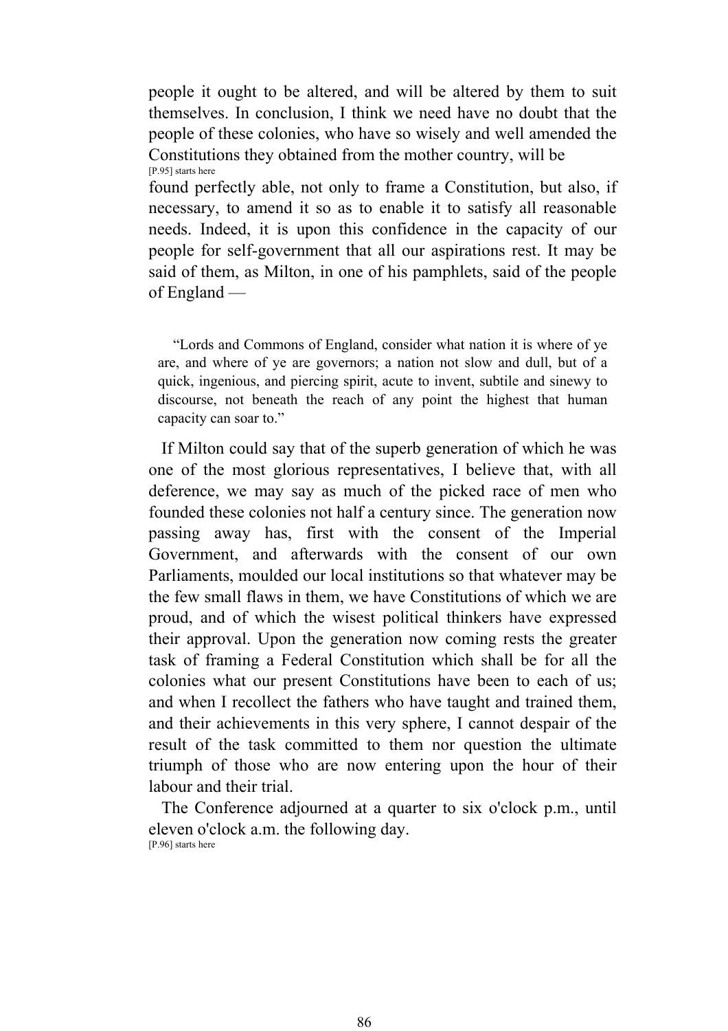people it ought to be altered, and will be altered by them to suit themselves. In conclusion, I think we need have no doubt that the people of these colonies, who have so wisely and well amended the Constitutions they obtained from the mother country, will be

[P.95] starts here

found perfectly able, not only to frame a Constitution, but also, if necessary, to amend it so as to enable it to satisfy all reasonable needs. Indeed, it is upon this confidence in the capacity of our people for self-government that all our aspirations rest. It may be said of them, as Milton, in one of his pamphlets, said of the people of England —

> "Lords and Commons of England, consider what nation it is where of ye are, and where of ye are governors; a nation not slow and dull, but of a quick, ingenious, and piercing spirit, acute to invent, subtile and sinewy to discourse, not beneath the reach of any point the highest that human capacity can soar to."

If Milton could say that of the superb generation of which he was one of the most glorious representatives, I believe that, with all deference, we may say as much of the picked race of men who founded these colonies not half a century since. The generation now passing away has, first with the consent of the Imperial Government, and afterwards with the consent of our own Parliaments, moulded our local institutions so that whatever may be the few small flaws in them, we have Constitutions of which we are proud, and of which the wisest political thinkers have expressed their approval. Upon the generation now coming rests the greater task of framing a Federal Constitution which shall be for all the colonies what our present Constitutions have been to each of us; and when I recollect the fathers who have taught and trained them, and their achievements in this very sphere, I cannot despair of the result of the task committed to them nor question the ultimate triumph of those who are now entering upon the hour of their labour and their trial.

The Conference adjourned at a quarter to six o'clock p.m., until eleven o'clock a.m. the following day.

[P.96] starts here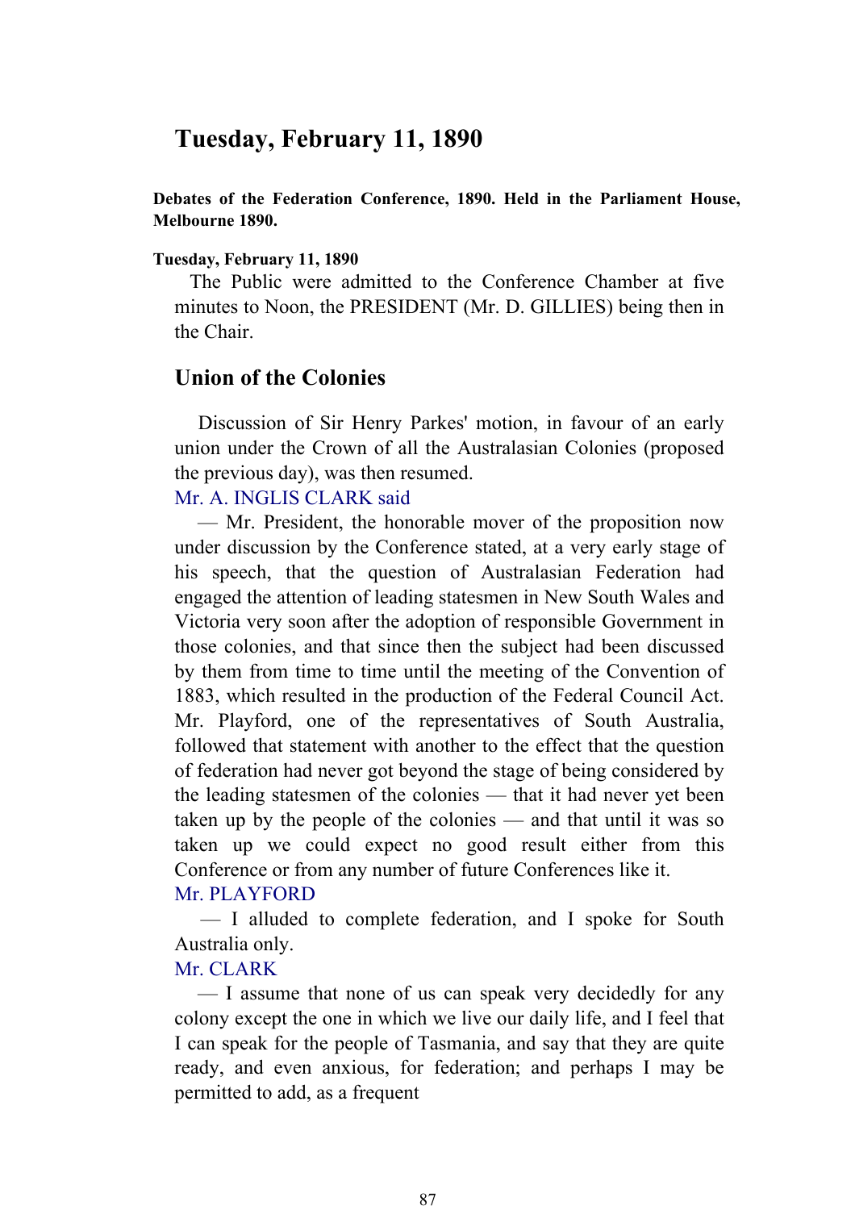# Tuesday, February 11, 1890

**Debates of the Federation Conference, 1890. Held in the Parliament House, Melbourne 1890.**

**Tuesday, February 11, 1890**

The Public were admitted to the Conference Chamber at five minutes to Noon, the PRESIDENT (Mr. D. GILLIES) being then in the Chair.

## Union of the Colonies

Discussion of Sir Henry Parkes' motion, in favour of an early union under the Crown of all the Australasian Colonies (proposed the previous day), was then resumed.

Mr. A. INGLIS CLARK said

— Mr. President, the honorable mover of the proposition now under discussion by the Conference stated, at a very early stage of his speech, that the question of Australasian Federation had engaged the attention of leading statesmen in New South Wales and Victoria very soon after the adoption of responsible Government in those colonies, and that since then the subject had been discussed by them from time to time until the meeting of the Convention of 1883, which resulted in the production of the Federal Council Act. Mr. Playford, one of the representatives of South Australia, followed that statement with another to the effect that the question of federation had never got beyond the stage of being considered by the leading statesmen of the colonies — that it had never yet been taken up by the people of the colonies — and that until it was so taken up we could expect no good result either from this Conference or from any number of future Conferences like it.

Mr. PLAYFORD

— I alluded to complete federation, and I spoke for South Australia only.

Mr. CLARK

— I assume that none of us can speak very decidedly for any colony except the one in which we live our daily life, and I feel that I can speak for the people of Tasmania, and say that they are quite ready, and even anxious, for federation; and perhaps I may be permitted to add, as a frequent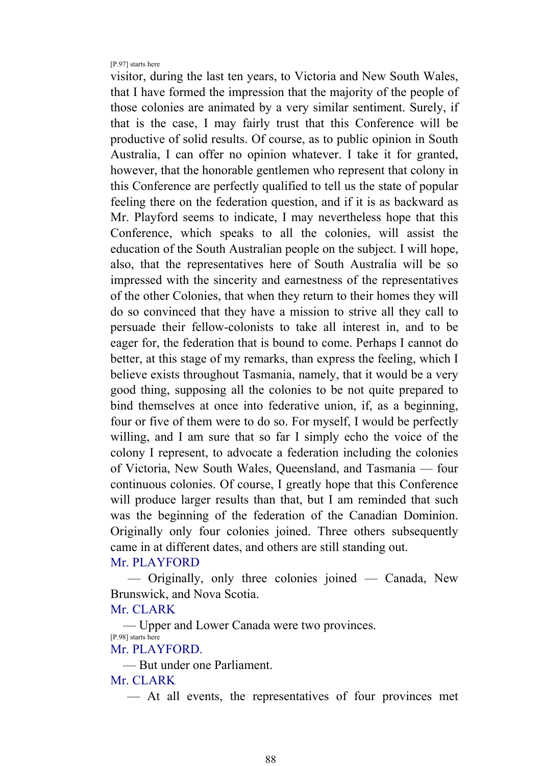[P.97] starts here

visitor, during the last ten years, to Victoria and New South Wales, that I have formed the impression that the majority of the people of those colonies are animated by a very similar sentiment. Surely, if that is the case, I may fairly trust that this Conference will be productive of solid results. Of course, as to public opinion in South Australia, I can offer no opinion whatever. I take it for granted, however, that the honorable gentlemen who represent that colony in this Conference are perfectly qualified to tell us the state of popular feeling there on the federation question, and if it is as backward as Mr. Playford seems to indicate, I may nevertheless hope that this Conference, which speaks to all the colonies, will assist the education of the South Australian people on the subject. I will hope, also, that the representatives here of South Australia will be so impressed with the sincerity and earnestness of the representatives of the other Colonies, that when they return to their homes they will do so convinced that they have a mission to strive all they call to persuade their fellow-colonists to take all interest in, and to be eager for, the federation that is bound to come. Perhaps I cannot do better, at this stage of my remarks, than express the feeling, which I believe exists throughout Tasmania, namely, that it would be a very good thing, supposing all the colonies to be not quite prepared to bind themselves at once into federative union, if, as a beginning, four or five of them were to do so. For myself, I would be perfectly willing, and I am sure that so far I simply echo the voice of the colony I represent, to advocate a federation including the colonies of Victoria, New South Wales, Queensland, and Tasmania — four continuous colonies. Of course, I greatly hope that this Conference will produce larger results than that, but I am reminded that such was the beginning of the federation of the Canadian Dominion. Originally only four colonies joined. Three others subsequently came in at different dates, and others are still standing out.

Mr. PLAYFORD

— Originally, only three colonies joined — Canada, New Brunswick, and Nova Scotia.

Mr. CLARK

— Upper and Lower Canada were two provinces.

[P.98] starts here

Mr. PLAYFORD.

— But under one Parliament.

Mr. CLARK

— At all events, the representatives of four provinces met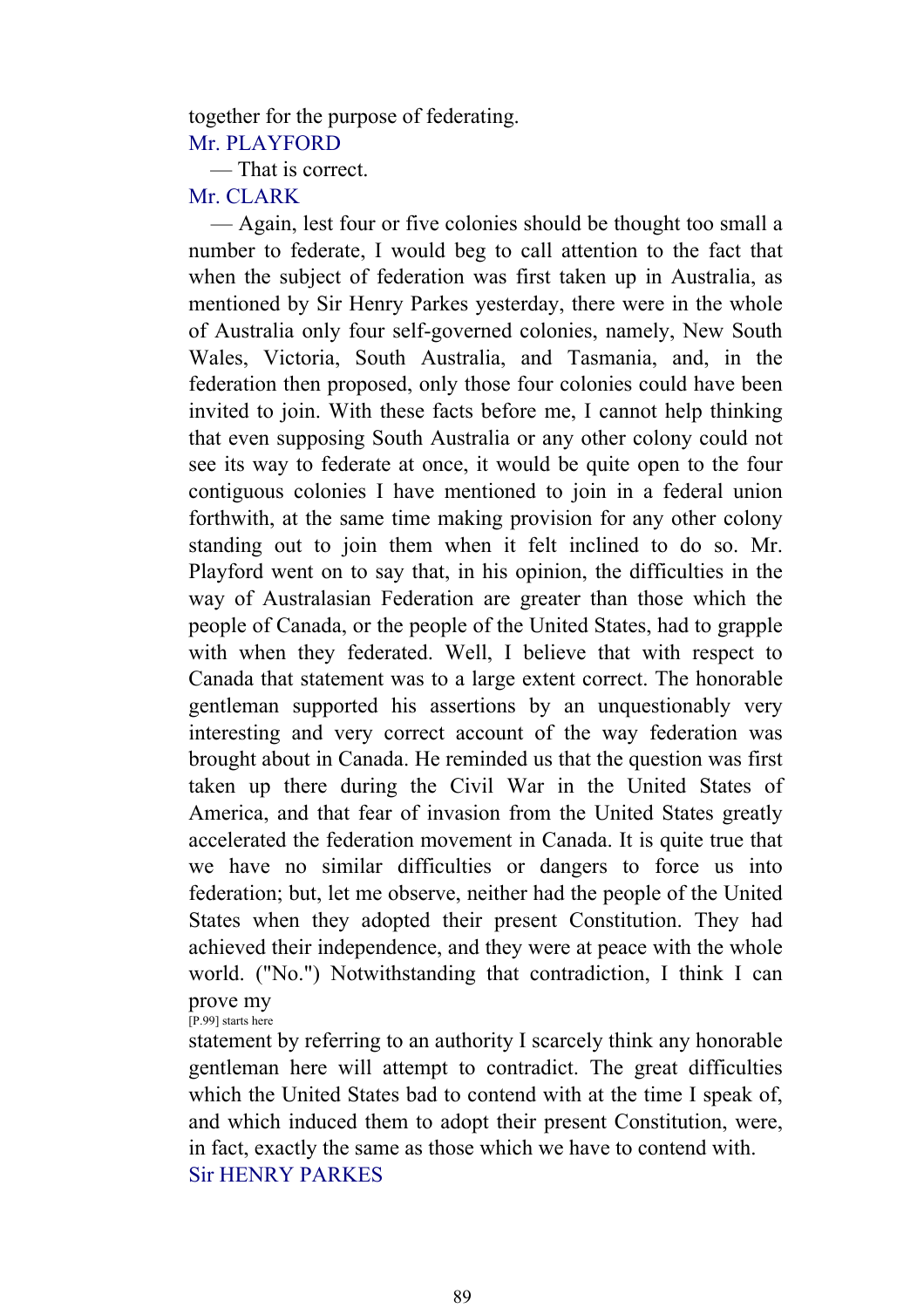together for the purpose of federating.

Mr. PLAYFORD

— That is correct.

Mr. CLARK

— Again, lest four or five colonies should be thought too small a number to federate, I would beg to call attention to the fact that when the subject of federation was first taken up in Australia, as mentioned by Sir Henry Parkes yesterday, there were in the whole of Australia only four self-governed colonies, namely, New South Wales, Victoria, South Australia, and Tasmania, and, in the federation then proposed, only those four colonies could have been invited to join. With these facts before me, I cannot help thinking that even supposing South Australia or any other colony could not see its way to federate at once, it would be quite open to the four contiguous colonies I have mentioned to join in a federal union forthwith, at the same time making provision for any other colony standing out to join them when it felt inclined to do so. Mr. Playford went on to say that, in his opinion, the difficulties in the way of Australasian Federation are greater than those which the people of Canada, or the people of the United States, had to grapple with when they federated. Well, I believe that with respect to Canada that statement was to a large extent correct. The honorable gentleman supported his assertions by an unquestionably very interesting and very correct account of the way federation was brought about in Canada. He reminded us that the question was first taken up there during the Civil War in the United States of America, and that fear of invasion from the United States greatly accelerated the federation movement in Canada. It is quite true that we have no similar difficulties or dangers to force us into federation; but, let me observe, neither had the people of the United States when they adopted their present Constitution. They had achieved their independence, and they were at peace with the whole world. ("No.") Notwithstanding that contradiction, I think I can prove my

[P.99] starts here

statement by referring to an authority I scarcely think any honorable gentleman here will attempt to contradict. The great difficulties which the United States bad to contend with at the time I speak of, and which induced them to adopt their present Constitution, were, in fact, exactly the same as those which we have to contend with.

Sir HENRY PARKES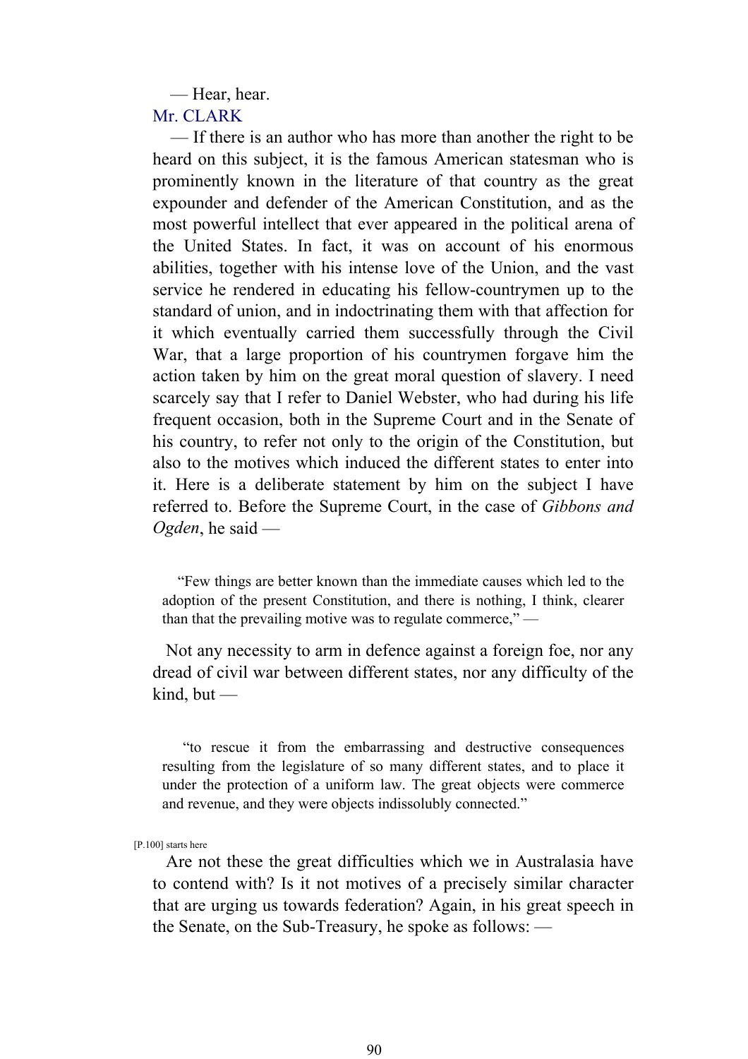— Hear, hear.

Mr. CLARK

— If there is an author who has more than another the right to be heard on this subject, it is the famous American statesman who is prominently known in the literature of that country as the great expounder and defender of the American Constitution, and as the most powerful intellect that ever appeared in the political arena of the United States. In fact, it was on account of his enormous abilities, together with his intense love of the Union, and the vast service he rendered in educating his fellow-countrymen up to the standard of union, and in indoctrinating them with that affection for it which eventually carried them successfully through the Civil War, that a large proportion of his countrymen forgave him the action taken by him on the great moral question of slavery. I need scarcely say that I refer to Daniel Webster, who had during his life frequent occasion, both in the Supreme Court and in the Senate of his country, to refer not only to the origin of the Constitution, but also to the motives which induced the different states to enter into it. Here is a deliberate statement by him on the subject I have referred to. Before the Supreme Court, in the case of *Gibbons and Ogden*, he said —

> "Few things are better known than the immediate causes which led to the adoption of the present Constitution, and there is nothing, I think, clearer than that the prevailing motive was to regulate commerce," —

Not any necessity to arm in defence against a foreign foe, nor any dread of civil war between different states, nor any difficulty of the kind, but —

> "to rescue it from the embarrassing and destructive consequences resulting from the legislature of so many different states, and to place it under the protection of a uniform law. The great objects were commerce and revenue, and they were objects indissolubly connected."

[P.100] starts here

Are not these the great difficulties which we in Australasia have to contend with? Is it not motives of a precisely similar character that are urging us towards federation? Again, in his great speech in the Senate, on the Sub-Treasury, he spoke as follows: —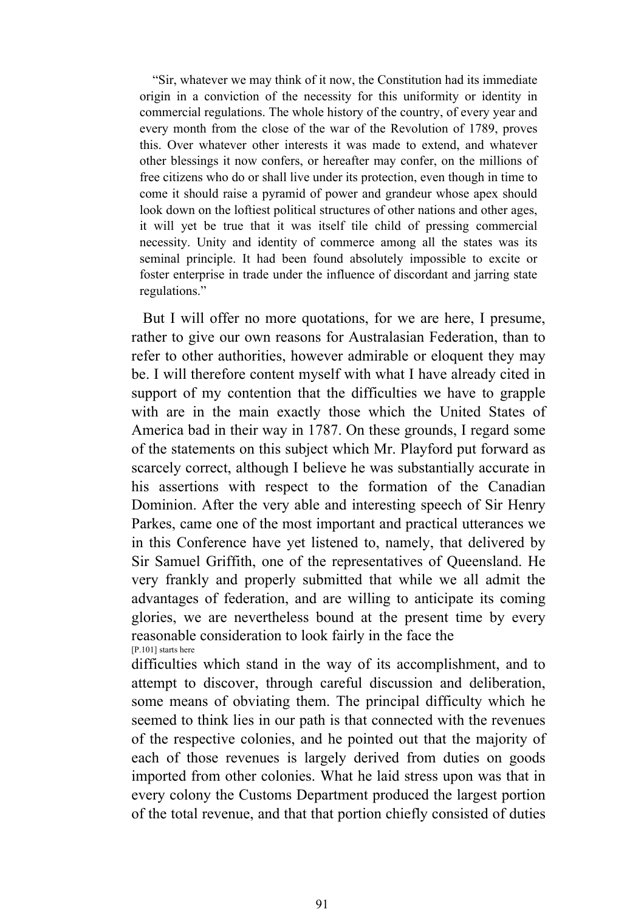> "Sir, whatever we may think of it now, the Constitution had its immediate origin in a conviction of the necessity for this uniformity or identity in commercial regulations. The whole history of the country, of every year and every month from the close of the war of the Revolution of 1789, proves this. Over whatever other interests it was made to extend, and whatever other blessings it now confers, or hereafter may confer, on the millions of free citizens who do or shall live under its protection, even though in time to come it should raise a pyramid of power and grandeur whose apex should look down on the loftiest political structures of other nations and other ages, it will yet be true that it was itself tile child of pressing commercial necessity. Unity and identity of commerce among all the states was its seminal principle. It had been found absolutely impossible to excite or foster enterprise in trade under the influence of discordant and jarring state regulations."

But I will offer no more quotations, for we are here, I presume, rather to give our own reasons for Australasian Federation, than to refer to other authorities, however admirable or eloquent they may be. I will therefore content myself with what I have already cited in support of my contention that the difficulties we have to grapple with are in the main exactly those which the United States of America bad in their way in 1787. On these grounds, I regard some of the statements on this subject which Mr. Playford put forward as scarcely correct, although I believe he was substantially accurate in his assertions with respect to the formation of the Canadian Dominion. After the very able and interesting speech of Sir Henry Parkes, came one of the most important and practical utterances we in this Conference have yet listened to, namely, that delivered by Sir Samuel Griffith, one of the representatives of Queensland. He very frankly and properly submitted that while we all admit the advantages of federation, and are willing to anticipate its coming glories, we are nevertheless bound at the present time by every reasonable consideration to look fairly in the face the

[P.101] starts here

difficulties which stand in the way of its accomplishment, and to attempt to discover, through careful discussion and deliberation, some means of obviating them. The principal difficulty which he seemed to think lies in our path is that connected with the revenues of the respective colonies, and he pointed out that the majority of each of those revenues is largely derived from duties on goods imported from other colonies. What he laid stress upon was that in every colony the Customs Department produced the largest portion of the total revenue, and that that portion chiefly consisted of duties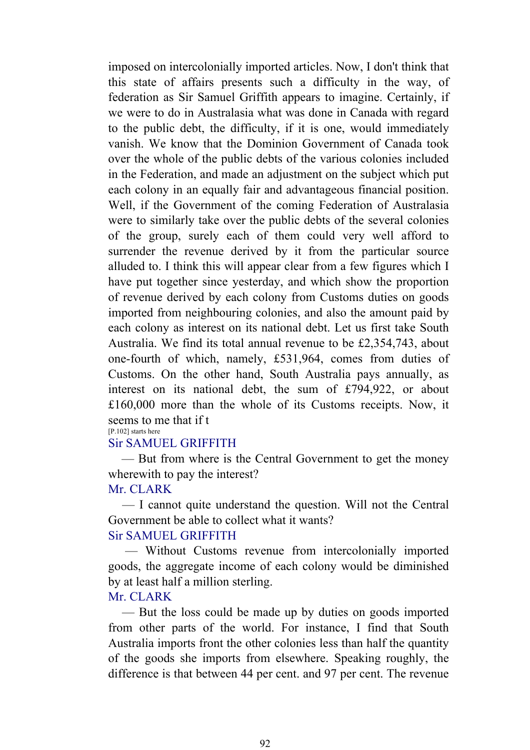imposed on intercolonially imported articles. Now, I don't think that this state of affairs presents such a difficulty in the way, of federation as Sir Samuel Griffith appears to imagine. Certainly, if we were to do in Australasia what was done in Canada with regard to the public debt, the difficulty, if it is one, would immediately vanish. We know that the Dominion Government of Canada took over the whole of the public debts of the various colonies included in the Federation, and made an adjustment on the subject which put each colony in an equally fair and advantageous financial position. Well, if the Government of the coming Federation of Australasia were to similarly take over the public debts of the several colonies of the group, surely each of them could very well afford to surrender the revenue derived by it from the particular source alluded to. I think this will appear clear from a few figures which I have put together since yesterday, and which show the proportion of revenue derived by each colony from Customs duties on goods imported from neighbouring colonies, and also the amount paid by each colony as interest on its national debt. Let us first take South Australia. We find its total annual revenue to be £2,354,743, about one-fourth of which, namely, £531,964, comes from duties of Customs. On the other hand, South Australia pays annually, as interest on its national debt, the sum of £794,922, or about £160,000 more than the whole of its Customs receipts. Now, it seems to me that if t

[P.102] starts here

Sir SAMUEL GRIFFITH

— But from where is the Central Government to get the money wherewith to pay the interest?

Mr. CLARK

— I cannot quite understand the question. Will not the Central Government be able to collect what it wants?

Sir SAMUEL GRIFFITH

— Without Customs revenue from intercolonially imported goods, the aggregate income of each colony would be diminished by at least half a million sterling.

Mr. CLARK

— But the loss could be made up by duties on goods imported from other parts of the world. For instance, I find that South Australia imports front the other colonies less than half the quantity of the goods she imports from elsewhere. Speaking roughly, the difference is that between 44 per cent. and 97 per cent. The revenue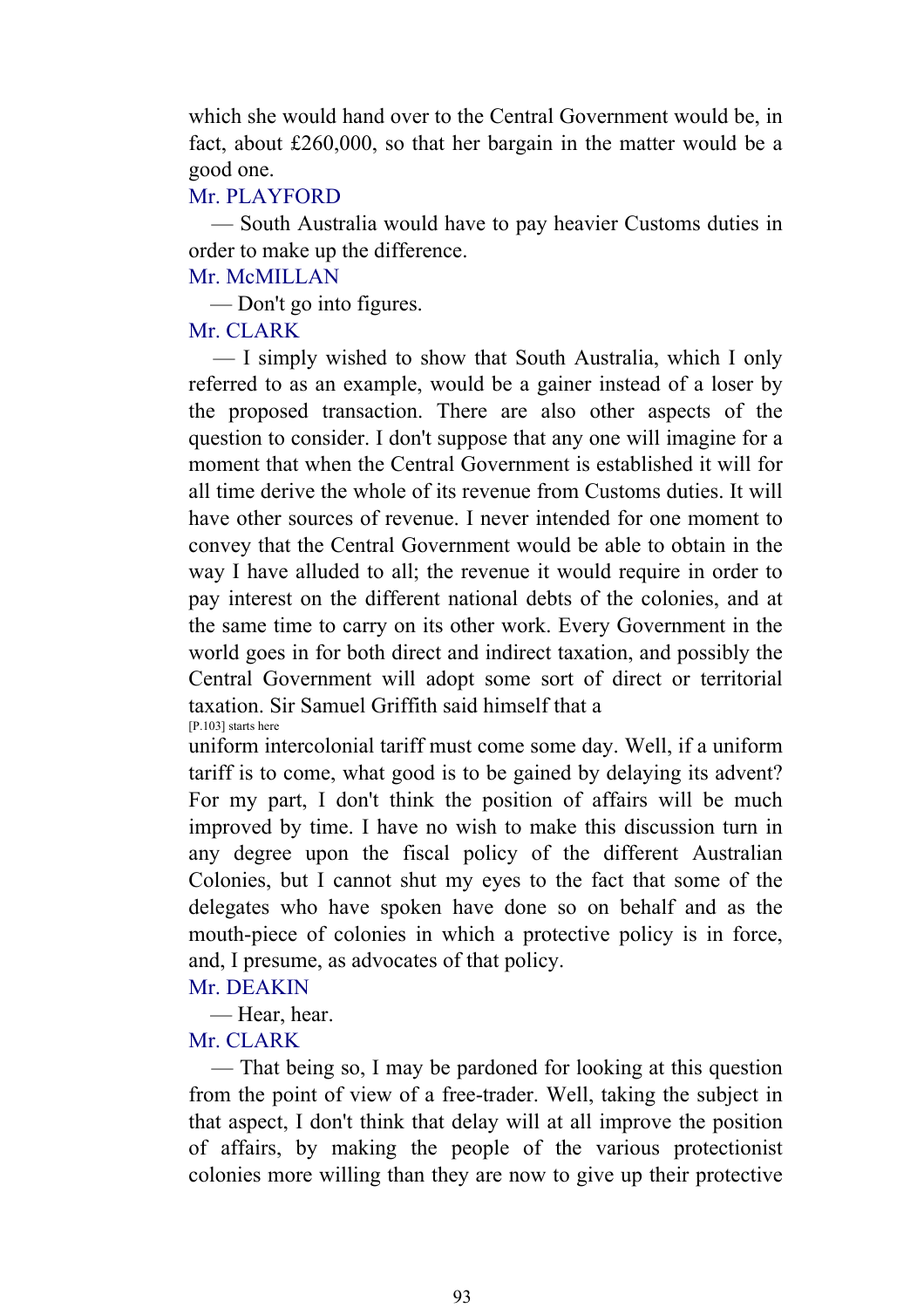which she would hand over to the Central Government would be, in fact, about £260,000, so that her bargain in the matter would be a good one.

Mr. PLAYFORD

— South Australia would have to pay heavier Customs duties in order to make up the difference.

Mr. McMILLAN

— Don't go into figures.

Mr. CLARK

— I simply wished to show that South Australia, which I only referred to as an example, would be a gainer instead of a loser by the proposed transaction. There are also other aspects of the question to consider. I don't suppose that any one will imagine for a moment that when the Central Government is established it will for all time derive the whole of its revenue from Customs duties. It will have other sources of revenue. I never intended for one moment to convey that the Central Government would be able to obtain in the way I have alluded to all; the revenue it would require in order to pay interest on the different national debts of the colonies, and at the same time to carry on its other work. Every Government in the world goes in for both direct and indirect taxation, and possibly the Central Government will adopt some sort of direct or territorial taxation. Sir Samuel Griffith said himself that a

[P.103] starts here

uniform intercolonial tariff must come some day. Well, if a uniform tariff is to come, what good is to be gained by delaying its advent? For my part, I don't think the position of affairs will be much improved by time. I have no wish to make this discussion turn in any degree upon the fiscal policy of the different Australian Colonies, but I cannot shut my eyes to the fact that some of the delegates who have spoken have done so on behalf and as the mouth-piece of colonies in which a protective policy is in force, and, I presume, as advocates of that policy.

Mr. DEAKIN

— Hear, hear.

Mr. CLARK

— That being so, I may be pardoned for looking at this question from the point of view of a free-trader. Well, taking the subject in that aspect, I don't think that delay will at all improve the position of affairs, by making the people of the various protectionist colonies more willing than they are now to give up their protective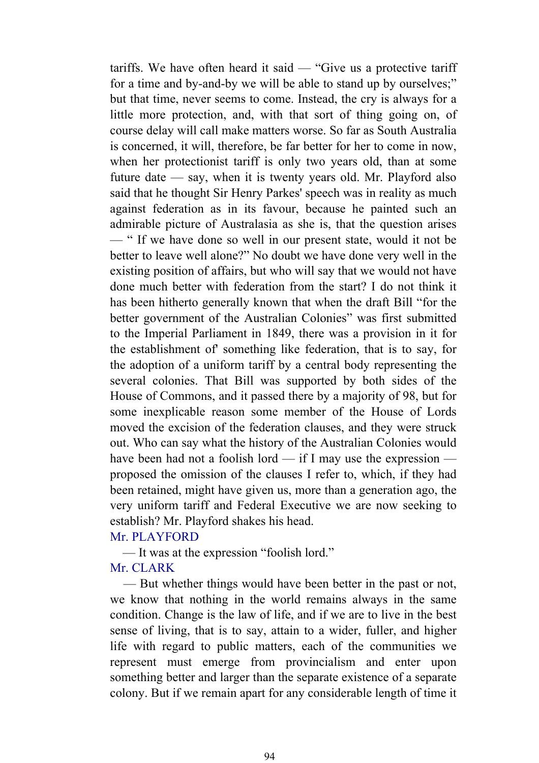tariffs. We have often heard it said — "Give us a protective tariff for a time and by-and-by we will be able to stand up by ourselves;" but that time, never seems to come. Instead, the cry is always for a little more protection, and, with that sort of thing going on, of course delay will call make matters worse. So far as South Australia is concerned, it will, therefore, be far better for her to come in now, when her protectionist tariff is only two years old, than at some future date — say, when it is twenty years old. Mr. Playford also said that he thought Sir Henry Parkes' speech was in reality as much against federation as in its favour, because he painted such an admirable picture of Australasia as she is, that the question arises — " If we have done so well in our present state, would it not be better to leave well alone?" No doubt we have done very well in the existing position of affairs, but who will say that we would not have done much better with federation from the start? I do not think it has been hitherto generally known that when the draft Bill "for the better government of the Australian Colonies" was first submitted to the Imperial Parliament in 1849, there was a provision in it for the establishment of' something like federation, that is to say, for the adoption of a uniform tariff by a central body representing the several colonies. That Bill was supported by both sides of the House of Commons, and it passed there by a majority of 98, but for some inexplicable reason some member of the House of Lords moved the excision of the federation clauses, and they were struck out. Who can say what the history of the Australian Colonies would have been had not a foolish lord — if I may use the expression — proposed the omission of the clauses I refer to, which, if they had been retained, might have given us, more than a generation ago, the very uniform tariff and Federal Executive we are now seeking to establish? Mr. Playford shakes his head.

Mr. PLAYFORD

— It was at the expression "foolish lord."

Mr. CLARK

— But whether things would have been better in the past or not, we know that nothing in the world remains always in the same condition. Change is the law of life, and if we are to live in the best sense of living, that is to say, attain to a wider, fuller, and higher life with regard to public matters, each of the communities we represent must emerge from provincialism and enter upon something better and larger than the separate existence of a separate colony. But if we remain apart for any considerable length of time it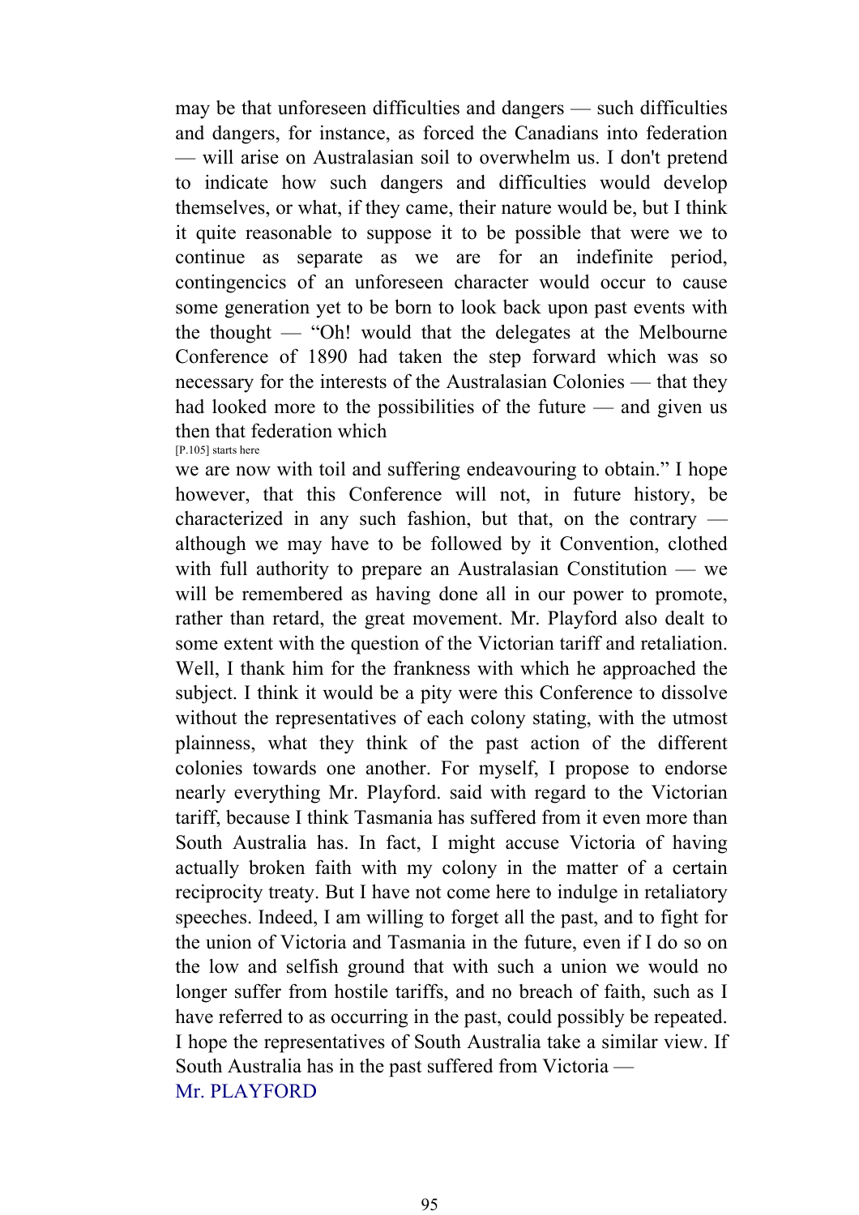may be that unforeseen difficulties and dangers — such difficulties and dangers, for instance, as forced the Canadians into federation — will arise on Australasian soil to overwhelm us. I don't pretend to indicate how such dangers and difficulties would develop themselves, or what, if they came, their nature would be, but I think it quite reasonable to suppose it to be possible that were we to continue as separate as we are for an indefinite period, contingencics of an unforeseen character would occur to cause some generation yet to be born to look back upon past events with the thought — "Oh! would that the delegates at the Melbourne Conference of 1890 had taken the step forward which was so necessary for the interests of the Australasian Colonies — that they had looked more to the possibilities of the future — and given us then that federation which

[P.105] starts here

we are now with toil and suffering endeavouring to obtain." I hope however, that this Conference will not, in future history, be characterized in any such fashion, but that, on the contrary — although we may have to be followed by it Convention, clothed with full authority to prepare an Australasian Constitution — we will be remembered as having done all in our power to promote, rather than retard, the great movement. Mr. Playford also dealt to some extent with the question of the Victorian tariff and retaliation. Well, I thank him for the frankness with which he approached the subject. I think it would be a pity were this Conference to dissolve without the representatives of each colony stating, with the utmost plainness, what they think of the past action of the different colonies towards one another. For myself, I propose to endorse nearly everything Mr. Playford. said with regard to the Victorian tariff, because I think Tasmania has suffered from it even more than South Australia has. In fact, I might accuse Victoria of having actually broken faith with my colony in the matter of a certain reciprocity treaty. But I have not come here to indulge in retaliatory speeches. Indeed, I am willing to forget all the past, and to fight for the union of Victoria and Tasmania in the future, even if I do so on the low and selfish ground that with such a union we would no longer suffer from hostile tariffs, and no breach of faith, such as I have referred to as occurring in the past, could possibly be repeated. I hope the representatives of South Australia take a similar view. If South Australia has in the past suffered from Victoria —

Mr. PLAYFORD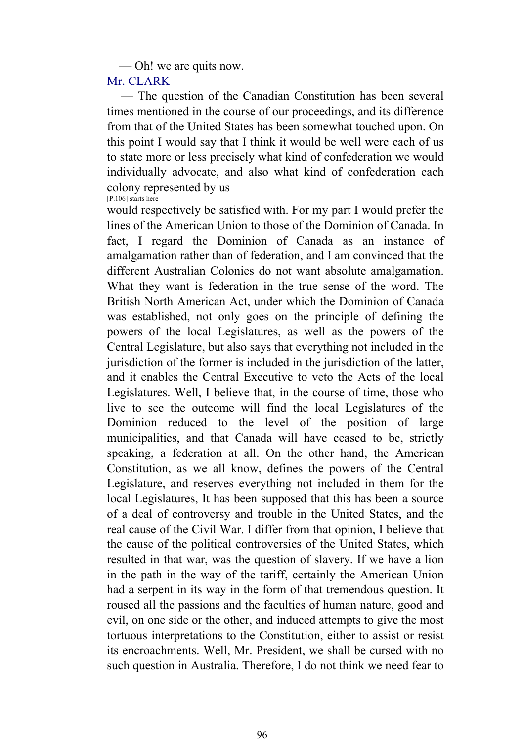— Oh! we are quits now.

Mr. CLARK

— The question of the Canadian Constitution has been several times mentioned in the course of our proceedings, and its difference from that of the United States has been somewhat touched upon. On this point I would say that I think it would be well were each of us to state more or less precisely what kind of confederation we would individually advocate, and also what kind of confederation each colony represented by us

[P.106] starts here

would respectively be satisfied with. For my part I would prefer the lines of the American Union to those of the Dominion of Canada. In fact, I regard the Dominion of Canada as an instance of amalgamation rather than of federation, and I am convinced that the different Australian Colonies do not want absolute amalgamation. What they want is federation in the true sense of the word. The British North American Act, under which the Dominion of Canada was established, not only goes on the principle of defining the powers of the local Legislatures, as well as the powers of the Central Legislature, but also says that everything not included in the jurisdiction of the former is included in the jurisdiction of the latter, and it enables the Central Executive to veto the Acts of the local Legislatures. Well, I believe that, in the course of time, those who live to see the outcome will find the local Legislatures of the Dominion reduced to the level of the position of large municipalities, and that Canada will have ceased to be, strictly speaking, a federation at all. On the other hand, the American Constitution, as we all know, defines the powers of the Central Legislature, and reserves everything not included in them for the local Legislatures, It has been supposed that this has been a source of a deal of controversy and trouble in the United States, and the real cause of the Civil War. I differ from that opinion, I believe that the cause of the political controversies of the United States, which resulted in that war, was the question of slavery. If we have a lion in the path in the way of the tariff, certainly the American Union had a serpent in its way in the form of that tremendous question. It roused all the passions and the faculties of human nature, good and evil, on one side or the other, and induced attempts to give the most tortuous interpretations to the Constitution, either to assist or resist its encroachments. Well, Mr. President, we shall be cursed with no such question in Australia. Therefore, I do not think we need fear to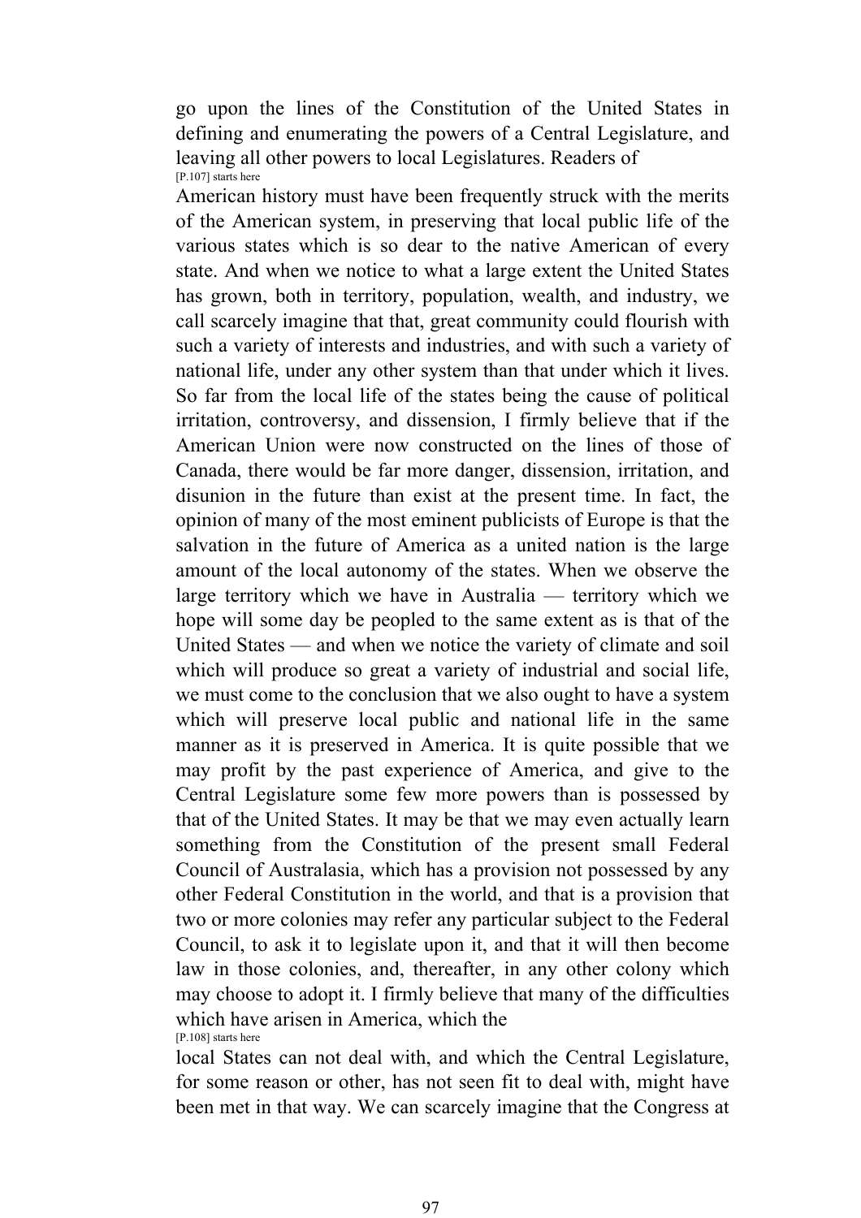go upon the lines of the Constitution of the United States in defining and enumerating the powers of a Central Legislature, and leaving all other powers to local Legislatures. Readers of

[P.107] starts here

American history must have been frequently struck with the merits of the American system, in preserving that local public life of the various states which is so dear to the native American of every state. And when we notice to what a large extent the United States has grown, both in territory, population, wealth, and industry, we call scarcely imagine that that, great community could flourish with such a variety of interests and industries, and with such a variety of national life, under any other system than that under which it lives. So far from the local life of the states being the cause of political irritation, controversy, and dissension, I firmly believe that if the American Union were now constructed on the lines of those of Canada, there would be far more danger, dissension, irritation, and disunion in the future than exist at the present time. In fact, the opinion of many of the most eminent publicists of Europe is that the salvation in the future of America as a united nation is the large amount of the local autonomy of the states. When we observe the large territory which we have in Australia — territory which we hope will some day be peopled to the same extent as is that of the United States — and when we notice the variety of climate and soil which will produce so great a variety of industrial and social life, we must come to the conclusion that we also ought to have a system which will preserve local public and national life in the same manner as it is preserved in America. It is quite possible that we may profit by the past experience of America, and give to the Central Legislature some few more powers than is possessed by that of the United States. It may be that we may even actually learn something from the Constitution of the present small Federal Council of Australasia, which has a provision not possessed by any other Federal Constitution in the world, and that is a provision that two or more colonies may refer any particular subject to the Federal Council, to ask it to legislate upon it, and that it will then become law in those colonies, and, thereafter, in any other colony which may choose to adopt it. I firmly believe that many of the difficulties which have arisen in America, which the

[P.108] starts here

local States can not deal with, and which the Central Legislature, for some reason or other, has not seen fit to deal with, might have been met in that way. We can scarcely imagine that the Congress at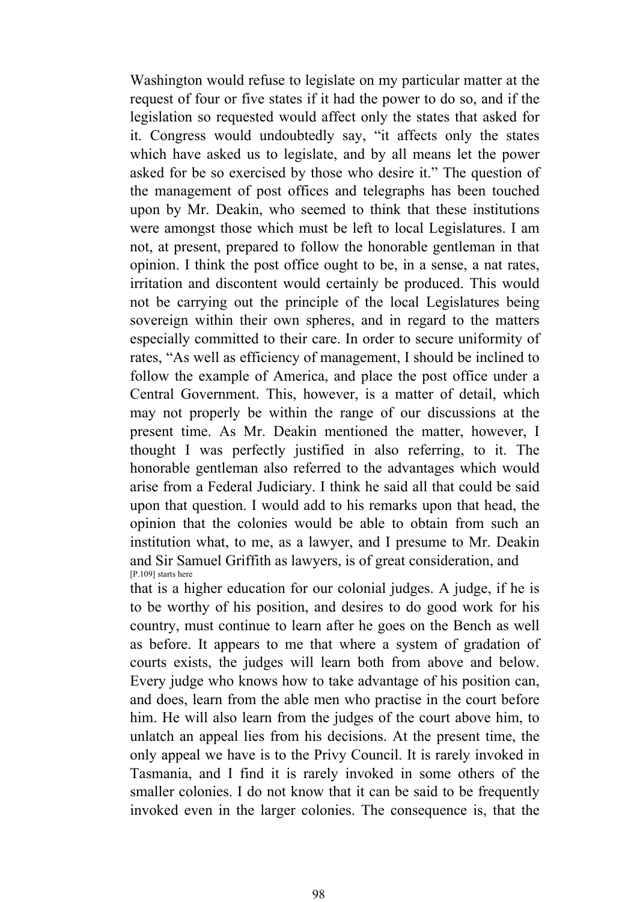Washington would refuse to legislate on my particular matter at the request of four or five states if it had the power to do so, and if the legislation so requested would affect only the states that asked for it. Congress would undoubtedly say, "it affects only the states which have asked us to legislate, and by all means let the power asked for be so exercised by those who desire it." The question of the management of post offices and telegraphs has been touched upon by Mr. Deakin, who seemed to think that these institutions were amongst those which must be left to local Legislatures. I am not, at present, prepared to follow the honorable gentleman in that opinion. I think the post office ought to be, in a sense, a nat rates, irritation and discontent would certainly be produced. This would not be carrying out the principle of the local Legislatures being sovereign within their own spheres, and in regard to the matters especially committed to their care. In order to secure uniformity of rates, "As well as efficiency of management, I should be inclined to follow the example of America, and place the post office under a Central Government. This, however, is a matter of detail, which may not properly be within the range of our discussions at the present time. As Mr. Deakin mentioned the matter, however, I thought I was perfectly justified in also referring, to it. The honorable gentleman also referred to the advantages which would arise from a Federal Judiciary. I think he said all that could be said upon that question. I would add to his remarks upon that head, the opinion that the colonies would be able to obtain from such an institution what, to me, as a lawyer, and I presume to Mr. Deakin and Sir Samuel Griffith as lawyers, is of great consideration, and

[P.109] starts here

that is a higher education for our colonial judges. A judge, if he is to be worthy of his position, and desires to do good work for his country, must continue to learn after he goes on the Bench as well as before. It appears to me that where a system of gradation of courts exists, the judges will learn both from above and below. Every judge who knows how to take advantage of his position can, and does, learn from the able men who practise in the court before him. He will also learn from the judges of the court above him, to unlatch an appeal lies from his decisions. At the present time, the only appeal we have is to the Privy Council. It is rarely invoked in Tasmania, and I find it is rarely invoked in some others of the smaller colonies. I do not know that it can be said to be frequently invoked even in the larger colonies. The consequence is, that the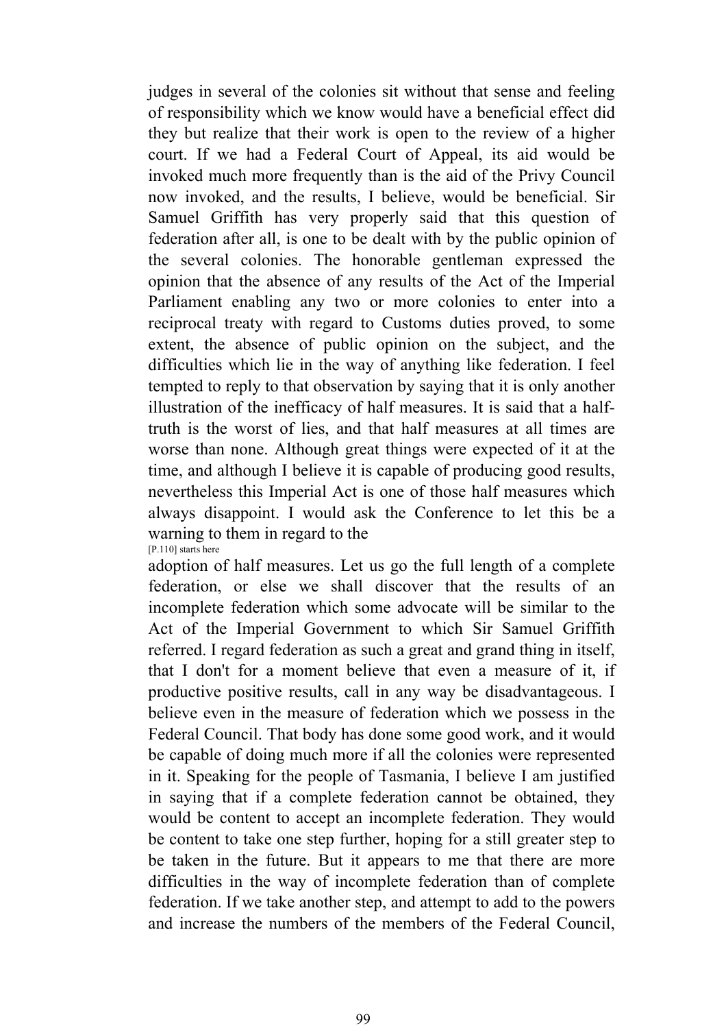judges in several of the colonies sit without that sense and feeling of responsibility which we know would have a beneficial effect did they but realize that their work is open to the review of a higher court. If we had a Federal Court of Appeal, its aid would be invoked much more frequently than is the aid of the Privy Council now invoked, and the results, I believe, would be beneficial. Sir Samuel Griffith has very properly said that this question of federation after all, is one to be dealt with by the public opinion of the several colonies. The honorable gentleman expressed the opinion that the absence of any results of the Act of the Imperial Parliament enabling any two or more colonies to enter into a reciprocal treaty with regard to Customs duties proved, to some extent, the absence of public opinion on the subject, and the difficulties which lie in the way of anything like federation. I feel tempted to reply to that observation by saying that it is only another illustration of the inefficacy of half measures. It is said that a half-truth is the worst of lies, and that half measures at all times are worse than none. Although great things were expected of it at the time, and although I believe it is capable of producing good results, nevertheless this Imperial Act is one of those half measures which always disappoint. I would ask the Conference to let this be a warning to them in regard to the

[P.110] starts here

adoption of half measures. Let us go the full length of a complete federation, or else we shall discover that the results of an incomplete federation which some advocate will be similar to the Act of the Imperial Government to which Sir Samuel Griffith referred. I regard federation as such a great and grand thing in itself, that I don't for a moment believe that even a measure of it, if productive positive results, call in any way be disadvantageous. I believe even in the measure of federation which we possess in the Federal Council. That body has done some good work, and it would be capable of doing much more if all the colonies were represented in it. Speaking for the people of Tasmania, I believe I am justified in saying that if a complete federation cannot be obtained, they would be content to accept an incomplete federation. They would be content to take one step further, hoping for a still greater step to be taken in the future. But it appears to me that there are more difficulties in the way of incomplete federation than of complete federation. If we take another step, and attempt to add to the powers and increase the numbers of the members of the Federal Council,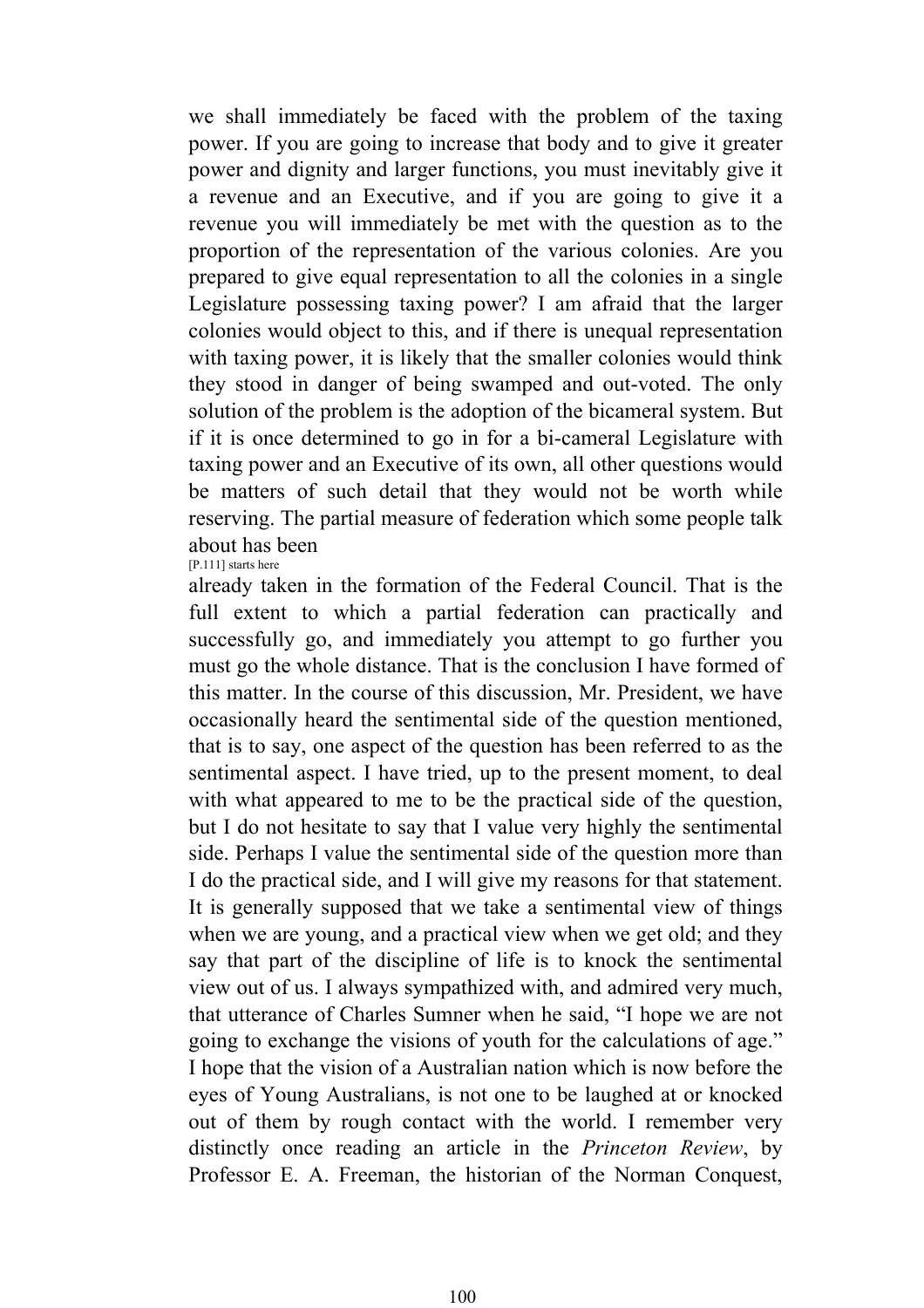we shall immediately be faced with the problem of the taxing power. If you are going to increase that body and to give it greater power and dignity and larger functions, you must inevitably give it a revenue and an Executive, and if you are going to give it a revenue you will immediately be met with the question as to the proportion of the representation of the various colonies. Are you prepared to give equal representation to all the colonies in a single Legislature possessing taxing power? I am afraid that the larger colonies would object to this, and if there is unequal representation with taxing power, it is likely that the smaller colonies would think they stood in danger of being swamped and out-voted. The only solution of the problem is the adoption of the bicameral system. But if it is once determined to go in for a bi-cameral Legislature with taxing power and an Executive of its own, all other questions would be matters of such detail that they would not be worth while reserving. The partial measure of federation which some people talk about has been

[P.111] starts here

already taken in the formation of the Federal Council. That is the full extent to which a partial federation can practically and successfully go, and immediately you attempt to go further you must go the whole distance. That is the conclusion I have formed of this matter. In the course of this discussion, Mr. President, we have occasionally heard the sentimental side of the question mentioned, that is to say, one aspect of the question has been referred to as the sentimental aspect. I have tried, up to the present moment, to deal with what appeared to me to be the practical side of the question, but I do not hesitate to say that I value very highly the sentimental side. Perhaps I value the sentimental side of the question more than I do the practical side, and I will give my reasons for that statement. It is generally supposed that we take a sentimental view of things when we are young, and a practical view when we get old; and they say that part of the discipline of life is to knock the sentimental view out of us. I always sympathized with, and admired very much, that utterance of Charles Sumner when he said, "I hope we are not going to exchange the visions of youth for the calculations of age." I hope that the vision of a Australian nation which is now before the eyes of Young Australians, is not one to be laughed at or knocked out of them by rough contact with the world. I remember very distinctly once reading an article in the *Princeton Review*, by Professor E. A. Freeman, the historian of the Norman Conquest,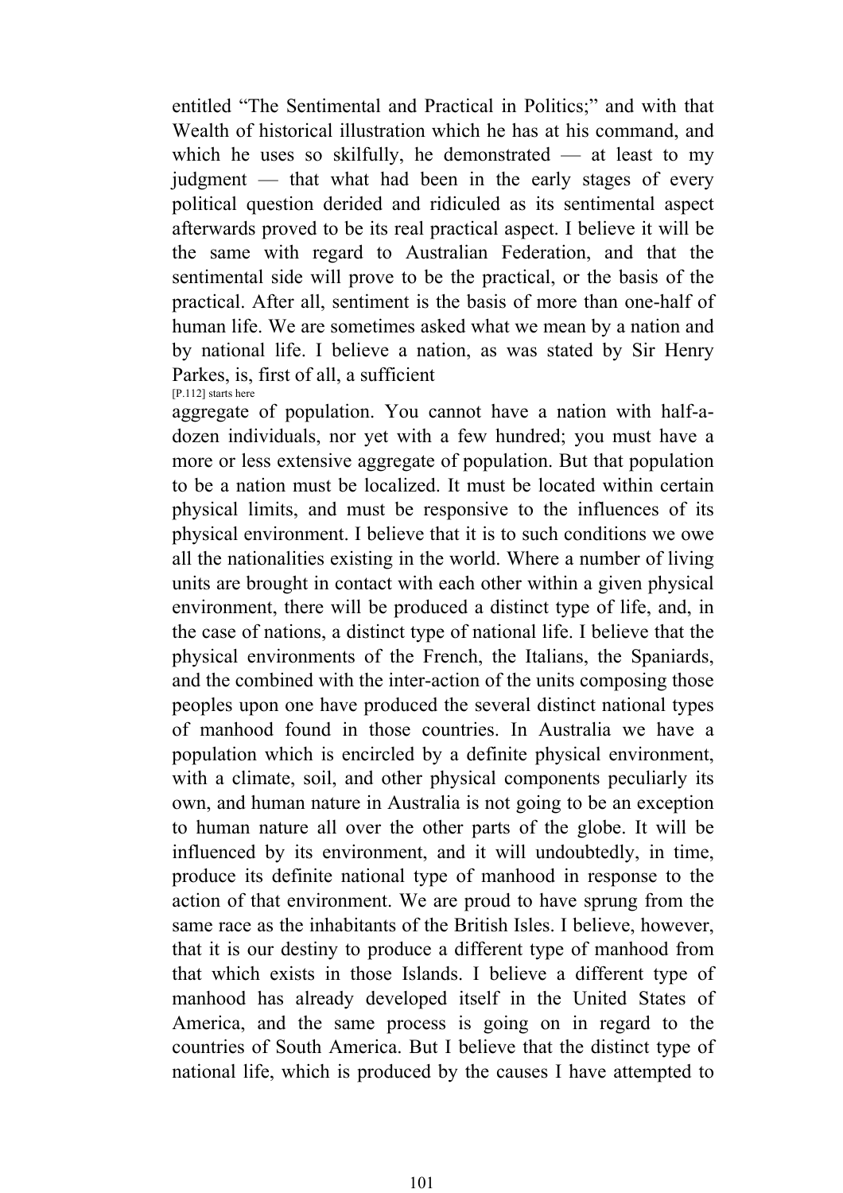entitled "The Sentimental and Practical in Politics;" and with that Wealth of historical illustration which he has at his command, and which he uses so skilfully, he demonstrated — at least to my judgment — that what had been in the early stages of every political question derided and ridiculed as its sentimental aspect afterwards proved to be its real practical aspect. I believe it will be the same with regard to Australian Federation, and that the sentimental side will prove to be the practical, or the basis of the practical. After all, sentiment is the basis of more than one-half of human life. We are sometimes asked what we mean by a nation and by national life. I believe a nation, as was stated by Sir Henry Parkes, is, first of all, a sufficient

[P.112] starts here

aggregate of population. You cannot have a nation with half-a-dozen individuals, nor yet with a few hundred; you must have a more or less extensive aggregate of population. But that population to be a nation must be localized. It must be located within certain physical limits, and must be responsive to the influences of its physical environment. I believe that it is to such conditions we owe all the nationalities existing in the world. Where a number of living units are brought in contact with each other within a given physical environment, there will be produced a distinct type of life, and, in the case of nations, a distinct type of national life. I believe that the physical environments of the French, the Italians, the Spaniards, and the combined with the inter-action of the units composing those peoples upon one have produced the several distinct national types of manhood found in those countries. In Australia we have a population which is encircled by a definite physical environment, with a climate, soil, and other physical components peculiarly its own, and human nature in Australia is not going to be an exception to human nature all over the other parts of the globe. It will be influenced by its environment, and it will undoubtedly, in time, produce its definite national type of manhood in response to the action of that environment. We are proud to have sprung from the same race as the inhabitants of the British Isles. I believe, however, that it is our destiny to produce a different type of manhood from that which exists in those Islands. I believe a different type of manhood has already developed itself in the United States of America, and the same process is going on in regard to the countries of South America. But I believe that the distinct type of national life, which is produced by the causes I have attempted to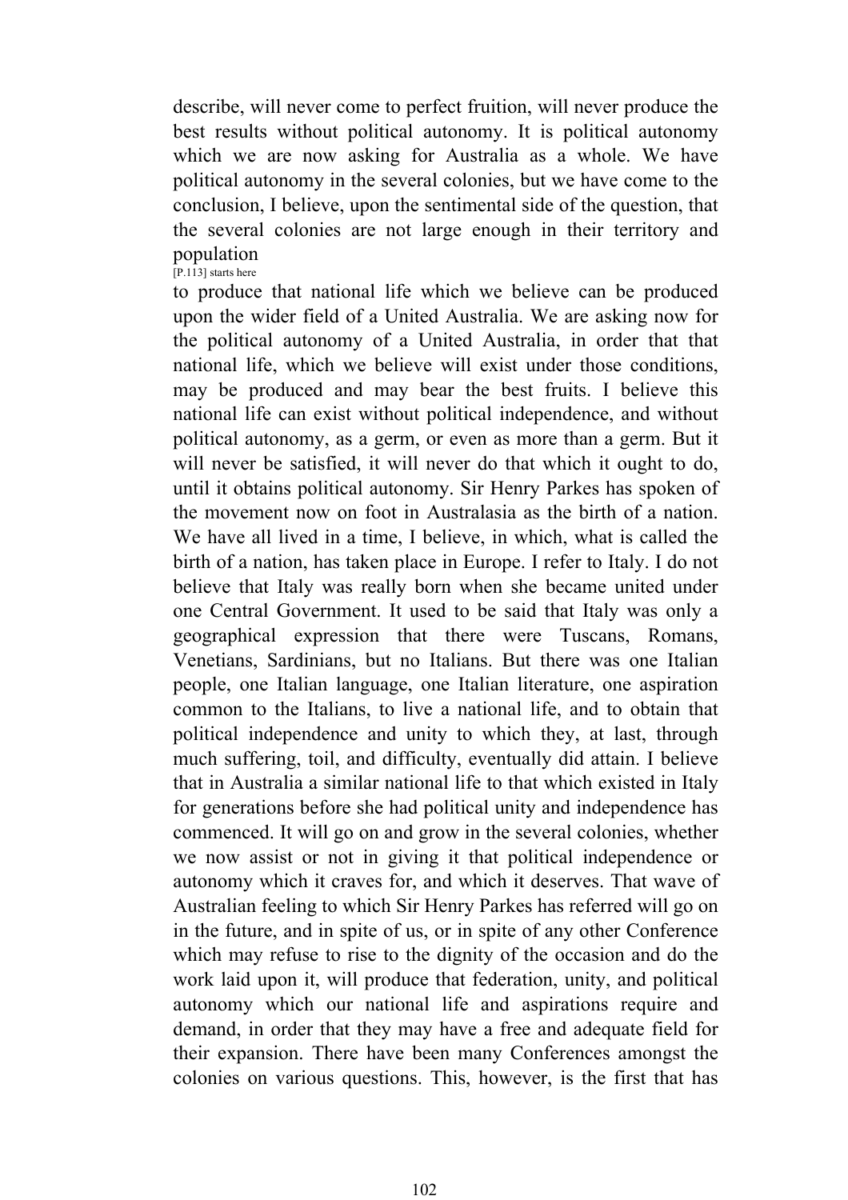describe, will never come to perfect fruition, will never produce the best results without political autonomy. It is political autonomy which we are now asking for Australia as a whole. We have political autonomy in the several colonies, but we have come to the conclusion, I believe, upon the sentimental side of the question, that the several colonies are not large enough in their territory and population

[P.113] starts here

to produce that national life which we believe can be produced upon the wider field of a United Australia. We are asking now for the political autonomy of a United Australia, in order that that national life, which we believe will exist under those conditions, may be produced and may bear the best fruits. I believe this national life can exist without political independence, and without political autonomy, as a germ, or even as more than a germ. But it will never be satisfied, it will never do that which it ought to do, until it obtains political autonomy. Sir Henry Parkes has spoken of the movement now on foot in Australasia as the birth of a nation. We have all lived in a time, I believe, in which, what is called the birth of a nation, has taken place in Europe. I refer to Italy. I do not believe that Italy was really born when she became united under one Central Government. It used to be said that Italy was only a geographical expression that there were Tuscans, Romans, Venetians, Sardinians, but no Italians. But there was one Italian people, one Italian language, one Italian literature, one aspiration common to the Italians, to live a national life, and to obtain that political independence and unity to which they, at last, through much suffering, toil, and difficulty, eventually did attain. I believe that in Australia a similar national life to that which existed in Italy for generations before she had political unity and independence has commenced. It will go on and grow in the several colonies, whether we now assist or not in giving it that political independence or autonomy which it craves for, and which it deserves. That wave of Australian feeling to which Sir Henry Parkes has referred will go on in the future, and in spite of us, or in spite of any other Conference which may refuse to rise to the dignity of the occasion and do the work laid upon it, will produce that federation, unity, and political autonomy which our national life and aspirations require and demand, in order that they may have a free and adequate field for their expansion. There have been many Conferences amongst the colonies on various questions. This, however, is the first that has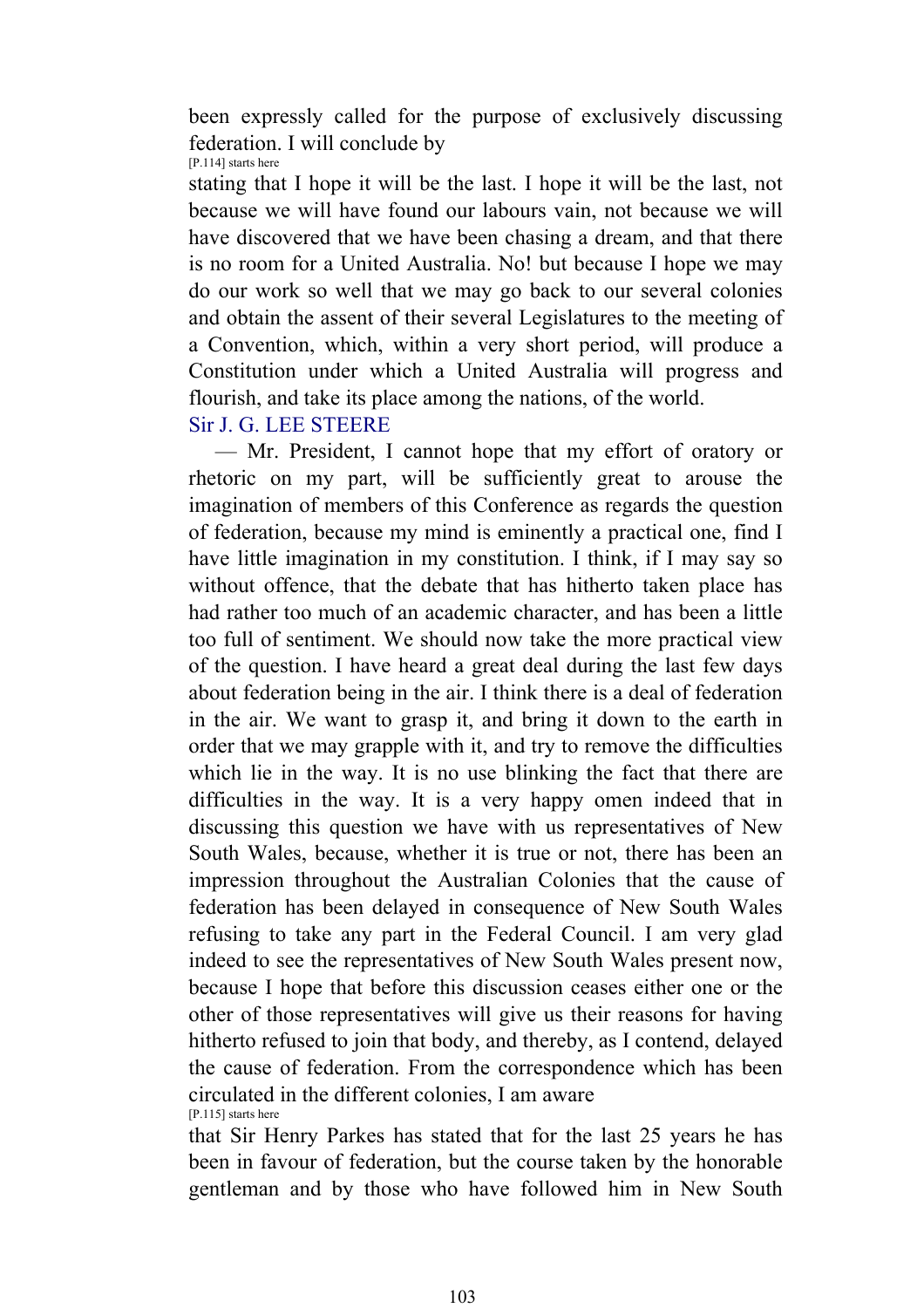been expressly called for the purpose of exclusively discussing federation. I will conclude by

[P.114] starts here

stating that I hope it will be the last. I hope it will be the last, not because we will have found our labours vain, not because we will have discovered that we have been chasing a dream, and that there is no room for a United Australia. No! but because I hope we may do our work so well that we may go back to our several colonies and obtain the assent of their several Legislatures to the meeting of a Convention, which, within a very short period, will produce a Constitution under which a United Australia will progress and flourish, and take its place among the nations, of the world.

Sir J. G. LEE STEERE

— Mr. President, I cannot hope that my effort of oratory or rhetoric on my part, will be sufficiently great to arouse the imagination of members of this Conference as regards the question of federation, because my mind is eminently a practical one, find I have little imagination in my constitution. I think, if I may say so without offence, that the debate that has hitherto taken place has had rather too much of an academic character, and has been a little too full of sentiment. We should now take the more practical view of the question. I have heard a great deal during the last few days about federation being in the air. I think there is a deal of federation in the air. We want to grasp it, and bring it down to the earth in order that we may grapple with it, and try to remove the difficulties which lie in the way. It is no use blinking the fact that there are difficulties in the way. It is a very happy omen indeed that in discussing this question we have with us representatives of New South Wales, because, whether it is true or not, there has been an impression throughout the Australian Colonies that the cause of federation has been delayed in consequence of New South Wales refusing to take any part in the Federal Council. I am very glad indeed to see the representatives of New South Wales present now, because I hope that before this discussion ceases either one or the other of those representatives will give us their reasons for having hitherto refused to join that body, and thereby, as I contend, delayed the cause of federation. From the correspondence which has been circulated in the different colonies, I am aware

[P.115] starts here

that Sir Henry Parkes has stated that for the last 25 years he has been in favour of federation, but the course taken by the honorable gentleman and by those who have followed him in New South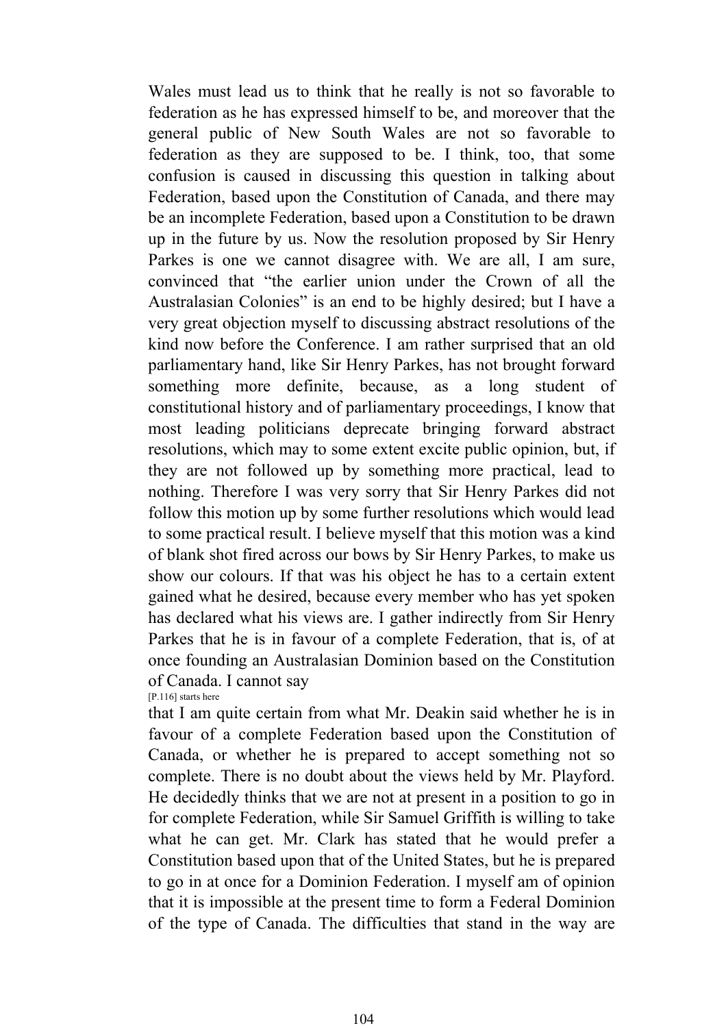Wales must lead us to think that he really is not so favorable to federation as he has expressed himself to be, and moreover that the general public of New South Wales are not so favorable to federation as they are supposed to be. I think, too, that some confusion is caused in discussing this question in talking about Federation, based upon the Constitution of Canada, and there may be an incomplete Federation, based upon a Constitution to be drawn up in the future by us. Now the resolution proposed by Sir Henry Parkes is one we cannot disagree with. We are all, I am sure, convinced that "the earlier union under the Crown of all the Australasian Colonies" is an end to be highly desired; but I have a very great objection myself to discussing abstract resolutions of the kind now before the Conference. I am rather surprised that an old parliamentary hand, like Sir Henry Parkes, has not brought forward something more definite, because, as a long student of constitutional history and of parliamentary proceedings, I know that most leading politicians deprecate bringing forward abstract resolutions, which may to some extent excite public opinion, but, if they are not followed up by something more practical, lead to nothing. Therefore I was very sorry that Sir Henry Parkes did not follow this motion up by some further resolutions which would lead to some practical result. I believe myself that this motion was a kind of blank shot fired across our bows by Sir Henry Parkes, to make us show our colours. If that was his object he has to a certain extent gained what he desired, because every member who has yet spoken has declared what his views are. I gather indirectly from Sir Henry Parkes that he is in favour of a complete Federation, that is, of at once founding an Australasian Dominion based on the Constitution of Canada. I cannot say

[P.116] starts here

that I am quite certain from what Mr. Deakin said whether he is in favour of a complete Federation based upon the Constitution of Canada, or whether he is prepared to accept something not so complete. There is no doubt about the views held by Mr. Playford. He decidedly thinks that we are not at present in a position to go in for complete Federation, while Sir Samuel Griffith is willing to take what he can get. Mr. Clark has stated that he would prefer a Constitution based upon that of the United States, but he is prepared to go in at once for a Dominion Federation. I myself am of opinion that it is impossible at the present time to form a Federal Dominion of the type of Canada. The difficulties that stand in the way are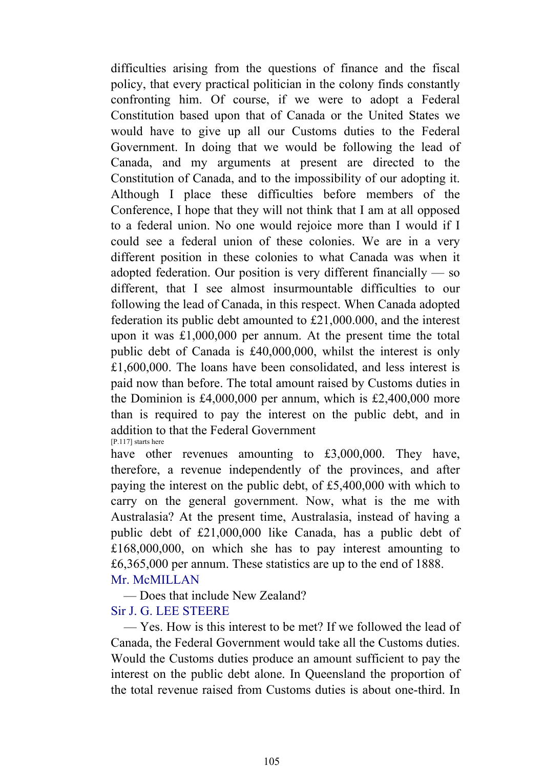difficulties arising from the questions of finance and the fiscal policy, that every practical politician in the colony finds constantly confronting him. Of course, if we were to adopt a Federal Constitution based upon that of Canada or the United States we would have to give up all our Customs duties to the Federal Government. In doing that we would be following the lead of Canada, and my arguments at present are directed to the Constitution of Canada, and to the impossibility of our adopting it. Although I place these difficulties before members of the Conference, I hope that they will not think that I am at all opposed to a federal union. No one would rejoice more than I would if I could see a federal union of these colonies. We are in a very different position in these colonies to what Canada was when it adopted federation. Our position is very different financially — so different, that I see almost insurmountable difficulties to our following the lead of Canada, in this respect. When Canada adopted federation its public debt amounted to £21,000.000, and the interest upon it was £1,000,000 per annum. At the present time the total public debt of Canada is £40,000,000, whilst the interest is only £1,600,000. The loans have been consolidated, and less interest is paid now than before. The total amount raised by Customs duties in the Dominion is £4,000,000 per annum, which is £2,400,000 more than is required to pay the interest on the public debt, and in addition to that the Federal Government

[P.117] starts here

have other revenues amounting to £3,000,000. They have, therefore, a revenue independently of the provinces, and after paying the interest on the public debt, of £5,400,000 with which to carry on the general government. Now, what is the me with Australasia? At the present time, Australasia, instead of having a public debt of £21,000,000 like Canada, has a public debt of £168,000,000, on which she has to pay interest amounting to £6,365,000 per annum. These statistics are up to the end of 1888.

Mr. McMILLAN

— Does that include New Zealand?

Sir J. G. LEE STEERE

— Yes. How is this interest to be met? If we followed the lead of Canada, the Federal Government would take all the Customs duties. Would the Customs duties produce an amount sufficient to pay the interest on the public debt alone. In Queensland the proportion of the total revenue raised from Customs duties is about one-third. In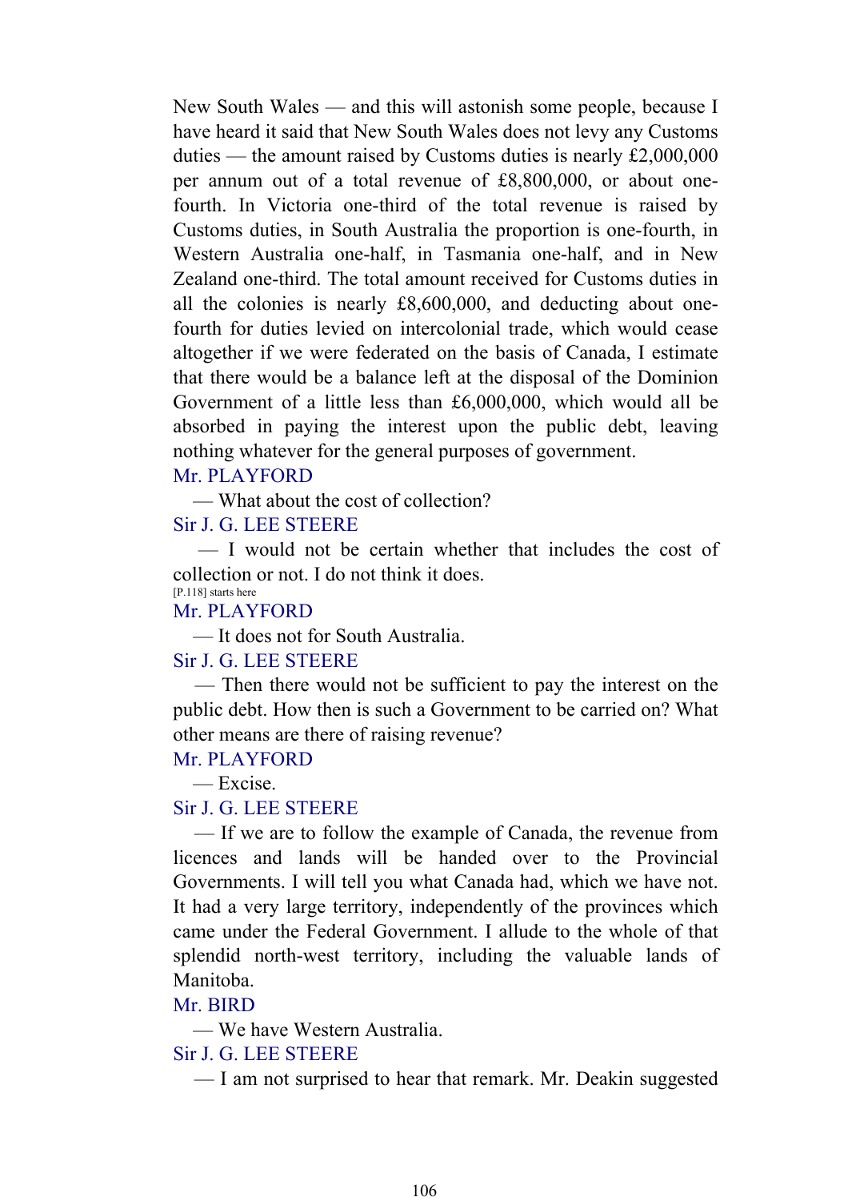New South Wales — and this will astonish some people, because I have heard it said that New South Wales does not levy any Customs duties — the amount raised by Customs duties is nearly £2,000,000 per annum out of a total revenue of £8,800,000, or about one-fourth. In Victoria one-third of the total revenue is raised by Customs duties, in South Australia the proportion is one-fourth, in Western Australia one-half, in Tasmania one-half, and in New Zealand one-third. The total amount received for Customs duties in all the colonies is nearly £8,600,000, and deducting about one-fourth for duties levied on intercolonial trade, which would cease altogether if we were federated on the basis of Canada, I estimate that there would be a balance left at the disposal of the Dominion Government of a little less than £6,000,000, which would all be absorbed in paying the interest upon the public debt, leaving nothing whatever for the general purposes of government.

Mr. PLAYFORD

— What about the cost of collection?

Sir J. G. LEE STEERE

— I would not be certain whether that includes the cost of collection or not. I do not think it does.

[P.118] starts here

Mr. PLAYFORD

— It does not for South Australia.

Sir J. G. LEE STEERE

— Then there would not be sufficient to pay the interest on the public debt. How then is such a Government to be carried on? What other means are there of raising revenue?

Mr. PLAYFORD

— Excise.

Sir J. G. LEE STEERE

— If we are to follow the example of Canada, the revenue from licences and lands will be handed over to the Provincial Governments. I will tell you what Canada had, which we have not. It had a very large territory, independently of the provinces which came under the Federal Government. I allude to the whole of that splendid north-west territory, including the valuable lands of Manitoba.

Mr. BIRD

— We have Western Australia.

Sir J. G. LEE STEERE

— I am not surprised to hear that remark. Mr. Deakin suggested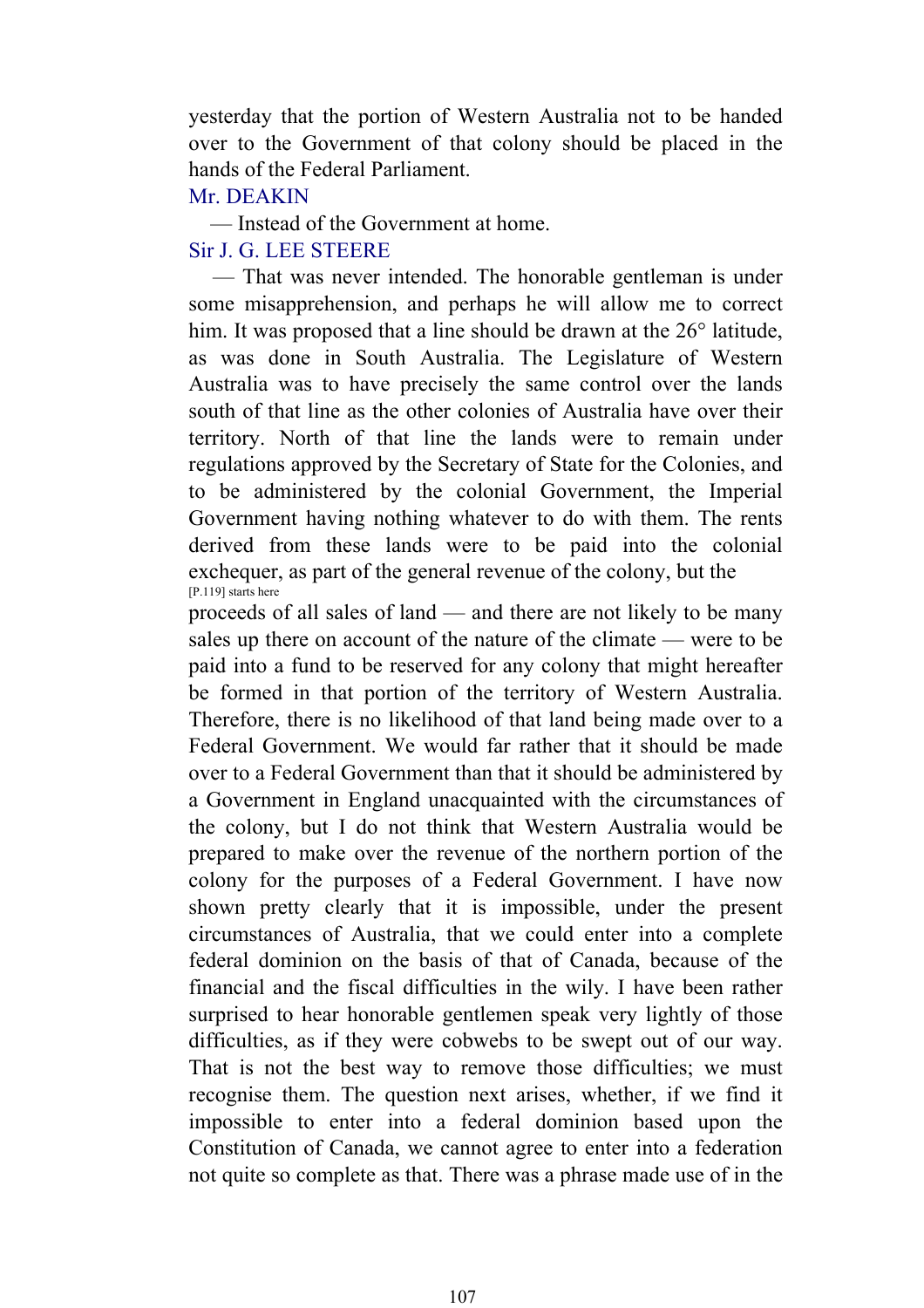yesterday that the portion of Western Australia not to be handed over to the Government of that colony should be placed in the hands of the Federal Parliament.

Mr. DEAKIN

— Instead of the Government at home.

Sir J. G. LEE STEERE

— That was never intended. The honorable gentleman is under some misapprehension, and perhaps he will allow me to correct him. It was proposed that a line should be drawn at the 26° latitude, as was done in South Australia. The Legislature of Western Australia was to have precisely the same control over the lands south of that line as the other colonies of Australia have over their territory. North of that line the lands were to remain under regulations approved by the Secretary of State for the Colonies, and to be administered by the colonial Government, the Imperial Government having nothing whatever to do with them. The rents derived from these lands were to be paid into the colonial exchequer, as part of the general revenue of the colony, but the

[P.119] starts here

proceeds of all sales of land — and there are not likely to be many sales up there on account of the nature of the climate — were to be paid into a fund to be reserved for any colony that might hereafter be formed in that portion of the territory of Western Australia. Therefore, there is no likelihood of that land being made over to a Federal Government. We would far rather that it should be made over to a Federal Government than that it should be administered by a Government in England unacquainted with the circumstances of the colony, but I do not think that Western Australia would be prepared to make over the revenue of the northern portion of the colony for the purposes of a Federal Government. I have now shown pretty clearly that it is impossible, under the present circumstances of Australia, that we could enter into a complete federal dominion on the basis of that of Canada, because of the financial and the fiscal difficulties in the wily. I have been rather surprised to hear honorable gentlemen speak very lightly of those difficulties, as if they were cobwebs to be swept out of our way. That is not the best way to remove those difficulties; we must recognise them. The question next arises, whether, if we find it impossible to enter into a federal dominion based upon the Constitution of Canada, we cannot agree to enter into a federation not quite so complete as that. There was a phrase made use of in the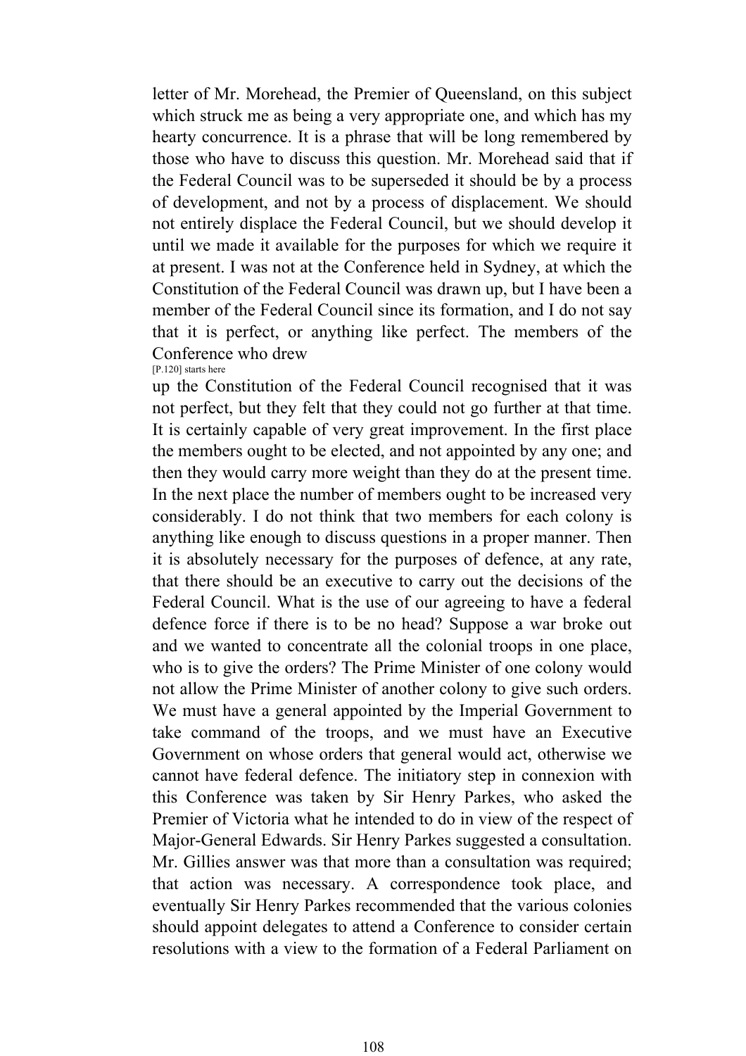letter of Mr. Morehead, the Premier of Queensland, on this subject which struck me as being a very appropriate one, and which has my hearty concurrence. It is a phrase that will be long remembered by those who have to discuss this question. Mr. Morehead said that if the Federal Council was to be superseded it should be by a process of development, and not by a process of displacement. We should not entirely displace the Federal Council, but we should develop it until we made it available for the purposes for which we require it at present. I was not at the Conference held in Sydney, at which the Constitution of the Federal Council was drawn up, but I have been a member of the Federal Council since its formation, and I do not say that it is perfect, or anything like perfect. The members of the Conference who drew

[P.120] starts here

up the Constitution of the Federal Council recognised that it was not perfect, but they felt that they could not go further at that time. It is certainly capable of very great improvement. In the first place the members ought to be elected, and not appointed by any one; and then they would carry more weight than they do at the present time. In the next place the number of members ought to be increased very considerably. I do not think that two members for each colony is anything like enough to discuss questions in a proper manner. Then it is absolutely necessary for the purposes of defence, at any rate, that there should be an executive to carry out the decisions of the Federal Council. What is the use of our agreeing to have a federal defence force if there is to be no head? Suppose a war broke out and we wanted to concentrate all the colonial troops in one place, who is to give the orders? The Prime Minister of one colony would not allow the Prime Minister of another colony to give such orders. We must have a general appointed by the Imperial Government to take command of the troops, and we must have an Executive Government on whose orders that general would act, otherwise we cannot have federal defence. The initiatory step in connexion with this Conference was taken by Sir Henry Parkes, who asked the Premier of Victoria what he intended to do in view of the respect of Major-General Edwards. Sir Henry Parkes suggested a consultation. Mr. Gillies answer was that more than a consultation was required; that action was necessary. A correspondence took place, and eventually Sir Henry Parkes recommended that the various colonies should appoint delegates to attend a Conference to consider certain resolutions with a view to the formation of a Federal Parliament on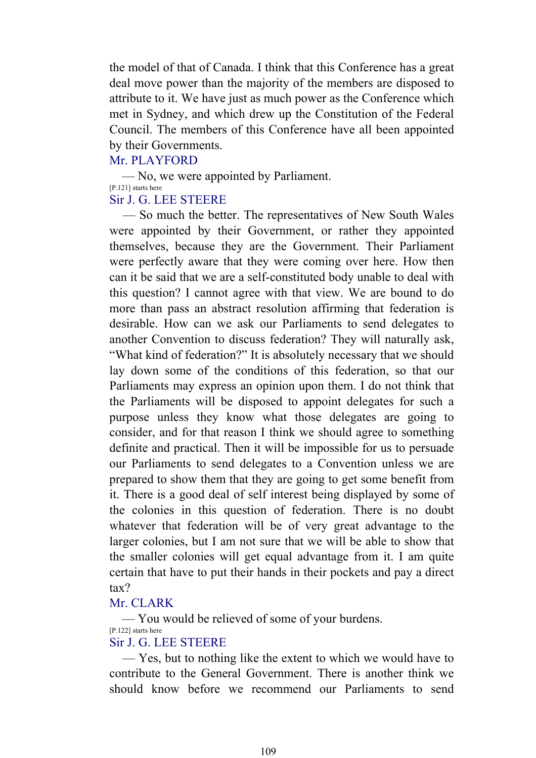the model of that of Canada. I think that this Conference has a great deal move power than the majority of the members are disposed to attribute to it. We have just as much power as the Conference which met in Sydney, and which drew up the Constitution of the Federal Council. The members of this Conference have all been appointed by their Governments.

Mr. PLAYFORD

— No, we were appointed by Parliament.

[P.121] starts here

Sir J. G. LEE STEERE

— So much the better. The representatives of New South Wales were appointed by their Government, or rather they appointed themselves, because they are the Government. Their Parliament were perfectly aware that they were coming over here. How then can it be said that we are a self-constituted body unable to deal with this question? I cannot agree with that view. We are bound to do more than pass an abstract resolution affirming that federation is desirable. How can we ask our Parliaments to send delegates to another Convention to discuss federation? They will naturally ask, "What kind of federation?" It is absolutely necessary that we should lay down some of the conditions of this federation, so that our Parliaments may express an opinion upon them. I do not think that the Parliaments will be disposed to appoint delegates for such a purpose unless they know what those delegates are going to consider, and for that reason I think we should agree to something definite and practical. Then it will be impossible for us to persuade our Parliaments to send delegates to a Convention unless we are prepared to show them that they are going to get some benefit from it. There is a good deal of self interest being displayed by some of the colonies in this question of federation. There is no doubt whatever that federation will be of very great advantage to the larger colonies, but I am not sure that we will be able to show that the smaller colonies will get equal advantage from it. I am quite certain that have to put their hands in their pockets and pay a direct tax?

Mr. CLARK

— You would be relieved of some of your burdens.

[P.122] starts here

Sir J. G. LEE STEERE

— Yes, but to nothing like the extent to which we would have to contribute to the General Government. There is another think we should know before we recommend our Parliaments to send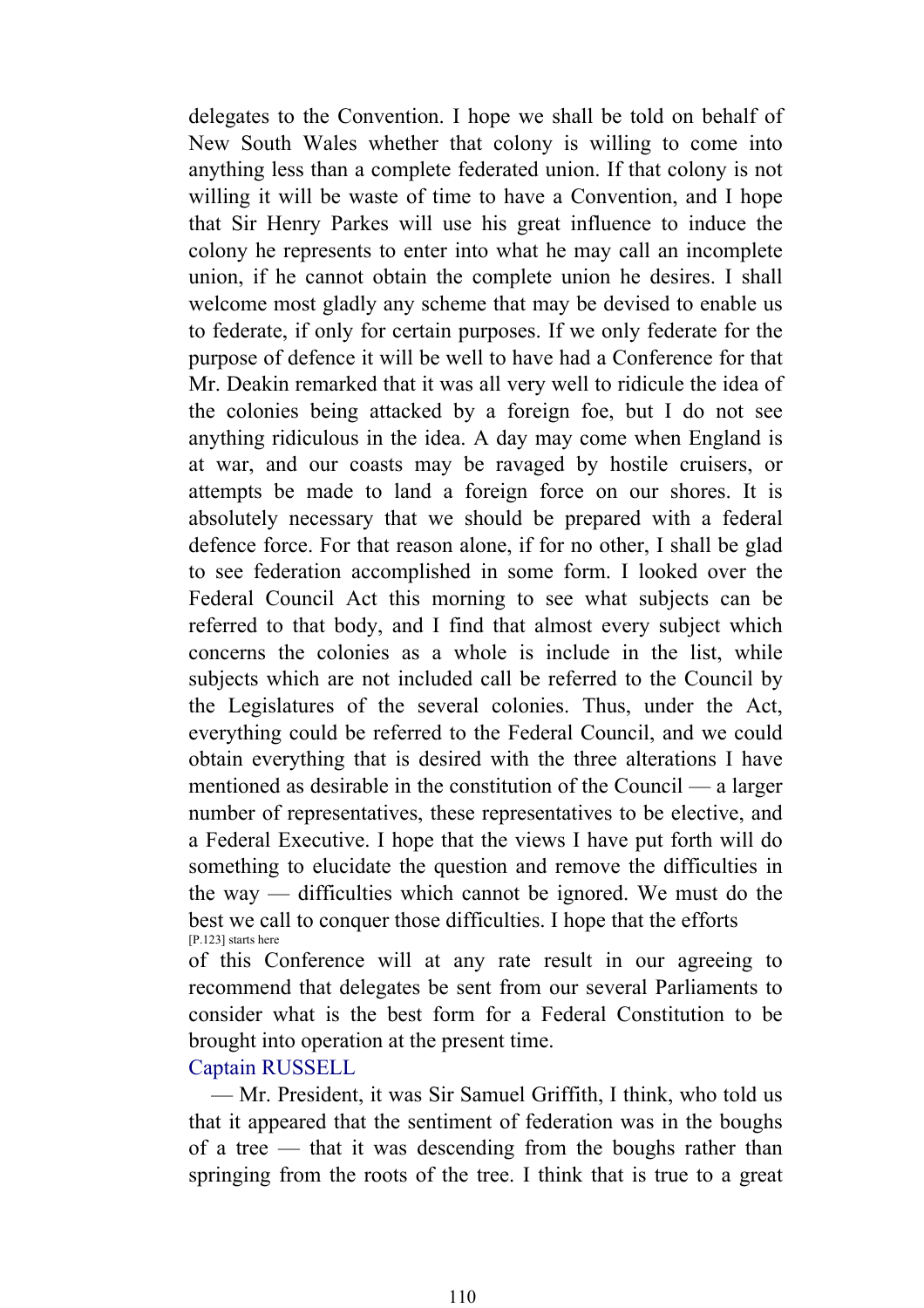delegates to the Convention. I hope we shall be told on behalf of New South Wales whether that colony is willing to come into anything less than a complete federated union. If that colony is not willing it will be waste of time to have a Convention, and I hope that Sir Henry Parkes will use his great influence to induce the colony he represents to enter into what he may call an incomplete union, if he cannot obtain the complete union he desires. I shall welcome most gladly any scheme that may be devised to enable us to federate, if only for certain purposes. If we only federate for the purpose of defence it will be well to have had a Conference for that Mr. Deakin remarked that it was all very well to ridicule the idea of the colonies being attacked by a foreign foe, but I do not see anything ridiculous in the idea. A day may come when England is at war, and our coasts may be ravaged by hostile cruisers, or attempts be made to land a foreign force on our shores. It is absolutely necessary that we should be prepared with a federal defence force. For that reason alone, if for no other, I shall be glad to see federation accomplished in some form. I looked over the Federal Council Act this morning to see what subjects can be referred to that body, and I find that almost every subject which concerns the colonies as a whole is include in the list, while subjects which are not included call be referred to the Council by the Legislatures of the several colonies. Thus, under the Act, everything could be referred to the Federal Council, and we could obtain everything that is desired with the three alterations I have mentioned as desirable in the constitution of the Council — a larger number of representatives, these representatives to be elective, and a Federal Executive. I hope that the views I have put forth will do something to elucidate the question and remove the difficulties in the way — difficulties which cannot be ignored. We must do the best we call to conquer those difficulties. I hope that the efforts

[P.123] starts here

of this Conference will at any rate result in our agreeing to recommend that delegates be sent from our several Parliaments to consider what is the best form for a Federal Constitution to be brought into operation at the present time.

Captain RUSSELL

— Mr. President, it was Sir Samuel Griffith, I think, who told us that it appeared that the sentiment of federation was in the boughs of a tree — that it was descending from the boughs rather than springing from the roots of the tree. I think that is true to a great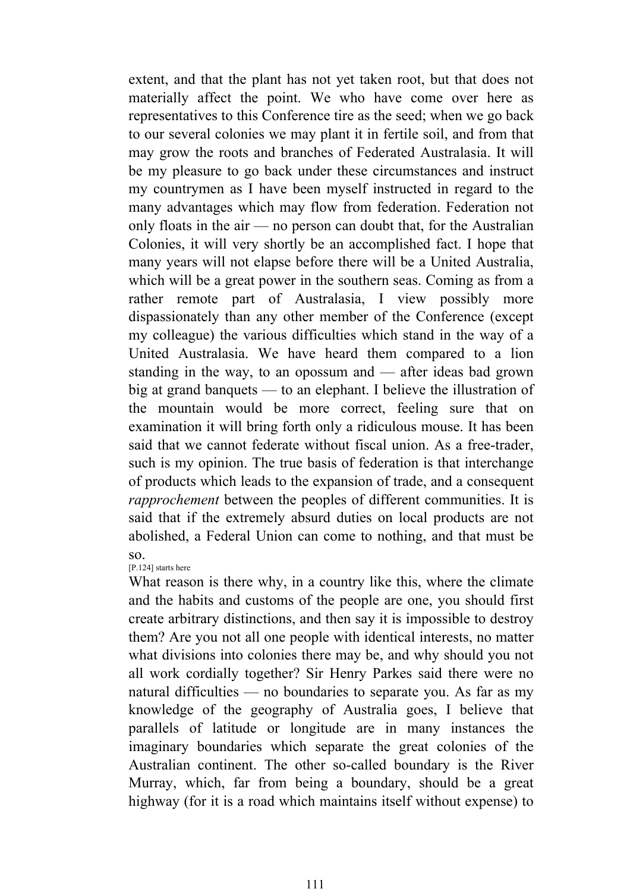extent, and that the plant has not yet taken root, but that does not materially affect the point. We who have come over here as representatives to this Conference tire as the seed; when we go back to our several colonies we may plant it in fertile soil, and from that may grow the roots and branches of Federated Australasia. It will be my pleasure to go back under these circumstances and instruct my countrymen as I have been myself instructed in regard to the many advantages which may flow from federation. Federation not only floats in the air — no person can doubt that, for the Australian Colonies, it will very shortly be an accomplished fact. I hope that many years will not elapse before there will be a United Australia, which will be a great power in the southern seas. Coming as from a rather remote part of Australasia, I view possibly more dispassionately than any other member of the Conference (except my colleague) the various difficulties which stand in the way of a United Australasia. We have heard them compared to a lion standing in the way, to an opossum and — after ideas bad grown big at grand banquets — to an elephant. I believe the illustration of the mountain would be more correct, feeling sure that on examination it will bring forth only a ridiculous mouse. It has been said that we cannot federate without fiscal union. As a free-trader, such is my opinion. The true basis of federation is that interchange of products which leads to the expansion of trade, and a consequent *rapprochement* between the peoples of different communities. It is said that if the extremely absurd duties on local products are not abolished, a Federal Union can come to nothing, and that must be so.

[P.124] starts here

What reason is there why, in a country like this, where the climate and the habits and customs of the people are one, you should first create arbitrary distinctions, and then say it is impossible to destroy them? Are you not all one people with identical interests, no matter what divisions into colonies there may be, and why should you not all work cordially together? Sir Henry Parkes said there were no natural difficulties — no boundaries to separate you. As far as my knowledge of the geography of Australia goes, I believe that parallels of latitude or longitude are in many instances the imaginary boundaries which separate the great colonies of the Australian continent. The other so-called boundary is the River Murray, which, far from being a boundary, should be a great highway (for it is a road which maintains itself without expense) to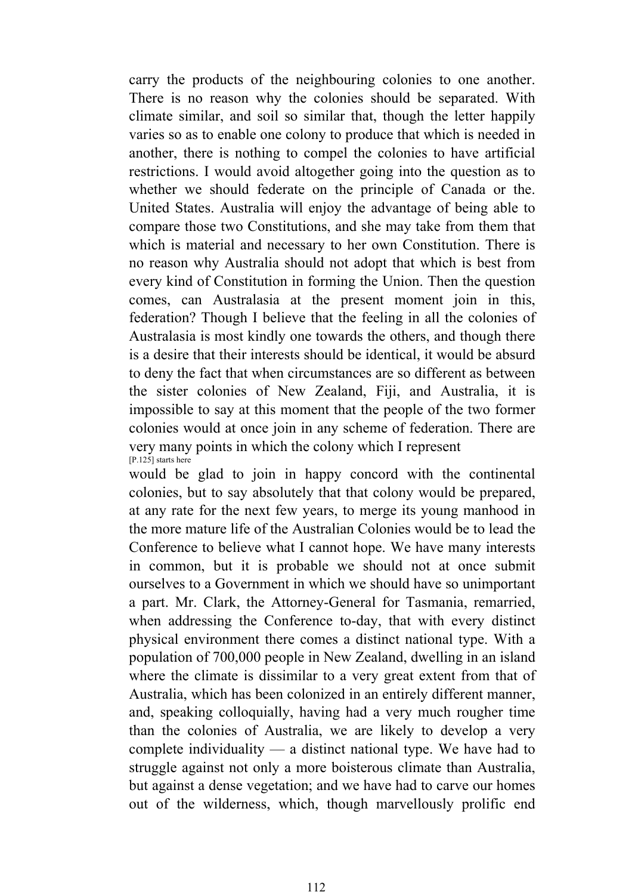carry the products of the neighbouring colonies to one another. There is no reason why the colonies should be separated. With climate similar, and soil so similar that, though the letter happily varies so as to enable one colony to produce that which is needed in another, there is nothing to compel the colonies to have artificial restrictions. I would avoid altogether going into the question as to whether we should federate on the principle of Canada or the. United States. Australia will enjoy the advantage of being able to compare those two Constitutions, and she may take from them that which is material and necessary to her own Constitution. There is no reason why Australia should not adopt that which is best from every kind of Constitution in forming the Union. Then the question comes, can Australasia at the present moment join in this, federation? Though I believe that the feeling in all the colonies of Australasia is most kindly one towards the others, and though there is a desire that their interests should be identical, it would be absurd to deny the fact that when circumstances are so different as between the sister colonies of New Zealand, Fiji, and Australia, it is impossible to say at this moment that the people of the two former colonies would at once join in any scheme of federation. There are very many points in which the colony which I represent

[P.125] starts here

would be glad to join in happy concord with the continental colonies, but to say absolutely that that colony would be prepared, at any rate for the next few years, to merge its young manhood in the more mature life of the Australian Colonies would be to lead the Conference to believe what I cannot hope. We have many interests in common, but it is probable we should not at once submit ourselves to a Government in which we should have so unimportant a part. Mr. Clark, the Attorney-General for Tasmania, remarried, when addressing the Conference to-day, that with every distinct physical environment there comes a distinct national type. With a population of 700,000 people in New Zealand, dwelling in an island where the climate is dissimilar to a very great extent from that of Australia, which has been colonized in an entirely different manner, and, speaking colloquially, having had a very much rougher time than the colonies of Australia, we are likely to develop a very complete individuality — a distinct national type. We have had to struggle against not only a more boisterous climate than Australia, but against a dense vegetation; and we have had to carve our homes out of the wilderness, which, though marvellously prolific end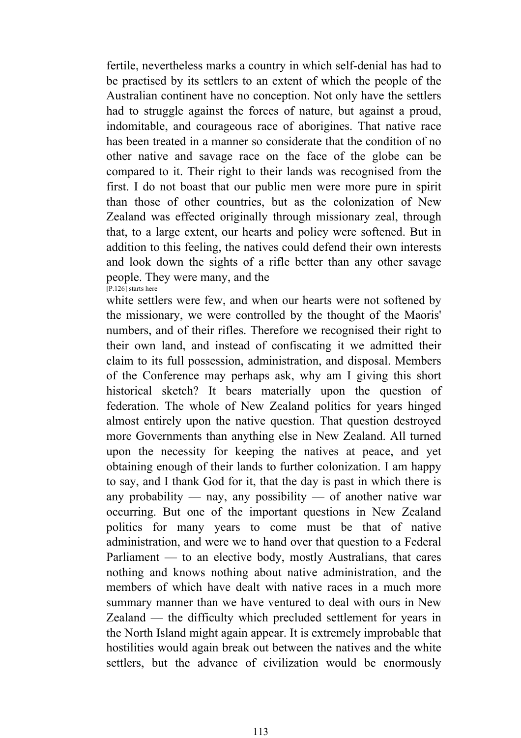fertile, nevertheless marks a country in which self-denial has had to be practised by its settlers to an extent of which the people of the Australian continent have no conception. Not only have the settlers had to struggle against the forces of nature, but against a proud, indomitable, and courageous race of aborigines. That native race has been treated in a manner so considerate that the condition of no other native and savage race on the face of the globe can be compared to it. Their right to their lands was recognised from the first. I do not boast that our public men were more pure in spirit than those of other countries, but as the colonization of New Zealand was effected originally through missionary zeal, through that, to a large extent, our hearts and policy were softened. But in addition to this feeling, the natives could defend their own interests and look down the sights of a rifle better than any other savage people. They were many, and the

[P.126] starts here

white settlers were few, and when our hearts were not softened by the missionary, we were controlled by the thought of the Maoris' numbers, and of their rifles. Therefore we recognised their right to their own land, and instead of confiscating it we admitted their claim to its full possession, administration, and disposal. Members of the Conference may perhaps ask, why am I giving this short historical sketch? It bears materially upon the question of federation. The whole of New Zealand politics for years hinged almost entirely upon the native question. That question destroyed more Governments than anything else in New Zealand. All turned upon the necessity for keeping the natives at peace, and yet obtaining enough of their lands to further colonization. I am happy to say, and I thank God for it, that the day is past in which there is any probability — nay, any possibility — of another native war occurring. But one of the important questions in New Zealand politics for many years to come must be that of native administration, and were we to hand over that question to a Federal Parliament — to an elective body, mostly Australians, that cares nothing and knows nothing about native administration, and the members of which have dealt with native races in a much more summary manner than we have ventured to deal with ours in New Zealand — the difficulty which precluded settlement for years in the North Island might again appear. It is extremely improbable that hostilities would again break out between the natives and the white settlers, but the advance of civilization would be enormously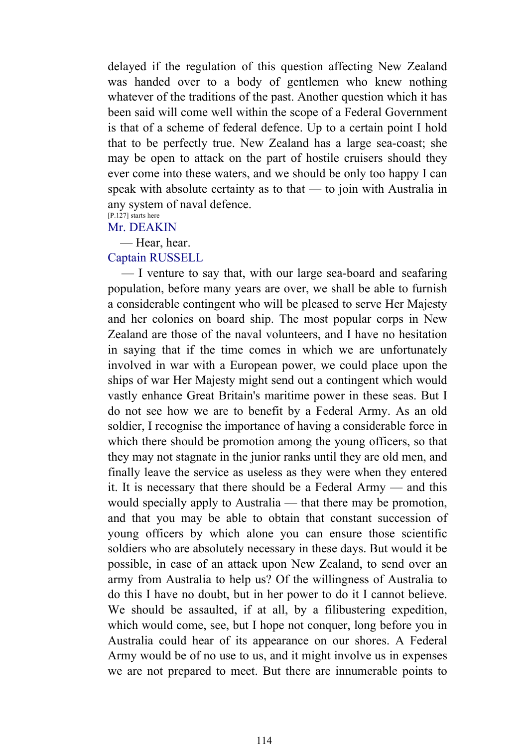delayed if the regulation of this question affecting New Zealand was handed over to a body of gentlemen who knew nothing whatever of the traditions of the past. Another question which it has been said will come well within the scope of a Federal Government is that of a scheme of federal defence. Up to a certain point I hold that to be perfectly true. New Zealand has a large sea-coast; she may be open to attack on the part of hostile cruisers should they ever come into these waters, and we should be only too happy I can speak with absolute certainty as to that — to join with Australia in any system of naval defence.

[P.127] starts here

Mr. DEAKIN

— Hear, hear.

Captain RUSSELL

— I venture to say that, with our large sea-board and seafaring population, before many years are over, we shall be able to furnish a considerable contingent who will be pleased to serve Her Majesty and her colonies on board ship. The most popular corps in New Zealand are those of the naval volunteers, and I have no hesitation in saying that if the time comes in which we are unfortunately involved in war with a European power, we could place upon the ships of war Her Majesty might send out a contingent which would vastly enhance Great Britain's maritime power in these seas. But I do not see how we are to benefit by a Federal Army. As an old soldier, I recognise the importance of having a considerable force in which there should be promotion among the young officers, so that they may not stagnate in the junior ranks until they are old men, and finally leave the service as useless as they were when they entered it. It is necessary that there should be a Federal Army — and this would specially apply to Australia — that there may be promotion, and that you may be able to obtain that constant succession of young officers by which alone you can ensure those scientific soldiers who are absolutely necessary in these days. But would it be possible, in case of an attack upon New Zealand, to send over an army from Australia to help us? Of the willingness of Australia to do this I have no doubt, but in her power to do it I cannot believe. We should be assaulted, if at all, by a filibustering expedition, which would come, see, but I hope not conquer, long before you in Australia could hear of its appearance on our shores. A Federal Army would be of no use to us, and it might involve us in expenses we are not prepared to meet. But there are innumerable points to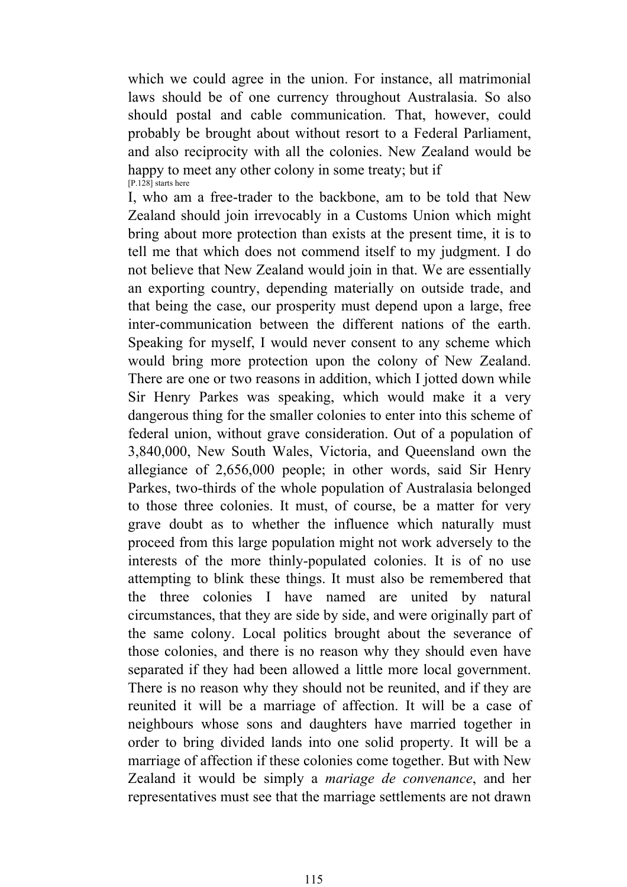which we could agree in the union. For instance, all matrimonial laws should be of one currency throughout Australasia. So also should postal and cable communication. That, however, could probably be brought about without resort to a Federal Parliament, and also reciprocity with all the colonies. New Zealand would be happy to meet any other colony in some treaty; but if

[P.128] starts here

I, who am a free-trader to the backbone, am to be told that New Zealand should join irrevocably in a Customs Union which might bring about more protection than exists at the present time, it is to tell me that which does not commend itself to my judgment. I do not believe that New Zealand would join in that. We are essentially an exporting country, depending materially on outside trade, and that being the case, our prosperity must depend upon a large, free inter-communication between the different nations of the earth. Speaking for myself, I would never consent to any scheme which would bring more protection upon the colony of New Zealand. There are one or two reasons in addition, which I jotted down while Sir Henry Parkes was speaking, which would make it a very dangerous thing for the smaller colonies to enter into this scheme of federal union, without grave consideration. Out of a population of 3,840,000, New South Wales, Victoria, and Queensland own the allegiance of 2,656,000 people; in other words, said Sir Henry Parkes, two-thirds of the whole population of Australasia belonged to those three colonies. It must, of course, be a matter for very grave doubt as to whether the influence which naturally must proceed from this large population might not work adversely to the interests of the more thinly-populated colonies. It is of no use attempting to blink these things. It must also be remembered that the three colonies I have named are united by natural circumstances, that they are side by side, and were originally part of the same colony. Local politics brought about the severance of those colonies, and there is no reason why they should even have separated if they had been allowed a little more local government. There is no reason why they should not be reunited, and if they are reunited it will be a marriage of affection. It will be a case of neighbours whose sons and daughters have married together in order to bring divided lands into one solid property. It will be a marriage of affection if these colonies come together. But with New Zealand it would be simply a *mariage de convenance*, and her representatives must see that the marriage settlements are not drawn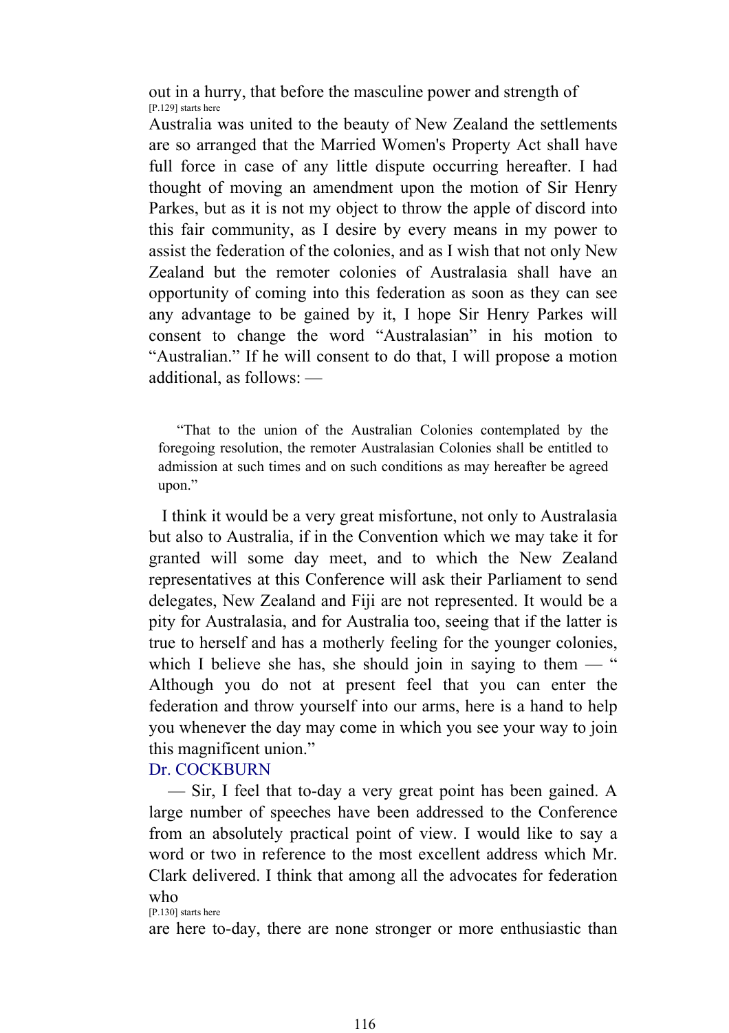out in a hurry, that before the masculine power and strength of

[P.129] starts here

Australia was united to the beauty of New Zealand the settlements are so arranged that the Married Women's Property Act shall have full force in case of any little dispute occurring hereafter. I had thought of moving an amendment upon the motion of Sir Henry Parkes, but as it is not my object to throw the apple of discord into this fair community, as I desire by every means in my power to assist the federation of the colonies, and as I wish that not only New Zealand but the remoter colonies of Australasia shall have an opportunity of coming into this federation as soon as they can see any advantage to be gained by it, I hope Sir Henry Parkes will consent to change the word "Australasian" in his motion to "Australian." If he will consent to do that, I will propose a motion additional, as follows: —

> "That to the union of the Australian Colonies contemplated by the foregoing resolution, the remoter Australasian Colonies shall be entitled to admission at such times and on such conditions as may hereafter be agreed upon."

I think it would be a very great misfortune, not only to Australasia but also to Australia, if in the Convention which we may take it for granted will some day meet, and to which the New Zealand representatives at this Conference will ask their Parliament to send delegates, New Zealand and Fiji are not represented. It would be a pity for Australasia, and for Australia too, seeing that if the latter is true to herself and has a motherly feeling for the younger colonies, which I believe she has, she should join in saying to them — " Although you do not at present feel that you can enter the federation and throw yourself into our arms, here is a hand to help you whenever the day may come in which you see your way to join this magnificent union."

Dr. COCKBURN

— Sir, I feel that to-day a very great point has been gained. A large number of speeches have been addressed to the Conference from an absolutely practical point of view. I would like to say a word or two in reference to the most excellent address which Mr. Clark delivered. I think that among all the advocates for federation who

[P.130] starts here

are here to-day, there are none stronger or more enthusiastic than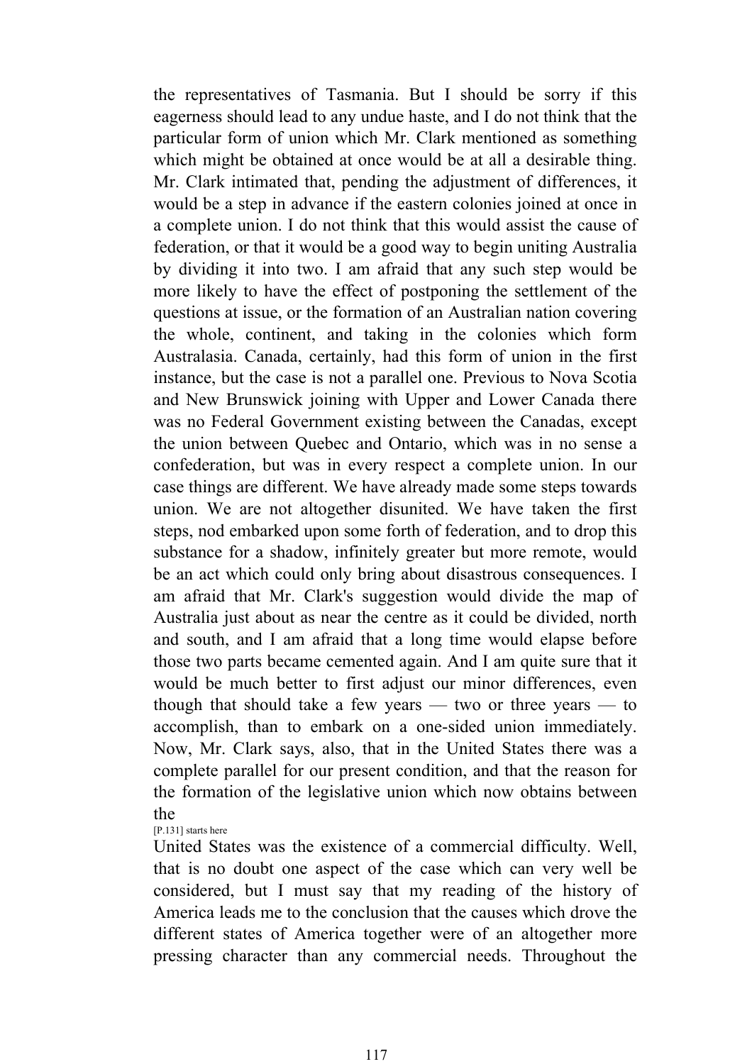the representatives of Tasmania. But I should be sorry if this eagerness should lead to any undue haste, and I do not think that the particular form of union which Mr. Clark mentioned as something which might be obtained at once would be at all a desirable thing. Mr. Clark intimated that, pending the adjustment of differences, it would be a step in advance if the eastern colonies joined at once in a complete union. I do not think that this would assist the cause of federation, or that it would be a good way to begin uniting Australia by dividing it into two. I am afraid that any such step would be more likely to have the effect of postponing the settlement of the questions at issue, or the formation of an Australian nation covering the whole, continent, and taking in the colonies which form Australasia. Canada, certainly, had this form of union in the first instance, but the case is not a parallel one. Previous to Nova Scotia and New Brunswick joining with Upper and Lower Canada there was no Federal Government existing between the Canadas, except the union between Quebec and Ontario, which was in no sense a confederation, but was in every respect a complete union. In our case things are different. We have already made some steps towards union. We are not altogether disunited. We have taken the first steps, nod embarked upon some forth of federation, and to drop this substance for a shadow, infinitely greater but more remote, would be an act which could only bring about disastrous consequences. I am afraid that Mr. Clark's suggestion would divide the map of Australia just about as near the centre as it could be divided, north and south, and I am afraid that a long time would elapse before those two parts became cemented again. And I am quite sure that it would be much better to first adjust our minor differences, even though that should take a few years — two or three years — to accomplish, than to embark on a one-sided union immediately. Now, Mr. Clark says, also, that in the United States there was a complete parallel for our present condition, and that the reason for the formation of the legislative union which now obtains between the

[P.131] starts here

United States was the existence of a commercial difficulty. Well, that is no doubt one aspect of the case which can very well be considered, but I must say that my reading of the history of America leads me to the conclusion that the causes which drove the different states of America together were of an altogether more pressing character than any commercial needs. Throughout the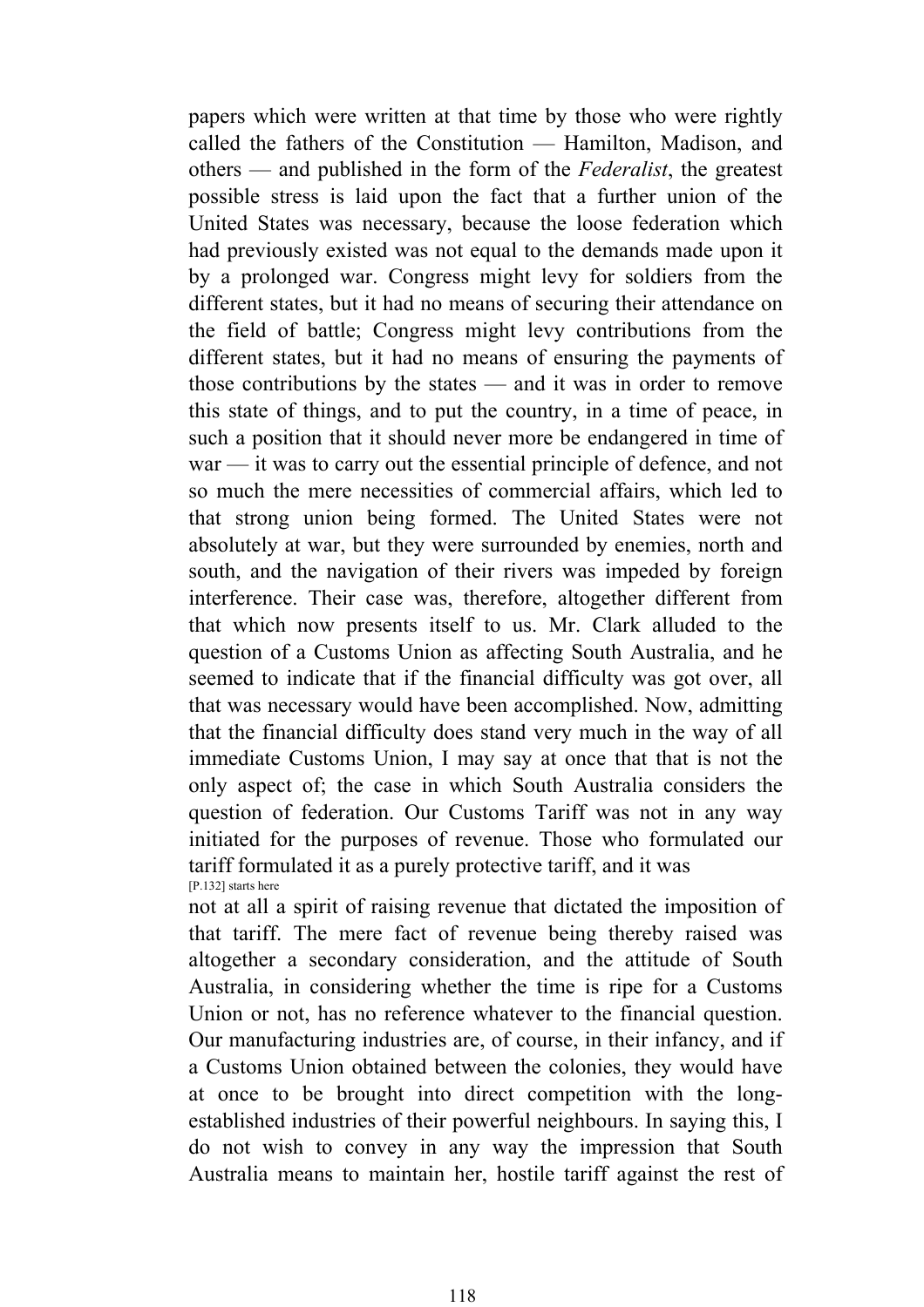papers which were written at that time by those who were rightly called the fathers of the Constitution — Hamilton, Madison, and others — and published in the form of the *Federalist*, the greatest possible stress is laid upon the fact that a further union of the United States was necessary, because the loose federation which had previously existed was not equal to the demands made upon it by a prolonged war. Congress might levy for soldiers from the different states, but it had no means of securing their attendance on the field of battle; Congress might levy contributions from the different states, but it had no means of ensuring the payments of those contributions by the states — and it was in order to remove this state of things, and to put the country, in a time of peace, in such a position that it should never more be endangered in time of war — it was to carry out the essential principle of defence, and not so much the mere necessities of commercial affairs, which led to that strong union being formed. The United States were not absolutely at war, but they were surrounded by enemies, north and south, and the navigation of their rivers was impeded by foreign interference. Their case was, therefore, altogether different from that which now presents itself to us. Mr. Clark alluded to the question of a Customs Union as affecting South Australia, and he seemed to indicate that if the financial difficulty was got over, all that was necessary would have been accomplished. Now, admitting that the financial difficulty does stand very much in the way of all immediate Customs Union, I may say at once that that is not the only aspect of; the case in which South Australia considers the question of federation. Our Customs Tariff was not in any way initiated for the purposes of revenue. Those who formulated our tariff formulated it as a purely protective tariff, and it was
[P.132] starts here
not at all a spirit of raising revenue that dictated the imposition of that tariff. The mere fact of revenue being thereby raised was altogether a secondary consideration, and the attitude of South Australia, in considering whether the time is ripe for a Customs Union or not, has no reference whatever to the financial question. Our manufacturing industries are, of course, in their infancy, and if a Customs Union obtained between the colonies, they would have at once to be brought into direct competition with the long-established industries of their powerful neighbours. In saying this, I do not wish to convey in any way the impression that South Australia means to maintain her, hostile tariff against the rest of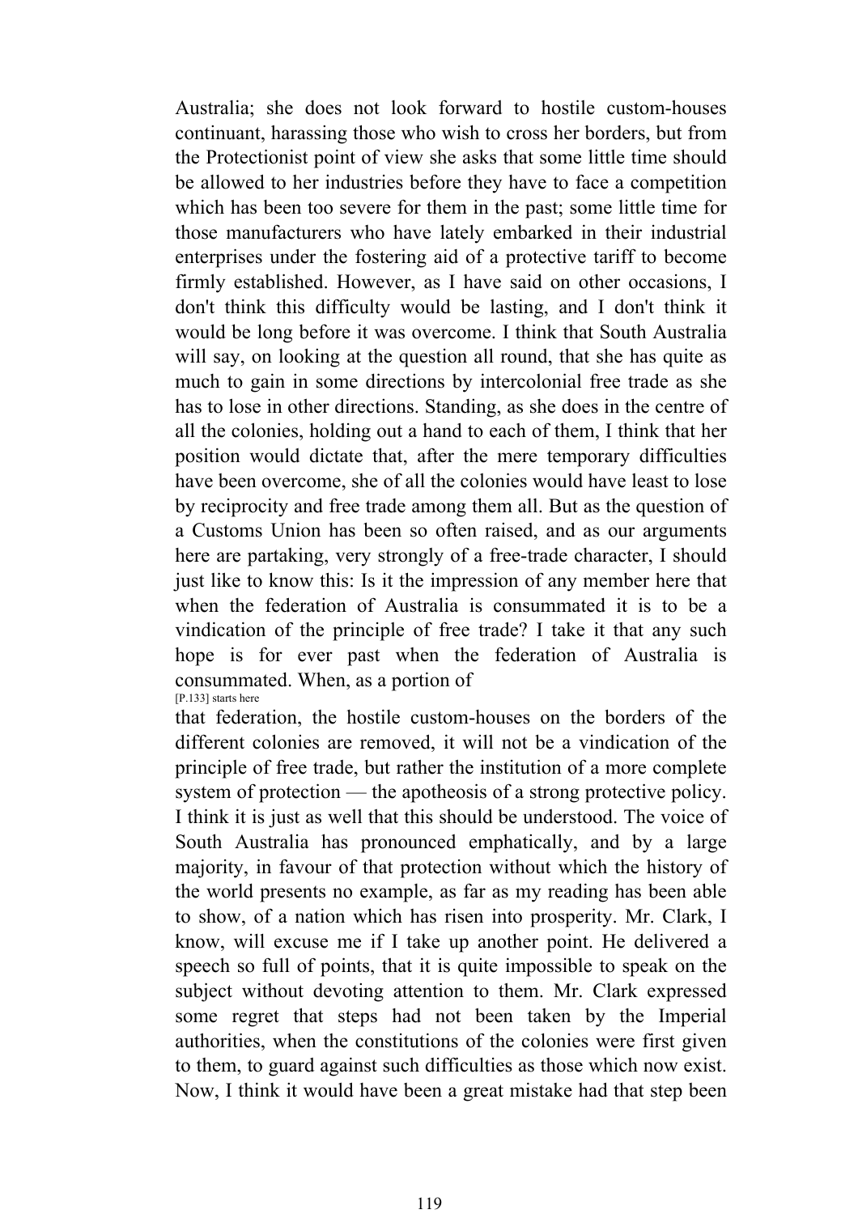Australia; she does not look forward to hostile custom-houses continuant, harassing those who wish to cross her borders, but from the Protectionist point of view she asks that some little time should be allowed to her industries before they have to face a competition which has been too severe for them in the past; some little time for those manufacturers who have lately embarked in their industrial enterprises under the fostering aid of a protective tariff to become firmly established. However, as I have said on other occasions, I don't think this difficulty would be lasting, and I don't think it would be long before it was overcome. I think that South Australia will say, on looking at the question all round, that she has quite as much to gain in some directions by intercolonial free trade as she has to lose in other directions. Standing, as she does in the centre of all the colonies, holding out a hand to each of them, I think that her position would dictate that, after the mere temporary difficulties have been overcome, she of all the colonies would have least to lose by reciprocity and free trade among them all. But as the question of a Customs Union has been so often raised, and as our arguments here are partaking, very strongly of a free-trade character, I should just like to know this: Is it the impression of any member here that when the federation of Australia is consummated it is to be a vindication of the principle of free trade? I take it that any such hope is for ever past when the federation of Australia is consummated. When, as a portion of

[P.133] starts here

that federation, the hostile custom-houses on the borders of the different colonies are removed, it will not be a vindication of the principle of free trade, but rather the institution of a more complete system of protection — the apotheosis of a strong protective policy. I think it is just as well that this should be understood. The voice of South Australia has pronounced emphatically, and by a large majority, in favour of that protection without which the history of the world presents no example, as far as my reading has been able to show, of a nation which has risen into prosperity. Mr. Clark, I know, will excuse me if I take up another point. He delivered a speech so full of points, that it is quite impossible to speak on the subject without devoting attention to them. Mr. Clark expressed some regret that steps had not been taken by the Imperial authorities, when the constitutions of the colonies were first given to them, to guard against such difficulties as those which now exist. Now, I think it would have been a great mistake had that step been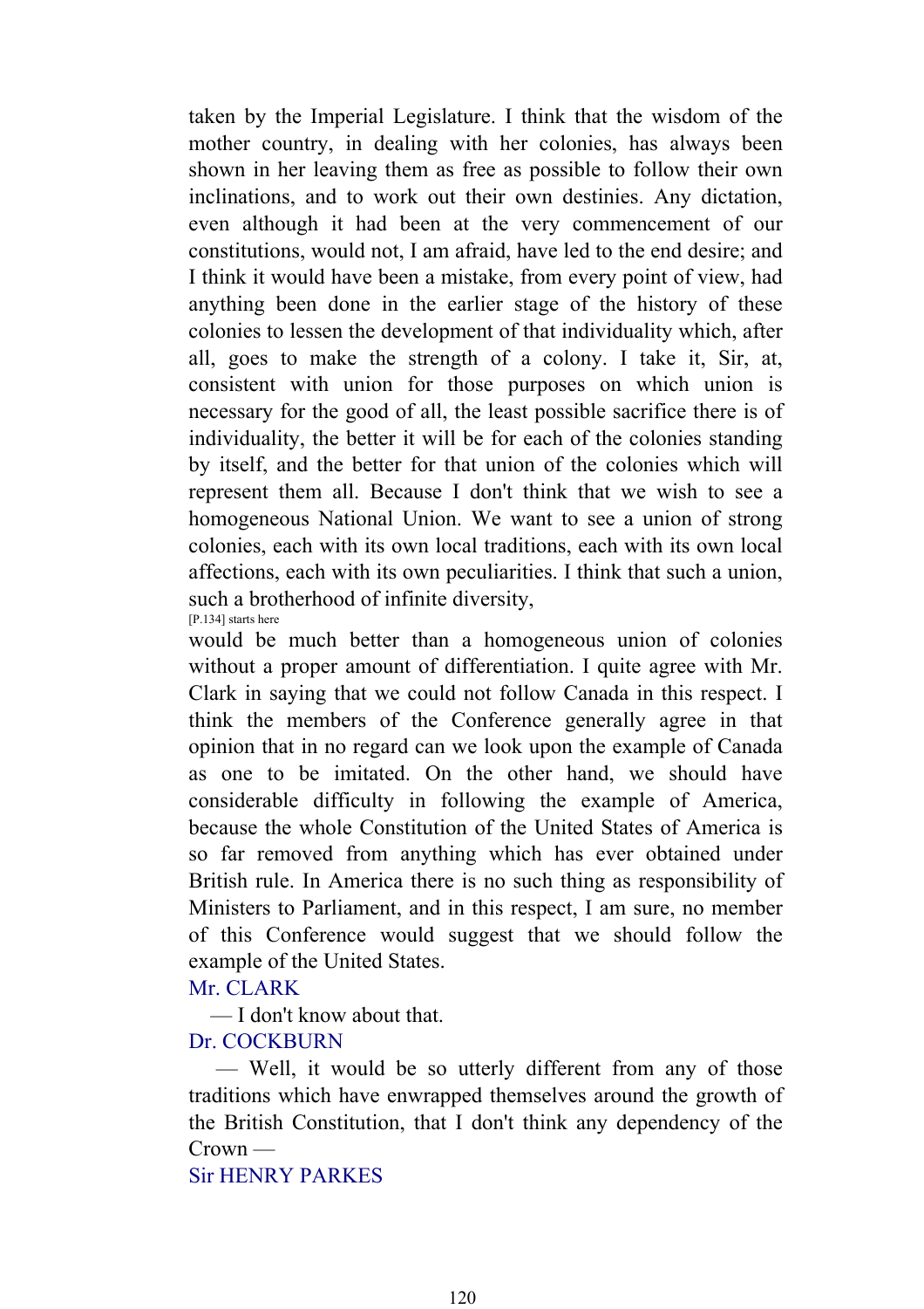taken by the Imperial Legislature. I think that the wisdom of the mother country, in dealing with her colonies, has always been shown in her leaving them as free as possible to follow their own inclinations, and to work out their own destinies. Any dictation, even although it had been at the very commencement of our constitutions, would not, I am afraid, have led to the end desire; and I think it would have been a mistake, from every point of view, had anything been done in the earlier stage of the history of these colonies to lessen the development of that individuality which, after all, goes to make the strength of a colony. I take it, Sir, at, consistent with union for those purposes on which union is necessary for the good of all, the least possible sacrifice there is of individuality, the better it will be for each of the colonies standing by itself, and the better for that union of the colonies which will represent them all. Because I don't think that we wish to see a homogeneous National Union. We want to see a union of strong colonies, each with its own local traditions, each with its own local affections, each with its own peculiarities. I think that such a union, such a brotherhood of infinite diversity,

[P.134] starts here

would be much better than a homogeneous union of colonies without a proper amount of differentiation. I quite agree with Mr. Clark in saying that we could not follow Canada in this respect. I think the members of the Conference generally agree in that opinion that in no regard can we look upon the example of Canada as one to be imitated. On the other hand, we should have considerable difficulty in following the example of America, because the whole Constitution of the United States of America is so far removed from anything which has ever obtained under British rule. In America there is no such thing as responsibility of Ministers to Parliament, and in this respect, I am sure, no member of this Conference would suggest that we should follow the example of the United States.

Mr. CLARK

— I don't know about that.

Dr. COCKBURN

— Well, it would be so utterly different from any of those traditions which have enwrapped themselves around the growth of the British Constitution, that I don't think any dependency of the Crown —

Sir HENRY PARKES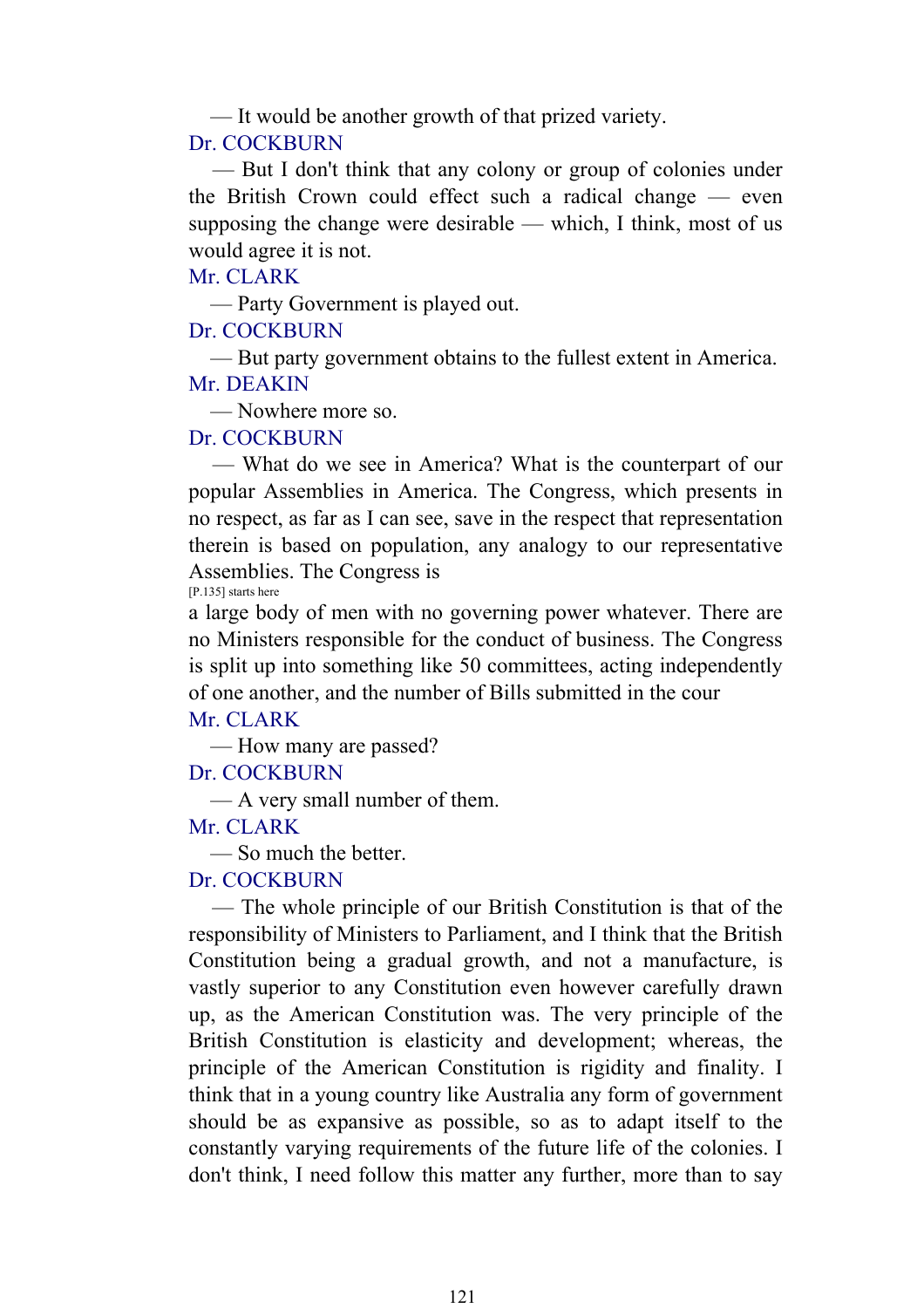— It would be another growth of that prized variety.

Dr. COCKBURN

— But I don't think that any colony or group of colonies under the British Crown could effect such a radical change — even supposing the change were desirable — which, I think, most of us would agree it is not.

Mr. CLARK

— Party Government is played out.

Dr. COCKBURN

— But party government obtains to the fullest extent in America.

Mr. DEAKIN

— Nowhere more so.

Dr. COCKBURN

— What do we see in America? What is the counterpart of our popular Assemblies in America. The Congress, which presents in no respect, as far as I can see, save in the respect that representation therein is based on population, any analogy to our representative Assemblies. The Congress is

[P.135] starts here

a large body of men with no governing power whatever. There are no Ministers responsible for the conduct of business. The Congress is split up into something like 50 committees, acting independently of one another, and the number of Bills submitted in the cour

Mr. CLARK

— How many are passed?

Dr. COCKBURN

— A very small number of them.

Mr. CLARK

— So much the better.

Dr. COCKBURN

— The whole principle of our British Constitution is that of the responsibility of Ministers to Parliament, and I think that the British Constitution being a gradual growth, and not a manufacture, is vastly superior to any Constitution even however carefully drawn up, as the American Constitution was. The very principle of the British Constitution is elasticity and development; whereas, the principle of the American Constitution is rigidity and finality. I think that in a young country like Australia any form of government should be as expansive as possible, so as to adapt itself to the constantly varying requirements of the future life of the colonies. I don't think, I need follow this matter any further, more than to say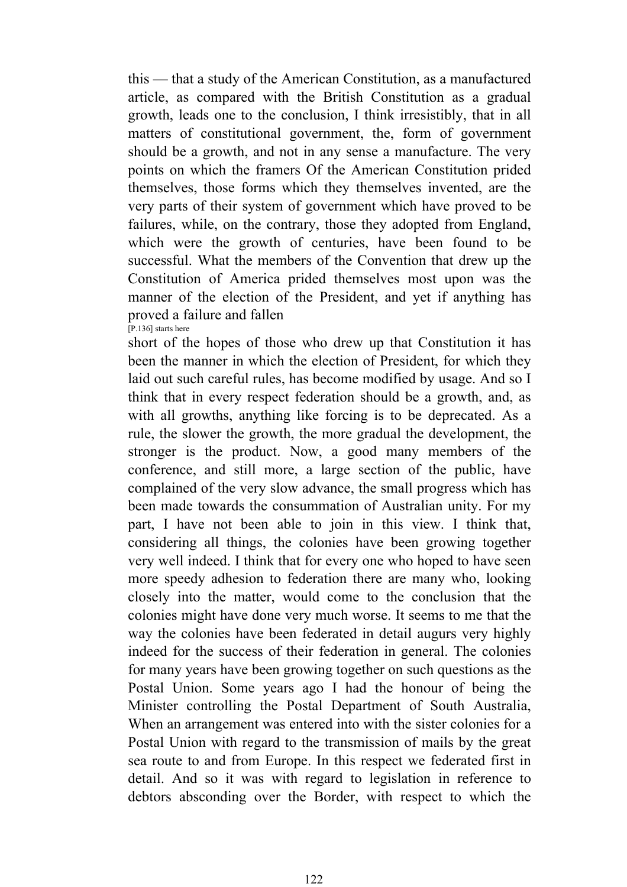this — that a study of the American Constitution, as a manufactured article, as compared with the British Constitution as a gradual growth, leads one to the conclusion, I think irresistibly, that in all matters of constitutional government, the, form of government should be a growth, and not in any sense a manufacture. The very points on which the framers Of the American Constitution prided themselves, those forms which they themselves invented, are the very parts of their system of government which have proved to be failures, while, on the contrary, those they adopted from England, which were the growth of centuries, have been found to be successful. What the members of the Convention that drew up the Constitution of America prided themselves most upon was the manner of the election of the President, and yet if anything has proved a failure and fallen

[P.136] starts here

short of the hopes of those who drew up that Constitution it has been the manner in which the election of President, for which they laid out such careful rules, has become modified by usage. And so I think that in every respect federation should be a growth, and, as with all growths, anything like forcing is to be deprecated. As a rule, the slower the growth, the more gradual the development, the stronger is the product. Now, a good many members of the conference, and still more, a large section of the public, have complained of the very slow advance, the small progress which has been made towards the consummation of Australian unity. For my part, I have not been able to join in this view. I think that, considering all things, the colonies have been growing together very well indeed. I think that for every one who hoped to have seen more speedy adhesion to federation there are many who, looking closely into the matter, would come to the conclusion that the colonies might have done very much worse. It seems to me that the way the colonies have been federated in detail augurs very highly indeed for the success of their federation in general. The colonies for many years have been growing together on such questions as the Postal Union. Some years ago I had the honour of being the Minister controlling the Postal Department of South Australia, When an arrangement was entered into with the sister colonies for a Postal Union with regard to the transmission of mails by the great sea route to and from Europe. In this respect we federated first in detail. And so it was with regard to legislation in reference to debtors absconding over the Border, with respect to which the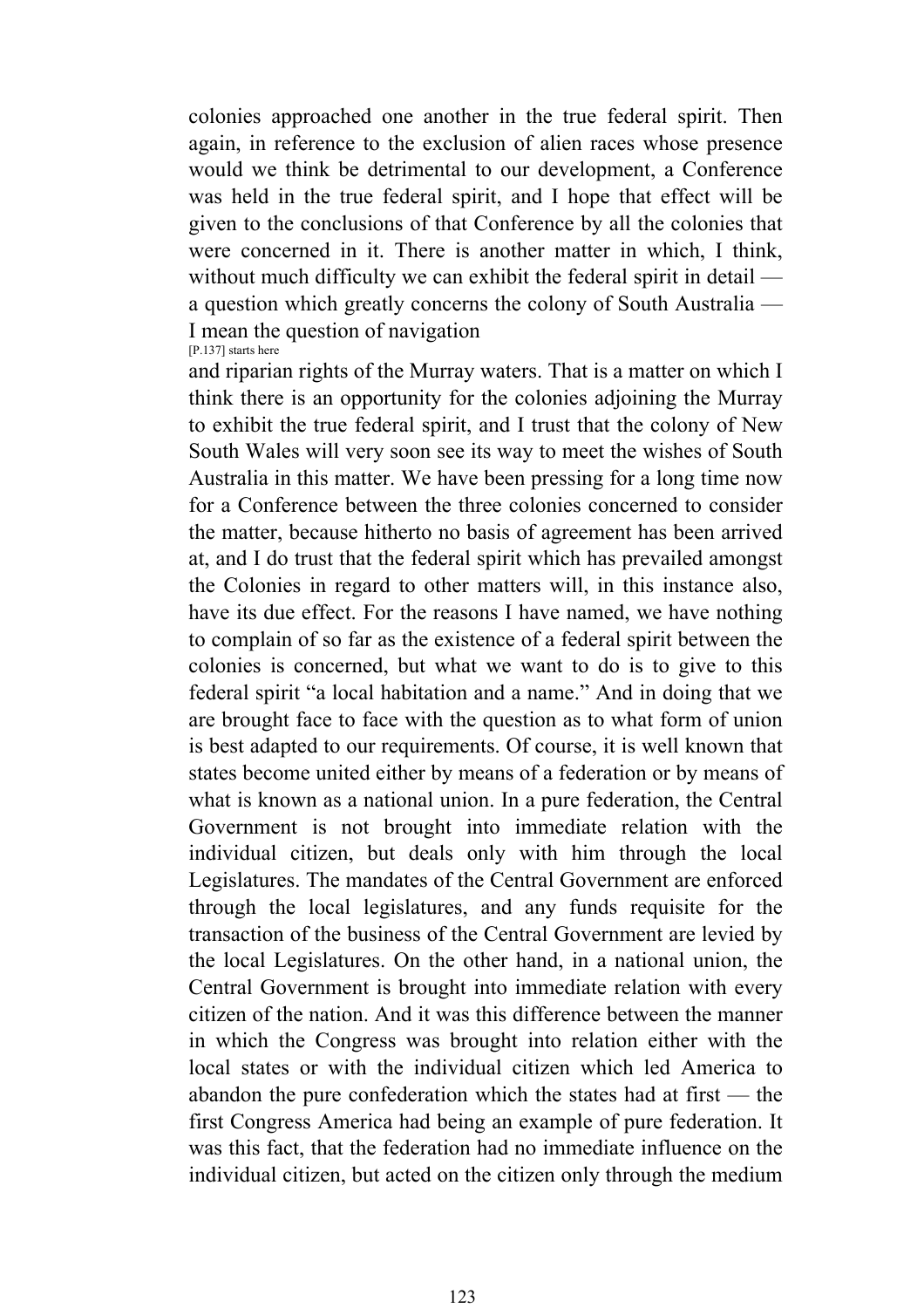colonies approached one another in the true federal spirit. Then again, in reference to the exclusion of alien races whose presence would we think be detrimental to our development, a Conference was held in the true federal spirit, and I hope that effect will be given to the conclusions of that Conference by all the colonies that were concerned in it. There is another matter in which, I think, without much difficulty we can exhibit the federal spirit in detail — a question which greatly concerns the colony of South Australia — I mean the question of navigation

[P.137] starts here

and riparian rights of the Murray waters. That is a matter on which I think there is an opportunity for the colonies adjoining the Murray to exhibit the true federal spirit, and I trust that the colony of New South Wales will very soon see its way to meet the wishes of South Australia in this matter. We have been pressing for a long time now for a Conference between the three colonies concerned to consider the matter, because hitherto no basis of agreement has been arrived at, and I do trust that the federal spirit which has prevailed amongst the Colonies in regard to other matters will, in this instance also, have its due effect. For the reasons I have named, we have nothing to complain of so far as the existence of a federal spirit between the colonies is concerned, but what we want to do is to give to this federal spirit "a local habitation and a name." And in doing that we are brought face to face with the question as to what form of union is best adapted to our requirements. Of course, it is well known that states become united either by means of a federation or by means of what is known as a national union. In a pure federation, the Central Government is not brought into immediate relation with the individual citizen, but deals only with him through the local Legislatures. The mandates of the Central Government are enforced through the local legislatures, and any funds requisite for the transaction of the business of the Central Government are levied by the local Legislatures. On the other hand, in a national union, the Central Government is brought into immediate relation with every citizen of the nation. And it was this difference between the manner in which the Congress was brought into relation either with the local states or with the individual citizen which led America to abandon the pure confederation which the states had at first — the first Congress America had being an example of pure federation. It was this fact, that the federation had no immediate influence on the individual citizen, but acted on the citizen only through the medium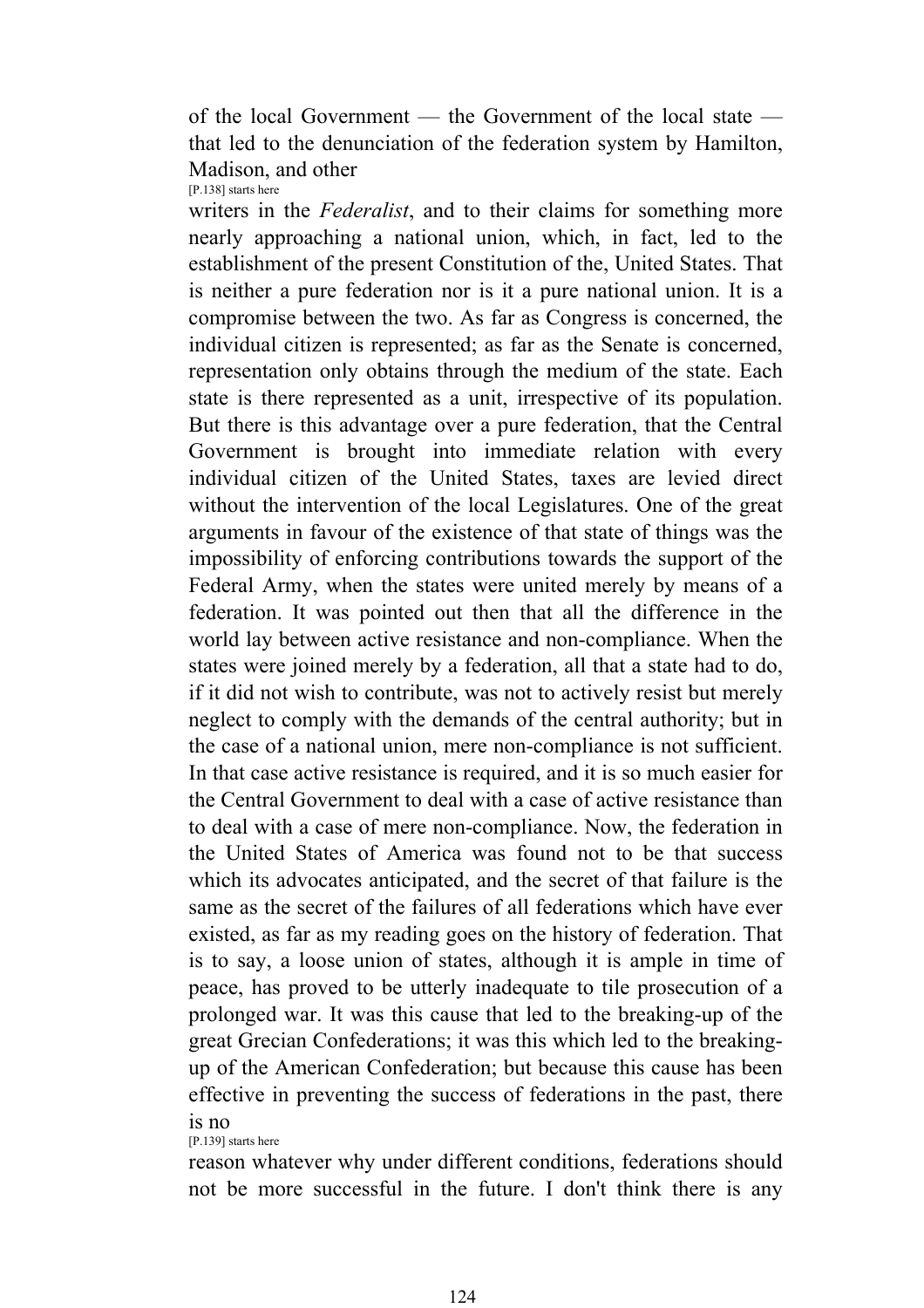of the local Government — the Government of the local state — that led to the denunciation of the federation system by Hamilton, Madison, and other

[P.138] starts here

writers in the *Federalist*, and to their claims for something more nearly approaching a national union, which, in fact, led to the establishment of the present Constitution of the, United States. That is neither a pure federation nor is it a pure national union. It is a compromise between the two. As far as Congress is concerned, the individual citizen is represented; as far as the Senate is concerned, representation only obtains through the medium of the state. Each state is there represented as a unit, irrespective of its population. But there is this advantage over a pure federation, that the Central Government is brought into immediate relation with every individual citizen of the United States, taxes are levied direct without the intervention of the local Legislatures. One of the great arguments in favour of the existence of that state of things was the impossibility of enforcing contributions towards the support of the Federal Army, when the states were united merely by means of a federation. It was pointed out then that all the difference in the world lay between active resistance and non-compliance. When the states were joined merely by a federation, all that a state had to do, if it did not wish to contribute, was not to actively resist but merely neglect to comply with the demands of the central authority; but in the case of a national union, mere non-compliance is not sufficient. In that case active resistance is required, and it is so much easier for the Central Government to deal with a case of active resistance than to deal with a case of mere non-compliance. Now, the federation in the United States of America was found not to be that success which its advocates anticipated, and the secret of that failure is the same as the secret of the failures of all federations which have ever existed, as far as my reading goes on the history of federation. That is to say, a loose union of states, although it is ample in time of peace, has proved to be utterly inadequate to tile prosecution of a prolonged war. It was this cause that led to the breaking-up of the great Grecian Confederations; it was this which led to the breaking-up of the American Confederation; but because this cause has been effective in preventing the success of federations in the past, there is no

[P.139] starts here

reason whatever why under different conditions, federations should not be more successful in the future. I don't think there is any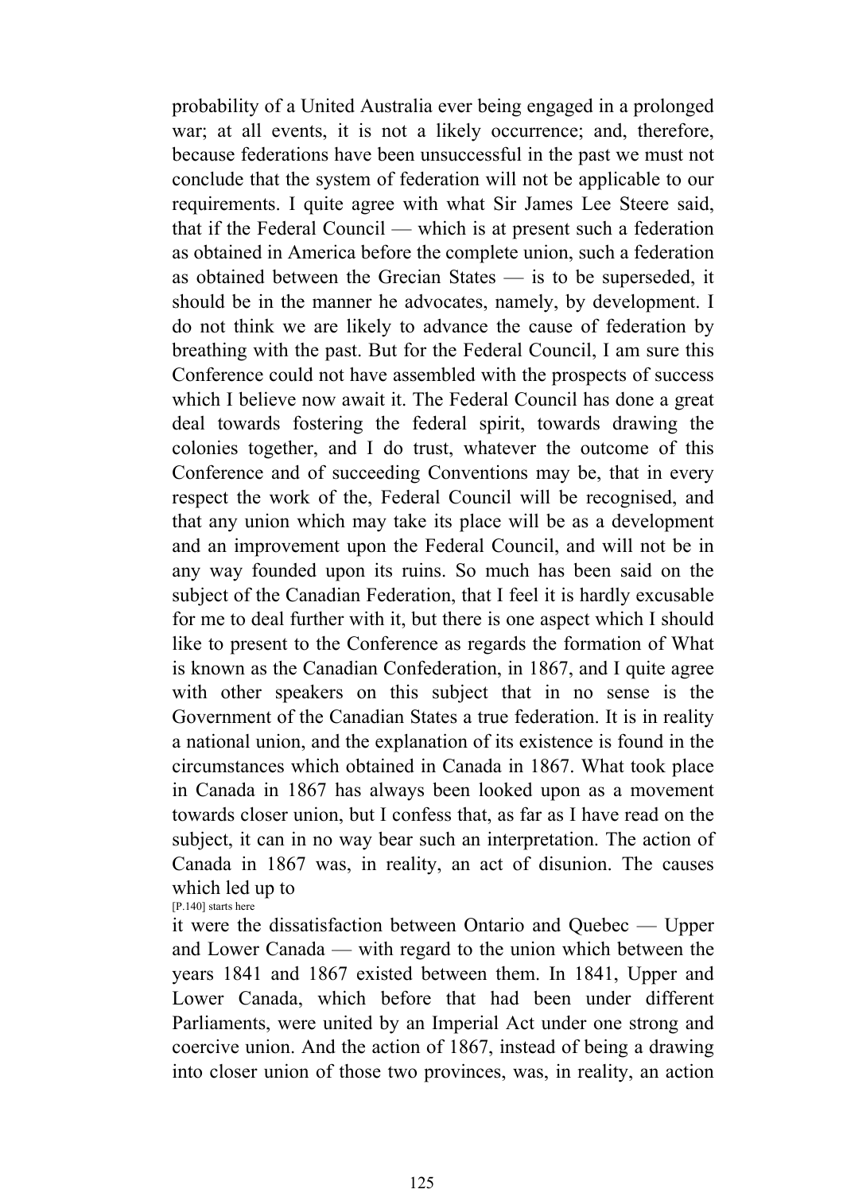probability of a United Australia ever being engaged in a prolonged war; at all events, it is not a likely occurrence; and, therefore, because federations have been unsuccessful in the past we must not conclude that the system of federation will not be applicable to our requirements. I quite agree with what Sir James Lee Steere said, that if the Federal Council — which is at present such a federation as obtained in America before the complete union, such a federation as obtained between the Grecian States — is to be superseded, it should be in the manner he advocates, namely, by development. I do not think we are likely to advance the cause of federation by breathing with the past. But for the Federal Council, I am sure this Conference could not have assembled with the prospects of success which I believe now await it. The Federal Council has done a great deal towards fostering the federal spirit, towards drawing the colonies together, and I do trust, whatever the outcome of this Conference and of succeeding Conventions may be, that in every respect the work of the, Federal Council will be recognised, and that any union which may take its place will be as a development and an improvement upon the Federal Council, and will not be in any way founded upon its ruins. So much has been said on the subject of the Canadian Federation, that I feel it is hardly excusable for me to deal further with it, but there is one aspect which I should like to present to the Conference as regards the formation of What is known as the Canadian Confederation, in 1867, and I quite agree with other speakers on this subject that in no sense is the Government of the Canadian States a true federation. It is in reality a national union, and the explanation of its existence is found in the circumstances which obtained in Canada in 1867. What took place in Canada in 1867 has always been looked upon as a movement towards closer union, but I confess that, as far as I have read on the subject, it can in no way bear such an interpretation. The action of Canada in 1867 was, in reality, an act of disunion. The causes which led up to

[P.140] starts here

it were the dissatisfaction between Ontario and Quebec — Upper and Lower Canada — with regard to the union which between the years 1841 and 1867 existed between them. In 1841, Upper and Lower Canada, which before that had been under different Parliaments, were united by an Imperial Act under one strong and coercive union. And the action of 1867, instead of being a drawing into closer union of those two provinces, was, in reality, an action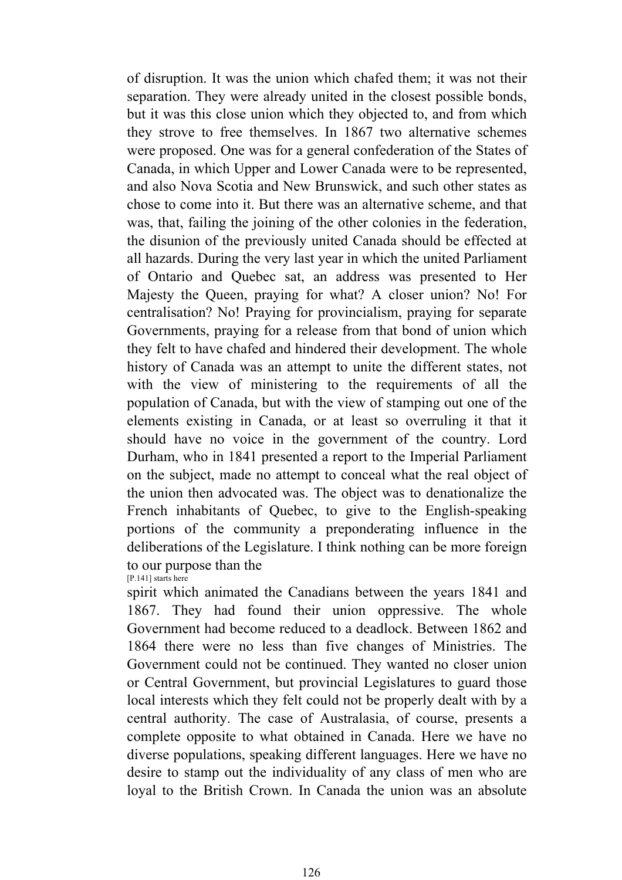of disruption. It was the union which chafed them; it was not their separation. They were already united in the closest possible bonds, but it was this close union which they objected to, and from which they strove to free themselves. In 1867 two alternative schemes were proposed. One was for a general confederation of the States of Canada, in which Upper and Lower Canada were to be represented, and also Nova Scotia and New Brunswick, and such other states as chose to come into it. But there was an alternative scheme, and that was, that, failing the joining of the other colonies in the federation, the disunion of the previously united Canada should be effected at all hazards. During the very last year in which the united Parliament of Ontario and Quebec sat, an address was presented to Her Majesty the Queen, praying for what? A closer union? No! For centralisation? No! Praying for provincialism, praying for separate Governments, praying for a release from that bond of union which they felt to have chafed and hindered their development. The whole history of Canada was an attempt to unite the different states, not with the view of ministering to the requirements of all the population of Canada, but with the view of stamping out one of the elements existing in Canada, or at least so overruling it that it should have no voice in the government of the country. Lord Durham, who in 1841 presented a report to the Imperial Parliament on the subject, made no attempt to conceal what the real object of the union then advocated was. The object was to denationalize the French inhabitants of Quebec, to give to the English-speaking portions of the community a preponderating influence in the deliberations of the Legislature. I think nothing can be more foreign to our purpose than the

[P.141] starts here

spirit which animated the Canadians between the years 1841 and 1867. They had found their union oppressive. The whole Government had become reduced to a deadlock. Between 1862 and 1864 there were no less than five changes of Ministries. The Government could not be continued. They wanted no closer union or Central Government, but provincial Legislatures to guard those local interests which they felt could not be properly dealt with by a central authority. The case of Australasia, of course, presents a complete opposite to what obtained in Canada. Here we have no diverse populations, speaking different languages. Here we have no desire to stamp out the individuality of any class of men who are loyal to the British Crown. In Canada the union was an absolute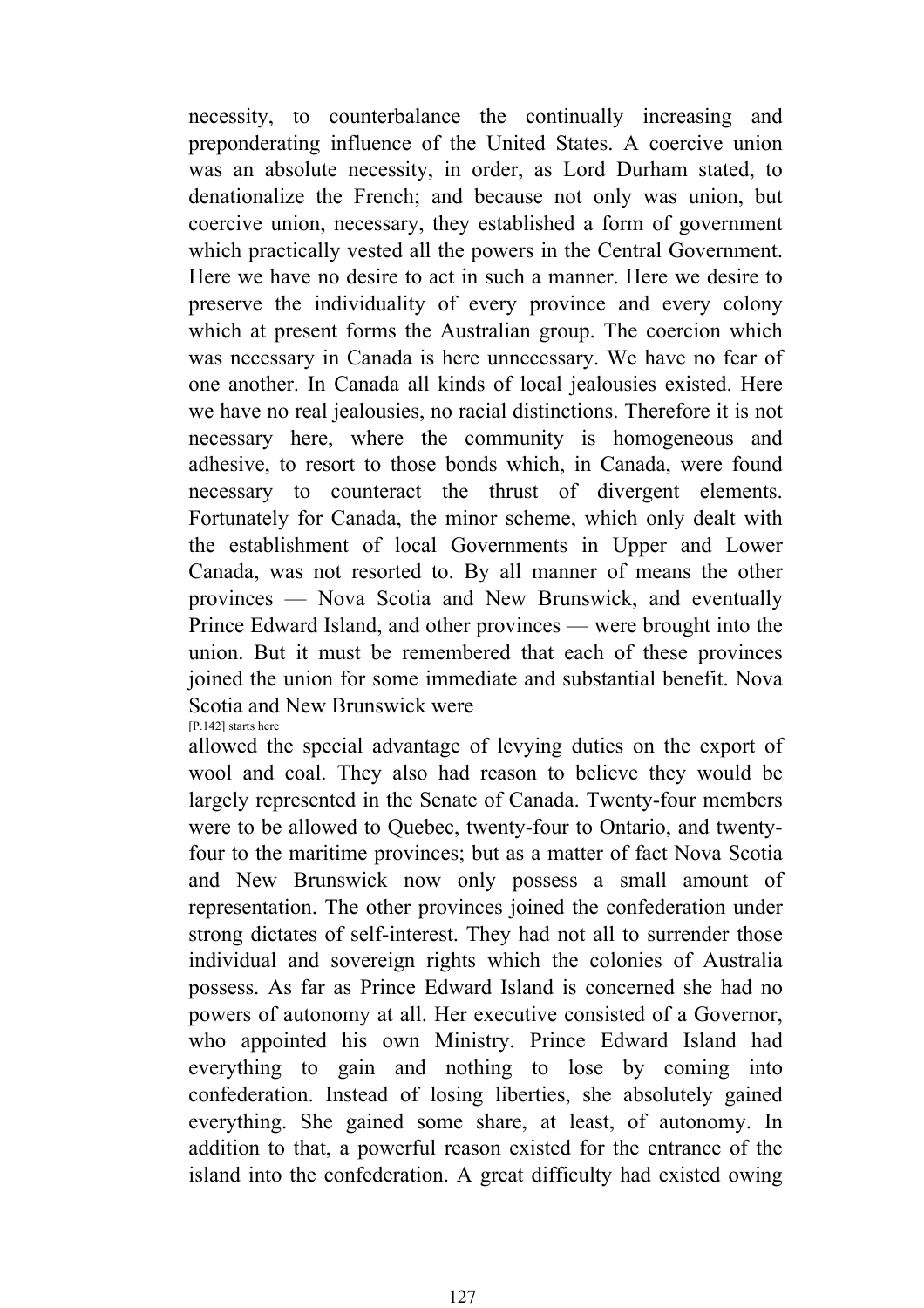necessity, to counterbalance the continually increasing and preponderating influence of the United States. A coercive union was an absolute necessity, in order, as Lord Durham stated, to denationalize the French; and because not only was union, but coercive union, necessary, they established a form of government which practically vested all the powers in the Central Government. Here we have no desire to act in such a manner. Here we desire to preserve the individuality of every province and every colony which at present forms the Australian group. The coercion which was necessary in Canada is here unnecessary. We have no fear of one another. In Canada all kinds of local jealousies existed. Here we have no real jealousies, no racial distinctions. Therefore it is not necessary here, where the community is homogeneous and adhesive, to resort to those bonds which, in Canada, were found necessary to counteract the thrust of divergent elements. Fortunately for Canada, the minor scheme, which only dealt with the establishment of local Governments in Upper and Lower Canada, was not resorted to. By all manner of means the other provinces — Nova Scotia and New Brunswick, and eventually Prince Edward Island, and other provinces — were brought into the union. But it must be remembered that each of these provinces joined the union for some immediate and substantial benefit. Nova Scotia and New Brunswick were

[P.142] starts here

allowed the special advantage of levying duties on the export of wool and coal. They also had reason to believe they would be largely represented in the Senate of Canada. Twenty-four members were to be allowed to Quebec, twenty-four to Ontario, and twenty-four to the maritime provinces; but as a matter of fact Nova Scotia and New Brunswick now only possess a small amount of representation. The other provinces joined the confederation under strong dictates of self-interest. They had not all to surrender those individual and sovereign rights which the colonies of Australia possess. As far as Prince Edward Island is concerned she had no powers of autonomy at all. Her executive consisted of a Governor, who appointed his own Ministry. Prince Edward Island had everything to gain and nothing to lose by coming into confederation. Instead of losing liberties, she absolutely gained everything. She gained some share, at least, of autonomy. In addition to that, a powerful reason existed for the entrance of the island into the confederation. A great difficulty had existed owing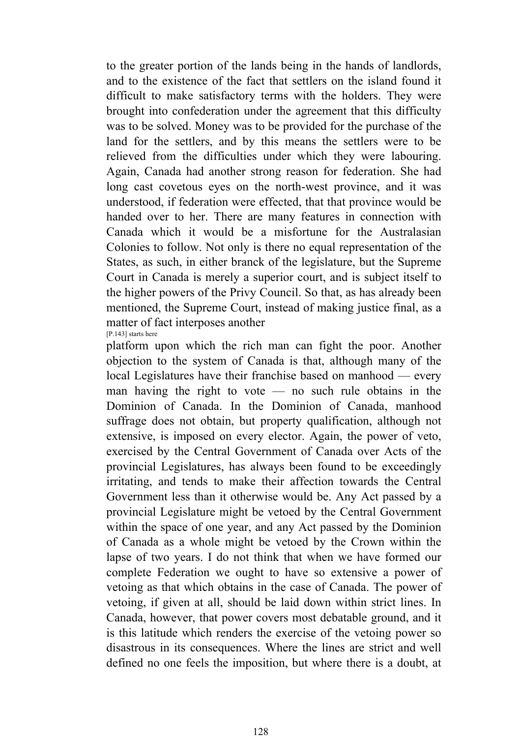to the greater portion of the lands being in the hands of landlords, and to the existence of the fact that settlers on the island found it difficult to make satisfactory terms with the holders. They were brought into confederation under the agreement that this difficulty was to be solved. Money was to be provided for the purchase of the land for the settlers, and by this means the settlers were to be relieved from the difficulties under which they were labouring. Again, Canada had another strong reason for federation. She had long cast covetous eyes on the north-west province, and it was understood, if federation were effected, that that province would be handed over to her. There are many features in connection with Canada which it would be a misfortune for the Australasian Colonies to follow. Not only is there no equal representation of the States, as such, in either branck of the legislature, but the Supreme Court in Canada is merely a superior court, and is subject itself to the higher powers of the Privy Council. So that, as has already been mentioned, the Supreme Court, instead of making justice final, as a matter of fact interposes another

[P.143] starts here

platform upon which the rich man can fight the poor. Another objection to the system of Canada is that, although many of the local Legislatures have their franchise based on manhood — every man having the right to vote — no such rule obtains in the Dominion of Canada. In the Dominion of Canada, manhood suffrage does not obtain, but property qualification, although not extensive, is imposed on every elector. Again, the power of veto, exercised by the Central Government of Canada over Acts of the provincial Legislatures, has always been found to be exceedingly irritating, and tends to make their affection towards the Central Government less than it otherwise would be. Any Act passed by a provincial Legislature might be vetoed by the Central Government within the space of one year, and any Act passed by the Dominion of Canada as a whole might be vetoed by the Crown within the lapse of two years. I do not think that when we have formed our complete Federation we ought to have so extensive a power of vetoing as that which obtains in the case of Canada. The power of vetoing, if given at all, should be laid down within strict lines. In Canada, however, that power covers most debatable ground, and it is this latitude which renders the exercise of the vetoing power so disastrous in its consequences. Where the lines are strict and well defined no one feels the imposition, but where there is a doubt, at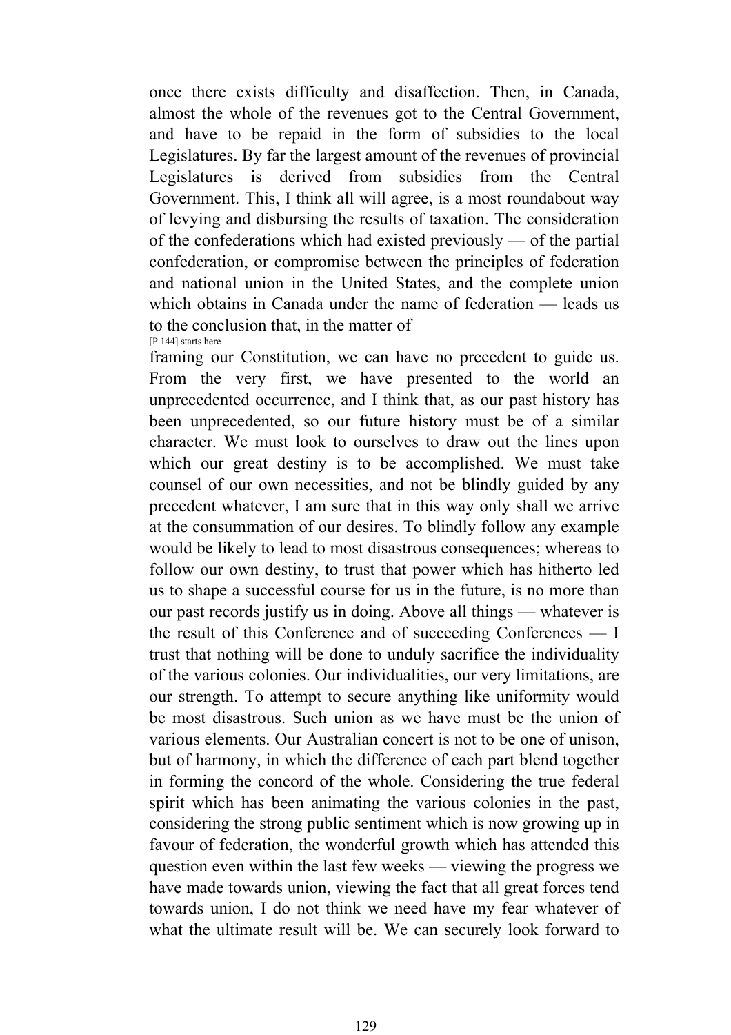once there exists difficulty and disaffection. Then, in Canada, almost the whole of the revenues got to the Central Government, and have to be repaid in the form of subsidies to the local Legislatures. By far the largest amount of the revenues of provincial Legislatures is derived from subsidies from the Central Government. This, I think all will agree, is a most roundabout way of levying and disbursing the results of taxation. The consideration of the confederations which had existed previously — of the partial confederation, or compromise between the principles of federation and national union in the United States, and the complete union which obtains in Canada under the name of federation — leads us to the conclusion that, in the matter of

[P.144] starts here

framing our Constitution, we can have no precedent to guide us. From the very first, we have presented to the world an unprecedented occurrence, and I think that, as our past history has been unprecedented, so our future history must be of a similar character. We must look to ourselves to draw out the lines upon which our great destiny is to be accomplished. We must take counsel of our own necessities, and not be blindly guided by any precedent whatever, I am sure that in this way only shall we arrive at the consummation of our desires. To blindly follow any example would be likely to lead to most disastrous consequences; whereas to follow our own destiny, to trust that power which has hitherto led us to shape a successful course for us in the future, is no more than our past records justify us in doing. Above all things — whatever is the result of this Conference and of succeeding Conferences — I trust that nothing will be done to unduly sacrifice the individuality of the various colonies. Our individualities, our very limitations, are our strength. To attempt to secure anything like uniformity would be most disastrous. Such union as we have must be the union of various elements. Our Australian concert is not to be one of unison, but of harmony, in which the difference of each part blend together in forming the concord of the whole. Considering the true federal spirit which has been animating the various colonies in the past, considering the strong public sentiment which is now growing up in favour of federation, the wonderful growth which has attended this question even within the last few weeks — viewing the progress we have made towards union, viewing the fact that all great forces tend towards union, I do not think we need have my fear whatever of what the ultimate result will be. We can securely look forward to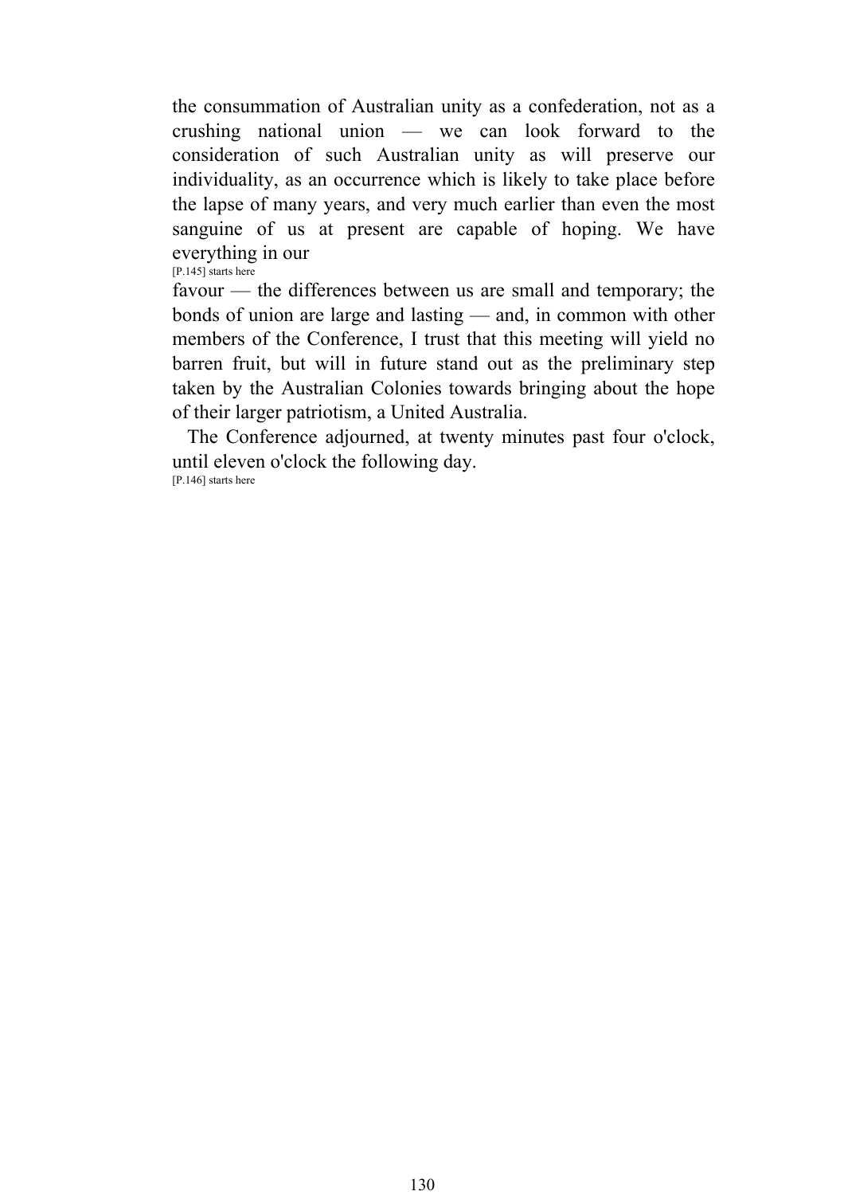the consummation of Australian unity as a confederation, not as a crushing national union — we can look forward to the consideration of such Australian unity as will preserve our individuality, as an occurrence which is likely to take place before the lapse of many years, and very much earlier than even the most sanguine of us at present are capable of hoping. We have everything in our
[P.145] starts here
favour — the differences between us are small and temporary; the bonds of union are large and lasting — and, in common with other members of the Conference, I trust that this meeting will yield no barren fruit, but will in future stand out as the preliminary step taken by the Australian Colonies towards bringing about the hope of their larger patriotism, a United Australia.

The Conference adjourned, at twenty minutes past four o'clock, until eleven o'clock the following day.
[P.146] starts here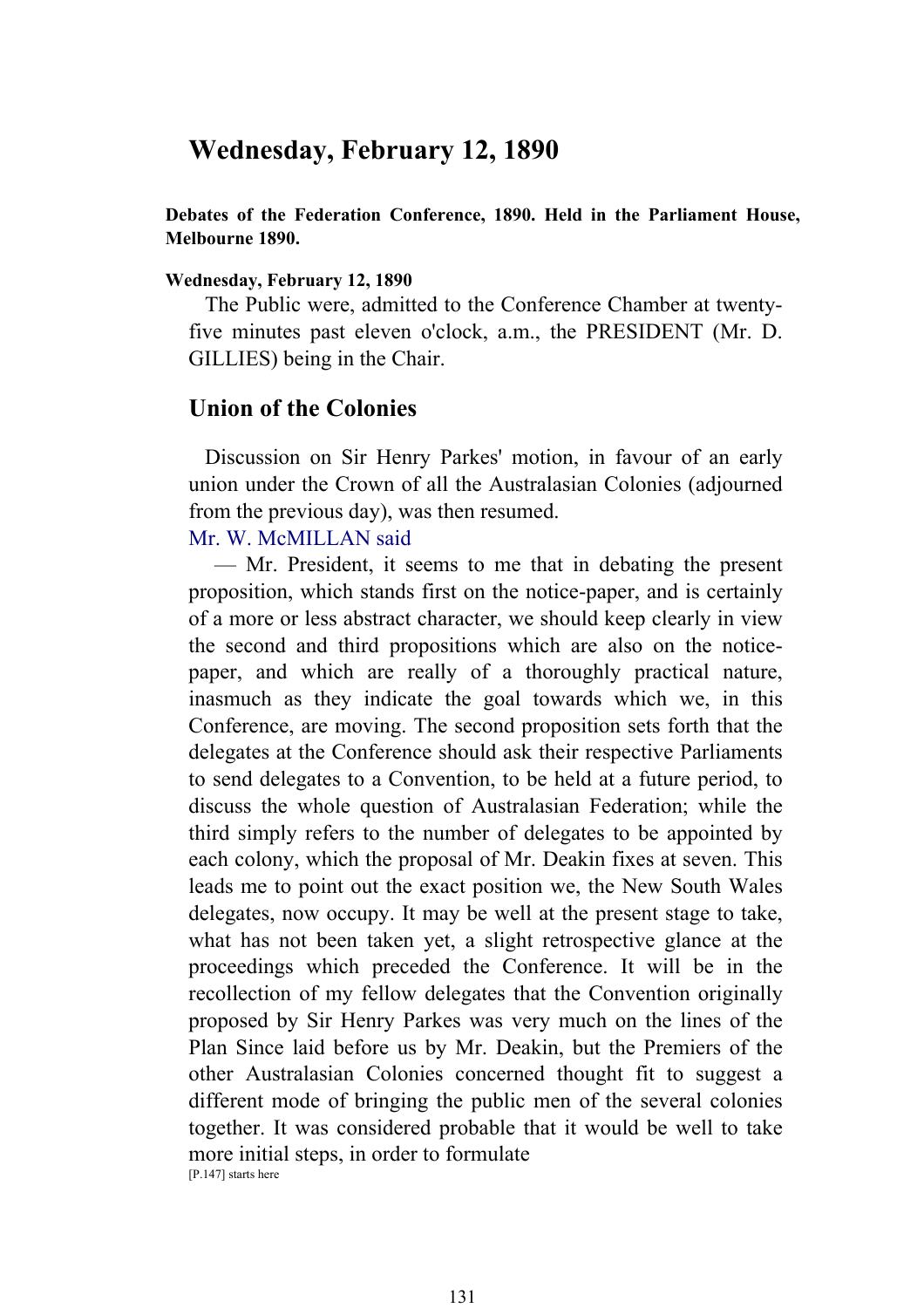# Wednesday, February 12, 1890

**Debates of the Federation Conference, 1890. Held in the Parliament House, Melbourne 1890.**

**Wednesday, February 12, 1890**

The Public were, admitted to the Conference Chamber at twenty-five minutes past eleven o'clock, a.m., the PRESIDENT (Mr. D. GILLIES) being in the Chair.

## Union of the Colonies

Discussion on Sir Henry Parkes' motion, in favour of an early union under the Crown of all the Australasian Colonies (adjourned from the previous day), was then resumed.

Mr. W. McMILLAN said

— Mr. President, it seems to me that in debating the present proposition, which stands first on the notice-paper, and is certainly of a more or less abstract character, we should keep clearly in view the second and third propositions which are also on the notice-paper, and which are really of a thoroughly practical nature, inasmuch as they indicate the goal towards which we, in this Conference, are moving. The second proposition sets forth that the delegates at the Conference should ask their respective Parliaments to send delegates to a Convention, to be held at a future period, to discuss the whole question of Australasian Federation; while the third simply refers to the number of delegates to be appointed by each colony, which the proposal of Mr. Deakin fixes at seven. This leads me to point out the exact position we, the New South Wales delegates, now occupy. It may be well at the present stage to take, what has not been taken yet, a slight retrospective glance at the proceedings which preceded the Conference. It will be in the recollection of my fellow delegates that the Convention originally proposed by Sir Henry Parkes was very much on the lines of the Plan Since laid before us by Mr. Deakin, but the Premiers of the other Australasian Colonies concerned thought fit to suggest a different mode of bringing the public men of the several colonies together. It was considered probable that it would be well to take more initial steps, in order to formulate

[P.147] starts here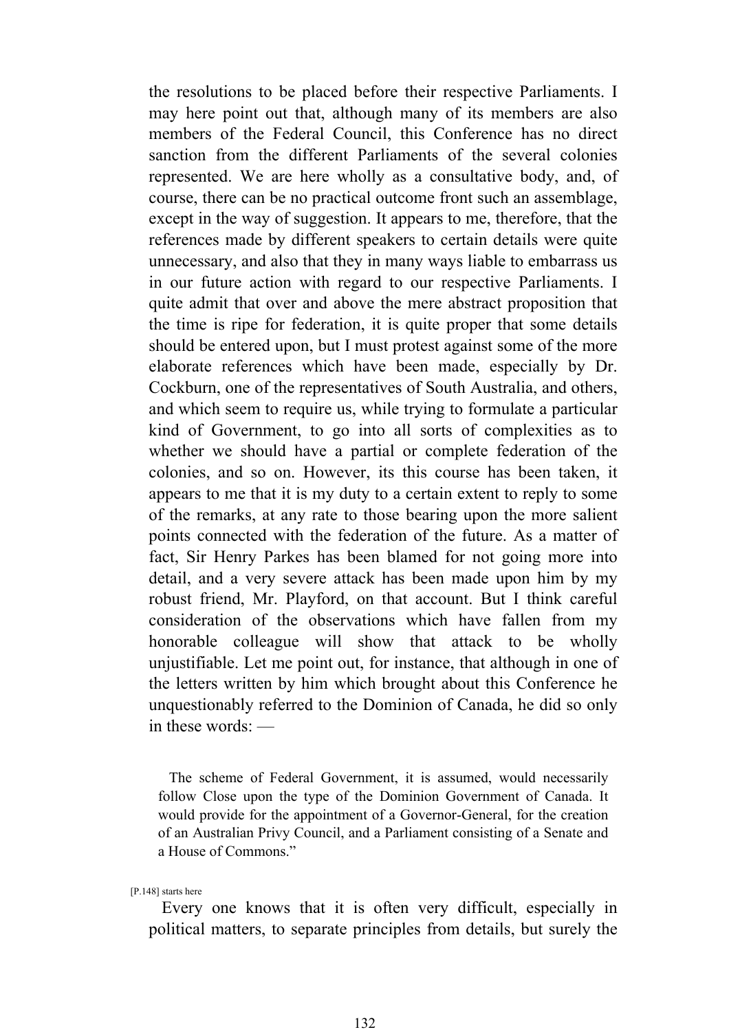the resolutions to be placed before their respective Parliaments. I may here point out that, although many of its members are also members of the Federal Council, this Conference has no direct sanction from the different Parliaments of the several colonies represented. We are here wholly as a consultative body, and, of course, there can be no practical outcome front such an assemblage, except in the way of suggestion. It appears to me, therefore, that the references made by different speakers to certain details were quite unnecessary, and also that they in many ways liable to embarrass us in our future action with regard to our respective Parliaments. I quite admit that over and above the mere abstract proposition that the time is ripe for federation, it is quite proper that some details should be entered upon, but I must protest against some of the more elaborate references which have been made, especially by Dr. Cockburn, one of the representatives of South Australia, and others, and which seem to require us, while trying to formulate a particular kind of Government, to go into all sorts of complexities as to whether we should have a partial or complete federation of the colonies, and so on. However, its this course has been taken, it appears to me that it is my duty to a certain extent to reply to some of the remarks, at any rate to those bearing upon the more salient points connected with the federation of the future. As a matter of fact, Sir Henry Parkes has been blamed for not going more into detail, and a very severe attack has been made upon him by my robust friend, Mr. Playford, on that account. But I think careful consideration of the observations which have fallen from my honorable colleague will show that attack to be wholly unjustifiable. Let me point out, for instance, that although in one of the letters written by him which brought about this Conference he unquestionably referred to the Dominion of Canada, he did so only in these words: —

> The scheme of Federal Government, it is assumed, would necessarily follow Close upon the type of the Dominion Government of Canada. It would provide for the appointment of a Governor-General, for the creation of an Australian Privy Council, and a Parliament consisting of a Senate and a House of Commons."

[P.148] starts here

Every one knows that it is often very difficult, especially in political matters, to separate principles from details, but surely the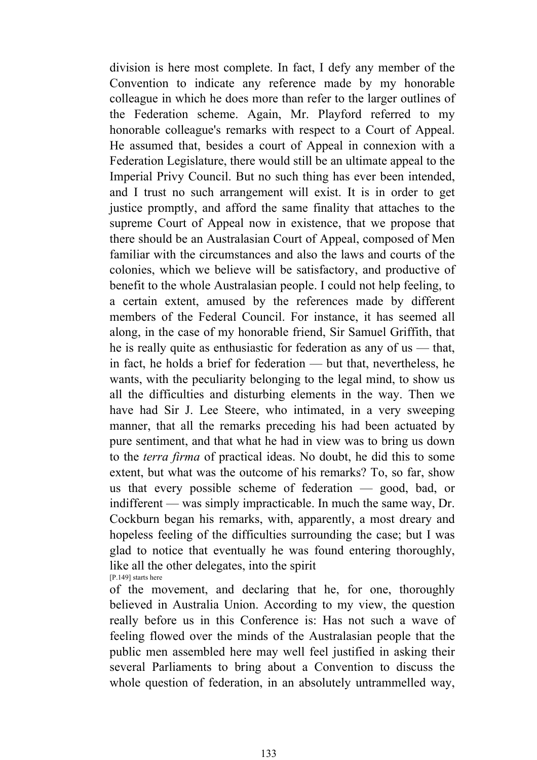division is here most complete. In fact, I defy any member of the Convention to indicate any reference made by my honorable colleague in which he does more than refer to the larger outlines of the Federation scheme. Again, Mr. Playford referred to my honorable colleague's remarks with respect to a Court of Appeal. He assumed that, besides a court of Appeal in connexion with a Federation Legislature, there would still be an ultimate appeal to the Imperial Privy Council. But no such thing has ever been intended, and I trust no such arrangement will exist. It is in order to get justice promptly, and afford the same finality that attaches to the supreme Court of Appeal now in existence, that we propose that there should be an Australasian Court of Appeal, composed of Men familiar with the circumstances and also the laws and courts of the colonies, which we believe will be satisfactory, and productive of benefit to the whole Australasian people. I could not help feeling, to a certain extent, amused by the references made by different members of the Federal Council. For instance, it has seemed all along, in the case of my honorable friend, Sir Samuel Griffith, that he is really quite as enthusiastic for federation as any of us — that, in fact, he holds a brief for federation — but that, nevertheless, he wants, with the peculiarity belonging to the legal mind, to show us all the difficulties and disturbing elements in the way. Then we have had Sir J. Lee Steere, who intimated, in a very sweeping manner, that all the remarks preceding his had been actuated by pure sentiment, and that what he had in view was to bring us down to the *terra firma* of practical ideas. No doubt, he did this to some extent, but what was the outcome of his remarks? To, so far, show us that every possible scheme of federation — good, bad, or indifferent — was simply impracticable. In much the same way, Dr. Cockburn began his remarks, with, apparently, a most dreary and hopeless feeling of the difficulties surrounding the case; but I was glad to notice that eventually he was found entering thoroughly, like all the other delegates, into the spirit

[P.149] starts here

of the movement, and declaring that he, for one, thoroughly believed in Australia Union. According to my view, the question really before us in this Conference is: Has not such a wave of feeling flowed over the minds of the Australasian people that the public men assembled here may well feel justified in asking their several Parliaments to bring about a Convention to discuss the whole question of federation, in an absolutely untrammelled way,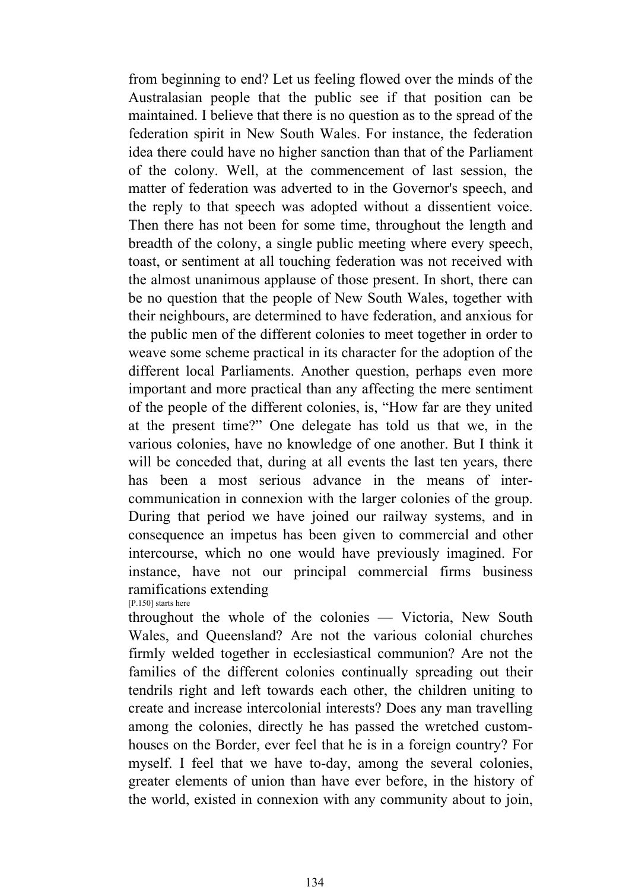from beginning to end? Let us feeling flowed over the minds of the Australasian people that the public see if that position can be maintained. I believe that there is no question as to the spread of the federation spirit in New South Wales. For instance, the federation idea there could have no higher sanction than that of the Parliament of the colony. Well, at the commencement of last session, the matter of federation was adverted to in the Governor's speech, and the reply to that speech was adopted without a dissentient voice. Then there has not been for some time, throughout the length and breadth of the colony, a single public meeting where every speech, toast, or sentiment at all touching federation was not received with the almost unanimous applause of those present. In short, there can be no question that the people of New South Wales, together with their neighbours, are determined to have federation, and anxious for the public men of the different colonies to meet together in order to weave some scheme practical in its character for the adoption of the different local Parliaments. Another question, perhaps even more important and more practical than any affecting the mere sentiment of the people of the different colonies, is, "How far are they united at the present time?" One delegate has told us that we, in the various colonies, have no knowledge of one another. But I think it will be conceded that, during at all events the last ten years, there has been a most serious advance in the means of inter-communication in connexion with the larger colonies of the group. During that period we have joined our railway systems, and in consequence an impetus has been given to commercial and other intercourse, which no one would have previously imagined. For instance, have not our principal commercial firms business ramifications extending

[P.150] starts here

throughout the whole of the colonies — Victoria, New South Wales, and Queensland? Are not the various colonial churches firmly welded together in ecclesiastical communion? Are not the families of the different colonies continually spreading out their tendrils right and left towards each other, the children uniting to create and increase intercolonial interests? Does any man travelling among the colonies, directly he has passed the wretched custom-houses on the Border, ever feel that he is in a foreign country? For myself. I feel that we have to-day, among the several colonies, greater elements of union than have ever before, in the history of the world, existed in connexion with any community about to join,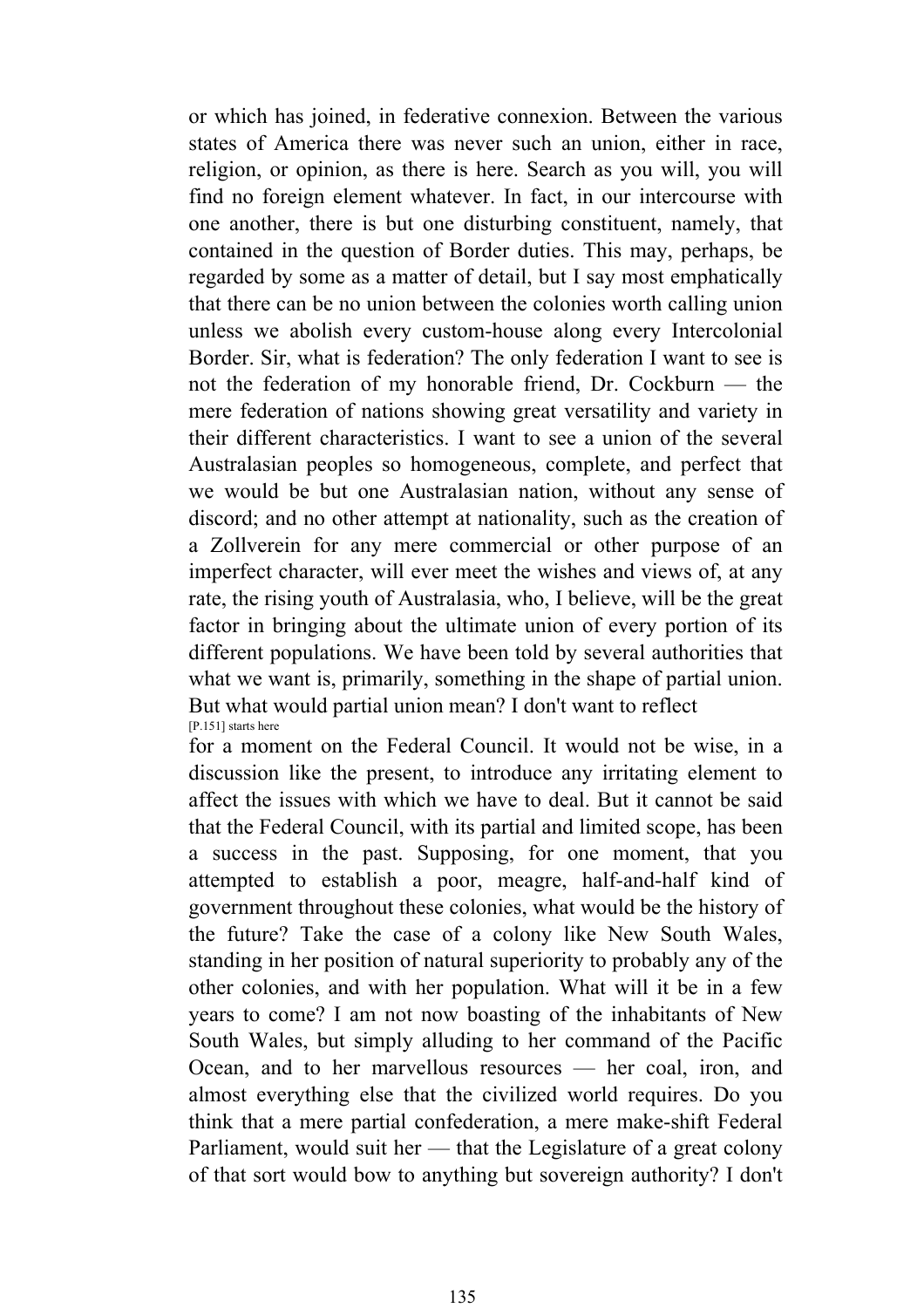or which has joined, in federative connexion. Between the various states of America there was never such an union, either in race, religion, or opinion, as there is here. Search as you will, you will find no foreign element whatever. In fact, in our intercourse with one another, there is but one disturbing constituent, namely, that contained in the question of Border duties. This may, perhaps, be regarded by some as a matter of detail, but I say most emphatically that there can be no union between the colonies worth calling union unless we abolish every custom-house along every Intercolonial Border. Sir, what is federation? The only federation I want to see is not the federation of my honorable friend, Dr. Cockburn — the mere federation of nations showing great versatility and variety in their different characteristics. I want to see a union of the several Australasian peoples so homogeneous, complete, and perfect that we would be but one Australasian nation, without any sense of discord; and no other attempt at nationality, such as the creation of a Zollverein for any mere commercial or other purpose of an imperfect character, will ever meet the wishes and views of, at any rate, the rising youth of Australasia, who, I believe, will be the great factor in bringing about the ultimate union of every portion of its different populations. We have been told by several authorities that what we want is, primarily, something in the shape of partial union. But what would partial union mean? I don't want to reflect

[P.151] starts here

for a moment on the Federal Council. It would not be wise, in a discussion like the present, to introduce any irritating element to affect the issues with which we have to deal. But it cannot be said that the Federal Council, with its partial and limited scope, has been a success in the past. Supposing, for one moment, that you attempted to establish a poor, meagre, half-and-half kind of government throughout these colonies, what would be the history of the future? Take the case of a colony like New South Wales, standing in her position of natural superiority to probably any of the other colonies, and with her population. What will it be in a few years to come? I am not now boasting of the inhabitants of New South Wales, but simply alluding to her command of the Pacific Ocean, and to her marvellous resources — her coal, iron, and almost everything else that the civilized world requires. Do you think that a mere partial confederation, a mere make-shift Federal Parliament, would suit her — that the Legislature of a great colony of that sort would bow to anything but sovereign authority? I don't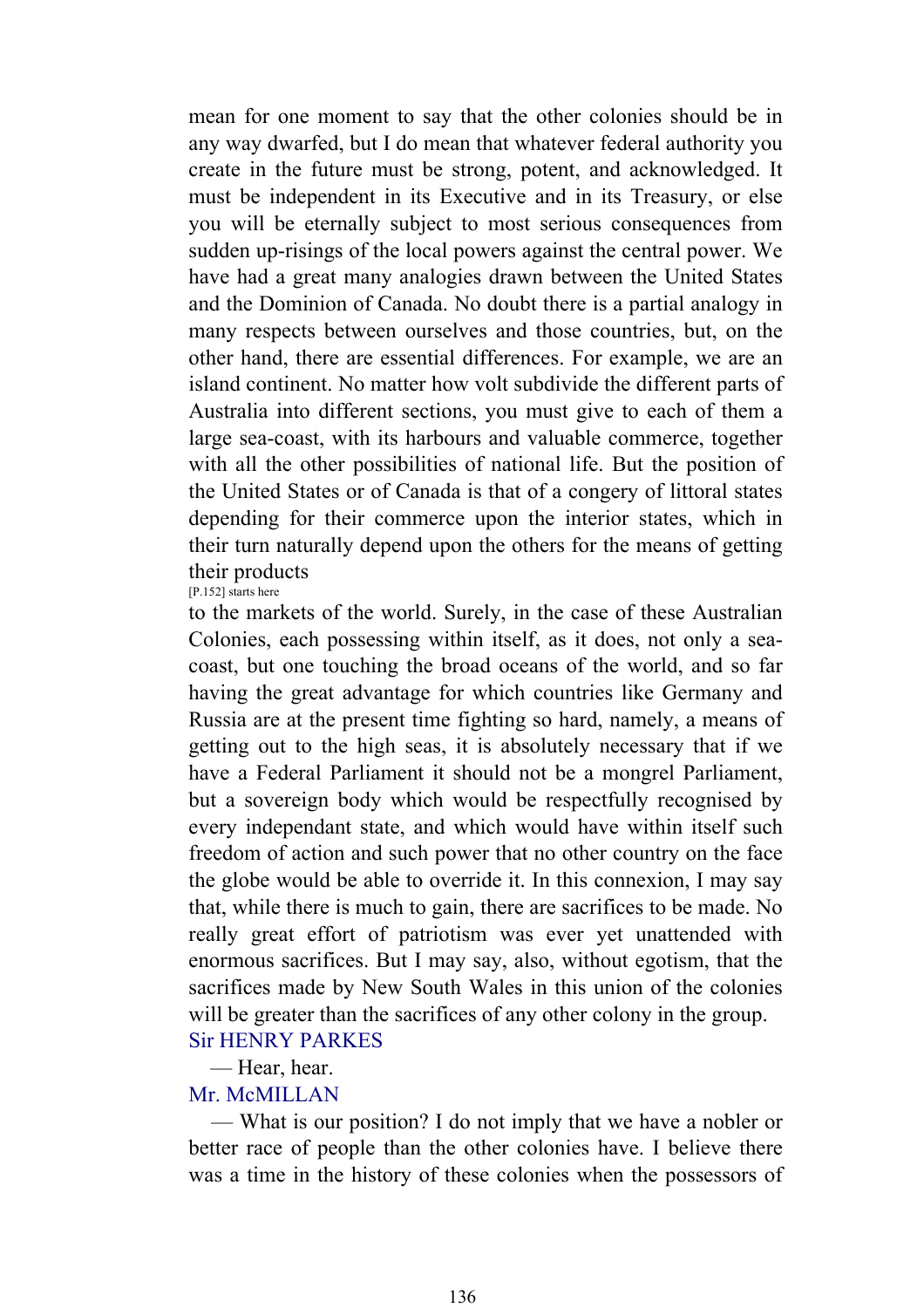mean for one moment to say that the other colonies should be in any way dwarfed, but I do mean that whatever federal authority you create in the future must be strong, potent, and acknowledged. It must be independent in its Executive and in its Treasury, or else you will be eternally subject to most serious consequences from sudden up-risings of the local powers against the central power. We have had a great many analogies drawn between the United States and the Dominion of Canada. No doubt there is a partial analogy in many respects between ourselves and those countries, but, on the other hand, there are essential differences. For example, we are an island continent. No matter how volt subdivide the different parts of Australia into different sections, you must give to each of them a large sea-coast, with its harbours and valuable commerce, together with all the other possibilities of national life. But the position of the United States or of Canada is that of a congery of littoral states depending for their commerce upon the interior states, which in their turn naturally depend upon the others for the means of getting their products

[P.152] starts here

to the markets of the world. Surely, in the case of these Australian Colonies, each possessing within itself, as it does, not only a sea-coast, but one touching the broad oceans of the world, and so far having the great advantage for which countries like Germany and Russia are at the present time fighting so hard, namely, a means of getting out to the high seas, it is absolutely necessary that if we have a Federal Parliament it should not be a mongrel Parliament, but a sovereign body which would be respectfully recognised by every independant state, and which would have within itself such freedom of action and such power that no other country on the face the globe would be able to override it. In this connexion, I may say that, while there is much to gain, there are sacrifices to be made. No really great effort of patriotism was ever yet unattended with enormous sacrifices. But I may say, also, without egotism, that the sacrifices made by New South Wales in this union of the colonies will be greater than the sacrifices of any other colony in the group.

Sir HENRY PARKES

— Hear, hear.

Mr. McMILLAN

— What is our position? I do not imply that we have a nobler or better race of people than the other colonies have. I believe there was a time in the history of these colonies when the possessors of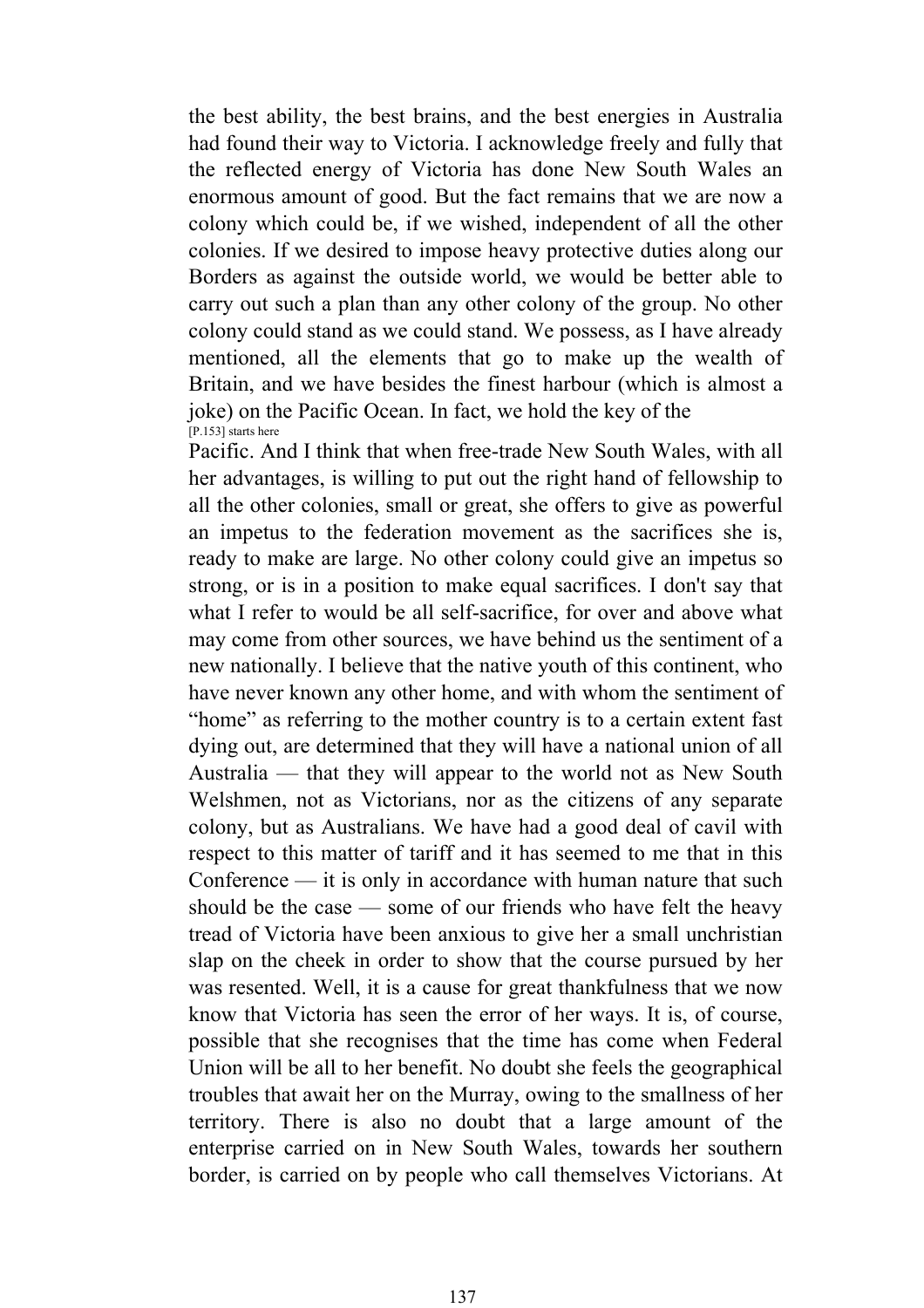the best ability, the best brains, and the best energies in Australia had found their way to Victoria. I acknowledge freely and fully that the reflected energy of Victoria has done New South Wales an enormous amount of good. But the fact remains that we are now a colony which could be, if we wished, independent of all the other colonies. If we desired to impose heavy protective duties along our Borders as against the outside world, we would be better able to carry out such a plan than any other colony of the group. No other colony could stand as we could stand. We possess, as I have already mentioned, all the elements that go to make up the wealth of Britain, and we have besides the finest harbour (which is almost a joke) on the Pacific Ocean. In fact, we hold the key of the

[P.153] starts here

Pacific. And I think that when free-trade New South Wales, with all her advantages, is willing to put out the right hand of fellowship to all the other colonies, small or great, she offers to give as powerful an impetus to the federation movement as the sacrifices she is, ready to make are large. No other colony could give an impetus so strong, or is in a position to make equal sacrifices. I don't say that what I refer to would be all self-sacrifice, for over and above what may come from other sources, we have behind us the sentiment of a new nationally. I believe that the native youth of this continent, who have never known any other home, and with whom the sentiment of "home" as referring to the mother country is to a certain extent fast dying out, are determined that they will have a national union of all Australia — that they will appear to the world not as New South Welshmen, not as Victorians, nor as the citizens of any separate colony, but as Australians. We have had a good deal of cavil with respect to this matter of tariff and it has seemed to me that in this Conference — it is only in accordance with human nature that such should be the case — some of our friends who have felt the heavy tread of Victoria have been anxious to give her a small unchristian slap on the cheek in order to show that the course pursued by her was resented. Well, it is a cause for great thankfulness that we now know that Victoria has seen the error of her ways. It is, of course, possible that she recognises that the time has come when Federal Union will be all to her benefit. No doubt she feels the geographical troubles that await her on the Murray, owing to the smallness of her territory. There is also no doubt that a large amount of the enterprise carried on in New South Wales, towards her southern border, is carried on by people who call themselves Victorians. At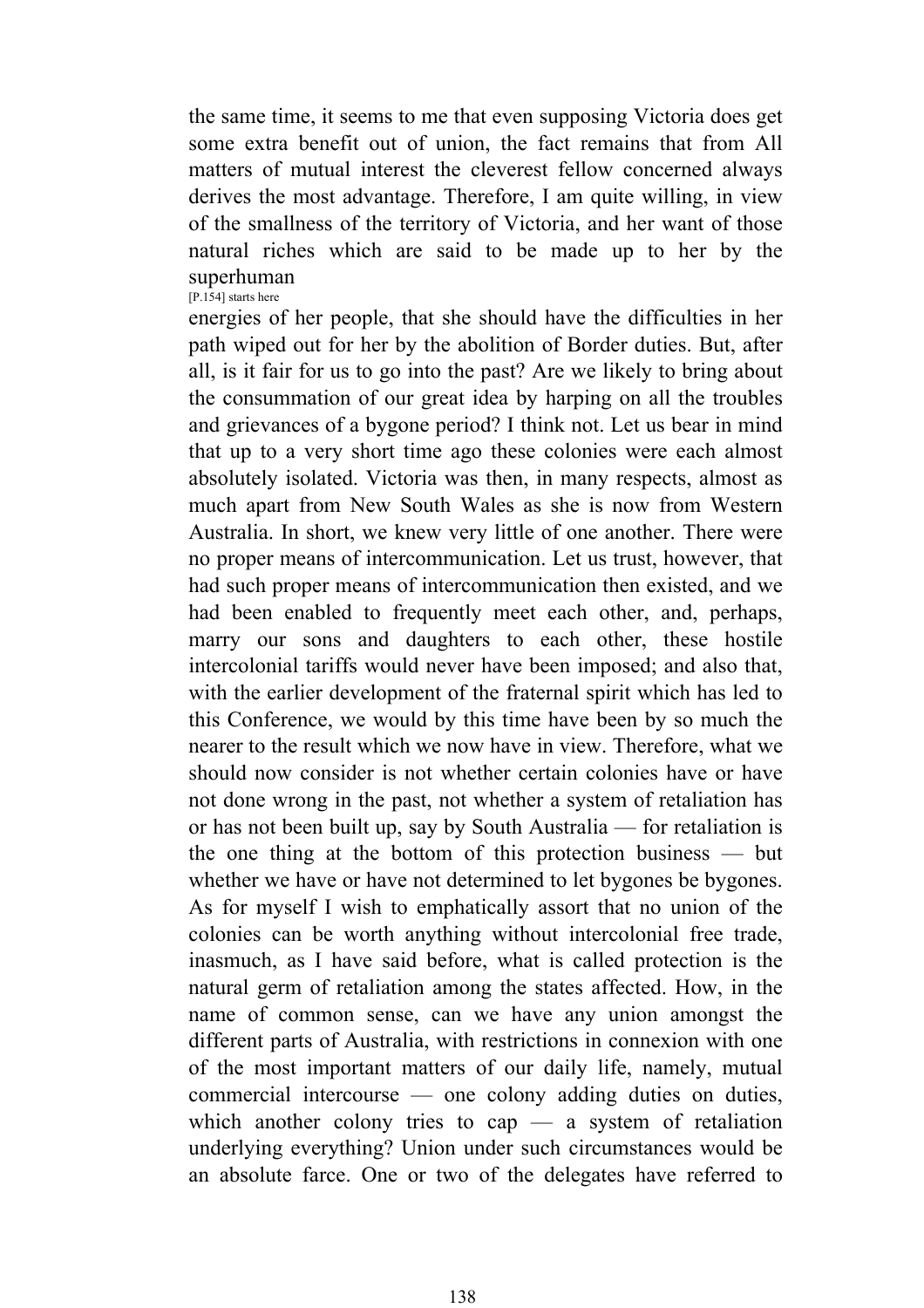the same time, it seems to me that even supposing Victoria does get some extra benefit out of union, the fact remains that from All matters of mutual interest the cleverest fellow concerned always derives the most advantage. Therefore, I am quite willing, in view of the smallness of the territory of Victoria, and her want of those natural riches which are said to be made up to her by the superhuman

[P.154] starts here

energies of her people, that she should have the difficulties in her path wiped out for her by the abolition of Border duties. But, after all, is it fair for us to go into the past? Are we likely to bring about the consummation of our great idea by harping on all the troubles and grievances of a bygone period? I think not. Let us bear in mind that up to a very short time ago these colonies were each almost absolutely isolated. Victoria was then, in many respects, almost as much apart from New South Wales as she is now from Western Australia. In short, we knew very little of one another. There were no proper means of intercommunication. Let us trust, however, that had such proper means of intercommunication then existed, and we had been enabled to frequently meet each other, and, perhaps, marry our sons and daughters to each other, these hostile intercolonial tariffs would never have been imposed; and also that, with the earlier development of the fraternal spirit which has led to this Conference, we would by this time have been by so much the nearer to the result which we now have in view. Therefore, what we should now consider is not whether certain colonies have or have not done wrong in the past, not whether a system of retaliation has or has not been built up, say by South Australia — for retaliation is the one thing at the bottom of this protection business — but whether we have or have not determined to let bygones be bygones. As for myself I wish to emphatically assort that no union of the colonies can be worth anything without intercolonial free trade, inasmuch, as I have said before, what is called protection is the natural germ of retaliation among the states affected. How, in the name of common sense, can we have any union amongst the different parts of Australia, with restrictions in connexion with one of the most important matters of our daily life, namely, mutual commercial intercourse — one colony adding duties on duties, which another colony tries to cap — a system of retaliation underlying everything? Union under such circumstances would be an absolute farce. One or two of the delegates have referred to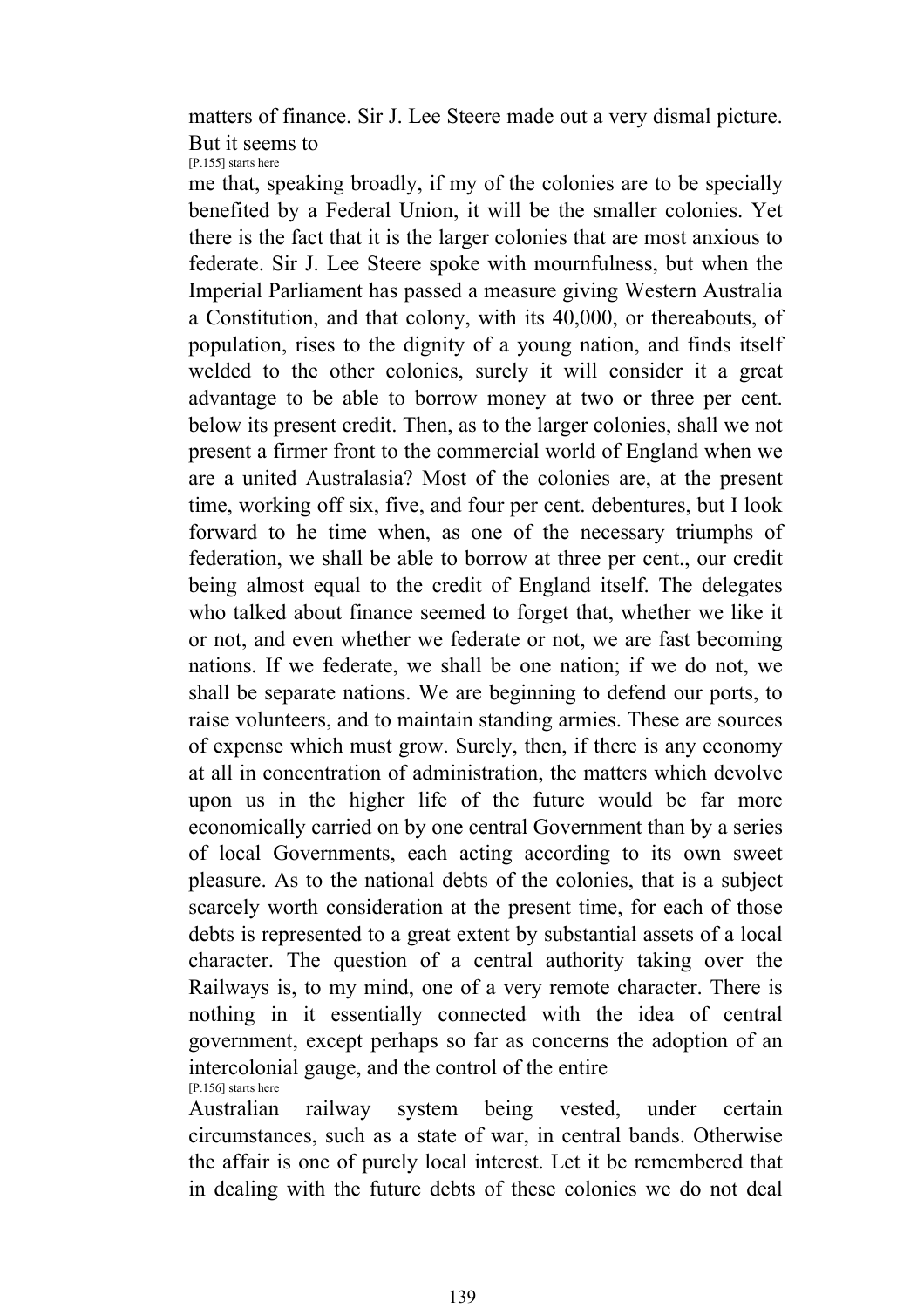matters of finance. Sir J. Lee Steere made out a very dismal picture. But it seems to

[P.155] starts here

me that, speaking broadly, if my of the colonies are to be specially benefited by a Federal Union, it will be the smaller colonies. Yet there is the fact that it is the larger colonies that are most anxious to federate. Sir J. Lee Steere spoke with mournfulness, but when the Imperial Parliament has passed a measure giving Western Australia a Constitution, and that colony, with its 40,000, or thereabouts, of population, rises to the dignity of a young nation, and finds itself welded to the other colonies, surely it will consider it a great advantage to be able to borrow money at two or three per cent. below its present credit. Then, as to the larger colonies, shall we not present a firmer front to the commercial world of England when we are a united Australasia? Most of the colonies are, at the present time, working off six, five, and four per cent. debentures, but I look forward to he time when, as one of the necessary triumphs of federation, we shall be able to borrow at three per cent., our credit being almost equal to the credit of England itself. The delegates who talked about finance seemed to forget that, whether we like it or not, and even whether we federate or not, we are fast becoming nations. If we federate, we shall be one nation; if we do not, we shall be separate nations. We are beginning to defend our ports, to raise volunteers, and to maintain standing armies. These are sources of expense which must grow. Surely, then, if there is any economy at all in concentration of administration, the matters which devolve upon us in the higher life of the future would be far more economically carried on by one central Government than by a series of local Governments, each acting according to its own sweet pleasure. As to the national debts of the colonies, that is a subject scarcely worth consideration at the present time, for each of those debts is represented to a great extent by substantial assets of a local character. The question of a central authority taking over the Railways is, to my mind, one of a very remote character. There is nothing in it essentially connected with the idea of central government, except perhaps so far as concerns the adoption of an intercolonial gauge, and the control of the entire

[P.156] starts here

Australian railway system being vested, under certain circumstances, such as a state of war, in central bands. Otherwise the affair is one of purely local interest. Let it be remembered that in dealing with the future debts of these colonies we do not deal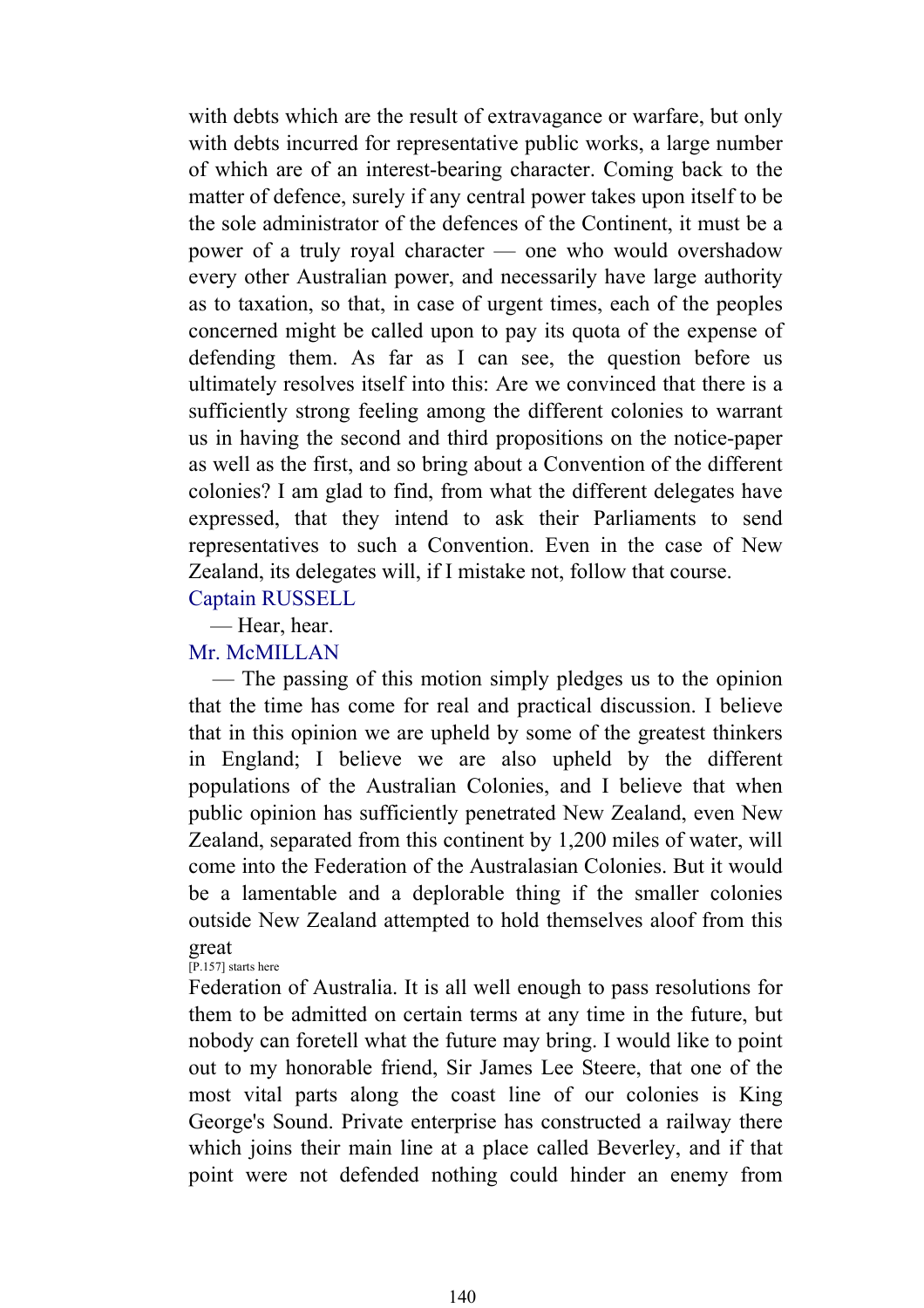with debts which are the result of extravagance or warfare, but only with debts incurred for representative public works, a large number of which are of an interest-bearing character. Coming back to the matter of defence, surely if any central power takes upon itself to be the sole administrator of the defences of the Continent, it must be a power of a truly royal character — one who would overshadow every other Australian power, and necessarily have large authority as to taxation, so that, in case of urgent times, each of the peoples concerned might be called upon to pay its quota of the expense of defending them. As far as I can see, the question before us ultimately resolves itself into this: Are we convinced that there is a sufficiently strong feeling among the different colonies to warrant us in having the second and third propositions on the notice-paper as well as the first, and so bring about a Convention of the different colonies? I am glad to find, from what the different delegates have expressed, that they intend to ask their Parliaments to send representatives to such a Convention. Even in the case of New Zealand, its delegates will, if I mistake not, follow that course.

Captain RUSSELL

— Hear, hear.

Mr. McMILLAN

— The passing of this motion simply pledges us to the opinion that the time has come for real and practical discussion. I believe that in this opinion we are upheld by some of the greatest thinkers in England; I believe we are also upheld by the different populations of the Australian Colonies, and I believe that when public opinion has sufficiently penetrated New Zealand, even New Zealand, separated from this continent by 1,200 miles of water, will come into the Federation of the Australasian Colonies. But it would be a lamentable and a deplorable thing if the smaller colonies outside New Zealand attempted to hold themselves aloof from this great

[P.157] starts here

Federation of Australia. It is all well enough to pass resolutions for them to be admitted on certain terms at any time in the future, but nobody can foretell what the future may bring. I would like to point out to my honorable friend, Sir James Lee Steere, that one of the most vital parts along the coast line of our colonies is King George's Sound. Private enterprise has constructed a railway there which joins their main line at a place called Beverley, and if that point were not defended nothing could hinder an enemy from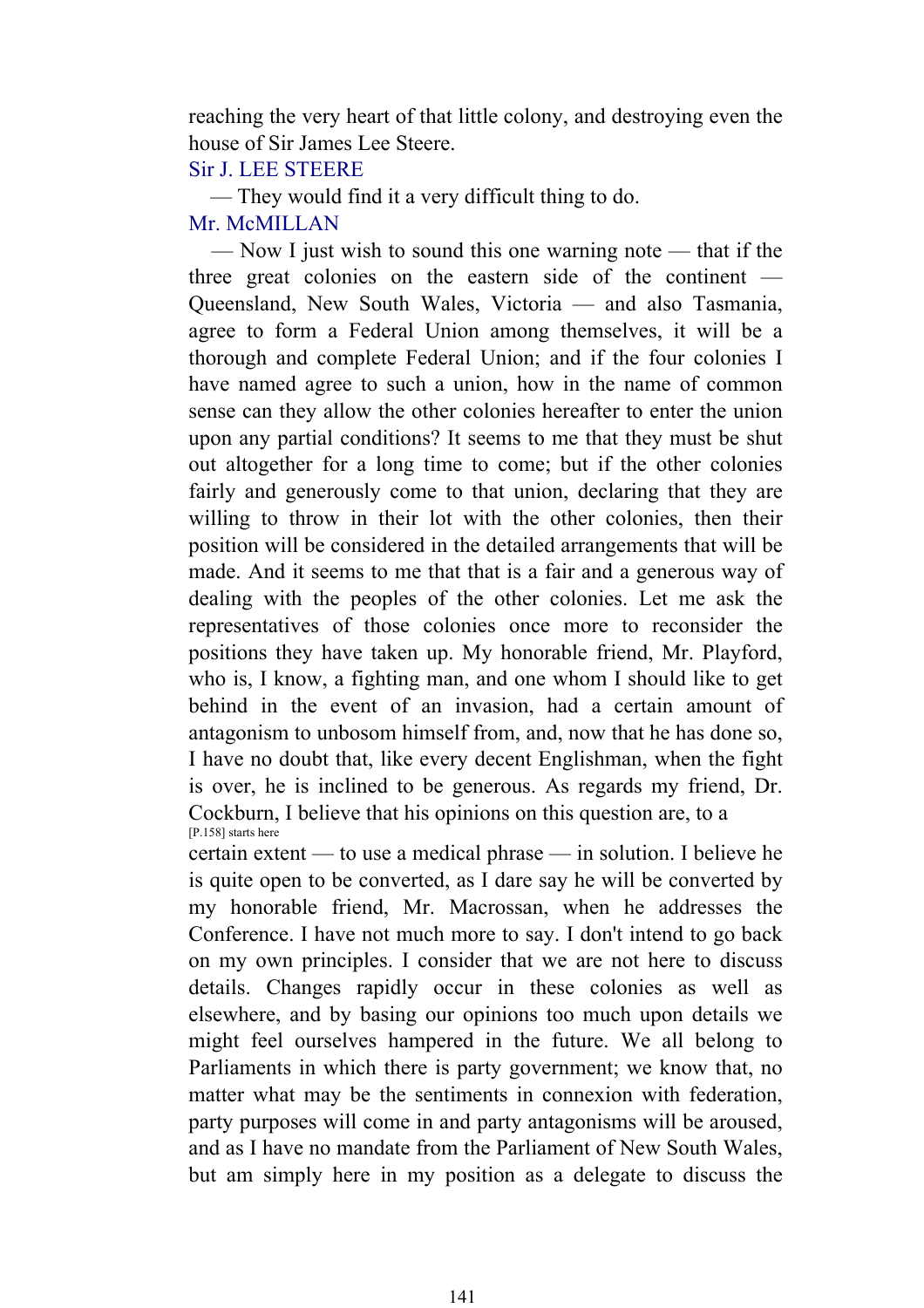reaching the very heart of that little colony, and destroying even the house of Sir James Lee Steere.

Sir J. LEE STEERE

— They would find it a very difficult thing to do.

Mr. McMILLAN

— Now I just wish to sound this one warning note — that if the three great colonies on the eastern side of the continent — Queensland, New South Wales, Victoria — and also Tasmania, agree to form a Federal Union among themselves, it will be a thorough and complete Federal Union; and if the four colonies I have named agree to such a union, how in the name of common sense can they allow the other colonies hereafter to enter the union upon any partial conditions? It seems to me that they must be shut out altogether for a long time to come; but if the other colonies fairly and generously come to that union, declaring that they are willing to throw in their lot with the other colonies, then their position will be considered in the detailed arrangements that will be made. And it seems to me that that is a fair and a generous way of dealing with the peoples of the other colonies. Let me ask the representatives of those colonies once more to reconsider the positions they have taken up. My honorable friend, Mr. Playford, who is, I know, a fighting man, and one whom I should like to get behind in the event of an invasion, had a certain amount of antagonism to unbosom himself from, and, now that he has done so, I have no doubt that, like every decent Englishman, when the fight is over, he is inclined to be generous. As regards my friend, Dr. Cockburn, I believe that his opinions on this question are, to a

[P.158] starts here

certain extent — to use a medical phrase — in solution. I believe he is quite open to be converted, as I dare say he will be converted by my honorable friend, Mr. Macrossan, when he addresses the Conference. I have not much more to say. I don't intend to go back on my own principles. I consider that we are not here to discuss details. Changes rapidly occur in these colonies as well as elsewhere, and by basing our opinions too much upon details we might feel ourselves hampered in the future. We all belong to Parliaments in which there is party government; we know that, no matter what may be the sentiments in connexion with federation, party purposes will come in and party antagonisms will be aroused, and as I have no mandate from the Parliament of New South Wales, but am simply here in my position as a delegate to discuss the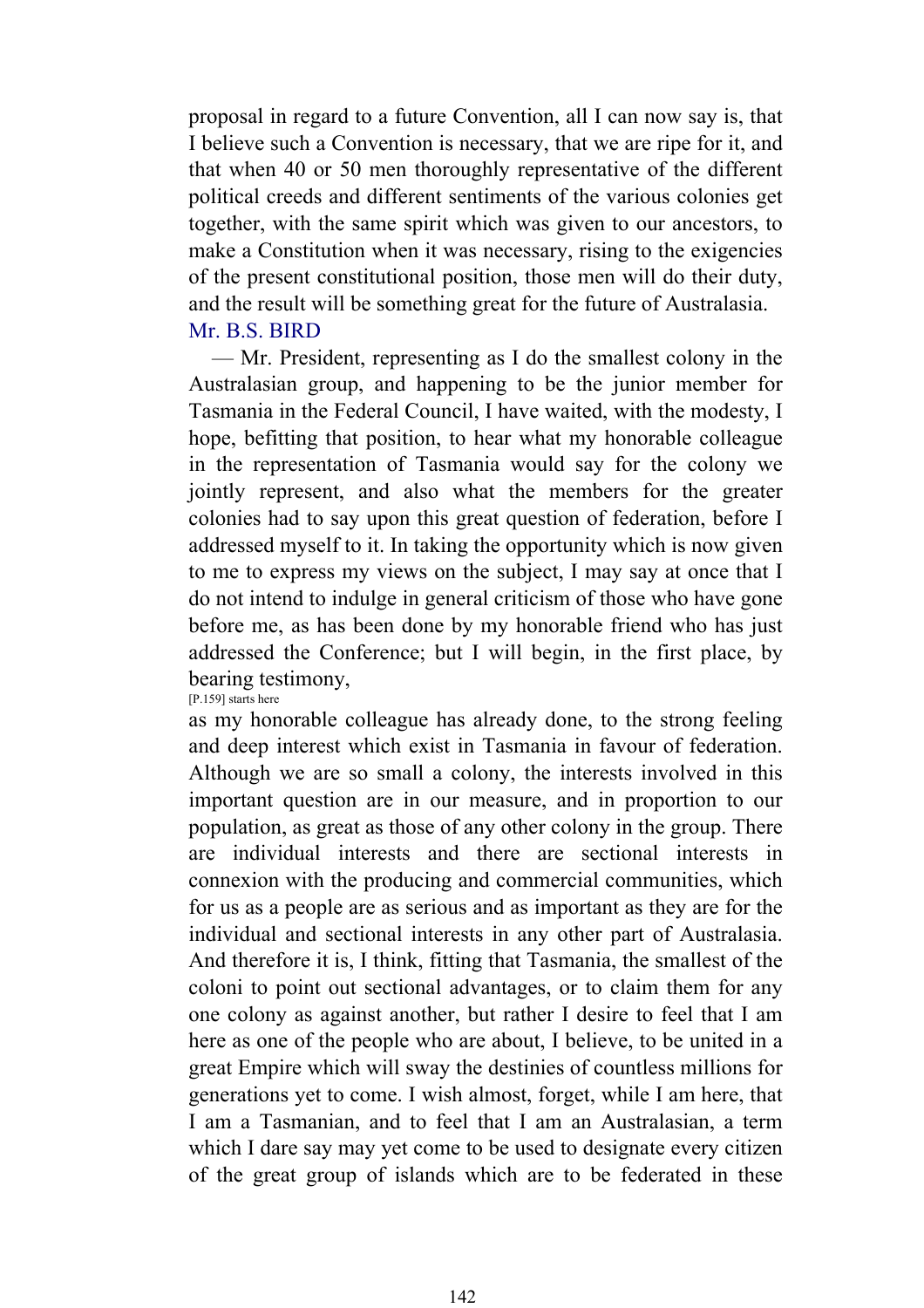proposal in regard to a future Convention, all I can now say is, that I believe such a Convention is necessary, that we are ripe for it, and that when 40 or 50 men thoroughly representative of the different political creeds and different sentiments of the various colonies get together, with the same spirit which was given to our ancestors, to make a Constitution when it was necessary, rising to the exigencies of the present constitutional position, those men will do their duty, and the result will be something great for the future of Australasia.

Mr. B.S. BIRD

— Mr. President, representing as I do the smallest colony in the Australasian group, and happening to be the junior member for Tasmania in the Federal Council, I have waited, with the modesty, I hope, befitting that position, to hear what my honorable colleague in the representation of Tasmania would say for the colony we jointly represent, and also what the members for the greater colonies had to say upon this great question of federation, before I addressed myself to it. In taking the opportunity which is now given to me to express my views on the subject, I may say at once that I do not intend to indulge in general criticism of those who have gone before me, as has been done by my honorable friend who has just addressed the Conference; but I will begin, in the first place, by bearing testimony,

[P.159] starts here

as my honorable colleague has already done, to the strong feeling and deep interest which exist in Tasmania in favour of federation. Although we are so small a colony, the interests involved in this important question are in our measure, and in proportion to our population, as great as those of any other colony in the group. There are individual interests and there are sectional interests in connexion with the producing and commercial communities, which for us as a people are as serious and as important as they are for the individual and sectional interests in any other part of Australasia. And therefore it is, I think, fitting that Tasmania, the smallest of the coloni to point out sectional advantages, or to claim them for any one colony as against another, but rather I desire to feel that I am here as one of the people who are about, I believe, to be united in a great Empire which will sway the destinies of countless millions for generations yet to come. I wish almost, forget, while I am here, that I am a Tasmanian, and to feel that I am an Australasian, a term which I dare say may yet come to be used to designate every citizen of the great group of islands which are to be federated in these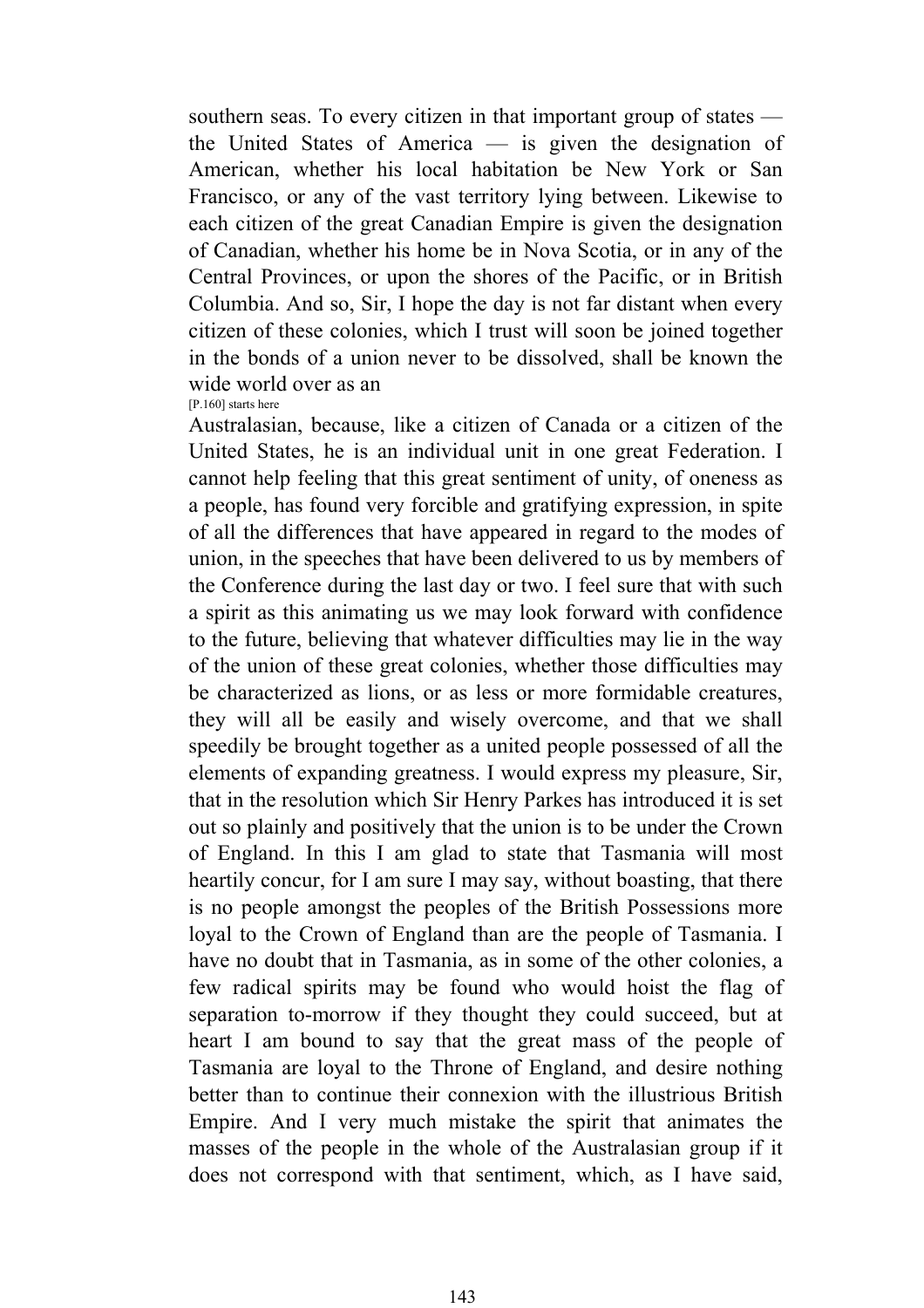southern seas. To every citizen in that important group of states — the United States of America — is given the designation of American, whether his local habitation be New York or San Francisco, or any of the vast territory lying between. Likewise to each citizen of the great Canadian Empire is given the designation of Canadian, whether his home be in Nova Scotia, or in any of the Central Provinces, or upon the shores of the Pacific, or in British Columbia. And so, Sir, I hope the day is not far distant when every citizen of these colonies, which I trust will soon be joined together in the bonds of a union never to be dissolved, shall be known the wide world over as an

[P.160] starts here

Australasian, because, like a citizen of Canada or a citizen of the United States, he is an individual unit in one great Federation. I cannot help feeling that this great sentiment of unity, of oneness as a people, has found very forcible and gratifying expression, in spite of all the differences that have appeared in regard to the modes of union, in the speeches that have been delivered to us by members of the Conference during the last day or two. I feel sure that with such a spirit as this animating us we may look forward with confidence to the future, believing that whatever difficulties may lie in the way of the union of these great colonies, whether those difficulties may be characterized as lions, or as less or more formidable creatures, they will all be easily and wisely overcome, and that we shall speedily be brought together as a united people possessed of all the elements of expanding greatness. I would express my pleasure, Sir, that in the resolution which Sir Henry Parkes has introduced it is set out so plainly and positively that the union is to be under the Crown of England. In this I am glad to state that Tasmania will most heartily concur, for I am sure I may say, without boasting, that there is no people amongst the peoples of the British Possessions more loyal to the Crown of England than are the people of Tasmania. I have no doubt that in Tasmania, as in some of the other colonies, a few radical spirits may be found who would hoist the flag of separation to-morrow if they thought they could succeed, but at heart I am bound to say that the great mass of the people of Tasmania are loyal to the Throne of England, and desire nothing better than to continue their connexion with the illustrious British Empire. And I very much mistake the spirit that animates the masses of the people in the whole of the Australasian group if it does not correspond with that sentiment, which, as I have said,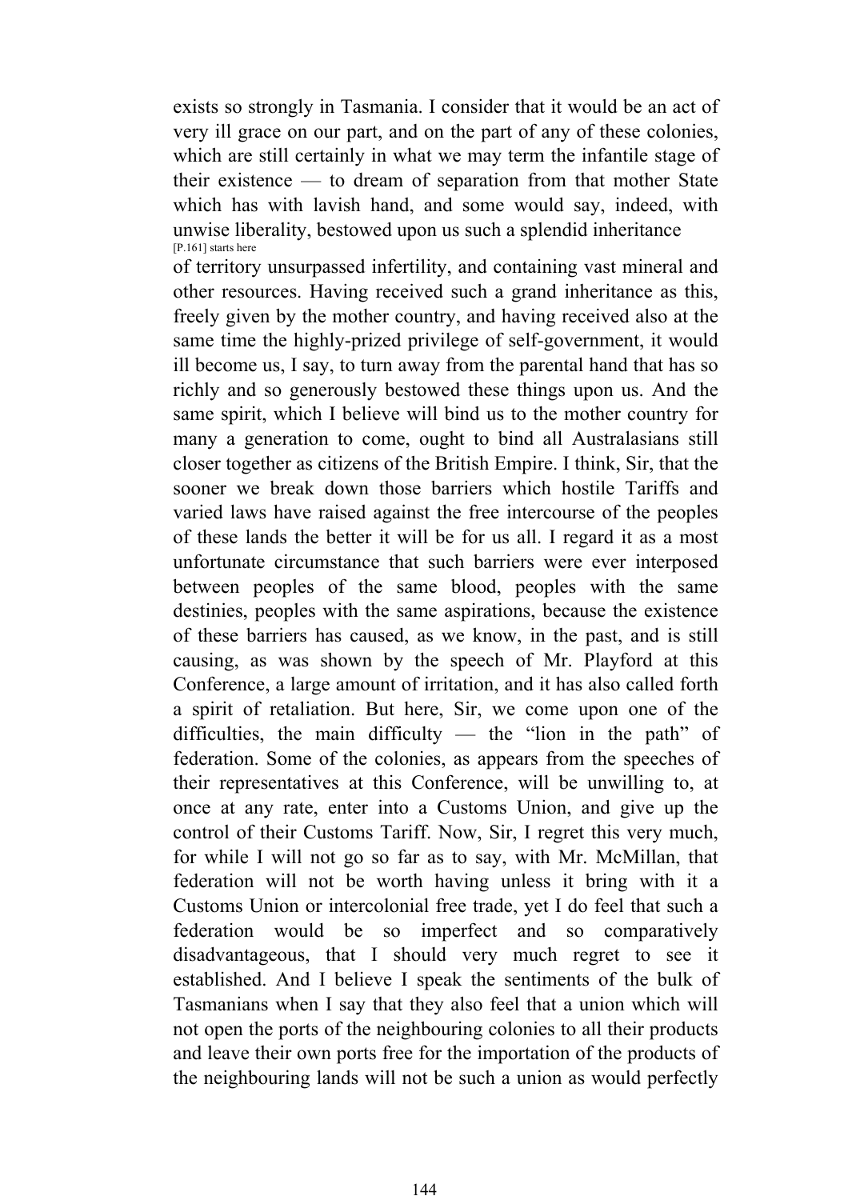exists so strongly in Tasmania. I consider that it would be an act of very ill grace on our part, and on the part of any of these colonies, which are still certainly in what we may term the infantile stage of their existence — to dream of separation from that mother State which has with lavish hand, and some would say, indeed, with unwise liberality, bestowed upon us such a splendid inheritance

[P.161] starts here

of territory unsurpassed infertility, and containing vast mineral and other resources. Having received such a grand inheritance as this, freely given by the mother country, and having received also at the same time the highly-prized privilege of self-government, it would ill become us, I say, to turn away from the parental hand that has so richly and so generously bestowed these things upon us. And the same spirit, which I believe will bind us to the mother country for many a generation to come, ought to bind all Australasians still closer together as citizens of the British Empire. I think, Sir, that the sooner we break down those barriers which hostile Tariffs and varied laws have raised against the free intercourse of the peoples of these lands the better it will be for us all. I regard it as a most unfortunate circumstance that such barriers were ever interposed between peoples of the same blood, peoples with the same destinies, peoples with the same aspirations, because the existence of these barriers has caused, as we know, in the past, and is still causing, as was shown by the speech of Mr. Playford at this Conference, a large amount of irritation, and it has also called forth a spirit of retaliation. But here, Sir, we come upon one of the difficulties, the main difficulty — the "lion in the path" of federation. Some of the colonies, as appears from the speeches of their representatives at this Conference, will be unwilling to, at once at any rate, enter into a Customs Union, and give up the control of their Customs Tariff. Now, Sir, I regret this very much, for while I will not go so far as to say, with Mr. McMillan, that federation will not be worth having unless it bring with it a Customs Union or intercolonial free trade, yet I do feel that such a federation would be so imperfect and so comparatively disadvantageous, that I should very much regret to see it established. And I believe I speak the sentiments of the bulk of Tasmanians when I say that they also feel that a union which will not open the ports of the neighbouring colonies to all their products and leave their own ports free for the importation of the products of the neighbouring lands will not be such a union as would perfectly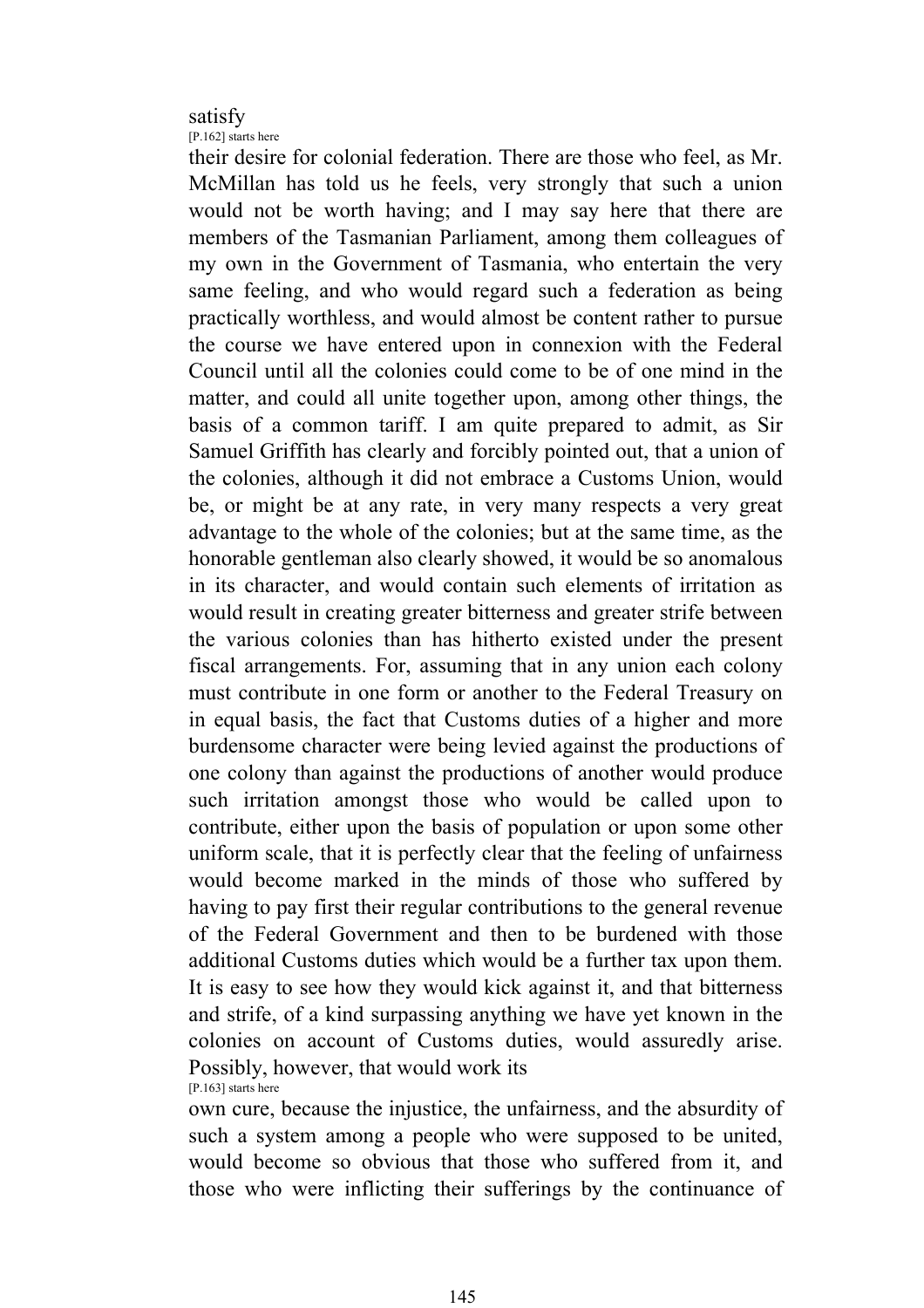satisfy

[P.162] starts here

their desire for colonial federation. There are those who feel, as Mr. McMillan has told us he feels, very strongly that such a union would not be worth having; and I may say here that there are members of the Tasmanian Parliament, among them colleagues of my own in the Government of Tasmania, who entertain the very same feeling, and who would regard such a federation as being practically worthless, and would almost be content rather to pursue the course we have entered upon in connexion with the Federal Council until all the colonies could come to be of one mind in the matter, and could all unite together upon, among other things, the basis of a common tariff. I am quite prepared to admit, as Sir Samuel Griffith has clearly and forcibly pointed out, that a union of the colonies, although it did not embrace a Customs Union, would be, or might be at any rate, in very many respects a very great advantage to the whole of the colonies; but at the same time, as the honorable gentleman also clearly showed, it would be so anomalous in its character, and would contain such elements of irritation as would result in creating greater bitterness and greater strife between the various colonies than has hitherto existed under the present fiscal arrangements. For, assuming that in any union each colony must contribute in one form or another to the Federal Treasury on in equal basis, the fact that Customs duties of a higher and more burdensome character were being levied against the productions of one colony than against the productions of another would produce such irritation amongst those who would be called upon to contribute, either upon the basis of population or upon some other uniform scale, that it is perfectly clear that the feeling of unfairness would become marked in the minds of those who suffered by having to pay first their regular contributions to the general revenue of the Federal Government and then to be burdened with those additional Customs duties which would be a further tax upon them. It is easy to see how they would kick against it, and that bitterness and strife, of a kind surpassing anything we have yet known in the colonies on account of Customs duties, would assuredly arise. Possibly, however, that would work its

[P.163] starts here

own cure, because the injustice, the unfairness, and the absurdity of such a system among a people who were supposed to be united, would become so obvious that those who suffered from it, and those who were inflicting their sufferings by the continuance of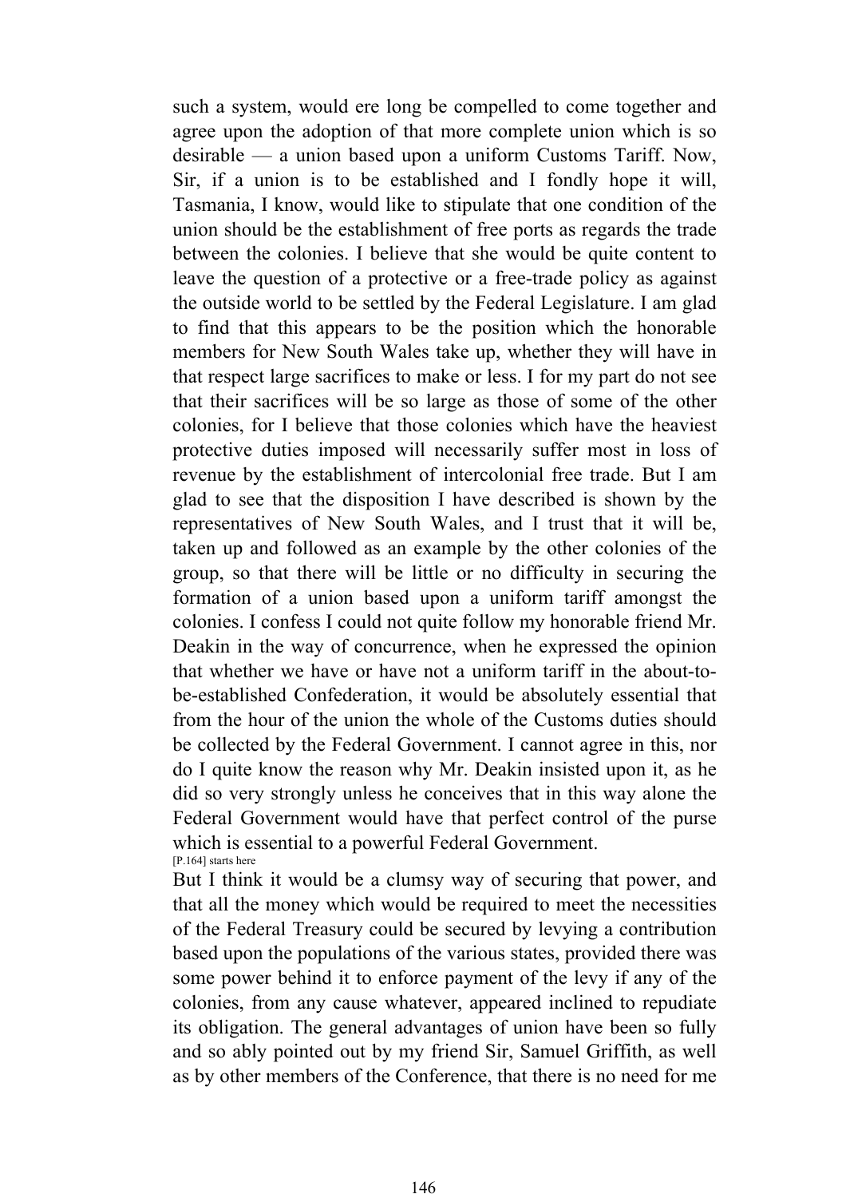such a system, would ere long be compelled to come together and agree upon the adoption of that more complete union which is so desirable — a union based upon a uniform Customs Tariff. Now, Sir, if a union is to be established and I fondly hope it will, Tasmania, I know, would like to stipulate that one condition of the union should be the establishment of free ports as regards the trade between the colonies. I believe that she would be quite content to leave the question of a protective or a free-trade policy as against the outside world to be settled by the Federal Legislature. I am glad to find that this appears to be the position which the honorable members for New South Wales take up, whether they will have in that respect large sacrifices to make or less. I for my part do not see that their sacrifices will be so large as those of some of the other colonies, for I believe that those colonies which have the heaviest protective duties imposed will necessarily suffer most in loss of revenue by the establishment of intercolonial free trade. But I am glad to see that the disposition I have described is shown by the representatives of New South Wales, and I trust that it will be, taken up and followed as an example by the other colonies of the group, so that there will be little or no difficulty in securing the formation of a union based upon a uniform tariff amongst the colonies. I confess I could not quite follow my honorable friend Mr. Deakin in the way of concurrence, when he expressed the opinion that whether we have or have not a uniform tariff in the about-to-be-established Confederation, it would be absolutely essential that from the hour of the union the whole of the Customs duties should be collected by the Federal Government. I cannot agree in this, nor do I quite know the reason why Mr. Deakin insisted upon it, as he did so very strongly unless he conceives that in this way alone the Federal Government would have that perfect control of the purse which is essential to a powerful Federal Government.

[P.164] starts here

But I think it would be a clumsy way of securing that power, and that all the money which would be required to meet the necessities of the Federal Treasury could be secured by levying a contribution based upon the populations of the various states, provided there was some power behind it to enforce payment of the levy if any of the colonies, from any cause whatever, appeared inclined to repudiate its obligation. The general advantages of union have been so fully and so ably pointed out by my friend Sir, Samuel Griffith, as well as by other members of the Conference, that there is no need for me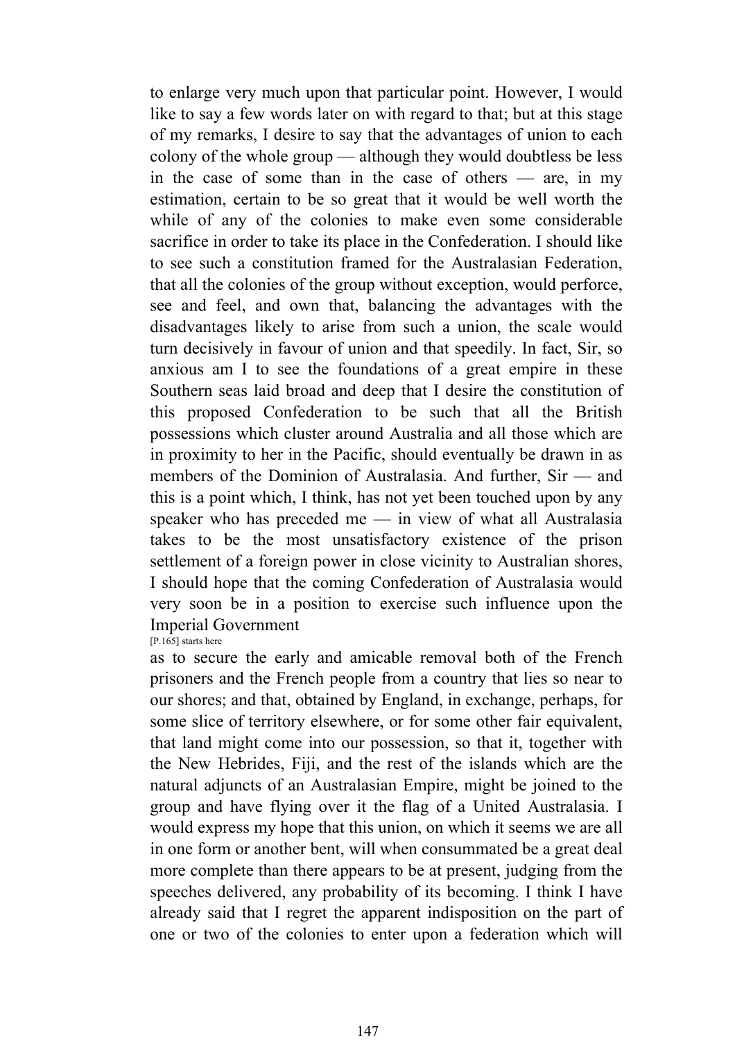to enlarge very much upon that particular point. However, I would like to say a few words later on with regard to that; but at this stage of my remarks, I desire to say that the advantages of union to each colony of the whole group — although they would doubtless be less in the case of some than in the case of others — are, in my estimation, certain to be so great that it would be well worth the while of any of the colonies to make even some considerable sacrifice in order to take its place in the Confederation. I should like to see such a constitution framed for the Australasian Federation, that all the colonies of the group without exception, would perforce, see and feel, and own that, balancing the advantages with the disadvantages likely to arise from such a union, the scale would turn decisively in favour of union and that speedily. In fact, Sir, so anxious am I to see the foundations of a great empire in these Southern seas laid broad and deep that I desire the constitution of this proposed Confederation to be such that all the British possessions which cluster around Australia and all those which are in proximity to her in the Pacific, should eventually be drawn in as members of the Dominion of Australasia. And further, Sir — and this is a point which, I think, has not yet been touched upon by any speaker who has preceded me — in view of what all Australasia takes to be the most unsatisfactory existence of the prison settlement of a foreign power in close vicinity to Australian shores, I should hope that the coming Confederation of Australasia would very soon be in a position to exercise such influence upon the Imperial Government

[P.165] starts here

as to secure the early and amicable removal both of the French prisoners and the French people from a country that lies so near to our shores; and that, obtained by England, in exchange, perhaps, for some slice of territory elsewhere, or for some other fair equivalent, that land might come into our possession, so that it, together with the New Hebrides, Fiji, and the rest of the islands which are the natural adjuncts of an Australasian Empire, might be joined to the group and have flying over it the flag of a United Australasia. I would express my hope that this union, on which it seems we are all in one form or another bent, will when consummated be a great deal more complete than there appears to be at present, judging from the speeches delivered, any probability of its becoming. I think I have already said that I regret the apparent indisposition on the part of one or two of the colonies to enter upon a federation which will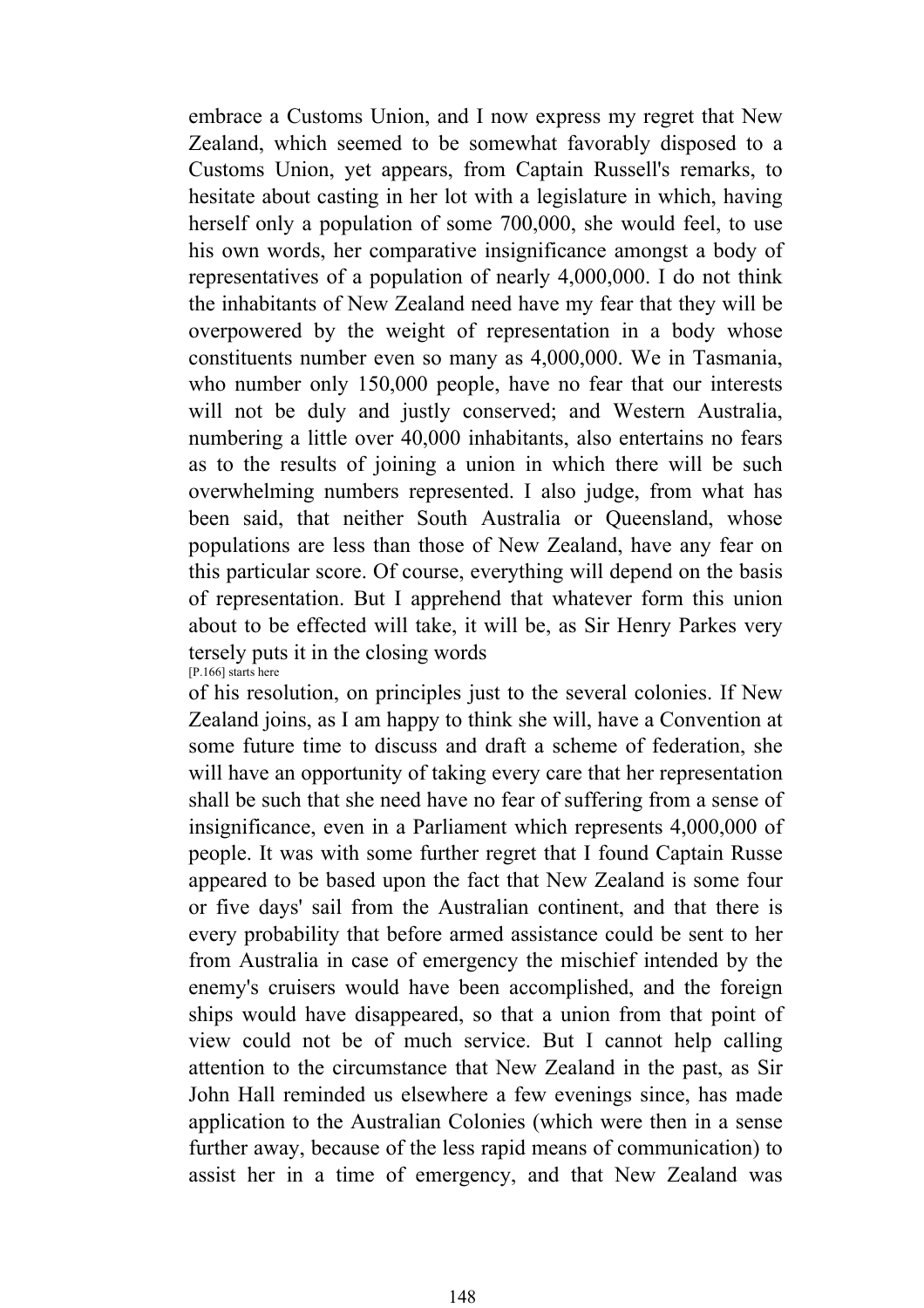embrace a Customs Union, and I now express my regret that New Zealand, which seemed to be somewhat favorably disposed to a Customs Union, yet appears, from Captain Russell's remarks, to hesitate about casting in her lot with a legislature in which, having herself only a population of some 700,000, she would feel, to use his own words, her comparative insignificance amongst a body of representatives of a population of nearly 4,000,000. I do not think the inhabitants of New Zealand need have my fear that they will be overpowered by the weight of representation in a body whose constituents number even so many as 4,000,000. We in Tasmania, who number only 150,000 people, have no fear that our interests will not be duly and justly conserved; and Western Australia, numbering a little over 40,000 inhabitants, also entertains no fears as to the results of joining a union in which there will be such overwhelming numbers represented. I also judge, from what has been said, that neither South Australia or Queensland, whose populations are less than those of New Zealand, have any fear on this particular score. Of course, everything will depend on the basis of representation. But I apprehend that whatever form this union about to be effected will take, it will be, as Sir Henry Parkes very tersely puts it in the closing words

[P.166] starts here

of his resolution, on principles just to the several colonies. If New Zealand joins, as I am happy to think she will, have a Convention at some future time to discuss and draft a scheme of federation, she will have an opportunity of taking every care that her representation shall be such that she need have no fear of suffering from a sense of insignificance, even in a Parliament which represents 4,000,000 of people. It was with some further regret that I found Captain Russe appeared to be based upon the fact that New Zealand is some four or five days' sail from the Australian continent, and that there is every probability that before armed assistance could be sent to her from Australia in case of emergency the mischief intended by the enemy's cruisers would have been accomplished, and the foreign ships would have disappeared, so that a union from that point of view could not be of much service. But I cannot help calling attention to the circumstance that New Zealand in the past, as Sir John Hall reminded us elsewhere a few evenings since, has made application to the Australian Colonies (which were then in a sense further away, because of the less rapid means of communication) to assist her in a time of emergency, and that New Zealand was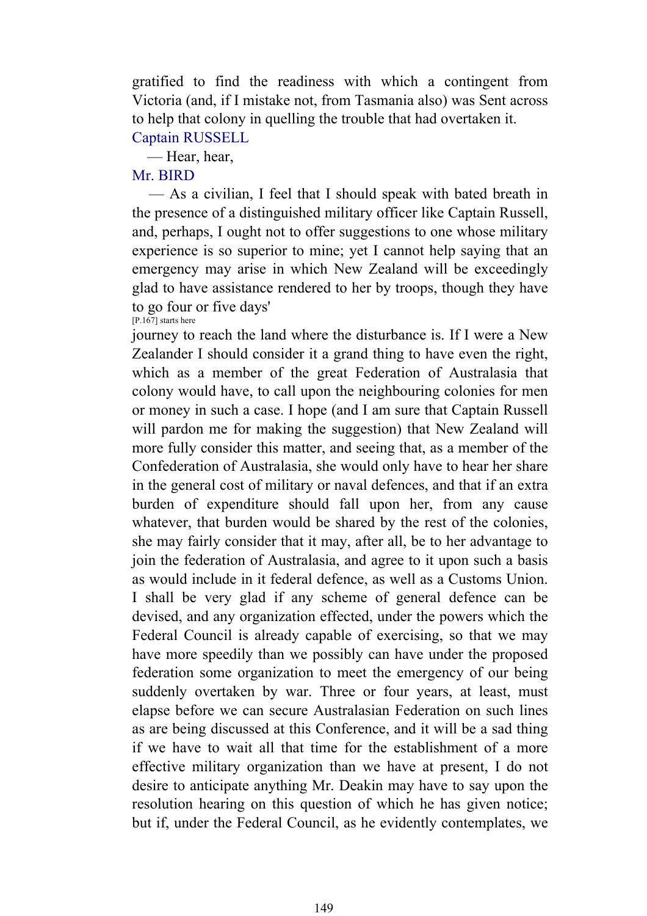gratified to find the readiness with which a contingent from Victoria (and, if I mistake not, from Tasmania also) was Sent across to help that colony in quelling the trouble that had overtaken it.

Captain RUSSELL

— Hear, hear,

Mr. BIRD

— As a civilian, I feel that I should speak with bated breath in the presence of a distinguished military officer like Captain Russell, and, perhaps, I ought not to offer suggestions to one whose military experience is so superior to mine; yet I cannot help saying that an emergency may arise in which New Zealand will be exceedingly glad to have assistance rendered to her by troops, though they have to go four or five days'

[P.167] starts here

journey to reach the land where the disturbance is. If I were a New Zealander I should consider it a grand thing to have even the right, which as a member of the great Federation of Australasia that colony would have, to call upon the neighbouring colonies for men or money in such a case. I hope (and I am sure that Captain Russell will pardon me for making the suggestion) that New Zealand will more fully consider this matter, and seeing that, as a member of the Confederation of Australasia, she would only have to hear her share in the general cost of military or naval defences, and that if an extra burden of expenditure should fall upon her, from any cause whatever, that burden would be shared by the rest of the colonies, she may fairly consider that it may, after all, be to her advantage to join the federation of Australasia, and agree to it upon such a basis as would include in it federal defence, as well as a Customs Union. I shall be very glad if any scheme of general defence can be devised, and any organization effected, under the powers which the Federal Council is already capable of exercising, so that we may have more speedily than we possibly can have under the proposed federation some organization to meet the emergency of our being suddenly overtaken by war. Three or four years, at least, must elapse before we can secure Australasian Federation on such lines as are being discussed at this Conference, and it will be a sad thing if we have to wait all that time for the establishment of a more effective military organization than we have at present, I do not desire to anticipate anything Mr. Deakin may have to say upon the resolution hearing on this question of which he has given notice; but if, under the Federal Council, as he evidently contemplates, we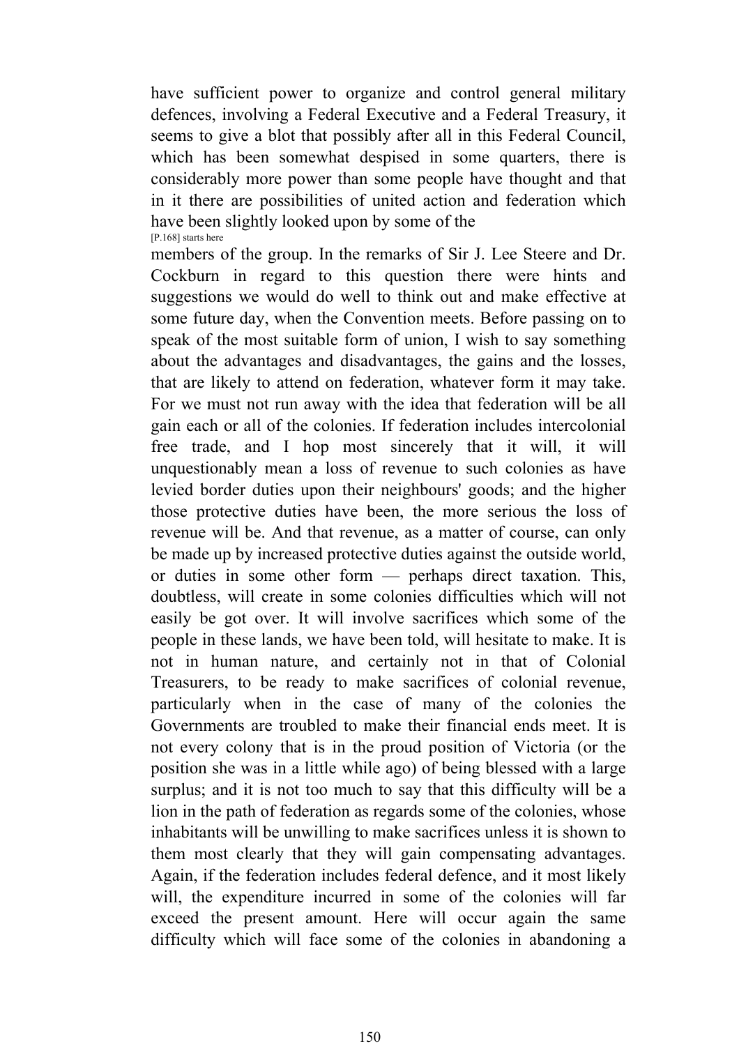have sufficient power to organize and control general military defences, involving a Federal Executive and a Federal Treasury, it seems to give a blot that possibly after all in this Federal Council, which has been somewhat despised in some quarters, there is considerably more power than some people have thought and that in it there are possibilities of united action and federation which have been slightly looked upon by some of the

[P.168] starts here

members of the group. In the remarks of Sir J. Lee Steere and Dr. Cockburn in regard to this question there were hints and suggestions we would do well to think out and make effective at some future day, when the Convention meets. Before passing on to speak of the most suitable form of union, I wish to say something about the advantages and disadvantages, the gains and the losses, that are likely to attend on federation, whatever form it may take. For we must not run away with the idea that federation will be all gain each or all of the colonies. If federation includes intercolonial free trade, and I hop most sincerely that it will, it will unquestionably mean a loss of revenue to such colonies as have levied border duties upon their neighbours' goods; and the higher those protective duties have been, the more serious the loss of revenue will be. And that revenue, as a matter of course, can only be made up by increased protective duties against the outside world, or duties in some other form — perhaps direct taxation. This, doubtless, will create in some colonies difficulties which will not easily be got over. It will involve sacrifices which some of the people in these lands, we have been told, will hesitate to make. It is not in human nature, and certainly not in that of Colonial Treasurers, to be ready to make sacrifices of colonial revenue, particularly when in the case of many of the colonies the Governments are troubled to make their financial ends meet. It is not every colony that is in the proud position of Victoria (or the position she was in a little while ago) of being blessed with a large surplus; and it is not too much to say that this difficulty will be a lion in the path of federation as regards some of the colonies, whose inhabitants will be unwilling to make sacrifices unless it is shown to them most clearly that they will gain compensating advantages. Again, if the federation includes federal defence, and it most likely will, the expenditure incurred in some of the colonies will far exceed the present amount. Here will occur again the same difficulty which will face some of the colonies in abandoning a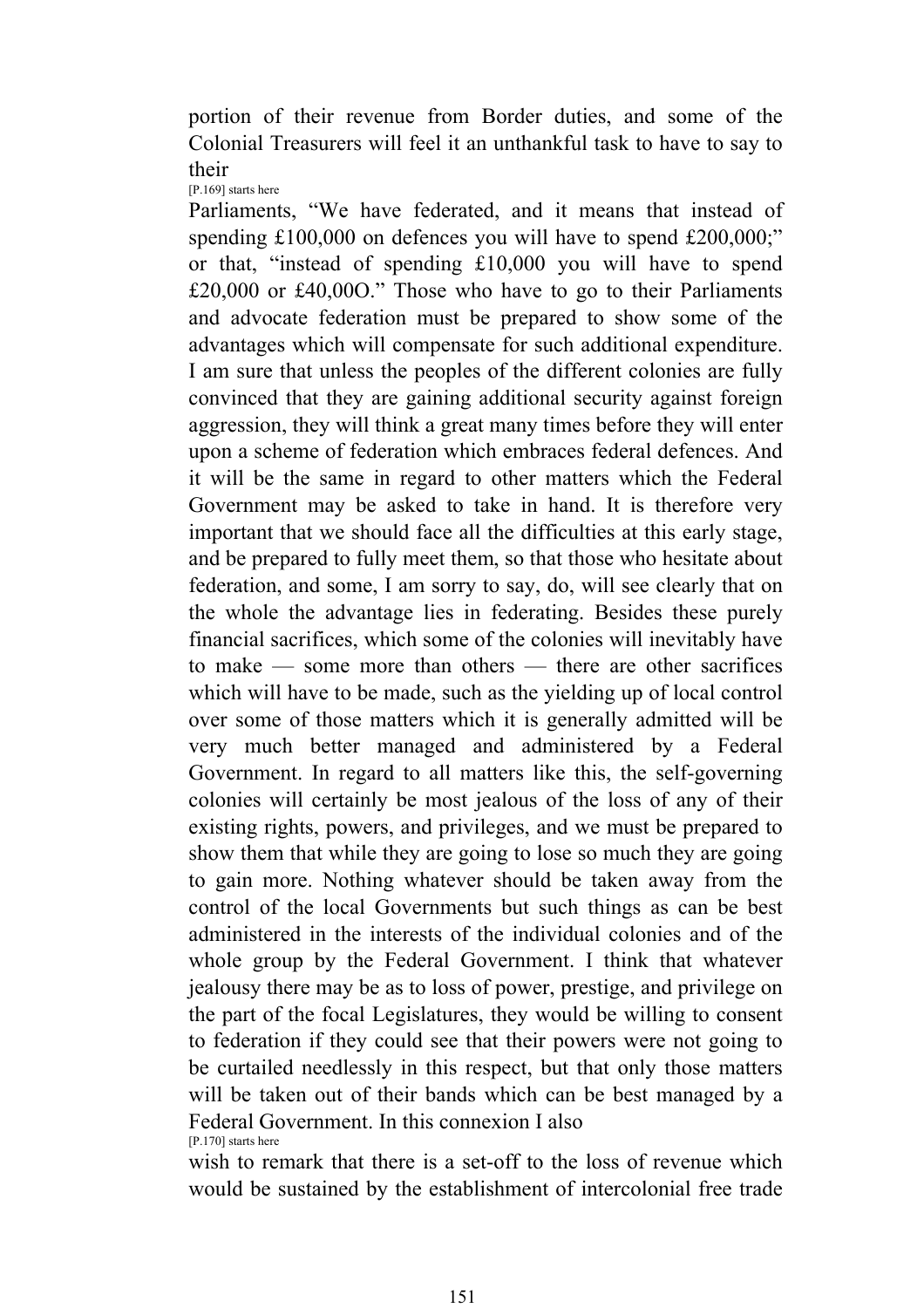portion of their revenue from Border duties, and some of the Colonial Treasurers will feel it an unthankful task to have to say to their

[P.169] starts here

Parliaments, "We have federated, and it means that instead of spending £100,000 on defences you will have to spend £200,000;" or that, "instead of spending £10,000 you will have to spend £20,000 or £40,00O." Those who have to go to their Parliaments and advocate federation must be prepared to show some of the advantages which will compensate for such additional expenditure. I am sure that unless the peoples of the different colonies are fully convinced that they are gaining additional security against foreign aggression, they will think a great many times before they will enter upon a scheme of federation which embraces federal defences. And it will be the same in regard to other matters which the Federal Government may be asked to take in hand. It is therefore very important that we should face all the difficulties at this early stage, and be prepared to fully meet them, so that those who hesitate about federation, and some, I am sorry to say, do, will see clearly that on the whole the advantage lies in federating. Besides these purely financial sacrifices, which some of the colonies will inevitably have to make — some more than others — there are other sacrifices which will have to be made, such as the yielding up of local control over some of those matters which it is generally admitted will be very much better managed and administered by a Federal Government. In regard to all matters like this, the self-governing colonies will certainly be most jealous of the loss of any of their existing rights, powers, and privileges, and we must be prepared to show them that while they are going to lose so much they are going to gain more. Nothing whatever should be taken away from the control of the local Governments but such things as can be best administered in the interests of the individual colonies and of the whole group by the Federal Government. I think that whatever jealousy there may be as to loss of power, prestige, and privilege on the part of the focal Legislatures, they would be willing to consent to federation if they could see that their powers were not going to be curtailed needlessly in this respect, but that only those matters will be taken out of their bands which can be best managed by a Federal Government. In this connexion I also

[P.170] starts here

wish to remark that there is a set-off to the loss of revenue which would be sustained by the establishment of intercolonial free trade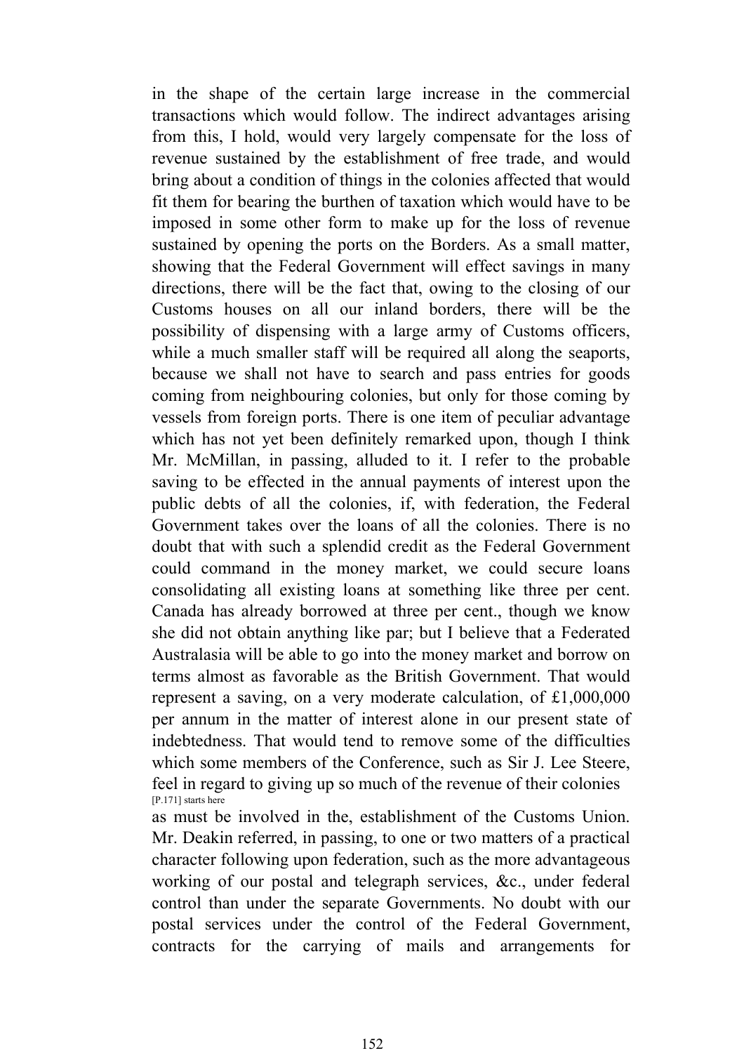in the shape of the certain large increase in the commercial transactions which would follow. The indirect advantages arising from this, I hold, would very largely compensate for the loss of revenue sustained by the establishment of free trade, and would bring about a condition of things in the colonies affected that would fit them for bearing the burthen of taxation which would have to be imposed in some other form to make up for the loss of revenue sustained by opening the ports on the Borders. As a small matter, showing that the Federal Government will effect savings in many directions, there will be the fact that, owing to the closing of our Customs houses on all our inland borders, there will be the possibility of dispensing with a large army of Customs officers, while a much smaller staff will be required all along the seaports, because we shall not have to search and pass entries for goods coming from neighbouring colonies, but only for those coming by vessels from foreign ports. There is one item of peculiar advantage which has not yet been definitely remarked upon, though I think Mr. McMillan, in passing, alluded to it. I refer to the probable saving to be effected in the annual payments of interest upon the public debts of all the colonies, if, with federation, the Federal Government takes over the loans of all the colonies. There is no doubt that with such a splendid credit as the Federal Government could command in the money market, we could secure loans consolidating all existing loans at something like three per cent. Canada has already borrowed at three per cent., though we know she did not obtain anything like par; but I believe that a Federated Australasia will be able to go into the money market and borrow on terms almost as favorable as the British Government. That would represent a saving, on a very moderate calculation, of £1,000,000 per annum in the matter of interest alone in our present state of indebtedness. That would tend to remove some of the difficulties which some members of the Conference, such as Sir J. Lee Steere, feel in regard to giving up so much of the revenue of their colonies

[P.171] starts here

as must be involved in the, establishment of the Customs Union. Mr. Deakin referred, in passing, to one or two matters of a practical character following upon federation, such as the more advantageous working of our postal and telegraph services, &c., under federal control than under the separate Governments. No doubt with our postal services under the control of the Federal Government, contracts for the carrying of mails and arrangements for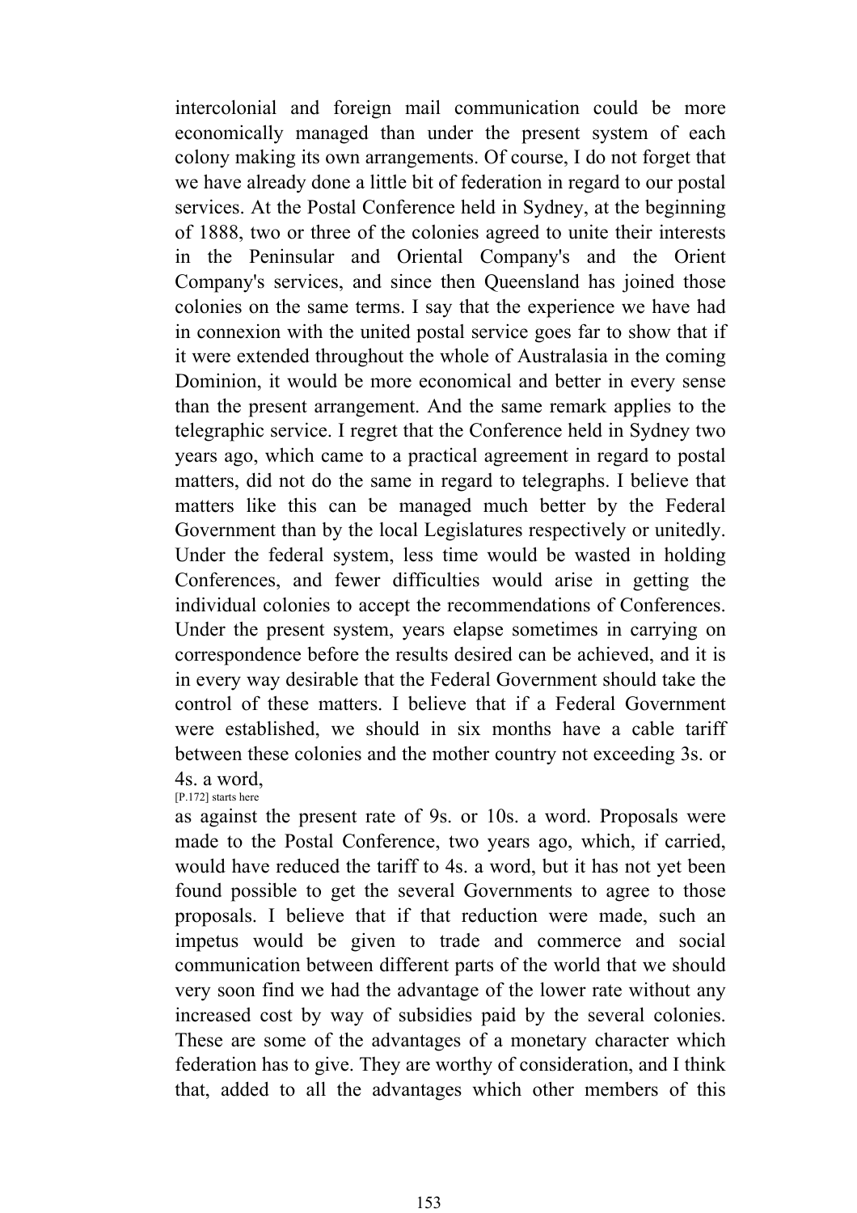intercolonial and foreign mail communication could be more economically managed than under the present system of each colony making its own arrangements. Of course, I do not forget that we have already done a little bit of federation in regard to our postal services. At the Postal Conference held in Sydney, at the beginning of 1888, two or three of the colonies agreed to unite their interests in the Peninsular and Oriental Company's and the Orient Company's services, and since then Queensland has joined those colonies on the same terms. I say that the experience we have had in connexion with the united postal service goes far to show that if it were extended throughout the whole of Australasia in the coming Dominion, it would be more economical and better in every sense than the present arrangement. And the same remark applies to the telegraphic service. I regret that the Conference held in Sydney two years ago, which came to a practical agreement in regard to postal matters, did not do the same in regard to telegraphs. I believe that matters like this can be managed much better by the Federal Government than by the local Legislatures respectively or unitedly. Under the federal system, less time would be wasted in holding Conferences, and fewer difficulties would arise in getting the individual colonies to accept the recommendations of Conferences. Under the present system, years elapse sometimes in carrying on correspondence before the results desired can be achieved, and it is in every way desirable that the Federal Government should take the control of these matters. I believe that if a Federal Government were established, we should in six months have a cable tariff between these colonies and the mother country not exceeding 3s. or 4s. a word,

[P.172] starts here

as against the present rate of 9s. or 10s. a word. Proposals were made to the Postal Conference, two years ago, which, if carried, would have reduced the tariff to 4s. a word, but it has not yet been found possible to get the several Governments to agree to those proposals. I believe that if that reduction were made, such an impetus would be given to trade and commerce and social communication between different parts of the world that we should very soon find we had the advantage of the lower rate without any increased cost by way of subsidies paid by the several colonies. These are some of the advantages of a monetary character which federation has to give. They are worthy of consideration, and I think that, added to all the advantages which other members of this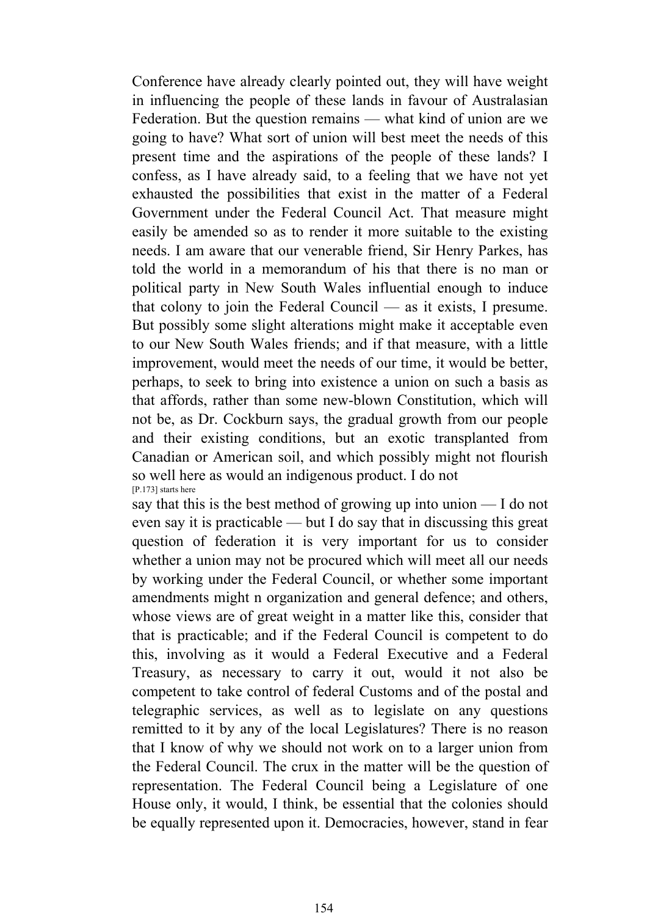Conference have already clearly pointed out, they will have weight in influencing the people of these lands in favour of Australasian Federation. But the question remains — what kind of union are we going to have? What sort of union will best meet the needs of this present time and the aspirations of the people of these lands? I confess, as I have already said, to a feeling that we have not yet exhausted the possibilities that exist in the matter of a Federal Government under the Federal Council Act. That measure might easily be amended so as to render it more suitable to the existing needs. I am aware that our venerable friend, Sir Henry Parkes, has told the world in a memorandum of his that there is no man or political party in New South Wales influential enough to induce that colony to join the Federal Council — as it exists, I presume. But possibly some slight alterations might make it acceptable even to our New South Wales friends; and if that measure, with a little improvement, would meet the needs of our time, it would be better, perhaps, to seek to bring into existence a union on such a basis as that affords, rather than some new-blown Constitution, which will not be, as Dr. Cockburn says, the gradual growth from our people and their existing conditions, but an exotic transplanted from Canadian or American soil, and which possibly might not flourish so well here as would an indigenous product. I do not

[P.173] starts here

say that this is the best method of growing up into union — I do not even say it is practicable — but I do say that in discussing this great question of federation it is very important for us to consider whether a union may not be procured which will meet all our needs by working under the Federal Council, or whether some important amendments might n organization and general defence; and others, whose views are of great weight in a matter like this, consider that that is practicable; and if the Federal Council is competent to do this, involving as it would a Federal Executive and a Federal Treasury, as necessary to carry it out, would it not also be competent to take control of federal Customs and of the postal and telegraphic services, as well as to legislate on any questions remitted to it by any of the local Legislatures? There is no reason that I know of why we should not work on to a larger union from the Federal Council. The crux in the matter will be the question of representation. The Federal Council being a Legislature of one House only, it would, I think, be essential that the colonies should be equally represented upon it. Democracies, however, stand in fear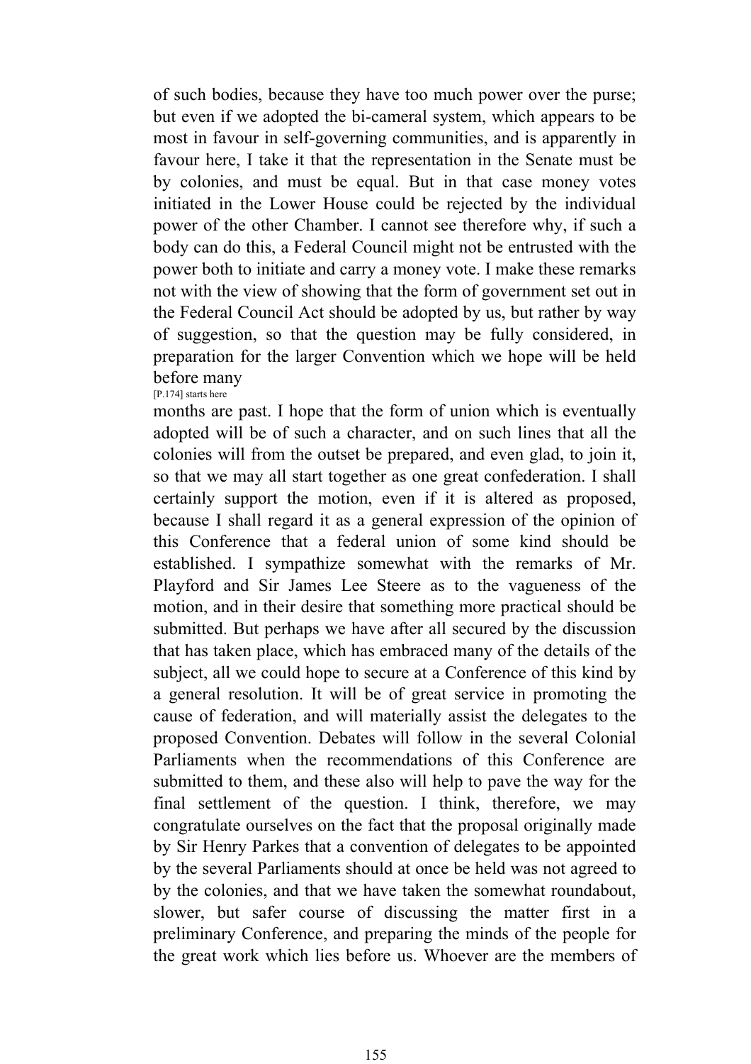of such bodies, because they have too much power over the purse; but even if we adopted the bi-cameral system, which appears to be most in favour in self-governing communities, and is apparently in favour here, I take it that the representation in the Senate must be by colonies, and must be equal. But in that case money votes initiated in the Lower House could be rejected by the individual power of the other Chamber. I cannot see therefore why, if such a body can do this, a Federal Council might not be entrusted with the power both to initiate and carry a money vote. I make these remarks not with the view of showing that the form of government set out in the Federal Council Act should be adopted by us, but rather by way of suggestion, so that the question may be fully considered, in preparation for the larger Convention which we hope will be held before many

[P.174] starts here

months are past. I hope that the form of union which is eventually adopted will be of such a character, and on such lines that all the colonies will from the outset be prepared, and even glad, to join it, so that we may all start together as one great confederation. I shall certainly support the motion, even if it is altered as proposed, because I shall regard it as a general expression of the opinion of this Conference that a federal union of some kind should be established. I sympathize somewhat with the remarks of Mr. Playford and Sir James Lee Steere as to the vagueness of the motion, and in their desire that something more practical should be submitted. But perhaps we have after all secured by the discussion that has taken place, which has embraced many of the details of the subject, all we could hope to secure at a Conference of this kind by a general resolution. It will be of great service in promoting the cause of federation, and will materially assist the delegates to the proposed Convention. Debates will follow in the several Colonial Parliaments when the recommendations of this Conference are submitted to them, and these also will help to pave the way for the final settlement of the question. I think, therefore, we may congratulate ourselves on the fact that the proposal originally made by Sir Henry Parkes that a convention of delegates to be appointed by the several Parliaments should at once be held was not agreed to by the colonies, and that we have taken the somewhat roundabout, slower, but safer course of discussing the matter first in a preliminary Conference, and preparing the minds of the people for the great work which lies before us. Whoever are the members of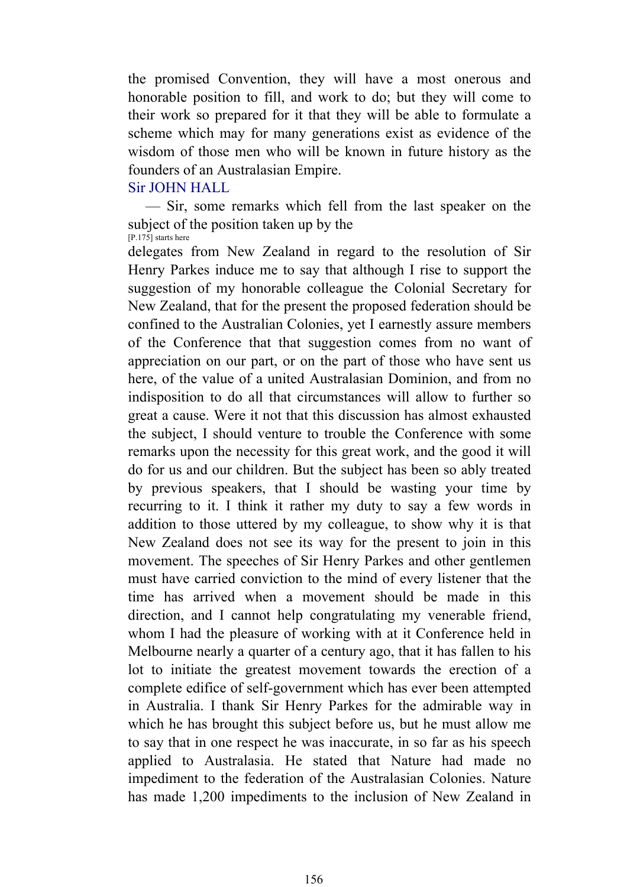the promised Convention, they will have a most onerous and honorable position to fill, and work to do; but they will come to their work so prepared for it that they will be able to formulate a scheme which may for many generations exist as evidence of the wisdom of those men who will be known in future history as the founders of an Australasian Empire.

Sir JOHN HALL

— Sir, some remarks which fell from the last speaker on the subject of the position taken up by the

[P.175] starts here

delegates from New Zealand in regard to the resolution of Sir Henry Parkes induce me to say that although I rise to support the suggestion of my honorable colleague the Colonial Secretary for New Zealand, that for the present the proposed federation should be confined to the Australian Colonies, yet I earnestly assure members of the Conference that that suggestion comes from no want of appreciation on our part, or on the part of those who have sent us here, of the value of a united Australasian Dominion, and from no indisposition to do all that circumstances will allow to further so great a cause. Were it not that this discussion has almost exhausted the subject, I should venture to trouble the Conference with some remarks upon the necessity for this great work, and the good it will do for us and our children. But the subject has been so ably treated by previous speakers, that I should be wasting your time by recurring to it. I think it rather my duty to say a few words in addition to those uttered by my colleague, to show why it is that New Zealand does not see its way for the present to join in this movement. The speeches of Sir Henry Parkes and other gentlemen must have carried conviction to the mind of every listener that the time has arrived when a movement should be made in this direction, and I cannot help congratulating my venerable friend, whom I had the pleasure of working with at it Conference held in Melbourne nearly a quarter of a century ago, that it has fallen to his lot to initiate the greatest movement towards the erection of a complete edifice of self-government which has ever been attempted in Australia. I thank Sir Henry Parkes for the admirable way in which he has brought this subject before us, but he must allow me to say that in one respect he was inaccurate, in so far as his speech applied to Australasia. He stated that Nature had made no impediment to the federation of the Australasian Colonies. Nature has made 1,200 impediments to the inclusion of New Zealand in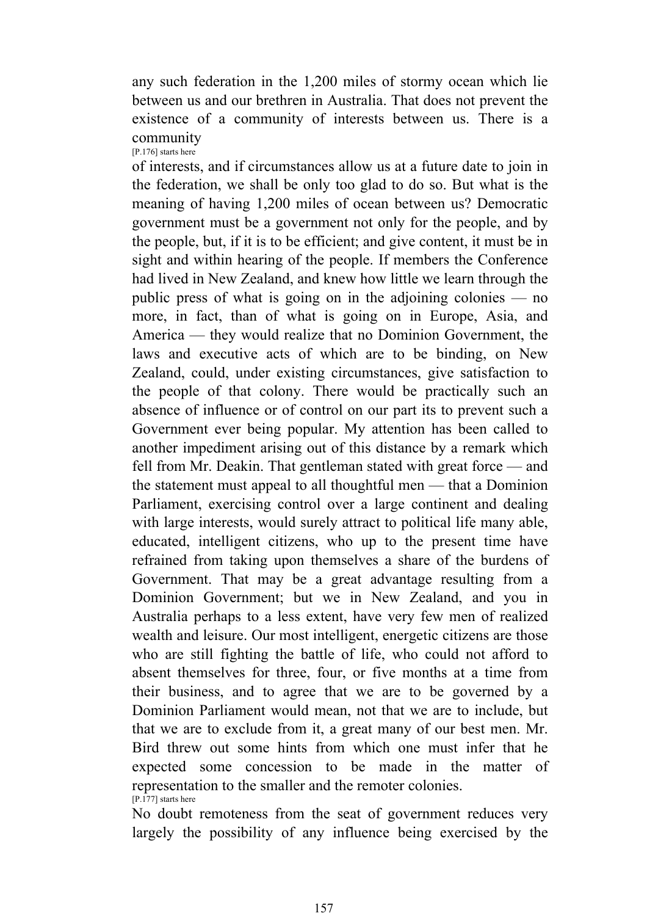any such federation in the 1,200 miles of stormy ocean which lie between us and our brethren in Australia. That does not prevent the existence of a community of interests between us. There is a community

[P.176] starts here

of interests, and if circumstances allow us at a future date to join in the federation, we shall be only too glad to do so. But what is the meaning of having 1,200 miles of ocean between us? Democratic government must be a government not only for the people, and by the people, but, if it is to be efficient; and give content, it must be in sight and within hearing of the people. If members the Conference had lived in New Zealand, and knew how little we learn through the public press of what is going on in the adjoining colonies — no more, in fact, than of what is going on in Europe, Asia, and America — they would realize that no Dominion Government, the laws and executive acts of which are to be binding, on New Zealand, could, under existing circumstances, give satisfaction to the people of that colony. There would be practically such an absence of influence or of control on our part its to prevent such a Government ever being popular. My attention has been called to another impediment arising out of this distance by a remark which fell from Mr. Deakin. That gentleman stated with great force — and the statement must appeal to all thoughtful men — that a Dominion Parliament, exercising control over a large continent and dealing with large interests, would surely attract to political life many able, educated, intelligent citizens, who up to the present time have refrained from taking upon themselves a share of the burdens of Government. That may be a great advantage resulting from a Dominion Government; but we in New Zealand, and you in Australia perhaps to a less extent, have very few men of realized wealth and leisure. Our most intelligent, energetic citizens are those who are still fighting the battle of life, who could not afford to absent themselves for three, four, or five months at a time from their business, and to agree that we are to be governed by a Dominion Parliament would mean, not that we are to include, but that we are to exclude from it, a great many of our best men. Mr. Bird threw out some hints from which one must infer that he expected some concession to be made in the matter of representation to the smaller and the remoter colonies.

[P.177] starts here

No doubt remoteness from the seat of government reduces very largely the possibility of any influence being exercised by the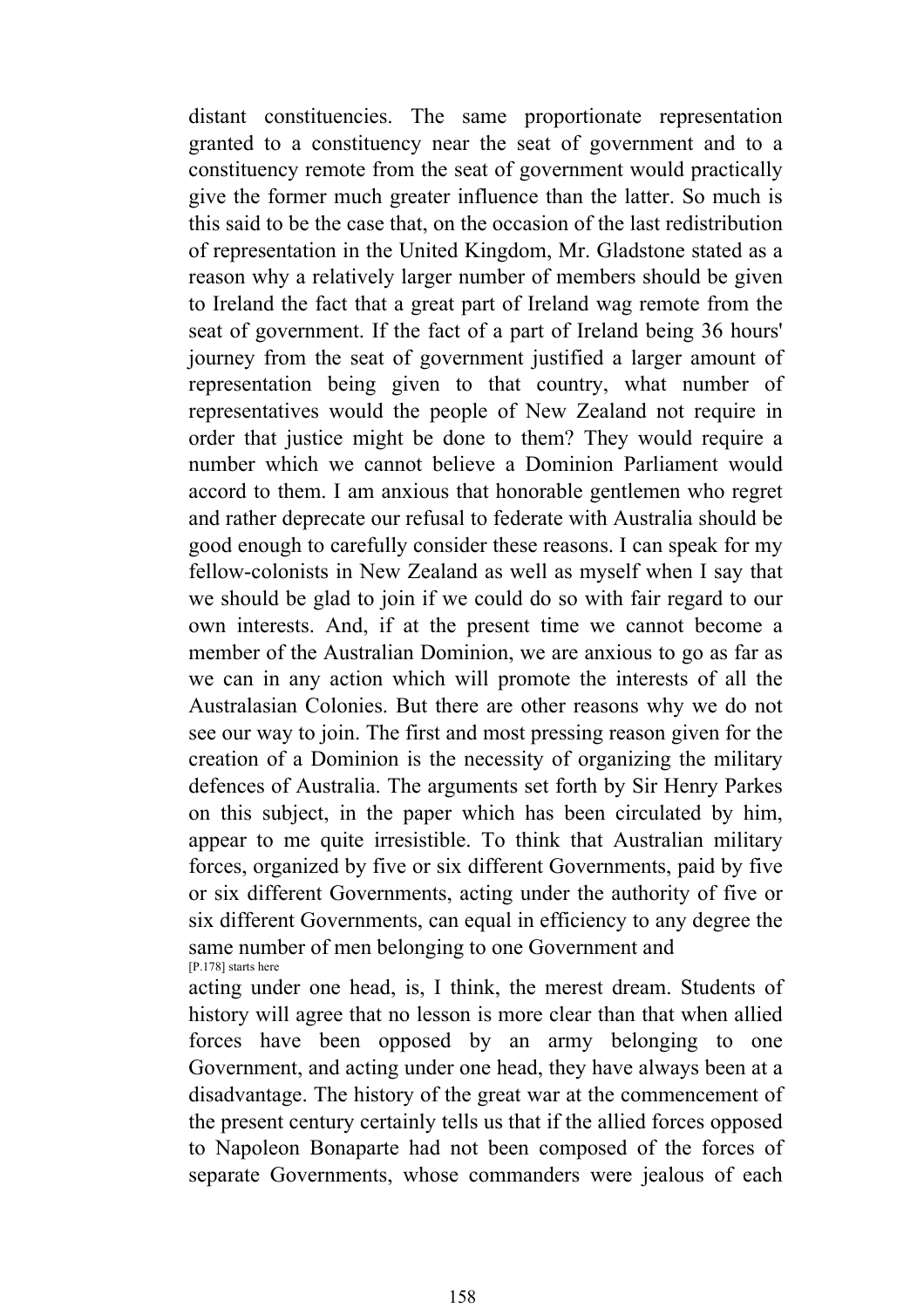distant constituencies. The same proportionate representation granted to a constituency near the seat of government and to a constituency remote from the seat of government would practically give the former much greater influence than the latter. So much is this said to be the case that, on the occasion of the last redistribution of representation in the United Kingdom, Mr. Gladstone stated as a reason why a relatively larger number of members should be given to Ireland the fact that a great part of Ireland wag remote from the seat of government. If the fact of a part of Ireland being 36 hours' journey from the seat of government justified a larger amount of representation being given to that country, what number of representatives would the people of New Zealand not require in order that justice might be done to them? They would require a number which we cannot believe a Dominion Parliament would accord to them. I am anxious that honorable gentlemen who regret and rather deprecate our refusal to federate with Australia should be good enough to carefully consider these reasons. I can speak for my fellow-colonists in New Zealand as well as myself when I say that we should be glad to join if we could do so with fair regard to our own interests. And, if at the present time we cannot become a member of the Australian Dominion, we are anxious to go as far as we can in any action which will promote the interests of all the Australasian Colonies. But there are other reasons why we do not see our way to join. The first and most pressing reason given for the creation of a Dominion is the necessity of organizing the military defences of Australia. The arguments set forth by Sir Henry Parkes on this subject, in the paper which has been circulated by him, appear to me quite irresistible. To think that Australian military forces, organized by five or six different Governments, paid by five or six different Governments, acting under the authority of five or six different Governments, can equal in efficiency to any degree the same number of men belonging to one Government and

[P.178] starts here

acting under one head, is, I think, the merest dream. Students of history will agree that no lesson is more clear than that when allied forces have been opposed by an army belonging to one Government, and acting under one head, they have always been at a disadvantage. The history of the great war at the commencement of the present century certainly tells us that if the allied forces opposed to Napoleon Bonaparte had not been composed of the forces of separate Governments, whose commanders were jealous of each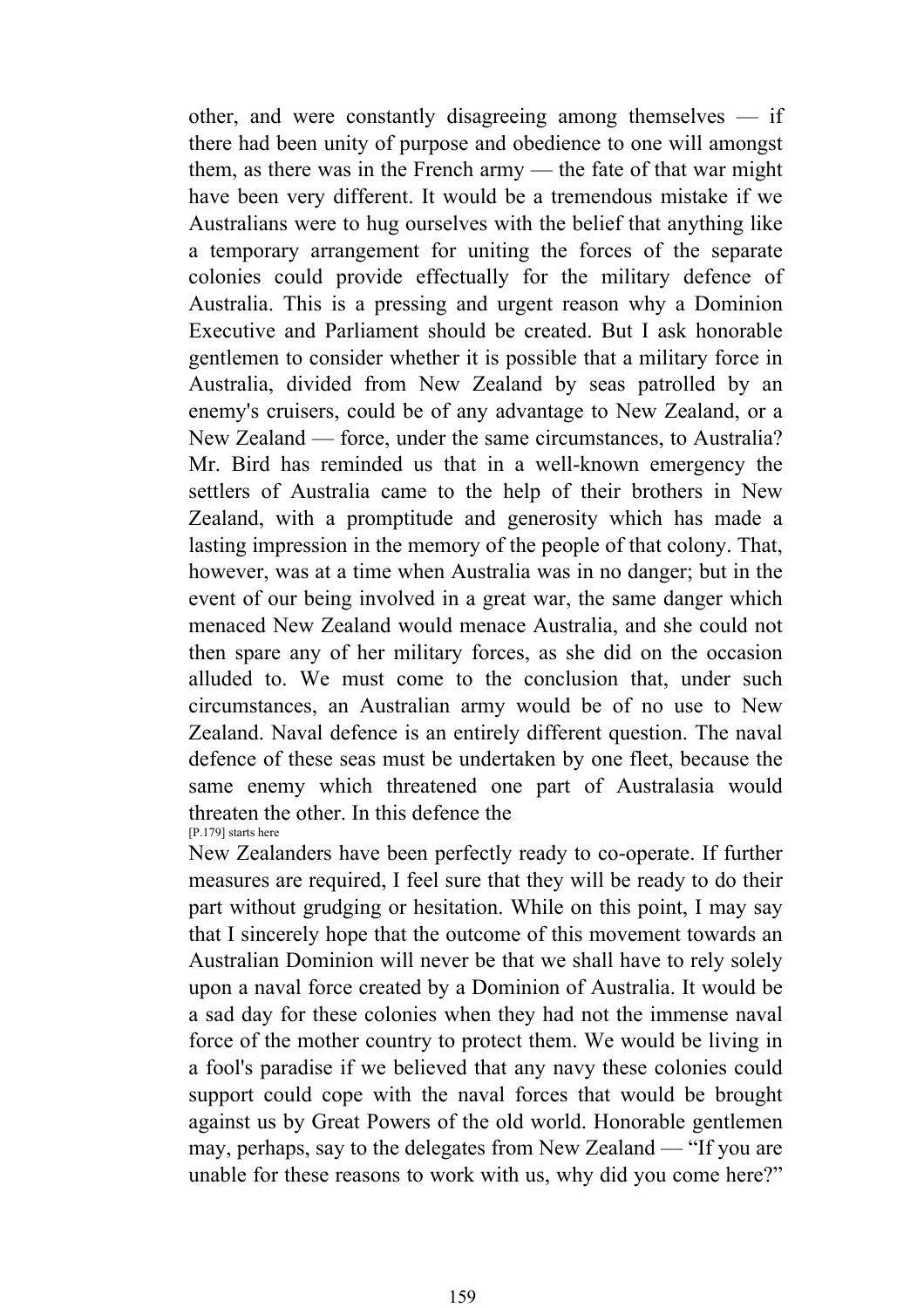other, and were constantly disagreeing among themselves — if there had been unity of purpose and obedience to one will amongst them, as there was in the French army — the fate of that war might have been very different. It would be a tremendous mistake if we Australians were to hug ourselves with the belief that anything like a temporary arrangement for uniting the forces of the separate colonies could provide effectually for the military defence of Australia. This is a pressing and urgent reason why a Dominion Executive and Parliament should be created. But I ask honorable gentlemen to consider whether it is possible that a military force in Australia, divided from New Zealand by seas patrolled by an enemy's cruisers, could be of any advantage to New Zealand, or a New Zealand — force, under the same circumstances, to Australia? Mr. Bird has reminded us that in a well-known emergency the settlers of Australia came to the help of their brothers in New Zealand, with a promptitude and generosity which has made a lasting impression in the memory of the people of that colony. That, however, was at a time when Australia was in no danger; but in the event of our being involved in a great war, the same danger which menaced New Zealand would menace Australia, and she could not then spare any of her military forces, as she did on the occasion alluded to. We must come to the conclusion that, under such circumstances, an Australian army would be of no use to New Zealand. Naval defence is an entirely different question. The naval defence of these seas must be undertaken by one fleet, because the same enemy which threatened one part of Australasia would threaten the other. In this defence the

[P.179] starts here

New Zealanders have been perfectly ready to co-operate. If further measures are required, I feel sure that they will be ready to do their part without grudging or hesitation. While on this point, I may say that I sincerely hope that the outcome of this movement towards an Australian Dominion will never be that we shall have to rely solely upon a naval force created by a Dominion of Australia. It would be a sad day for these colonies when they had not the immense naval force of the mother country to protect them. We would be living in a fool's paradise if we believed that any navy these colonies could support could cope with the naval forces that would be brought against us by Great Powers of the old world. Honorable gentlemen may, perhaps, say to the delegates from New Zealand — "If you are unable for these reasons to work with us, why did you come here?"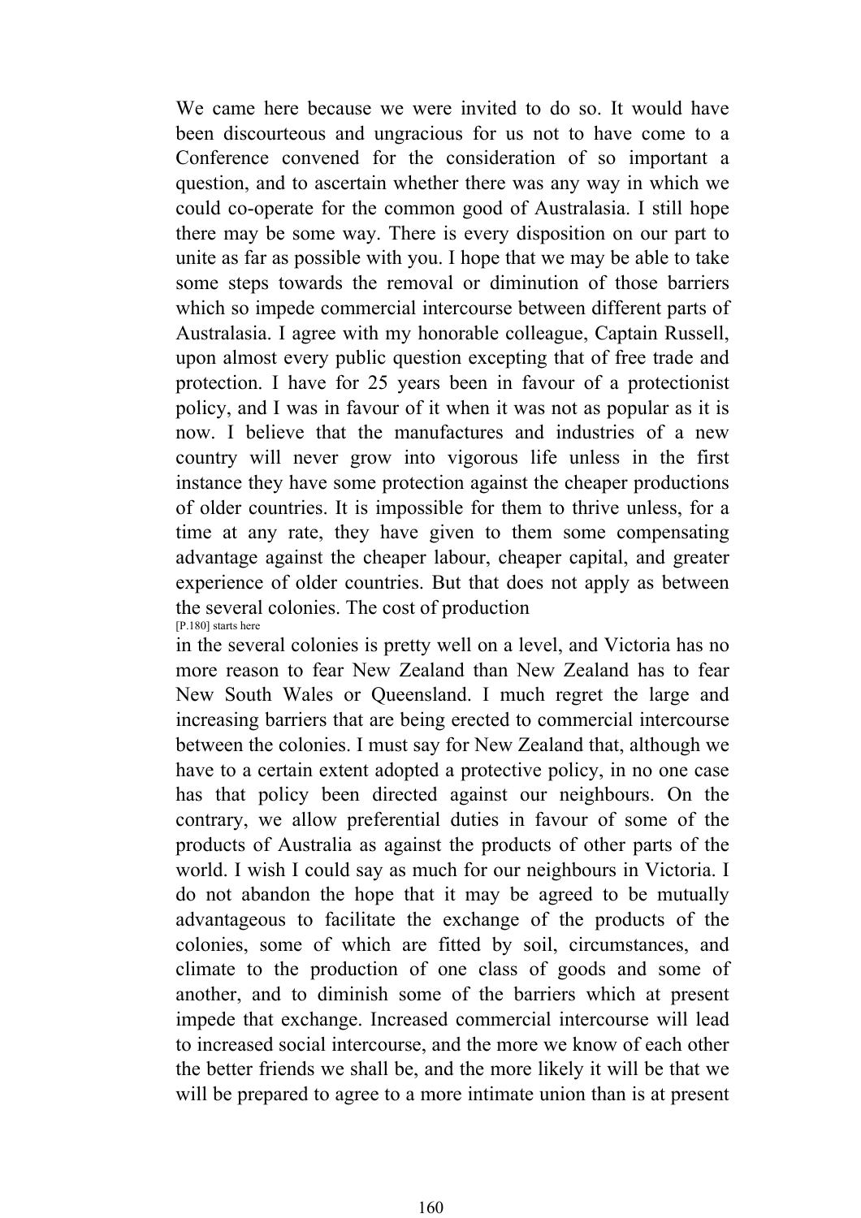We came here because we were invited to do so. It would have been discourteous and ungracious for us not to have come to a Conference convened for the consideration of so important a question, and to ascertain whether there was any way in which we could co-operate for the common good of Australasia. I still hope there may be some way. There is every disposition on our part to unite as far as possible with you. I hope that we may be able to take some steps towards the removal or diminution of those barriers which so impede commercial intercourse between different parts of Australasia. I agree with my honorable colleague, Captain Russell, upon almost every public question excepting that of free trade and protection. I have for 25 years been in favour of a protectionist policy, and I was in favour of it when it was not as popular as it is now. I believe that the manufactures and industries of a new country will never grow into vigorous life unless in the first instance they have some protection against the cheaper productions of older countries. It is impossible for them to thrive unless, for a time at any rate, they have given to them some compensating advantage against the cheaper labour, cheaper capital, and greater experience of older countries. But that does not apply as between the several colonies. The cost of production
[P.180] starts here
in the several colonies is pretty well on a level, and Victoria has no more reason to fear New Zealand than New Zealand has to fear New South Wales or Queensland. I much regret the large and increasing barriers that are being erected to commercial intercourse between the colonies. I must say for New Zealand that, although we have to a certain extent adopted a protective policy, in no one case has that policy been directed against our neighbours. On the contrary, we allow preferential duties in favour of some of the products of Australia as against the products of other parts of the world. I wish I could say as much for our neighbours in Victoria. I do not abandon the hope that it may be agreed to be mutually advantageous to facilitate the exchange of the products of the colonies, some of which are fitted by soil, circumstances, and climate to the production of one class of goods and some of another, and to diminish some of the barriers which at present impede that exchange. Increased commercial intercourse will lead to increased social intercourse, and the more we know of each other the better friends we shall be, and the more likely it will be that we will be prepared to agree to a more intimate union than is at present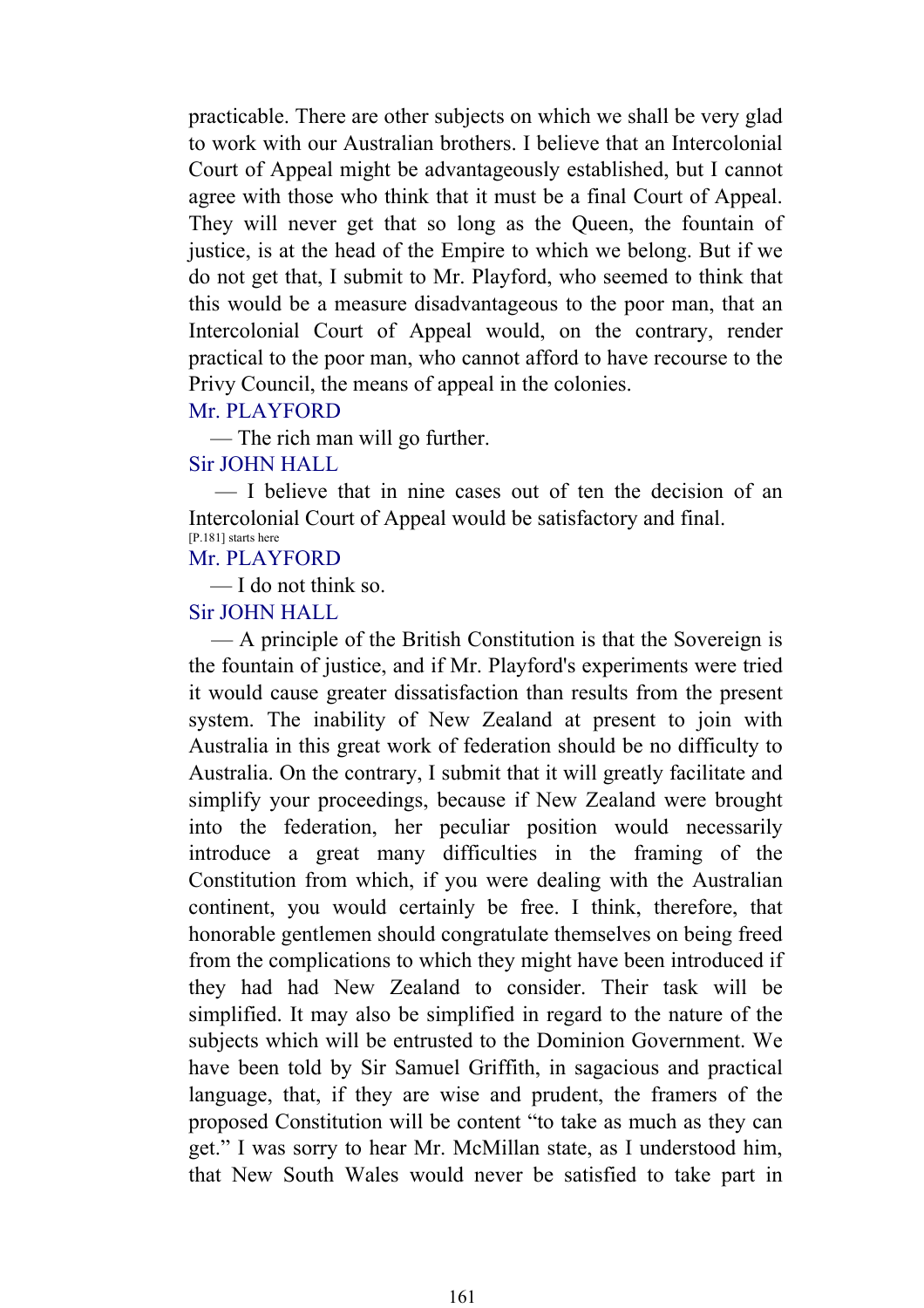practicable. There are other subjects on which we shall be very glad to work with our Australian brothers. I believe that an Intercolonial Court of Appeal might be advantageously established, but I cannot agree with those who think that it must be a final Court of Appeal. They will never get that so long as the Queen, the fountain of justice, is at the head of the Empire to which we belong. But if we do not get that, I submit to Mr. Playford, who seemed to think that this would be a measure disadvantageous to the poor man, that an Intercolonial Court of Appeal would, on the contrary, render practical to the poor man, who cannot afford to have recourse to the Privy Council, the means of appeal in the colonies.

Mr. PLAYFORD

— The rich man will go further.

Sir JOHN HALL

— I believe that in nine cases out of ten the decision of an Intercolonial Court of Appeal would be satisfactory and final.

[P.181] starts here

Mr. PLAYFORD

— I do not think so.

Sir JOHN HALL

— A principle of the British Constitution is that the Sovereign is the fountain of justice, and if Mr. Playford's experiments were tried it would cause greater dissatisfaction than results from the present system. The inability of New Zealand at present to join with Australia in this great work of federation should be no difficulty to Australia. On the contrary, I submit that it will greatly facilitate and simplify your proceedings, because if New Zealand were brought into the federation, her peculiar position would necessarily introduce a great many difficulties in the framing of the Constitution from which, if you were dealing with the Australian continent, you would certainly be free. I think, therefore, that honorable gentlemen should congratulate themselves on being freed from the complications to which they might have been introduced if they had had New Zealand to consider. Their task will be simplified. It may also be simplified in regard to the nature of the subjects which will be entrusted to the Dominion Government. We have been told by Sir Samuel Griffith, in sagacious and practical language, that, if they are wise and prudent, the framers of the proposed Constitution will be content "to take as much as they can get." I was sorry to hear Mr. McMillan state, as I understood him, that New South Wales would never be satisfied to take part in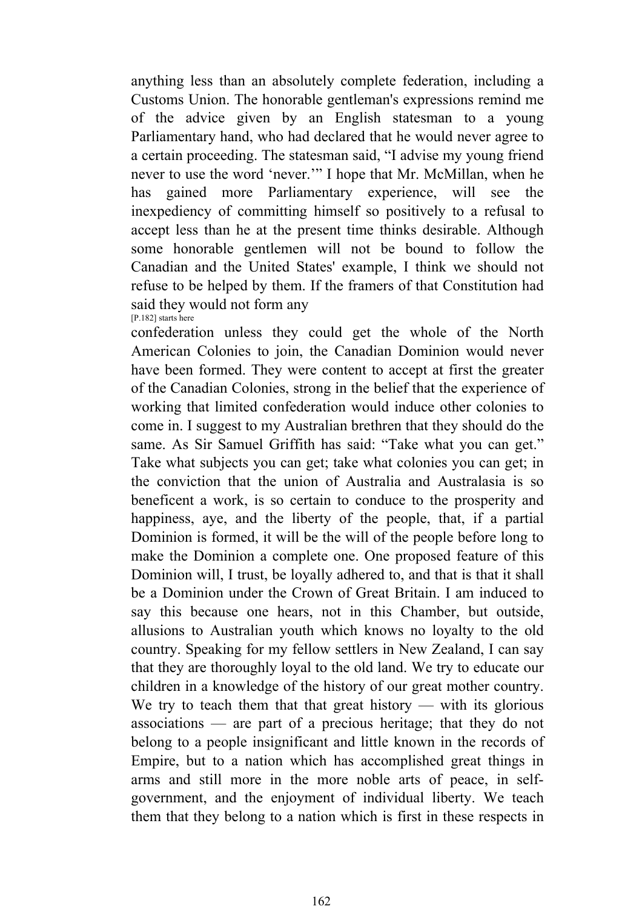anything less than an absolutely complete federation, including a Customs Union. The honorable gentleman's expressions remind me of the advice given by an English statesman to a young Parliamentary hand, who had declared that he would never agree to a certain proceeding. The statesman said, "I advise my young friend never to use the word 'never.'" I hope that Mr. McMillan, when he has gained more Parliamentary experience, will see the inexpediency of committing himself so positively to a refusal to accept less than he at the present time thinks desirable. Although some honorable gentlemen will not be bound to follow the Canadian and the United States' example, I think we should not refuse to be helped by them. If the framers of that Constitution had said they would not form any

[P.182] starts here

confederation unless they could get the whole of the North American Colonies to join, the Canadian Dominion would never have been formed. They were content to accept at first the greater of the Canadian Colonies, strong in the belief that the experience of working that limited confederation would induce other colonies to come in. I suggest to my Australian brethren that they should do the same. As Sir Samuel Griffith has said: "Take what you can get." Take what subjects you can get; take what colonies you can get; in the conviction that the union of Australia and Australasia is so beneficent a work, is so certain to conduce to the prosperity and happiness, aye, and the liberty of the people, that, if a partial Dominion is formed, it will be the will of the people before long to make the Dominion a complete one. One proposed feature of this Dominion will, I trust, be loyally adhered to, and that is that it shall be a Dominion under the Crown of Great Britain. I am induced to say this because one hears, not in this Chamber, but outside, allusions to Australian youth which knows no loyalty to the old country. Speaking for my fellow settlers in New Zealand, I can say that they are thoroughly loyal to the old land. We try to educate our children in a knowledge of the history of our great mother country. We try to teach them that that great history — with its glorious associations — are part of a precious heritage; that they do not belong to a people insignificant and little known in the records of Empire, but to a nation which has accomplished great things in arms and still more in the more noble arts of peace, in self-government, and the enjoyment of individual liberty. We teach them that they belong to a nation which is first in these respects in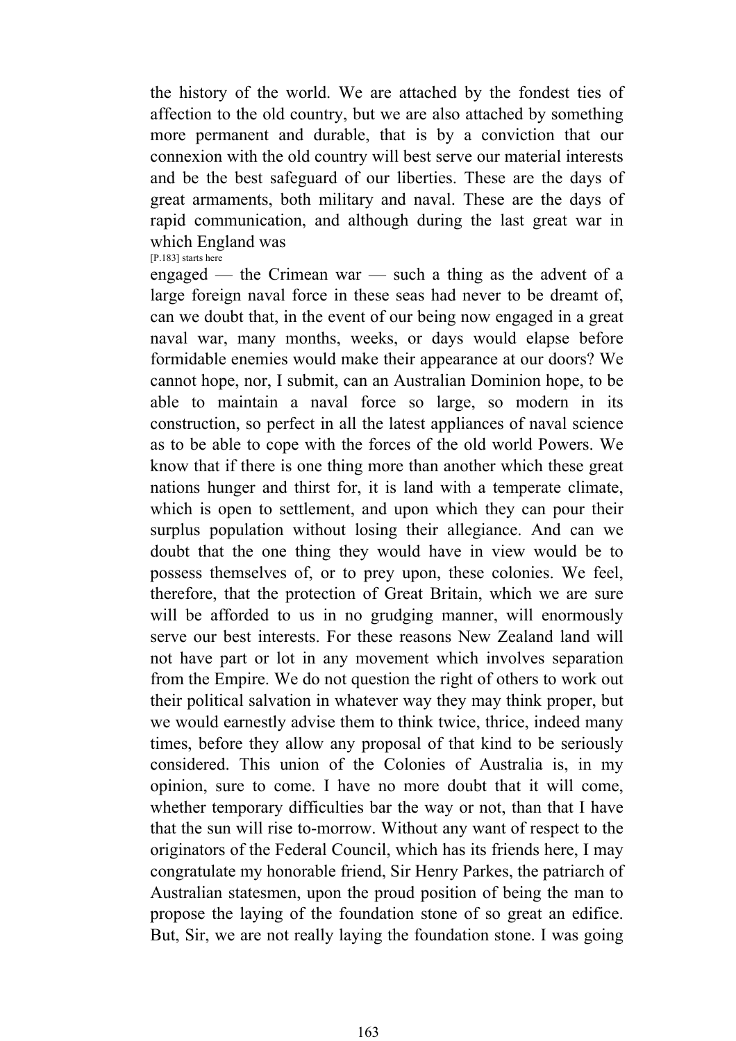the history of the world. We are attached by the fondest ties of affection to the old country, but we are also attached by something more permanent and durable, that is by a conviction that our connexion with the old country will best serve our material interests and be the best safeguard of our liberties. These are the days of great armaments, both military and naval. These are the days of rapid communication, and although during the last great war in which England was

[P.183] starts here

engaged — the Crimean war — such a thing as the advent of a large foreign naval force in these seas had never to be dreamt of, can we doubt that, in the event of our being now engaged in a great naval war, many months, weeks, or days would elapse before formidable enemies would make their appearance at our doors? We cannot hope, nor, I submit, can an Australian Dominion hope, to be able to maintain a naval force so large, so modern in its construction, so perfect in all the latest appliances of naval science as to be able to cope with the forces of the old world Powers. We know that if there is one thing more than another which these great nations hunger and thirst for, it is land with a temperate climate, which is open to settlement, and upon which they can pour their surplus population without losing their allegiance. And can we doubt that the one thing they would have in view would be to possess themselves of, or to prey upon, these colonies. We feel, therefore, that the protection of Great Britain, which we are sure will be afforded to us in no grudging manner, will enormously serve our best interests. For these reasons New Zealand land will not have part or lot in any movement which involves separation from the Empire. We do not question the right of others to work out their political salvation in whatever way they may think proper, but we would earnestly advise them to think twice, thrice, indeed many times, before they allow any proposal of that kind to be seriously considered. This union of the Colonies of Australia is, in my opinion, sure to come. I have no more doubt that it will come, whether temporary difficulties bar the way or not, than that I have that the sun will rise to-morrow. Without any want of respect to the originators of the Federal Council, which has its friends here, I may congratulate my honorable friend, Sir Henry Parkes, the patriarch of Australian statesmen, upon the proud position of being the man to propose the laying of the foundation stone of so great an edifice. But, Sir, we are not really laying the foundation stone. I was going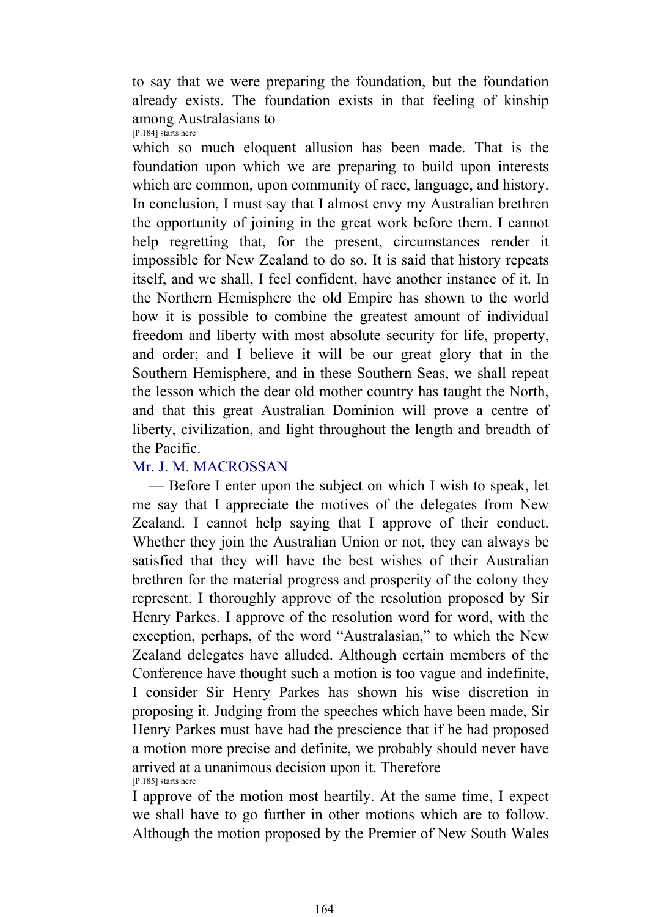to say that we were preparing the foundation, but the foundation already exists. The foundation exists in that feeling of kinship among Australasians to

[P.184] starts here

which so much eloquent allusion has been made. That is the foundation upon which we are preparing to build upon interests which are common, upon community of race, language, and history. In conclusion, I must say that I almost envy my Australian brethren the opportunity of joining in the great work before them. I cannot help regretting that, for the present, circumstances render it impossible for New Zealand to do so. It is said that history repeats itself, and we shall, I feel confident, have another instance of it. In the Northern Hemisphere the old Empire has shown to the world how it is possible to combine the greatest amount of individual freedom and liberty with most absolute security for life, property, and order; and I believe it will be our great glory that in the Southern Hemisphere, and in these Southern Seas, we shall repeat the lesson which the dear old mother country has taught the North, and that this great Australian Dominion will prove a centre of liberty, civilization, and light throughout the length and breadth of the Pacific.

Mr. J. M. MACROSSAN

— Before I enter upon the subject on which I wish to speak, let me say that I appreciate the motives of the delegates from New Zealand. I cannot help saying that I approve of their conduct. Whether they join the Australian Union or not, they can always be satisfied that they will have the best wishes of their Australian brethren for the material progress and prosperity of the colony they represent. I thoroughly approve of the resolution proposed by Sir Henry Parkes. I approve of the resolution word for word, with the exception, perhaps, of the word "Australasian," to which the New Zealand delegates have alluded. Although certain members of the Conference have thought such a motion is too vague and indefinite, I consider Sir Henry Parkes has shown his wise discretion in proposing it. Judging from the speeches which have been made, Sir Henry Parkes must have had the prescience that if he had proposed a motion more precise and definite, we probably should never have arrived at a unanimous decision upon it. Therefore

[P.185] starts here

I approve of the motion most heartily. At the same time, I expect we shall have to go further in other motions which are to follow. Although the motion proposed by the Premier of New South Wales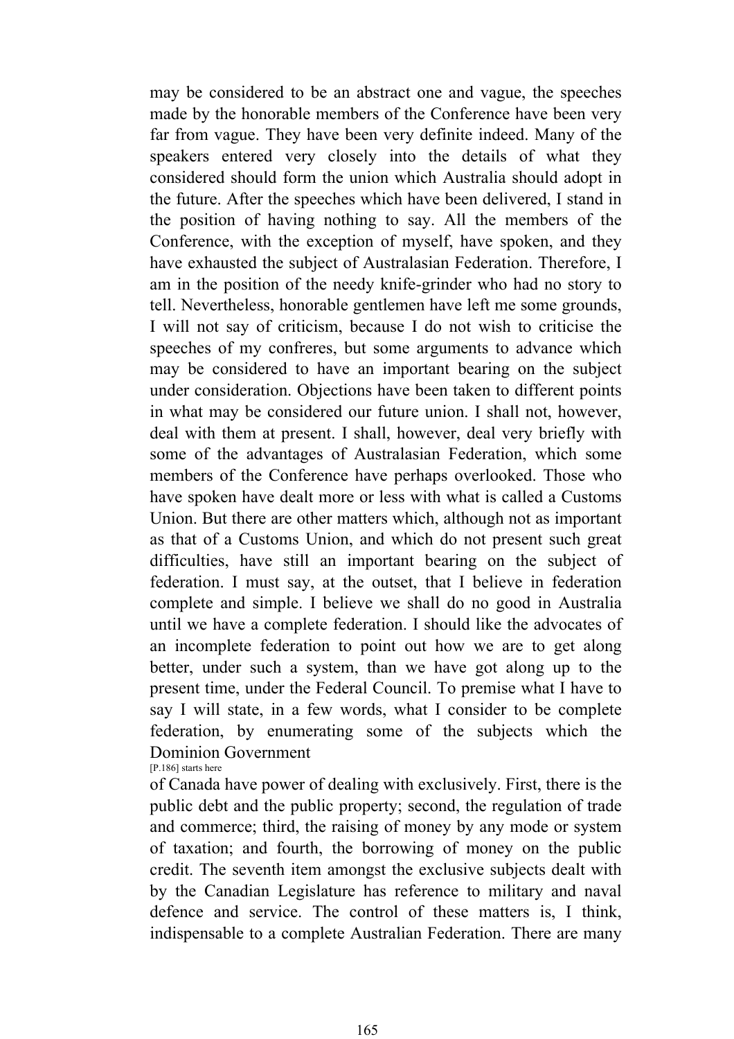may be considered to be an abstract one and vague, the speeches made by the honorable members of the Conference have been very far from vague. They have been very definite indeed. Many of the speakers entered very closely into the details of what they considered should form the union which Australia should adopt in the future. After the speeches which have been delivered, I stand in the position of having nothing to say. All the members of the Conference, with the exception of myself, have spoken, and they have exhausted the subject of Australasian Federation. Therefore, I am in the position of the needy knife-grinder who had no story to tell. Nevertheless, honorable gentlemen have left me some grounds, I will not say of criticism, because I do not wish to criticise the speeches of my confreres, but some arguments to advance which may be considered to have an important bearing on the subject under consideration. Objections have been taken to different points in what may be considered our future union. I shall not, however, deal with them at present. I shall, however, deal very briefly with some of the advantages of Australasian Federation, which some members of the Conference have perhaps overlooked. Those who have spoken have dealt more or less with what is called a Customs Union. But there are other matters which, although not as important as that of a Customs Union, and which do not present such great difficulties, have still an important bearing on the subject of federation. I must say, at the outset, that I believe in federation complete and simple. I believe we shall do no good in Australia until we have a complete federation. I should like the advocates of an incomplete federation to point out how we are to get along better, under such a system, than we have got along up to the present time, under the Federal Council. To premise what I have to say I will state, in a few words, what I consider to be complete federation, by enumerating some of the subjects which the Dominion Government

[P.186] starts here

of Canada have power of dealing with exclusively. First, there is the public debt and the public property; second, the regulation of trade and commerce; third, the raising of money by any mode or system of taxation; and fourth, the borrowing of money on the public credit. The seventh item amongst the exclusive subjects dealt with by the Canadian Legislature has reference to military and naval defence and service. The control of these matters is, I think, indispensable to a complete Australian Federation. There are many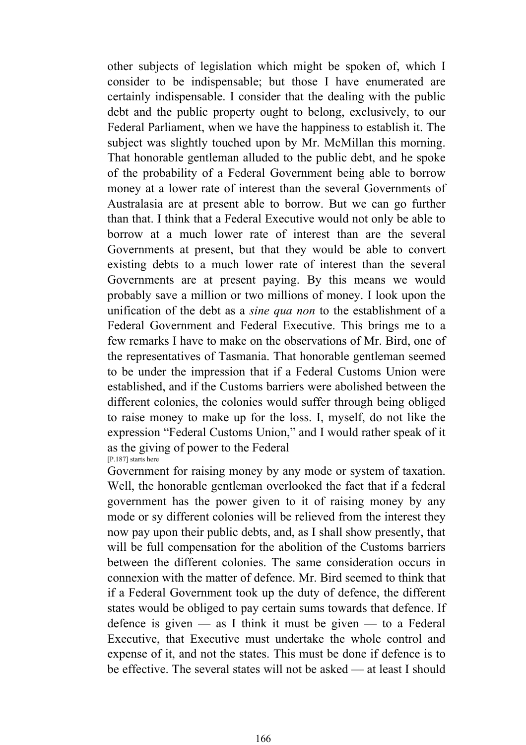other subjects of legislation which might be spoken of, which I consider to be indispensable; but those I have enumerated are certainly indispensable. I consider that the dealing with the public debt and the public property ought to belong, exclusively, to our Federal Parliament, when we have the happiness to establish it. The subject was slightly touched upon by Mr. McMillan this morning. That honorable gentleman alluded to the public debt, and he spoke of the probability of a Federal Government being able to borrow money at a lower rate of interest than the several Governments of Australasia are at present able to borrow. But we can go further than that. I think that a Federal Executive would not only be able to borrow at a much lower rate of interest than are the several Governments at present, but that they would be able to convert existing debts to a much lower rate of interest than the several Governments are at present paying. By this means we would probably save a million or two millions of money. I look upon the unification of the debt as a *sine qua non* to the establishment of a Federal Government and Federal Executive. This brings me to a few remarks I have to make on the observations of Mr. Bird, one of the representatives of Tasmania. That honorable gentleman seemed to be under the impression that if a Federal Customs Union were established, and if the Customs barriers were abolished between the different colonies, the colonies would suffer through being obliged to raise money to make up for the loss. I, myself, do not like the expression "Federal Customs Union," and I would rather speak of it as the giving of power to the Federal

[P.187] starts here

Government for raising money by any mode or system of taxation. Well, the honorable gentleman overlooked the fact that if a federal government has the power given to it of raising money by any mode or sy different colonies will be relieved from the interest they now pay upon their public debts, and, as I shall show presently, that will be full compensation for the abolition of the Customs barriers between the different colonies. The same consideration occurs in connexion with the matter of defence. Mr. Bird seemed to think that if a Federal Government took up the duty of defence, the different states would be obliged to pay certain sums towards that defence. If defence is given — as I think it must be given — to a Federal Executive, that Executive must undertake the whole control and expense of it, and not the states. This must be done if defence is to be effective. The several states will not be asked — at least I should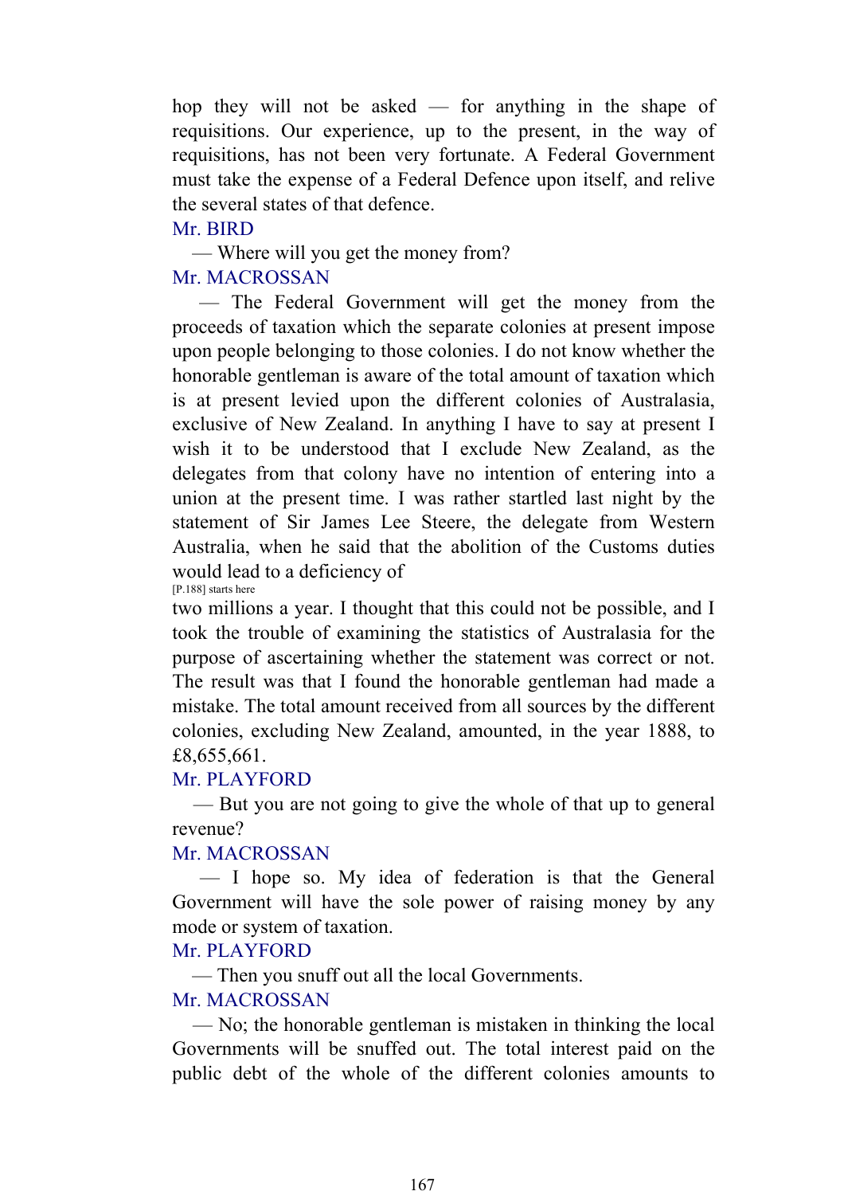hop they will not be asked — for anything in the shape of requisitions. Our experience, up to the present, in the way of requisitions, has not been very fortunate. A Federal Government must take the expense of a Federal Defence upon itself, and relive the several states of that defence.

Mr. BIRD

— Where will you get the money from?

Mr. MACROSSAN

— The Federal Government will get the money from the proceeds of taxation which the separate colonies at present impose upon people belonging to those colonies. I do not know whether the honorable gentleman is aware of the total amount of taxation which is at present levied upon the different colonies of Australasia, exclusive of New Zealand. In anything I have to say at present I wish it to be understood that I exclude New Zealand, as the delegates from that colony have no intention of entering into a union at the present time. I was rather startled last night by the statement of Sir James Lee Steere, the delegate from Western Australia, when he said that the abolition of the Customs duties would lead to a deficiency of

[P.188] starts here

two millions a year. I thought that this could not be possible, and I took the trouble of examining the statistics of Australasia for the purpose of ascertaining whether the statement was correct or not. The result was that I found the honorable gentleman had made a mistake. The total amount received from all sources by the different colonies, excluding New Zealand, amounted, in the year 1888, to £8,655,661.

Mr. PLAYFORD

— But you are not going to give the whole of that up to general revenue?

Mr. MACROSSAN

— I hope so. My idea of federation is that the General Government will have the sole power of raising money by any mode or system of taxation.

Mr. PLAYFORD

— Then you snuff out all the local Governments.

Mr. MACROSSAN

— No; the honorable gentleman is mistaken in thinking the local Governments will be snuffed out. The total interest paid on the public debt of the whole of the different colonies amounts to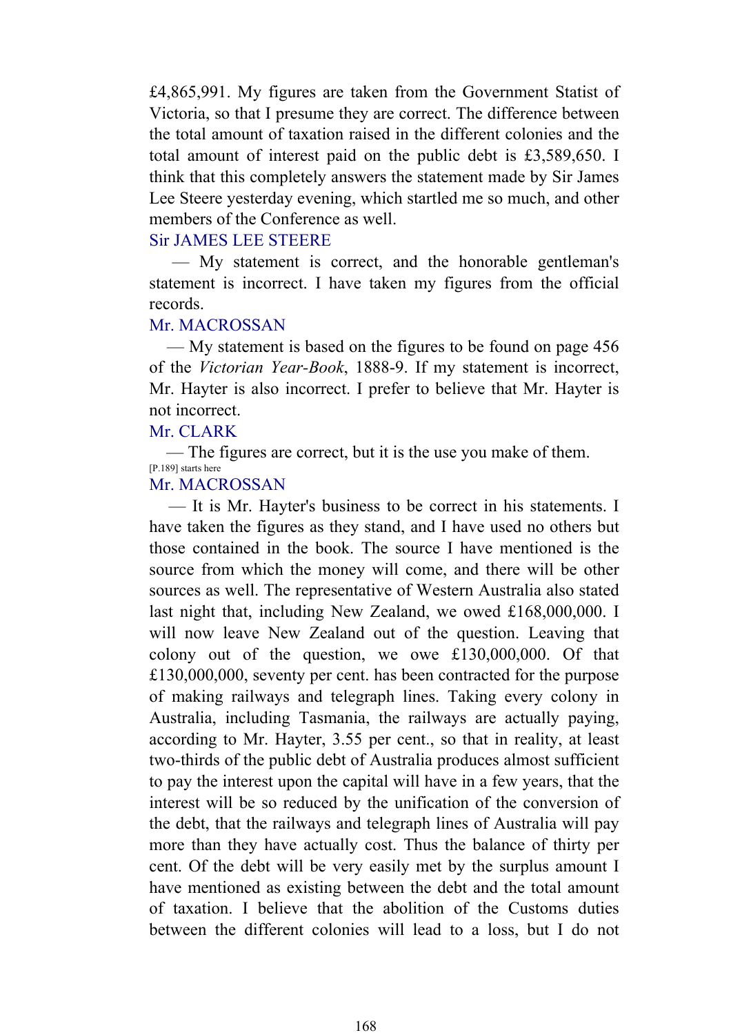£4,865,991. My figures are taken from the Government Statist of Victoria, so that I presume they are correct. The difference between the total amount of taxation raised in the different colonies and the total amount of interest paid on the public debt is £3,589,650. I think that this completely answers the statement made by Sir James Lee Steere yesterday evening, which startled me so much, and other members of the Conference as well.

Sir JAMES LEE STEERE

— My statement is correct, and the honorable gentleman's statement is incorrect. I have taken my figures from the official records.

Mr. MACROSSAN

— My statement is based on the figures to be found on page 456 of the *Victorian Year-Book*, 1888-9. If my statement is incorrect, Mr. Hayter is also incorrect. I prefer to believe that Mr. Hayter is not incorrect.

Mr. CLARK

— The figures are correct, but it is the use you make of them.

[P.189] starts here

Mr. MACROSSAN

— It is Mr. Hayter's business to be correct in his statements. I have taken the figures as they stand, and I have used no others but those contained in the book. The source I have mentioned is the source from which the money will come, and there will be other sources as well. The representative of Western Australia also stated last night that, including New Zealand, we owed £168,000,000. I will now leave New Zealand out of the question. Leaving that colony out of the question, we owe £130,000,000. Of that £130,000,000, seventy per cent. has been contracted for the purpose of making railways and telegraph lines. Taking every colony in Australia, including Tasmania, the railways are actually paying, according to Mr. Hayter, 3.55 per cent., so that in reality, at least two-thirds of the public debt of Australia produces almost sufficient to pay the interest upon the capital will have in a few years, that the interest will be so reduced by the unification of the conversion of the debt, that the railways and telegraph lines of Australia will pay more than they have actually cost. Thus the balance of thirty per cent. Of the debt will be very easily met by the surplus amount I have mentioned as existing between the debt and the total amount of taxation. I believe that the abolition of the Customs duties between the different colonies will lead to a loss, but I do not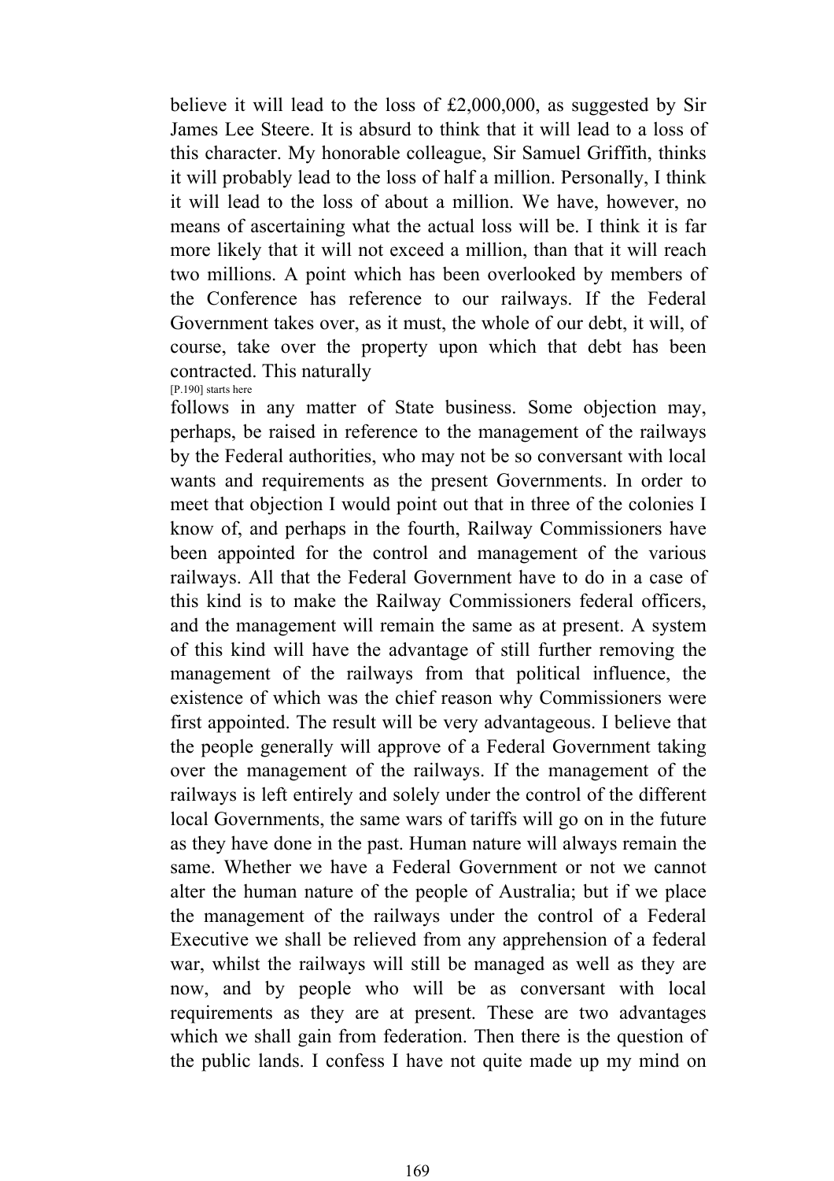believe it will lead to the loss of £2,000,000, as suggested by Sir James Lee Steere. It is absurd to think that it will lead to a loss of this character. My honorable colleague, Sir Samuel Griffith, thinks it will probably lead to the loss of half a million. Personally, I think it will lead to the loss of about a million. We have, however, no means of ascertaining what the actual loss will be. I think it is far more likely that it will not exceed a million, than that it will reach two millions. A point which has been overlooked by members of the Conference has reference to our railways. If the Federal Government takes over, as it must, the whole of our debt, it will, of course, take over the property upon which that debt has been contracted. This naturally

[P.190] starts here

follows in any matter of State business. Some objection may, perhaps, be raised in reference to the management of the railways by the Federal authorities, who may not be so conversant with local wants and requirements as the present Governments. In order to meet that objection I would point out that in three of the colonies I know of, and perhaps in the fourth, Railway Commissioners have been appointed for the control and management of the various railways. All that the Federal Government have to do in a case of this kind is to make the Railway Commissioners federal officers, and the management will remain the same as at present. A system of this kind will have the advantage of still further removing the management of the railways from that political influence, the existence of which was the chief reason why Commissioners were first appointed. The result will be very advantageous. I believe that the people generally will approve of a Federal Government taking over the management of the railways. If the management of the railways is left entirely and solely under the control of the different local Governments, the same wars of tariffs will go on in the future as they have done in the past. Human nature will always remain the same. Whether we have a Federal Government or not we cannot alter the human nature of the people of Australia; but if we place the management of the railways under the control of a Federal Executive we shall be relieved from any apprehension of a federal war, whilst the railways will still be managed as well as they are now, and by people who will be as conversant with local requirements as they are at present. These are two advantages which we shall gain from federation. Then there is the question of the public lands. I confess I have not quite made up my mind on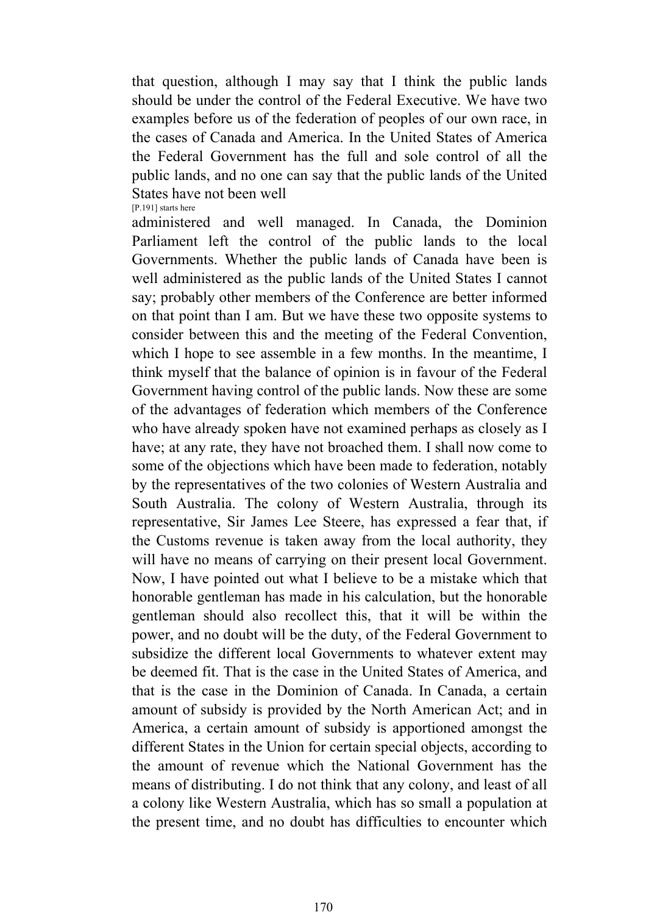that question, although I may say that I think the public lands should be under the control of the Federal Executive. We have two examples before us of the federation of peoples of our own race, in the cases of Canada and America. In the United States of America the Federal Government has the full and sole control of all the public lands, and no one can say that the public lands of the United States have not been well

[P.191] starts here

administered and well managed. In Canada, the Dominion Parliament left the control of the public lands to the local Governments. Whether the public lands of Canada have been is well administered as the public lands of the United States I cannot say; probably other members of the Conference are better informed on that point than I am. But we have these two opposite systems to consider between this and the meeting of the Federal Convention, which I hope to see assemble in a few months. In the meantime, I think myself that the balance of opinion is in favour of the Federal Government having control of the public lands. Now these are some of the advantages of federation which members of the Conference who have already spoken have not examined perhaps as closely as I have; at any rate, they have not broached them. I shall now come to some of the objections which have been made to federation, notably by the representatives of the two colonies of Western Australia and South Australia. The colony of Western Australia, through its representative, Sir James Lee Steere, has expressed a fear that, if the Customs revenue is taken away from the local authority, they will have no means of carrying on their present local Government. Now, I have pointed out what I believe to be a mistake which that honorable gentleman has made in his calculation, but the honorable gentleman should also recollect this, that it will be within the power, and no doubt will be the duty, of the Federal Government to subsidize the different local Governments to whatever extent may be deemed fit. That is the case in the United States of America, and that is the case in the Dominion of Canada. In Canada, a certain amount of subsidy is provided by the North American Act; and in America, a certain amount of subsidy is apportioned amongst the different States in the Union for certain special objects, according to the amount of revenue which the National Government has the means of distributing. I do not think that any colony, and least of all a colony like Western Australia, which has so small a population at the present time, and no doubt has difficulties to encounter which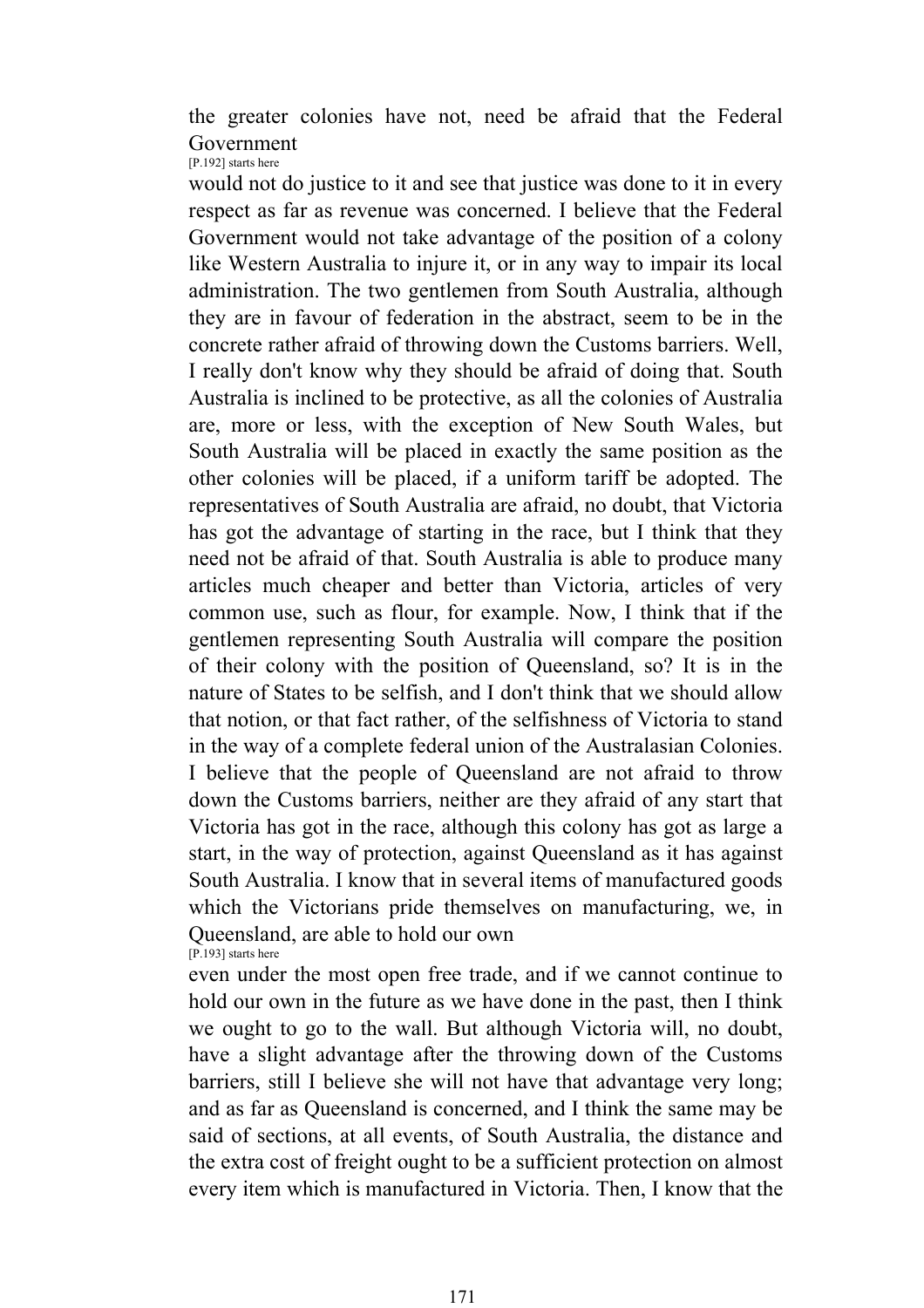the greater colonies have not, need be afraid that the Federal Government

[P.192] starts here

would not do justice to it and see that justice was done to it in every respect as far as revenue was concerned. I believe that the Federal Government would not take advantage of the position of a colony like Western Australia to injure it, or in any way to impair its local administration. The two gentlemen from South Australia, although they are in favour of federation in the abstract, seem to be in the concrete rather afraid of throwing down the Customs barriers. Well, I really don't know why they should be afraid of doing that. South Australia is inclined to be protective, as all the colonies of Australia are, more or less, with the exception of New South Wales, but South Australia will be placed in exactly the same position as the other colonies will be placed, if a uniform tariff be adopted. The representatives of South Australia are afraid, no doubt, that Victoria has got the advantage of starting in the race, but I think that they need not be afraid of that. South Australia is able to produce many articles much cheaper and better than Victoria, articles of very common use, such as flour, for example. Now, I think that if the gentlemen representing South Australia will compare the position of their colony with the position of Queensland, so? It is in the nature of States to be selfish, and I don't think that we should allow that notion, or that fact rather, of the selfishness of Victoria to stand in the way of a complete federal union of the Australasian Colonies. I believe that the people of Queensland are not afraid to throw down the Customs barriers, neither are they afraid of any start that Victoria has got in the race, although this colony has got as large a start, in the way of protection, against Queensland as it has against South Australia. I know that in several items of manufactured goods which the Victorians pride themselves on manufacturing, we, in Queensland, are able to hold our own

[P.193] starts here

even under the most open free trade, and if we cannot continue to hold our own in the future as we have done in the past, then I think we ought to go to the wall. But although Victoria will, no doubt, have a slight advantage after the throwing down of the Customs barriers, still I believe she will not have that advantage very long; and as far as Queensland is concerned, and I think the same may be said of sections, at all events, of South Australia, the distance and the extra cost of freight ought to be a sufficient protection on almost every item which is manufactured in Victoria. Then, I know that the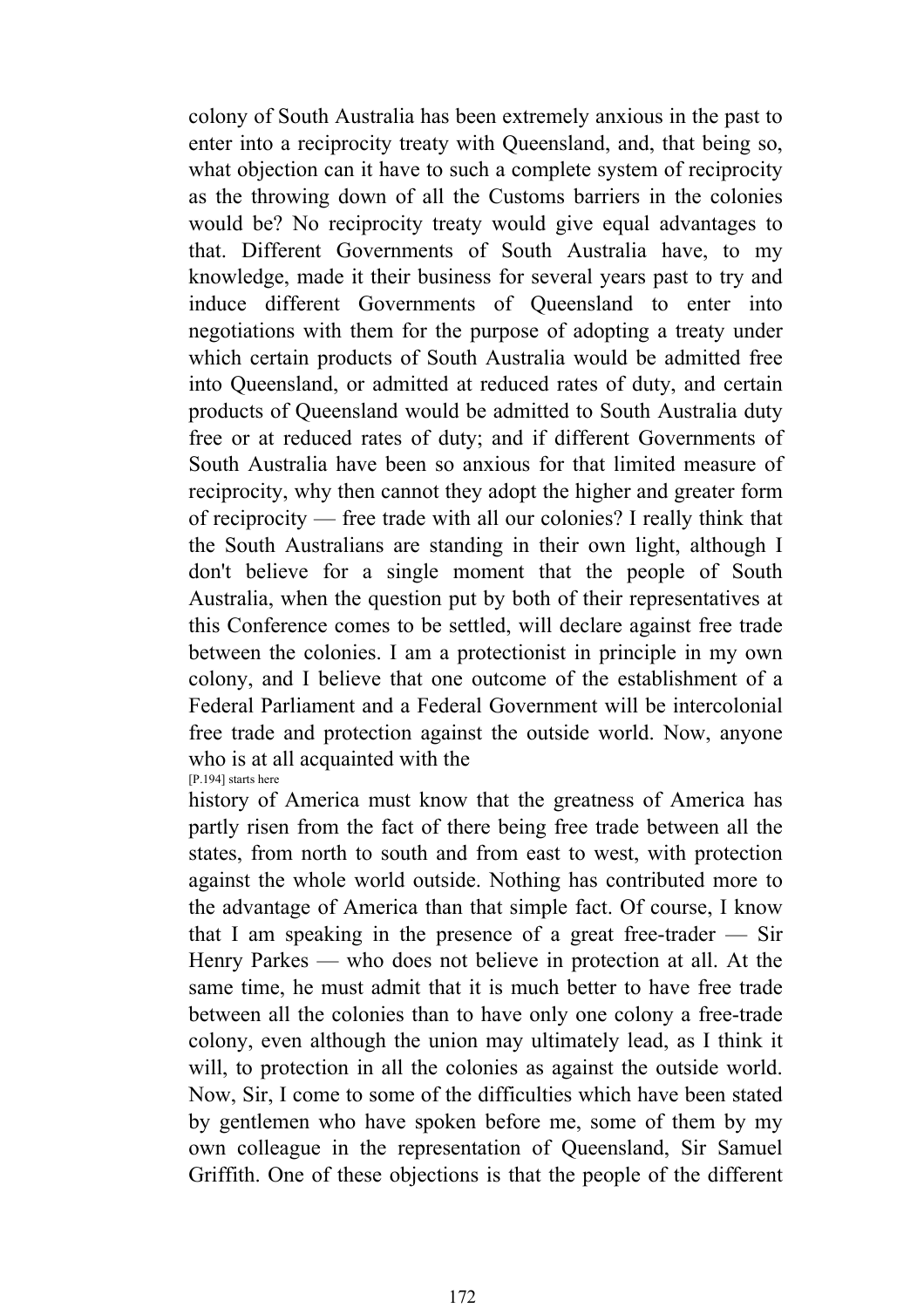colony of South Australia has been extremely anxious in the past to enter into a reciprocity treaty with Queensland, and, that being so, what objection can it have to such a complete system of reciprocity as the throwing down of all the Customs barriers in the colonies would be? No reciprocity treaty would give equal advantages to that. Different Governments of South Australia have, to my knowledge, made it their business for several years past to try and induce different Governments of Queensland to enter into negotiations with them for the purpose of adopting a treaty under which certain products of South Australia would be admitted free into Queensland, or admitted at reduced rates of duty, and certain products of Queensland would be admitted to South Australia duty free or at reduced rates of duty; and if different Governments of South Australia have been so anxious for that limited measure of reciprocity, why then cannot they adopt the higher and greater form of reciprocity — free trade with all our colonies? I really think that the South Australians are standing in their own light, although I don't believe for a single moment that the people of South Australia, when the question put by both of their representatives at this Conference comes to be settled, will declare against free trade between the colonies. I am a protectionist in principle in my own colony, and I believe that one outcome of the establishment of a Federal Parliament and a Federal Government will be intercolonial free trade and protection against the outside world. Now, anyone who is at all acquainted with the

[P.194] starts here

history of America must know that the greatness of America has partly risen from the fact of there being free trade between all the states, from north to south and from east to west, with protection against the whole world outside. Nothing has contributed more to the advantage of America than that simple fact. Of course, I know that I am speaking in the presence of a great free-trader — Sir Henry Parkes — who does not believe in protection at all. At the same time, he must admit that it is much better to have free trade between all the colonies than to have only one colony a free-trade colony, even although the union may ultimately lead, as I think it will, to protection in all the colonies as against the outside world. Now, Sir, I come to some of the difficulties which have been stated by gentlemen who have spoken before me, some of them by my own colleague in the representation of Queensland, Sir Samuel Griffith. One of these objections is that the people of the different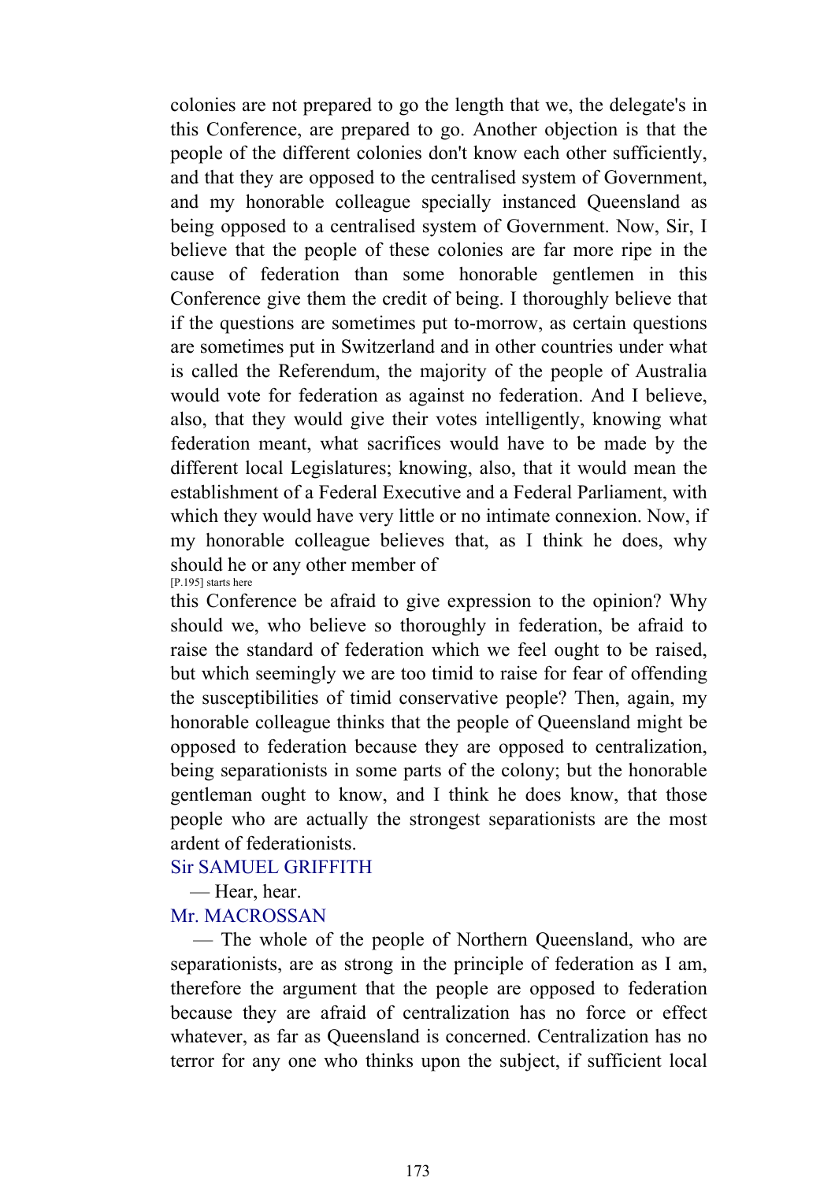colonies are not prepared to go the length that we, the delegate's in this Conference, are prepared to go. Another objection is that the people of the different colonies don't know each other sufficiently, and that they are opposed to the centralised system of Government, and my honorable colleague specially instanced Queensland as being opposed to a centralised system of Government. Now, Sir, I believe that the people of these colonies are far more ripe in the cause of federation than some honorable gentlemen in this Conference give them the credit of being. I thoroughly believe that if the questions are sometimes put to-morrow, as certain questions are sometimes put in Switzerland and in other countries under what is called the Referendum, the majority of the people of Australia would vote for federation as against no federation. And I believe, also, that they would give their votes intelligently, knowing what federation meant, what sacrifices would have to be made by the different local Legislatures; knowing, also, that it would mean the establishment of a Federal Executive and a Federal Parliament, with which they would have very little or no intimate connexion. Now, if my honorable colleague believes that, as I think he does, why should he or any other member of

[P.195] starts here

this Conference be afraid to give expression to the opinion? Why should we, who believe so thoroughly in federation, be afraid to raise the standard of federation which we feel ought to be raised, but which seemingly we are too timid to raise for fear of offending the susceptibilities of timid conservative people? Then, again, my honorable colleague thinks that the people of Queensland might be opposed to federation because they are opposed to centralization, being separationists in some parts of the colony; but the honorable gentleman ought to know, and I think he does know, that those people who are actually the strongest separationists are the most ardent of federationists.

Sir SAMUEL GRIFFITH

— Hear, hear.

Mr. MACROSSAN

— The whole of the people of Northern Queensland, who are separationists, are as strong in the principle of federation as I am, therefore the argument that the people are opposed to federation because they are afraid of centralization has no force or effect whatever, as far as Queensland is concerned. Centralization has no terror for any one who thinks upon the subject, if sufficient local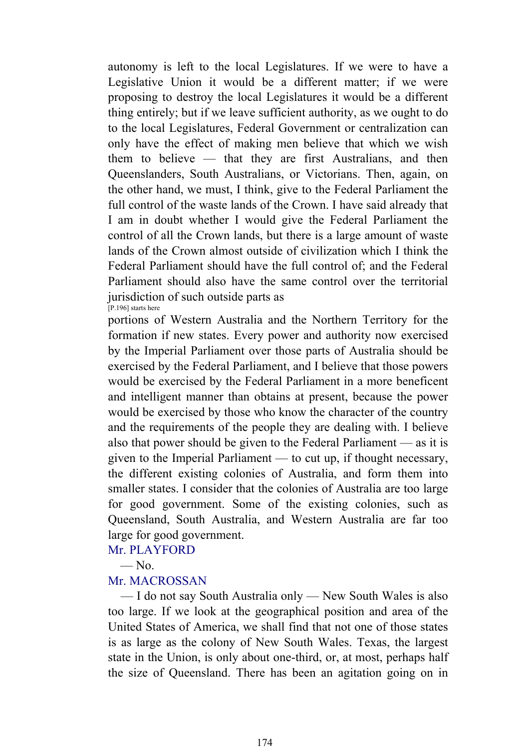autonomy is left to the local Legislatures. If we were to have a Legislative Union it would be a different matter; if we were proposing to destroy the local Legislatures it would be a different thing entirely; but if we leave sufficient authority, as we ought to do to the local Legislatures, Federal Government or centralization can only have the effect of making men believe that which we wish them to believe — that they are first Australians, and then Queenslanders, South Australians, or Victorians. Then, again, on the other hand, we must, I think, give to the Federal Parliament the full control of the waste lands of the Crown. I have said already that I am in doubt whether I would give the Federal Parliament the control of all the Crown lands, but there is a large amount of waste lands of the Crown almost outside of civilization which I think the Federal Parliament should have the full control of; and the Federal Parliament should also have the same control over the territorial jurisdiction of such outside parts as

[P.196] starts here

portions of Western Australia and the Northern Territory for the formation if new states. Every power and authority now exercised by the Imperial Parliament over those parts of Australia should be exercised by the Federal Parliament, and I believe that those powers would be exercised by the Federal Parliament in a more beneficent and intelligent manner than obtains at present, because the power would be exercised by those who know the character of the country and the requirements of the people they are dealing with. I believe also that power should be given to the Federal Parliament — as it is given to the Imperial Parliament — to cut up, if thought necessary, the different existing colonies of Australia, and form them into smaller states. I consider that the colonies of Australia are too large for good government. Some of the existing colonies, such as Queensland, South Australia, and Western Australia are far too large for good government.

Mr. PLAYFORD

— No.

Mr. MACROSSAN

— I do not say South Australia only — New South Wales is also too large. If we look at the geographical position and area of the United States of America, we shall find that not one of those states is as large as the colony of New South Wales. Texas, the largest state in the Union, is only about one-third, or, at most, perhaps half the size of Queensland. There has been an agitation going on in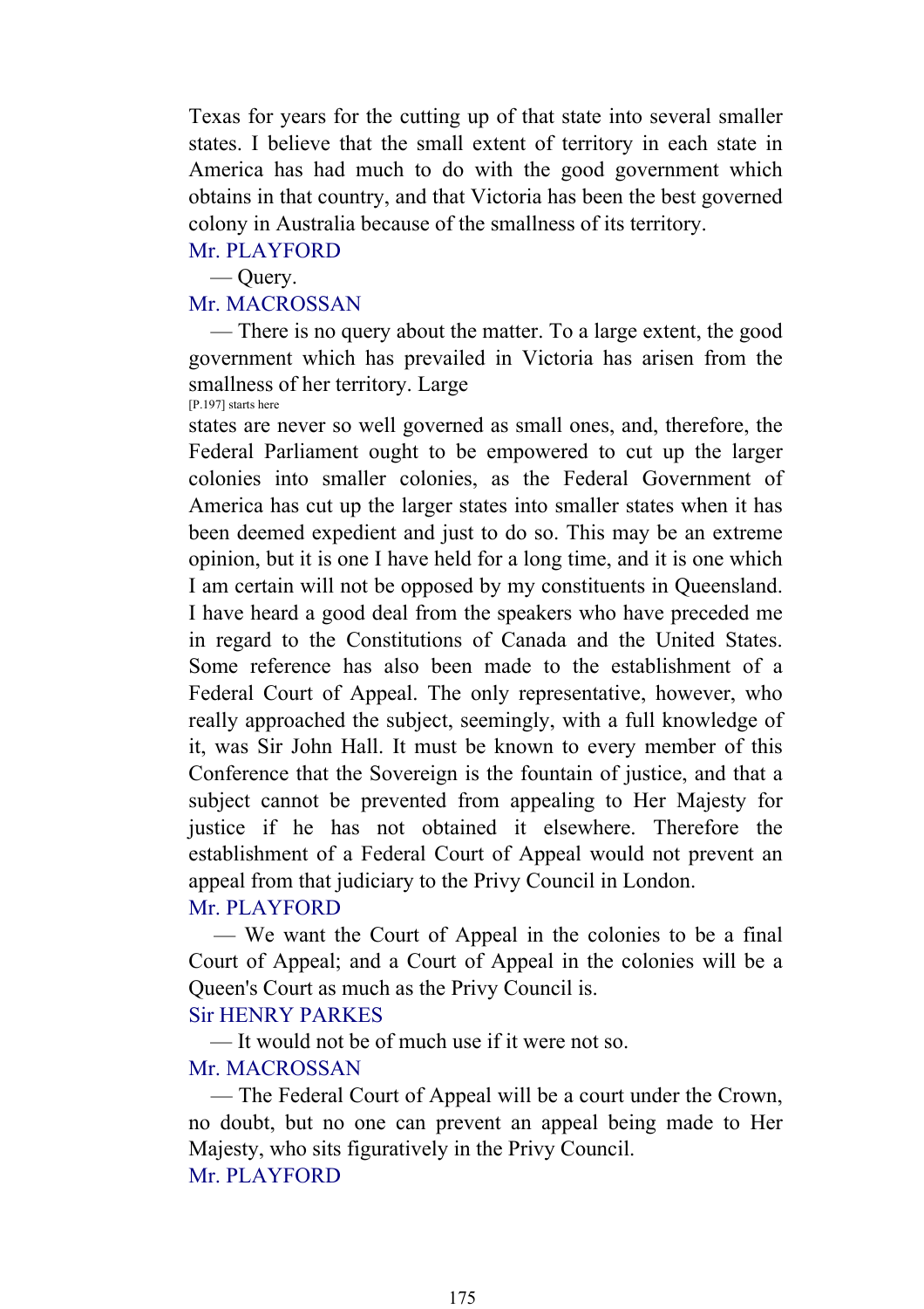Texas for years for the cutting up of that state into several smaller states. I believe that the small extent of territory in each state in America has had much to do with the good government which obtains in that country, and that Victoria has been the best governed colony in Australia because of the smallness of its territory.

Mr. PLAYFORD

— Query.

Mr. MACROSSAN

— There is no query about the matter. To a large extent, the good government which has prevailed in Victoria has arisen from the smallness of her territory. Large

[P.197] starts here

states are never so well governed as small ones, and, therefore, the Federal Parliament ought to be empowered to cut up the larger colonies into smaller colonies, as the Federal Government of America has cut up the larger states into smaller states when it has been deemed expedient and just to do so. This may be an extreme opinion, but it is one I have held for a long time, and it is one which I am certain will not be opposed by my constituents in Queensland. I have heard a good deal from the speakers who have preceded me in regard to the Constitutions of Canada and the United States. Some reference has also been made to the establishment of a Federal Court of Appeal. The only representative, however, who really approached the subject, seemingly, with a full knowledge of it, was Sir John Hall. It must be known to every member of this Conference that the Sovereign is the fountain of justice, and that a subject cannot be prevented from appealing to Her Majesty for justice if he has not obtained it elsewhere. Therefore the establishment of a Federal Court of Appeal would not prevent an appeal from that judiciary to the Privy Council in London.

Mr. PLAYFORD

— We want the Court of Appeal in the colonies to be a final Court of Appeal; and a Court of Appeal in the colonies will be a Queen's Court as much as the Privy Council is.

Sir HENRY PARKES

— It would not be of much use if it were not so.

Mr. MACROSSAN

— The Federal Court of Appeal will be a court under the Crown, no doubt, but no one can prevent an appeal being made to Her Majesty, who sits figuratively in the Privy Council.

Mr. PLAYFORD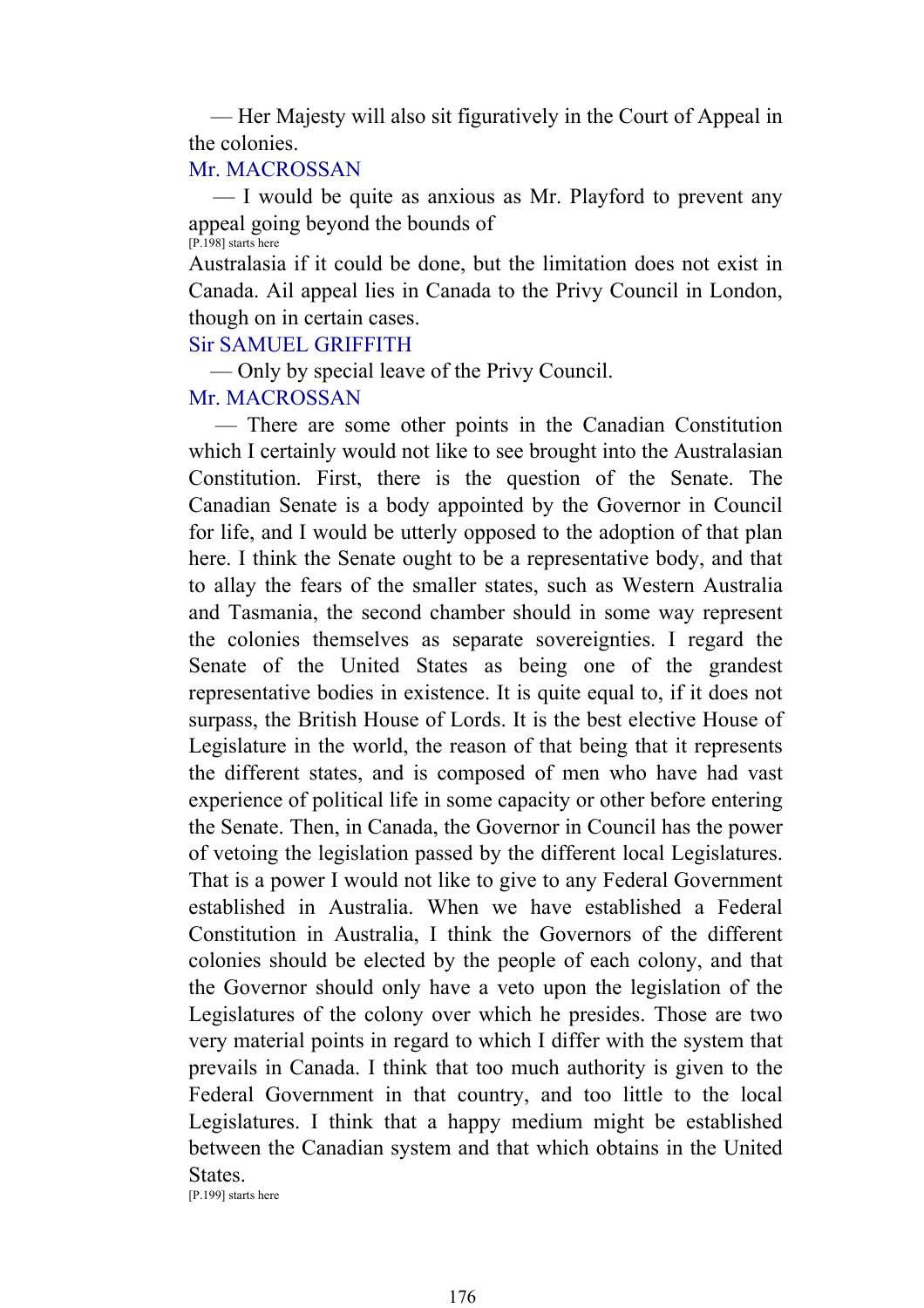— Her Majesty will also sit figuratively in the Court of Appeal in the colonies.

Mr. MACROSSAN

— I would be quite as anxious as Mr. Playford to prevent any appeal going beyond the bounds of

[P.198] starts here

Australasia if it could be done, but the limitation does not exist in Canada. Ail appeal lies in Canada to the Privy Council in London, though on in certain cases.

Sir SAMUEL GRIFFITH

— Only by special leave of the Privy Council.

Mr. MACROSSAN

— There are some other points in the Canadian Constitution which I certainly would not like to see brought into the Australasian Constitution. First, there is the question of the Senate. The Canadian Senate is a body appointed by the Governor in Council for life, and I would be utterly opposed to the adoption of that plan here. I think the Senate ought to be a representative body, and that to allay the fears of the smaller states, such as Western Australia and Tasmania, the second chamber should in some way represent the colonies themselves as separate sovereignties. I regard the Senate of the United States as being one of the grandest representative bodies in existence. It is quite equal to, if it does not surpass, the British House of Lords. It is the best elective House of Legislature in the world, the reason of that being that it represents the different states, and is composed of men who have had vast experience of political life in some capacity or other before entering the Senate. Then, in Canada, the Governor in Council has the power of vetoing the legislation passed by the different local Legislatures. That is a power I would not like to give to any Federal Government established in Australia. When we have established a Federal Constitution in Australia, I think the Governors of the different colonies should be elected by the people of each colony, and that the Governor should only have a veto upon the legislation of the Legislatures of the colony over which he presides. Those are two very material points in regard to which I differ with the system that prevails in Canada. I think that too much authority is given to the Federal Government in that country, and too little to the local Legislatures. I think that a happy medium might be established between the Canadian system and that which obtains in the United States.

[P.199] starts here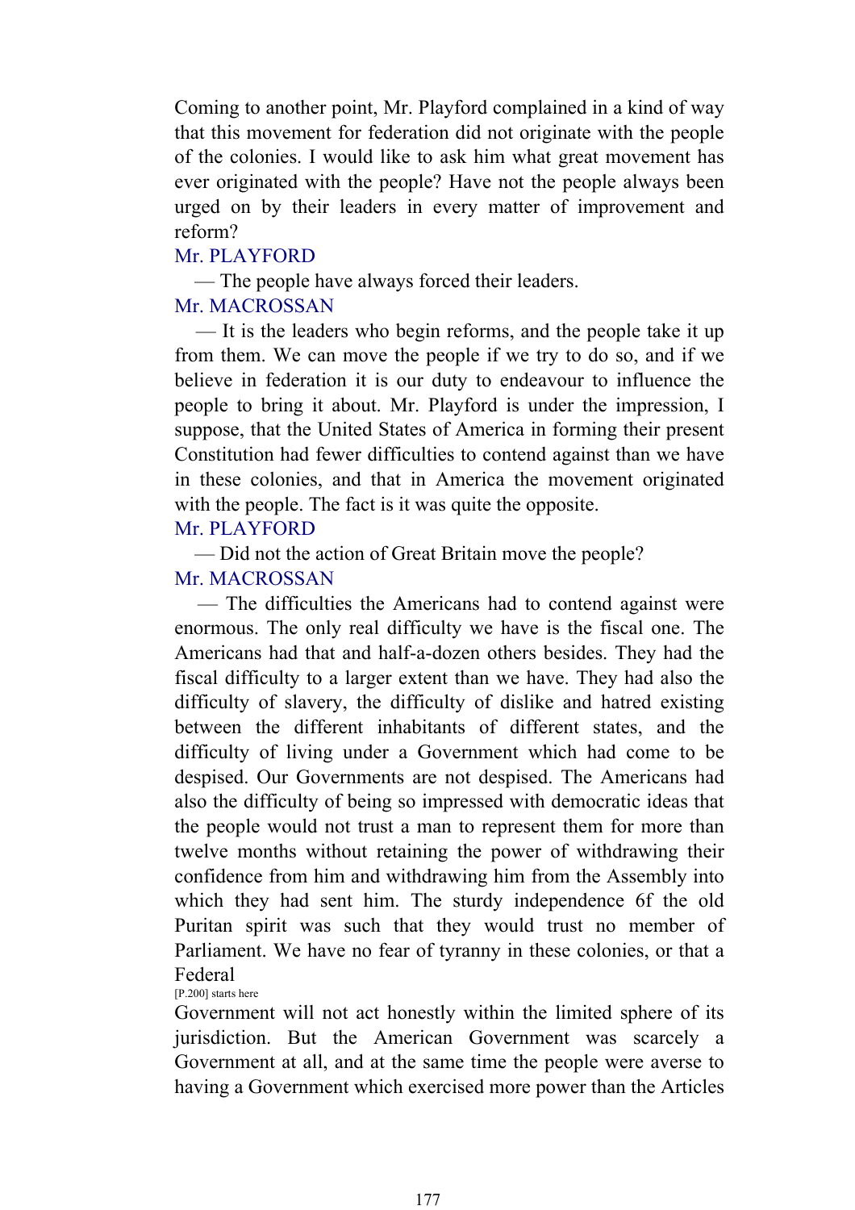Coming to another point, Mr. Playford complained in a kind of way that this movement for federation did not originate with the people of the colonies. I would like to ask him what great movement has ever originated with the people? Have not the people always been urged on by their leaders in every matter of improvement and reform?

Mr. PLAYFORD

— The people have always forced their leaders.

Mr. MACROSSAN

— It is the leaders who begin reforms, and the people take it up from them. We can move the people if we try to do so, and if we believe in federation it is our duty to endeavour to influence the people to bring it about. Mr. Playford is under the impression, I suppose, that the United States of America in forming their present Constitution had fewer difficulties to contend against than we have in these colonies, and that in America the movement originated with the people. The fact is it was quite the opposite.

Mr. PLAYFORD

— Did not the action of Great Britain move the people?

Mr. MACROSSAN

— The difficulties the Americans had to contend against were enormous. The only real difficulty we have is the fiscal one. The Americans had that and half-a-dozen others besides. They had the fiscal difficulty to a larger extent than we have. They had also the difficulty of slavery, the difficulty of dislike and hatred existing between the different inhabitants of different states, and the difficulty of living under a Government which had come to be despised. Our Governments are not despised. The Americans had also the difficulty of being so impressed with democratic ideas that the people would not trust a man to represent them for more than twelve months without retaining the power of withdrawing their confidence from him and withdrawing him from the Assembly into which they had sent him. The sturdy independence 6f the old Puritan spirit was such that they would trust no member of Parliament. We have no fear of tyranny in these colonies, or that a Federal

[P.200] starts here

Government will not act honestly within the limited sphere of its jurisdiction. But the American Government was scarcely a Government at all, and at the same time the people were averse to having a Government which exercised more power than the Articles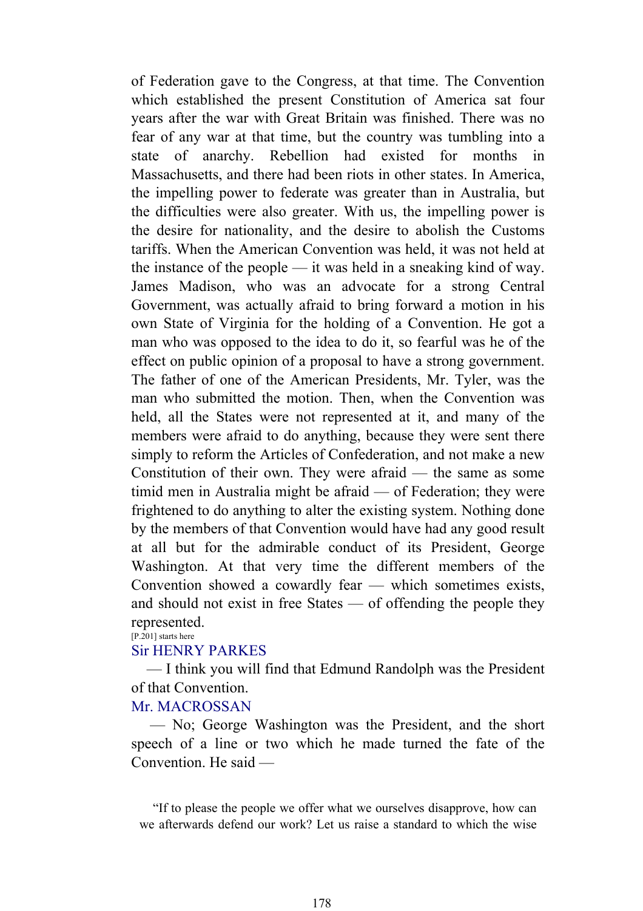of Federation gave to the Congress, at that time. The Convention which established the present Constitution of America sat four years after the war with Great Britain was finished. There was no fear of any war at that time, but the country was tumbling into a state of anarchy. Rebellion had existed for months in Massachusetts, and there had been riots in other states. In America, the impelling power to federate was greater than in Australia, but the difficulties were also greater. With us, the impelling power is the desire for nationality, and the desire to abolish the Customs tariffs. When the American Convention was held, it was not held at the instance of the people — it was held in a sneaking kind of way. James Madison, who was an advocate for a strong Central Government, was actually afraid to bring forward a motion in his own State of Virginia for the holding of a Convention. He got a man who was opposed to the idea to do it, so fearful was he of the effect on public opinion of a proposal to have a strong government. The father of one of the American Presidents, Mr. Tyler, was the man who submitted the motion. Then, when the Convention was held, all the States were not represented at it, and many of the members were afraid to do anything, because they were sent there simply to reform the Articles of Confederation, and not make a new Constitution of their own. They were afraid — the same as some timid men in Australia might be afraid — of Federation; they were frightened to do anything to alter the existing system. Nothing done by the members of that Convention would have had any good result at all but for the admirable conduct of its President, George Washington. At that very time the different members of the Convention showed a cowardly fear — which sometimes exists, and should not exist in free States — of offending the people they represented.

[P.201] starts here

Sir HENRY PARKES

— I think you will find that Edmund Randolph was the President of that Convention.

Mr. MACROSSAN

— No; George Washington was the President, and the short speech of a line or two which he made turned the fate of the Convention. He said —

> "If to please the people we offer what we ourselves disapprove, how can we afterwards defend our work? Let us raise a standard to which the wise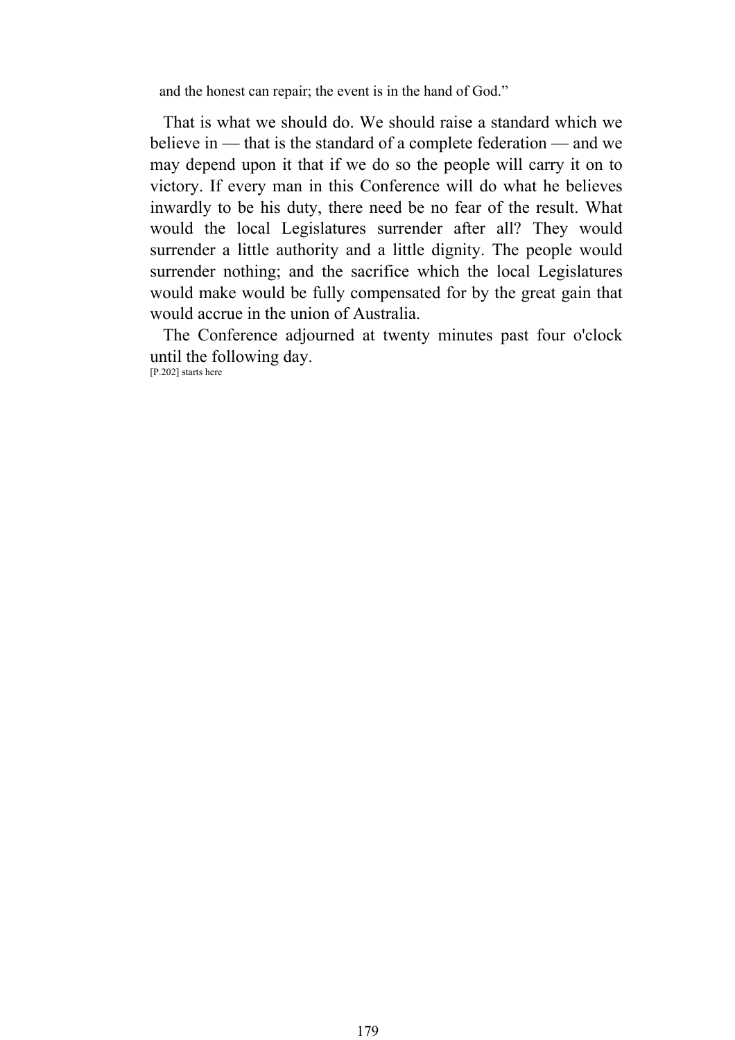and the honest can repair; the event is in the hand of God."

That is what we should do. We should raise a standard which we believe in — that is the standard of a complete federation — and we may depend upon it that if we do so the people will carry it on to victory. If every man in this Conference will do what he believes inwardly to be his duty, there need be no fear of the result. What would the local Legislatures surrender after all? They would surrender a little authority and a little dignity. The people would surrender nothing; and the sacrifice which the local Legislatures would make would be fully compensated for by the great gain that would accrue in the union of Australia.

The Conference adjourned at twenty minutes past four o'clock until the following day.

[P.202] starts here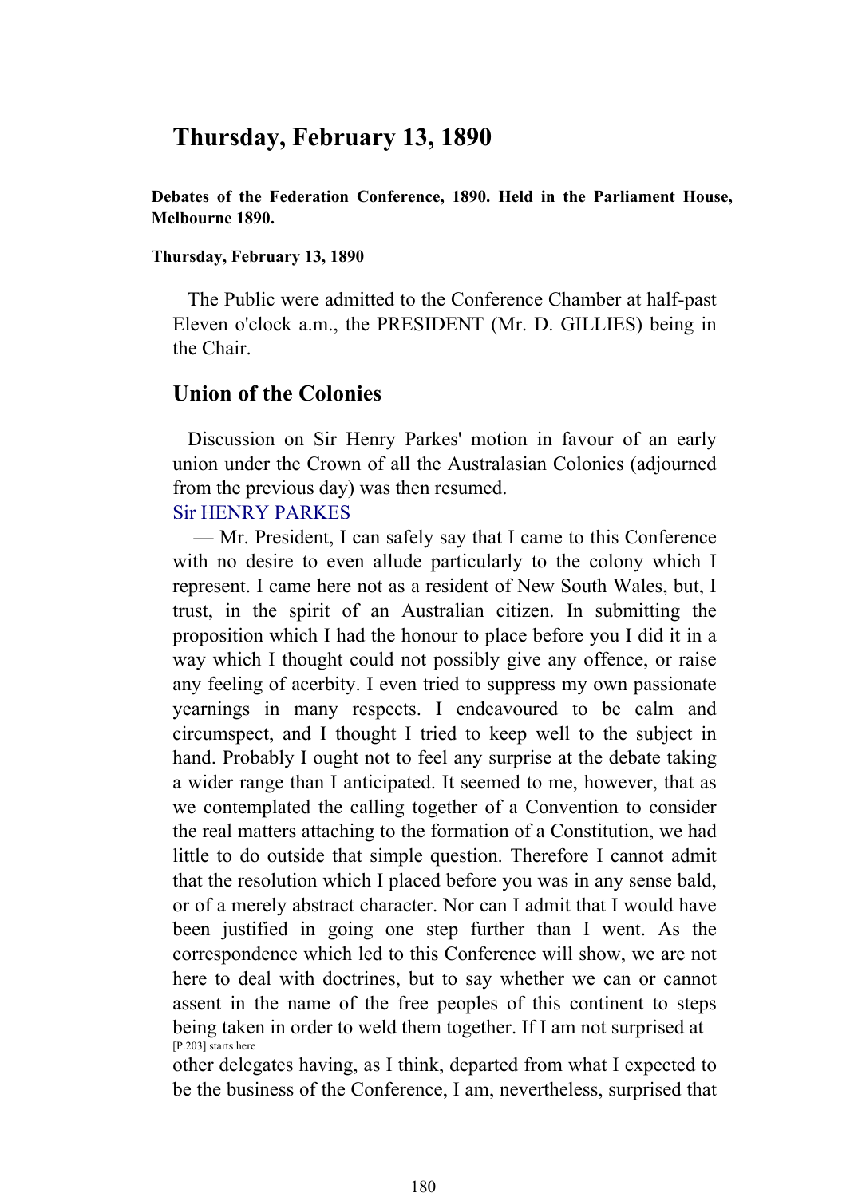# Thursday, February 13, 1890

**Debates of the Federation Conference, 1890. Held in the Parliament House, Melbourne 1890.**

**Thursday, February 13, 1890**

The Public were admitted to the Conference Chamber at half-past Eleven o'clock a.m., the PRESIDENT (Mr. D. GILLIES) being in the Chair.

## Union of the Colonies

Discussion on Sir Henry Parkes' motion in favour of an early union under the Crown of all the Australasian Colonies (adjourned from the previous day) was then resumed.

Sir HENRY PARKES

— Mr. President, I can safely say that I came to this Conference with no desire to even allude particularly to the colony which I represent. I came here not as a resident of New South Wales, but, I trust, in the spirit of an Australian citizen. In submitting the proposition which I had the honour to place before you I did it in a way which I thought could not possibly give any offence, or raise any feeling of acerbity. I even tried to suppress my own passionate yearnings in many respects. I endeavoured to be calm and circumspect, and I thought I tried to keep well to the subject in hand. Probably I ought not to feel any surprise at the debate taking a wider range than I anticipated. It seemed to me, however, that as we contemplated the calling together of a Convention to consider the real matters attaching to the formation of a Constitution, we had little to do outside that simple question. Therefore I cannot admit that the resolution which I placed before you was in any sense bald, or of a merely abstract character. Nor can I admit that I would have been justified in going one step further than I went. As the correspondence which led to this Conference will show, we are not here to deal with doctrines, but to say whether we can or cannot assent in the name of the free peoples of this continent to steps being taken in order to weld them together. If I am not surprised at

[P.203] starts here

other delegates having, as I think, departed from what I expected to be the business of the Conference, I am, nevertheless, surprised that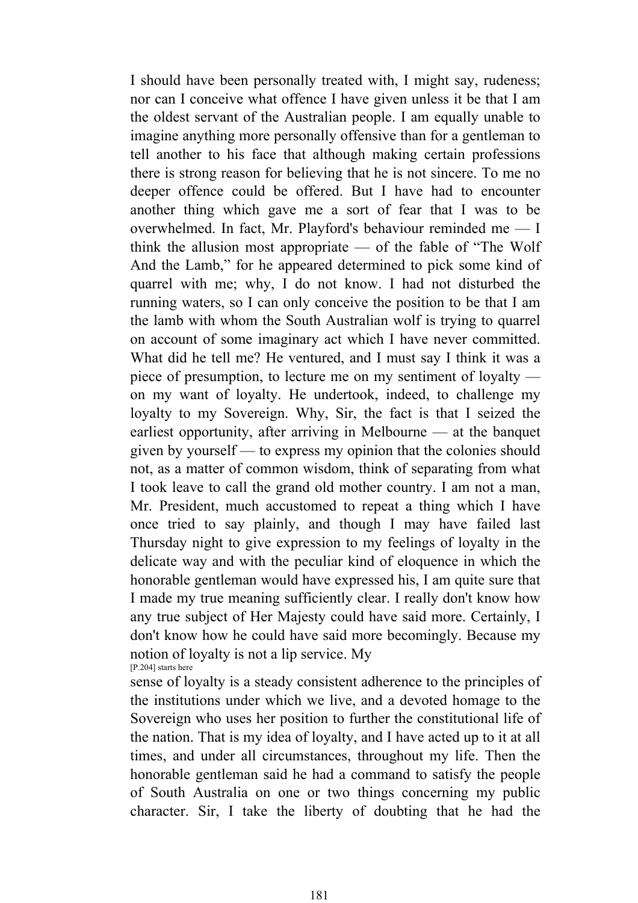I should have been personally treated with, I might say, rudeness; nor can I conceive what offence I have given unless it be that I am the oldest servant of the Australian people. I am equally unable to imagine anything more personally offensive than for a gentleman to tell another to his face that although making certain professions there is strong reason for believing that he is not sincere. To me no deeper offence could be offered. But I have had to encounter another thing which gave me a sort of fear that I was to be overwhelmed. In fact, Mr. Playford's behaviour reminded me — I think the allusion most appropriate — of the fable of "The Wolf And the Lamb," for he appeared determined to pick some kind of quarrel with me; why, I do not know. I had not disturbed the running waters, so I can only conceive the position to be that I am the lamb with whom the South Australian wolf is trying to quarrel on account of some imaginary act which I have never committed. What did he tell me? He ventured, and I must say I think it was a piece of presumption, to lecture me on my sentiment of loyalty — on my want of loyalty. He undertook, indeed, to challenge my loyalty to my Sovereign. Why, Sir, the fact is that I seized the earliest opportunity, after arriving in Melbourne — at the banquet given by yourself — to express my opinion that the colonies should not, as a matter of common wisdom, think of separating from what I took leave to call the grand old mother country. I am not a man, Mr. President, much accustomed to repeat a thing which I have once tried to say plainly, and though I may have failed last Thursday night to give expression to my feelings of loyalty in the delicate way and with the peculiar kind of eloquence in which the honorable gentleman would have expressed his, I am quite sure that I made my true meaning sufficiently clear. I really don't know how any true subject of Her Majesty could have said more. Certainly, I don't know how he could have said more becomingly. Because my notion of loyalty is not a lip service. My

[P.204] starts here

sense of loyalty is a steady consistent adherence to the principles of the institutions under which we live, and a devoted homage to the Sovereign who uses her position to further the constitutional life of the nation. That is my idea of loyalty, and I have acted up to it at all times, and under all circumstances, throughout my life. Then the honorable gentleman said he had a command to satisfy the people of South Australia on one or two things concerning my public character. Sir, I take the liberty of doubting that he had the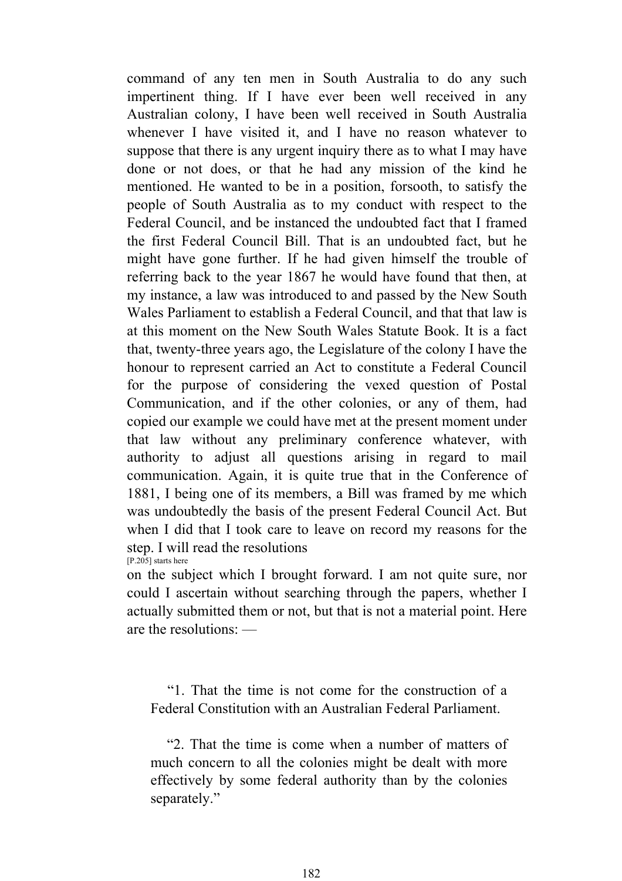command of any ten men in South Australia to do any such impertinent thing. If I have ever been well received in any Australian colony, I have been well received in South Australia whenever I have visited it, and I have no reason whatever to suppose that there is any urgent inquiry there as to what I may have done or not does, or that he had any mission of the kind he mentioned. He wanted to be in a position, forsooth, to satisfy the people of South Australia as to my conduct with respect to the Federal Council, and be instanced the undoubted fact that I framed the first Federal Council Bill. That is an undoubted fact, but he might have gone further. If he had given himself the trouble of referring back to the year 1867 he would have found that then, at my instance, a law was introduced to and passed by the New South Wales Parliament to establish a Federal Council, and that that law is at this moment on the New South Wales Statute Book. It is a fact that, twenty-three years ago, the Legislature of the colony I have the honour to represent carried an Act to constitute a Federal Council for the purpose of considering the vexed question of Postal Communication, and if the other colonies, or any of them, had copied our example we could have met at the present moment under that law without any preliminary conference whatever, with authority to adjust all questions arising in regard to mail communication. Again, it is quite true that in the Conference of 1881, I being one of its members, a Bill was framed by me which was undoubtedly the basis of the present Federal Council Act. But when I did that I took care to leave on record my reasons for the step. I will read the resolutions

[P.205] starts here

on the subject which I brought forward. I am not quite sure, nor could I ascertain without searching through the papers, whether I actually submitted them or not, but that is not a material point. Here are the resolutions: —

> “1. That the time is not come for the construction of a Federal Constitution with an Australian Federal Parliament.
>
> “2. That the time is come when a number of matters of much concern to all the colonies might be dealt with more effectively by some federal authority than by the colonies separately.”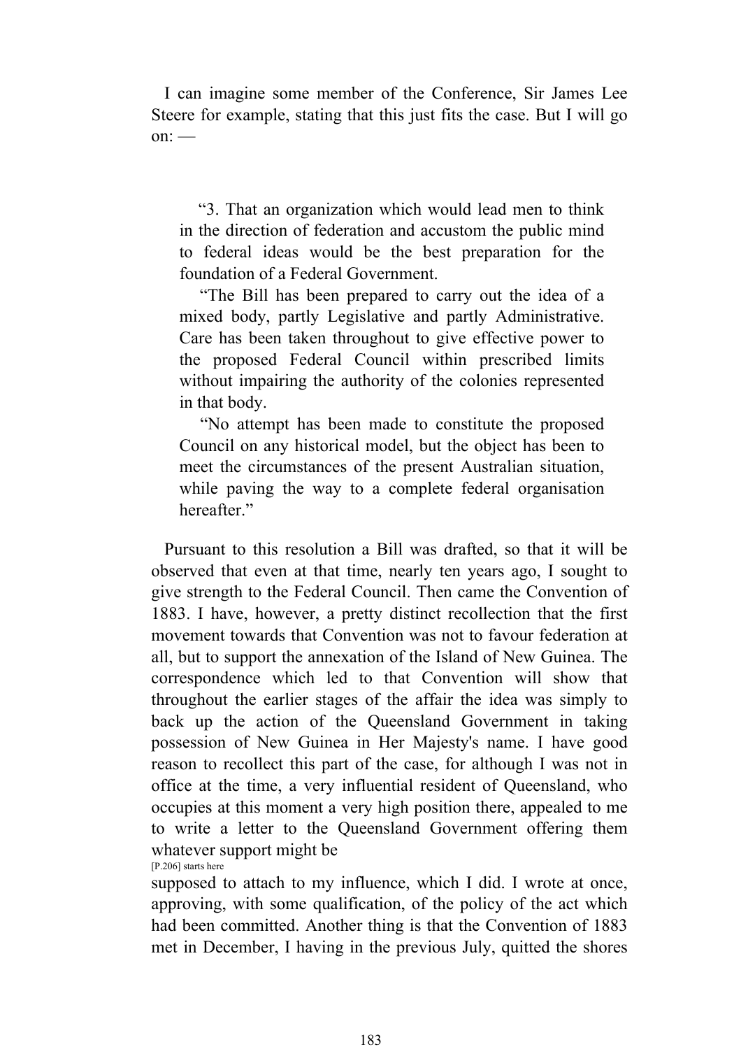I can imagine some member of the Conference, Sir James Lee Steere for example, stating that this just fits the case. But I will go on: —

> "3. That an organization which would lead men to think in the direction of federation and accustom the public mind to federal ideas would be the best preparation for the foundation of a Federal Government.
>
> "The Bill has been prepared to carry out the idea of a mixed body, partly Legislative and partly Administrative. Care has been taken throughout to give effective power to the proposed Federal Council within prescribed limits without impairing the authority of the colonies represented in that body.
>
> "No attempt has been made to constitute the proposed Council on any historical model, but the object has been to meet the circumstances of the present Australian situation, while paving the way to a complete federal organisation hereafter."

Pursuant to this resolution a Bill was drafted, so that it will be observed that even at that time, nearly ten years ago, I sought to give strength to the Federal Council. Then came the Convention of 1883. I have, however, a pretty distinct recollection that the first movement towards that Convention was not to favour federation at all, but to support the annexation of the Island of New Guinea. The correspondence which led to that Convention will show that throughout the earlier stages of the affair the idea was simply to back up the action of the Queensland Government in taking possession of New Guinea in Her Majesty's name. I have good reason to recollect this part of the case, for although I was not in office at the time, a very influential resident of Queensland, who occupies at this moment a very high position there, appealed to me to write a letter to the Queensland Government offering them whatever support might be

[P.206] starts here

supposed to attach to my influence, which I did. I wrote at once, approving, with some qualification, of the policy of the act which had been committed. Another thing is that the Convention of 1883 met in December, I having in the previous July, quitted the shores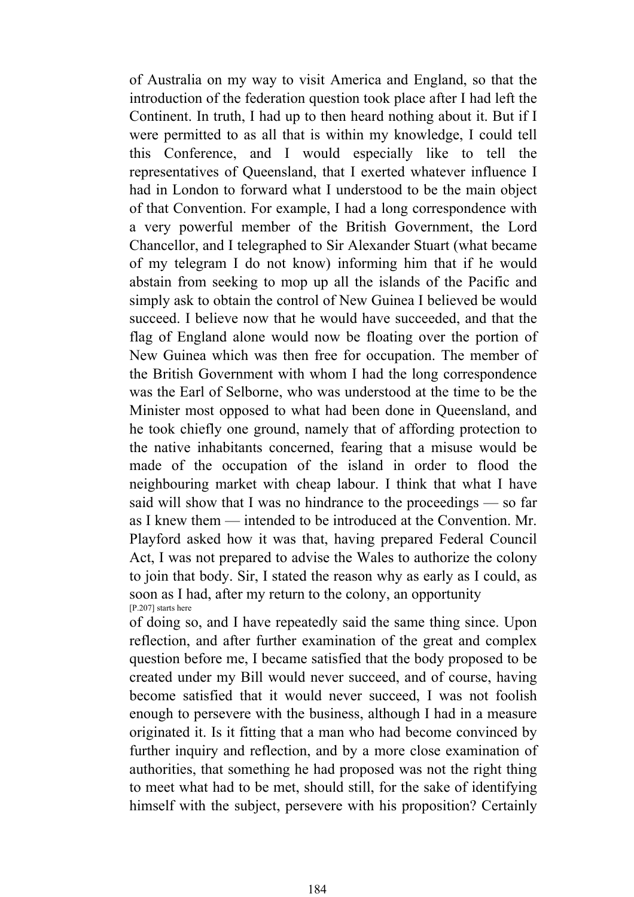of Australia on my way to visit America and England, so that the introduction of the federation question took place after I had left the Continent. In truth, I had up to then heard nothing about it. But if I were permitted to as all that is within my knowledge, I could tell this Conference, and I would especially like to tell the representatives of Queensland, that I exerted whatever influence I had in London to forward what I understood to be the main object of that Convention. For example, I had a long correspondence with a very powerful member of the British Government, the Lord Chancellor, and I telegraphed to Sir Alexander Stuart (what became of my telegram I do not know) informing him that if he would abstain from seeking to mop up all the islands of the Pacific and simply ask to obtain the control of New Guinea I believed be would succeed. I believe now that he would have succeeded, and that the flag of England alone would now be floating over the portion of New Guinea which was then free for occupation. The member of the British Government with whom I had the long correspondence was the Earl of Selborne, who was understood at the time to be the Minister most opposed to what had been done in Queensland, and he took chiefly one ground, namely that of affording protection to the native inhabitants concerned, fearing that a misuse would be made of the occupation of the island in order to flood the neighbouring market with cheap labour. I think that what I have said will show that I was no hindrance to the proceedings — so far as I knew them — intended to be introduced at the Convention. Mr. Playford asked how it was that, having prepared Federal Council Act, I was not prepared to advise the Wales to authorize the colony to join that body. Sir, I stated the reason why as early as I could, as soon as I had, after my return to the colony, an opportunity

[P.207] starts here

of doing so, and I have repeatedly said the same thing since. Upon reflection, and after further examination of the great and complex question before me, I became satisfied that the body proposed to be created under my Bill would never succeed, and of course, having become satisfied that it would never succeed, I was not foolish enough to persevere with the business, although I had in a measure originated it. Is it fitting that a man who had become convinced by further inquiry and reflection, and by a more close examination of authorities, that something he had proposed was not the right thing to meet what had to be met, should still, for the sake of identifying himself with the subject, persevere with his proposition? Certainly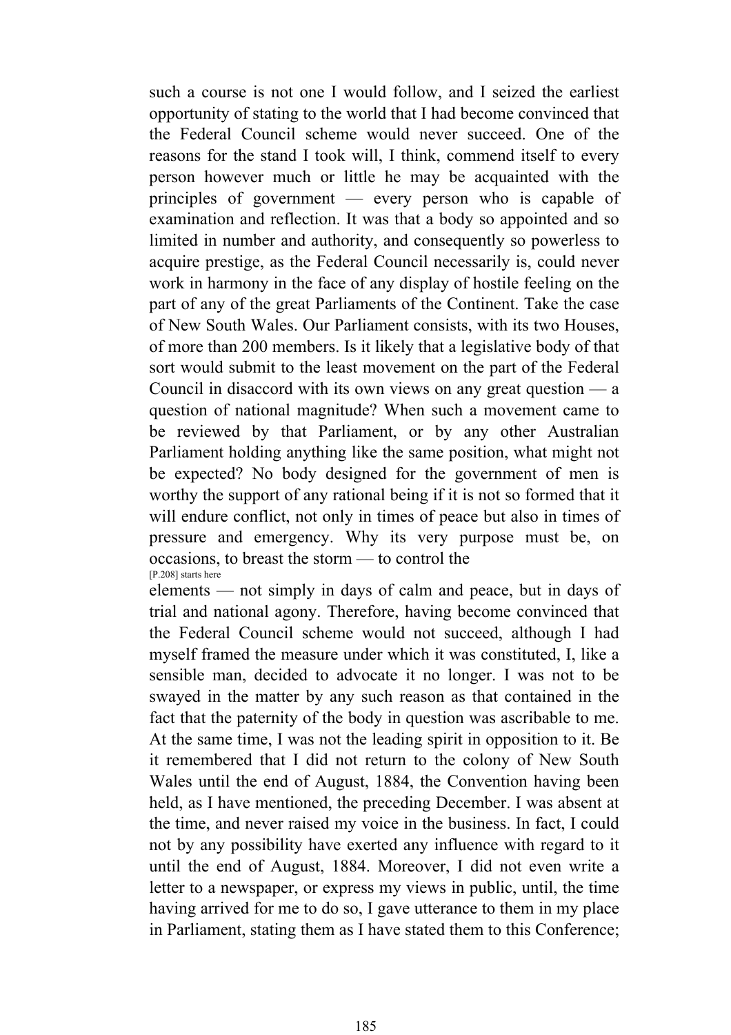such a course is not one I would follow, and I seized the earliest opportunity of stating to the world that I had become convinced that the Federal Council scheme would never succeed. One of the reasons for the stand I took will, I think, commend itself to every person however much or little he may be acquainted with the principles of government — every person who is capable of examination and reflection. It was that a body so appointed and so limited in number and authority, and consequently so powerless to acquire prestige, as the Federal Council necessarily is, could never work in harmony in the face of any display of hostile feeling on the part of any of the great Parliaments of the Continent. Take the case of New South Wales. Our Parliament consists, with its two Houses, of more than 200 members. Is it likely that a legislative body of that sort would submit to the least movement on the part of the Federal Council in disaccord with its own views on any great question — a question of national magnitude? When such a movement came to be reviewed by that Parliament, or by any other Australian Parliament holding anything like the same position, what might not be expected? No body designed for the government of men is worthy the support of any rational being if it is not so formed that it will endure conflict, not only in times of peace but also in times of pressure and emergency. Why its very purpose must be, on occasions, to breast the storm — to control the
[P.208] starts here
elements — not simply in days of calm and peace, but in days of trial and national agony. Therefore, having become convinced that the Federal Council scheme would not succeed, although I had myself framed the measure under which it was constituted, I, like a sensible man, decided to advocate it no longer. I was not to be swayed in the matter by any such reason as that contained in the fact that the paternity of the body in question was ascribable to me. At the same time, I was not the leading spirit in opposition to it. Be it remembered that I did not return to the colony of New South Wales until the end of August, 1884, the Convention having been held, as I have mentioned, the preceding December. I was absent at the time, and never raised my voice in the business. In fact, I could not by any possibility have exerted any influence with regard to it until the end of August, 1884. Moreover, I did not even write a letter to a newspaper, or express my views in public, until, the time having arrived for me to do so, I gave utterance to them in my place in Parliament, stating them as I have stated them to this Conference;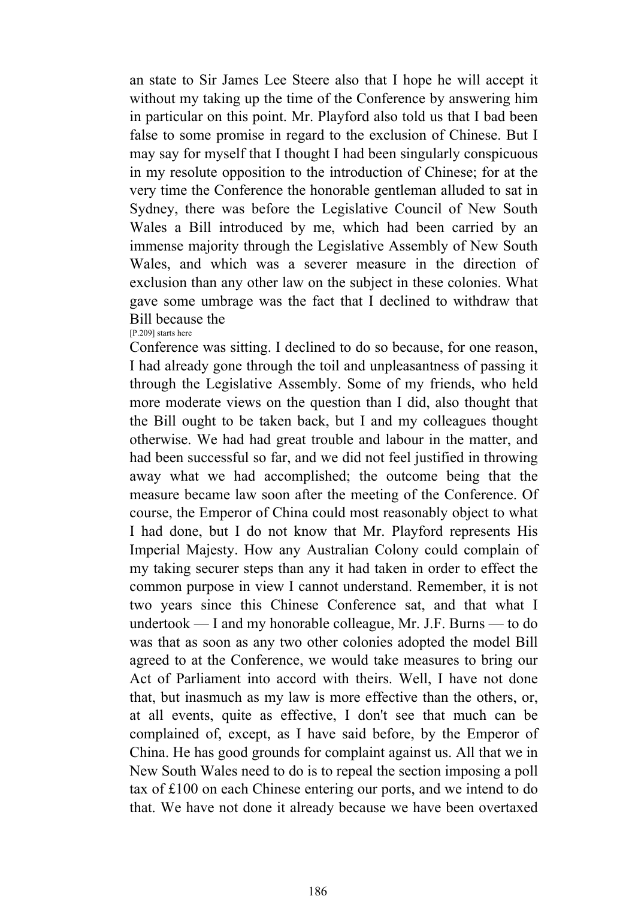an state to Sir James Lee Steere also that I hope he will accept it without my taking up the time of the Conference by answering him in particular on this point. Mr. Playford also told us that I bad been false to some promise in regard to the exclusion of Chinese. But I may say for myself that I thought I had been singularly conspicuous in my resolute opposition to the introduction of Chinese; for at the very time the Conference the honorable gentleman alluded to sat in Sydney, there was before the Legislative Council of New South Wales a Bill introduced by me, which had been carried by an immense majority through the Legislative Assembly of New South Wales, and which was a severer measure in the direction of exclusion than any other law on the subject in these colonies. What gave some umbrage was the fact that I declined to withdraw that Bill because the

[P.209] starts here

Conference was sitting. I declined to do so because, for one reason, I had already gone through the toil and unpleasantness of passing it through the Legislative Assembly. Some of my friends, who held more moderate views on the question than I did, also thought that the Bill ought to be taken back, but I and my colleagues thought otherwise. We had had great trouble and labour in the matter, and had been successful so far, and we did not feel justified in throwing away what we had accomplished; the outcome being that the measure became law soon after the meeting of the Conference. Of course, the Emperor of China could most reasonably object to what I had done, but I do not know that Mr. Playford represents His Imperial Majesty. How any Australian Colony could complain of my taking securer steps than any it had taken in order to effect the common purpose in view I cannot understand. Remember, it is not two years since this Chinese Conference sat, and that what I undertook — I and my honorable colleague, Mr. J.F. Burns — to do was that as soon as any two other colonies adopted the model Bill agreed to at the Conference, we would take measures to bring our Act of Parliament into accord with theirs. Well, I have not done that, but inasmuch as my law is more effective than the others, or, at all events, quite as effective, I don't see that much can be complained of, except, as I have said before, by the Emperor of China. He has good grounds for complaint against us. All that we in New South Wales need to do is to repeal the section imposing a poll tax of £100 on each Chinese entering our ports, and we intend to do that. We have not done it already because we have been overtaxed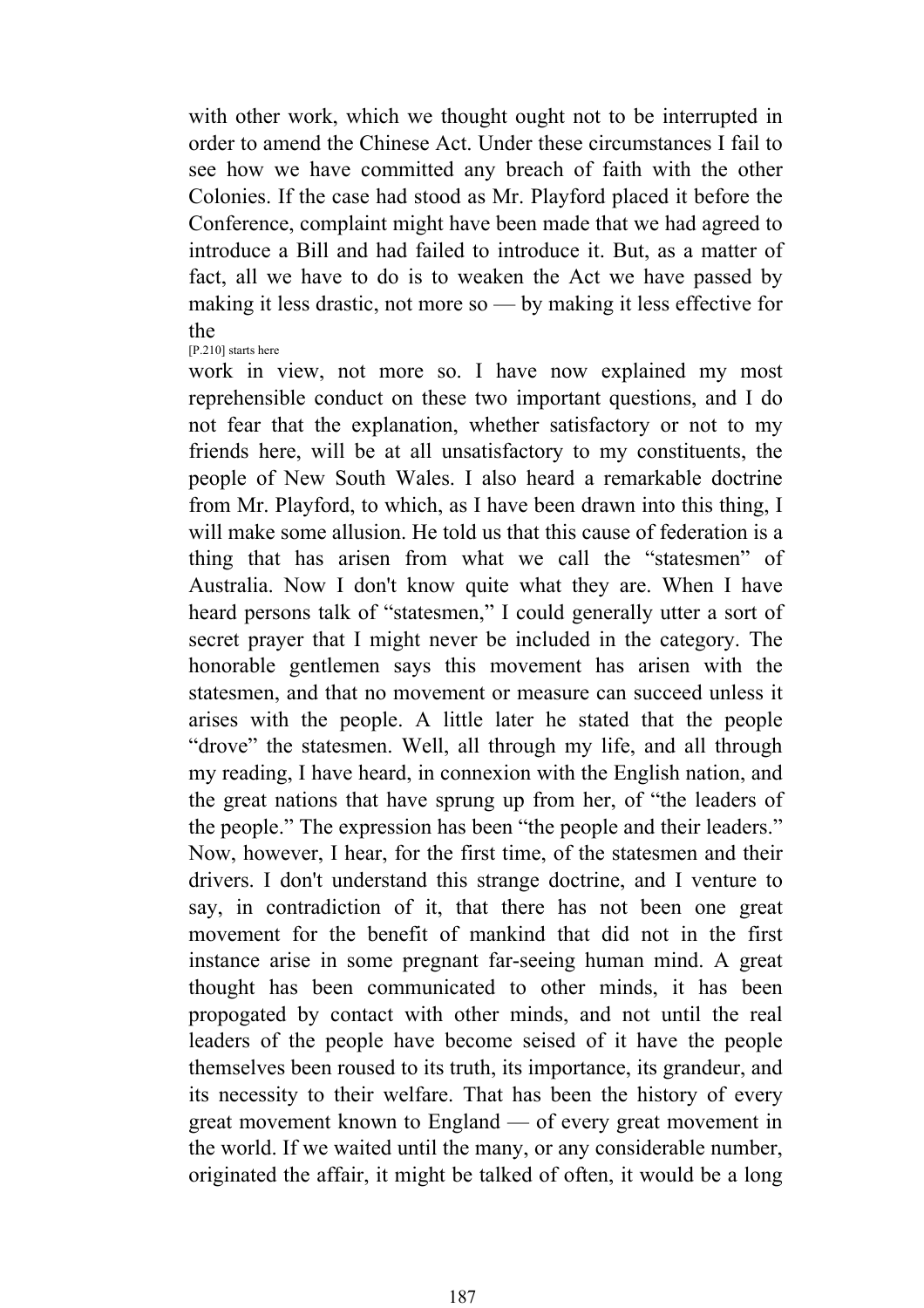with other work, which we thought ought not to be interrupted in order to amend the Chinese Act. Under these circumstances I fail to see how we have committed any breach of faith with the other Colonies. If the case had stood as Mr. Playford placed it before the Conference, complaint might have been made that we had agreed to introduce a Bill and had failed to introduce it. But, as a matter of fact, all we have to do is to weaken the Act we have passed by making it less drastic, not more so — by making it less effective for the

[P.210] starts here

work in view, not more so. I have now explained my most reprehensible conduct on these two important questions, and I do not fear that the explanation, whether satisfactory or not to my friends here, will be at all unsatisfactory to my constituents, the people of New South Wales. I also heard a remarkable doctrine from Mr. Playford, to which, as I have been drawn into this thing, I will make some allusion. He told us that this cause of federation is a thing that has arisen from what we call the "statesmen" of Australia. Now I don't know quite what they are. When I have heard persons talk of "statesmen," I could generally utter a sort of secret prayer that I might never be included in the category. The honorable gentlemen says this movement has arisen with the statesmen, and that no movement or measure can succeed unless it arises with the people. A little later he stated that the people "drove" the statesmen. Well, all through my life, and all through my reading, I have heard, in connexion with the English nation, and the great nations that have sprung up from her, of "the leaders of the people." The expression has been "the people and their leaders." Now, however, I hear, for the first time, of the statesmen and their drivers. I don't understand this strange doctrine, and I venture to say, in contradiction of it, that there has not been one great movement for the benefit of mankind that did not in the first instance arise in some pregnant far-seeing human mind. A great thought has been communicated to other minds, it has been propogated by contact with other minds, and not until the real leaders of the people have become seised of it have the people themselves been roused to its truth, its importance, its grandeur, and its necessity to their welfare. That has been the history of every great movement known to England — of every great movement in the world. If we waited until the many, or any considerable number, originated the affair, it might be talked of often, it would be a long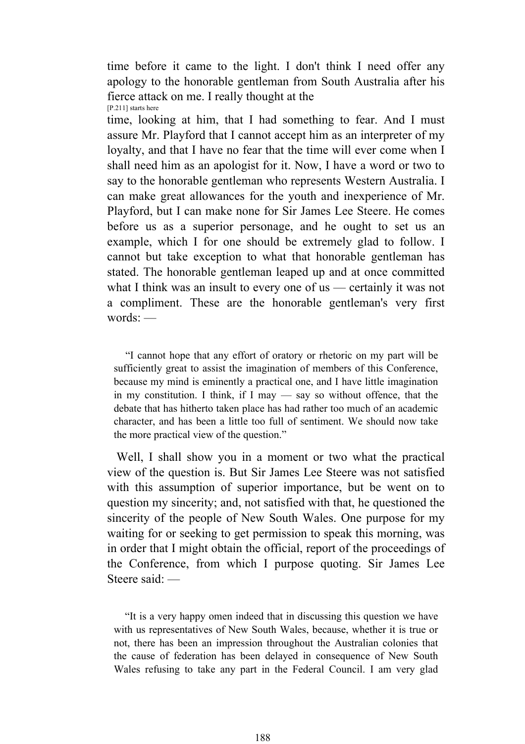time before it came to the light. I don't think I need offer any apology to the honorable gentleman from South Australia after his fierce attack on me. I really thought at the

[P.211] starts here

time, looking at him, that I had something to fear. And I must assure Mr. Playford that I cannot accept him as an interpreter of my loyalty, and that I have no fear that the time will ever come when I shall need him as an apologist for it. Now, I have a word or two to say to the honorable gentleman who represents Western Australia. I can make great allowances for the youth and inexperience of Mr. Playford, but I can make none for Sir James Lee Steere. He comes before us as a superior personage, and he ought to set us an example, which I for one should be extremely glad to follow. I cannot but take exception to what that honorable gentleman has stated. The honorable gentleman leaped up and at once committed what I think was an insult to every one of us — certainly it was not a compliment. These are the honorable gentleman's very first words: —

> "I cannot hope that any effort of oratory or rhetoric on my part will be sufficiently great to assist the imagination of members of this Conference, because my mind is eminently a practical one, and I have little imagination in my constitution. I think, if I may — say so without offence, that the debate that has hitherto taken place has had rather too much of an academic character, and has been a little too full of sentiment. We should now take the more practical view of the question."

Well, I shall show you in a moment or two what the practical view of the question is. But Sir James Lee Steere was not satisfied with this assumption of superior importance, but be went on to question my sincerity; and, not satisfied with that, he questioned the sincerity of the people of New South Wales. One purpose for my waiting for or seeking to get permission to speak this morning, was in order that I might obtain the official, report of the proceedings of the Conference, from which I purpose quoting. Sir James Lee Steere said: —

> "It is a very happy omen indeed that in discussing this question we have with us representatives of New South Wales, because, whether it is true or not, there has been an impression throughout the Australian colonies that the cause of federation has been delayed in consequence of New South Wales refusing to take any part in the Federal Council. I am very glad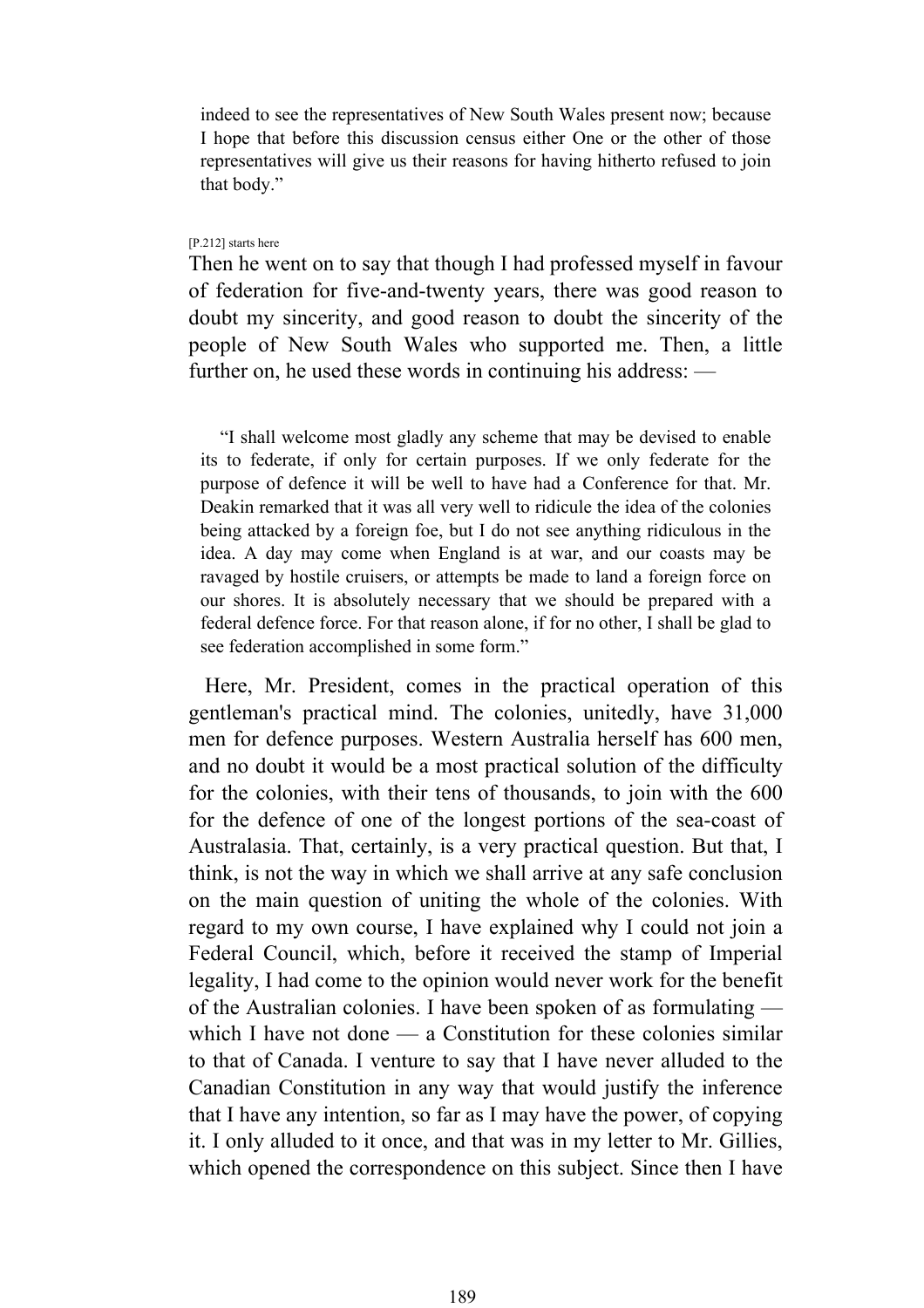indeed to see the representatives of New South Wales present now; because I hope that before this discussion census either One or the other of those representatives will give us their reasons for having hitherto refused to join that body."

[P.212] starts here

Then he went on to say that though I had professed myself in favour of federation for five-and-twenty years, there was good reason to doubt my sincerity, and good reason to doubt the sincerity of the people of New South Wales who supported me. Then, a little further on, he used these words in continuing his address: —

> "I shall welcome most gladly any scheme that may be devised to enable its to federate, if only for certain purposes. If we only federate for the purpose of defence it will be well to have had a Conference for that. Mr. Deakin remarked that it was all very well to ridicule the idea of the colonies being attacked by a foreign foe, but I do not see anything ridiculous in the idea. A day may come when England is at war, and our coasts may be ravaged by hostile cruisers, or attempts be made to land a foreign force on our shores. It is absolutely necessary that we should be prepared with a federal defence force. For that reason alone, if for no other, I shall be glad to see federation accomplished in some form."

Here, Mr. President, comes in the practical operation of this gentleman's practical mind. The colonies, unitedly, have 31,000 men for defence purposes. Western Australia herself has 600 men, and no doubt it would be a most practical solution of the difficulty for the colonies, with their tens of thousands, to join with the 600 for the defence of one of the longest portions of the sea-coast of Australasia. That, certainly, is a very practical question. But that, I think, is not the way in which we shall arrive at any safe conclusion on the main question of uniting the whole of the colonies. With regard to my own course, I have explained why I could not join a Federal Council, which, before it received the stamp of Imperial legality, I had come to the opinion would never work for the benefit of the Australian colonies. I have been spoken of as formulating — which I have not done — a Constitution for these colonies similar to that of Canada. I venture to say that I have never alluded to the Canadian Constitution in any way that would justify the inference that I have any intention, so far as I may have the power, of copying it. I only alluded to it once, and that was in my letter to Mr. Gillies, which opened the correspondence on this subject. Since then I have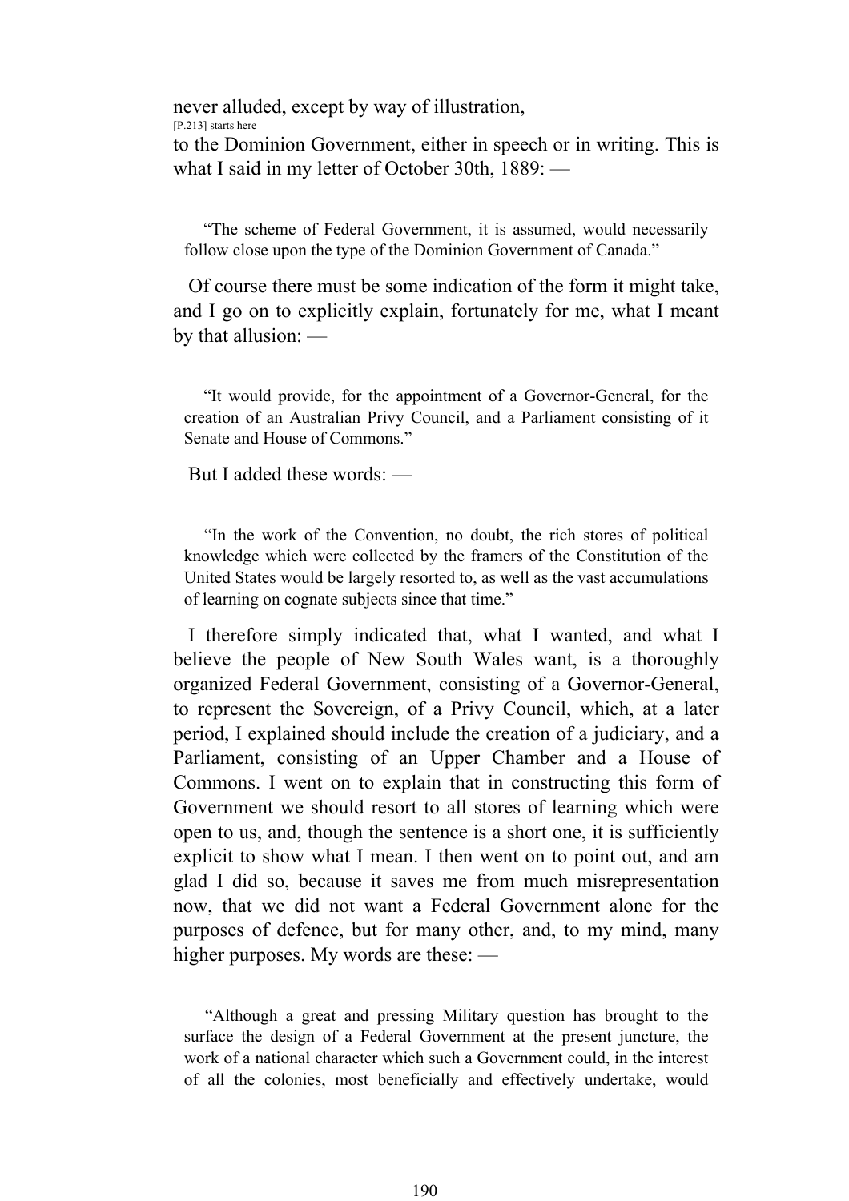never alluded, except by way of illustration,
[P.213] starts here
to the Dominion Government, either in speech or in writing. This is what I said in my letter of October 30th, 1889: —

> "The scheme of Federal Government, it is assumed, would necessarily follow close upon the type of the Dominion Government of Canada."

Of course there must be some indication of the form it might take, and I go on to explicitly explain, fortunately for me, what I meant by that allusion: —

> "It would provide, for the appointment of a Governor-General, for the creation of an Australian Privy Council, and a Parliament consisting of it Senate and House of Commons."

But I added these words: —

> "In the work of the Convention, no doubt, the rich stores of political knowledge which were collected by the framers of the Constitution of the United States would be largely resorted to, as well as the vast accumulations of learning on cognate subjects since that time."

I therefore simply indicated that, what I wanted, and what I believe the people of New South Wales want, is a thoroughly organized Federal Government, consisting of a Governor-General, to represent the Sovereign, of a Privy Council, which, at a later period, I explained should include the creation of a judiciary, and a Parliament, consisting of an Upper Chamber and a House of Commons. I went on to explain that in constructing this form of Government we should resort to all stores of learning which were open to us, and, though the sentence is a short one, it is sufficiently explicit to show what I mean. I then went on to point out, and am glad I did so, because it saves me from much misrepresentation now, that we did not want a Federal Government alone for the purposes of defence, but for many other, and, to my mind, many higher purposes. My words are these: —

> "Although a great and pressing Military question has brought to the surface the design of a Federal Government at the present juncture, the work of a national character which such a Government could, in the interest of all the colonies, most beneficially and effectively undertake, would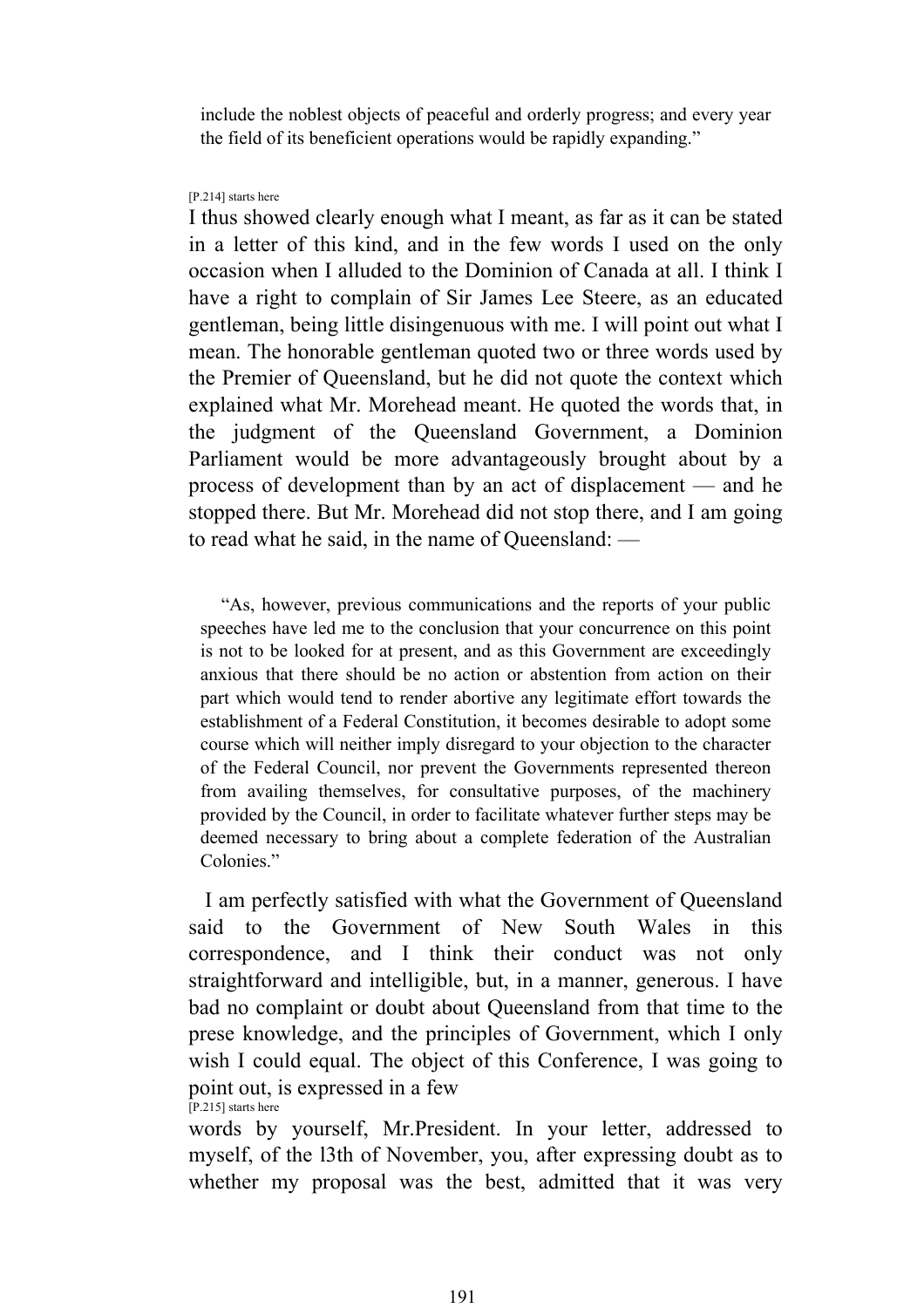include the noblest objects of peaceful and orderly progress; and every year the field of its beneficient operations would be rapidly expanding."

[P.214] starts here

I thus showed clearly enough what I meant, as far as it can be stated in a letter of this kind, and in the few words I used on the only occasion when I alluded to the Dominion of Canada at all. I think I have a right to complain of Sir James Lee Steere, as an educated gentleman, being little disingenuous with me. I will point out what I mean. The honorable gentleman quoted two or three words used by the Premier of Queensland, but he did not quote the context which explained what Mr. Morehead meant. He quoted the words that, in the judgment of the Queensland Government, a Dominion Parliament would be more advantageously brought about by a process of development than by an act of displacement — and he stopped there. But Mr. Morehead did not stop there, and I am going to read what he said, in the name of Queensland: —

> "As, however, previous communications and the reports of your public speeches have led me to the conclusion that your concurrence on this point is not to be looked for at present, and as this Government are exceedingly anxious that there should be no action or abstention from action on their part which would tend to render abortive any legitimate effort towards the establishment of a Federal Constitution, it becomes desirable to adopt some course which will neither imply disregard to your objection to the character of the Federal Council, nor prevent the Governments represented thereon from availing themselves, for consultative purposes, of the machinery provided by the Council, in order to facilitate whatever further steps may be deemed necessary to bring about a complete federation of the Australian Colonies."

I am perfectly satisfied with what the Government of Queensland said to the Government of New South Wales in this correspondence, and I think their conduct was not only straightforward and intelligible, but, in a manner, generous. I have bad no complaint or doubt about Queensland from that time to the prese knowledge, and the principles of Government, which I only wish I could equal. The object of this Conference, I was going to point out, is expressed in a few

[P.215] starts here

words by yourself, Mr.President. In your letter, addressed to myself, of the l3th of November, you, after expressing doubt as to whether my proposal was the best, admitted that it was very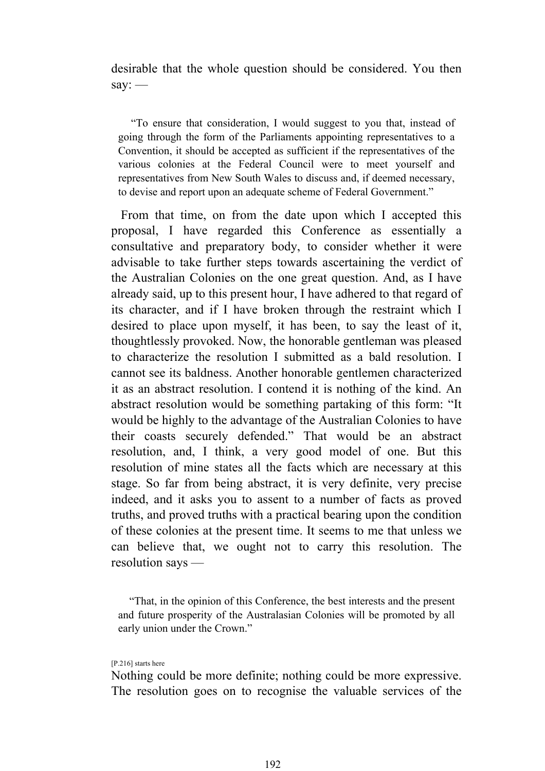desirable that the whole question should be considered. You then say: —

> “To ensure that consideration, I would suggest to you that, instead of going through the form of the Parliaments appointing representatives to a Convention, it should be accepted as sufficient if the representatives of the various colonies at the Federal Council were to meet yourself and representatives from New South Wales to discuss and, if deemed necessary, to devise and report upon an adequate scheme of Federal Government.”

From that time, on from the date upon which I accepted this proposal, I have regarded this Conference as essentially a consultative and preparatory body, to consider whether it were advisable to take further steps towards ascertaining the verdict of the Australian Colonies on the one great question. And, as I have already said, up to this present hour, I have adhered to that regard of its character, and if I have broken through the restraint which I desired to place upon myself, it has been, to say the least of it, thoughtlessly provoked. Now, the honorable gentleman was pleased to characterize the resolution I submitted as a bald resolution. I cannot see its baldness. Another honorable gentlemen characterized it as an abstract resolution. I contend it is nothing of the kind. An abstract resolution would be something partaking of this form: “It would be highly to the advantage of the Australian Colonies to have their coasts securely defended.” That would be an abstract resolution, and, I think, a very good model of one. But this resolution of mine states all the facts which are necessary at this stage. So far from being abstract, it is very definite, very precise indeed, and it asks you to assent to a number of facts as proved truths, and proved truths with a practical bearing upon the condition of these colonies at the present time. It seems to me that unless we can believe that, we ought not to carry this resolution. The resolution says —

> “That, in the opinion of this Conference, the best interests and the present and future prosperity of the Australasian Colonies will be promoted by all early union under the Crown.”

[P.216] starts here

Nothing could be more definite; nothing could be more expressive. The resolution goes on to recognise the valuable services of the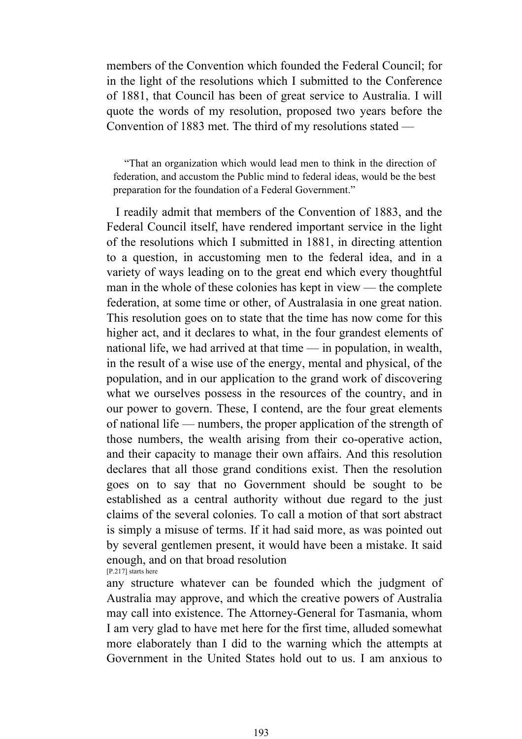members of the Convention which founded the Federal Council; for in the light of the resolutions which I submitted to the Conference of 1881, that Council has been of great service to Australia. I will quote the words of my resolution, proposed two years before the Convention of 1883 met. The third of my resolutions stated —

> "That an organization which would lead men to think in the direction of federation, and accustom the Public mind to federal ideas, would be the best preparation for the foundation of a Federal Government."

I readily admit that members of the Convention of 1883, and the Federal Council itself, have rendered important service in the light of the resolutions which I submitted in 1881, in directing attention to a question, in accustoming men to the federal idea, and in a variety of ways leading on to the great end which every thoughtful man in the whole of these colonies has kept in view — the complete federation, at some time or other, of Australasia in one great nation. This resolution goes on to state that the time has now come for this higher act, and it declares to what, in the four grandest elements of national life, we had arrived at that time — in population, in wealth, in the result of a wise use of the energy, mental and physical, of the population, and in our application to the grand work of discovering what we ourselves possess in the resources of the country, and in our power to govern. These, I contend, are the four great elements of national life — numbers, the proper application of the strength of those numbers, the wealth arising from their co-operative action, and their capacity to manage their own affairs. And this resolution declares that all those grand conditions exist. Then the resolution goes on to say that no Government should be sought to be established as a central authority without due regard to the just claims of the several colonies. To call a motion of that sort abstract is simply a misuse of terms. If it had said more, as was pointed out by several gentlemen present, it would have been a mistake. It said enough, and on that broad resolution

[P.217] starts here

any structure whatever can be founded which the judgment of Australia may approve, and which the creative powers of Australia may call into existence. The Attorney-General for Tasmania, whom I am very glad to have met here for the first time, alluded somewhat more elaborately than I did to the warning which the attempts at Government in the United States hold out to us. I am anxious to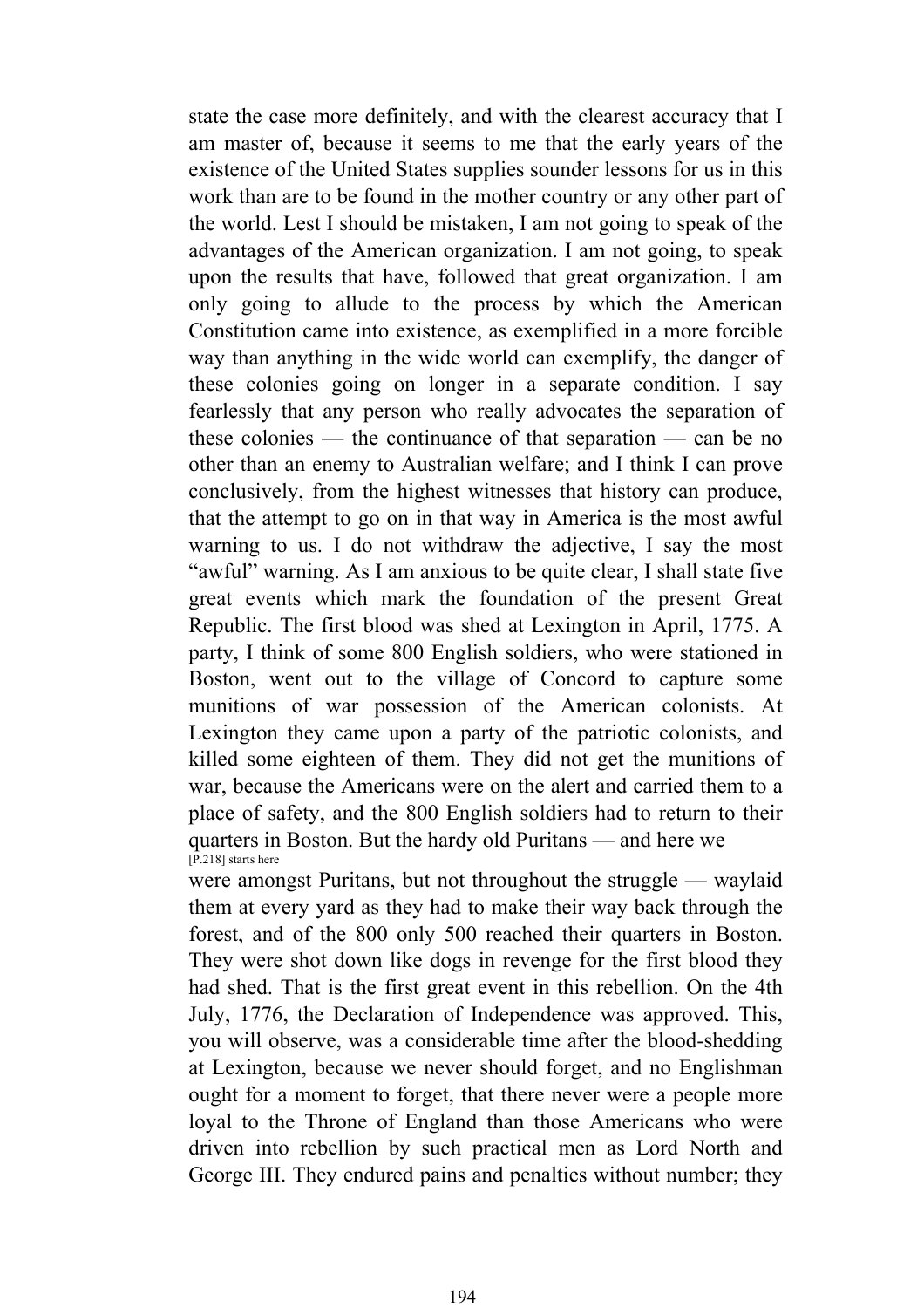state the case more definitely, and with the clearest accuracy that I am master of, because it seems to me that the early years of the existence of the United States supplies sounder lessons for us in this work than are to be found in the mother country or any other part of the world. Lest I should be mistaken, I am not going to speak of the advantages of the American organization. I am not going, to speak upon the results that have, followed that great organization. I am only going to allude to the process by which the American Constitution came into existence, as exemplified in a more forcible way than anything in the wide world can exemplify, the danger of these colonies going on longer in a separate condition. I say fearlessly that any person who really advocates the separation of these colonies — the continuance of that separation — can be no other than an enemy to Australian welfare; and I think I can prove conclusively, from the highest witnesses that history can produce, that the attempt to go on in that way in America is the most awful warning to us. I do not withdraw the adjective, I say the most "awful" warning. As I am anxious to be quite clear, I shall state five great events which mark the foundation of the present Great Republic. The first blood was shed at Lexington in April, 1775. A party, I think of some 800 English soldiers, who were stationed in Boston, went out to the village of Concord to capture some munitions of war possession of the American colonists. At Lexington they came upon a party of the patriotic colonists, and killed some eighteen of them. They did not get the munitions of war, because the Americans were on the alert and carried them to a place of safety, and the 800 English soldiers had to return to their quarters in Boston. But the hardy old Puritans — and here we

[P.218] starts here

were amongst Puritans, but not throughout the struggle — waylaid them at every yard as they had to make their way back through the forest, and of the 800 only 500 reached their quarters in Boston. They were shot down like dogs in revenge for the first blood they had shed. That is the first great event in this rebellion. On the 4th July, 1776, the Declaration of Independence was approved. This, you will observe, was a considerable time after the blood-shedding at Lexington, because we never should forget, and no Englishman ought for a moment to forget, that there never were a people more loyal to the Throne of England than those Americans who were driven into rebellion by such practical men as Lord North and George III. They endured pains and penalties without number; they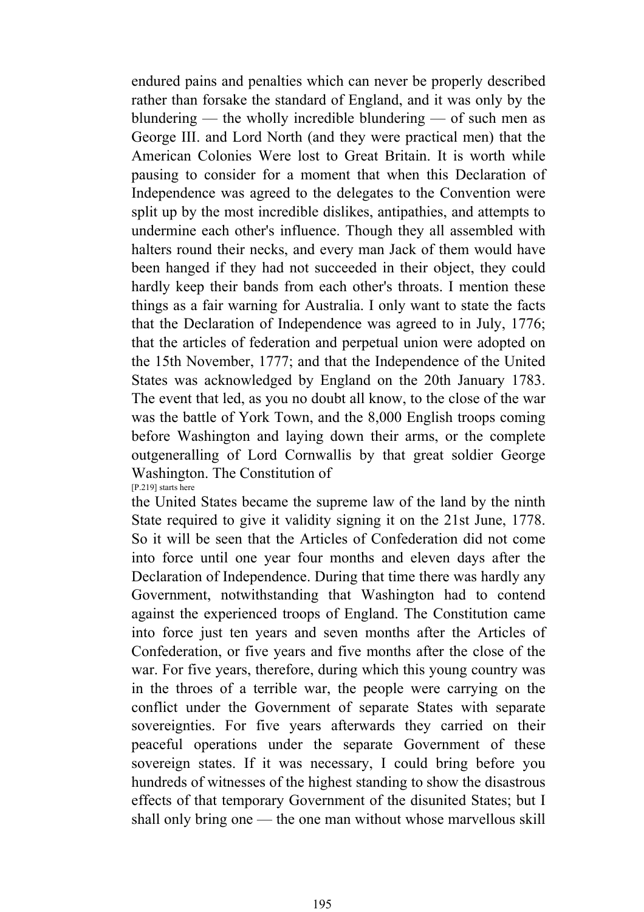endured pains and penalties which can never be properly described rather than forsake the standard of England, and it was only by the blundering — the wholly incredible blundering — of such men as George III. and Lord North (and they were practical men) that the American Colonies Were lost to Great Britain. It is worth while pausing to consider for a moment that when this Declaration of Independence was agreed to the delegates to the Convention were split up by the most incredible dislikes, antipathies, and attempts to undermine each other's influence. Though they all assembled with halters round their necks, and every man Jack of them would have been hanged if they had not succeeded in their object, they could hardly keep their bands from each other's throats. I mention these things as a fair warning for Australia. I only want to state the facts that the Declaration of Independence was agreed to in July, 1776; that the articles of federation and perpetual union were adopted on the 15th November, 1777; and that the Independence of the United States was acknowledged by England on the 20th January 1783. The event that led, as you no doubt all know, to the close of the war was the battle of York Town, and the 8,000 English troops coming before Washington and laying down their arms, or the complete outgeneralling of Lord Cornwallis by that great soldier George Washington. The Constitution of

[P.219] starts here

the United States became the supreme law of the land by the ninth State required to give it validity signing it on the 21st June, 1778. So it will be seen that the Articles of Confederation did not come into force until one year four months and eleven days after the Declaration of Independence. During that time there was hardly any Government, notwithstanding that Washington had to contend against the experienced troops of England. The Constitution came into force just ten years and seven months after the Articles of Confederation, or five years and five months after the close of the war. For five years, therefore, during which this young country was in the throes of a terrible war, the people were carrying on the conflict under the Government of separate States with separate sovereignties. For five years afterwards they carried on their peaceful operations under the separate Government of these sovereign states. If it was necessary, I could bring before you hundreds of witnesses of the highest standing to show the disastrous effects of that temporary Government of the disunited States; but I shall only bring one — the one man without whose marvellous skill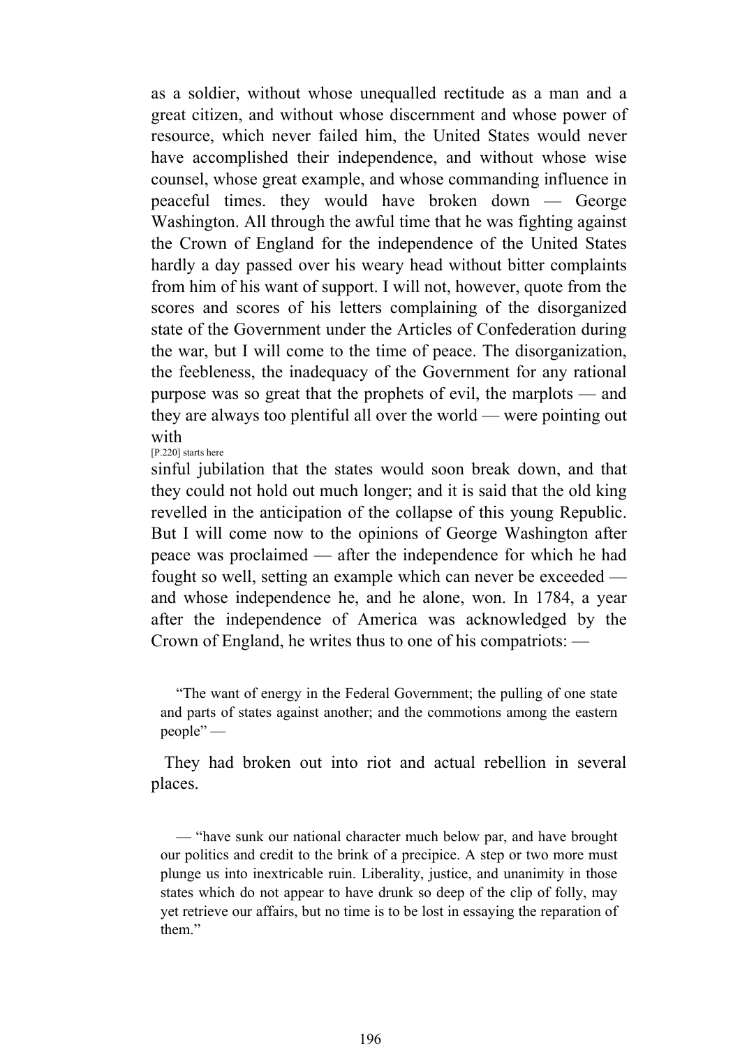as a soldier, without whose unequalled rectitude as a man and a great citizen, and without whose discernment and whose power of resource, which never failed him, the United States would never have accomplished their independence, and without whose wise counsel, whose great example, and whose commanding influence in peaceful times. they would have broken down — George Washington. All through the awful time that he was fighting against the Crown of England for the independence of the United States hardly a day passed over his weary head without bitter complaints from him of his want of support. I will not, however, quote from the scores and scores of his letters complaining of the disorganized state of the Government under the Articles of Confederation during the war, but I will come to the time of peace. The disorganization, the feebleness, the inadequacy of the Government for any rational purpose was so great that the prophets of evil, the marplots — and they are always too plentiful all over the world — were pointing out with

[P.220] starts here

sinful jubilation that the states would soon break down, and that they could not hold out much longer; and it is said that the old king revelled in the anticipation of the collapse of this young Republic. But I will come now to the opinions of George Washington after peace was proclaimed — after the independence for which he had fought so well, setting an example which can never be exceeded — and whose independence he, and he alone, won. In 1784, a year after the independence of America was acknowledged by the Crown of England, he writes thus to one of his compatriots: —

> "The want of energy in the Federal Government; the pulling of one state and parts of states against another; and the commotions among the eastern people" —

They had broken out into riot and actual rebellion in several places.

> — "have sunk our national character much below par, and have brought our politics and credit to the brink of a precipice. A step or two more must plunge us into inextricable ruin. Liberality, justice, and unanimity in those states which do not appear to have drunk so deep of the clip of folly, may yet retrieve our affairs, but no time is to be lost in essaying the reparation of them."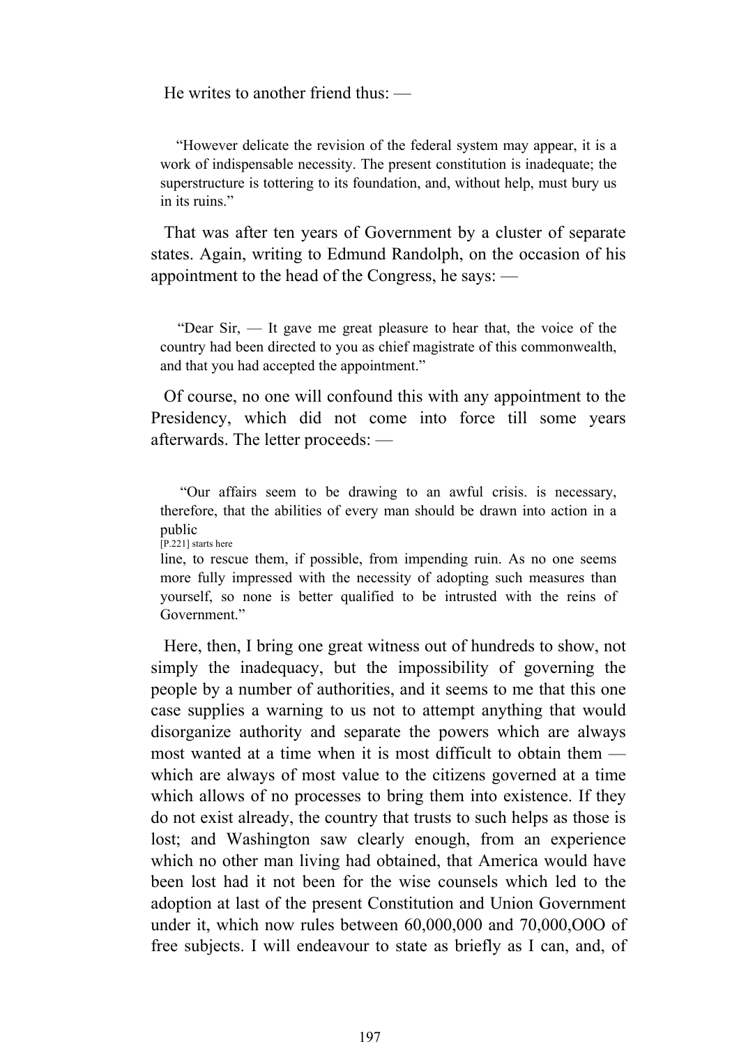He writes to another friend thus: —

> "However delicate the revision of the federal system may appear, it is a work of indispensable necessity. The present constitution is inadequate; the superstructure is tottering to its foundation, and, without help, must bury us in its ruins."

That was after ten years of Government by a cluster of separate states. Again, writing to Edmund Randolph, on the occasion of his appointment to the head of the Congress, he says: —

> "Dear Sir, — It gave me great pleasure to hear that, the voice of the country had been directed to you as chief magistrate of this commonwealth, and that you had accepted the appointment."

Of course, no one will confound this with any appointment to the Presidency, which did not come into force till some years afterwards. The letter proceeds: —

> "Our affairs seem to be drawing to an awful crisis. is necessary, therefore, that the abilities of every man should be drawn into action in a public
>
> [P.221] starts here
>
> line, to rescue them, if possible, from impending ruin. As no one seems more fully impressed with the necessity of adopting such measures than yourself, so none is better qualified to be intrusted with the reins of Government."

Here, then, I bring one great witness out of hundreds to show, not simply the inadequacy, but the impossibility of governing the people by a number of authorities, and it seems to me that this one case supplies a warning to us not to attempt anything that would disorganize authority and separate the powers which are always most wanted at a time when it is most difficult to obtain them — which are always of most value to the citizens governed at a time which allows of no processes to bring them into existence. If they do not exist already, the country that trusts to such helps as those is lost; and Washington saw clearly enough, from an experience which no other man living had obtained, that America would have been lost had it not been for the wise counsels which led to the adoption at last of the present Constitution and Union Government under it, which now rules between 60,000,000 and 70,000,O0O of free subjects. I will endeavour to state as briefly as I can, and, of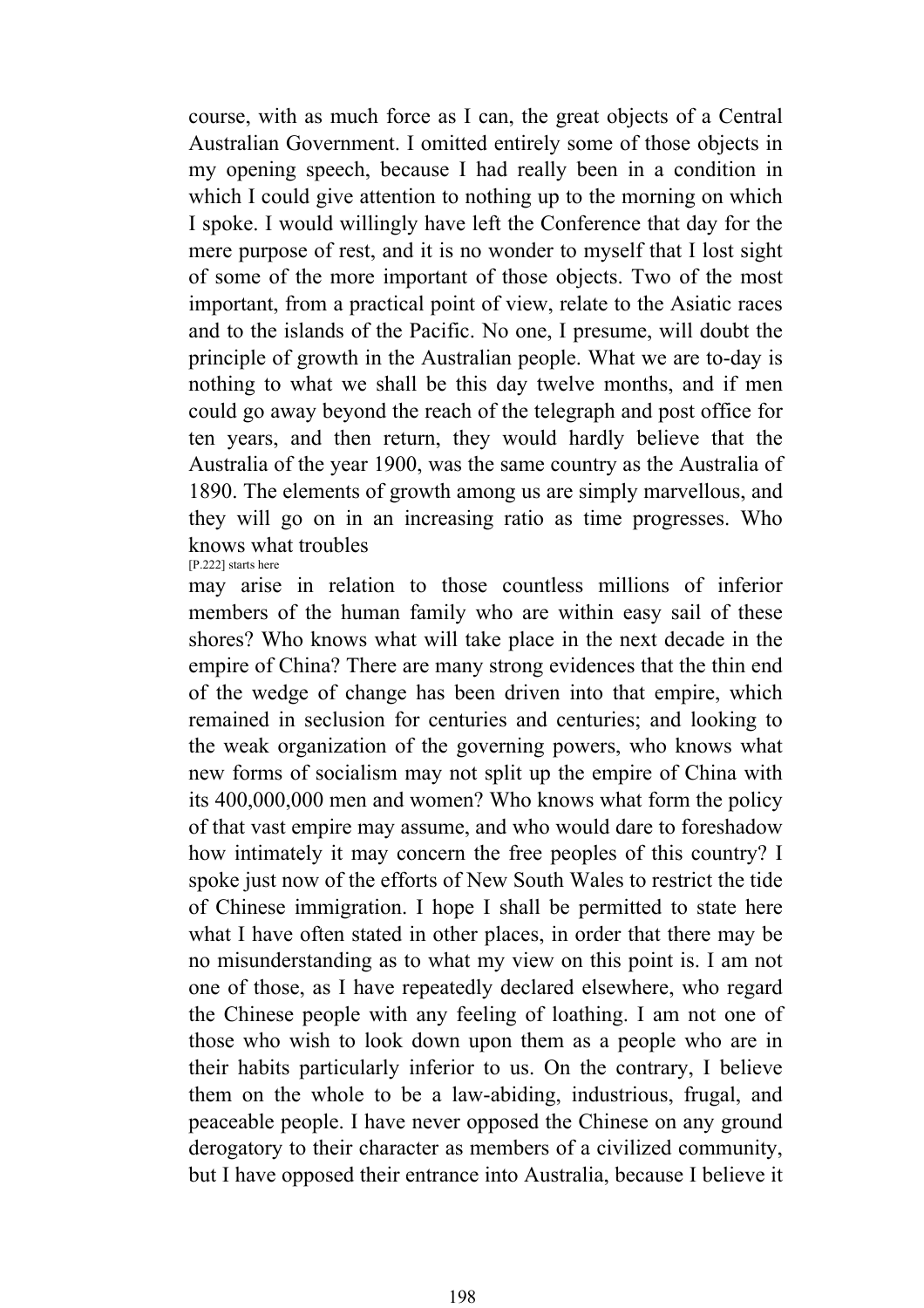course, with as much force as I can, the great objects of a Central Australian Government. I omitted entirely some of those objects in my opening speech, because I had really been in a condition in which I could give attention to nothing up to the morning on which I spoke. I would willingly have left the Conference that day for the mere purpose of rest, and it is no wonder to myself that I lost sight of some of the more important of those objects. Two of the most important, from a practical point of view, relate to the Asiatic races and to the islands of the Pacific. No one, I presume, will doubt the principle of growth in the Australian people. What we are to-day is nothing to what we shall be this day twelve months, and if men could go away beyond the reach of the telegraph and post office for ten years, and then return, they would hardly believe that the Australia of the year 1900, was the same country as the Australia of 1890. The elements of growth among us are simply marvellous, and they will go on in an increasing ratio as time progresses. Who knows what troubles
[P.222] starts here
may arise in relation to those countless millions of inferior members of the human family who are within easy sail of these shores? Who knows what will take place in the next decade in the empire of China? There are many strong evidences that the thin end of the wedge of change has been driven into that empire, which remained in seclusion for centuries and centuries; and looking to the weak organization of the governing powers, who knows what new forms of socialism may not split up the empire of China with its 400,000,000 men and women? Who knows what form the policy of that vast empire may assume, and who would dare to foreshadow how intimately it may concern the free peoples of this country? I spoke just now of the efforts of New South Wales to restrict the tide of Chinese immigration. I hope I shall be permitted to state here what I have often stated in other places, in order that there may be no misunderstanding as to what my view on this point is. I am not one of those, as I have repeatedly declared elsewhere, who regard the Chinese people with any feeling of loathing. I am not one of those who wish to look down upon them as a people who are in their habits particularly inferior to us. On the contrary, I believe them on the whole to be a law-abiding, industrious, frugal, and peaceable people. I have never opposed the Chinese on any ground derogatory to their character as members of a civilized community, but I have opposed their entrance into Australia, because I believe it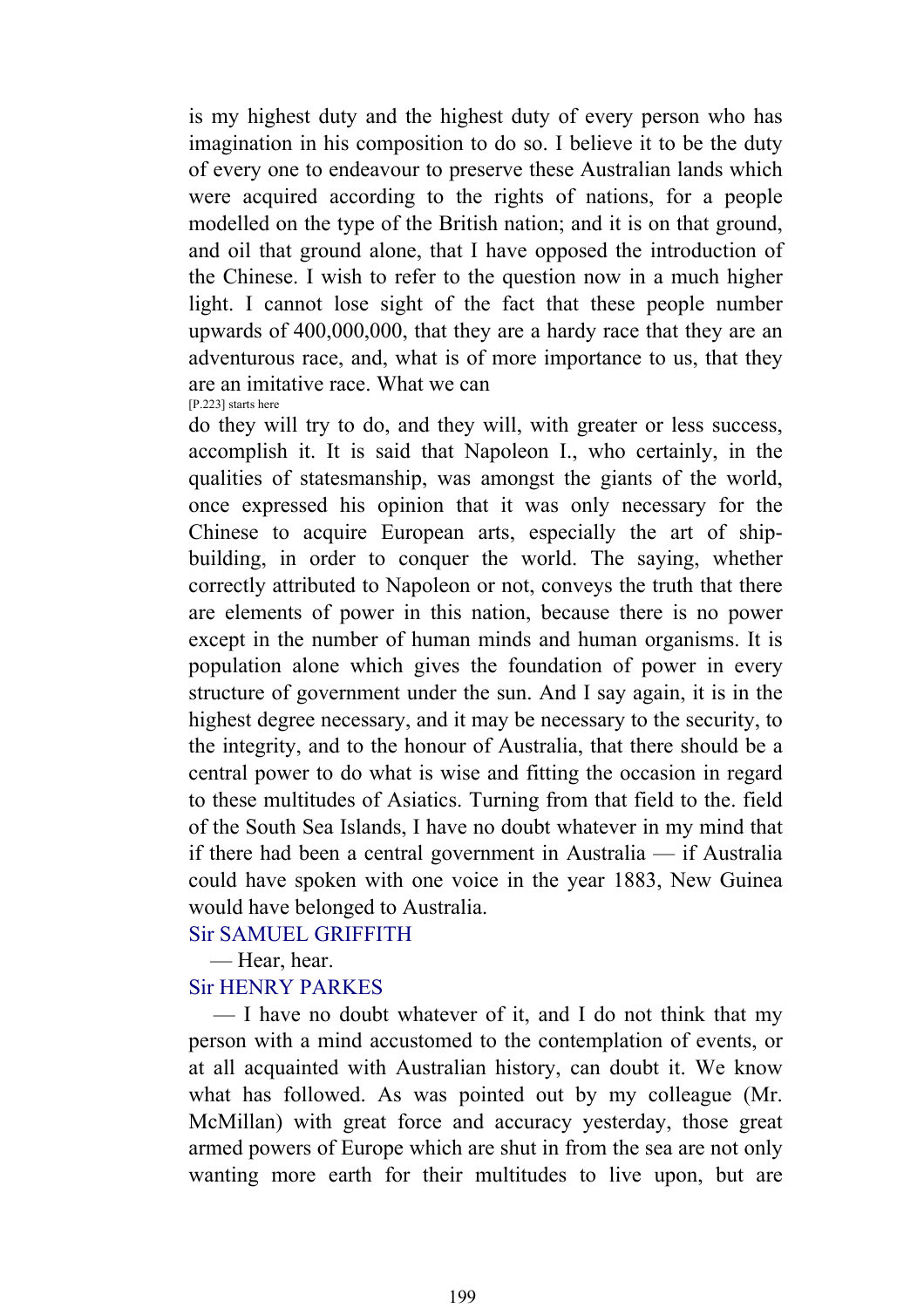is my highest duty and the highest duty of every person who has imagination in his composition to do so. I believe it to be the duty of every one to endeavour to preserve these Australian lands which were acquired according to the rights of nations, for a people modelled on the type of the British nation; and it is on that ground, and oil that ground alone, that I have opposed the introduction of the Chinese. I wish to refer to the question now in a much higher light. I cannot lose sight of the fact that these people number upwards of 400,000,000, that they are a hardy race that they are an adventurous race, and, what is of more importance to us, that they are an imitative race. What we can

[P.223] starts here

do they will try to do, and they will, with greater or less success, accomplish it. It is said that Napoleon I., who certainly, in the qualities of statesmanship, was amongst the giants of the world, once expressed his opinion that it was only necessary for the Chinese to acquire European arts, especially the art of ship-building, in order to conquer the world. The saying, whether correctly attributed to Napoleon or not, conveys the truth that there are elements of power in this nation, because there is no power except in the number of human minds and human organisms. It is population alone which gives the foundation of power in every structure of government under the sun. And I say again, it is in the highest degree necessary, and it may be necessary to the security, to the integrity, and to the honour of Australia, that there should be a central power to do what is wise and fitting the occasion in regard to these multitudes of Asiatics. Turning from that field to the. field of the South Sea Islands, I have no doubt whatever in my mind that if there had been a central government in Australia — if Australia could have spoken with one voice in the year 1883, New Guinea would have belonged to Australia.

Sir SAMUEL GRIFFITH

— Hear, hear.

Sir HENRY PARKES

— I have no doubt whatever of it, and I do not think that my person with a mind accustomed to the contemplation of events, or at all acquainted with Australian history, can doubt it. We know what has followed. As was pointed out by my colleague (Mr. McMillan) with great force and accuracy yesterday, those great armed powers of Europe which are shut in from the sea are not only wanting more earth for their multitudes to live upon, but are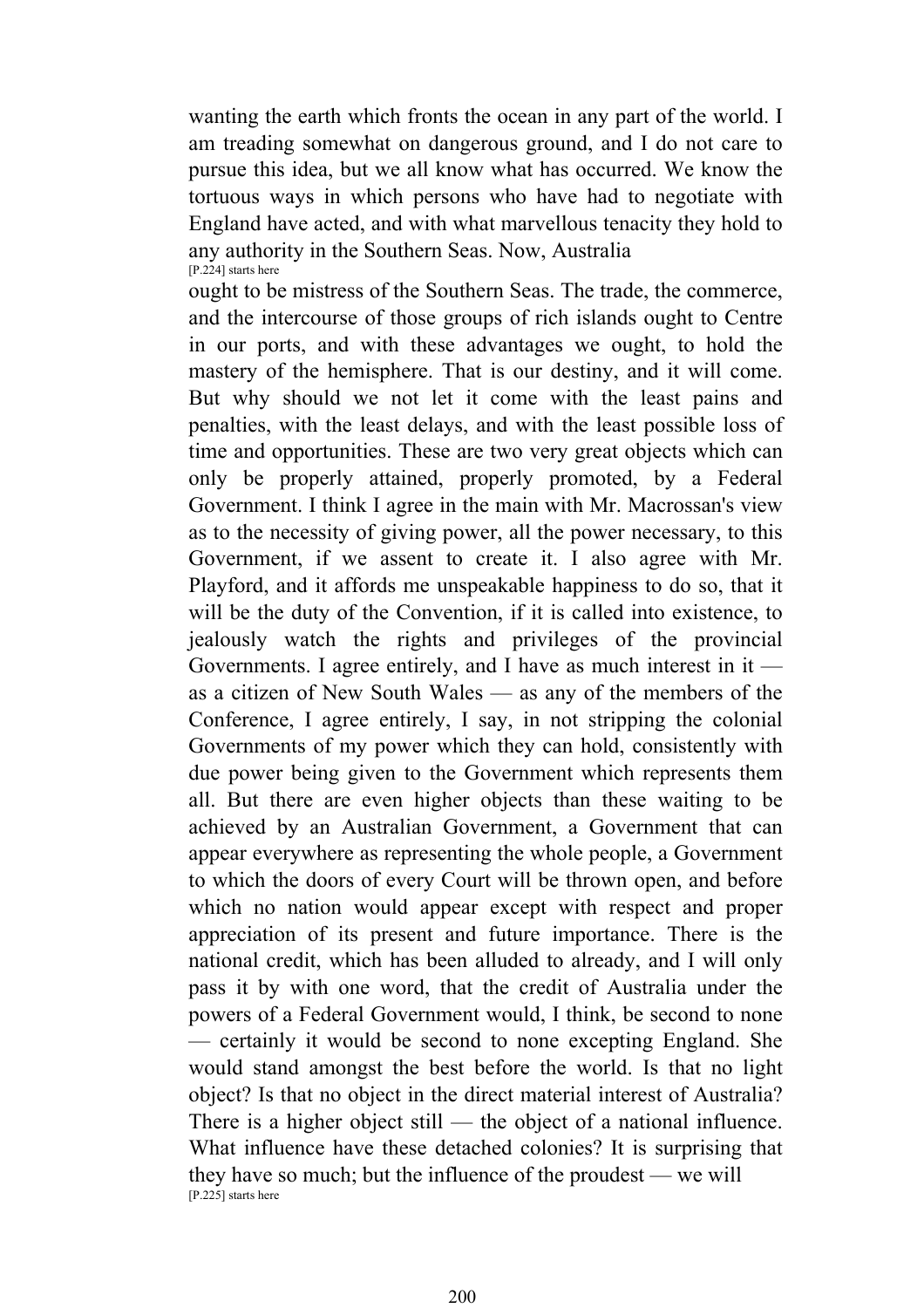wanting the earth which fronts the ocean in any part of the world. I am treading somewhat on dangerous ground, and I do not care to pursue this idea, but we all know what has occurred. We know the tortuous ways in which persons who have had to negotiate with England have acted, and with what marvellous tenacity they hold to any authority in the Southern Seas. Now, Australia

[P.224] starts here

ought to be mistress of the Southern Seas. The trade, the commerce, and the intercourse of those groups of rich islands ought to Centre in our ports, and with these advantages we ought, to hold the mastery of the hemisphere. That is our destiny, and it will come. But why should we not let it come with the least pains and penalties, with the least delays, and with the least possible loss of time and opportunities. These are two very great objects which can only be properly attained, properly promoted, by a Federal Government. I think I agree in the main with Mr. Macrossan's view as to the necessity of giving power, all the power necessary, to this Government, if we assent to create it. I also agree with Mr. Playford, and it affords me unspeakable happiness to do so, that it will be the duty of the Convention, if it is called into existence, to jealously watch the rights and privileges of the provincial Governments. I agree entirely, and I have as much interest in it — as a citizen of New South Wales — as any of the members of the Conference, I agree entirely, I say, in not stripping the colonial Governments of my power which they can hold, consistently with due power being given to the Government which represents them all. But there are even higher objects than these waiting to be achieved by an Australian Government, a Government that can appear everywhere as representing the whole people, a Government to which the doors of every Court will be thrown open, and before which no nation would appear except with respect and proper appreciation of its present and future importance. There is the national credit, which has been alluded to already, and I will only pass it by with one word, that the credit of Australia under the powers of a Federal Government would, I think, be second to none — certainly it would be second to none excepting England. She would stand amongst the best before the world. Is that no light object? Is that no object in the direct material interest of Australia? There is a higher object still — the object of a national influence. What influence have these detached colonies? It is surprising that they have so much; but the influence of the proudest — we will

[P.225] starts here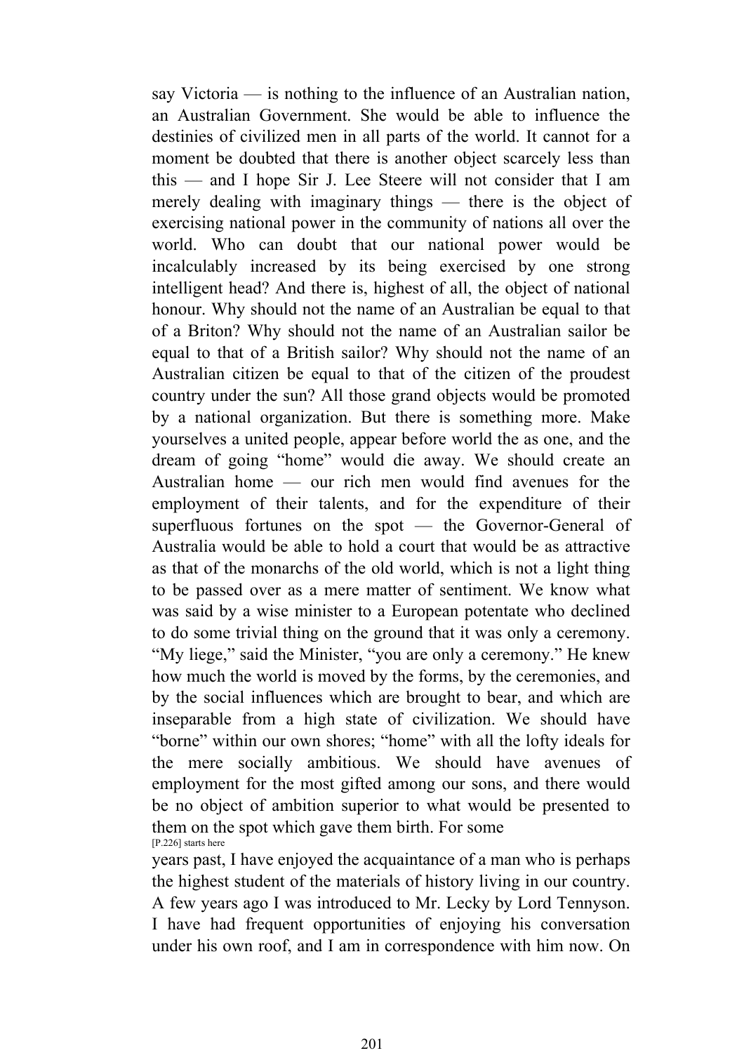say Victoria — is nothing to the influence of an Australian nation, an Australian Government. She would be able to influence the destinies of civilized men in all parts of the world. It cannot for a moment be doubted that there is another object scarcely less than this — and I hope Sir J. Lee Steere will not consider that I am merely dealing with imaginary things — there is the object of exercising national power in the community of nations all over the world. Who can doubt that our national power would be incalculably increased by its being exercised by one strong intelligent head? And there is, highest of all, the object of national honour. Why should not the name of an Australian be equal to that of a Briton? Why should not the name of an Australian sailor be equal to that of a British sailor? Why should not the name of an Australian citizen be equal to that of the citizen of the proudest country under the sun? All those grand objects would be promoted by a national organization. But there is something more. Make yourselves a united people, appear before world the as one, and the dream of going "home" would die away. We should create an Australian home — our rich men would find avenues for the employment of their talents, and for the expenditure of their superfluous fortunes on the spot — the Governor-General of Australia would be able to hold a court that would be as attractive as that of the monarchs of the old world, which is not a light thing to be passed over as a mere matter of sentiment. We know what was said by a wise minister to a European potentate who declined to do some trivial thing on the ground that it was only a ceremony. "My liege," said the Minister, "you are only a ceremony." He knew how much the world is moved by the forms, by the ceremonies, and by the social influences which are brought to bear, and which are inseparable from a high state of civilization. We should have "borne" within our own shores; "home" with all the lofty ideals for the mere socially ambitious. We should have avenues of employment for the most gifted among our sons, and there would be no object of ambition superior to what would be presented to them on the spot which gave them birth. For some

[P.226] starts here

years past, I have enjoyed the acquaintance of a man who is perhaps the highest student of the materials of history living in our country. A few years ago I was introduced to Mr. Lecky by Lord Tennyson. I have had frequent opportunities of enjoying his conversation under his own roof, and I am in correspondence with him now. On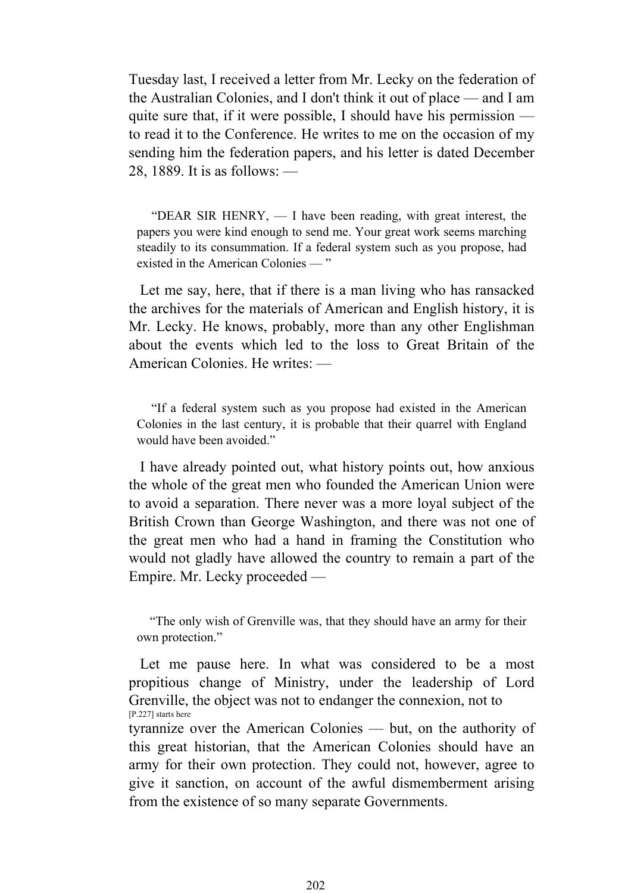Tuesday last, I received a letter from Mr. Lecky on the federation of the Australian Colonies, and I don't think it out of place — and I am quite sure that, if it were possible, I should have his permission — to read it to the Conference. He writes to me on the occasion of my sending him the federation papers, and his letter is dated December 28, 1889. It is as follows: —

> "DEAR SIR HENRY, — I have been reading, with great interest, the papers you were kind enough to send me. Your great work seems marching steadily to its consummation. If a federal system such as you propose, had existed in the American Colonies — "

Let me say, here, that if there is a man living who has ransacked the archives for the materials of American and English history, it is Mr. Lecky. He knows, probably, more than any other Englishman about the events which led to the loss to Great Britain of the American Colonies. He writes: —

> "If a federal system such as you propose had existed in the American Colonies in the last century, it is probable that their quarrel with England would have been avoided."

I have already pointed out, what history points out, how anxious the whole of the great men who founded the American Union were to avoid a separation. There never was a more loyal subject of the British Crown than George Washington, and there was not one of the great men who had a hand in framing the Constitution who would not gladly have allowed the country to remain a part of the Empire. Mr. Lecky proceeded —

> "The only wish of Grenville was, that they should have an army for their own protection."

Let me pause here. In what was considered to be a most propitious change of Ministry, under the leadership of Lord Grenville, the object was not to endanger the connexion, not to [P.227] starts here tyrannize over the American Colonies — but, on the authority of this great historian, that the American Colonies should have an army for their own protection. They could not, however, agree to give it sanction, on account of the awful dismemberment arising from the existence of so many separate Governments.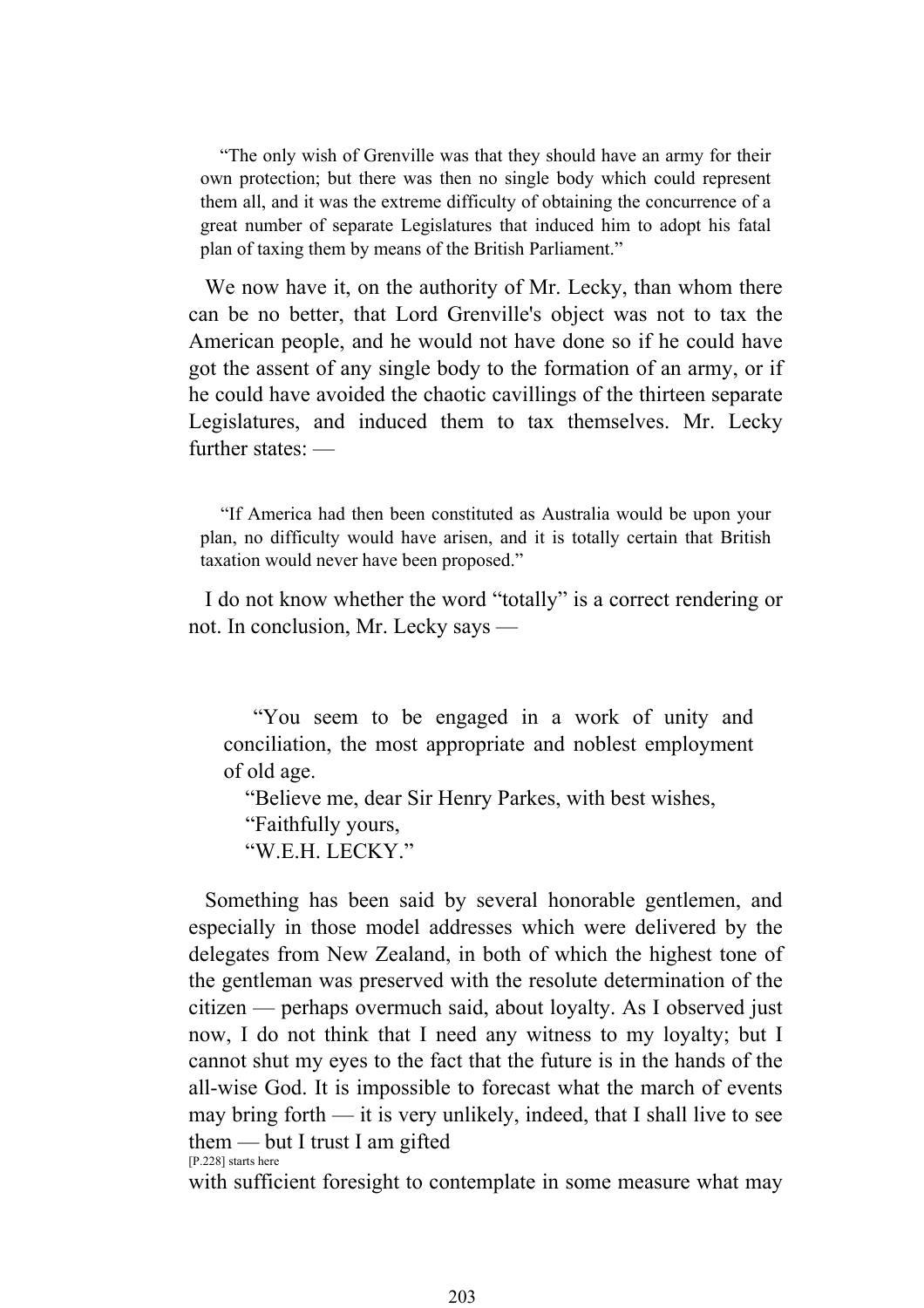> "The only wish of Grenville was that they should have an army for their own protection; but there was then no single body which could represent them all, and it was the extreme difficulty of obtaining the concurrence of a great number of separate Legislatures that induced him to adopt his fatal plan of taxing them by means of the British Parliament."

We now have it, on the authority of Mr. Lecky, than whom there can be no better, that Lord Grenville's object was not to tax the American people, and he would not have done so if he could have got the assent of any single body to the formation of an army, or if he could have avoided the chaotic cavillings of the thirteen separate Legislatures, and induced them to tax themselves. Mr. Lecky further states: —

> "If America had then been constituted as Australia would be upon your plan, no difficulty would have arisen, and it is totally certain that British taxation would never have been proposed."

I do not know whether the word "totally" is a correct rendering or not. In conclusion, Mr. Lecky says —

> "You seem to be engaged in a work of unity and conciliation, the most appropriate and noblest employment of old age.
>
> "Believe me, dear Sir Henry Parkes, with best wishes,
>
> "Faithfully yours,
>
> "W.E.H. LECKY."

Something has been said by several honorable gentlemen, and especially in those model addresses which were delivered by the delegates from New Zealand, in both of which the highest tone of the gentleman was preserved with the resolute determination of the citizen — perhaps overmuch said, about loyalty. As I observed just now, I do not think that I need any witness to my loyalty; but I cannot shut my eyes to the fact that the future is in the hands of the all-wise God. It is impossible to forecast what the march of events may bring forth — it is very unlikely, indeed, that I shall live to see them — but I trust I am gifted

[P.228] starts here

with sufficient foresight to contemplate in some measure what may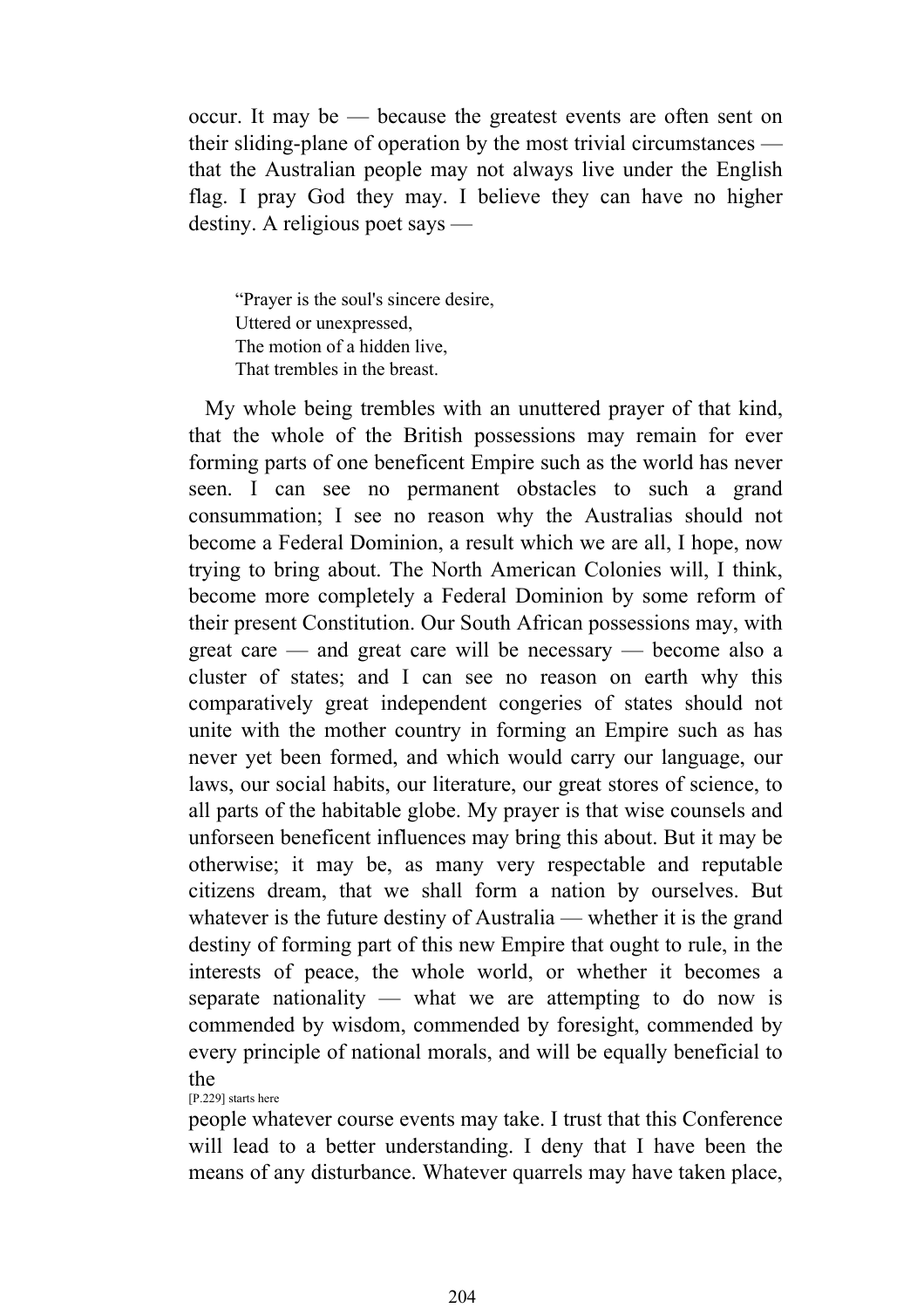occur. It may be — because the greatest events are often sent on their sliding-plane of operation by the most trivial circumstances — that the Australian people may not always live under the English flag. I pray God they may. I believe they can have no higher destiny. A religious poet says —

> "Prayer is the soul's sincere desire,
> Uttered or unexpressed,
> The motion of a hidden live,
> That trembles in the breast.

My whole being trembles with an unuttered prayer of that kind, that the whole of the British possessions may remain for ever forming parts of one beneficent Empire such as the world has never seen. I can see no permanent obstacles to such a grand consummation; I see no reason why the Australias should not become a Federal Dominion, a result which we are all, I hope, now trying to bring about. The North American Colonies will, I think, become more completely a Federal Dominion by some reform of their present Constitution. Our South African possessions may, with great care — and great care will be necessary — become also a cluster of states; and I can see no reason on earth why this comparatively great independent congeries of states should not unite with the mother country in forming an Empire such as has never yet been formed, and which would carry our language, our laws, our social habits, our literature, our great stores of science, to all parts of the habitable globe. My prayer is that wise counsels and unforseen beneficent influences may bring this about. But it may be otherwise; it may be, as many very respectable and reputable citizens dream, that we shall form a nation by ourselves. But whatever is the future destiny of Australia — whether it is the grand destiny of forming part of this new Empire that ought to rule, in the interests of peace, the whole world, or whether it becomes a separate nationality — what we are attempting to do now is commended by wisdom, commended by foresight, commended by every principle of national morals, and will be equally beneficial to the

[P.229] starts here

people whatever course events may take. I trust that this Conference will lead to a better understanding. I deny that I have been the means of any disturbance. Whatever quarrels may have taken place,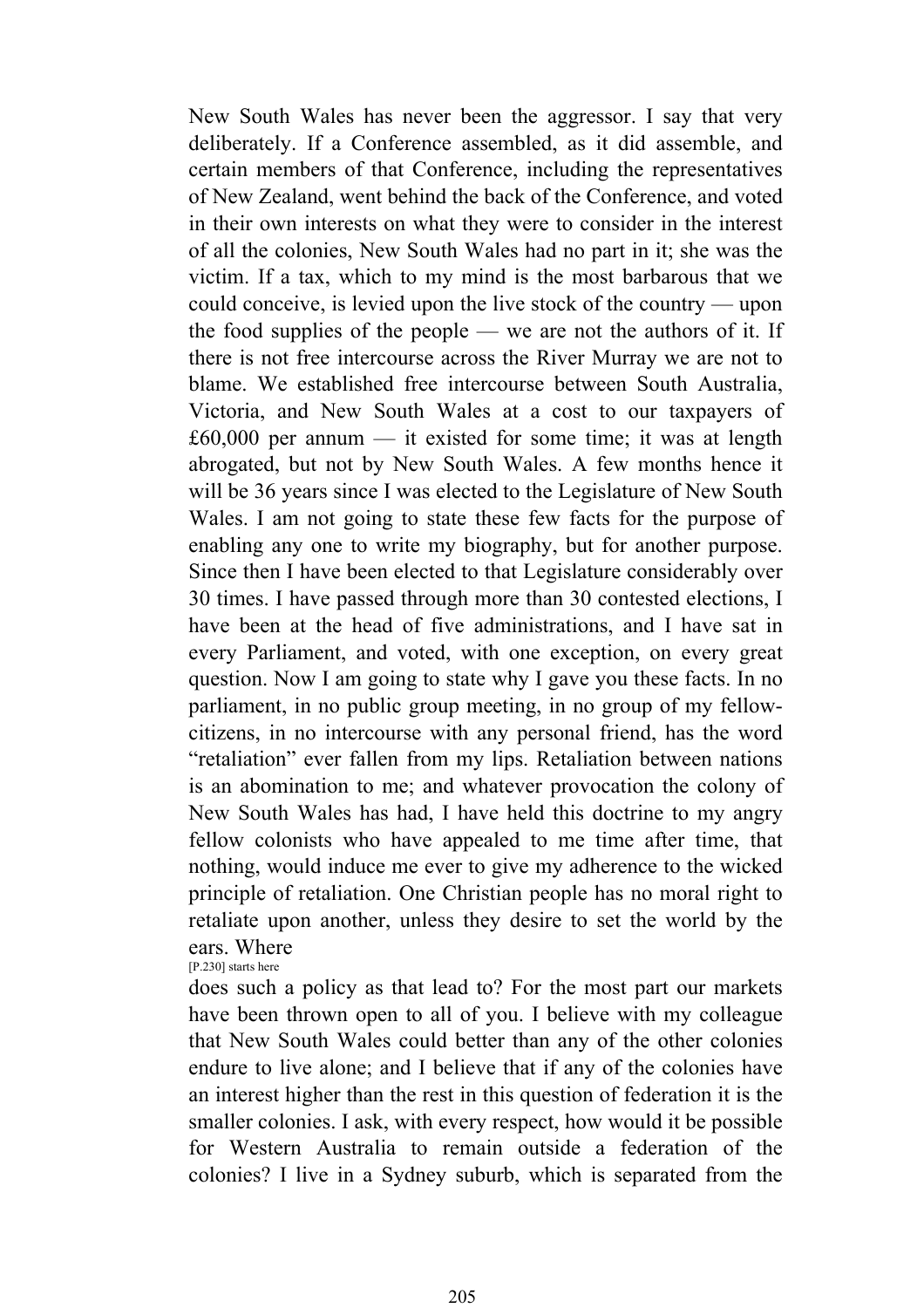New South Wales has never been the aggressor. I say that very deliberately. If a Conference assembled, as it did assemble, and certain members of that Conference, including the representatives of New Zealand, went behind the back of the Conference, and voted in their own interests on what they were to consider in the interest of all the colonies, New South Wales had no part in it; she was the victim. If a tax, which to my mind is the most barbarous that we could conceive, is levied upon the live stock of the country — upon the food supplies of the people — we are not the authors of it. If there is not free intercourse across the River Murray we are not to blame. We established free intercourse between South Australia, Victoria, and New South Wales at a cost to our taxpayers of £60,000 per annum — it existed for some time; it was at length abrogated, but not by New South Wales. A few months hence it will be 36 years since I was elected to the Legislature of New South Wales. I am not going to state these few facts for the purpose of enabling any one to write my biography, but for another purpose. Since then I have been elected to that Legislature considerably over 30 times. I have passed through more than 30 contested elections, I have been at the head of five administrations, and I have sat in every Parliament, and voted, with one exception, on every great question. Now I am going to state why I gave you these facts. In no parliament, in no public group meeting, in no group of my fellow-citizens, in no intercourse with any personal friend, has the word "retaliation" ever fallen from my lips. Retaliation between nations is an abomination to me; and whatever provocation the colony of New South Wales has had, I have held this doctrine to my angry fellow colonists who have appealed to me time after time, that nothing, would induce me ever to give my adherence to the wicked principle of retaliation. One Christian people has no moral right to retaliate upon another, unless they desire to set the world by the ears. Where

[P.230] starts here

does such a policy as that lead to? For the most part our markets have been thrown open to all of you. I believe with my colleague that New South Wales could better than any of the other colonies endure to live alone; and I believe that if any of the colonies have an interest higher than the rest in this question of federation it is the smaller colonies. I ask, with every respect, how would it be possible for Western Australia to remain outside a federation of the colonies? I live in a Sydney suburb, which is separated from the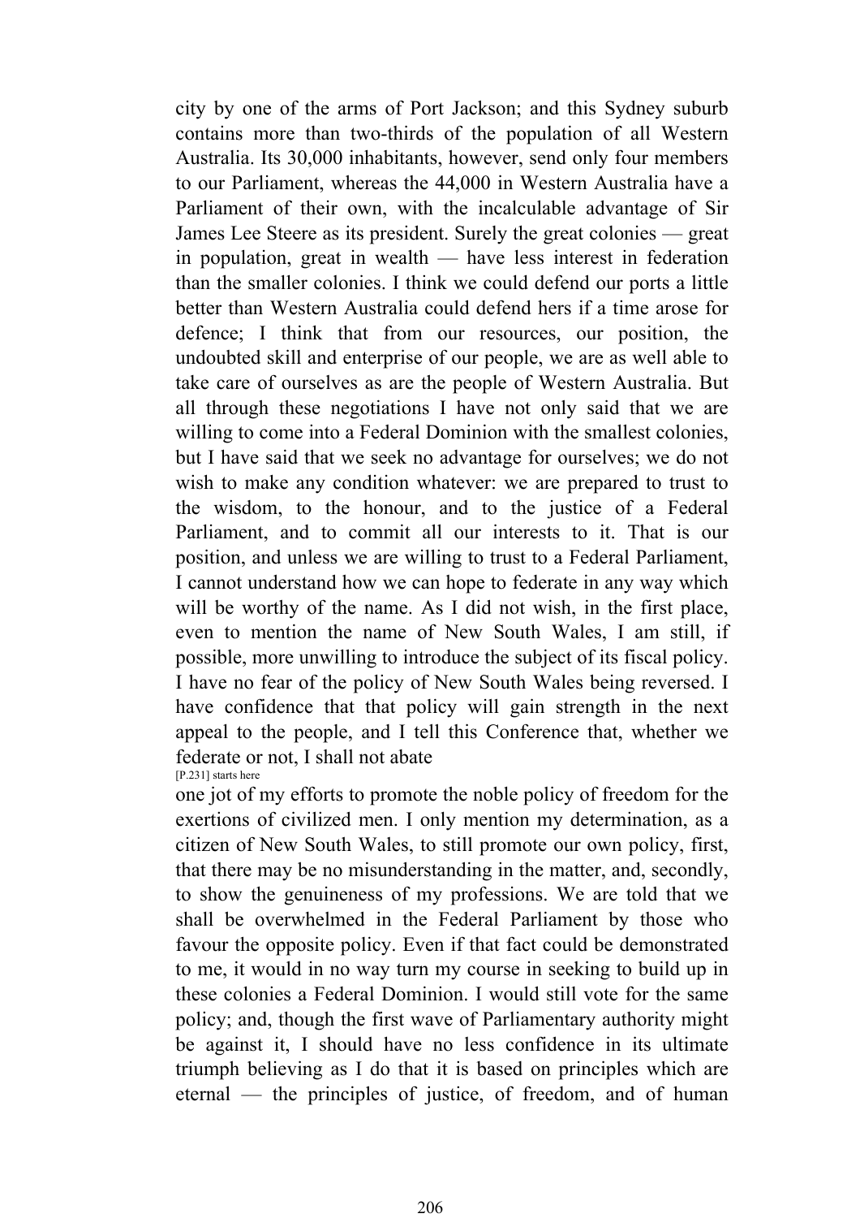city by one of the arms of Port Jackson; and this Sydney suburb contains more than two-thirds of the population of all Western Australia. Its 30,000 inhabitants, however, send only four members to our Parliament, whereas the 44,000 in Western Australia have a Parliament of their own, with the incalculable advantage of Sir James Lee Steere as its president. Surely the great colonies — great in population, great in wealth — have less interest in federation than the smaller colonies. I think we could defend our ports a little better than Western Australia could defend hers if a time arose for defence; I think that from our resources, our position, the undoubted skill and enterprise of our people, we are as well able to take care of ourselves as are the people of Western Australia. But all through these negotiations I have not only said that we are willing to come into a Federal Dominion with the smallest colonies, but I have said that we seek no advantage for ourselves; we do not wish to make any condition whatever: we are prepared to trust to the wisdom, to the honour, and to the justice of a Federal Parliament, and to commit all our interests to it. That is our position, and unless we are willing to trust to a Federal Parliament, I cannot understand how we can hope to federate in any way which will be worthy of the name. As I did not wish, in the first place, even to mention the name of New South Wales, I am still, if possible, more unwilling to introduce the subject of its fiscal policy. I have no fear of the policy of New South Wales being reversed. I have confidence that that policy will gain strength in the next appeal to the people, and I tell this Conference that, whether we federate or not, I shall not abate

[P.231] starts here

one jot of my efforts to promote the noble policy of freedom for the exertions of civilized men. I only mention my determination, as a citizen of New South Wales, to still promote our own policy, first, that there may be no misunderstanding in the matter, and, secondly, to show the genuineness of my professions. We are told that we shall be overwhelmed in the Federal Parliament by those who favour the opposite policy. Even if that fact could be demonstrated to me, it would in no way turn my course in seeking to build up in these colonies a Federal Dominion. I would still vote for the same policy; and, though the first wave of Parliamentary authority might be against it, I should have no less confidence in its ultimate triumph believing as I do that it is based on principles which are eternal — the principles of justice, of freedom, and of human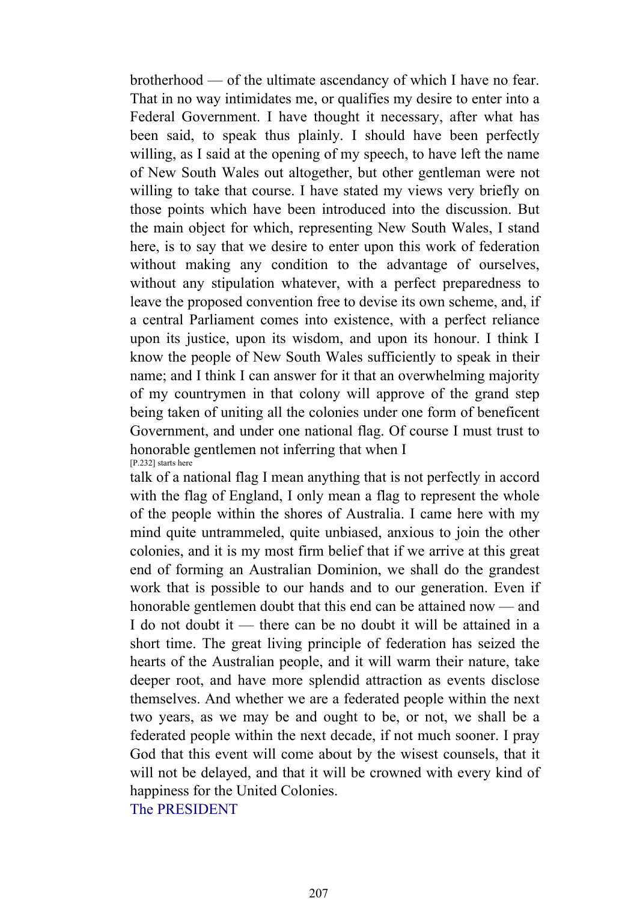brotherhood — of the ultimate ascendancy of which I have no fear. That in no way intimidates me, or qualifies my desire to enter into a Federal Government. I have thought it necessary, after what has been said, to speak thus plainly. I should have been perfectly willing, as I said at the opening of my speech, to have left the name of New South Wales out altogether, but other gentleman were not willing to take that course. I have stated my views very briefly on those points which have been introduced into the discussion. But the main object for which, representing New South Wales, I stand here, is to say that we desire to enter upon this work of federation without making any condition to the advantage of ourselves, without any stipulation whatever, with a perfect preparedness to leave the proposed convention free to devise its own scheme, and, if a central Parliament comes into existence, with a perfect reliance upon its justice, upon its wisdom, and upon its honour. I think I know the people of New South Wales sufficiently to speak in their name; and I think I can answer for it that an overwhelming majority of my countrymen in that colony will approve of the grand step being taken of uniting all the colonies under one form of beneficent Government, and under one national flag. Of course I must trust to honorable gentlemen not inferring that when I

[P.232] starts here

talk of a national flag I mean anything that is not perfectly in accord with the flag of England, I only mean a flag to represent the whole of the people within the shores of Australia. I came here with my mind quite untrammeled, quite unbiased, anxious to join the other colonies, and it is my most firm belief that if we arrive at this great end of forming an Australian Dominion, we shall do the grandest work that is possible to our hands and to our generation. Even if honorable gentlemen doubt that this end can be attained now — and I do not doubt it — there can be no doubt it will be attained in a short time. The great living principle of federation has seized the hearts of the Australian people, and it will warm their nature, take deeper root, and have more splendid attraction as events disclose themselves. And whether we are a federated people within the next two years, as we may be and ought to be, or not, we shall be a federated people within the next decade, if not much sooner. I pray God that this event will come about by the wisest counsels, that it will not be delayed, and that it will be crowned with every kind of happiness for the United Colonies.

The PRESIDENT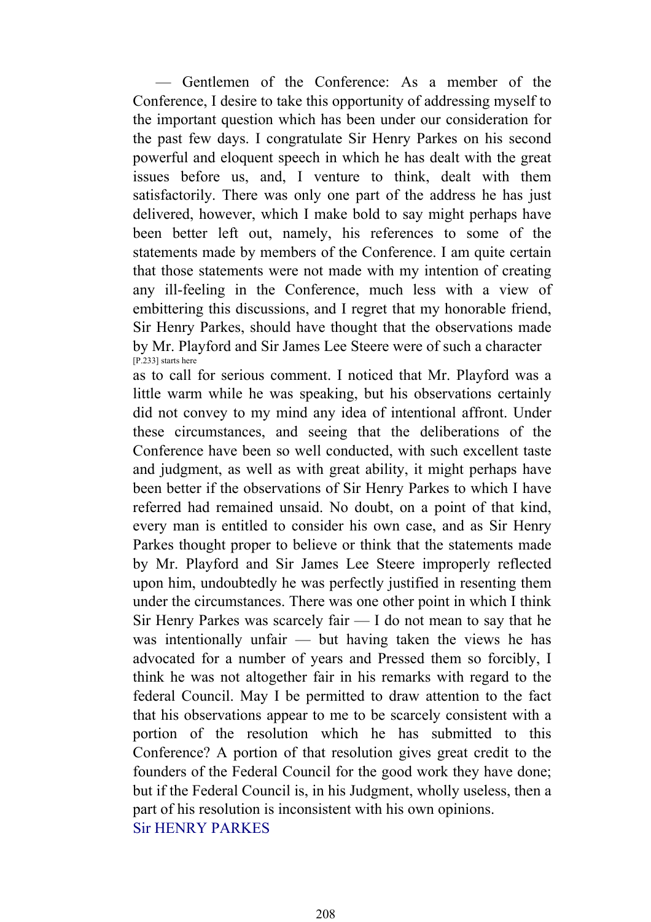— Gentlemen of the Conference: As a member of the Conference, I desire to take this opportunity of addressing myself to the important question which has been under our consideration for the past few days. I congratulate Sir Henry Parkes on his second powerful and eloquent speech in which he has dealt with the great issues before us, and, I venture to think, dealt with them satisfactorily. There was only one part of the address he has just delivered, however, which I make bold to say might perhaps have been better left out, namely, his references to some of the statements made by members of the Conference. I am quite certain that those statements were not made with my intention of creating any ill-feeling in the Conference, much less with a view of embittering this discussions, and I regret that my honorable friend, Sir Henry Parkes, should have thought that the observations made by Mr. Playford and Sir James Lee Steere were of such a character

[P.233] starts here

as to call for serious comment. I noticed that Mr. Playford was a little warm while he was speaking, but his observations certainly did not convey to my mind any idea of intentional affront. Under these circumstances, and seeing that the deliberations of the Conference have been so well conducted, with such excellent taste and judgment, as well as with great ability, it might perhaps have been better if the observations of Sir Henry Parkes to which I have referred had remained unsaid. No doubt, on a point of that kind, every man is entitled to consider his own case, and as Sir Henry Parkes thought proper to believe or think that the statements made by Mr. Playford and Sir James Lee Steere improperly reflected upon him, undoubtedly he was perfectly justified in resenting them under the circumstances. There was one other point in which I think Sir Henry Parkes was scarcely fair — I do not mean to say that he was intentionally unfair — but having taken the views he has advocated for a number of years and Pressed them so forcibly, I think he was not altogether fair in his remarks with regard to the federal Council. May I be permitted to draw attention to the fact that his observations appear to me to be scarcely consistent with a portion of the resolution which he has submitted to this Conference? A portion of that resolution gives great credit to the founders of the Federal Council for the good work they have done; but if the Federal Council is, in his Judgment, wholly useless, then a part of his resolution is inconsistent with his own opinions.

Sir HENRY PARKES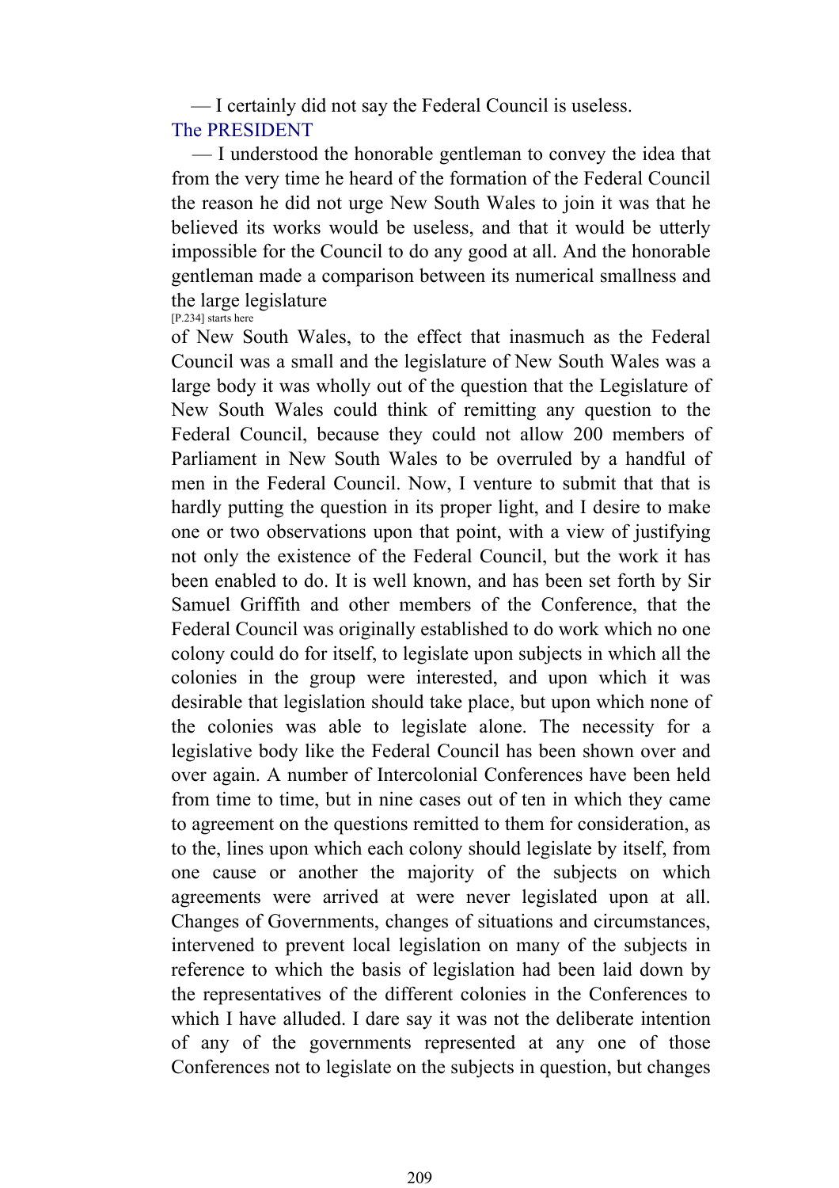— I certainly did not say the Federal Council is useless.

The PRESIDENT

— I understood the honorable gentleman to convey the idea that from the very time he heard of the formation of the Federal Council the reason he did not urge New South Wales to join it was that he believed its works would be useless, and that it would be utterly impossible for the Council to do any good at all. And the honorable gentleman made a comparison between its numerical smallness and the large legislature

[P.234] starts here

of New South Wales, to the effect that inasmuch as the Federal Council was a small and the legislature of New South Wales was a large body it was wholly out of the question that the Legislature of New South Wales could think of remitting any question to the Federal Council, because they could not allow 200 members of Parliament in New South Wales to be overruled by a handful of men in the Federal Council. Now, I venture to submit that that is hardly putting the question in its proper light, and I desire to make one or two observations upon that point, with a view of justifying not only the existence of the Federal Council, but the work it has been enabled to do. It is well known, and has been set forth by Sir Samuel Griffith and other members of the Conference, that the Federal Council was originally established to do work which no one colony could do for itself, to legislate upon subjects in which all the colonies in the group were interested, and upon which it was desirable that legislation should take place, but upon which none of the colonies was able to legislate alone. The necessity for a legislative body like the Federal Council has been shown over and over again. A number of Intercolonial Conferences have been held from time to time, but in nine cases out of ten in which they came to agreement on the questions remitted to them for consideration, as to the, lines upon which each colony should legislate by itself, from one cause or another the majority of the subjects on which agreements were arrived at were never legislated upon at all. Changes of Governments, changes of situations and circumstances, intervened to prevent local legislation on many of the subjects in reference to which the basis of legislation had been laid down by the representatives of the different colonies in the Conferences to which I have alluded. I dare say it was not the deliberate intention of any of the governments represented at any one of those Conferences not to legislate on the subjects in question, but changes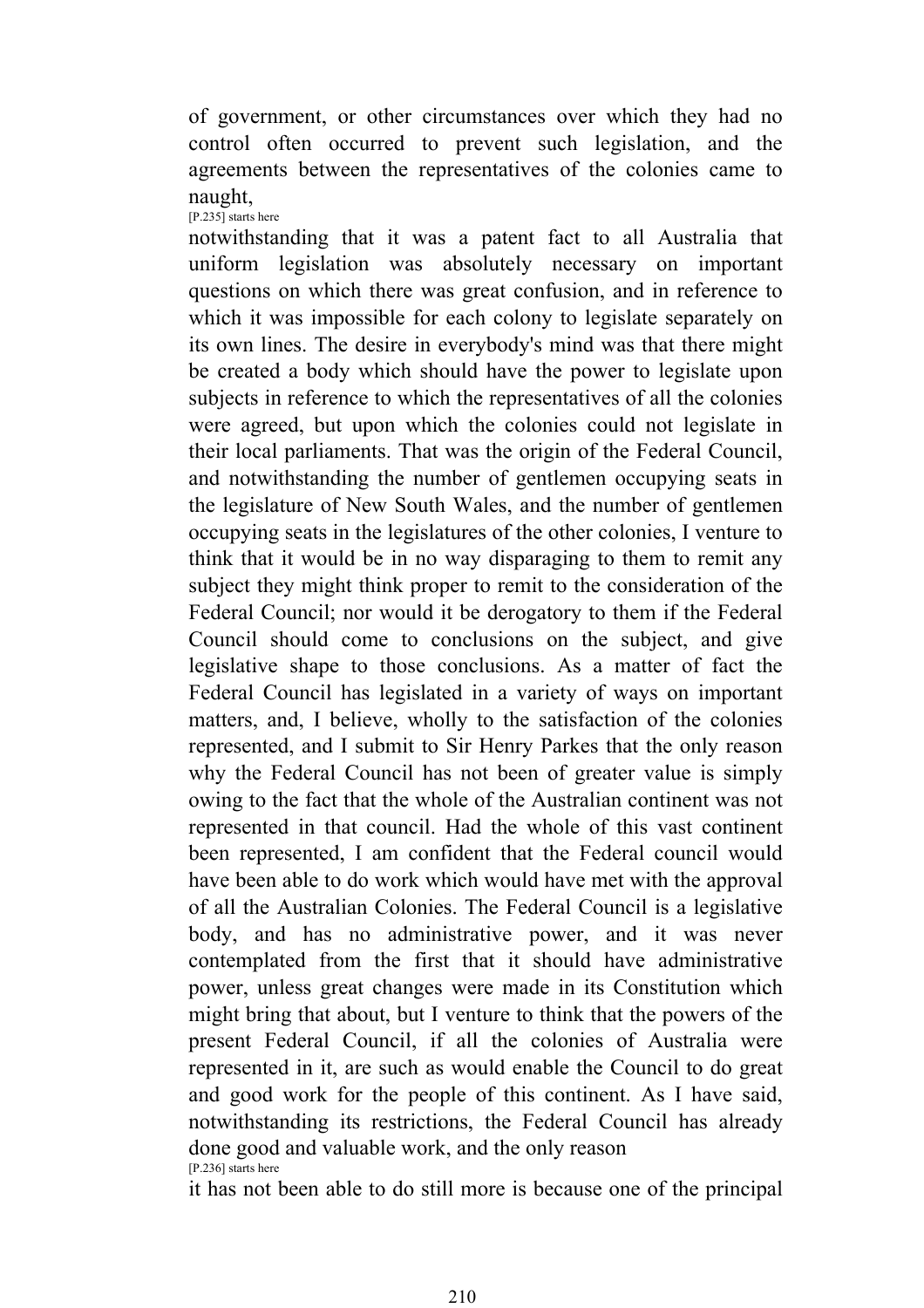of government, or other circumstances over which they had no control often occurred to prevent such legislation, and the agreements between the representatives of the colonies came to naught,

[P.235] starts here

notwithstanding that it was a patent fact to all Australia that uniform legislation was absolutely necessary on important questions on which there was great confusion, and in reference to which it was impossible for each colony to legislate separately on its own lines. The desire in everybody's mind was that there might be created a body which should have the power to legislate upon subjects in reference to which the representatives of all the colonies were agreed, but upon which the colonies could not legislate in their local parliaments. That was the origin of the Federal Council, and notwithstanding the number of gentlemen occupying seats in the legislature of New South Wales, and the number of gentlemen occupying seats in the legislatures of the other colonies, I venture to think that it would be in no way disparaging to them to remit any subject they might think proper to remit to the consideration of the Federal Council; nor would it be derogatory to them if the Federal Council should come to conclusions on the subject, and give legislative shape to those conclusions. As a matter of fact the Federal Council has legislated in a variety of ways on important matters, and, I believe, wholly to the satisfaction of the colonies represented, and I submit to Sir Henry Parkes that the only reason why the Federal Council has not been of greater value is simply owing to the fact that the whole of the Australian continent was not represented in that council. Had the whole of this vast continent been represented, I am confident that the Federal council would have been able to do work which would have met with the approval of all the Australian Colonies. The Federal Council is a legislative body, and has no administrative power, and it was never contemplated from the first that it should have administrative power, unless great changes were made in its Constitution which might bring that about, but I venture to think that the powers of the present Federal Council, if all the colonies of Australia were represented in it, are such as would enable the Council to do great and good work for the people of this continent. As I have said, notwithstanding its restrictions, the Federal Council has already done good and valuable work, and the only reason

[P.236] starts here

it has not been able to do still more is because one of the principal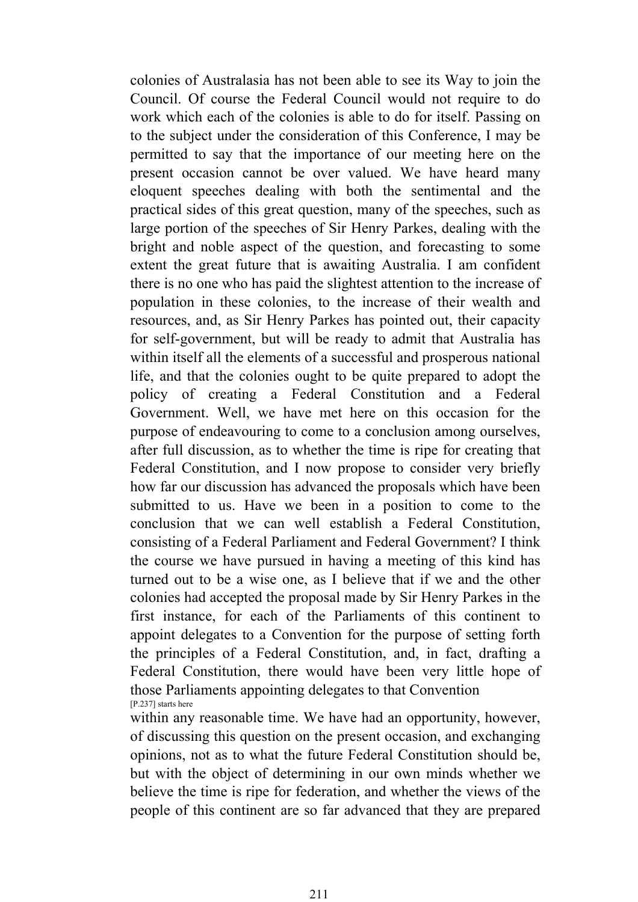colonies of Australasia has not been able to see its Way to join the Council. Of course the Federal Council would not require to do work which each of the colonies is able to do for itself. Passing on to the subject under the consideration of this Conference, I may be permitted to say that the importance of our meeting here on the present occasion cannot be over valued. We have heard many eloquent speeches dealing with both the sentimental and the practical sides of this great question, many of the speeches, such as large portion of the speeches of Sir Henry Parkes, dealing with the bright and noble aspect of the question, and forecasting to some extent the great future that is awaiting Australia. I am confident there is no one who has paid the slightest attention to the increase of population in these colonies, to the increase of their wealth and resources, and, as Sir Henry Parkes has pointed out, their capacity for self-government, but will be ready to admit that Australia has within itself all the elements of a successful and prosperous national life, and that the colonies ought to be quite prepared to adopt the policy of creating a Federal Constitution and a Federal Government. Well, we have met here on this occasion for the purpose of endeavouring to come to a conclusion among ourselves, after full discussion, as to whether the time is ripe for creating that Federal Constitution, and I now propose to consider very briefly how far our discussion has advanced the proposals which have been submitted to us. Have we been in a position to come to the conclusion that we can well establish a Federal Constitution, consisting of a Federal Parliament and Federal Government? I think the course we have pursued in having a meeting of this kind has turned out to be a wise one, as I believe that if we and the other colonies had accepted the proposal made by Sir Henry Parkes in the first instance, for each of the Parliaments of this continent to appoint delegates to a Convention for the purpose of setting forth the principles of a Federal Constitution, and, in fact, drafting a Federal Constitution, there would have been very little hope of those Parliaments appointing delegates to that Convention

[P.237] starts here

within any reasonable time. We have had an opportunity, however, of discussing this question on the present occasion, and exchanging opinions, not as to what the future Federal Constitution should be, but with the object of determining in our own minds whether we believe the time is ripe for federation, and whether the views of the people of this continent are so far advanced that they are prepared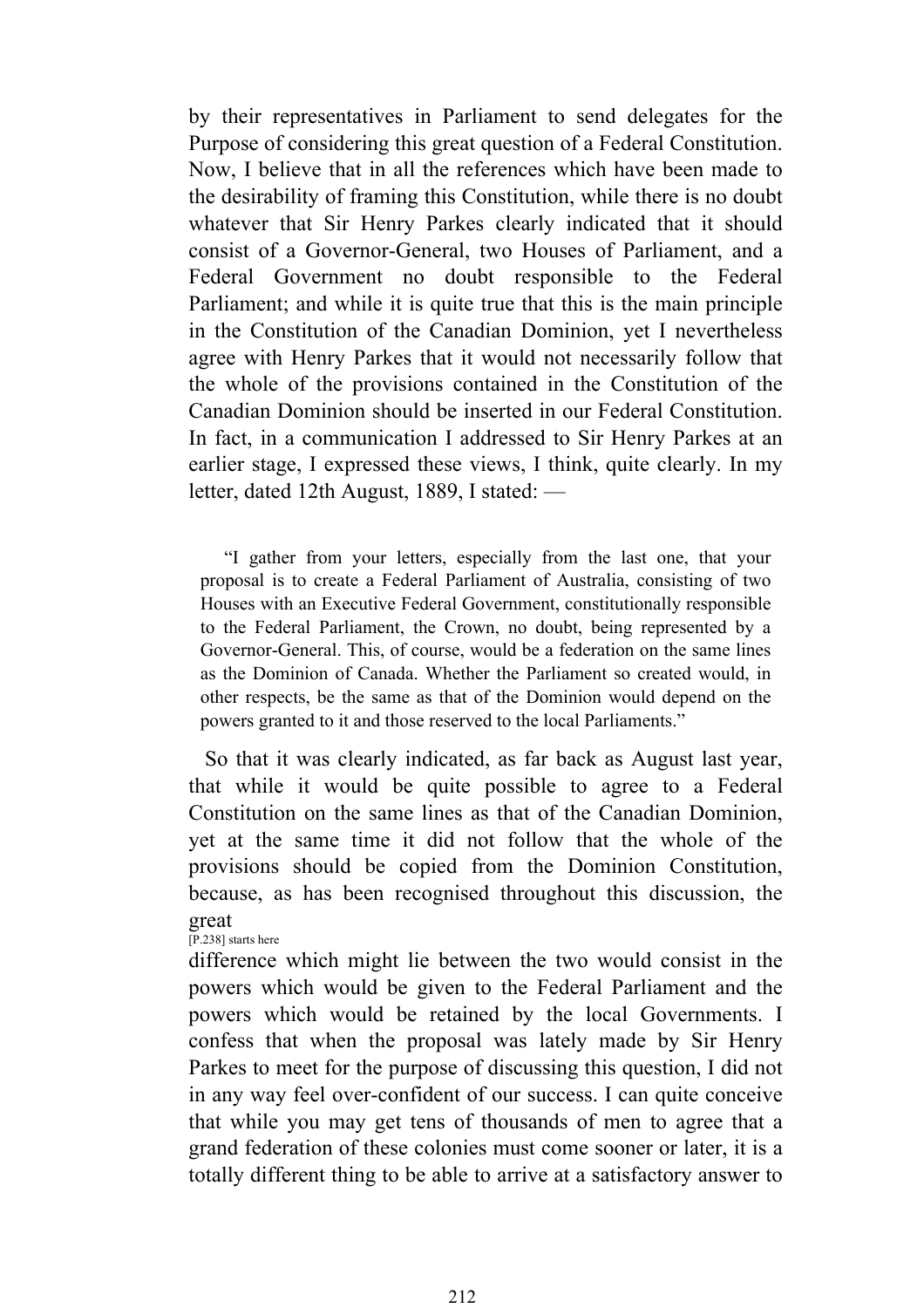by their representatives in Parliament to send delegates for the Purpose of considering this great question of a Federal Constitution. Now, I believe that in all the references which have been made to the desirability of framing this Constitution, while there is no doubt whatever that Sir Henry Parkes clearly indicated that it should consist of a Governor-General, two Houses of Parliament, and a Federal Government no doubt responsible to the Federal Parliament; and while it is quite true that this is the main principle in the Constitution of the Canadian Dominion, yet I nevertheless agree with Henry Parkes that it would not necessarily follow that the whole of the provisions contained in the Constitution of the Canadian Dominion should be inserted in our Federal Constitution. In fact, in a communication I addressed to Sir Henry Parkes at an earlier stage, I expressed these views, I think, quite clearly. In my letter, dated 12th August, 1889, I stated: —

> "I gather from your letters, especially from the last one, that your proposal is to create a Federal Parliament of Australia, consisting of two Houses with an Executive Federal Government, constitutionally responsible to the Federal Parliament, the Crown, no doubt, being represented by a Governor-General. This, of course, would be a federation on the same lines as the Dominion of Canada. Whether the Parliament so created would, in other respects, be the same as that of the Dominion would depend on the powers granted to it and those reserved to the local Parliaments."

So that it was clearly indicated, as far back as August last year, that while it would be quite possible to agree to a Federal Constitution on the same lines as that of the Canadian Dominion, yet at the same time it did not follow that the whole of the provisions should be copied from the Dominion Constitution, because, as has been recognised throughout this discussion, the great

[P.238] starts here

difference which might lie between the two would consist in the powers which would be given to the Federal Parliament and the powers which would be retained by the local Governments. I confess that when the proposal was lately made by Sir Henry Parkes to meet for the purpose of discussing this question, I did not in any way feel over-confident of our success. I can quite conceive that while you may get tens of thousands of men to agree that a grand federation of these colonies must come sooner or later, it is a totally different thing to be able to arrive at a satisfactory answer to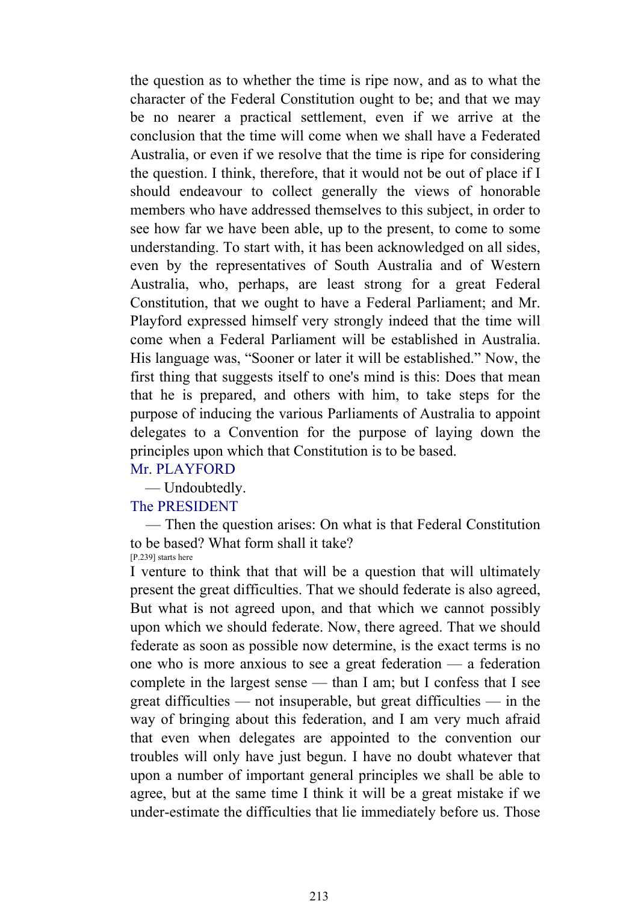the question as to whether the time is ripe now, and as to what the character of the Federal Constitution ought to be; and that we may be no nearer a practical settlement, even if we arrive at the conclusion that the time will come when we shall have a Federated Australia, or even if we resolve that the time is ripe for considering the question. I think, therefore, that it would not be out of place if I should endeavour to collect generally the views of honorable members who have addressed themselves to this subject, in order to see how far we have been able, up to the present, to come to some understanding. To start with, it has been acknowledged on all sides, even by the representatives of South Australia and of Western Australia, who, perhaps, are least strong for a great Federal Constitution, that we ought to have a Federal Parliament; and Mr. Playford expressed himself very strongly indeed that the time will come when a Federal Parliament will be established in Australia. His language was, "Sooner or later it will be established." Now, the first thing that suggests itself to one's mind is this: Does that mean that he is prepared, and others with him, to take steps for the purpose of inducing the various Parliaments of Australia to appoint delegates to a Convention for the purpose of laying down the principles upon which that Constitution is to be based.

Mr. PLAYFORD

— Undoubtedly.

The PRESIDENT

— Then the question arises: On what is that Federal Constitution to be based? What form shall it take?

[P.239] starts here

I venture to think that that will be a question that will ultimately present the great difficulties. That we should federate is also agreed, But what is not agreed upon, and that which we cannot possibly upon which we should federate. Now, there agreed. That we should federate as soon as possible now determine, is the exact terms is no one who is more anxious to see a great federation — a federation complete in the largest sense — than I am; but I confess that I see great difficulties — not insuperable, but great difficulties — in the way of bringing about this federation, and I am very much afraid that even when delegates are appointed to the convention our troubles will only have just begun. I have no doubt whatever that upon a number of important general principles we shall be able to agree, but at the same time I think it will be a great mistake if we under-estimate the difficulties that lie immediately before us. Those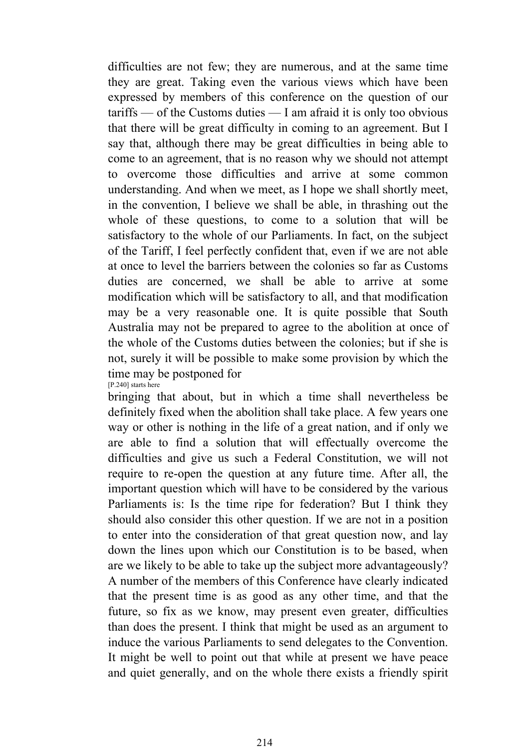difficulties are not few; they are numerous, and at the same time they are great. Taking even the various views which have been expressed by members of this conference on the question of our tariffs — of the Customs duties — I am afraid it is only too obvious that there will be great difficulty in coming to an agreement. But I say that, although there may be great difficulties in being able to come to an agreement, that is no reason why we should not attempt to overcome those difficulties and arrive at some common understanding. And when we meet, as I hope we shall shortly meet, in the convention, I believe we shall be able, in thrashing out the whole of these questions, to come to a solution that will be satisfactory to the whole of our Parliaments. In fact, on the subject of the Tariff, I feel perfectly confident that, even if we are not able at once to level the barriers between the colonies so far as Customs duties are concerned, we shall be able to arrive at some modification which will be satisfactory to all, and that modification may be a very reasonable one. It is quite possible that South Australia may not be prepared to agree to the abolition at once of the whole of the Customs duties between the colonies; but if she is not, surely it will be possible to make some provision by which the time may be postponed for

[P.240] starts here

bringing that about, but in which a time shall nevertheless be definitely fixed when the abolition shall take place. A few years one way or other is nothing in the life of a great nation, and if only we are able to find a solution that will effectually overcome the difficulties and give us such a Federal Constitution, we will not require to re-open the question at any future time. After all, the important question which will have to be considered by the various Parliaments is: Is the time ripe for federation? But I think they should also consider this other question. If we are not in a position to enter into the consideration of that great question now, and lay down the lines upon which our Constitution is to be based, when are we likely to be able to take up the subject more advantageously? A number of the members of this Conference have clearly indicated that the present time is as good as any other time, and that the future, so fix as we know, may present even greater, difficulties than does the present. I think that might be used as an argument to induce the various Parliaments to send delegates to the Convention. It might be well to point out that while at present we have peace and quiet generally, and on the whole there exists a friendly spirit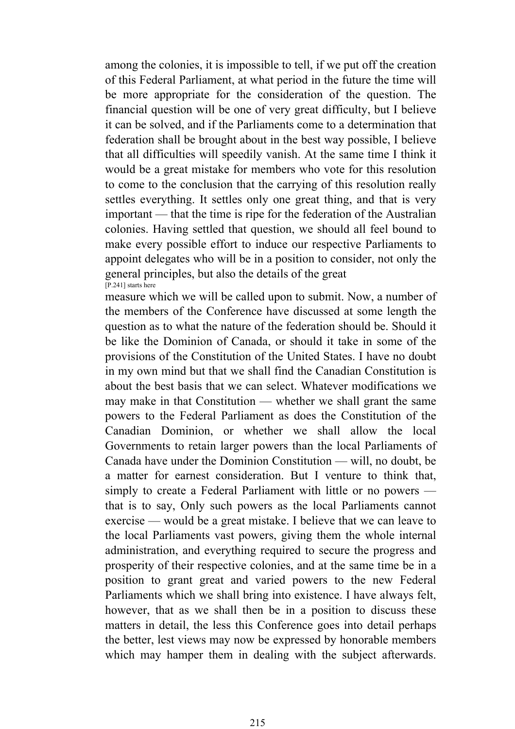among the colonies, it is impossible to tell, if we put off the creation of this Federal Parliament, at what period in the future the time will be more appropriate for the consideration of the question. The financial question will be one of very great difficulty, but I believe it can be solved, and if the Parliaments come to a determination that federation shall be brought about in the best way possible, I believe that all difficulties will speedily vanish. At the same time I think it would be a great mistake for members who vote for this resolution to come to the conclusion that the carrying of this resolution really settles everything. It settles only one great thing, and that is very important — that the time is ripe for the federation of the Australian colonies. Having settled that question, we should all feel bound to make every possible effort to induce our respective Parliaments to appoint delegates who will be in a position to consider, not only the general principles, but also the details of the great

[P.241] starts here

measure which we will be called upon to submit. Now, a number of the members of the Conference have discussed at some length the question as to what the nature of the federation should be. Should it be like the Dominion of Canada, or should it take in some of the provisions of the Constitution of the United States. I have no doubt in my own mind but that we shall find the Canadian Constitution is about the best basis that we can select. Whatever modifications we may make in that Constitution — whether we shall grant the same powers to the Federal Parliament as does the Constitution of the Canadian Dominion, or whether we shall allow the local Governments to retain larger powers than the local Parliaments of Canada have under the Dominion Constitution — will, no doubt, be a matter for earnest consideration. But I venture to think that, simply to create a Federal Parliament with little or no powers — that is to say, Only such powers as the local Parliaments cannot exercise — would be a great mistake. I believe that we can leave to the local Parliaments vast powers, giving them the whole internal administration, and everything required to secure the progress and prosperity of their respective colonies, and at the same time be in a position to grant great and varied powers to the new Federal Parliaments which we shall bring into existence. I have always felt, however, that as we shall then be in a position to discuss these matters in detail, the less this Conference goes into detail perhaps the better, lest views may now be expressed by honorable members which may hamper them in dealing with the subject afterwards.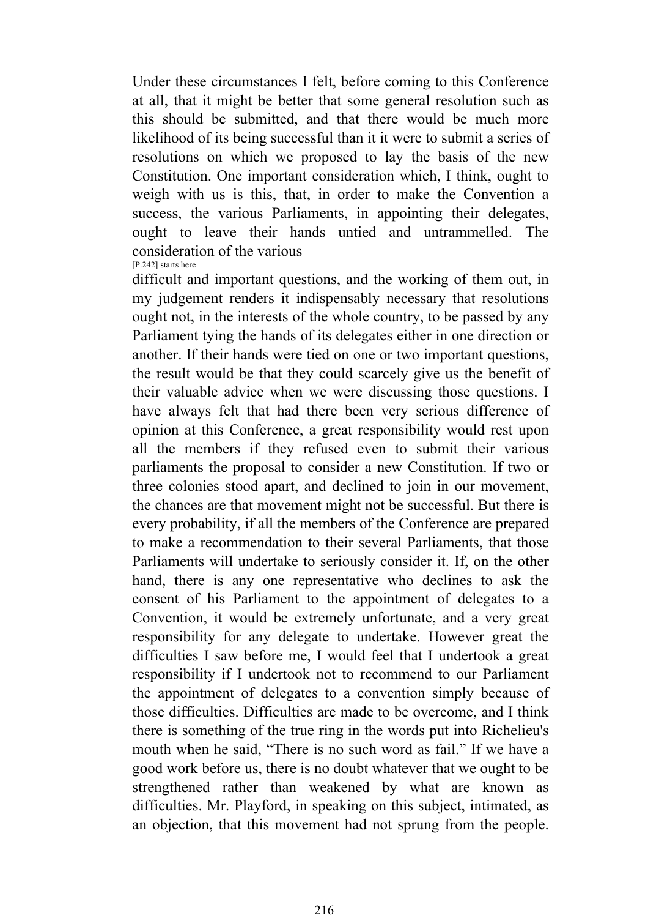Under these circumstances I felt, before coming to this Conference at all, that it might be better that some general resolution such as this should be submitted, and that there would be much more likelihood of its being successful than it it were to submit a series of resolutions on which we proposed to lay the basis of the new Constitution. One important consideration which, I think, ought to weigh with us is this, that, in order to make the Convention a success, the various Parliaments, in appointing their delegates, ought to leave their hands untied and untrammelled. The consideration of the various

[P.242] starts here

difficult and important questions, and the working of them out, in my judgement renders it indispensably necessary that resolutions ought not, in the interests of the whole country, to be passed by any Parliament tying the hands of its delegates either in one direction or another. If their hands were tied on one or two important questions, the result would be that they could scarcely give us the benefit of their valuable advice when we were discussing those questions. I have always felt that had there been very serious difference of opinion at this Conference, a great responsibility would rest upon all the members if they refused even to submit their various parliaments the proposal to consider a new Constitution. If two or three colonies stood apart, and declined to join in our movement, the chances are that movement might not be successful. But there is every probability, if all the members of the Conference are prepared to make a recommendation to their several Parliaments, that those Parliaments will undertake to seriously consider it. If, on the other hand, there is any one representative who declines to ask the consent of his Parliament to the appointment of delegates to a Convention, it would be extremely unfortunate, and a very great responsibility for any delegate to undertake. However great the difficulties I saw before me, I would feel that I undertook a great responsibility if I undertook not to recommend to our Parliament the appointment of delegates to a convention simply because of those difficulties. Difficulties are made to be overcome, and I think there is something of the true ring in the words put into Richelieu's mouth when he said, "There is no such word as fail." If we have a good work before us, there is no doubt whatever that we ought to be strengthened rather than weakened by what are known as difficulties. Mr. Playford, in speaking on this subject, intimated, as an objection, that this movement had not sprung from the people.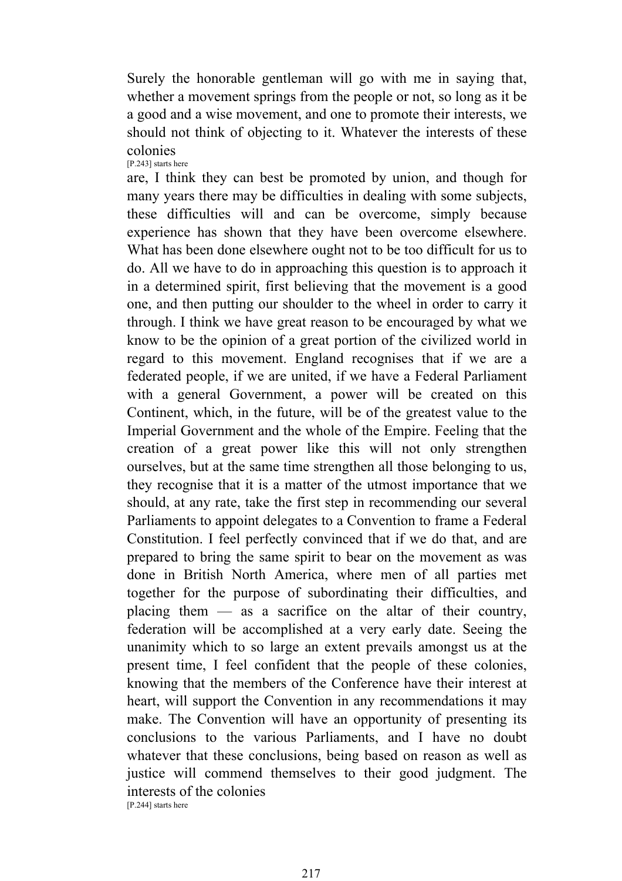Surely the honorable gentleman will go with me in saying that, whether a movement springs from the people or not, so long as it be a good and a wise movement, and one to promote their interests, we should not think of objecting to it. Whatever the interests of these colonies

[P.243] starts here

are, I think they can best be promoted by union, and though for many years there may be difficulties in dealing with some subjects, these difficulties will and can be overcome, simply because experience has shown that they have been overcome elsewhere. What has been done elsewhere ought not to be too difficult for us to do. All we have to do in approaching this question is to approach it in a determined spirit, first believing that the movement is a good one, and then putting our shoulder to the wheel in order to carry it through. I think we have great reason to be encouraged by what we know to be the opinion of a great portion of the civilized world in regard to this movement. England recognises that if we are a federated people, if we are united, if we have a Federal Parliament with a general Government, a power will be created on this Continent, which, in the future, will be of the greatest value to the Imperial Government and the whole of the Empire. Feeling that the creation of a great power like this will not only strengthen ourselves, but at the same time strengthen all those belonging to us, they recognise that it is a matter of the utmost importance that we should, at any rate, take the first step in recommending our several Parliaments to appoint delegates to a Convention to frame a Federal Constitution. I feel perfectly convinced that if we do that, and are prepared to bring the same spirit to bear on the movement as was done in British North America, where men of all parties met together for the purpose of subordinating their difficulties, and placing them — as a sacrifice on the altar of their country, federation will be accomplished at a very early date. Seeing the unanimity which to so large an extent prevails amongst us at the present time, I feel confident that the people of these colonies, knowing that the members of the Conference have their interest at heart, will support the Convention in any recommendations it may make. The Convention will have an opportunity of presenting its conclusions to the various Parliaments, and I have no doubt whatever that these conclusions, being based on reason as well as justice will commend themselves to their good judgment. The interests of the colonies

[P.244] starts here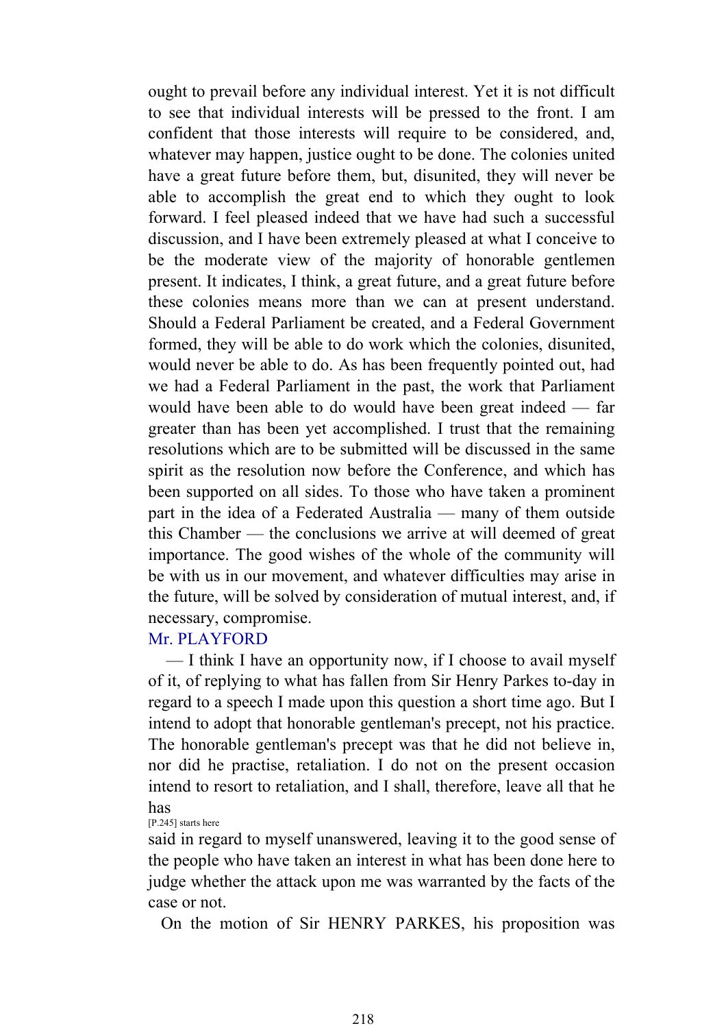ought to prevail before any individual interest. Yet it is not difficult to see that individual interests will be pressed to the front. I am confident that those interests will require to be considered, and, whatever may happen, justice ought to be done. The colonies united have a great future before them, but, disunited, they will never be able to accomplish the great end to which they ought to look forward. I feel pleased indeed that we have had such a successful discussion, and I have been extremely pleased at what I conceive to be the moderate view of the majority of honorable gentlemen present. It indicates, I think, a great future, and a great future before these colonies means more than we can at present understand. Should a Federal Parliament be created, and a Federal Government formed, they will be able to do work which the colonies, disunited, would never be able to do. As has been frequently pointed out, had we had a Federal Parliament in the past, the work that Parliament would have been able to do would have been great indeed — far greater than has been yet accomplished. I trust that the remaining resolutions which are to be submitted will be discussed in the same spirit as the resolution now before the Conference, and which has been supported on all sides. To those who have taken a prominent part in the idea of a Federated Australia — many of them outside this Chamber — the conclusions we arrive at will deemed of great importance. The good wishes of the whole of the community will be with us in our movement, and whatever difficulties may arise in the future, will be solved by consideration of mutual interest, and, if necessary, compromise.

Mr. PLAYFORD

— I think I have an opportunity now, if I choose to avail myself of it, of replying to what has fallen from Sir Henry Parkes to-day in regard to a speech I made upon this question a short time ago. But I intend to adopt that honorable gentleman's precept, not his practice. The honorable gentleman's precept was that he did not believe in, nor did he practise, retaliation. I do not on the present occasion intend to resort to retaliation, and I shall, therefore, leave all that he has

[P.245] starts here

said in regard to myself unanswered, leaving it to the good sense of the people who have taken an interest in what has been done here to judge whether the attack upon me was warranted by the facts of the case or not.

On the motion of Sir HENRY PARKES, his proposition was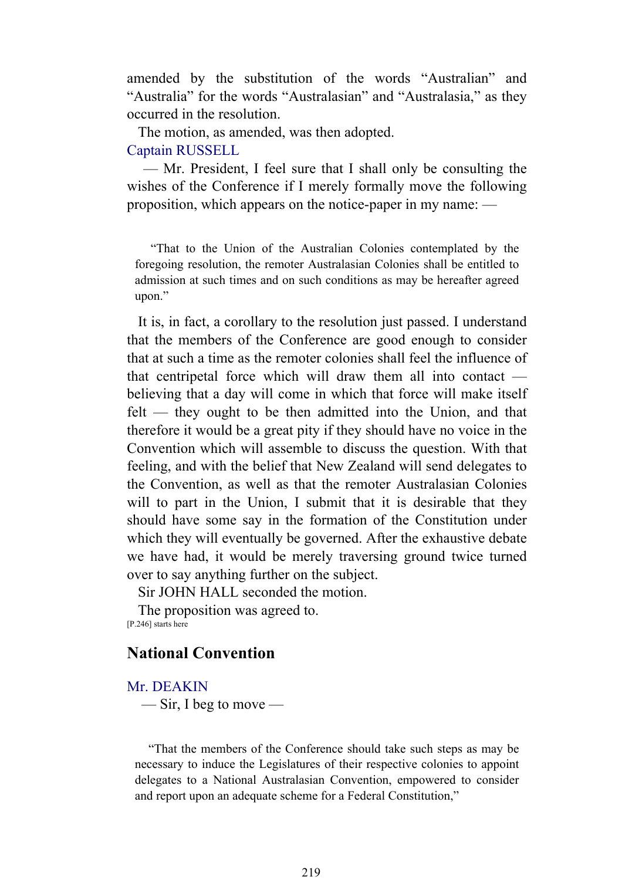amended by the substitution of the words "Australian" and "Australia" for the words "Australasian" and "Australasia," as they occurred in the resolution.

The motion, as amended, was then adopted.

Captain RUSSELL

— Mr. President, I feel sure that I shall only be consulting the wishes of the Conference if I merely formally move the following proposition, which appears on the notice-paper in my name: —

> "That to the Union of the Australian Colonies contemplated by the foregoing resolution, the remoter Australasian Colonies shall be entitled to admission at such times and on such conditions as may be hereafter agreed upon."

It is, in fact, a corollary to the resolution just passed. I understand that the members of the Conference are good enough to consider that at such a time as the remoter colonies shall feel the influence of that centripetal force which will draw them all into contact — believing that a day will come in which that force will make itself felt — they ought to be then admitted into the Union, and that therefore it would be a great pity if they should have no voice in the Convention which will assemble to discuss the question. With that feeling, and with the belief that New Zealand will send delegates to the Convention, as well as that the remoter Australasian Colonies will to part in the Union, I submit that it is desirable that they should have some say in the formation of the Constitution under which they will eventually be governed. After the exhaustive debate we have had, it would be merely traversing ground twice turned over to say anything further on the subject.

Sir JOHN HALL seconded the motion.

The proposition was agreed to.

[P.246] starts here

## National Convention

Mr. DEAKIN

— Sir, I beg to move —

> "That the members of the Conference should take such steps as may be necessary to induce the Legislatures of their respective colonies to appoint delegates to a National Australasian Convention, empowered to consider and report upon an adequate scheme for a Federal Constitution,"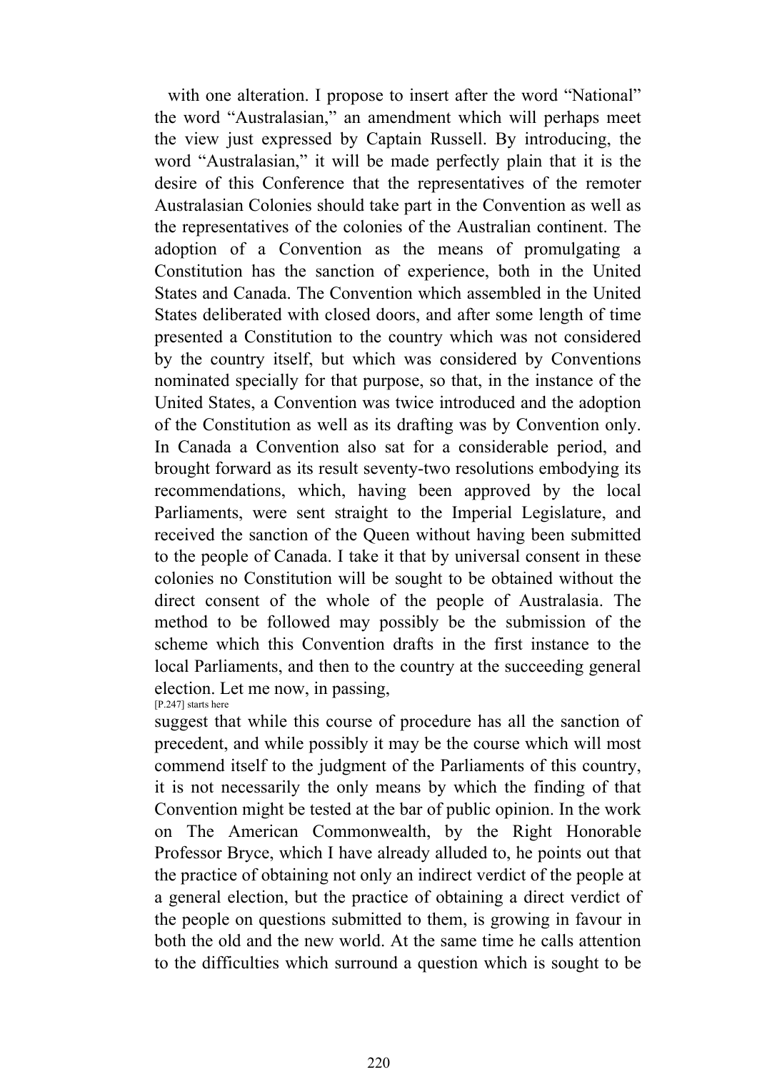with one alteration. I propose to insert after the word "National" the word "Australasian," an amendment which will perhaps meet the view just expressed by Captain Russell. By introducing, the word "Australasian," it will be made perfectly plain that it is the desire of this Conference that the representatives of the remoter Australasian Colonies should take part in the Convention as well as the representatives of the colonies of the Australian continent. The adoption of a Convention as the means of promulgating a Constitution has the sanction of experience, both in the United States and Canada. The Convention which assembled in the United States deliberated with closed doors, and after some length of time presented a Constitution to the country which was not considered by the country itself, but which was considered by Conventions nominated specially for that purpose, so that, in the instance of the United States, a Convention was twice introduced and the adoption of the Constitution as well as its drafting was by Convention only. In Canada a Convention also sat for a considerable period, and brought forward as its result seventy-two resolutions embodying its recommendations, which, having been approved by the local Parliaments, were sent straight to the Imperial Legislature, and received the sanction of the Queen without having been submitted to the people of Canada. I take it that by universal consent in these colonies no Constitution will be sought to be obtained without the direct consent of the whole of the people of Australasia. The method to be followed may possibly be the submission of the scheme which this Convention drafts in the first instance to the local Parliaments, and then to the country at the succeeding general election. Let me now, in passing,

[P.247] starts here

suggest that while this course of procedure has all the sanction of precedent, and while possibly it may be the course which will most commend itself to the judgment of the Parliaments of this country, it is not necessarily the only means by which the finding of that Convention might be tested at the bar of public opinion. In the work on The American Commonwealth, by the Right Honorable Professor Bryce, which I have already alluded to, he points out that the practice of obtaining not only an indirect verdict of the people at a general election, but the practice of obtaining a direct verdict of the people on questions submitted to them, is growing in favour in both the old and the new world. At the same time he calls attention to the difficulties which surround a question which is sought to be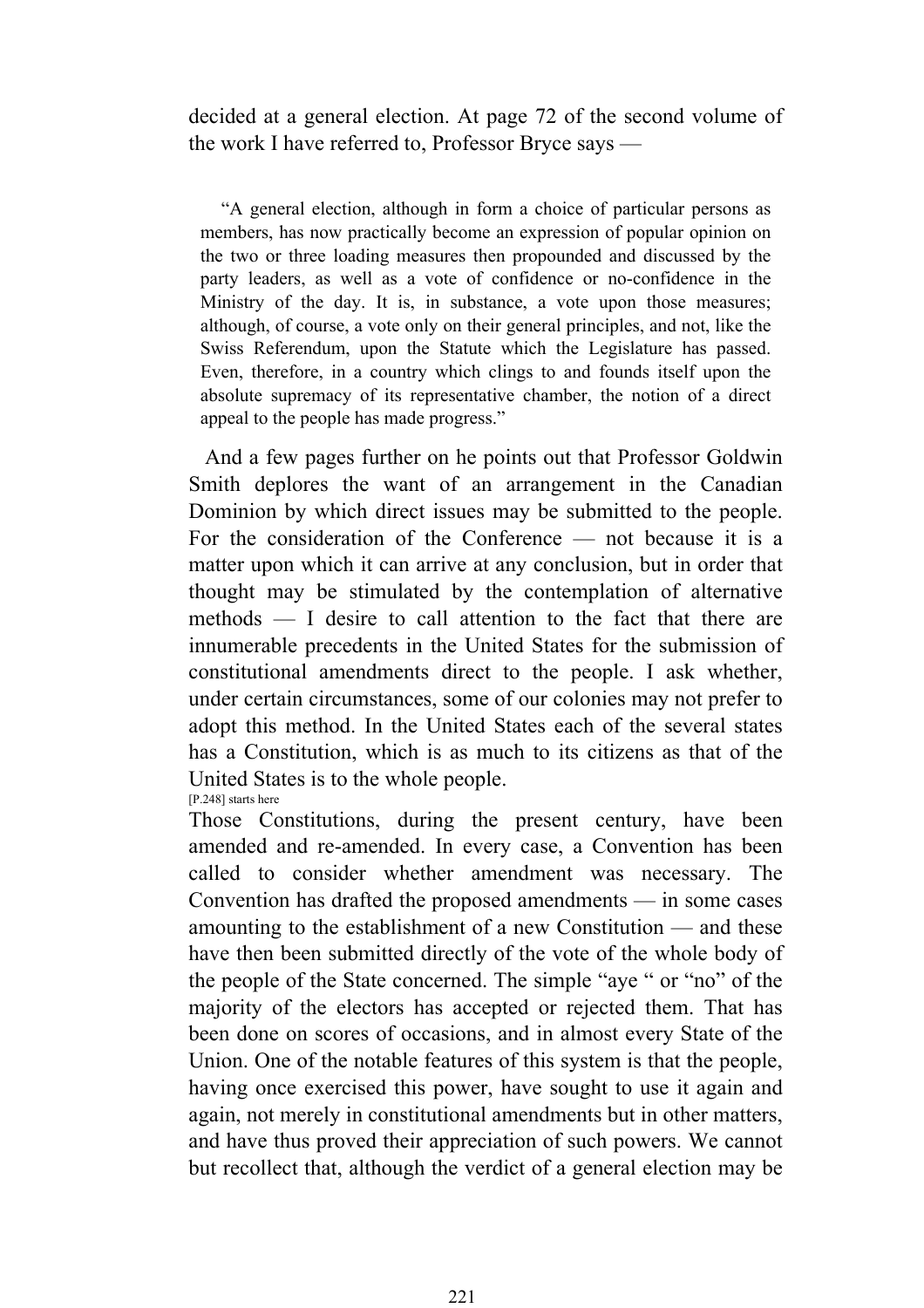decided at a general election. At page 72 of the second volume of the work I have referred to, Professor Bryce says —

> "A general election, although in form a choice of particular persons as members, has now practically become an expression of popular opinion on the two or three loading measures then propounded and discussed by the party leaders, as well as a vote of confidence or no-confidence in the Ministry of the day. It is, in substance, a vote upon those measures; although, of course, a vote only on their general principles, and not, like the Swiss Referendum, upon the Statute which the Legislature has passed. Even, therefore, in a country which clings to and founds itself upon the absolute supremacy of its representative chamber, the notion of a direct appeal to the people has made progress."

And a few pages further on he points out that Professor Goldwin Smith deplores the want of an arrangement in the Canadian Dominion by which direct issues may be submitted to the people. For the consideration of the Conference — not because it is a matter upon which it can arrive at any conclusion, but in order that thought may be stimulated by the contemplation of alternative methods — I desire to call attention to the fact that there are innumerable precedents in the United States for the submission of constitutional amendments direct to the people. I ask whether, under certain circumstances, some of our colonies may not prefer to adopt this method. In the United States each of the several states has a Constitution, which is as much to its citizens as that of the United States is to the whole people.

[P.248] starts here

Those Constitutions, during the present century, have been amended and re-amended. In every case, a Convention has been called to consider whether amendment was necessary. The Convention has drafted the proposed amendments — in some cases amounting to the establishment of a new Constitution — and these have then been submitted directly of the vote of the whole body of the people of the State concerned. The simple "aye " or "no" of the majority of the electors has accepted or rejected them. That has been done on scores of occasions, and in almost every State of the Union. One of the notable features of this system is that the people, having once exercised this power, have sought to use it again and again, not merely in constitutional amendments but in other matters, and have thus proved their appreciation of such powers. We cannot but recollect that, although the verdict of a general election may be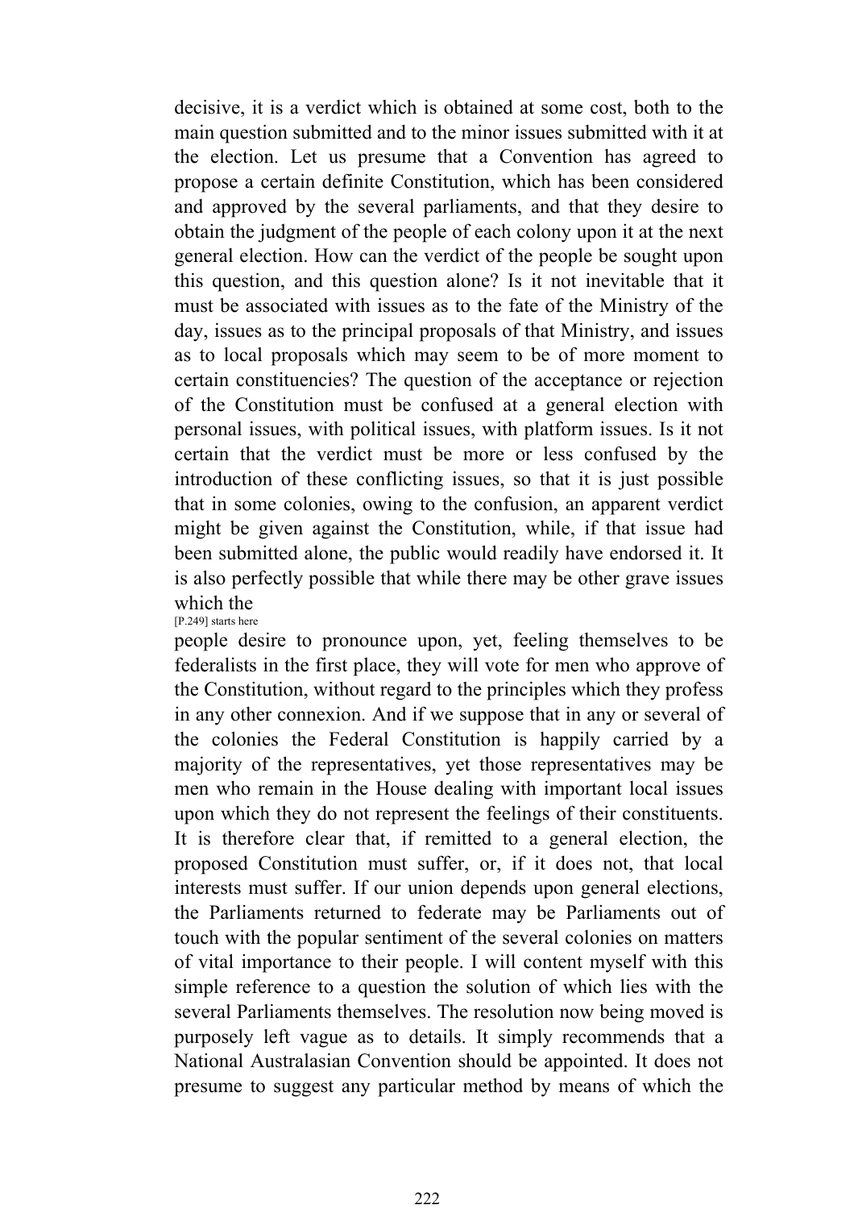decisive, it is a verdict which is obtained at some cost, both to the main question submitted and to the minor issues submitted with it at the election. Let us presume that a Convention has agreed to propose a certain definite Constitution, which has been considered and approved by the several parliaments, and that they desire to obtain the judgment of the people of each colony upon it at the next general election. How can the verdict of the people be sought upon this question, and this question alone? Is it not inevitable that it must be associated with issues as to the fate of the Ministry of the day, issues as to the principal proposals of that Ministry, and issues as to local proposals which may seem to be of more moment to certain constituencies? The question of the acceptance or rejection of the Constitution must be confused at a general election with personal issues, with political issues, with platform issues. Is it not certain that the verdict must be more or less confused by the introduction of these conflicting issues, so that it is just possible that in some colonies, owing to the confusion, an apparent verdict might be given against the Constitution, while, if that issue had been submitted alone, the public would readily have endorsed it. It is also perfectly possible that while there may be other grave issues which the

[P.249] starts here

people desire to pronounce upon, yet, feeling themselves to be federalists in the first place, they will vote for men who approve of the Constitution, without regard to the principles which they profess in any other connexion. And if we suppose that in any or several of the colonies the Federal Constitution is happily carried by a majority of the representatives, yet those representatives may be men who remain in the House dealing with important local issues upon which they do not represent the feelings of their constituents. It is therefore clear that, if remitted to a general election, the proposed Constitution must suffer, or, if it does not, that local interests must suffer. If our union depends upon general elections, the Parliaments returned to federate may be Parliaments out of touch with the popular sentiment of the several colonies on matters of vital importance to their people. I will content myself with this simple reference to a question the solution of which lies with the several Parliaments themselves. The resolution now being moved is purposely left vague as to details. It simply recommends that a National Australasian Convention should be appointed. It does not presume to suggest any particular method by means of which the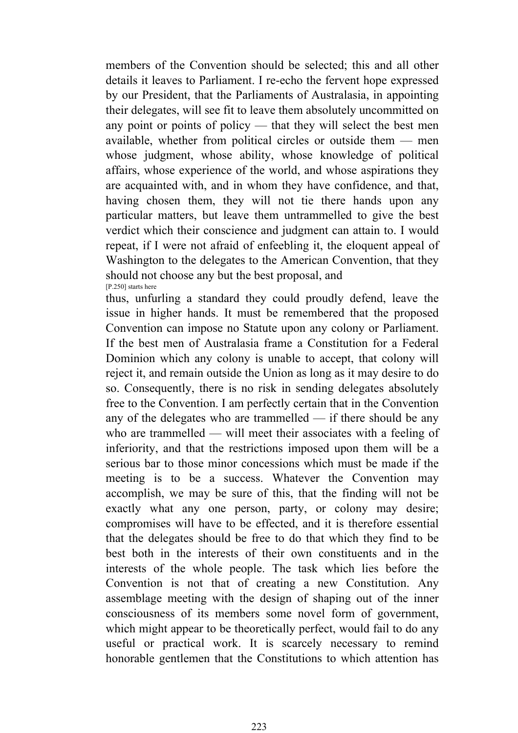members of the Convention should be selected; this and all other details it leaves to Parliament. I re-echo the fervent hope expressed by our President, that the Parliaments of Australasia, in appointing their delegates, will see fit to leave them absolutely uncommitted on any point or points of policy — that they will select the best men available, whether from political circles or outside them — men whose judgment, whose ability, whose knowledge of political affairs, whose experience of the world, and whose aspirations they are acquainted with, and in whom they have confidence, and that, having chosen them, they will not tie there hands upon any particular matters, but leave them untrammelled to give the best verdict which their conscience and judgment can attain to. I would repeat, if I were not afraid of enfeebling it, the eloquent appeal of Washington to the delegates to the American Convention, that they should not choose any but the best proposal, and

[P.250] starts here

thus, unfurling a standard they could proudly defend, leave the issue in higher hands. It must be remembered that the proposed Convention can impose no Statute upon any colony or Parliament. If the best men of Australasia frame a Constitution for a Federal Dominion which any colony is unable to accept, that colony will reject it, and remain outside the Union as long as it may desire to do so. Consequently, there is no risk in sending delegates absolutely free to the Convention. I am perfectly certain that in the Convention any of the delegates who are trammelled — if there should be any who are trammelled — will meet their associates with a feeling of inferiority, and that the restrictions imposed upon them will be a serious bar to those minor concessions which must be made if the meeting is to be a success. Whatever the Convention may accomplish, we may be sure of this, that the finding will not be exactly what any one person, party, or colony may desire; compromises will have to be effected, and it is therefore essential that the delegates should be free to do that which they find to be best both in the interests of their own constituents and in the interests of the whole people. The task which lies before the Convention is not that of creating a new Constitution. Any assemblage meeting with the design of shaping out of the inner consciousness of its members some novel form of government, which might appear to be theoretically perfect, would fail to do any useful or practical work. It is scarcely necessary to remind honorable gentlemen that the Constitutions to which attention has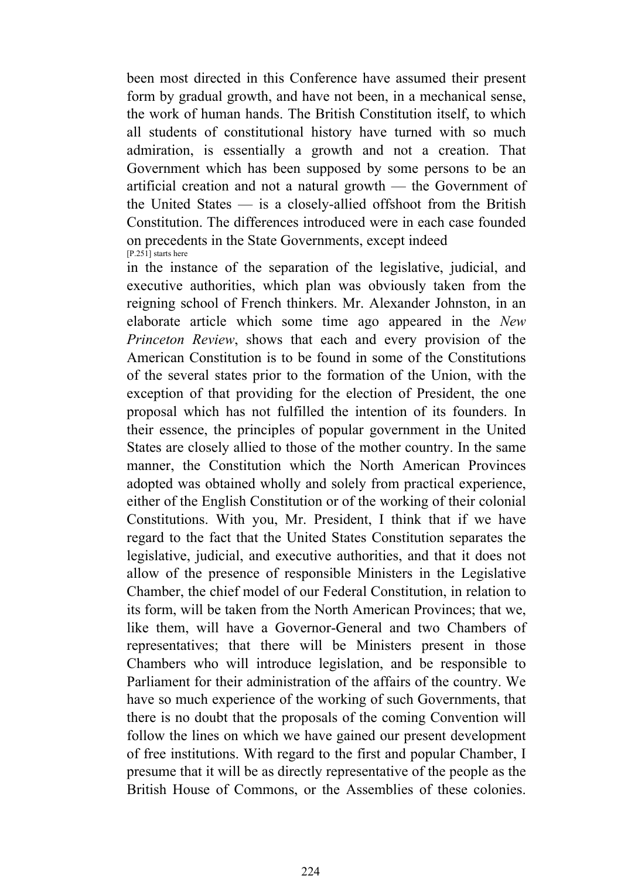been most directed in this Conference have assumed their present form by gradual growth, and have not been, in a mechanical sense, the work of human hands. The British Constitution itself, to which all students of constitutional history have turned with so much admiration, is essentially a growth and not a creation. That Government which has been supposed by some persons to be an artificial creation and not a natural growth — the Government of the United States — is a closely-allied offshoot from the British Constitution. The differences introduced were in each case founded on precedents in the State Governments, except indeed
[P.251] starts here
in the instance of the separation of the legislative, judicial, and executive authorities, which plan was obviously taken from the reigning school of French thinkers. Mr. Alexander Johnston, in an elaborate article which some time ago appeared in the *New Princeton Review*, shows that each and every provision of the American Constitution is to be found in some of the Constitutions of the several states prior to the formation of the Union, with the exception of that providing for the election of President, the one proposal which has not fulfilled the intention of its founders. In their essence, the principles of popular government in the United States are closely allied to those of the mother country. In the same manner, the Constitution which the North American Provinces adopted was obtained wholly and solely from practical experience, either of the English Constitution or of the working of their colonial Constitutions. With you, Mr. President, I think that if we have regard to the fact that the United States Constitution separates the legislative, judicial, and executive authorities, and that it does not allow of the presence of responsible Ministers in the Legislative Chamber, the chief model of our Federal Constitution, in relation to its form, will be taken from the North American Provinces; that we, like them, will have a Governor-General and two Chambers of representatives; that there will be Ministers present in those Chambers who will introduce legislation, and be responsible to Parliament for their administration of the affairs of the country. We have so much experience of the working of such Governments, that there is no doubt that the proposals of the coming Convention will follow the lines on which we have gained our present development of free institutions. With regard to the first and popular Chamber, I presume that it will be as directly representative of the people as the British House of Commons, or the Assemblies of these colonies.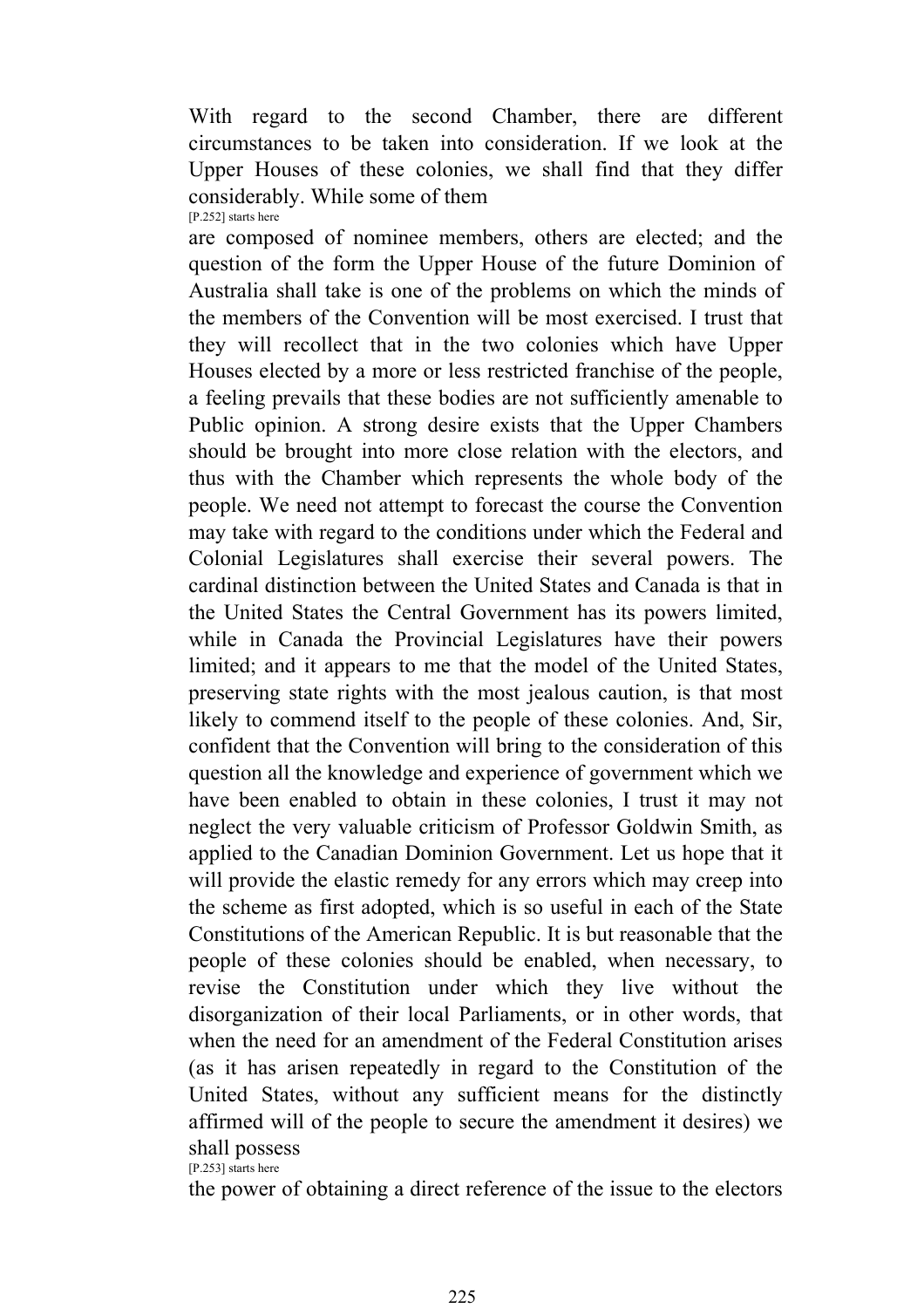With regard to the second Chamber, there are different circumstances to be taken into consideration. If we look at the Upper Houses of these colonies, we shall find that they differ considerably. While some of them

[P.252] starts here

are composed of nominee members, others are elected; and the question of the form the Upper House of the future Dominion of Australia shall take is one of the problems on which the minds of the members of the Convention will be most exercised. I trust that they will recollect that in the two colonies which have Upper Houses elected by a more or less restricted franchise of the people, a feeling prevails that these bodies are not sufficiently amenable to Public opinion. A strong desire exists that the Upper Chambers should be brought into more close relation with the electors, and thus with the Chamber which represents the whole body of the people. We need not attempt to forecast the course the Convention may take with regard to the conditions under which the Federal and Colonial Legislatures shall exercise their several powers. The cardinal distinction between the United States and Canada is that in the United States the Central Government has its powers limited, while in Canada the Provincial Legislatures have their powers limited; and it appears to me that the model of the United States, preserving state rights with the most jealous caution, is that most likely to commend itself to the people of these colonies. And, Sir, confident that the Convention will bring to the consideration of this question all the knowledge and experience of government which we have been enabled to obtain in these colonies, I trust it may not neglect the very valuable criticism of Professor Goldwin Smith, as applied to the Canadian Dominion Government. Let us hope that it will provide the elastic remedy for any errors which may creep into the scheme as first adopted, which is so useful in each of the State Constitutions of the American Republic. It is but reasonable that the people of these colonies should be enabled, when necessary, to revise the Constitution under which they live without the disorganization of their local Parliaments, or in other words, that when the need for an amendment of the Federal Constitution arises (as it has arisen repeatedly in regard to the Constitution of the United States, without any sufficient means for the distinctly affirmed will of the people to secure the amendment it desires) we shall possess

[P.253] starts here

the power of obtaining a direct reference of the issue to the electors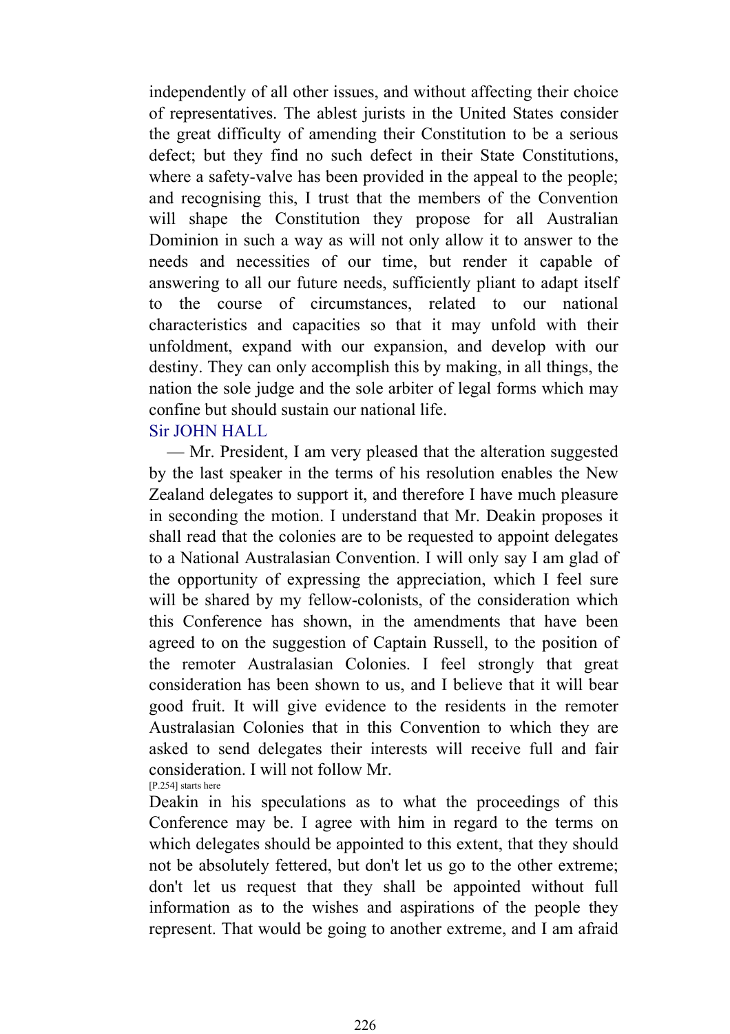independently of all other issues, and without affecting their choice of representatives. The ablest jurists in the United States consider the great difficulty of amending their Constitution to be a serious defect; but they find no such defect in their State Constitutions, where a safety-valve has been provided in the appeal to the people; and recognising this, I trust that the members of the Convention will shape the Constitution they propose for all Australian Dominion in such a way as will not only allow it to answer to the needs and necessities of our time, but render it capable of answering to all our future needs, sufficiently pliant to adapt itself to the course of circumstances, related to our national characteristics and capacities so that it may unfold with their unfoldment, expand with our expansion, and develop with our destiny. They can only accomplish this by making, in all things, the nation the sole judge and the sole arbiter of legal forms which may confine but should sustain our national life.

Sir JOHN HALL

— Mr. President, I am very pleased that the alteration suggested by the last speaker in the terms of his resolution enables the New Zealand delegates to support it, and therefore I have much pleasure in seconding the motion. I understand that Mr. Deakin proposes it shall read that the colonies are to be requested to appoint delegates to a National Australasian Convention. I will only say I am glad of the opportunity of expressing the appreciation, which I feel sure will be shared by my fellow-colonists, of the consideration which this Conference has shown, in the amendments that have been agreed to on the suggestion of Captain Russell, to the position of the remoter Australasian Colonies. I feel strongly that great consideration has been shown to us, and I believe that it will bear good fruit. It will give evidence to the residents in the remoter Australasian Colonies that in this Convention to which they are asked to send delegates their interests will receive full and fair consideration. I will not follow Mr.

[P.254] starts here

Deakin in his speculations as to what the proceedings of this Conference may be. I agree with him in regard to the terms on which delegates should be appointed to this extent, that they should not be absolutely fettered, but don't let us go to the other extreme; don't let us request that they shall be appointed without full information as to the wishes and aspirations of the people they represent. That would be going to another extreme, and I am afraid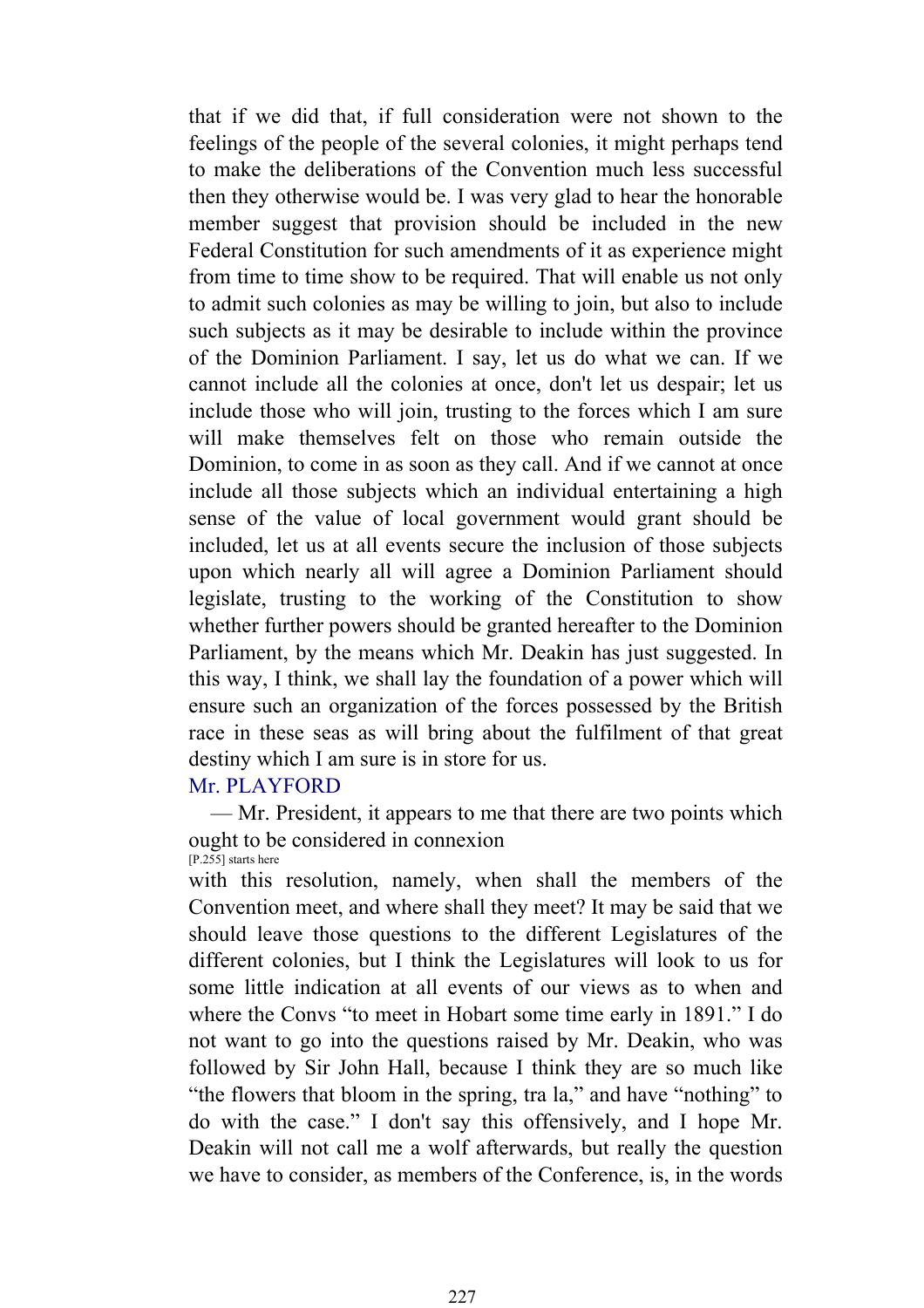that if we did that, if full consideration were not shown to the feelings of the people of the several colonies, it might perhaps tend to make the deliberations of the Convention much less successful then they otherwise would be. I was very glad to hear the honorable member suggest that provision should be included in the new Federal Constitution for such amendments of it as experience might from time to time show to be required. That will enable us not only to admit such colonies as may be willing to join, but also to include such subjects as it may be desirable to include within the province of the Dominion Parliament. I say, let us do what we can. If we cannot include all the colonies at once, don't let us despair; let us include those who will join, trusting to the forces which I am sure will make themselves felt on those who remain outside the Dominion, to come in as soon as they call. And if we cannot at once include all those subjects which an individual entertaining a high sense of the value of local government would grant should be included, let us at all events secure the inclusion of those subjects upon which nearly all will agree a Dominion Parliament should legislate, trusting to the working of the Constitution to show whether further powers should be granted hereafter to the Dominion Parliament, by the means which Mr. Deakin has just suggested. In this way, I think, we shall lay the foundation of a power which will ensure such an organization of the forces possessed by the British race in these seas as will bring about the fulfilment of that great destiny which I am sure is in store for us.

Mr. PLAYFORD

— Mr. President, it appears to me that there are two points which ought to be considered in connexion [P.255] starts here with this resolution, namely, when shall the members of the Convention meet, and where shall they meet? It may be said that we should leave those questions to the different Legislatures of the different colonies, but I think the Legislatures will look to us for some little indication at all events of our views as to when and where the Convs "to meet in Hobart some time early in 1891." I do not want to go into the questions raised by Mr. Deakin, who was followed by Sir John Hall, because I think they are so much like "the flowers that bloom in the spring, tra la," and have "nothing" to do with the case." I don't say this offensively, and I hope Mr. Deakin will not call me a wolf afterwards, but really the question we have to consider, as members of the Conference, is, in the words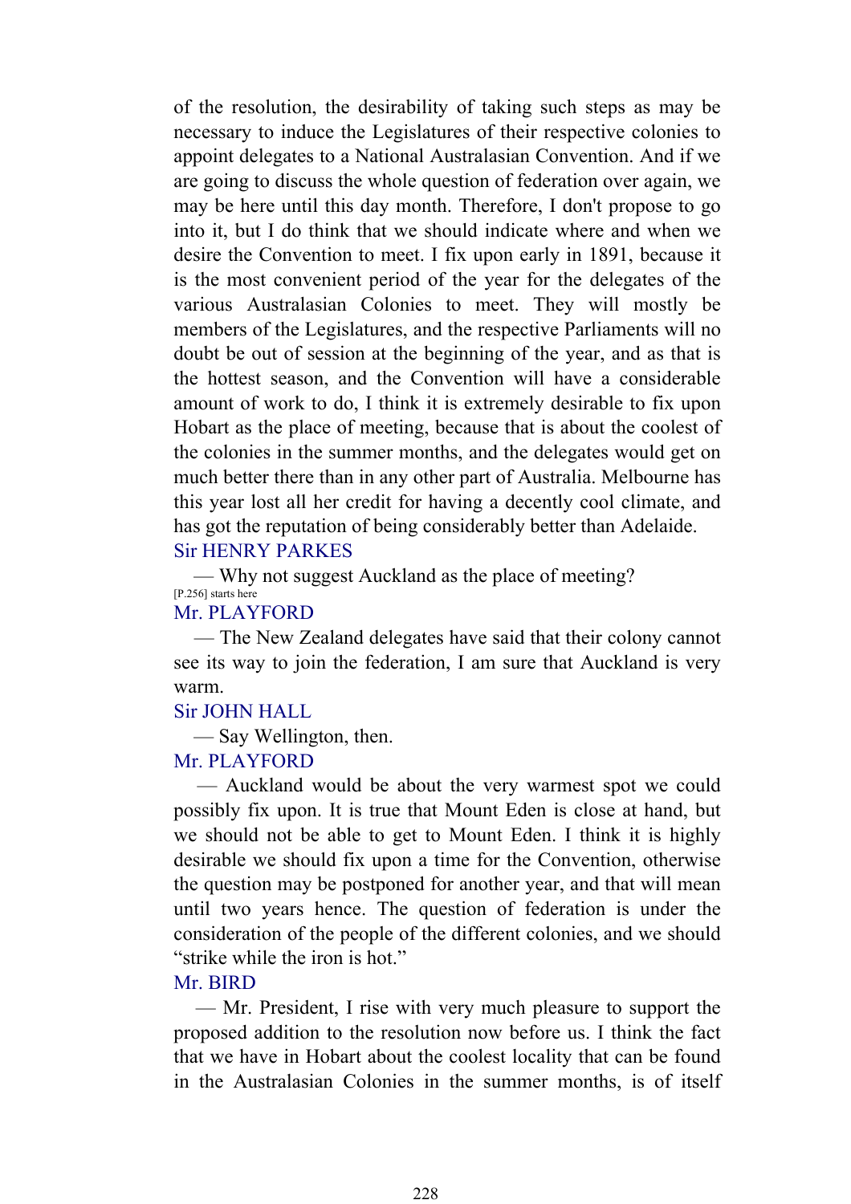of the resolution, the desirability of taking such steps as may be necessary to induce the Legislatures of their respective colonies to appoint delegates to a National Australasian Convention. And if we are going to discuss the whole question of federation over again, we may be here until this day month. Therefore, I don't propose to go into it, but I do think that we should indicate where and when we desire the Convention to meet. I fix upon early in 1891, because it is the most convenient period of the year for the delegates of the various Australasian Colonies to meet. They will mostly be members of the Legislatures, and the respective Parliaments will no doubt be out of session at the beginning of the year, and as that is the hottest season, and the Convention will have a considerable amount of work to do, I think it is extremely desirable to fix upon Hobart as the place of meeting, because that is about the coolest of the colonies in the summer months, and the delegates would get on much better there than in any other part of Australia. Melbourne has this year lost all her credit for having a decently cool climate, and has got the reputation of being considerably better than Adelaide.

Sir HENRY PARKES

— Why not suggest Auckland as the place of meeting?

[P.256] starts here

Mr. PLAYFORD

— The New Zealand delegates have said that their colony cannot see its way to join the federation, I am sure that Auckland is very warm.

Sir JOHN HALL

— Say Wellington, then.

Mr. PLAYFORD

— Auckland would be about the very warmest spot we could possibly fix upon. It is true that Mount Eden is close at hand, but we should not be able to get to Mount Eden. I think it is highly desirable we should fix upon a time for the Convention, otherwise the question may be postponed for another year, and that will mean until two years hence. The question of federation is under the consideration of the people of the different colonies, and we should "strike while the iron is hot."

Mr. BIRD

— Mr. President, I rise with very much pleasure to support the proposed addition to the resolution now before us. I think the fact that we have in Hobart about the coolest locality that can be found in the Australasian Colonies in the summer months, is of itself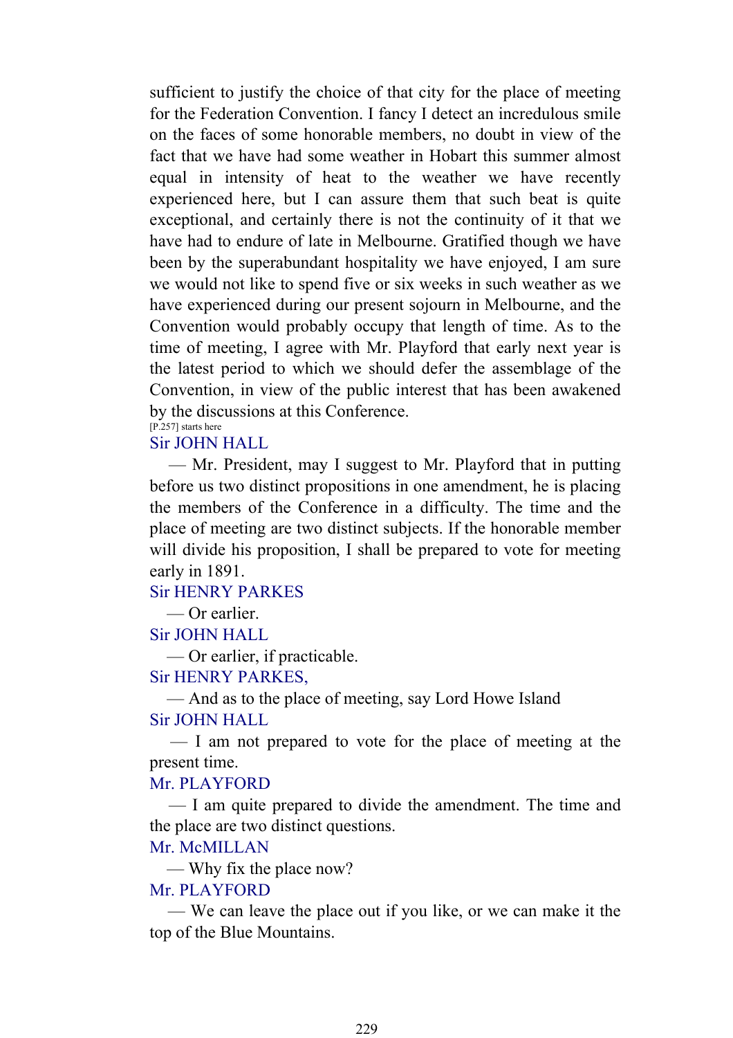sufficient to justify the choice of that city for the place of meeting for the Federation Convention. I fancy I detect an incredulous smile on the faces of some honorable members, no doubt in view of the fact that we have had some weather in Hobart this summer almost equal in intensity of heat to the weather we have recently experienced here, but I can assure them that such beat is quite exceptional, and certainly there is not the continuity of it that we have had to endure of late in Melbourne. Gratified though we have been by the superabundant hospitality we have enjoyed, I am sure we would not like to spend five or six weeks in such weather as we have experienced during our present sojourn in Melbourne, and the Convention would probably occupy that length of time. As to the time of meeting, I agree with Mr. Playford that early next year is the latest period to which we should defer the assemblage of the Convention, in view of the public interest that has been awakened by the discussions at this Conference.

[P.257] starts here

Sir JOHN HALL

— Mr. President, may I suggest to Mr. Playford that in putting before us two distinct propositions in one amendment, he is placing the members of the Conference in a difficulty. The time and the place of meeting are two distinct subjects. If the honorable member will divide his proposition, I shall be prepared to vote for meeting early in 1891.

Sir HENRY PARKES

— Or earlier.

Sir JOHN HALL

— Or earlier, if practicable.

Sir HENRY PARKES,

— And as to the place of meeting, say Lord Howe Island

Sir JOHN HALL

— I am not prepared to vote for the place of meeting at the present time.

Mr. PLAYFORD

— I am quite prepared to divide the amendment. The time and the place are two distinct questions.

Mr. McMILLAN

— Why fix the place now?

Mr. PLAYFORD

— We can leave the place out if you like, or we can make it the top of the Blue Mountains.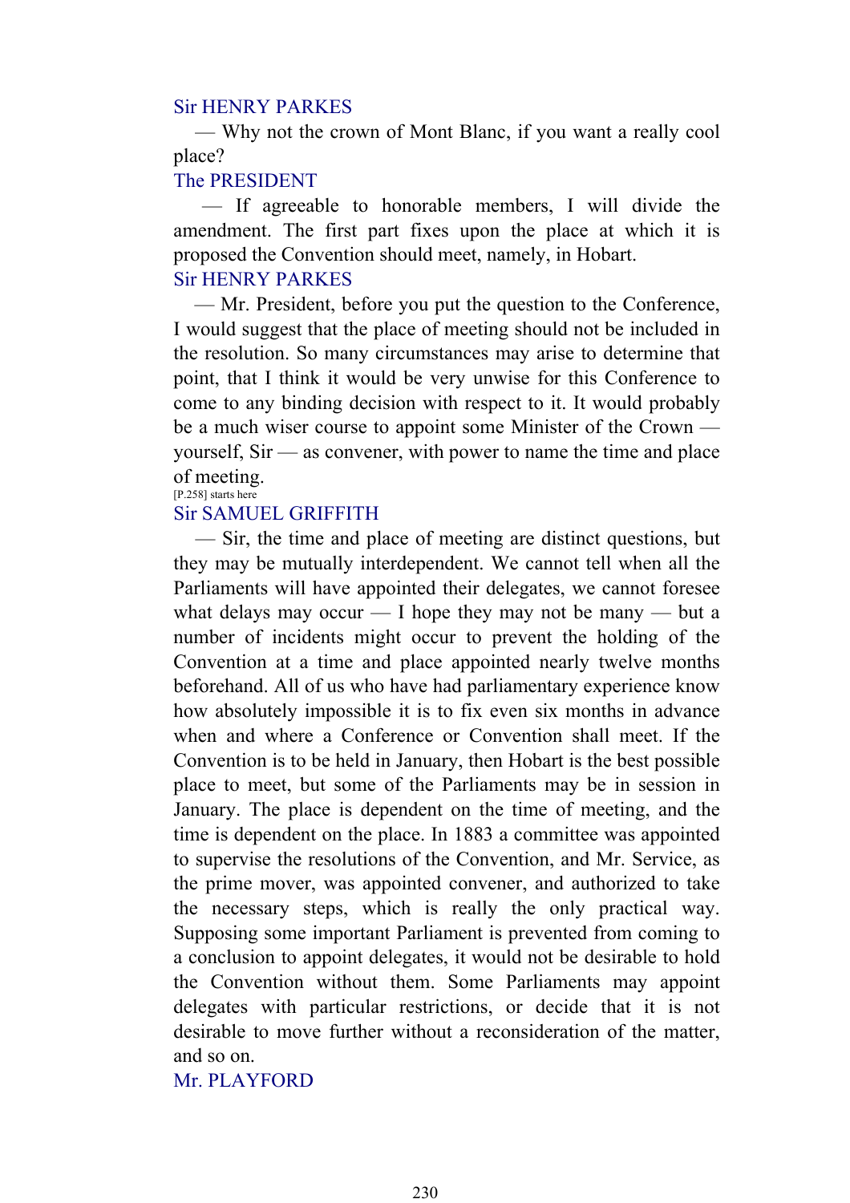Sir HENRY PARKES

— Why not the crown of Mont Blanc, if you want a really cool place?

The PRESIDENT

— If agreeable to honorable members, I will divide the amendment. The first part fixes upon the place at which it is proposed the Convention should meet, namely, in Hobart.

Sir HENRY PARKES

— Mr. President, before you put the question to the Conference, I would suggest that the place of meeting should not be included in the resolution. So many circumstances may arise to determine that point, that I think it would be very unwise for this Conference to come to any binding decision with respect to it. It would probably be a much wiser course to appoint some Minister of the Crown — yourself, Sir — as convener, with power to name the time and place of meeting.

[P.258] starts here

Sir SAMUEL GRIFFITH

— Sir, the time and place of meeting are distinct questions, but they may be mutually interdependent. We cannot tell when all the Parliaments will have appointed their delegates, we cannot foresee what delays may occur — I hope they may not be many — but a number of incidents might occur to prevent the holding of the Convention at a time and place appointed nearly twelve months beforehand. All of us who have had parliamentary experience know how absolutely impossible it is to fix even six months in advance when and where a Conference or Convention shall meet. If the Convention is to be held in January, then Hobart is the best possible place to meet, but some of the Parliaments may be in session in January. The place is dependent on the time of meeting, and the time is dependent on the place. In 1883 a committee was appointed to supervise the resolutions of the Convention, and Mr. Service, as the prime mover, was appointed convener, and authorized to take the necessary steps, which is really the only practical way. Supposing some important Parliament is prevented from coming to a conclusion to appoint delegates, it would not be desirable to hold the Convention without them. Some Parliaments may appoint delegates with particular restrictions, or decide that it is not desirable to move further without a reconsideration of the matter, and so on.

Mr. PLAYFORD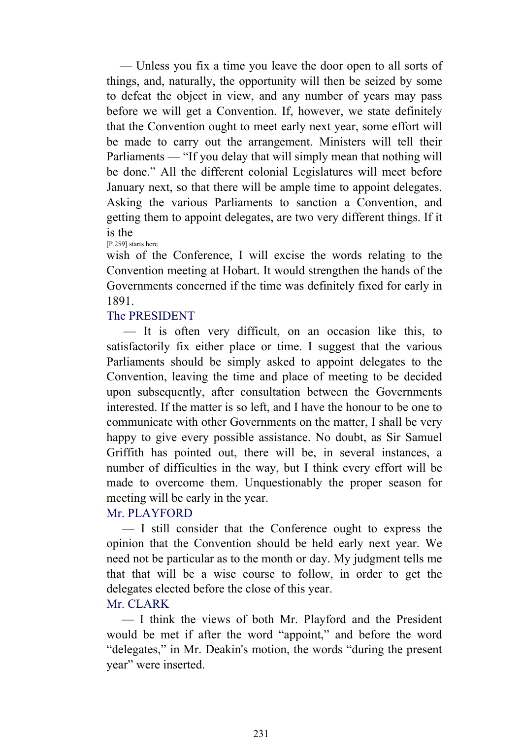— Unless you fix a time you leave the door open to all sorts of things, and, naturally, the opportunity will then be seized by some to defeat the object in view, and any number of years may pass before we will get a Convention. If, however, we state definitely that the Convention ought to meet early next year, some effort will be made to carry out the arrangement. Ministers will tell their Parliaments — "If you delay that will simply mean that nothing will be done." All the different colonial Legislatures will meet before January next, so that there will be ample time to appoint delegates. Asking the various Parliaments to sanction a Convention, and getting them to appoint delegates, are two very different things. If it is the

[P.259] starts here

wish of the Conference, I will excise the words relating to the Convention meeting at Hobart. It would strengthen the hands of the Governments concerned if the time was definitely fixed for early in 1891.

The PRESIDENT

— It is often very difficult, on an occasion like this, to satisfactorily fix either place or time. I suggest that the various Parliaments should be simply asked to appoint delegates to the Convention, leaving the time and place of meeting to be decided upon subsequently, after consultation between the Governments interested. If the matter is so left, and I have the honour to be one to communicate with other Governments on the matter, I shall be very happy to give every possible assistance. No doubt, as Sir Samuel Griffith has pointed out, there will be, in several instances, a number of difficulties in the way, but I think every effort will be made to overcome them. Unquestionably the proper season for meeting will be early in the year.

Mr. PLAYFORD

— I still consider that the Conference ought to express the opinion that the Convention should be held early next year. We need not be particular as to the month or day. My judgment tells me that that will be a wise course to follow, in order to get the delegates elected before the close of this year.

Mr. CLARK

— I think the views of both Mr. Playford and the President would be met if after the word "appoint," and before the word "delegates," in Mr. Deakin's motion, the words "during the present year" were inserted.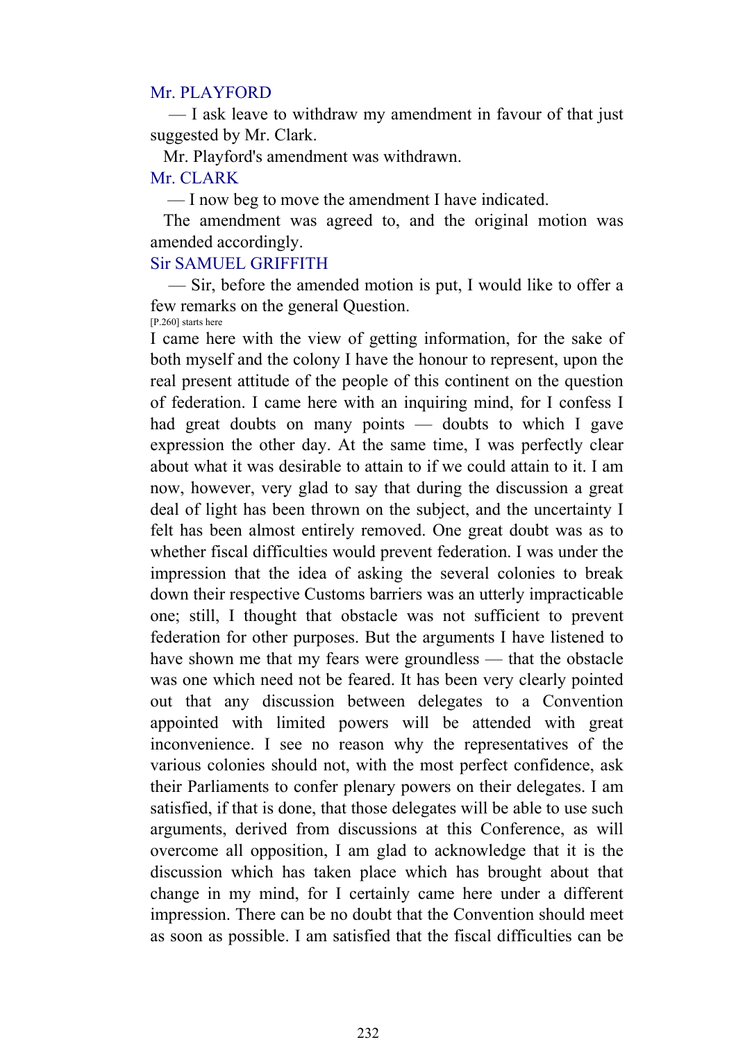Mr. PLAYFORD

— I ask leave to withdraw my amendment in favour of that just suggested by Mr. Clark.

Mr. Playford's amendment was withdrawn.

Mr. CLARK

— I now beg to move the amendment I have indicated.

The amendment was agreed to, and the original motion was amended accordingly.

Sir SAMUEL GRIFFITH

— Sir, before the amended motion is put, I would like to offer a few remarks on the general Question.

[P.260] starts here

I came here with the view of getting information, for the sake of both myself and the colony I have the honour to represent, upon the real present attitude of the people of this continent on the question of federation. I came here with an inquiring mind, for I confess I had great doubts on many points — doubts to which I gave expression the other day. At the same time, I was perfectly clear about what it was desirable to attain to if we could attain to it. I am now, however, very glad to say that during the discussion a great deal of light has been thrown on the subject, and the uncertainty I felt has been almost entirely removed. One great doubt was as to whether fiscal difficulties would prevent federation. I was under the impression that the idea of asking the several colonies to break down their respective Customs barriers was an utterly impracticable one; still, I thought that obstacle was not sufficient to prevent federation for other purposes. But the arguments I have listened to have shown me that my fears were groundless — that the obstacle was one which need not be feared. It has been very clearly pointed out that any discussion between delegates to a Convention appointed with limited powers will be attended with great inconvenience. I see no reason why the representatives of the various colonies should not, with the most perfect confidence, ask their Parliaments to confer plenary powers on their delegates. I am satisfied, if that is done, that those delegates will be able to use such arguments, derived from discussions at this Conference, as will overcome all opposition, I am glad to acknowledge that it is the discussion which has taken place which has brought about that change in my mind, for I certainly came here under a different impression. There can be no doubt that the Convention should meet as soon as possible. I am satisfied that the fiscal difficulties can be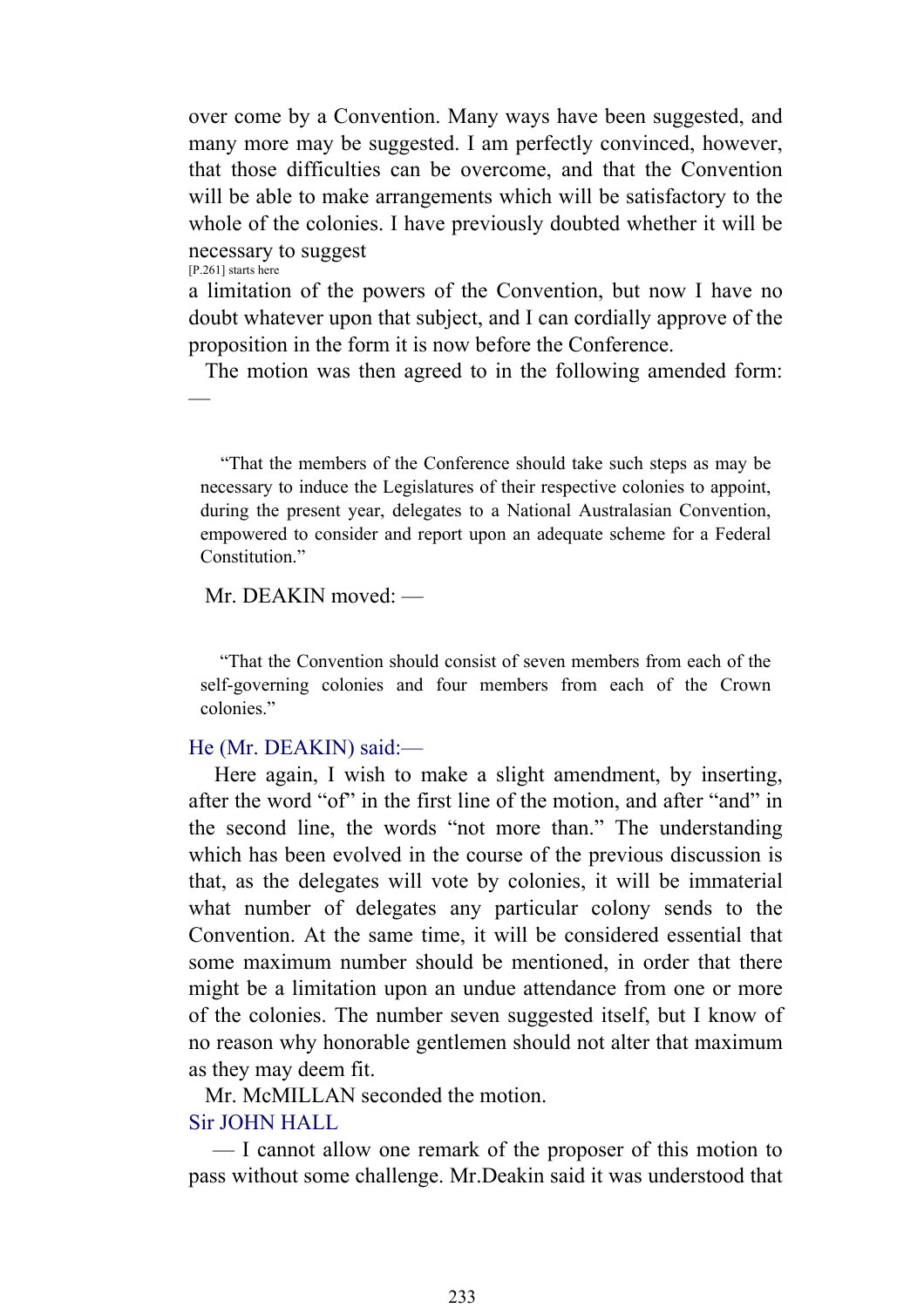over come by a Convention. Many ways have been suggested, and many more may be suggested. I am perfectly convinced, however, that those difficulties can be overcome, and that the Convention will be able to make arrangements which will be satisfactory to the whole of the colonies. I have previously doubted whether it will be necessary to suggest

[P.261] starts here

a limitation of the powers of the Convention, but now I have no doubt whatever upon that subject, and I can cordially approve of the proposition in the form it is now before the Conference.

The motion was then agreed to in the following amended form: —

> "That the members of the Conference should take such steps as may be necessary to induce the Legislatures of their respective colonies to appoint, during the present year, delegates to a National Australasian Convention, empowered to consider and report upon an adequate scheme for a Federal Constitution."

Mr. DEAKIN moved: —

> "That the Convention should consist of seven members from each of the self-governing colonies and four members from each of the Crown colonies."

He (Mr. DEAKIN) said:—

Here again, I wish to make a slight amendment, by inserting, after the word "of" in the first line of the motion, and after "and" in the second line, the words "not more than." The understanding which has been evolved in the course of the previous discussion is that, as the delegates will vote by colonies, it will be immaterial what number of delegates any particular colony sends to the Convention. At the same time, it will be considered essential that some maximum number should be mentioned, in order that there might be a limitation upon an undue attendance from one or more of the colonies. The number seven suggested itself, but I know of no reason why honorable gentlemen should not alter that maximum as they may deem fit.

Mr. McMILLAN seconded the motion.

Sir JOHN HALL

— I cannot allow one remark of the proposer of this motion to pass without some challenge. Mr.Deakin said it was understood that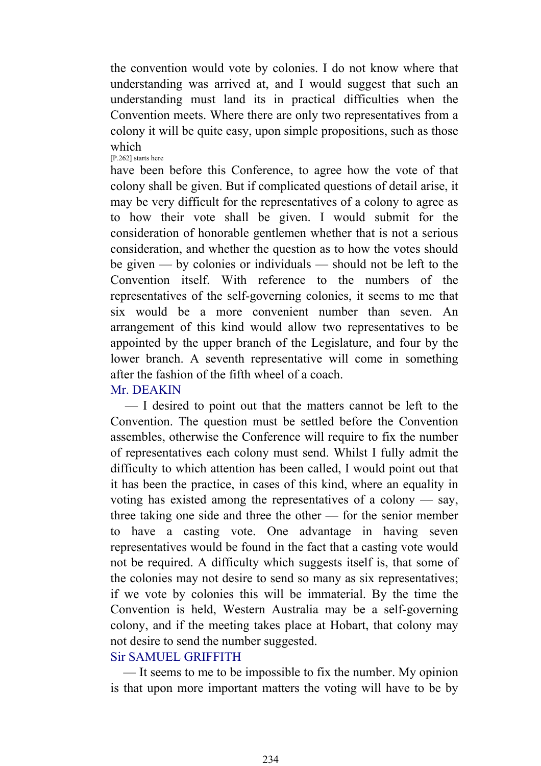the convention would vote by colonies. I do not know where that understanding was arrived at, and I would suggest that such an understanding must land its in practical difficulties when the Convention meets. Where there are only two representatives from a colony it will be quite easy, upon simple propositions, such as those which

[P.262] starts here

have been before this Conference, to agree how the vote of that colony shall be given. But if complicated questions of detail arise, it may be very difficult for the representatives of a colony to agree as to how their vote shall be given. I would submit for the consideration of honorable gentlemen whether that is not a serious consideration, and whether the question as to how the votes should be given — by colonies or individuals — should not be left to the Convention itself. With reference to the numbers of the representatives of the self-governing colonies, it seems to me that six would be a more convenient number than seven. An arrangement of this kind would allow two representatives to be appointed by the upper branch of the Legislature, and four by the lower branch. A seventh representative will come in something after the fashion of the fifth wheel of a coach.

Mr. DEAKIN

— I desired to point out that the matters cannot be left to the Convention. The question must be settled before the Convention assembles, otherwise the Conference will require to fix the number of representatives each colony must send. Whilst I fully admit the difficulty to which attention has been called, I would point out that it has been the practice, in cases of this kind, where an equality in voting has existed among the representatives of a colony — say, three taking one side and three the other — for the senior member to have a casting vote. One advantage in having seven representatives would be found in the fact that a casting vote would not be required. A difficulty which suggests itself is, that some of the colonies may not desire to send so many as six representatives; if we vote by colonies this will be immaterial. By the time the Convention is held, Western Australia may be a self-governing colony, and if the meeting takes place at Hobart, that colony may not desire to send the number suggested.

Sir SAMUEL GRIFFITH

— It seems to me to be impossible to fix the number. My opinion is that upon more important matters the voting will have to be by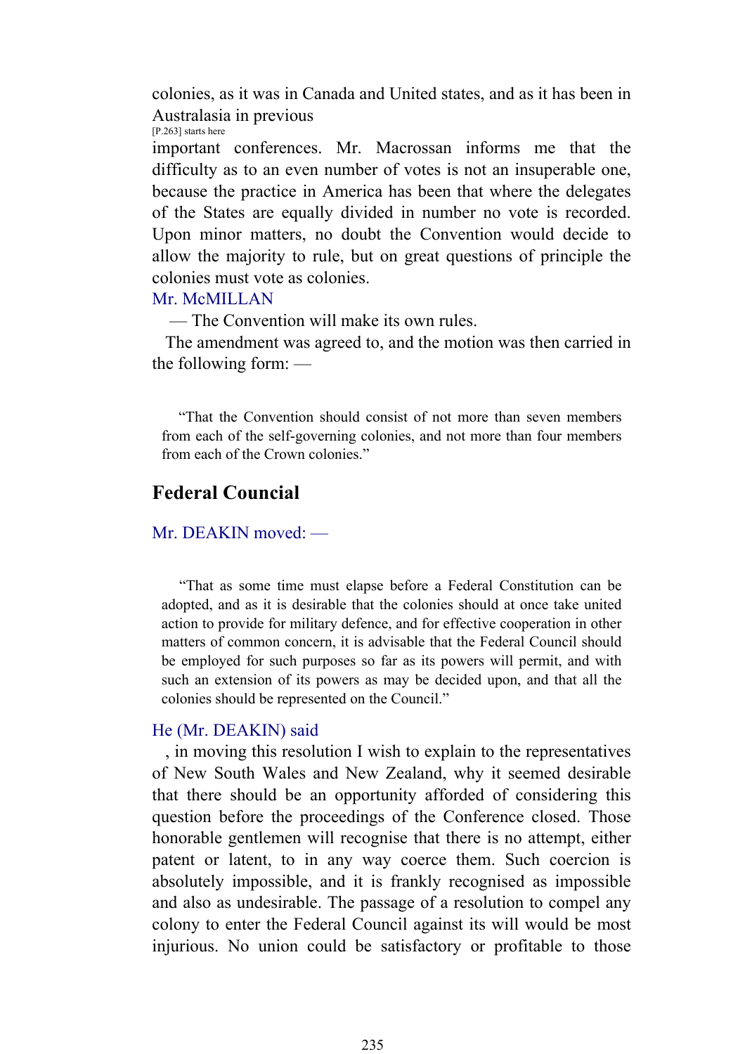colonies, as it was in Canada and United states, and as it has been in Australasia in previous

[P.263] starts here

important conferences. Mr. Macrossan informs me that the difficulty as to an even number of votes is not an insuperable one, because the practice in America has been that where the delegates of the States are equally divided in number no vote is recorded. Upon minor matters, no doubt the Convention would decide to allow the majority to rule, but on great questions of principle the colonies must vote as colonies.

Mr. McMILLAN

— The Convention will make its own rules.

The amendment was agreed to, and the motion was then carried in the following form: —

> "That the Convention should consist of not more than seven members from each of the self-governing colonies, and not more than four members from each of the Crown colonies."

## Federal Council

Mr. DEAKIN moved: —

> "That as some time must elapse before a Federal Constitution can be adopted, and as it is desirable that the colonies should at once take united action to provide for military defence, and for effective cooperation in other matters of common concern, it is advisable that the Federal Council should be employed for such purposes so far as its powers will permit, and with such an extension of its powers as may be decided upon, and that all the colonies should be represented on the Council."

He (Mr. DEAKIN) said

, in moving this resolution I wish to explain to the representatives of New South Wales and New Zealand, why it seemed desirable that there should be an opportunity afforded of considering this question before the proceedings of the Conference closed. Those honorable gentlemen will recognise that there is no attempt, either patent or latent, to in any way coerce them. Such coercion is absolutely impossible, and it is frankly recognised as impossible and also as undesirable. The passage of a resolution to compel any colony to enter the Federal Council against its will would be most injurious. No union could be satisfactory or profitable to those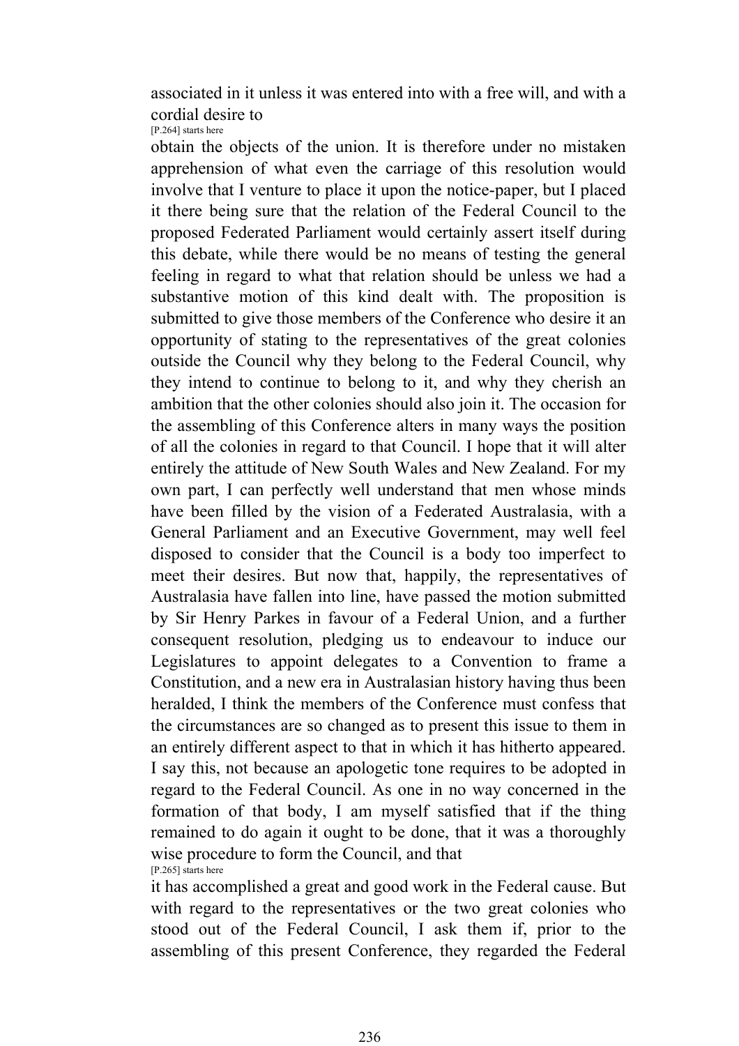associated in it unless it was entered into with a free will, and with a cordial desire to

[P.264] starts here

obtain the objects of the union. It is therefore under no mistaken apprehension of what even the carriage of this resolution would involve that I venture to place it upon the notice-paper, but I placed it there being sure that the relation of the Federal Council to the proposed Federated Parliament would certainly assert itself during this debate, while there would be no means of testing the general feeling in regard to what that relation should be unless we had a substantive motion of this kind dealt with. The proposition is submitted to give those members of the Conference who desire it an opportunity of stating to the representatives of the great colonies outside the Council why they belong to the Federal Council, why they intend to continue to belong to it, and why they cherish an ambition that the other colonies should also join it. The occasion for the assembling of this Conference alters in many ways the position of all the colonies in regard to that Council. I hope that it will alter entirely the attitude of New South Wales and New Zealand. For my own part, I can perfectly well understand that men whose minds have been filled by the vision of a Federated Australasia, with a General Parliament and an Executive Government, may well feel disposed to consider that the Council is a body too imperfect to meet their desires. But now that, happily, the representatives of Australasia have fallen into line, have passed the motion submitted by Sir Henry Parkes in favour of a Federal Union, and a further consequent resolution, pledging us to endeavour to induce our Legislatures to appoint delegates to a Convention to frame a Constitution, and a new era in Australasian history having thus been heralded, I think the members of the Conference must confess that the circumstances are so changed as to present this issue to them in an entirely different aspect to that in which it has hitherto appeared. I say this, not because an apologetic tone requires to be adopted in regard to the Federal Council. As one in no way concerned in the formation of that body, I am myself satisfied that if the thing remained to do again it ought to be done, that it was a thoroughly wise procedure to form the Council, and that

[P.265] starts here

it has accomplished a great and good work in the Federal cause. But with regard to the representatives or the two great colonies who stood out of the Federal Council, I ask them if, prior to the assembling of this present Conference, they regarded the Federal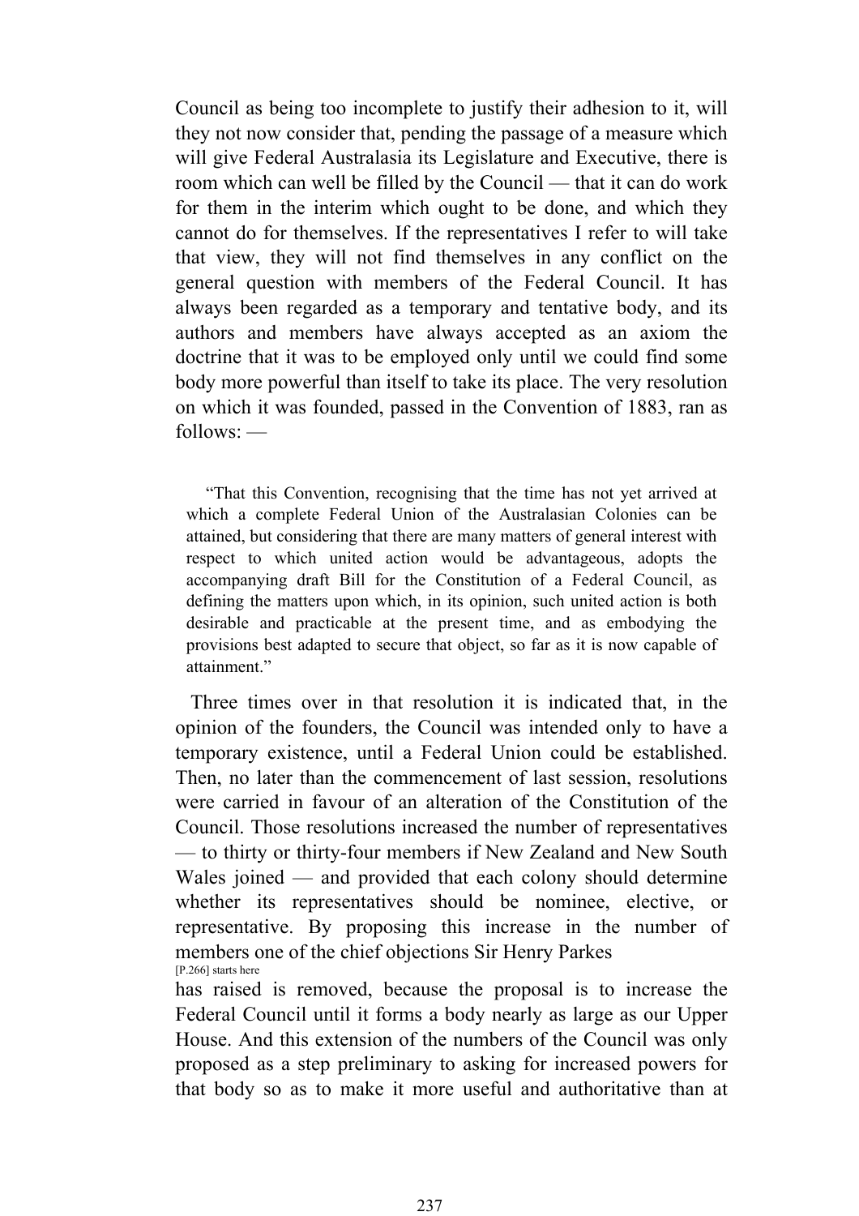Council as being too incomplete to justify their adhesion to it, will they not now consider that, pending the passage of a measure which will give Federal Australasia its Legislature and Executive, there is room which can well be filled by the Council — that it can do work for them in the interim which ought to be done, and which they cannot do for themselves. If the representatives I refer to will take that view, they will not find themselves in any conflict on the general question with members of the Federal Council. It has always been regarded as a temporary and tentative body, and its authors and members have always accepted as an axiom the doctrine that it was to be employed only until we could find some body more powerful than itself to take its place. The very resolution on which it was founded, passed in the Convention of 1883, ran as follows: —

> "That this Convention, recognising that the time has not yet arrived at which a complete Federal Union of the Australasian Colonies can be attained, but considering that there are many matters of general interest with respect to which united action would be advantageous, adopts the accompanying draft Bill for the Constitution of a Federal Council, as defining the matters upon which, in its opinion, such united action is both desirable and practicable at the present time, and as embodying the provisions best adapted to secure that object, so far as it is now capable of attainment."

Three times over in that resolution it is indicated that, in the opinion of the founders, the Council was intended only to have a temporary existence, until a Federal Union could be established. Then, no later than the commencement of last session, resolutions were carried in favour of an alteration of the Constitution of the Council. Those resolutions increased the number of representatives — to thirty or thirty-four members if New Zealand and New South Wales joined — and provided that each colony should determine whether its representatives should be nominee, elective, or representative. By proposing this increase in the number of members one of the chief objections Sir Henry Parkes

[P.266] starts here

has raised is removed, because the proposal is to increase the Federal Council until it forms a body nearly as large as our Upper House. And this extension of the numbers of the Council was only proposed as a step preliminary to asking for increased powers for that body so as to make it more useful and authoritative than at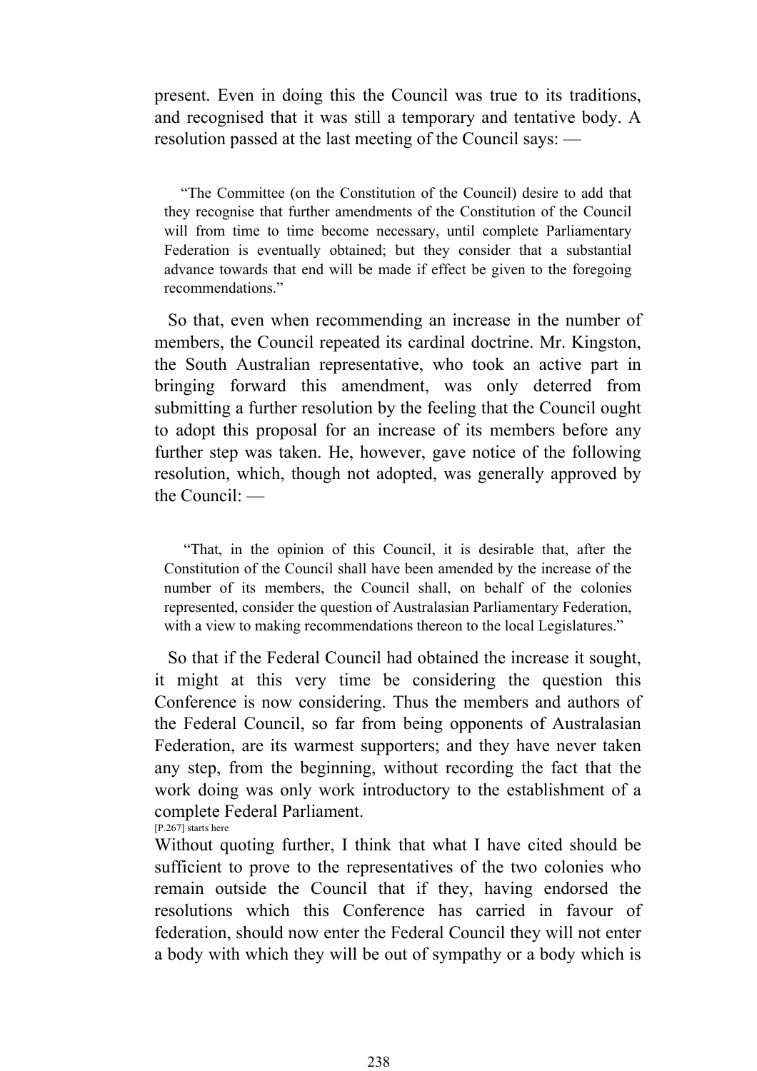present. Even in doing this the Council was true to its traditions, and recognised that it was still a temporary and tentative body. A resolution passed at the last meeting of the Council says: —

> "The Committee (on the Constitution of the Council) desire to add that they recognise that further amendments of the Constitution of the Council will from time to time become necessary, until complete Parliamentary Federation is eventually obtained; but they consider that a substantial advance towards that end will be made if effect be given to the foregoing recommendations."

So that, even when recommending an increase in the number of members, the Council repeated its cardinal doctrine. Mr. Kingston, the South Australian representative, who took an active part in bringing forward this amendment, was only deterred from submitting a further resolution by the feeling that the Council ought to adopt this proposal for an increase of its members before any further step was taken. He, however, gave notice of the following resolution, which, though not adopted, was generally approved by the Council: —

> "That, in the opinion of this Council, it is desirable that, after the Constitution of the Council shall have been amended by the increase of the number of its members, the Council shall, on behalf of the colonies represented, consider the question of Australasian Parliamentary Federation, with a view to making recommendations thereon to the local Legislatures."

So that if the Federal Council had obtained the increase it sought, it might at this very time be considering the question this Conference is now considering. Thus the members and authors of the Federal Council, so far from being opponents of Australasian Federation, are its warmest supporters; and they have never taken any step, from the beginning, without recording the fact that the work doing was only work introductory to the establishment of a complete Federal Parliament.

[P.267] starts here

Without quoting further, I think that what I have cited should be sufficient to prove to the representatives of the two colonies who remain outside the Council that if they, having endorsed the resolutions which this Conference has carried in favour of federation, should now enter the Federal Council they will not enter a body with which they will be out of sympathy or a body which is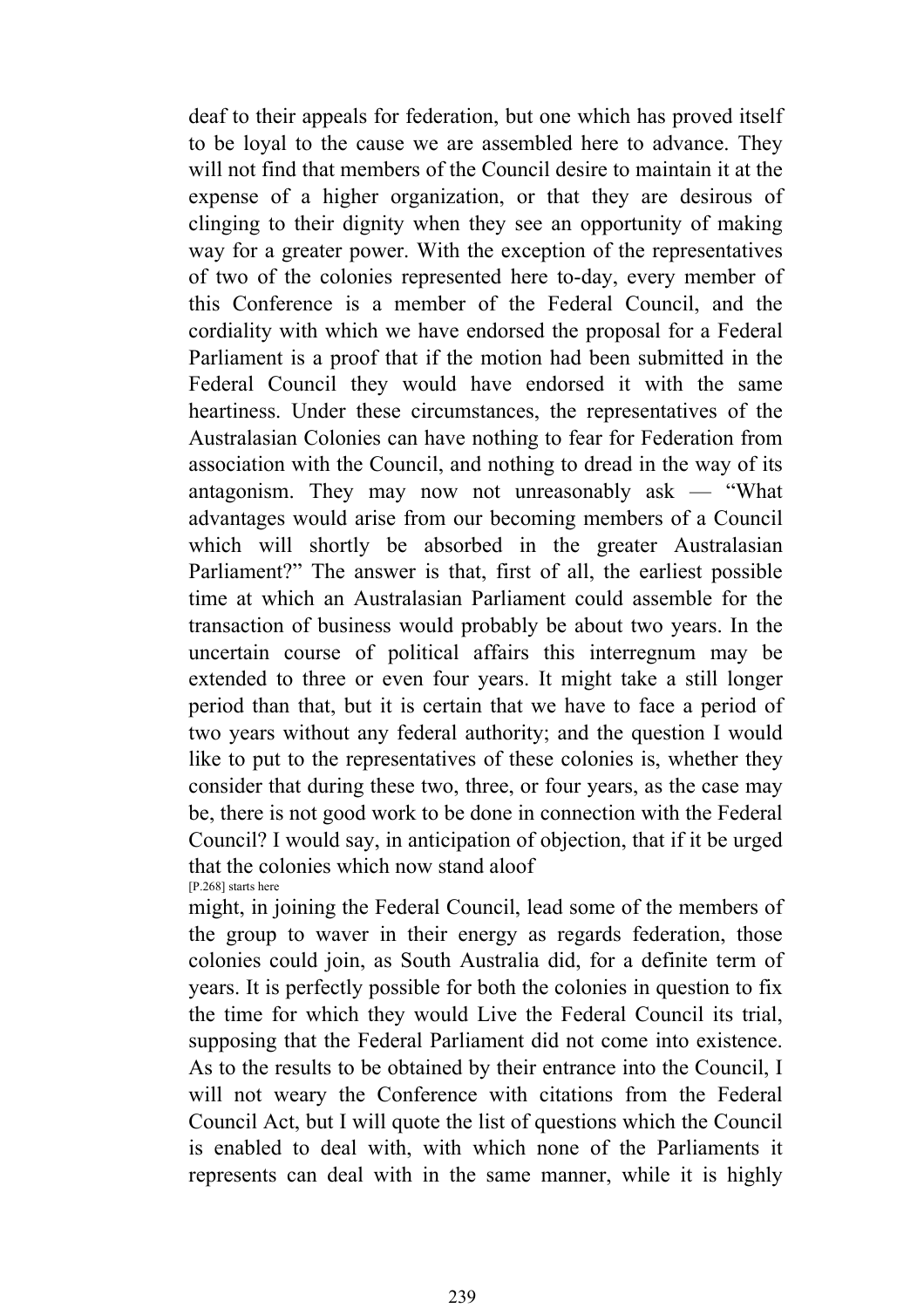deaf to their appeals for federation, but one which has proved itself to be loyal to the cause we are assembled here to advance. They will not find that members of the Council desire to maintain it at the expense of a higher organization, or that they are desirous of clinging to their dignity when they see an opportunity of making way for a greater power. With the exception of the representatives of two of the colonies represented here to-day, every member of this Conference is a member of the Federal Council, and the cordiality with which we have endorsed the proposal for a Federal Parliament is a proof that if the motion had been submitted in the Federal Council they would have endorsed it with the same heartiness. Under these circumstances, the representatives of the Australasian Colonies can have nothing to fear for Federation from association with the Council, and nothing to dread in the way of its antagonism. They may now not unreasonably ask — "What advantages would arise from our becoming members of a Council which will shortly be absorbed in the greater Australasian Parliament?" The answer is that, first of all, the earliest possible time at which an Australasian Parliament could assemble for the transaction of business would probably be about two years. In the uncertain course of political affairs this interregnum may be extended to three or even four years. It might take a still longer period than that, but it is certain that we have to face a period of two years without any federal authority; and the question I would like to put to the representatives of these colonies is, whether they consider that during these two, three, or four years, as the case may be, there is not good work to be done in connection with the Federal Council? I would say, in anticipation of objection, that if it be urged that the colonies which now stand aloof

[P.268] starts here

might, in joining the Federal Council, lead some of the members of the group to waver in their energy as regards federation, those colonies could join, as South Australia did, for a definite term of years. It is perfectly possible for both the colonies in question to fix the time for which they would Live the Federal Council its trial, supposing that the Federal Parliament did not come into existence. As to the results to be obtained by their entrance into the Council, I will not weary the Conference with citations from the Federal Council Act, but I will quote the list of questions which the Council is enabled to deal with, with which none of the Parliaments it represents can deal with in the same manner, while it is highly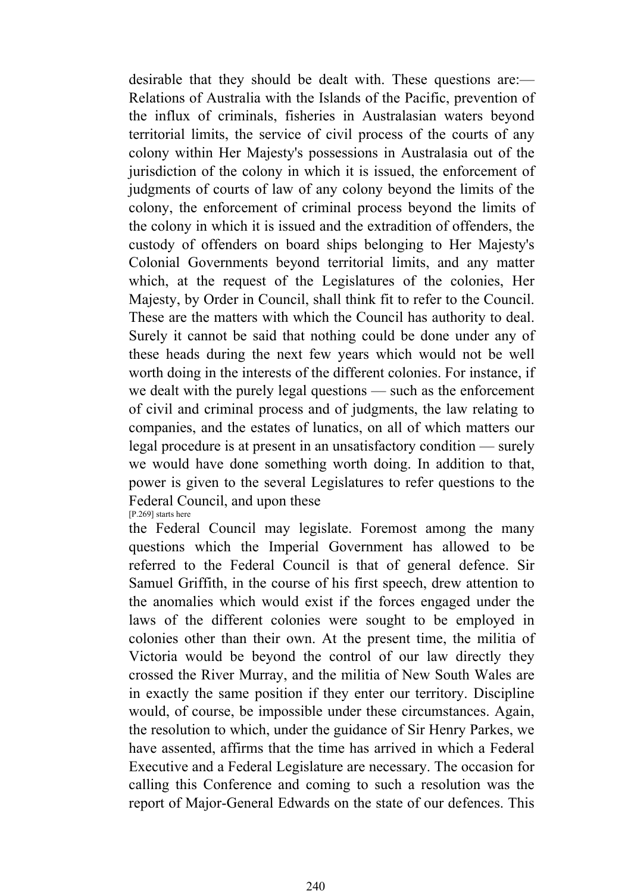desirable that they should be dealt with. These questions are:— Relations of Australia with the Islands of the Pacific, prevention of the influx of criminals, fisheries in Australasian waters beyond territorial limits, the service of civil process of the courts of any colony within Her Majesty's possessions in Australasia out of the jurisdiction of the colony in which it is issued, the enforcement of judgments of courts of law of any colony beyond the limits of the colony, the enforcement of criminal process beyond the limits of the colony in which it is issued and the extradition of offenders, the custody of offenders on board ships belonging to Her Majesty's Colonial Governments beyond territorial limits, and any matter which, at the request of the Legislatures of the colonies, Her Majesty, by Order in Council, shall think fit to refer to the Council. These are the matters with which the Council has authority to deal. Surely it cannot be said that nothing could be done under any of these heads during the next few years which would not be well worth doing in the interests of the different colonies. For instance, if we dealt with the purely legal questions — such as the enforcement of civil and criminal process and of judgments, the law relating to companies, and the estates of lunatics, on all of which matters our legal procedure is at present in an unsatisfactory condition — surely we would have done something worth doing. In addition to that, power is given to the several Legislatures to refer questions to the Federal Council, and upon these

[P.269] starts here

the Federal Council may legislate. Foremost among the many questions which the Imperial Government has allowed to be referred to the Federal Council is that of general defence. Sir Samuel Griffith, in the course of his first speech, drew attention to the anomalies which would exist if the forces engaged under the laws of the different colonies were sought to be employed in colonies other than their own. At the present time, the militia of Victoria would be beyond the control of our law directly they crossed the River Murray, and the militia of New South Wales are in exactly the same position if they enter our territory. Discipline would, of course, be impossible under these circumstances. Again, the resolution to which, under the guidance of Sir Henry Parkes, we have assented, affirms that the time has arrived in which a Federal Executive and a Federal Legislature are necessary. The occasion for calling this Conference and coming to such a resolution was the report of Major-General Edwards on the state of our defences. This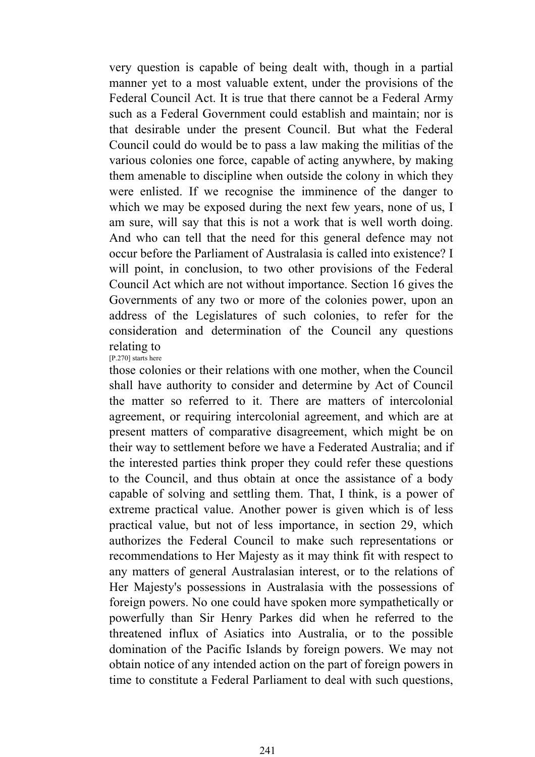very question is capable of being dealt with, though in a partial manner yet to a most valuable extent, under the provisions of the Federal Council Act. It is true that there cannot be a Federal Army such as a Federal Government could establish and maintain; nor is that desirable under the present Council. But what the Federal Council could do would be to pass a law making the militias of the various colonies one force, capable of acting anywhere, by making them amenable to discipline when outside the colony in which they were enlisted. If we recognise the imminence of the danger to which we may be exposed during the next few years, none of us, I am sure, will say that this is not a work that is well worth doing. And who can tell that the need for this general defence may not occur before the Parliament of Australasia is called into existence? I will point, in conclusion, to two other provisions of the Federal Council Act which are not without importance. Section 16 gives the Governments of any two or more of the colonies power, upon an address of the Legislatures of such colonies, to refer for the consideration and determination of the Council any questions relating to

[P.270] starts here

those colonies or their relations with one mother, when the Council shall have authority to consider and determine by Act of Council the matter so referred to it. There are matters of intercolonial agreement, or requiring intercolonial agreement, and which are at present matters of comparative disagreement, which might be on their way to settlement before we have a Federated Australia; and if the interested parties think proper they could refer these questions to the Council, and thus obtain at once the assistance of a body capable of solving and settling them. That, I think, is a power of extreme practical value. Another power is given which is of less practical value, but not of less importance, in section 29, which authorizes the Federal Council to make such representations or recommendations to Her Majesty as it may think fit with respect to any matters of general Australasian interest, or to the relations of Her Majesty's possessions in Australasia with the possessions of foreign powers. No one could have spoken more sympathetically or powerfully than Sir Henry Parkes did when he referred to the threatened influx of Asiatics into Australia, or to the possible domination of the Pacific Islands by foreign powers. We may not obtain notice of any intended action on the part of foreign powers in time to constitute a Federal Parliament to deal with such questions,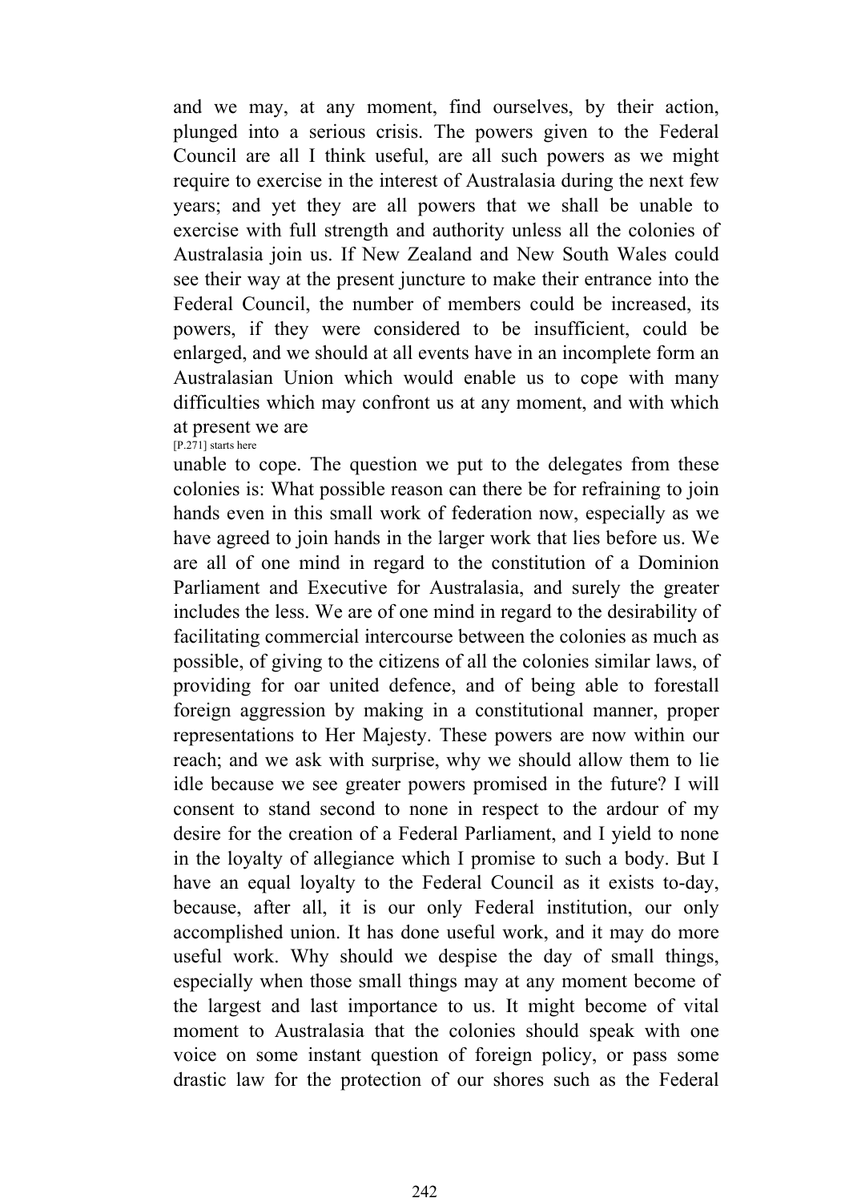and we may, at any moment, find ourselves, by their action, plunged into a serious crisis. The powers given to the Federal Council are all I think useful, are all such powers as we might require to exercise in the interest of Australasia during the next few years; and yet they are all powers that we shall be unable to exercise with full strength and authority unless all the colonies of Australasia join us. If New Zealand and New South Wales could see their way at the present juncture to make their entrance into the Federal Council, the number of members could be increased, its powers, if they were considered to be insufficient, could be enlarged, and we should at all events have in an incomplete form an Australasian Union which would enable us to cope with many difficulties which may confront us at any moment, and with which at present we are

[P.271] starts here

unable to cope. The question we put to the delegates from these colonies is: What possible reason can there be for refraining to join hands even in this small work of federation now, especially as we have agreed to join hands in the larger work that lies before us. We are all of one mind in regard to the constitution of a Dominion Parliament and Executive for Australasia, and surely the greater includes the less. We are of one mind in regard to the desirability of facilitating commercial intercourse between the colonies as much as possible, of giving to the citizens of all the colonies similar laws, of providing for oar united defence, and of being able to forestall foreign aggression by making in a constitutional manner, proper representations to Her Majesty. These powers are now within our reach; and we ask with surprise, why we should allow them to lie idle because we see greater powers promised in the future? I will consent to stand second to none in respect to the ardour of my desire for the creation of a Federal Parliament, and I yield to none in the loyalty of allegiance which I promise to such a body. But I have an equal loyalty to the Federal Council as it exists to-day, because, after all, it is our only Federal institution, our only accomplished union. It has done useful work, and it may do more useful work. Why should we despise the day of small things, especially when those small things may at any moment become of the largest and last importance to us. It might become of vital moment to Australasia that the colonies should speak with one voice on some instant question of foreign policy, or pass some drastic law for the protection of our shores such as the Federal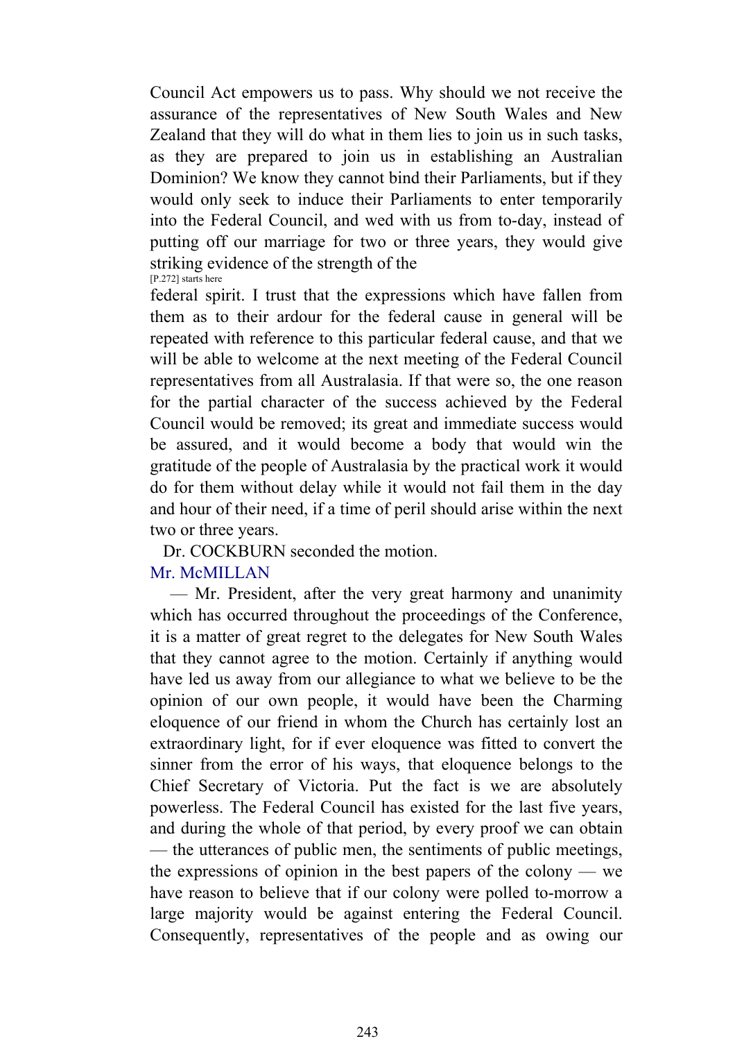Council Act empowers us to pass. Why should we not receive the assurance of the representatives of New South Wales and New Zealand that they will do what in them lies to join us in such tasks, as they are prepared to join us in establishing an Australian Dominion? We know they cannot bind their Parliaments, but if they would only seek to induce their Parliaments to enter temporarily into the Federal Council, and wed with us from to-day, instead of putting off our marriage for two or three years, they would give striking evidence of the strength of the

[P.272] starts here

federal spirit. I trust that the expressions which have fallen from them as to their ardour for the federal cause in general will be repeated with reference to this particular federal cause, and that we will be able to welcome at the next meeting of the Federal Council representatives from all Australasia. If that were so, the one reason for the partial character of the success achieved by the Federal Council would be removed; its great and immediate success would be assured, and it would become a body that would win the gratitude of the people of Australasia by the practical work it would do for them without delay while it would not fail them in the day and hour of their need, if a time of peril should arise within the next two or three years.

Dr. COCKBURN seconded the motion.

Mr. McMILLAN

— Mr. President, after the very great harmony and unanimity which has occurred throughout the proceedings of the Conference, it is a matter of great regret to the delegates for New South Wales that they cannot agree to the motion. Certainly if anything would have led us away from our allegiance to what we believe to be the opinion of our own people, it would have been the Charming eloquence of our friend in whom the Church has certainly lost an extraordinary light, for if ever eloquence was fitted to convert the sinner from the error of his ways, that eloquence belongs to the Chief Secretary of Victoria. Put the fact is we are absolutely powerless. The Federal Council has existed for the last five years, and during the whole of that period, by every proof we can obtain — the utterances of public men, the sentiments of public meetings, the expressions of opinion in the best papers of the colony — we have reason to believe that if our colony were polled to-morrow a large majority would be against entering the Federal Council. Consequently, representatives of the people and as owing our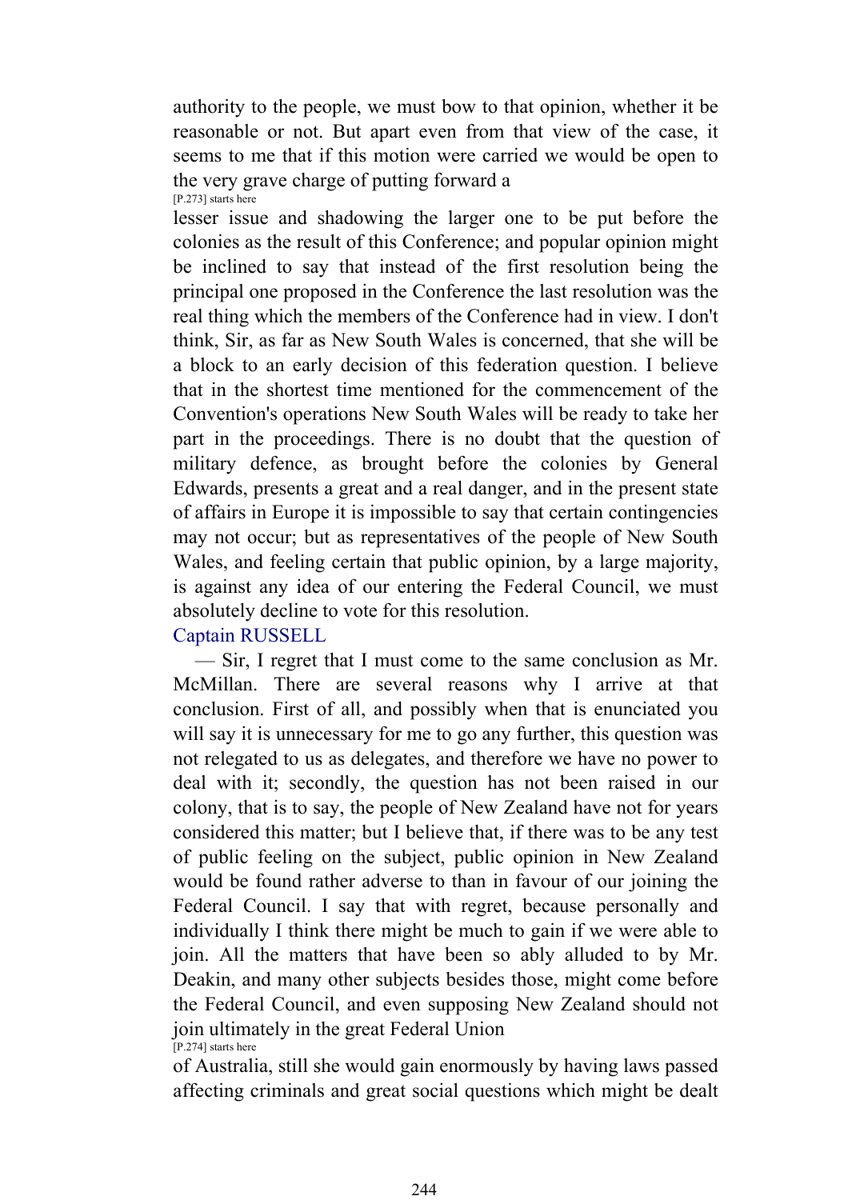authority to the people, we must bow to that opinion, whether it be reasonable or not. But apart even from that view of the case, it seems to me that if this motion were carried we would be open to the very grave charge of putting forward a

[P.273] starts here

lesser issue and shadowing the larger one to be put before the colonies as the result of this Conference; and popular opinion might be inclined to say that instead of the first resolution being the principal one proposed in the Conference the last resolution was the real thing which the members of the Conference had in view. I don't think, Sir, as far as New South Wales is concerned, that she will be a block to an early decision of this federation question. I believe that in the shortest time mentioned for the commencement of the Convention's operations New South Wales will be ready to take her part in the proceedings. There is no doubt that the question of military defence, as brought before the colonies by General Edwards, presents a great and a real danger, and in the present state of affairs in Europe it is impossible to say that certain contingencies may not occur; but as representatives of the people of New South Wales, and feeling certain that public opinion, by a large majority, is against any idea of our entering the Federal Council, we must absolutely decline to vote for this resolution.

Captain RUSSELL

— Sir, I regret that I must come to the same conclusion as Mr. McMillan. There are several reasons why I arrive at that conclusion. First of all, and possibly when that is enunciated you will say it is unnecessary for me to go any further, this question was not relegated to us as delegates, and therefore we have no power to deal with it; secondly, the question has not been raised in our colony, that is to say, the people of New Zealand have not for years considered this matter; but I believe that, if there was to be any test of public feeling on the subject, public opinion in New Zealand would be found rather adverse to than in favour of our joining the Federal Council. I say that with regret, because personally and individually I think there might be much to gain if we were able to join. All the matters that have been so ably alluded to by Mr. Deakin, and many other subjects besides those, might come before the Federal Council, and even supposing New Zealand should not join ultimately in the great Federal Union

[P.274] starts here

of Australia, still she would gain enormously by having laws passed affecting criminals and great social questions which might be dealt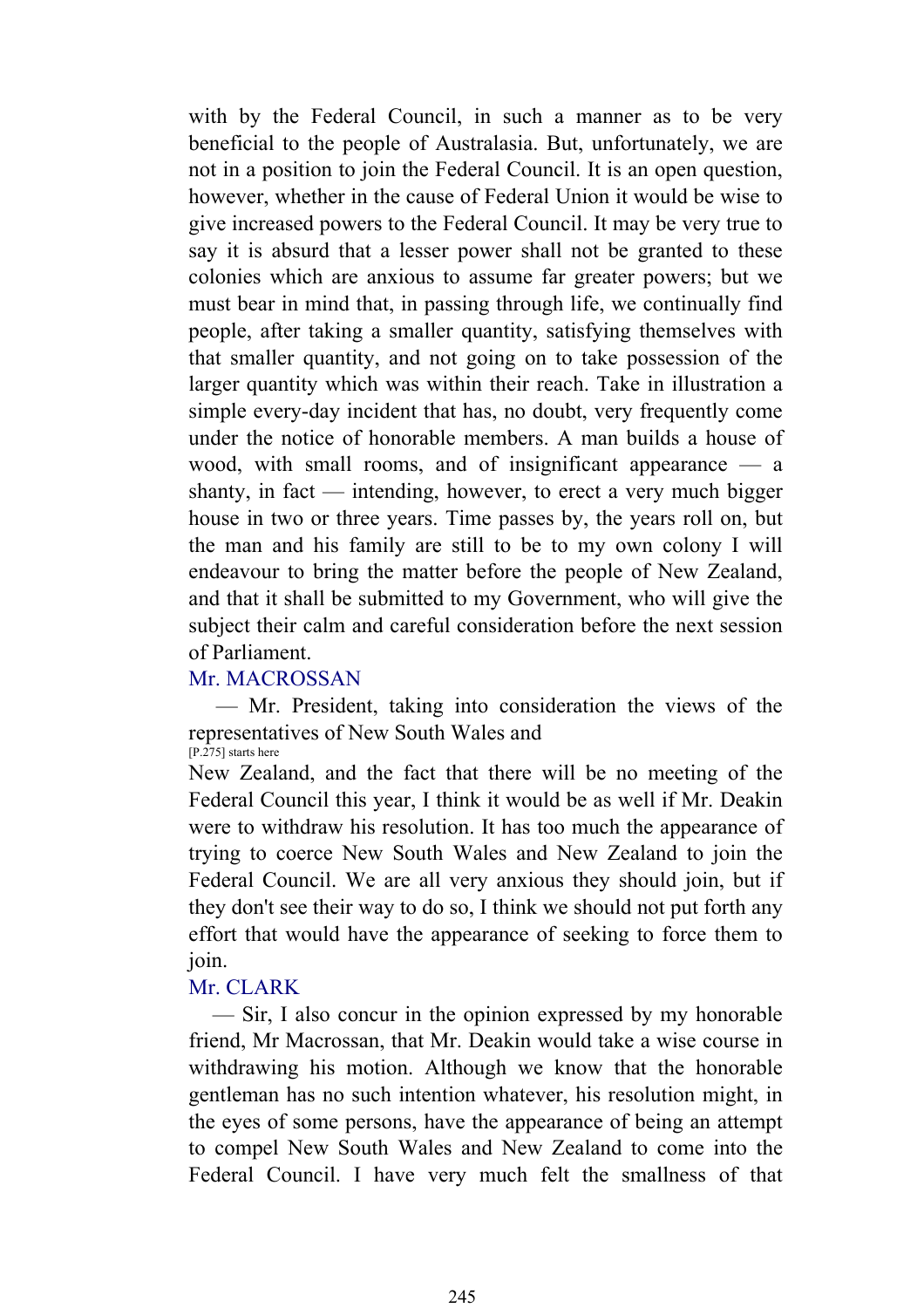with by the Federal Council, in such a manner as to be very beneficial to the people of Australasia. But, unfortunately, we are not in a position to join the Federal Council. It is an open question, however, whether in the cause of Federal Union it would be wise to give increased powers to the Federal Council. It may be very true to say it is absurd that a lesser power shall not be granted to these colonies which are anxious to assume far greater powers; but we must bear in mind that, in passing through life, we continually find people, after taking a smaller quantity, satisfying themselves with that smaller quantity, and not going on to take possession of the larger quantity which was within their reach. Take in illustration a simple every-day incident that has, no doubt, very frequently come under the notice of honorable members. A man builds a house of wood, with small rooms, and of insignificant appearance — a shanty, in fact — intending, however, to erect a very much bigger house in two or three years. Time passes by, the years roll on, but the man and his family are still to be to my own colony I will endeavour to bring the matter before the people of New Zealand, and that it shall be submitted to my Government, who will give the subject their calm and careful consideration before the next session of Parliament.

Mr. MACROSSAN

— Mr. President, taking into consideration the views of the representatives of New South Wales and

[P.275] starts here

New Zealand, and the fact that there will be no meeting of the Federal Council this year, I think it would be as well if Mr. Deakin were to withdraw his resolution. It has too much the appearance of trying to coerce New South Wales and New Zealand to join the Federal Council. We are all very anxious they should join, but if they don't see their way to do so, I think we should not put forth any effort that would have the appearance of seeking to force them to join.

Mr. CLARK

— Sir, I also concur in the opinion expressed by my honorable friend, Mr Macrossan, that Mr. Deakin would take a wise course in withdrawing his motion. Although we know that the honorable gentleman has no such intention whatever, his resolution might, in the eyes of some persons, have the appearance of being an attempt to compel New South Wales and New Zealand to come into the Federal Council. I have very much felt the smallness of that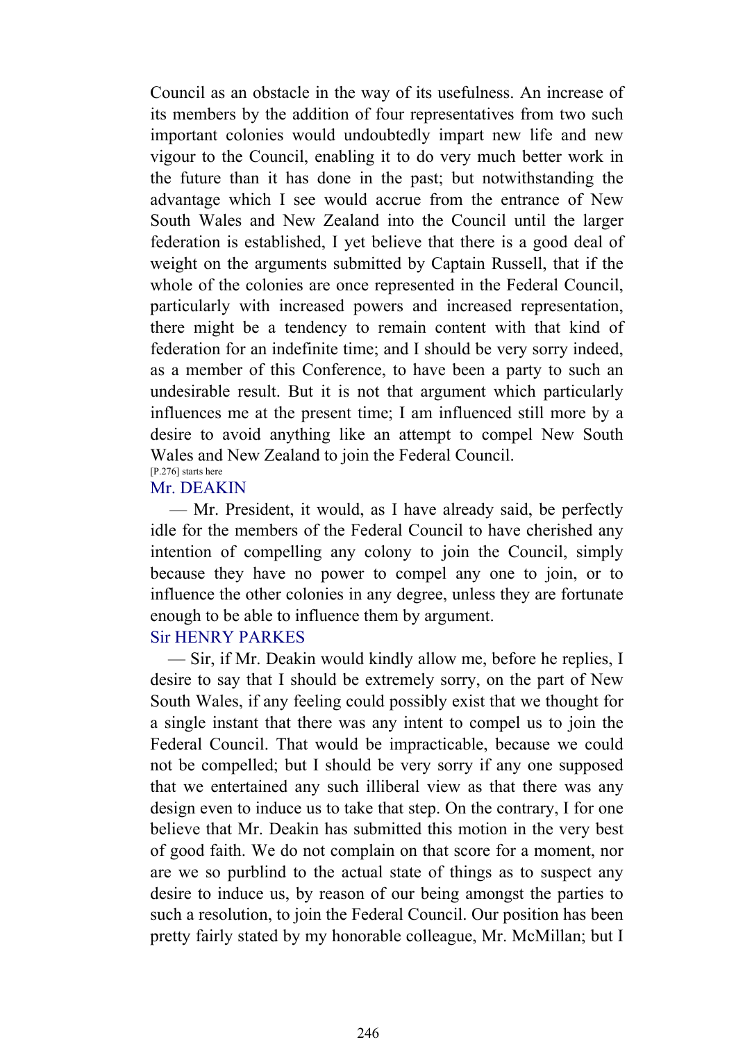Council as an obstacle in the way of its usefulness. An increase of its members by the addition of four representatives from two such important colonies would undoubtedly impart new life and new vigour to the Council, enabling it to do very much better work in the future than it has done in the past; but notwithstanding the advantage which I see would accrue from the entrance of New South Wales and New Zealand into the Council until the larger federation is established, I yet believe that there is a good deal of weight on the arguments submitted by Captain Russell, that if the whole of the colonies are once represented in the Federal Council, particularly with increased powers and increased representation, there might be a tendency to remain content with that kind of federation for an indefinite time; and I should be very sorry indeed, as a member of this Conference, to have been a party to such an undesirable result. But it is not that argument which particularly influences me at the present time; I am influenced still more by a desire to avoid anything like an attempt to compel New South Wales and New Zealand to join the Federal Council.

[P.276] starts here

Mr. DEAKIN

— Mr. President, it would, as I have already said, be perfectly idle for the members of the Federal Council to have cherished any intention of compelling any colony to join the Council, simply because they have no power to compel any one to join, or to influence the other colonies in any degree, unless they are fortunate enough to be able to influence them by argument.

Sir HENRY PARKES

— Sir, if Mr. Deakin would kindly allow me, before he replies, I desire to say that I should be extremely sorry, on the part of New South Wales, if any feeling could possibly exist that we thought for a single instant that there was any intent to compel us to join the Federal Council. That would be impracticable, because we could not be compelled; but I should be very sorry if any one supposed that we entertained any such illiberal view as that there was any design even to induce us to take that step. On the contrary, I for one believe that Mr. Deakin has submitted this motion in the very best of good faith. We do not complain on that score for a moment, nor are we so purblind to the actual state of things as to suspect any desire to induce us, by reason of our being amongst the parties to such a resolution, to join the Federal Council. Our position has been pretty fairly stated by my honorable colleague, Mr. McMillan; but I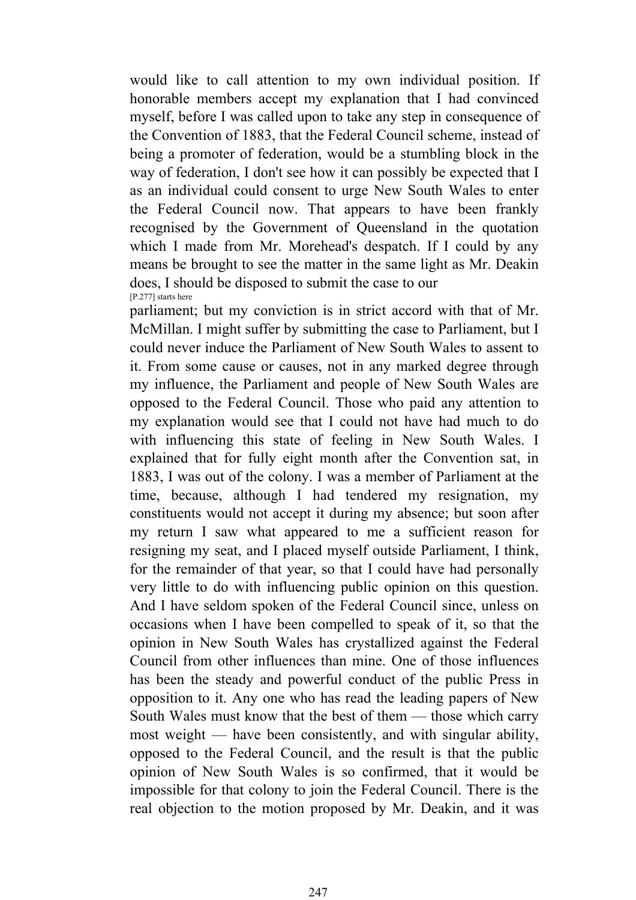would like to call attention to my own individual position. If honorable members accept my explanation that I had convinced myself, before I was called upon to take any step in consequence of the Convention of 1883, that the Federal Council scheme, instead of being a promoter of federation, would be a stumbling block in the way of federation, I don't see how it can possibly be expected that I as an individual could consent to urge New South Wales to enter the Federal Council now. That appears to have been frankly recognised by the Government of Queensland in the quotation which I made from Mr. Morehead's despatch. If I could by any means be brought to see the matter in the same light as Mr. Deakin does, I should be disposed to submit the case to our

[P.277] starts here

parliament; but my conviction is in strict accord with that of Mr. McMillan. I might suffer by submitting the case to Parliament, but I could never induce the Parliament of New South Wales to assent to it. From some cause or causes, not in any marked degree through my influence, the Parliament and people of New South Wales are opposed to the Federal Council. Those who paid any attention to my explanation would see that I could not have had much to do with influencing this state of feeling in New South Wales. I explained that for fully eight month after the Convention sat, in 1883, I was out of the colony. I was a member of Parliament at the time, because, although I had tendered my resignation, my constituents would not accept it during my absence; but soon after my return I saw what appeared to me a sufficient reason for resigning my seat, and I placed myself outside Parliament, I think, for the remainder of that year, so that I could have had personally very little to do with influencing public opinion on this question. And I have seldom spoken of the Federal Council since, unless on occasions when I have been compelled to speak of it, so that the opinion in New South Wales has crystallized against the Federal Council from other influences than mine. One of those influences has been the steady and powerful conduct of the public Press in opposition to it. Any one who has read the leading papers of New South Wales must know that the best of them — those which carry most weight — have been consistently, and with singular ability, opposed to the Federal Council, and the result is that the public opinion of New South Wales is so confirmed, that it would be impossible for that colony to join the Federal Council. There is the real objection to the motion proposed by Mr. Deakin, and it was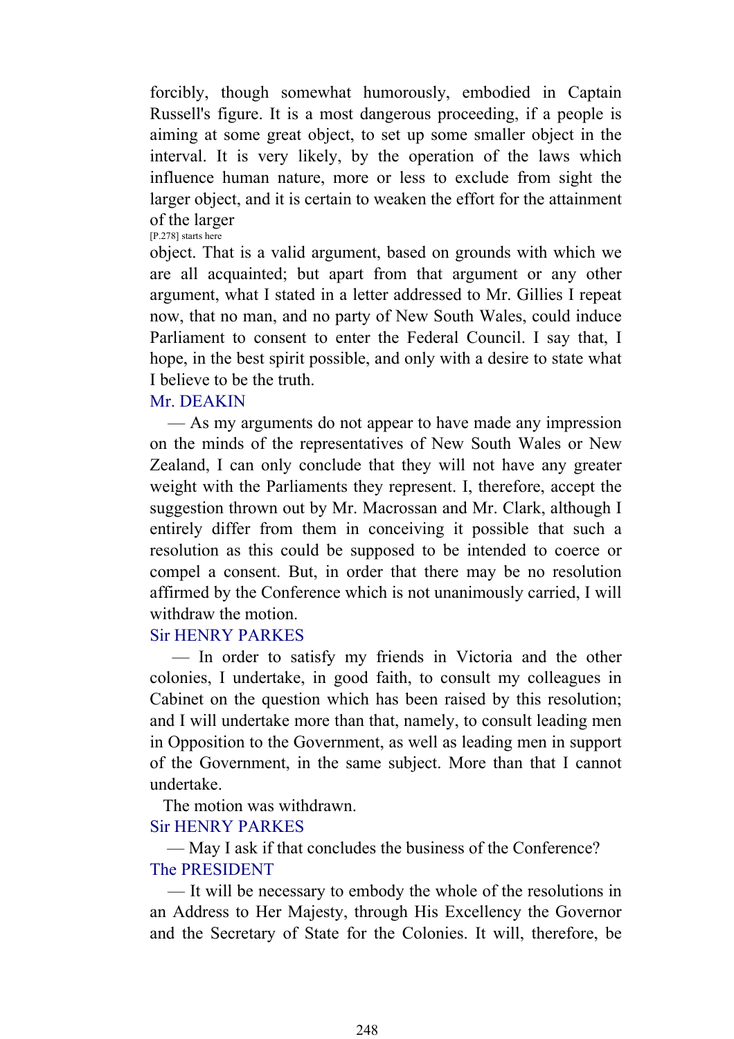forcibly, though somewhat humorously, embodied in Captain Russell's figure. It is a most dangerous proceeding, if a people is aiming at some great object, to set up some smaller object in the interval. It is very likely, by the operation of the laws which influence human nature, more or less to exclude from sight the larger object, and it is certain to weaken the effort for the attainment of the larger

[P.278] starts here

object. That is a valid argument, based on grounds with which we are all acquainted; but apart from that argument or any other argument, what I stated in a letter addressed to Mr. Gillies I repeat now, that no man, and no party of New South Wales, could induce Parliament to consent to enter the Federal Council. I say that, I hope, in the best spirit possible, and only with a desire to state what I believe to be the truth.

Mr. DEAKIN

— As my arguments do not appear to have made any impression on the minds of the representatives of New South Wales or New Zealand, I can only conclude that they will not have any greater weight with the Parliaments they represent. I, therefore, accept the suggestion thrown out by Mr. Macrossan and Mr. Clark, although I entirely differ from them in conceiving it possible that such a resolution as this could be supposed to be intended to coerce or compel a consent. But, in order that there may be no resolution affirmed by the Conference which is not unanimously carried, I will withdraw the motion.

Sir HENRY PARKES

— In order to satisfy my friends in Victoria and the other colonies, I undertake, in good faith, to consult my colleagues in Cabinet on the question which has been raised by this resolution; and I will undertake more than that, namely, to consult leading men in Opposition to the Government, as well as leading men in support of the Government, in the same subject. More than that I cannot undertake.

The motion was withdrawn.

Sir HENRY PARKES

— May I ask if that concludes the business of the Conference?

The PRESIDENT

— It will be necessary to embody the whole of the resolutions in an Address to Her Majesty, through His Excellency the Governor and the Secretary of State for the Colonies. It will, therefore, be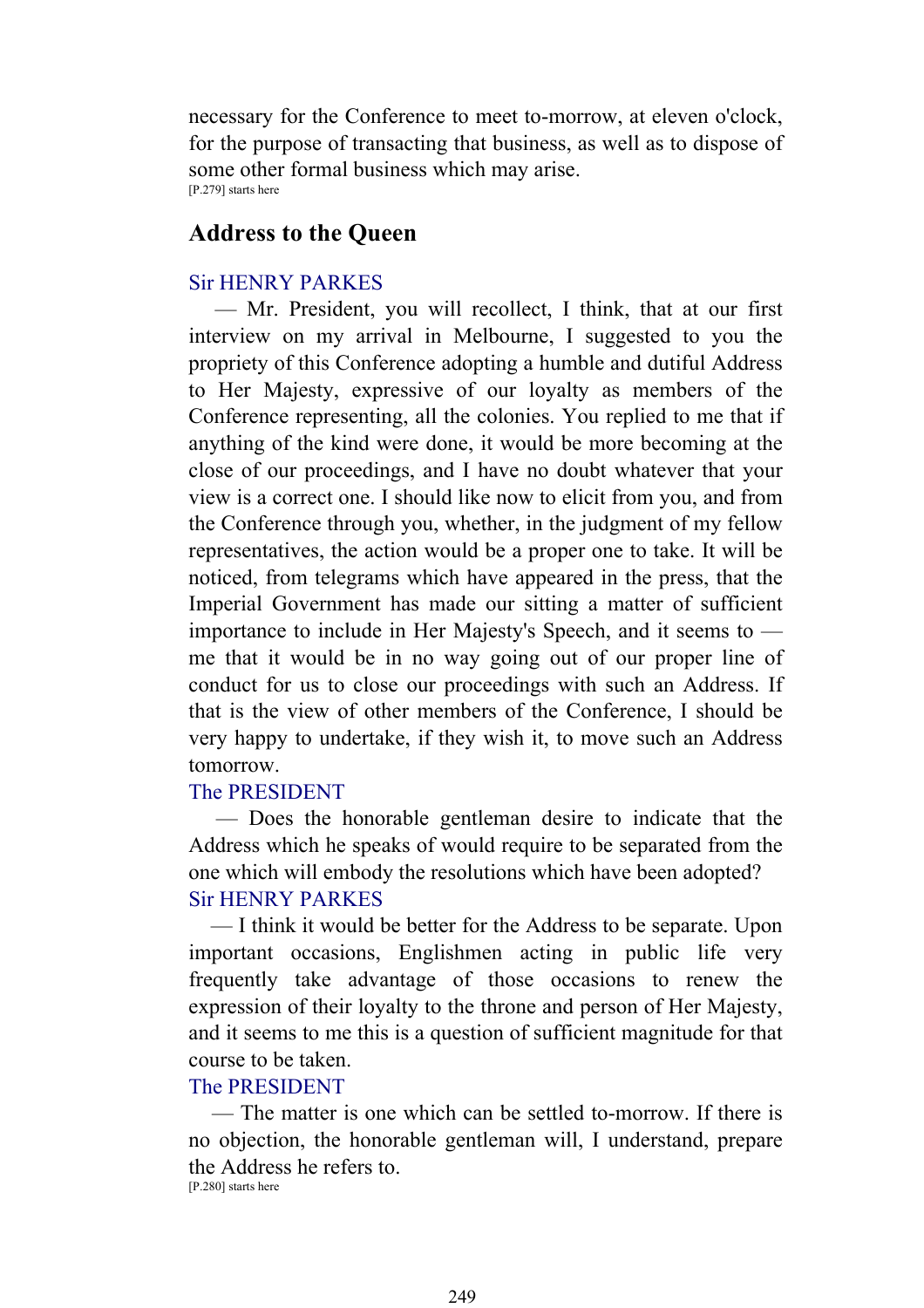necessary for the Conference to meet to-morrow, at eleven o'clock, for the purpose of transacting that business, as well as to dispose of some other formal business which may arise.

[P.279] starts here

## Address to the Queen

Sir HENRY PARKES

— Mr. President, you will recollect, I think, that at our first interview on my arrival in Melbourne, I suggested to you the propriety of this Conference adopting a humble and dutiful Address to Her Majesty, expressive of our loyalty as members of the Conference representing, all the colonies. You replied to me that if anything of the kind were done, it would be more becoming at the close of our proceedings, and I have no doubt whatever that your view is a correct one. I should like now to elicit from you, and from the Conference through you, whether, in the judgment of my fellow representatives, the action would be a proper one to take. It will be noticed, from telegrams which have appeared in the press, that the Imperial Government has made our sitting a matter of sufficient importance to include in Her Majesty's Speech, and it seems to — me that it would be in no way going out of our proper line of conduct for us to close our proceedings with such an Address. If that is the view of other members of the Conference, I should be very happy to undertake, if they wish it, to move such an Address tomorrow.

The PRESIDENT

— Does the honorable gentleman desire to indicate that the Address which he speaks of would require to be separated from the one which will embody the resolutions which have been adopted?

Sir HENRY PARKES

— I think it would be better for the Address to be separate. Upon important occasions, Englishmen acting in public life very frequently take advantage of those occasions to renew the expression of their loyalty to the throne and person of Her Majesty, and it seems to me this is a question of sufficient magnitude for that course to be taken.

The PRESIDENT

— The matter is one which can be settled to-morrow. If there is no objection, the honorable gentleman will, I understand, prepare the Address he refers to.

[P.280] starts here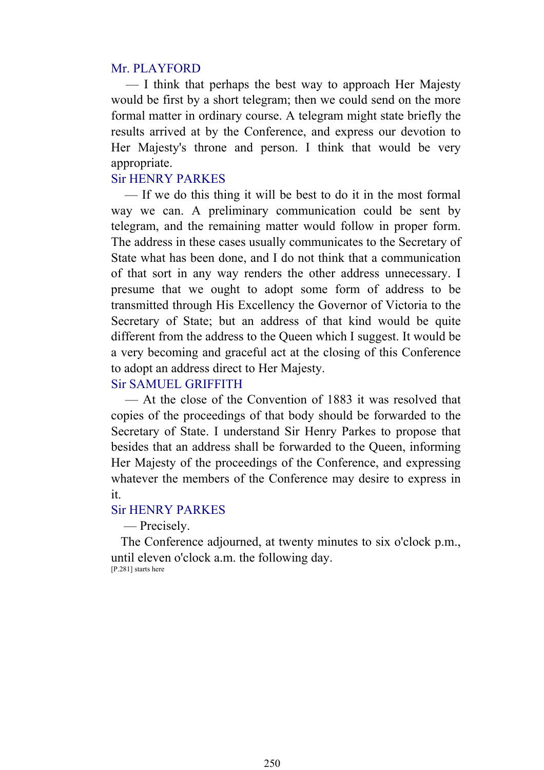Mr. PLAYFORD

— I think that perhaps the best way to approach Her Majesty would be first by a short telegram; then we could send on the more formal matter in ordinary course. A telegram might state briefly the results arrived at by the Conference, and express our devotion to Her Majesty's throne and person. I think that would be very appropriate.

Sir HENRY PARKES

— If we do this thing it will be best to do it in the most formal way we can. A preliminary communication could be sent by telegram, and the remaining matter would follow in proper form. The address in these cases usually communicates to the Secretary of State what has been done, and I do not think that a communication of that sort in any way renders the other address unnecessary. I presume that we ought to adopt some form of address to be transmitted through His Excellency the Governor of Victoria to the Secretary of State; but an address of that kind would be quite different from the address to the Queen which I suggest. It would be a very becoming and graceful act at the closing of this Conference to adopt an address direct to Her Majesty.

Sir SAMUEL GRIFFITH

— At the close of the Convention of 1883 it was resolved that copies of the proceedings of that body should be forwarded to the Secretary of State. I understand Sir Henry Parkes to propose that besides that an address shall be forwarded to the Queen, informing Her Majesty of the proceedings of the Conference, and expressing whatever the members of the Conference may desire to express in it.

Sir HENRY PARKES

— Precisely.

The Conference adjourned, at twenty minutes to six o'clock p.m., until eleven o'clock a.m. the following day.

[P.281] starts here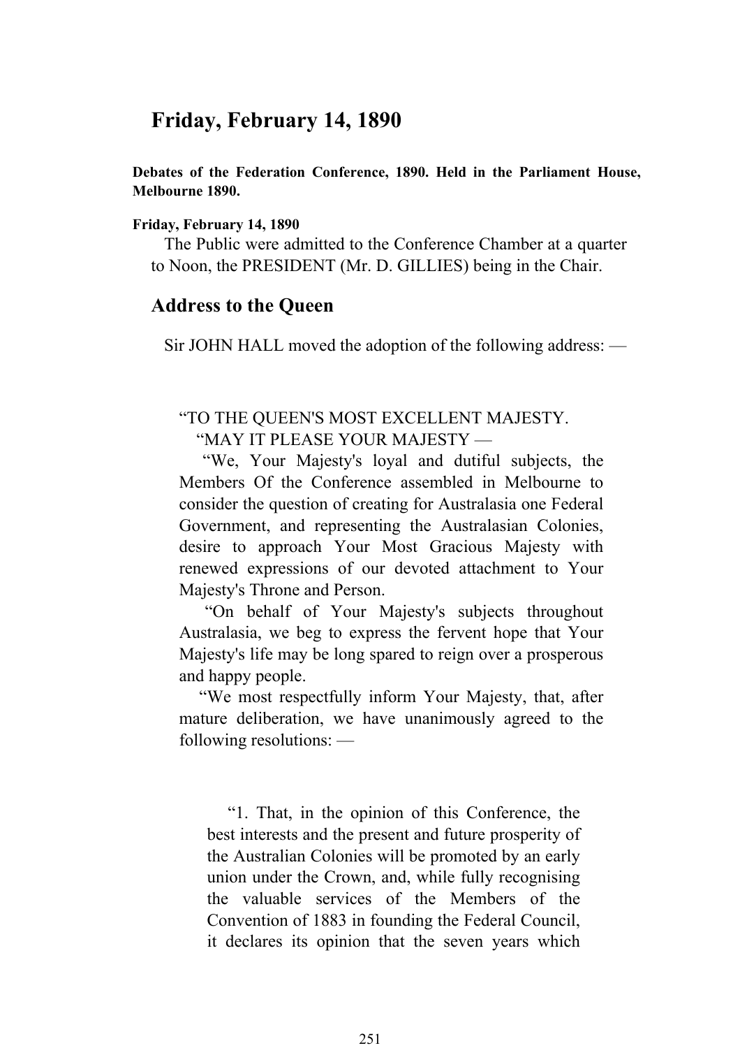# Friday, February 14, 1890

**Debates of the Federation Conference, 1890. Held in the Parliament House, Melbourne 1890.**

**Friday, February 14, 1890**

The Public were admitted to the Conference Chamber at a quarter to Noon, the PRESIDENT (Mr. D. GILLIES) being in the Chair.

## Address to the Queen

Sir JOHN HALL moved the adoption of the following address: —

> "TO THE QUEEN'S MOST EXCELLENT MAJESTY.
>
> "MAY IT PLEASE YOUR MAJESTY —
>
> "We, Your Majesty's loyal and dutiful subjects, the Members Of the Conference assembled in Melbourne to consider the question of creating for Australasia one Federal Government, and representing the Australasian Colonies, desire to approach Your Most Gracious Majesty with renewed expressions of our devoted attachment to Your Majesty's Throne and Person.
>
> "On behalf of Your Majesty's subjects throughout Australasia, we beg to express the fervent hope that Your Majesty's life may be long spared to reign over a prosperous and happy people.
>
> "We most respectfully inform Your Majesty, that, after mature deliberation, we have unanimously agreed to the following resolutions: —
>
> > "1. That, in the opinion of this Conference, the best interests and the present and future prosperity of the Australian Colonies will be promoted by an early union under the Crown, and, while fully recognising the valuable services of the Members of the Convention of 1883 in founding the Federal Council, it declares its opinion that the seven years which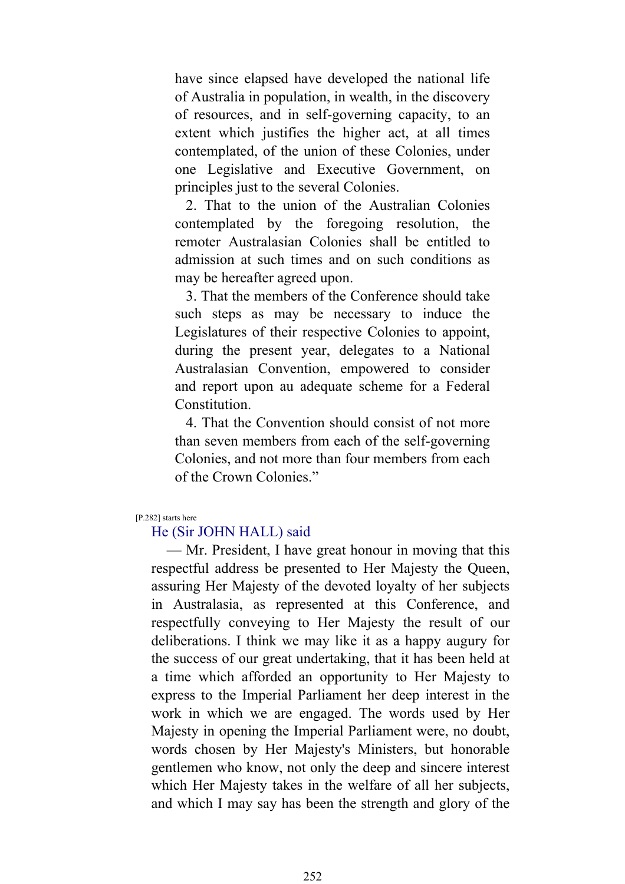have since elapsed have developed the national life of Australia in population, in wealth, in the discovery of resources, and in self-governing capacity, to an extent which justifies the higher act, at all times contemplated, of the union of these Colonies, under one Legislative and Executive Government, on principles just to the several Colonies.

2. That to the union of the Australian Colonies contemplated by the foregoing resolution, the remoter Australasian Colonies shall be entitled to admission at such times and on such conditions as may be hereafter agreed upon.

3. That the members of the Conference should take such steps as may be necessary to induce the Legislatures of their respective Colonies to appoint, during the present year, delegates to a National Australasian Convention, empowered to consider and report upon au adequate scheme for a Federal Constitution.

4. That the Convention should consist of not more than seven members from each of the self-governing Colonies, and not more than four members from each of the Crown Colonies."

[P.282] starts here

He (Sir JOHN HALL) said

— Mr. President, I have great honour in moving that this respectful address be presented to Her Majesty the Queen, assuring Her Majesty of the devoted loyalty of her subjects in Australasia, as represented at this Conference, and respectfully conveying to Her Majesty the result of our deliberations. I think we may like it as a happy augury for the success of our great undertaking, that it has been held at a time which afforded an opportunity to Her Majesty to express to the Imperial Parliament her deep interest in the work in which we are engaged. The words used by Her Majesty in opening the Imperial Parliament were, no doubt, words chosen by Her Majesty's Ministers, but honorable gentlemen who know, not only the deep and sincere interest which Her Majesty takes in the welfare of all her subjects, and which I may say has been the strength and glory of the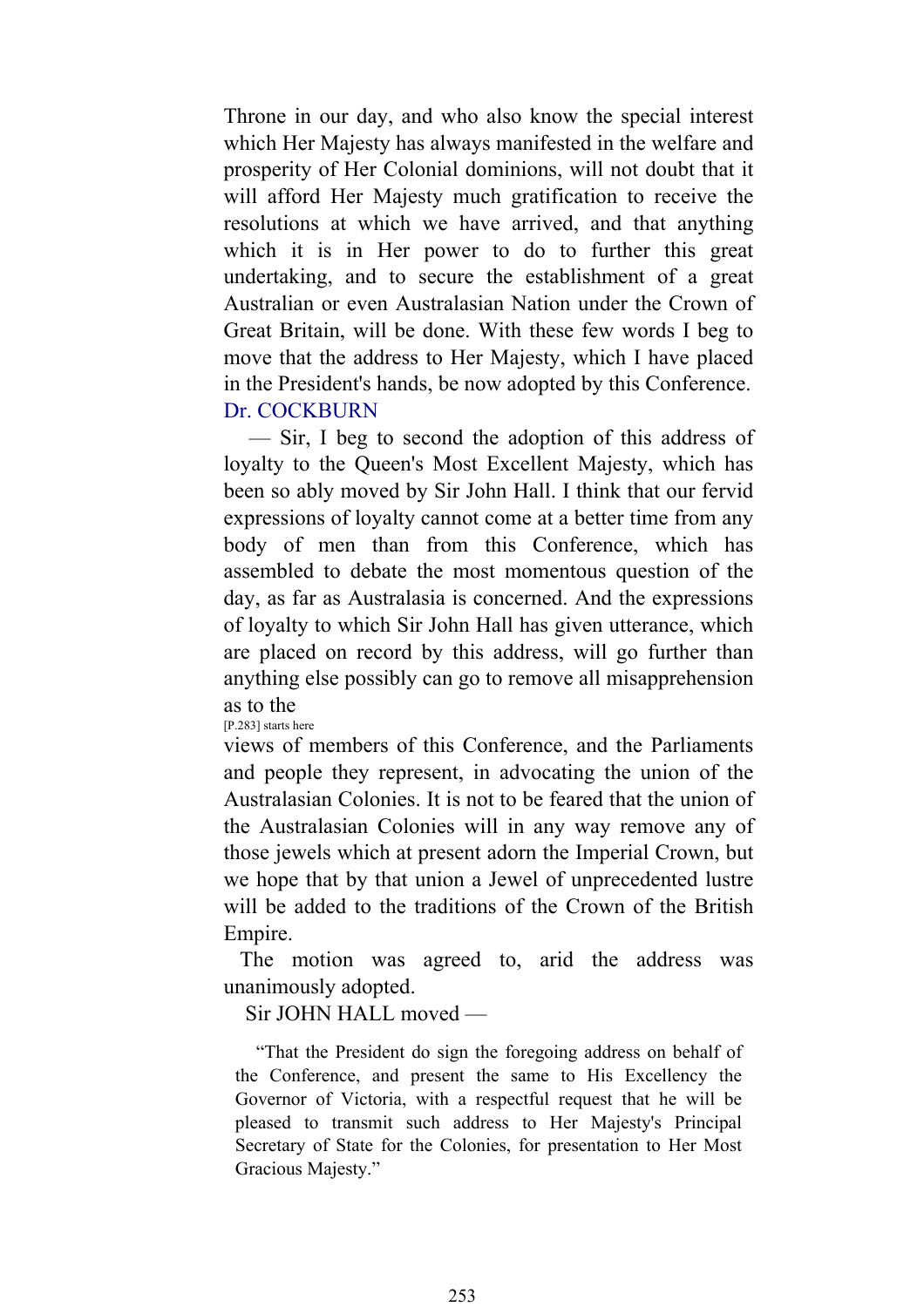Throne in our day, and who also know the special interest which Her Majesty has always manifested in the welfare and prosperity of Her Colonial dominions, will not doubt that it will afford Her Majesty much gratification to receive the resolutions at which we have arrived, and that anything which it is in Her power to do to further this great undertaking, and to secure the establishment of a great Australian or even Australasian Nation under the Crown of Great Britain, will be done. With these few words I beg to move that the address to Her Majesty, which I have placed in the President's hands, be now adopted by this Conference.

Dr. COCKBURN

— Sir, I beg to second the adoption of this address of loyalty to the Queen's Most Excellent Majesty, which has been so ably moved by Sir John Hall. I think that our fervid expressions of loyalty cannot come at a better time from any body of men than from this Conference, which has assembled to debate the most momentous question of the day, as far as Australasia is concerned. And the expressions of loyalty to which Sir John Hall has given utterance, which are placed on record by this address, will go further than anything else possibly can go to remove all misapprehension as to the

[P.283] starts here

views of members of this Conference, and the Parliaments and people they represent, in advocating the union of the Australasian Colonies. It is not to be feared that the union of the Australasian Colonies will in any way remove any of those jewels which at present adorn the Imperial Crown, but we hope that by that union a Jewel of unprecedented lustre will be added to the traditions of the Crown of the British Empire.

The motion was agreed to, arid the address was unanimously adopted.

Sir JOHN HALL moved —

> "That the President do sign the foregoing address on behalf of the Conference, and present the same to His Excellency the Governor of Victoria, with a respectful request that he will be pleased to transmit such address to Her Majesty's Principal Secretary of State for the Colonies, for presentation to Her Most Gracious Majesty."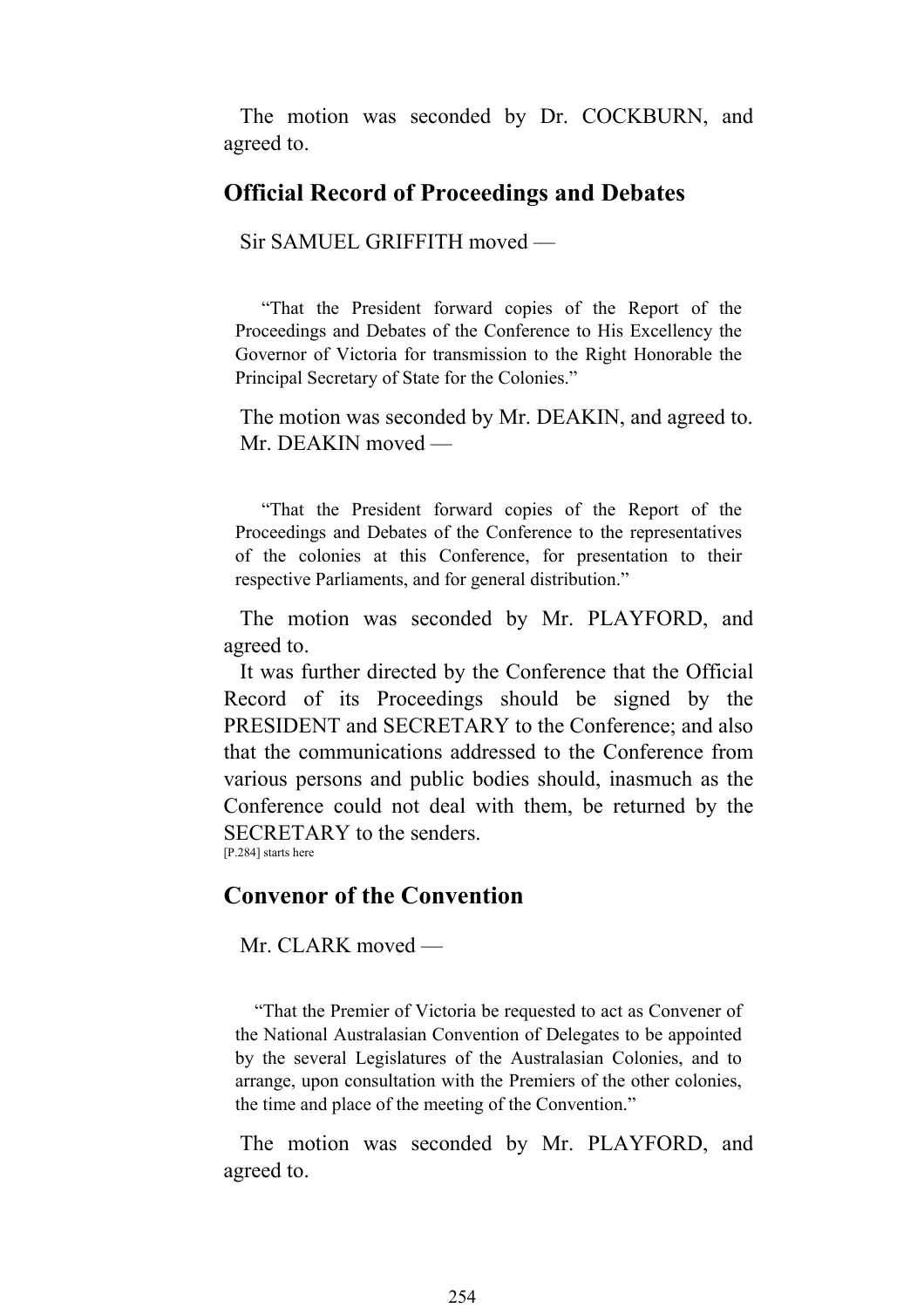The motion was seconded by Dr. COCKBURN, and agreed to.

## Official Record of Proceedings and Debates

Sir SAMUEL GRIFFITH moved —

> "That the President forward copies of the Report of the Proceedings and Debates of the Conference to His Excellency the Governor of Victoria for transmission to the Right Honorable the Principal Secretary of State for the Colonies."

The motion was seconded by Mr. DEAKIN, and agreed to.

Mr. DEAKIN moved —

> "That the President forward copies of the Report of the Proceedings and Debates of the Conference to the representatives of the colonies at this Conference, for presentation to their respective Parliaments, and for general distribution."

The motion was seconded by Mr. PLAYFORD, and agreed to.

It was further directed by the Conference that the Official Record of its Proceedings should be signed by the PRESIDENT and SECRETARY to the Conference; and also that the communications addressed to the Conference from various persons and public bodies should, inasmuch as the Conference could not deal with them, be returned by the SECRETARY to the senders.

[P.284] starts here

## Convenor of the Convention

Mr. CLARK moved —

> "That the Premier of Victoria be requested to act as Convener of the National Australasian Convention of Delegates to be appointed by the several Legislatures of the Australasian Colonies, and to arrange, upon consultation with the Premiers of the other colonies, the time and place of the meeting of the Convention."

The motion was seconded by Mr. PLAYFORD, and agreed to.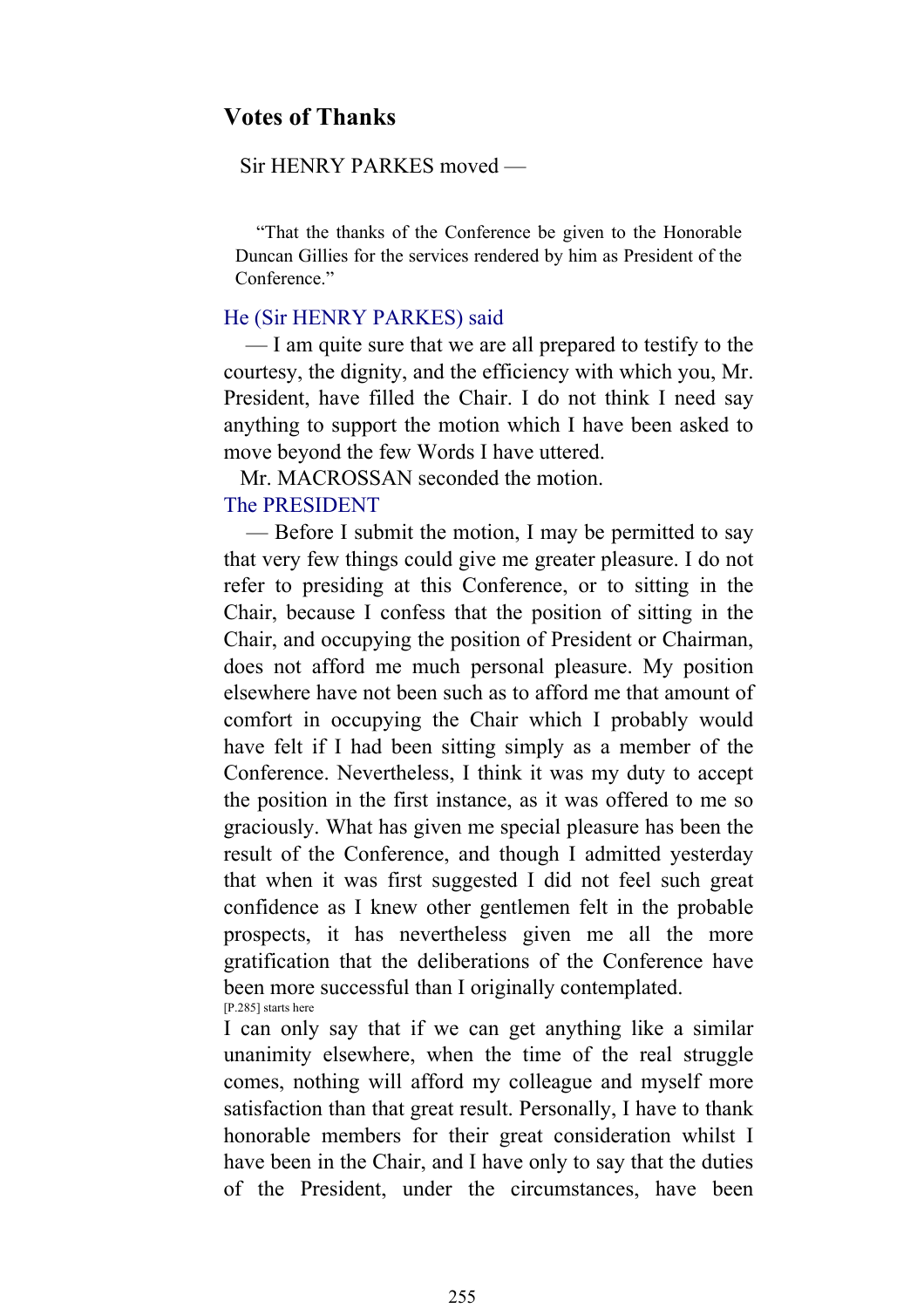## Votes of Thanks

Sir HENRY PARKES moved —

> "That the thanks of the Conference be given to the Honorable Duncan Gillies for the services rendered by him as President of the Conference."

He (Sir HENRY PARKES) said

— I am quite sure that we are all prepared to testify to the courtesy, the dignity, and the efficiency with which you, Mr. President, have filled the Chair. I do not think I need say anything to support the motion which I have been asked to move beyond the few Words I have uttered.

Mr. MACROSSAN seconded the motion.

The PRESIDENT

— Before I submit the motion, I may be permitted to say that very few things could give me greater pleasure. I do not refer to presiding at this Conference, or to sitting in the Chair, because I confess that the position of sitting in the Chair, and occupying the position of President or Chairman, does not afford me much personal pleasure. My position elsewhere have not been such as to afford me that amount of comfort in occupying the Chair which I probably would have felt if I had been sitting simply as a member of the Conference. Nevertheless, I think it was my duty to accept the position in the first instance, as it was offered to me so graciously. What has given me special pleasure has been the result of the Conference, and though I admitted yesterday that when it was first suggested I did not feel such great confidence as I knew other gentlemen felt in the probable prospects, it has nevertheless given me all the more gratification that the deliberations of the Conference have been more successful than I originally contemplated.

[P.285] starts here

I can only say that if we can get anything like a similar unanimity elsewhere, when the time of the real struggle comes, nothing will afford my colleague and myself more satisfaction than that great result. Personally, I have to thank honorable members for their great consideration whilst I have been in the Chair, and I have only to say that the duties of the President, under the circumstances, have been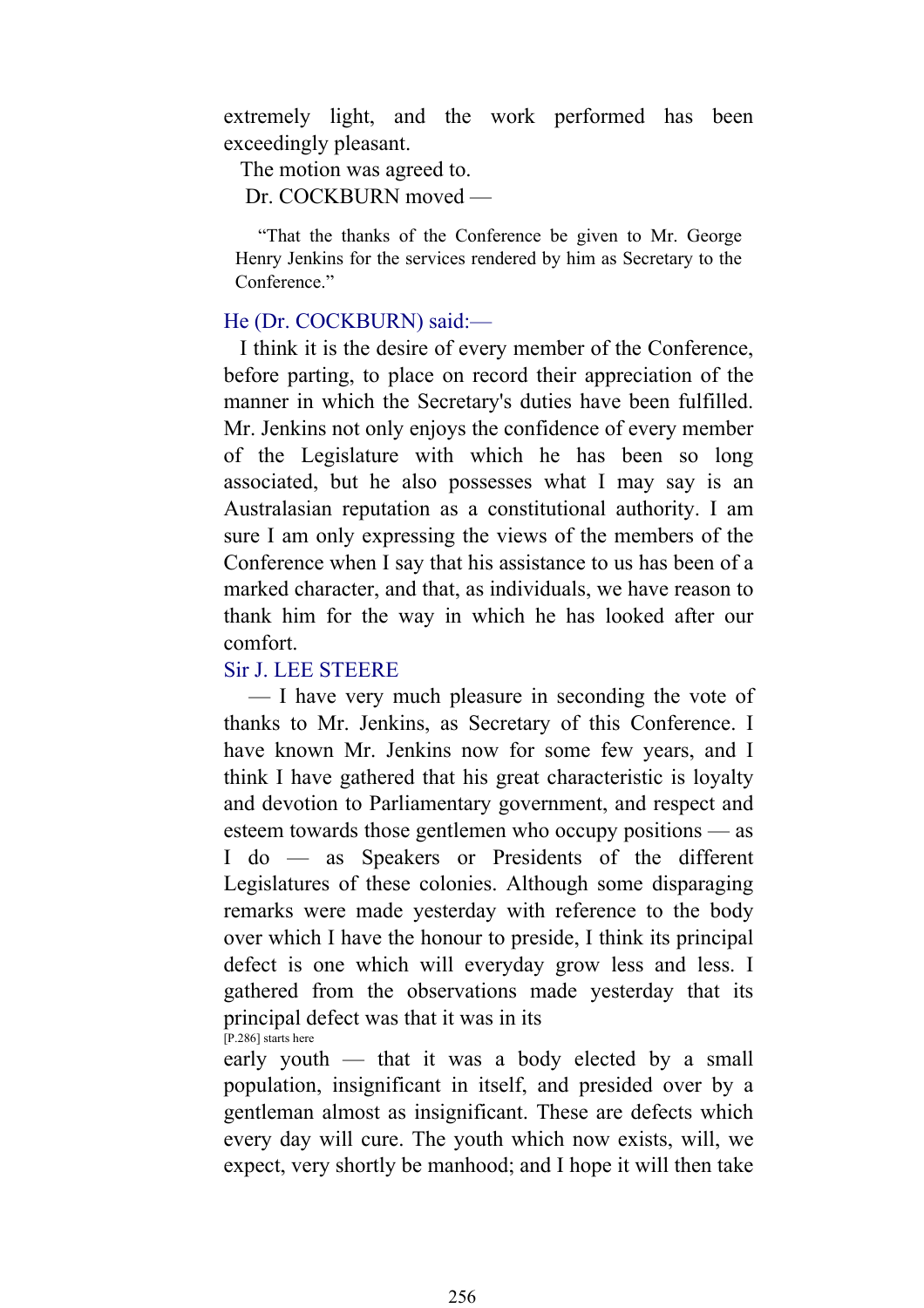extremely light, and the work performed has been exceedingly pleasant.

The motion was agreed to.

Dr. COCKBURN moved —

> "That the thanks of the Conference be given to Mr. George Henry Jenkins for the services rendered by him as Secretary to the Conference."

He (Dr. COCKBURN) said:—

I think it is the desire of every member of the Conference, before parting, to place on record their appreciation of the manner in which the Secretary's duties have been fulfilled. Mr. Jenkins not only enjoys the confidence of every member of the Legislature with which he has been so long associated, but he also possesses what I may say is an Australasian reputation as a constitutional authority. I am sure I am only expressing the views of the members of the Conference when I say that his assistance to us has been of a marked character, and that, as individuals, we have reason to thank him for the way in which he has looked after our comfort.

Sir J. LEE STEERE

— I have very much pleasure in seconding the vote of thanks to Mr. Jenkins, as Secretary of this Conference. I have known Mr. Jenkins now for some few years, and I think I have gathered that his great characteristic is loyalty and devotion to Parliamentary government, and respect and esteem towards those gentlemen who occupy positions — as I do — as Speakers or Presidents of the different Legislatures of these colonies. Although some disparaging remarks were made yesterday with reference to the body over which I have the honour to preside, I think its principal defect is one which will everyday grow less and less. I gathered from the observations made yesterday that its principal defect was that it was in its

[P.286] starts here

early youth — that it was a body elected by a small population, insignificant in itself, and presided over by a gentleman almost as insignificant. These are defects which every day will cure. The youth which now exists, will, we expect, very shortly be manhood; and I hope it will then take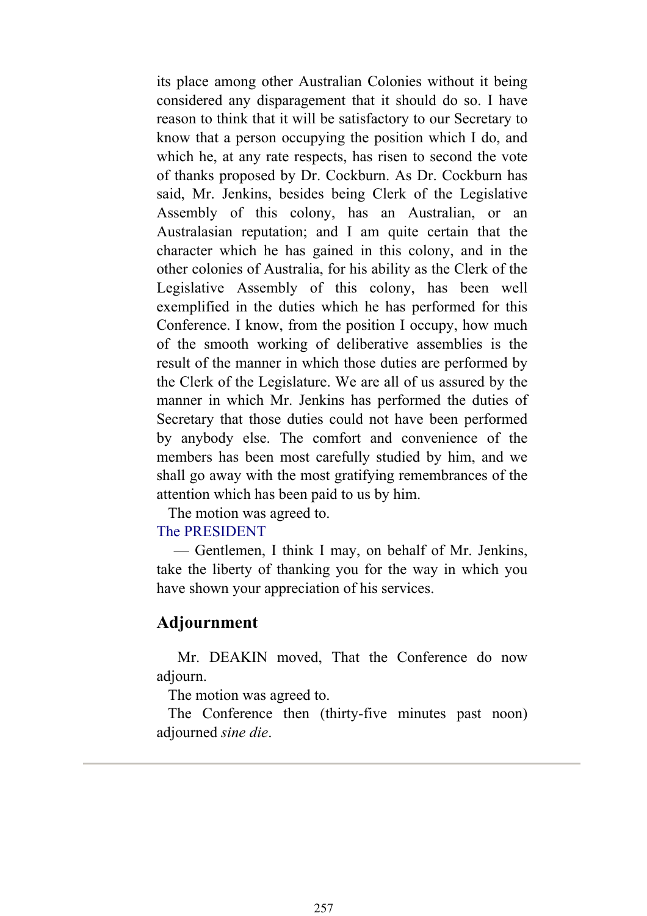its place among other Australian Colonies without it being considered any disparagement that it should do so. I have reason to think that it will be satisfactory to our Secretary to know that a person occupying the position which I do, and which he, at any rate respects, has risen to second the vote of thanks proposed by Dr. Cockburn. As Dr. Cockburn has said, Mr. Jenkins, besides being Clerk of the Legislative Assembly of this colony, has an Australian, or an Australasian reputation; and I am quite certain that the character which he has gained in this colony, and in the other colonies of Australia, for his ability as the Clerk of the Legislative Assembly of this colony, has been well exemplified in the duties which he has performed for this Conference. I know, from the position I occupy, how much of the smooth working of deliberative assemblies is the result of the manner in which those duties are performed by the Clerk of the Legislature. We are all of us assured by the manner in which Mr. Jenkins has performed the duties of Secretary that those duties could not have been performed by anybody else. The comfort and convenience of the members has been most carefully studied by him, and we shall go away with the most gratifying remembrances of the attention which has been paid to us by him.

The motion was agreed to.

The PRESIDENT

— Gentlemen, I think I may, on behalf of Mr. Jenkins, take the liberty of thanking you for the way in which you have shown your appreciation of his services.

## Adjournment

Mr. DEAKIN moved, That the Conference do now adjourn.

The motion was agreed to.

The Conference then (thirty-five minutes past noon) adjourned *sine die*.